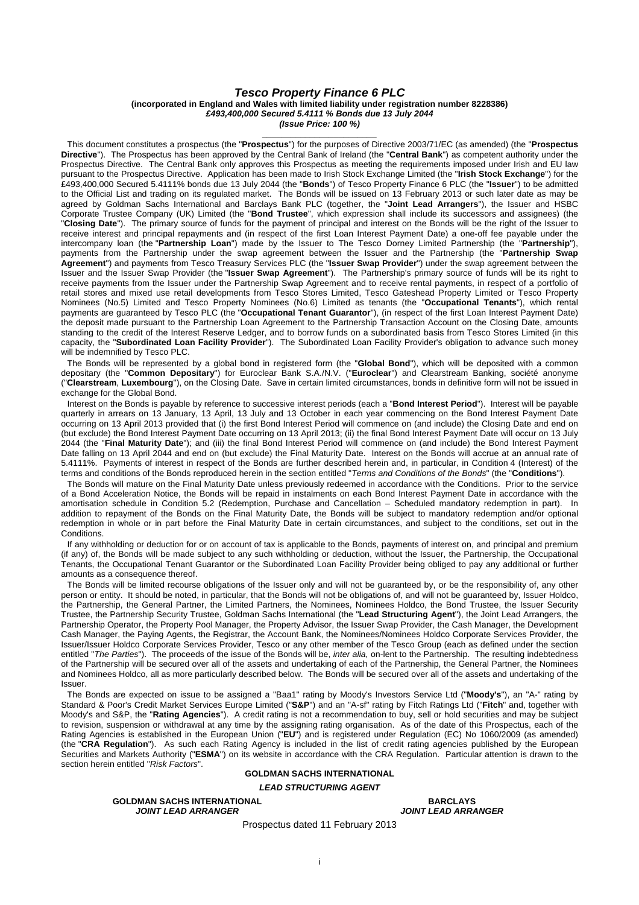# *Tesco Property Finance 6 PLC*

**(incorporated in England and Wales with limited liability under registration number 8228386)**

***£493,400,000 Secured 5.4111 % Bonds due 13 July 2044***

***(Issue Price: 100 %)***

---

This document constitutes a prospectus (the "**Prospectus**") for the purposes of Directive 2003/71/EC (as amended) (the "**Prospectus Directive**"). The Prospectus has been approved by the Central Bank of Ireland (the "**Central Bank**") as competent authority under the Prospectus Directive. The Central Bank only approves this Prospectus as meeting the requirements imposed under Irish and EU law pursuant to the Prospectus Directive. Application has been made to Irish Stock Exchange Limited (the "**Irish Stock Exchange**") for the £493,400,000 Secured 5.4111% bonds due 13 July 2044 (the "**Bonds**") of Tesco Property Finance 6 PLC (the "**Issuer**") to be admitted to the Official List and trading on its regulated market. The Bonds will be issued on 13 February 2013 or such later date as may be agreed by Goldman Sachs International and Barclays Bank PLC (together, the "**Joint Lead Arrangers**"), the Issuer and HSBC Corporate Trustee Company (UK) Limited (the "**Bond Trustee**", which expression shall include its successors and assignees) (the "**Closing Date**"). The primary source of funds for the payment of principal and interest on the Bonds will be the right of the Issuer to receive interest and principal repayments and (in respect of the first Loan Interest Payment Date) a one-off fee payable under the intercompany loan (the "**Partnership Loan**") made by the Issuer to The Tesco Dorney Limited Partnership (the "**Partnership**"), payments from the Partnership under the swap agreement between the Issuer and the Partnership (the "**Partnership Swap Agreement**") and payments from Tesco Treasury Services PLC (the "**Issuer Swap Provider**") under the swap agreement between the Issuer and the Issuer Swap Provider (the "**Issuer Swap Agreement**"). The Partnership's primary source of funds will be its right to receive payments from the Issuer under the Partnership Swap Agreement and to receive rental payments, in respect of a portfolio of retail stores and mixed use retail developments from Tesco Stores Limited, Tesco Gateshead Property Limited or Tesco Property Nominees (No.5) Limited and Tesco Property Nominees (No.6) Limited as tenants (the "**Occupational Tenants**"), which rental payments are guaranteed by Tesco PLC (the "**Occupational Tenant Guarantor**"), (in respect of the first Loan Interest Payment Date) the deposit made pursuant to the Partnership Loan Agreement to the Partnership Transaction Account on the Closing Date, amounts standing to the credit of the Interest Reserve Ledger, and to borrow funds on a subordinated basis from Tesco Stores Limited (in this capacity, the "**Subordinated Loan Facility Provider**"). The Subordinated Loan Facility Provider's obligation to advance such money will be indemnified by Tesco PLC.

The Bonds will be represented by a global bond in registered form (the "**Global Bond**"), which will be deposited with a common depositary (the "**Common Depositary**") for Euroclear Bank S.A./N.V. ("**Euroclear**") and Clearstream Banking, société anonyme ("**Clearstream, Luxembourg**"), on the Closing Date. Save in certain limited circumstances, bonds in definitive form will not be issued in exchange for the Global Bond.

Interest on the Bonds is payable by reference to successive interest periods (each a "**Bond Interest Period**"). Interest will be payable quarterly in arrears on 13 January, 13 April, 13 July and 13 October in each year commencing on the Bond Interest Payment Date occurring on 13 April 2013 provided that (i) the first Bond Interest Period will commence on (and include) the Closing Date and end on (but exclude) the Bond Interest Payment Date occurring on 13 April 2013; (ii) the final Bond Interest Payment Date will occur on 13 July 2044 (the "**Final Maturity Date**"); and (iii) the final Bond Interest Period will commence on (and include) the Bond Interest Payment Date falling on 13 April 2044 and end on (but exclude) the Final Maturity Date. Interest on the Bonds will accrue at an annual rate of 5.4111%. Payments of interest in respect of the Bonds are further described herein and, in particular, in Condition 4 (Interest) of the terms and conditions of the Bonds reproduced herein in the section entitled "*Terms and Conditions of the Bonds*" (the "**Conditions**").

The Bonds will mature on the Final Maturity Date unless previously redeemed in accordance with the Conditions. Prior to the service of a Bond Acceleration Notice, the Bonds will be repaid in instalments on each Bond Interest Payment Date in accordance with the amortisation schedule in Condition 5.2 (Redemption, Purchase and Cancellation – Scheduled mandatory redemption in part). In addition to repayment of the Bonds on the Final Maturity Date, the Bonds will be subject to mandatory redemption and/or optional redemption in whole or in part before the Final Maturity Date in certain circumstances, and subject to the conditions, set out in the Conditions.

If any withholding or deduction for or on account of tax is applicable to the Bonds, payments of interest on, and principal and premium (if any) of, the Bonds will be made subject to any such withholding or deduction, without the Issuer, the Partnership, the Occupational Tenants, the Occupational Tenant Guarantor or the Subordinated Loan Facility Provider being obliged to pay any additional or further amounts as a consequence thereof.

The Bonds will be limited recourse obligations of the Issuer only and will not be guaranteed by, or be the responsibility of, any other person or entity. It should be noted, in particular, that the Bonds will not be obligations of, and will not be guaranteed by, Issuer Holdco, the Partnership, the General Partner, the Limited Partners, the Nominees, Nominees Holdco, the Bond Trustee, the Issuer Security Trustee, the Partnership Security Trustee, Goldman Sachs International (the "**Lead Structuring Agent**"), the Joint Lead Arrangers, the Partnership Operator, the Property Pool Manager, the Property Advisor, the Issuer Swap Provider, the Cash Manager, the Development Cash Manager, the Paying Agents, the Registrar, the Account Bank, the Nominees/Nominees Holdco Corporate Services Provider, the Issuer/Issuer Holdco Corporate Services Provider, Tesco or any other member of the Tesco Group (each as defined under the section entitled "*The Parties*"). The proceeds of the issue of the Bonds will be, *inter alia,* on-lent to the Partnership. The resulting indebtedness of the Partnership will be secured over all of the assets and undertaking of each of the Partnership, the General Partner, the Nominees and Nominees Holdco, all as more particularly described below. The Bonds will be secured over all of the assets and undertaking of the Issuer.

The Bonds are expected on issue to be assigned a "Baa1" rating by Moody's Investors Service Ltd ("**Moody's**"), an "A-" rating by Standard & Poor's Credit Market Services Europe Limited ("**S&P**") and an "A-sf" rating by Fitch Ratings Ltd ("**Fitch**" and, together with Moody's and S&P, the "**Rating Agencies**"). A credit rating is not a recommendation to buy, sell or hold securities and may be subject to revision, suspension or withdrawal at any time by the assigning rating organisation. As of the date of this Prospectus, each of the Rating Agencies is established in the European Union ("**EU**") and is registered under Regulation (EC) No 1060/2009 (as amended) (the "**CRA Regulation**"). As such each Rating Agency is included in the list of credit rating agencies published by the European Securities and Markets Authority ("**ESMA**") on its website in accordance with the CRA Regulation. Particular attention is drawn to the section herein entitled "*Risk Factors*".

**GOLDMAN SACHS INTERNATIONAL**

***LEAD STRUCTURING AGENT***

**GOLDMAN SACHS INTERNATIONAL**
***JOINT LEAD ARRANGER***

**BARCLAYS**
***JOINT LEAD ARRANGER***

Prospectus dated 11 February 2013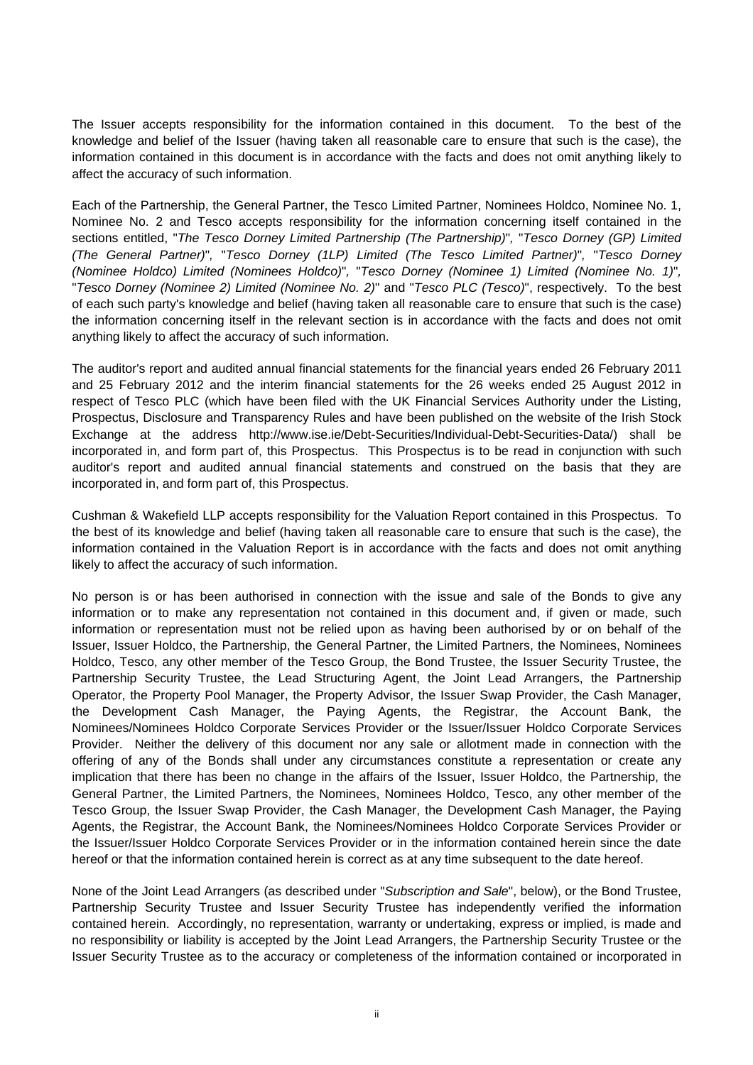The Issuer accepts responsibility for the information contained in this document. To the best of the knowledge and belief of the Issuer (having taken all reasonable care to ensure that such is the case), the information contained in this document is in accordance with the facts and does not omit anything likely to affect the accuracy of such information.

Each of the Partnership, the General Partner, the Tesco Limited Partner, Nominees Holdco, Nominee No. 1, Nominee No. 2 and Tesco accepts responsibility for the information concerning itself contained in the sections entitled, "*The Tesco Dorney Limited Partnership (The Partnership)*", "*Tesco Dorney (GP) Limited (The General Partner)*", "*Tesco Dorney (1LP) Limited (The Tesco Limited Partner)*", "*Tesco Dorney (Nominee Holdco) Limited (Nominees Holdco)*", "*Tesco Dorney (Nominee 1) Limited (Nominee No. 1)*", "*Tesco Dorney (Nominee 2) Limited (Nominee No. 2)*" and "*Tesco PLC (Tesco)*", respectively. To the best of each such party's knowledge and belief (having taken all reasonable care to ensure that such is the case) the information concerning itself in the relevant section is in accordance with the facts and does not omit anything likely to affect the accuracy of such information.

The auditor's report and audited annual financial statements for the financial years ended 26 February 2011 and 25 February 2012 and the interim financial statements for the 26 weeks ended 25 August 2012 in respect of Tesco PLC (which have been filed with the UK Financial Services Authority under the Listing, Prospectus, Disclosure and Transparency Rules and have been published on the website of the Irish Stock Exchange at the address http://www.ise.ie/Debt-Securities/Individual-Debt-Securities-Data/) shall be incorporated in, and form part of, this Prospectus. This Prospectus is to be read in conjunction with such auditor's report and audited annual financial statements and construed on the basis that they are incorporated in, and form part of, this Prospectus.

Cushman & Wakefield LLP accepts responsibility for the Valuation Report contained in this Prospectus. To the best of its knowledge and belief (having taken all reasonable care to ensure that such is the case), the information contained in the Valuation Report is in accordance with the facts and does not omit anything likely to affect the accuracy of such information.

No person is or has been authorised in connection with the issue and sale of the Bonds to give any information or to make any representation not contained in this document and, if given or made, such information or representation must not be relied upon as having been authorised by or on behalf of the Issuer, Issuer Holdco, the Partnership, the General Partner, the Limited Partners, the Nominees, Nominees Holdco, Tesco, any other member of the Tesco Group, the Bond Trustee, the Issuer Security Trustee, the Partnership Security Trustee, the Lead Structuring Agent, the Joint Lead Arrangers, the Partnership Operator, the Property Pool Manager, the Property Advisor, the Issuer Swap Provider, the Cash Manager, the Development Cash Manager, the Paying Agents, the Registrar, the Account Bank, the Nominees/Nominees Holdco Corporate Services Provider or the Issuer/Issuer Holdco Corporate Services Provider. Neither the delivery of this document nor any sale or allotment made in connection with the offering of any of the Bonds shall under any circumstances constitute a representation or create any implication that there has been no change in the affairs of the Issuer, Issuer Holdco, the Partnership, the General Partner, the Limited Partners, the Nominees, Nominees Holdco, Tesco, any other member of the Tesco Group, the Issuer Swap Provider, the Cash Manager, the Development Cash Manager, the Paying Agents, the Registrar, the Account Bank, the Nominees/Nominees Holdco Corporate Services Provider or the Issuer/Issuer Holdco Corporate Services Provider or in the information contained herein since the date hereof or that the information contained herein is correct as at any time subsequent to the date hereof.

None of the Joint Lead Arrangers (as described under "*Subscription and Sale*", below), or the Bond Trustee, Partnership Security Trustee and Issuer Security Trustee has independently verified the information contained herein. Accordingly, no representation, warranty or undertaking, express or implied, is made and no responsibility or liability is accepted by the Joint Lead Arrangers, the Partnership Security Trustee or the Issuer Security Trustee as to the accuracy or completeness of the information contained or incorporated in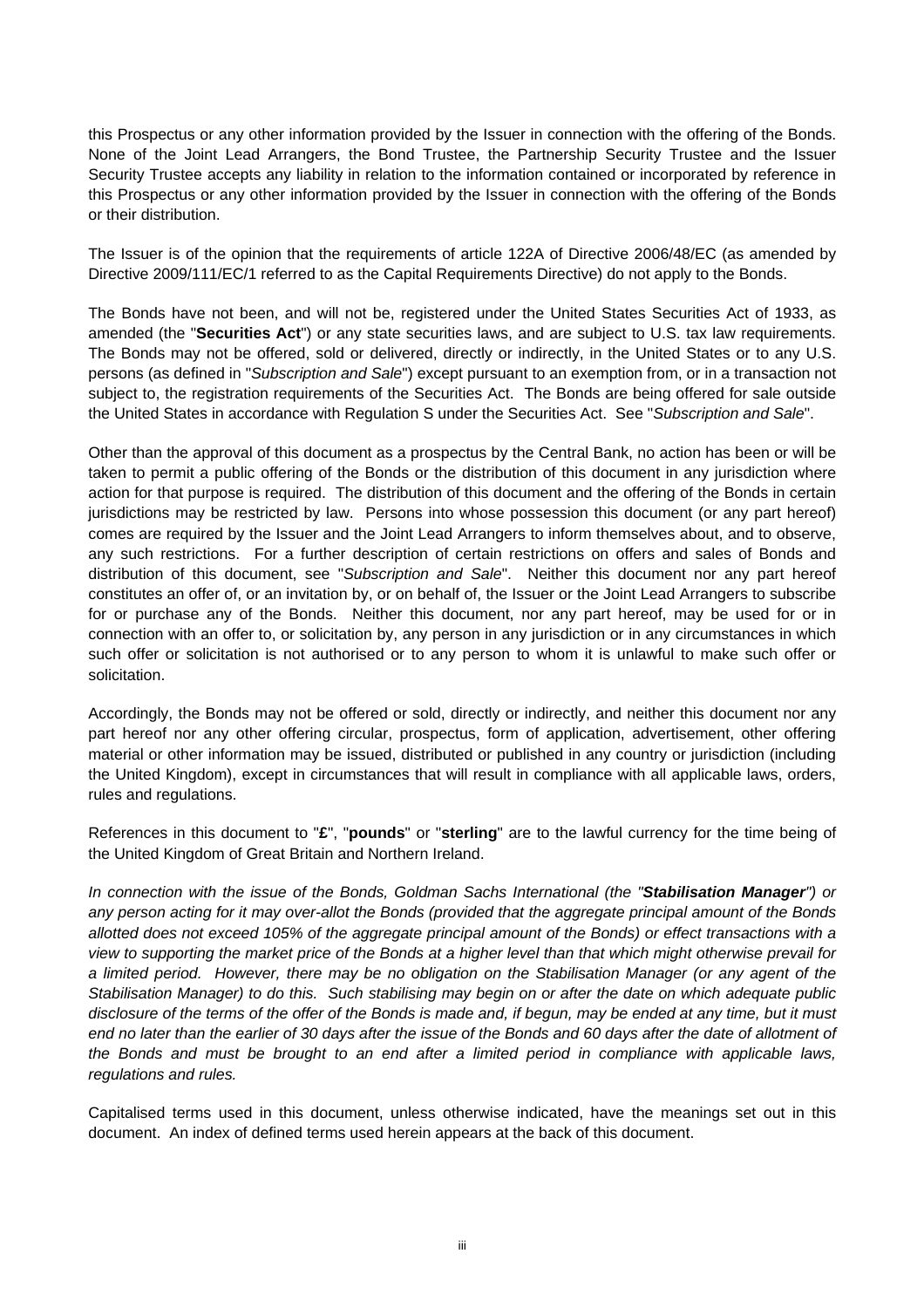this Prospectus or any other information provided by the Issuer in connection with the offering of the Bonds. None of the Joint Lead Arrangers, the Bond Trustee, the Partnership Security Trustee and the Issuer Security Trustee accepts any liability in relation to the information contained or incorporated by reference in this Prospectus or any other information provided by the Issuer in connection with the offering of the Bonds or their distribution.

The Issuer is of the opinion that the requirements of article 122A of Directive 2006/48/EC (as amended by Directive 2009/111/EC/1 referred to as the Capital Requirements Directive) do not apply to the Bonds.

The Bonds have not been, and will not be, registered under the United States Securities Act of 1933, as amended (the "**Securities Act**") or any state securities laws, and are subject to U.S. tax law requirements. The Bonds may not be offered, sold or delivered, directly or indirectly, in the United States or to any U.S. persons (as defined in "*Subscription and Sale*") except pursuant to an exemption from, or in a transaction not subject to, the registration requirements of the Securities Act. The Bonds are being offered for sale outside the United States in accordance with Regulation S under the Securities Act. See "*Subscription and Sale*".

Other than the approval of this document as a prospectus by the Central Bank, no action has been or will be taken to permit a public offering of the Bonds or the distribution of this document in any jurisdiction where action for that purpose is required. The distribution of this document and the offering of the Bonds in certain jurisdictions may be restricted by law. Persons into whose possession this document (or any part hereof) comes are required by the Issuer and the Joint Lead Arrangers to inform themselves about, and to observe, any such restrictions. For a further description of certain restrictions on offers and sales of Bonds and distribution of this document, see "*Subscription and Sale*". Neither this document nor any part hereof constitutes an offer of, or an invitation by, or on behalf of, the Issuer or the Joint Lead Arrangers to subscribe for or purchase any of the Bonds. Neither this document, nor any part hereof, may be used for or in connection with an offer to, or solicitation by, any person in any jurisdiction or in any circumstances in which such offer or solicitation is not authorised or to any person to whom it is unlawful to make such offer or solicitation.

Accordingly, the Bonds may not be offered or sold, directly or indirectly, and neither this document nor any part hereof nor any other offering circular, prospectus, form of application, advertisement, other offering material or other information may be issued, distributed or published in any country or jurisdiction (including the United Kingdom), except in circumstances that will result in compliance with all applicable laws, orders, rules and regulations.

References in this document to "**£**", "**pounds**" or "**sterling**" are to the lawful currency for the time being of the United Kingdom of Great Britain and Northern Ireland.

*In connection with the issue of the Bonds, Goldman Sachs International (the "**Stabilisation Manager**") or any person acting for it may over-allot the Bonds (provided that the aggregate principal amount of the Bonds allotted does not exceed 105% of the aggregate principal amount of the Bonds) or effect transactions with a view to supporting the market price of the Bonds at a higher level than that which might otherwise prevail for a limited period. However, there may be no obligation on the Stabilisation Manager (or any agent of the Stabilisation Manager) to do this. Such stabilising may begin on or after the date on which adequate public disclosure of the terms of the offer of the Bonds is made and, if begun, may be ended at any time, but it must end no later than the earlier of 30 days after the issue of the Bonds and 60 days after the date of allotment of the Bonds and must be brought to an end after a limited period in compliance with applicable laws, regulations and rules.*

Capitalised terms used in this document, unless otherwise indicated, have the meanings set out in this document. An index of defined terms used herein appears at the back of this document.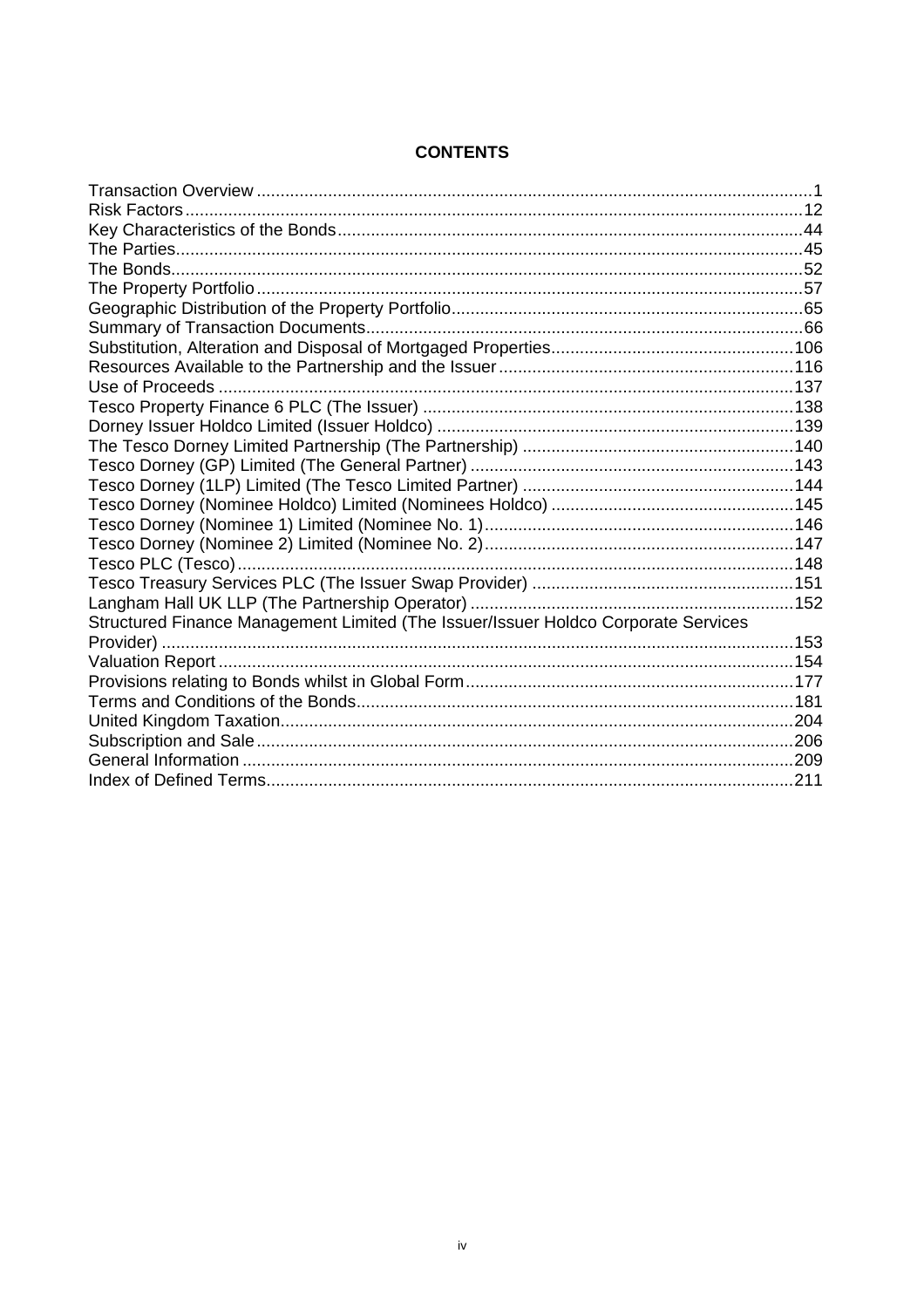# CONTENTS

| | |
|---|---|
| Transaction Overview | 1 |
| Risk Factors | 12 |
| Key Characteristics of the Bonds | 44 |
| The Parties | 45 |
| The Bonds | 52 |
| The Property Portfolio | 57 |
| Geographic Distribution of the Property Portfolio | 65 |
| Summary of Transaction Documents | 66 |
| Substitution, Alteration and Disposal of Mortgaged Properties | 106 |
| Resources Available to the Partnership and the Issuer | 116 |
| Use of Proceeds | 137 |
| Tesco Property Finance 6 PLC (The Issuer) | 138 |
| Dorney Issuer Holdco Limited (Issuer Holdco) | 139 |
| The Tesco Dorney Limited Partnership (The Partnership) | 140 |
| Tesco Dorney (GP) Limited (The General Partner) | 143 |
| Tesco Dorney (1LP) Limited (The Tesco Limited Partner) | 144 |
| Tesco Dorney (Nominee Holdco) Limited (Nominees Holdco) | 145 |
| Tesco Dorney (Nominee 1) Limited (Nominee No. 1) | 146 |
| Tesco Dorney (Nominee 2) Limited (Nominee No. 2) | 147 |
| Tesco PLC (Tesco) | 148 |
| Tesco Treasury Services PLC (The Issuer Swap Provider) | 151 |
| Langham Hall UK LLP (The Partnership Operator) | 152 |
| Structured Finance Management Limited (The Issuer/Issuer Holdco Corporate Services Provider) | 153 |
| Valuation Report | 154 |
| Provisions relating to Bonds whilst in Global Form | 177 |
| Terms and Conditions of the Bonds | 181 |
| United Kingdom Taxation | 204 |
| Subscription and Sale | 206 |
| General Information | 209 |
| Index of Defined Terms | 211 |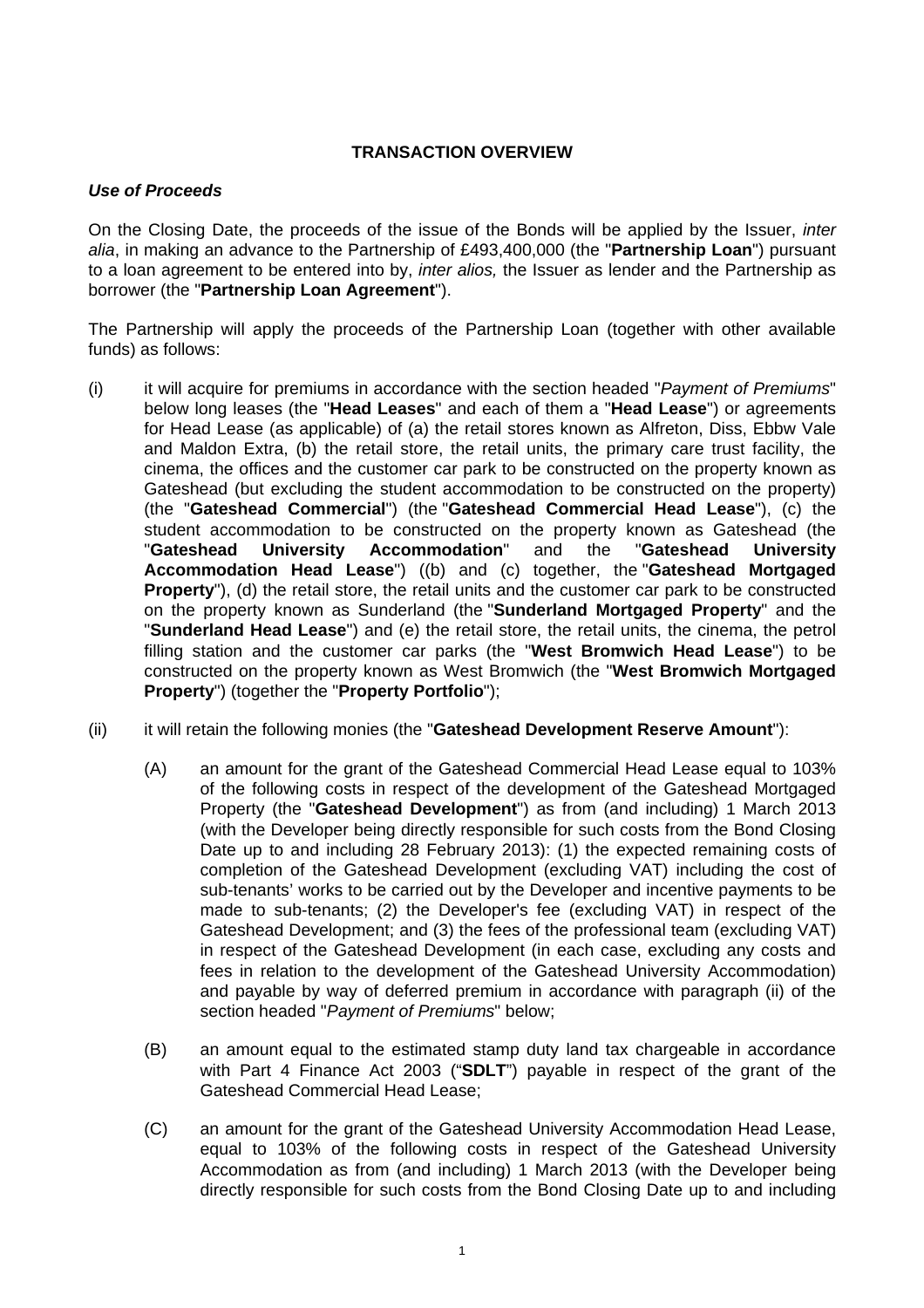## TRANSACTION OVERVIEW

***Use of Proceeds***

On the Closing Date, the proceeds of the issue of the Bonds will be applied by the Issuer, *inter alia*, in making an advance to the Partnership of £493,400,000 (the "**Partnership Loan**") pursuant to a loan agreement to be entered into by, *inter alios,* the Issuer as lender and the Partnership as borrower (the "**Partnership Loan Agreement**").

The Partnership will apply the proceeds of the Partnership Loan (together with other available funds) as follows:

(i) it will acquire for premiums in accordance with the section headed "*Payment of Premiums*" below long leases (the "**Head Leases**" and each of them a "**Head Lease**") or agreements for Head Lease (as applicable) of (a) the retail stores known as Alfreton, Diss, Ebbw Vale and Maldon Extra, (b) the retail store, the retail units, the primary care trust facility, the cinema, the offices and the customer car park to be constructed on the property known as Gateshead (but excluding the student accommodation to be constructed on the property) (the "**Gateshead Commercial**") (the "**Gateshead Commercial Head Lease**"), (c) the student accommodation to be constructed on the property known as Gateshead (the "**Gateshead University Accommodation**" and the "**Gateshead University Accommodation Head Lease**") ((b) and (c) together, the "**Gateshead Mortgaged Property**"), (d) the retail store, the retail units and the customer car park to be constructed on the property known as Sunderland (the "**Sunderland Mortgaged Property**" and the "**Sunderland Head Lease**") and (e) the retail store, the retail units, the cinema, the petrol filling station and the customer car parks (the "**West Bromwich Head Lease**") to be constructed on the property known as West Bromwich (the "**West Bromwich Mortgaged Property**") (together the "**Property Portfolio**");

(ii) it will retain the following monies (the "**Gateshead Development Reserve Amount**"):

   (A) an amount for the grant of the Gateshead Commercial Head Lease equal to 103% of the following costs in respect of the development of the Gateshead Mortgaged Property (the "**Gateshead Development**") as from (and including) 1 March 2013 (with the Developer being directly responsible for such costs from the Bond Closing Date up to and including 28 February 2013): (1) the expected remaining costs of completion of the Gateshead Development (excluding VAT) including the cost of sub-tenants' works to be carried out by the Developer and incentive payments to be made to sub-tenants; (2) the Developer's fee (excluding VAT) in respect of the Gateshead Development; and (3) the fees of the professional team (excluding VAT) in respect of the Gateshead Development (in each case, excluding any costs and fees in relation to the development of the Gateshead University Accommodation) and payable by way of deferred premium in accordance with paragraph (ii) of the section headed "*Payment of Premiums*" below;

   (B) an amount equal to the estimated stamp duty land tax chargeable in accordance with Part 4 Finance Act 2003 ("**SDLT**") payable in respect of the grant of the Gateshead Commercial Head Lease;

   (C) an amount for the grant of the Gateshead University Accommodation Head Lease, equal to 103% of the following costs in respect of the Gateshead University Accommodation as from (and including) 1 March 2013 (with the Developer being directly responsible for such costs from the Bond Closing Date up to and including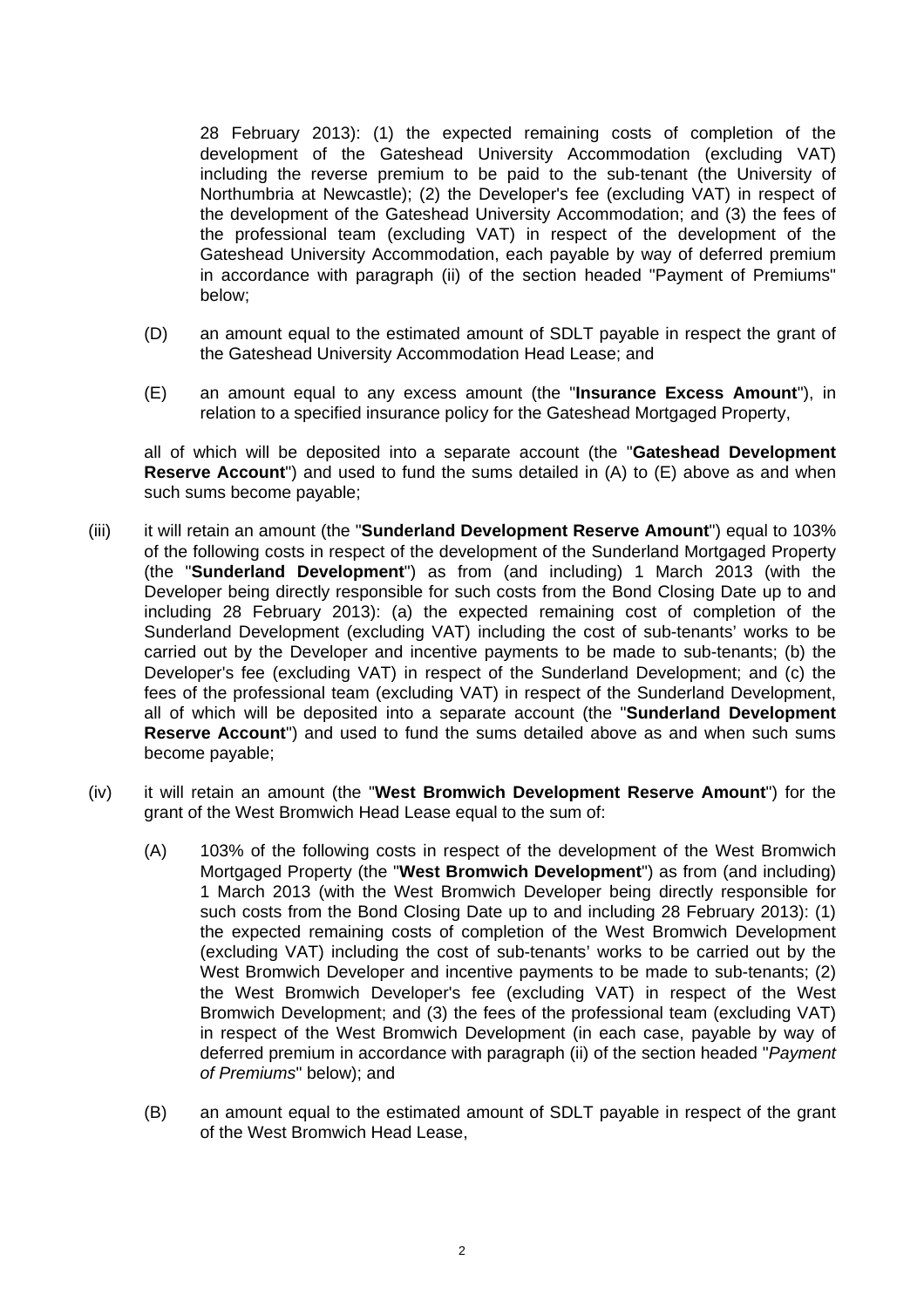28 February 2013): (1) the expected remaining costs of completion of the development of the Gateshead University Accommodation (excluding VAT) including the reverse premium to be paid to the sub-tenant (the University of Northumbria at Newcastle); (2) the Developer's fee (excluding VAT) in respect of the development of the Gateshead University Accommodation; and (3) the fees of the professional team (excluding VAT) in respect of the development of the Gateshead University Accommodation, each payable by way of deferred premium in accordance with paragraph (ii) of the section headed "Payment of Premiums" below;

(D) an amount equal to the estimated amount of SDLT payable in respect the grant of the Gateshead University Accommodation Head Lease; and

(E) an amount equal to any excess amount (the "**Insurance Excess Amount**"), in relation to a specified insurance policy for the Gateshead Mortgaged Property,

all of which will be deposited into a separate account (the "**Gateshead Development Reserve Account**") and used to fund the sums detailed in (A) to (E) above as and when such sums become payable;

(iii) it will retain an amount (the "**Sunderland Development Reserve Amount**") equal to 103% of the following costs in respect of the development of the Sunderland Mortgaged Property (the "**Sunderland Development**") as from (and including) 1 March 2013 (with the Developer being directly responsible for such costs from the Bond Closing Date up to and including 28 February 2013): (a) the expected remaining cost of completion of the Sunderland Development (excluding VAT) including the cost of sub-tenants' works to be carried out by the Developer and incentive payments to be made to sub-tenants; (b) the Developer's fee (excluding VAT) in respect of the Sunderland Development; and (c) the fees of the professional team (excluding VAT) in respect of the Sunderland Development, all of which will be deposited into a separate account (the "**Sunderland Development Reserve Account**") and used to fund the sums detailed above as and when such sums become payable;

(iv) it will retain an amount (the "**West Bromwich Development Reserve Amount**") for the grant of the West Bromwich Head Lease equal to the sum of:

(A) 103% of the following costs in respect of the development of the West Bromwich Mortgaged Property (the "**West Bromwich Development**") as from (and including) 1 March 2013 (with the West Bromwich Developer being directly responsible for such costs from the Bond Closing Date up to and including 28 February 2013): (1) the expected remaining costs of completion of the West Bromwich Development (excluding VAT) including the cost of sub-tenants' works to be carried out by the West Bromwich Developer and incentive payments to be made to sub-tenants; (2) the West Bromwich Developer's fee (excluding VAT) in respect of the West Bromwich Development; and (3) the fees of the professional team (excluding VAT) in respect of the West Bromwich Development (in each case, payable by way of deferred premium in accordance with paragraph (ii) of the section headed "*Payment of Premiums*" below); and

(B) an amount equal to the estimated amount of SDLT payable in respect of the grant of the West Bromwich Head Lease,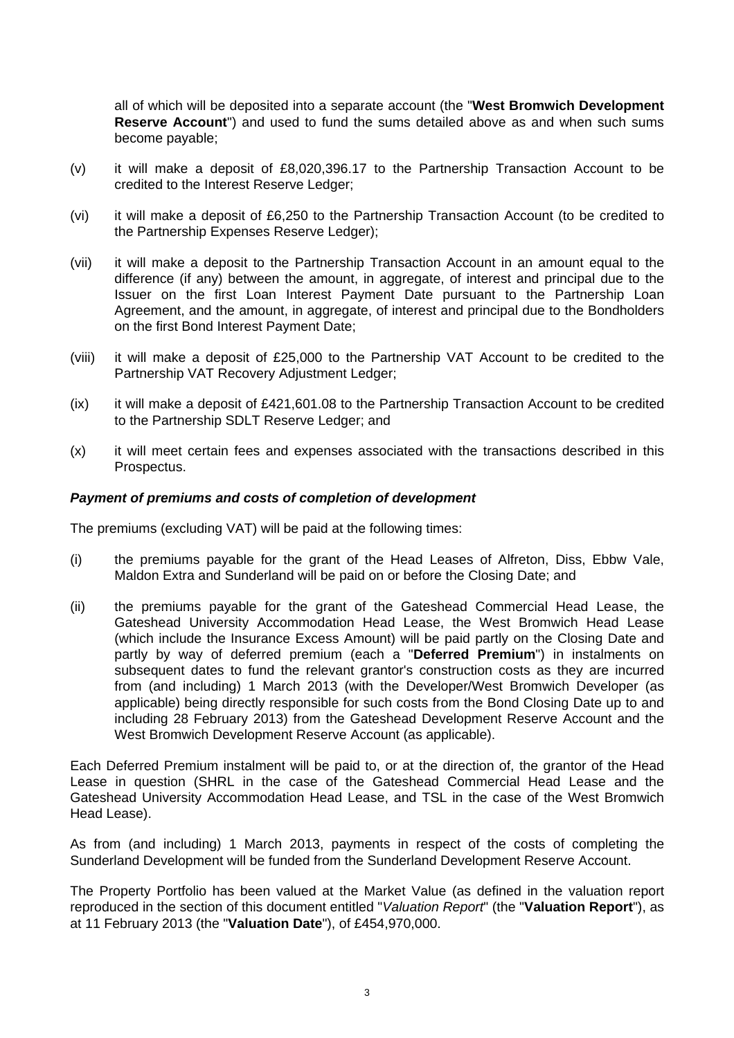all of which will be deposited into a separate account (the "**West Bromwich Development Reserve Account**") and used to fund the sums detailed above as and when such sums become payable;

(v) it will make a deposit of £8,020,396.17 to the Partnership Transaction Account to be credited to the Interest Reserve Ledger;

(vi) it will make a deposit of £6,250 to the Partnership Transaction Account (to be credited to the Partnership Expenses Reserve Ledger);

(vii) it will make a deposit to the Partnership Transaction Account in an amount equal to the difference (if any) between the amount, in aggregate, of interest and principal due to the Issuer on the first Loan Interest Payment Date pursuant to the Partnership Loan Agreement, and the amount, in aggregate, of interest and principal due to the Bondholders on the first Bond Interest Payment Date;

(viii) it will make a deposit of £25,000 to the Partnership VAT Account to be credited to the Partnership VAT Recovery Adjustment Ledger;

(ix) it will make a deposit of £421,601.08 to the Partnership Transaction Account to be credited to the Partnership SDLT Reserve Ledger; and

(x) it will meet certain fees and expenses associated with the transactions described in this Prospectus.

***Payment of premiums and costs of completion of development***

The premiums (excluding VAT) will be paid at the following times:

(i) the premiums payable for the grant of the Head Leases of Alfreton, Diss, Ebbw Vale, Maldon Extra and Sunderland will be paid on or before the Closing Date; and

(ii) the premiums payable for the grant of the Gateshead Commercial Head Lease, the Gateshead University Accommodation Head Lease, the West Bromwich Head Lease (which include the Insurance Excess Amount) will be paid partly on the Closing Date and partly by way of deferred premium (each a "**Deferred Premium**") in instalments on subsequent dates to fund the relevant grantor's construction costs as they are incurred from (and including) 1 March 2013 (with the Developer/West Bromwich Developer (as applicable) being directly responsible for such costs from the Bond Closing Date up to and including 28 February 2013) from the Gateshead Development Reserve Account and the West Bromwich Development Reserve Account (as applicable).

Each Deferred Premium instalment will be paid to, or at the direction of, the grantor of the Head Lease in question (SHRL in the case of the Gateshead Commercial Head Lease and the Gateshead University Accommodation Head Lease, and TSL in the case of the West Bromwich Head Lease).

As from (and including) 1 March 2013, payments in respect of the costs of completing the Sunderland Development will be funded from the Sunderland Development Reserve Account.

The Property Portfolio has been valued at the Market Value (as defined in the valuation report reproduced in the section of this document entitled "*Valuation Report*" (the "**Valuation Report**"), as at 11 February 2013 (the "**Valuation Date**"), of £454,970,000.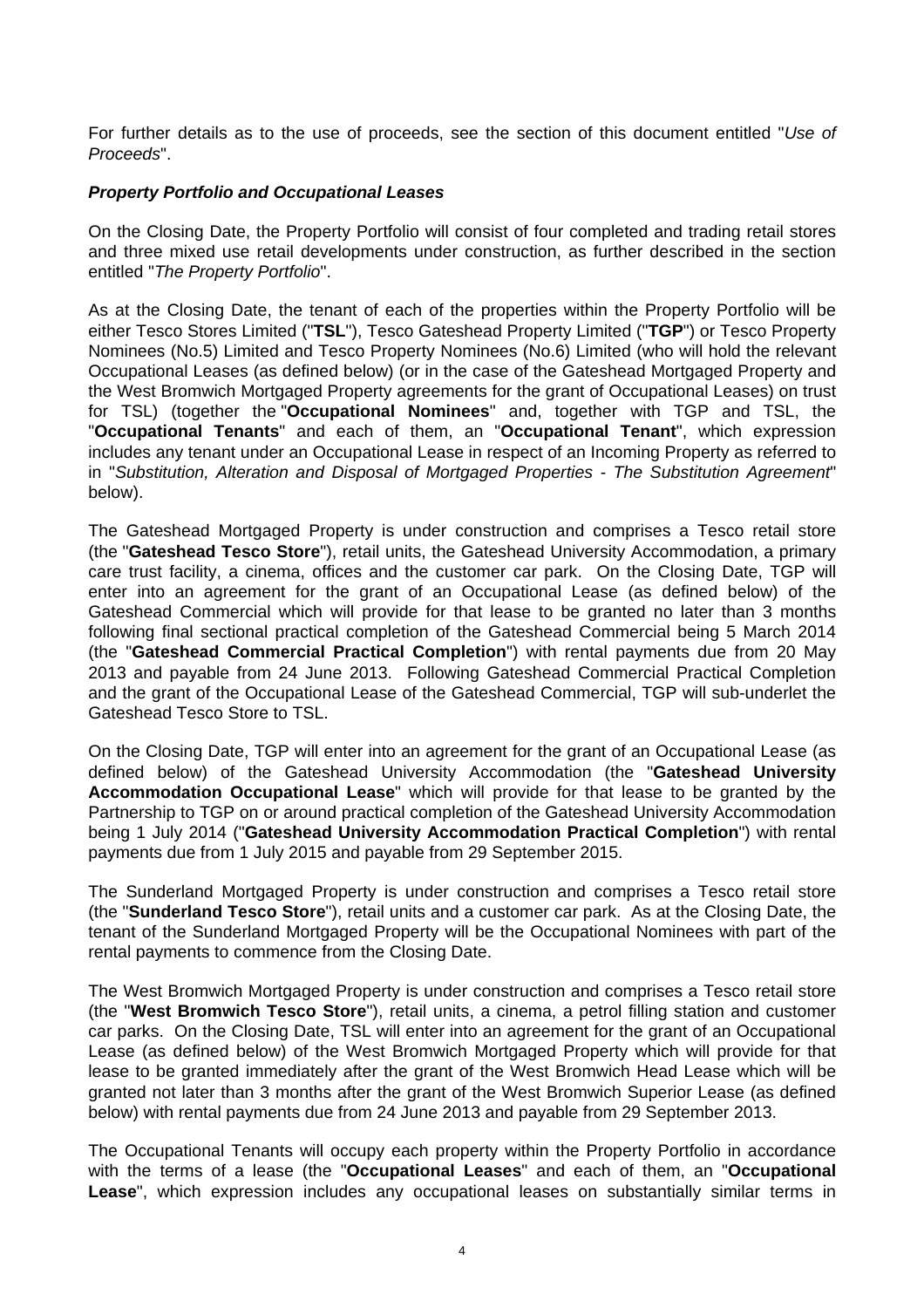For further details as to the use of proceeds, see the section of this document entitled "*Use of Proceeds*".

***Property Portfolio and Occupational Leases***

On the Closing Date, the Property Portfolio will consist of four completed and trading retail stores and three mixed use retail developments under construction, as further described in the section entitled "*The Property Portfolio*".

As at the Closing Date, the tenant of each of the properties within the Property Portfolio will be either Tesco Stores Limited ("**TSL**"), Tesco Gateshead Property Limited ("**TGP**") or Tesco Property Nominees (No.5) Limited and Tesco Property Nominees (No.6) Limited (who will hold the relevant Occupational Leases (as defined below) (or in the case of the Gateshead Mortgaged Property and the West Bromwich Mortgaged Property agreements for the grant of Occupational Leases) on trust for TSL) (together the "**Occupational Nominees**" and, together with TGP and TSL, the "**Occupational Tenants**" and each of them, an "**Occupational Tenant**", which expression includes any tenant under an Occupational Lease in respect of an Incoming Property as referred to in "*Substitution, Alteration and Disposal of Mortgaged Properties - The Substitution Agreement*" below).

The Gateshead Mortgaged Property is under construction and comprises a Tesco retail store (the "**Gateshead Tesco Store**"), retail units, the Gateshead University Accommodation, a primary care trust facility, a cinema, offices and the customer car park. On the Closing Date, TGP will enter into an agreement for the grant of an Occupational Lease (as defined below) of the Gateshead Commercial which will provide for that lease to be granted no later than 3 months following final sectional practical completion of the Gateshead Commercial being 5 March 2014 (the "**Gateshead Commercial Practical Completion**") with rental payments due from 20 May 2013 and payable from 24 June 2013. Following Gateshead Commercial Practical Completion and the grant of the Occupational Lease of the Gateshead Commercial, TGP will sub-underlet the Gateshead Tesco Store to TSL.

On the Closing Date, TGP will enter into an agreement for the grant of an Occupational Lease (as defined below) of the Gateshead University Accommodation (the "**Gateshead University Accommodation Occupational Lease**" which will provide for that lease to be granted by the Partnership to TGP on or around practical completion of the Gateshead University Accommodation being 1 July 2014 ("**Gateshead University Accommodation Practical Completion**") with rental payments due from 1 July 2015 and payable from 29 September 2015.

The Sunderland Mortgaged Property is under construction and comprises a Tesco retail store (the "**Sunderland Tesco Store**"), retail units and a customer car park. As at the Closing Date, the tenant of the Sunderland Mortgaged Property will be the Occupational Nominees with part of the rental payments to commence from the Closing Date.

The West Bromwich Mortgaged Property is under construction and comprises a Tesco retail store (the "**West Bromwich Tesco Store**"), retail units, a cinema, a petrol filling station and customer car parks. On the Closing Date, TSL will enter into an agreement for the grant of an Occupational Lease (as defined below) of the West Bromwich Mortgaged Property which will provide for that lease to be granted immediately after the grant of the West Bromwich Head Lease which will be granted not later than 3 months after the grant of the West Bromwich Superior Lease (as defined below) with rental payments due from 24 June 2013 and payable from 29 September 2013.

The Occupational Tenants will occupy each property within the Property Portfolio in accordance with the terms of a lease (the "**Occupational Leases**" and each of them, an "**Occupational Lease**", which expression includes any occupational leases on substantially similar terms in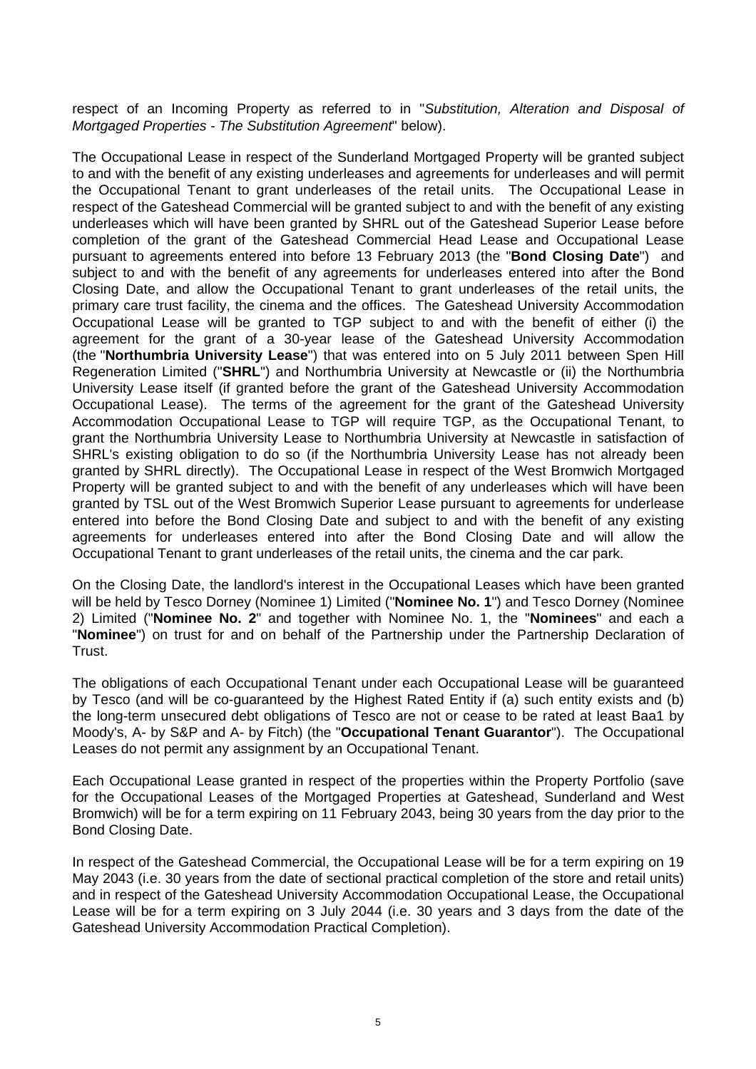respect of an Incoming Property as referred to in "*Substitution, Alteration and Disposal of Mortgaged Properties - The Substitution Agreement*" below).

The Occupational Lease in respect of the Sunderland Mortgaged Property will be granted subject to and with the benefit of any existing underleases and agreements for underleases and will permit the Occupational Tenant to grant underleases of the retail units. The Occupational Lease in respect of the Gateshead Commercial will be granted subject to and with the benefit of any existing underleases which will have been granted by SHRL out of the Gateshead Superior Lease before completion of the grant of the Gateshead Commercial Head Lease and Occupational Lease pursuant to agreements entered into before 13 February 2013 (the "**Bond Closing Date**") and subject to and with the benefit of any agreements for underleases entered into after the Bond Closing Date, and allow the Occupational Tenant to grant underleases of the retail units, the primary care trust facility, the cinema and the offices. The Gateshead University Accommodation Occupational Lease will be granted to TGP subject to and with the benefit of either (i) the agreement for the grant of a 30-year lease of the Gateshead University Accommodation (the "**Northumbria University Lease**") that was entered into on 5 July 2011 between Spen Hill Regeneration Limited ("**SHRL**") and Northumbria University at Newcastle or (ii) the Northumbria University Lease itself (if granted before the grant of the Gateshead University Accommodation Occupational Lease). The terms of the agreement for the grant of the Gateshead University Accommodation Occupational Lease to TGP will require TGP, as the Occupational Tenant, to grant the Northumbria University Lease to Northumbria University at Newcastle in satisfaction of SHRL's existing obligation to do so (if the Northumbria University Lease has not already been granted by SHRL directly). The Occupational Lease in respect of the West Bromwich Mortgaged Property will be granted subject to and with the benefit of any underleases which will have been granted by TSL out of the West Bromwich Superior Lease pursuant to agreements for underlease entered into before the Bond Closing Date and subject to and with the benefit of any existing agreements for underleases entered into after the Bond Closing Date and will allow the Occupational Tenant to grant underleases of the retail units, the cinema and the car park.

On the Closing Date, the landlord's interest in the Occupational Leases which have been granted will be held by Tesco Dorney (Nominee 1) Limited ("**Nominee No. 1**") and Tesco Dorney (Nominee 2) Limited ("**Nominee No. 2**" and together with Nominee No. 1, the "**Nominees**" and each a "**Nominee**") on trust for and on behalf of the Partnership under the Partnership Declaration of Trust.

The obligations of each Occupational Tenant under each Occupational Lease will be guaranteed by Tesco (and will be co-guaranteed by the Highest Rated Entity if (a) such entity exists and (b) the long-term unsecured debt obligations of Tesco are not or cease to be rated at least Baa1 by Moody's, A- by S&P and A- by Fitch) (the "**Occupational Tenant Guarantor**"). The Occupational Leases do not permit any assignment by an Occupational Tenant.

Each Occupational Lease granted in respect of the properties within the Property Portfolio (save for the Occupational Leases of the Mortgaged Properties at Gateshead, Sunderland and West Bromwich) will be for a term expiring on 11 February 2043, being 30 years from the day prior to the Bond Closing Date.

In respect of the Gateshead Commercial, the Occupational Lease will be for a term expiring on 19 May 2043 (i.e. 30 years from the date of sectional practical completion of the store and retail units) and in respect of the Gateshead University Accommodation Occupational Lease, the Occupational Lease will be for a term expiring on 3 July 2044 (i.e. 30 years and 3 days from the date of the Gateshead University Accommodation Practical Completion).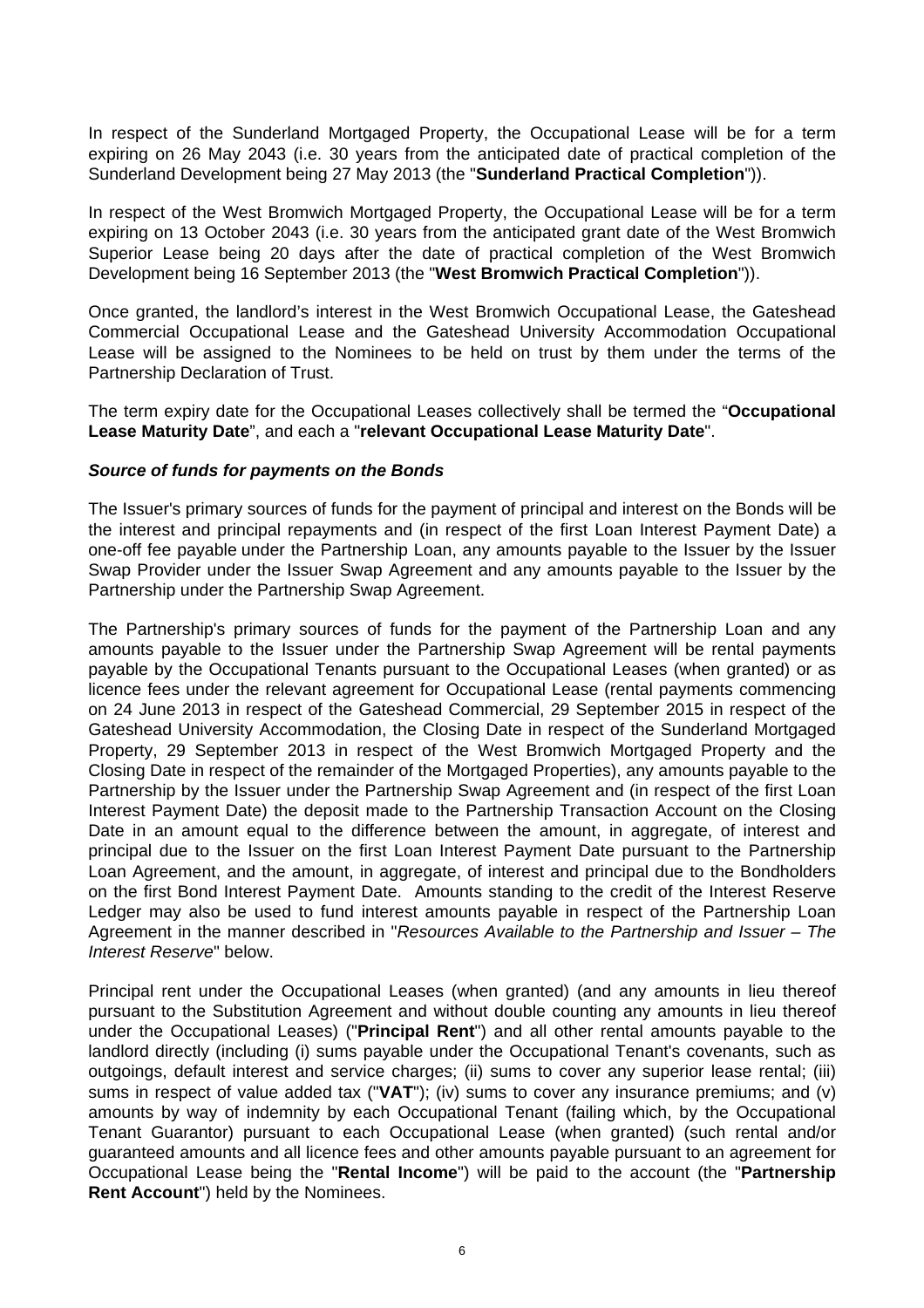In respect of the Sunderland Mortgaged Property, the Occupational Lease will be for a term expiring on 26 May 2043 (i.e. 30 years from the anticipated date of practical completion of the Sunderland Development being 27 May 2013 (the "**Sunderland Practical Completion**")).

In respect of the West Bromwich Mortgaged Property, the Occupational Lease will be for a term expiring on 13 October 2043 (i.e. 30 years from the anticipated grant date of the West Bromwich Superior Lease being 20 days after the date of practical completion of the West Bromwich Development being 16 September 2013 (the "**West Bromwich Practical Completion**")).

Once granted, the landlord's interest in the West Bromwich Occupational Lease, the Gateshead Commercial Occupational Lease and the Gateshead University Accommodation Occupational Lease will be assigned to the Nominees to be held on trust by them under the terms of the Partnership Declaration of Trust.

The term expiry date for the Occupational Leases collectively shall be termed the "**Occupational Lease Maturity Date**", and each a "**relevant Occupational Lease Maturity Date**".

***Source of funds for payments on the Bonds***

The Issuer's primary sources of funds for the payment of principal and interest on the Bonds will be the interest and principal repayments and (in respect of the first Loan Interest Payment Date) a one-off fee payable under the Partnership Loan, any amounts payable to the Issuer by the Issuer Swap Provider under the Issuer Swap Agreement and any amounts payable to the Issuer by the Partnership under the Partnership Swap Agreement.

The Partnership's primary sources of funds for the payment of the Partnership Loan and any amounts payable to the Issuer under the Partnership Swap Agreement will be rental payments payable by the Occupational Tenants pursuant to the Occupational Leases (when granted) or as licence fees under the relevant agreement for Occupational Lease (rental payments commencing on 24 June 2013 in respect of the Gateshead Commercial, 29 September 2015 in respect of the Gateshead University Accommodation, the Closing Date in respect of the Sunderland Mortgaged Property, 29 September 2013 in respect of the West Bromwich Mortgaged Property and the Closing Date in respect of the remainder of the Mortgaged Properties), any amounts payable to the Partnership by the Issuer under the Partnership Swap Agreement and (in respect of the first Loan Interest Payment Date) the deposit made to the Partnership Transaction Account on the Closing Date in an amount equal to the difference between the amount, in aggregate, of interest and principal due to the Issuer on the first Loan Interest Payment Date pursuant to the Partnership Loan Agreement, and the amount, in aggregate, of interest and principal due to the Bondholders on the first Bond Interest Payment Date. Amounts standing to the credit of the Interest Reserve Ledger may also be used to fund interest amounts payable in respect of the Partnership Loan Agreement in the manner described in "*Resources Available to the Partnership and Issuer – The Interest Reserve*" below.

Principal rent under the Occupational Leases (when granted) (and any amounts in lieu thereof pursuant to the Substitution Agreement and without double counting any amounts in lieu thereof under the Occupational Leases) ("**Principal Rent**") and all other rental amounts payable to the landlord directly (including (i) sums payable under the Occupational Tenant's covenants, such as outgoings, default interest and service charges; (ii) sums to cover any superior lease rental; (iii) sums in respect of value added tax ("**VAT**"); (iv) sums to cover any insurance premiums; and (v) amounts by way of indemnity by each Occupational Tenant (failing which, by the Occupational Tenant Guarantor) pursuant to each Occupational Lease (when granted) (such rental and/or guaranteed amounts and all licence fees and other amounts payable pursuant to an agreement for Occupational Lease being the "**Rental Income**") will be paid to the account (the "**Partnership Rent Account**") held by the Nominees.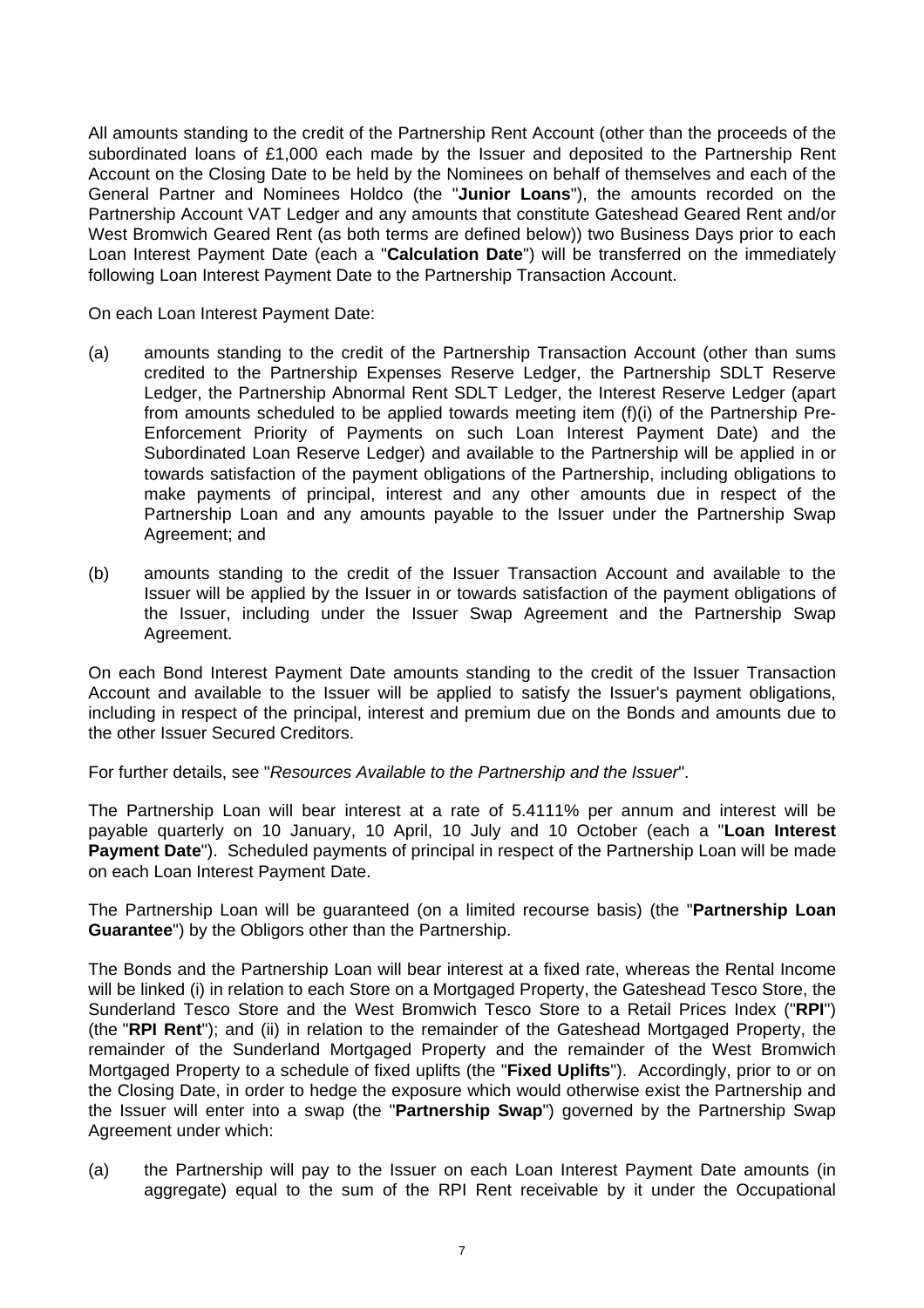All amounts standing to the credit of the Partnership Rent Account (other than the proceeds of the subordinated loans of £1,000 each made by the Issuer and deposited to the Partnership Rent Account on the Closing Date to be held by the Nominees on behalf of themselves and each of the General Partner and Nominees Holdco (the "**Junior Loans**"), the amounts recorded on the Partnership Account VAT Ledger and any amounts that constitute Gateshead Geared Rent and/or West Bromwich Geared Rent (as both terms are defined below)) two Business Days prior to each Loan Interest Payment Date (each a "**Calculation Date**") will be transferred on the immediately following Loan Interest Payment Date to the Partnership Transaction Account.

On each Loan Interest Payment Date:

(a) amounts standing to the credit of the Partnership Transaction Account (other than sums credited to the Partnership Expenses Reserve Ledger, the Partnership SDLT Reserve Ledger, the Partnership Abnormal Rent SDLT Ledger, the Interest Reserve Ledger (apart from amounts scheduled to be applied towards meeting item (f)(i) of the Partnership Pre-Enforcement Priority of Payments on such Loan Interest Payment Date) and the Subordinated Loan Reserve Ledger) and available to the Partnership will be applied in or towards satisfaction of the payment obligations of the Partnership, including obligations to make payments of principal, interest and any other amounts due in respect of the Partnership Loan and any amounts payable to the Issuer under the Partnership Swap Agreement; and

(b) amounts standing to the credit of the Issuer Transaction Account and available to the Issuer will be applied by the Issuer in or towards satisfaction of the payment obligations of the Issuer, including under the Issuer Swap Agreement and the Partnership Swap Agreement.

On each Bond Interest Payment Date amounts standing to the credit of the Issuer Transaction Account and available to the Issuer will be applied to satisfy the Issuer's payment obligations, including in respect of the principal, interest and premium due on the Bonds and amounts due to the other Issuer Secured Creditors.

For further details, see "*Resources Available to the Partnership and the Issuer*".

The Partnership Loan will bear interest at a rate of 5.4111% per annum and interest will be payable quarterly on 10 January, 10 April, 10 July and 10 October (each a "**Loan Interest Payment Date**"). Scheduled payments of principal in respect of the Partnership Loan will be made on each Loan Interest Payment Date.

The Partnership Loan will be guaranteed (on a limited recourse basis) (the "**Partnership Loan Guarantee**") by the Obligors other than the Partnership.

The Bonds and the Partnership Loan will bear interest at a fixed rate, whereas the Rental Income will be linked (i) in relation to each Store on a Mortgaged Property, the Gateshead Tesco Store, the Sunderland Tesco Store and the West Bromwich Tesco Store to a Retail Prices Index ("**RPI**") (the "**RPI Rent**"); and (ii) in relation to the remainder of the Gateshead Mortgaged Property, the remainder of the Sunderland Mortgaged Property and the remainder of the West Bromwich Mortgaged Property to a schedule of fixed uplifts (the "**Fixed Uplifts**"). Accordingly, prior to or on the Closing Date, in order to hedge the exposure which would otherwise exist the Partnership and the Issuer will enter into a swap (the "**Partnership Swap**") governed by the Partnership Swap Agreement under which:

(a) the Partnership will pay to the Issuer on each Loan Interest Payment Date amounts (in aggregate) equal to the sum of the RPI Rent receivable by it under the Occupational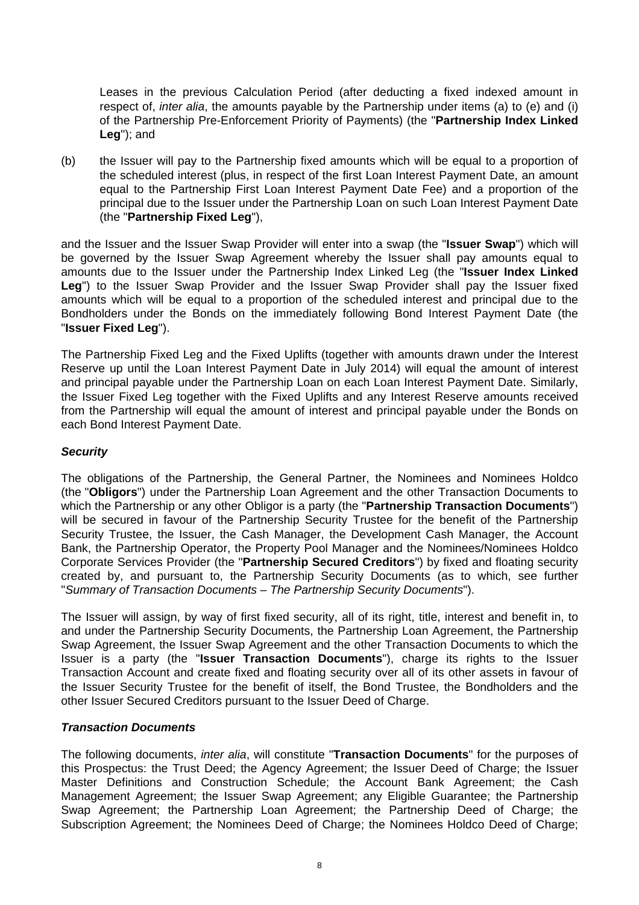Leases in the previous Calculation Period (after deducting a fixed indexed amount in respect of, *inter alia*, the amounts payable by the Partnership under items (a) to (e) and (i) of the Partnership Pre-Enforcement Priority of Payments) (the "**Partnership Index Linked Leg**"); and

(b) the Issuer will pay to the Partnership fixed amounts which will be equal to a proportion of the scheduled interest (plus, in respect of the first Loan Interest Payment Date, an amount equal to the Partnership First Loan Interest Payment Date Fee) and a proportion of the principal due to the Issuer under the Partnership Loan on such Loan Interest Payment Date (the "**Partnership Fixed Leg**"),

and the Issuer and the Issuer Swap Provider will enter into a swap (the "**Issuer Swap**") which will be governed by the Issuer Swap Agreement whereby the Issuer shall pay amounts equal to amounts due to the Issuer under the Partnership Index Linked Leg (the "**Issuer Index Linked Leg**") to the Issuer Swap Provider and the Issuer Swap Provider shall pay the Issuer fixed amounts which will be equal to a proportion of the scheduled interest and principal due to the Bondholders under the Bonds on the immediately following Bond Interest Payment Date (the "**Issuer Fixed Leg**").

The Partnership Fixed Leg and the Fixed Uplifts (together with amounts drawn under the Interest Reserve up until the Loan Interest Payment Date in July 2014) will equal the amount of interest and principal payable under the Partnership Loan on each Loan Interest Payment Date. Similarly, the Issuer Fixed Leg together with the Fixed Uplifts and any Interest Reserve amounts received from the Partnership will equal the amount of interest and principal payable under the Bonds on each Bond Interest Payment Date.

***Security***

The obligations of the Partnership, the General Partner, the Nominees and Nominees Holdco (the "**Obligors**") under the Partnership Loan Agreement and the other Transaction Documents to which the Partnership or any other Obligor is a party (the "**Partnership Transaction Documents**") will be secured in favour of the Partnership Security Trustee for the benefit of the Partnership Security Trustee, the Issuer, the Cash Manager, the Development Cash Manager, the Account Bank, the Partnership Operator, the Property Pool Manager and the Nominees/Nominees Holdco Corporate Services Provider (the "**Partnership Secured Creditors**") by fixed and floating security created by, and pursuant to, the Partnership Security Documents (as to which, see further "*Summary of Transaction Documents – The Partnership Security Documents*").

The Issuer will assign, by way of first fixed security, all of its right, title, interest and benefit in, to and under the Partnership Security Documents, the Partnership Loan Agreement, the Partnership Swap Agreement, the Issuer Swap Agreement and the other Transaction Documents to which the Issuer is a party (the "**Issuer Transaction Documents**"), charge its rights to the Issuer Transaction Account and create fixed and floating security over all of its other assets in favour of the Issuer Security Trustee for the benefit of itself, the Bond Trustee, the Bondholders and the other Issuer Secured Creditors pursuant to the Issuer Deed of Charge.

***Transaction Documents***

The following documents, *inter alia*, will constitute "**Transaction Documents**" for the purposes of this Prospectus: the Trust Deed; the Agency Agreement; the Issuer Deed of Charge; the Issuer Master Definitions and Construction Schedule; the Account Bank Agreement; the Cash Management Agreement; the Issuer Swap Agreement; any Eligible Guarantee; the Partnership Swap Agreement; the Partnership Loan Agreement; the Partnership Deed of Charge; the Subscription Agreement; the Nominees Deed of Charge; the Nominees Holdco Deed of Charge;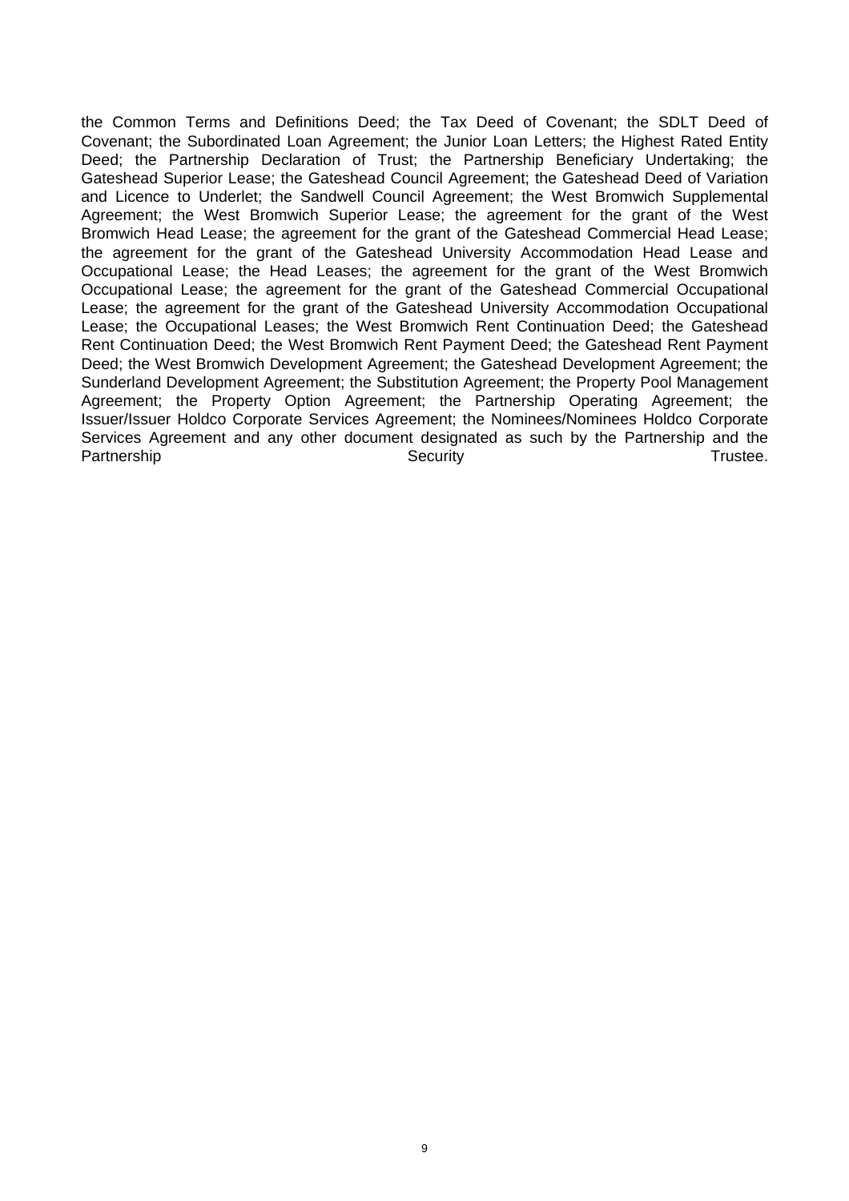the Common Terms and Definitions Deed; the Tax Deed of Covenant; the SDLT Deed of Covenant; the Subordinated Loan Agreement; the Junior Loan Letters; the Highest Rated Entity Deed; the Partnership Declaration of Trust; the Partnership Beneficiary Undertaking; the Gateshead Superior Lease; the Gateshead Council Agreement; the Gateshead Deed of Variation and Licence to Underlet; the Sandwell Council Agreement; the West Bromwich Supplemental Agreement; the West Bromwich Superior Lease; the agreement for the grant of the West Bromwich Head Lease; the agreement for the grant of the Gateshead Commercial Head Lease; the agreement for the grant of the Gateshead University Accommodation Head Lease and Occupational Lease; the Head Leases; the agreement for the grant of the West Bromwich Occupational Lease; the agreement for the grant of the Gateshead Commercial Occupational Lease; the agreement for the grant of the Gateshead University Accommodation Occupational Lease; the Occupational Leases; the West Bromwich Rent Continuation Deed; the Gateshead Rent Continuation Deed; the West Bromwich Rent Payment Deed; the Gateshead Rent Payment Deed; the West Bromwich Development Agreement; the Gateshead Development Agreement; the Sunderland Development Agreement; the Substitution Agreement; the Property Pool Management Agreement; the Property Option Agreement; the Partnership Operating Agreement; the Issuer/Issuer Holdco Corporate Services Agreement; the Nominees/Nominees Holdco Corporate Services Agreement and any other document designated as such by the Partnership and the Partnership Security Trustee.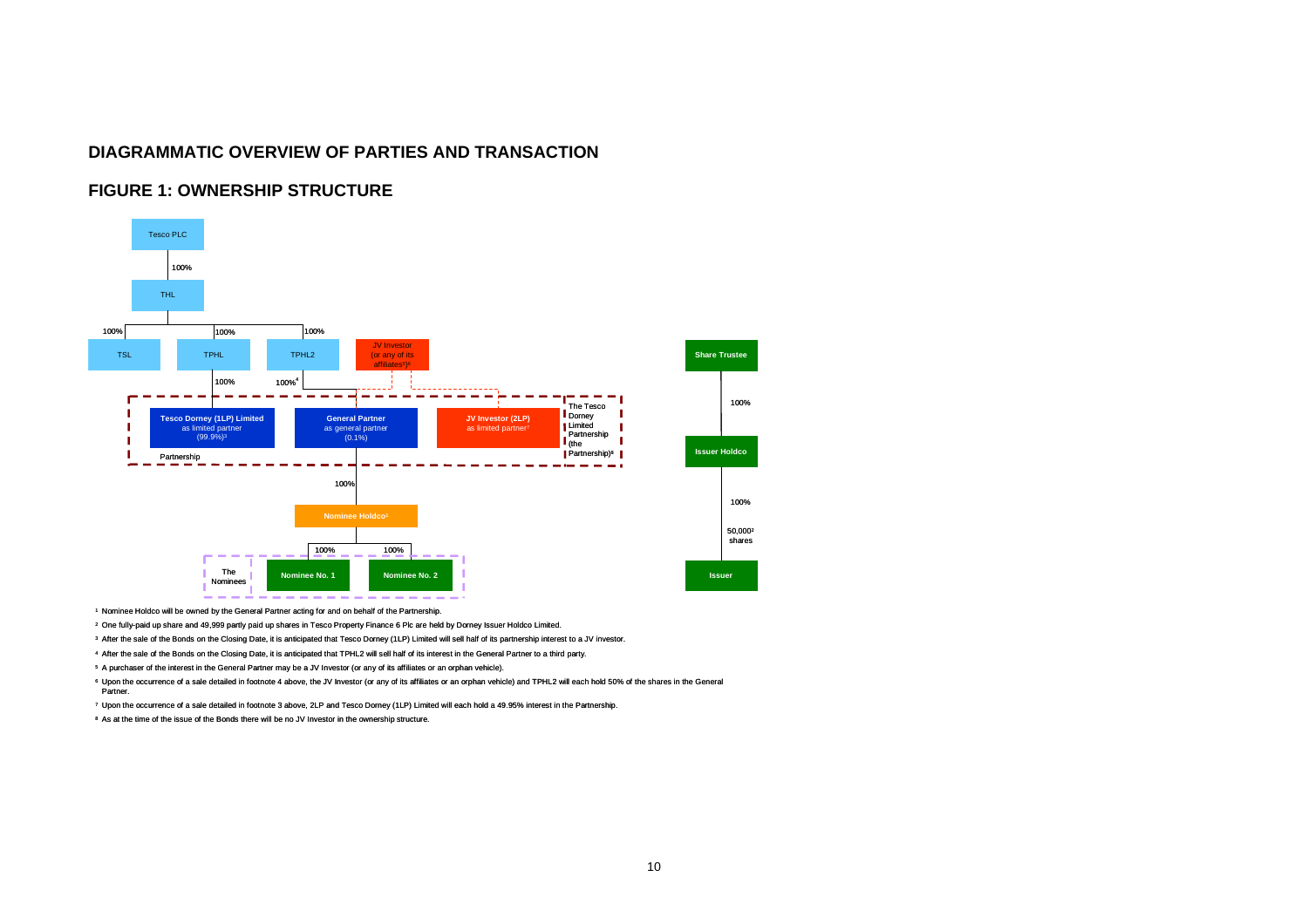## DIAGRAMMATIC OVERVIEW OF PARTIES AND TRANSACTION

## FIGURE 1: OWNERSHIP STRUCTURE

Tesco PLC

100%

THL

100% 100% 100%

TSL TPHL TPHL2

JV Investor (or any of its affiliates[5])[6]

100% 100%[4]

**Tesco Dorney (1LP) Limited** as limited partner (99.9%)[3]

**General Partner** as general partner (0.1%)

**JV Investor (2LP)** as limited partner[7]

Partnership

The Tesco Dorney Limited Partnership (the Partnership)[8]

100%

**Nominee Holdco**[1]

100% 100%

The Nominees

**Nominee No. 1**

**Nominee No. 2**

**Share Trustee**

100%

**Issuer Holdco**

100%

50,000[2] shares

**Issuer**

[1] Nominee Holdco will be owned by the General Partner acting for and on behalf of the Partnership.

[2] One fully-paid up share and 49,999 partly paid up shares in Tesco Property Finance 6 Plc are held by Dorney Issuer Holdco Limited.

[3] After the sale of the Bonds on the Closing Date, it is anticipated that Tesco Dorney (1LP) Limited will sell half of its partnership interest to a JV investor.

[4] After the sale of the Bonds on the Closing Date, it is anticipated that TPHL2 will sell half of its interest in the General Partner to a third party.

[5] A purchaser of the interest in the General Partner may be a JV Investor (or any of its affiliates or an orphan vehicle).

[6] Upon the occurrence of a sale detailed in footnote 4 above, the JV Investor (or any of its affiliates or an orphan vehicle) and TPHL2 will each hold 50% of the shares in the General Partner.

[7] Upon the occurrence of a sale detailed in footnote 3 above, 2LP and Tesco Dorney (1LP) Limited will each hold a 49.95% interest in the Partnership.

[8] As at the time of the issue of the Bonds there will be no JV Investor in the ownership structure.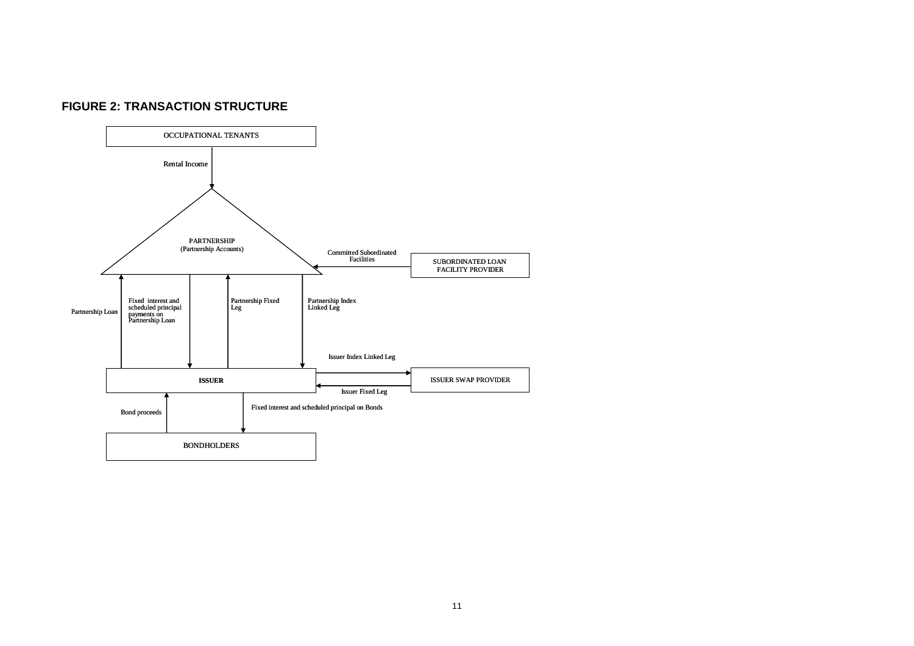## FIGURE 2: TRANSACTION STRUCTURE

OCCUPATIONAL TENANTS

Rental Income

PARTNERSHIP
(Partnership Accounts)

Committed Subordinated Facilities

SUBORDINATED LOAN FACILITY PROVIDER

Partnership Loan

Fixed interest and scheduled principal payments on Partnership Loan

Partnership Fixed Leg

Partnership Index Linked Leg

Issuer Index Linked Leg

ISSUER

ISSUER SWAP PROVIDER

Issuer Fixed Leg

Bond proceeds

Fixed interest and scheduled principal on Bonds

BONDHOLDERS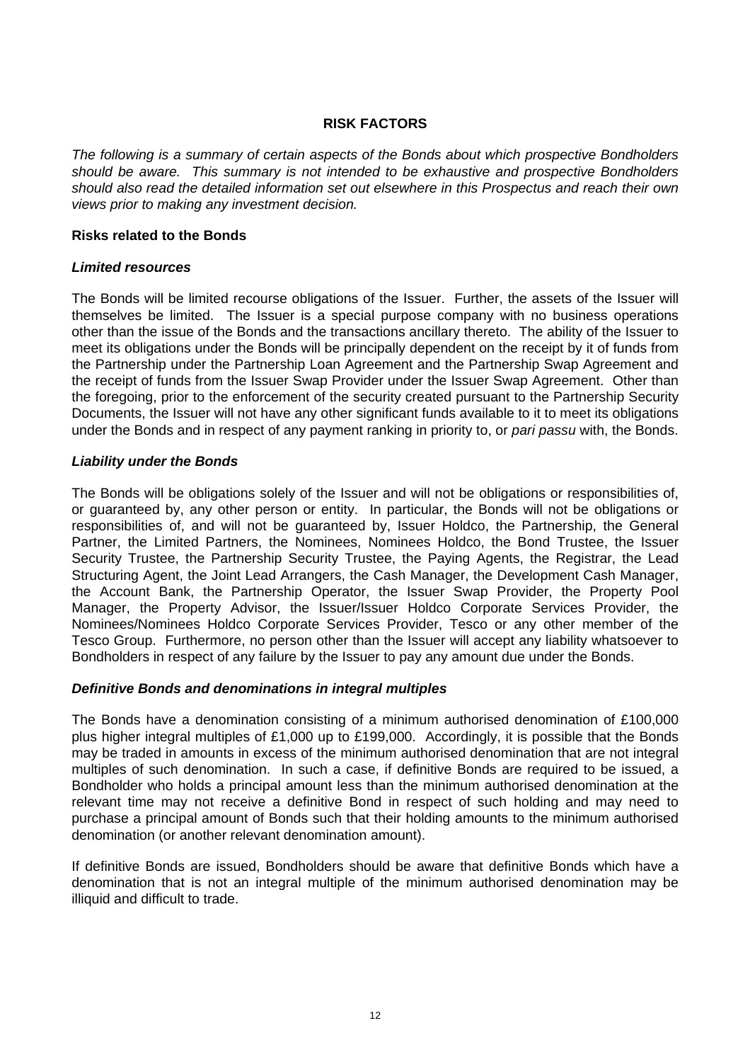# RISK FACTORS

*The following is a summary of certain aspects of the Bonds about which prospective Bondholders should be aware. This summary is not intended to be exhaustive and prospective Bondholders should also read the detailed information set out elsewhere in this Prospectus and reach their own views prior to making any investment decision.*

## Risks related to the Bonds

### *Limited resources*

The Bonds will be limited recourse obligations of the Issuer. Further, the assets of the Issuer will themselves be limited. The Issuer is a special purpose company with no business operations other than the issue of the Bonds and the transactions ancillary thereto. The ability of the Issuer to meet its obligations under the Bonds will be principally dependent on the receipt by it of funds from the Partnership under the Partnership Loan Agreement and the Partnership Swap Agreement and the receipt of funds from the Issuer Swap Provider under the Issuer Swap Agreement. Other than the foregoing, prior to the enforcement of the security created pursuant to the Partnership Security Documents, the Issuer will not have any other significant funds available to it to meet its obligations under the Bonds and in respect of any payment ranking in priority to, or *pari passu* with, the Bonds.

### *Liability under the Bonds*

The Bonds will be obligations solely of the Issuer and will not be obligations or responsibilities of, or guaranteed by, any other person or entity. In particular, the Bonds will not be obligations or responsibilities of, and will not be guaranteed by, Issuer Holdco, the Partnership, the General Partner, the Limited Partners, the Nominees, Nominees Holdco, the Bond Trustee, the Issuer Security Trustee, the Partnership Security Trustee, the Paying Agents, the Registrar, the Lead Structuring Agent, the Joint Lead Arrangers, the Cash Manager, the Development Cash Manager, the Account Bank, the Partnership Operator, the Issuer Swap Provider, the Property Pool Manager, the Property Advisor, the Issuer/Issuer Holdco Corporate Services Provider, the Nominees/Nominees Holdco Corporate Services Provider, Tesco or any other member of the Tesco Group. Furthermore, no person other than the Issuer will accept any liability whatsoever to Bondholders in respect of any failure by the Issuer to pay any amount due under the Bonds.

### *Definitive Bonds and denominations in integral multiples*

The Bonds have a denomination consisting of a minimum authorised denomination of £100,000 plus higher integral multiples of £1,000 up to £199,000. Accordingly, it is possible that the Bonds may be traded in amounts in excess of the minimum authorised denomination that are not integral multiples of such denomination. In such a case, if definitive Bonds are required to be issued, a Bondholder who holds a principal amount less than the minimum authorised denomination at the relevant time may not receive a definitive Bond in respect of such holding and may need to purchase a principal amount of Bonds such that their holding amounts to the minimum authorised denomination (or another relevant denomination amount).

If definitive Bonds are issued, Bondholders should be aware that definitive Bonds which have a denomination that is not an integral multiple of the minimum authorised denomination may be illiquid and difficult to trade.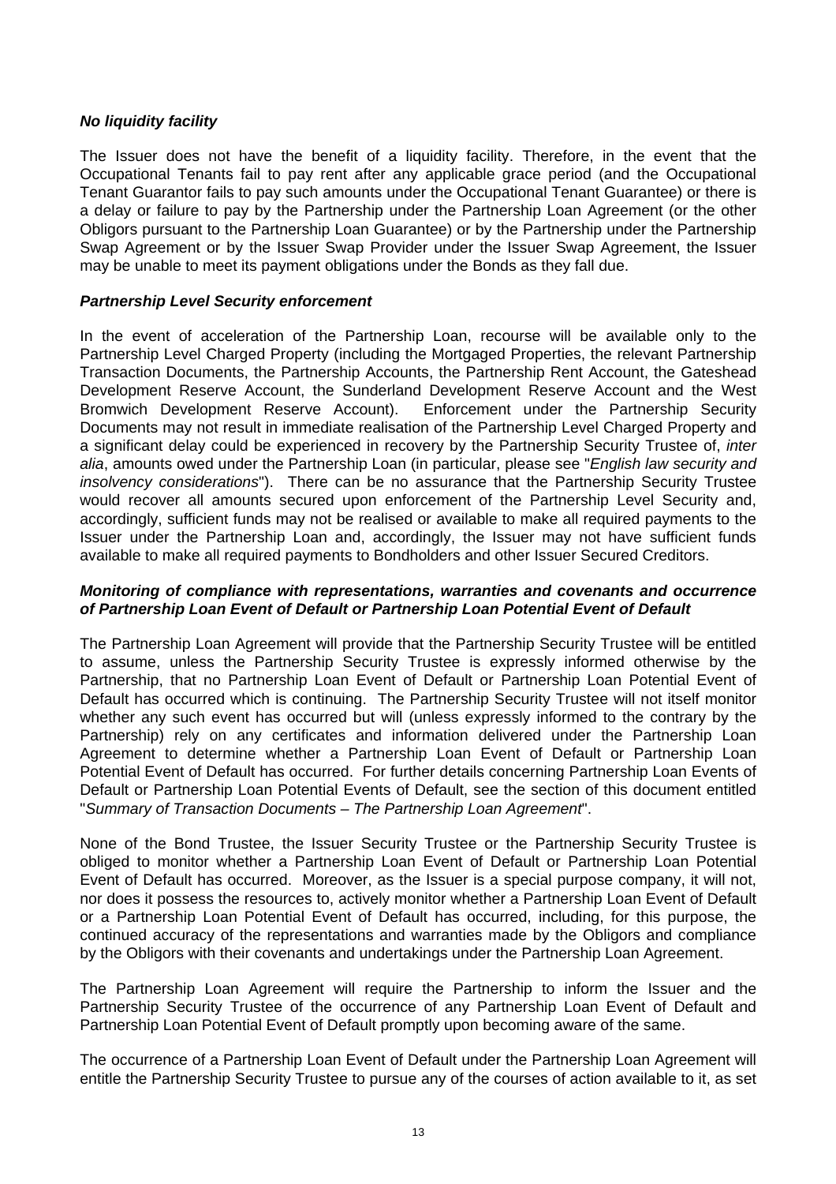***No liquidity facility***

The Issuer does not have the benefit of a liquidity facility. Therefore, in the event that the Occupational Tenants fail to pay rent after any applicable grace period (and the Occupational Tenant Guarantor fails to pay such amounts under the Occupational Tenant Guarantee) or there is a delay or failure to pay by the Partnership under the Partnership Loan Agreement (or the other Obligors pursuant to the Partnership Loan Guarantee) or by the Partnership under the Partnership Swap Agreement or by the Issuer Swap Provider under the Issuer Swap Agreement, the Issuer may be unable to meet its payment obligations under the Bonds as they fall due.

***Partnership Level Security enforcement***

In the event of acceleration of the Partnership Loan, recourse will be available only to the Partnership Level Charged Property (including the Mortgaged Properties, the relevant Partnership Transaction Documents, the Partnership Accounts, the Partnership Rent Account, the Gateshead Development Reserve Account, the Sunderland Development Reserve Account and the West Bromwich Development Reserve Account). Enforcement under the Partnership Security Documents may not result in immediate realisation of the Partnership Level Charged Property and a significant delay could be experienced in recovery by the Partnership Security Trustee of, *inter alia*, amounts owed under the Partnership Loan (in particular, please see "*English law security and insolvency considerations*"). There can be no assurance that the Partnership Security Trustee would recover all amounts secured upon enforcement of the Partnership Level Security and, accordingly, sufficient funds may not be realised or available to make all required payments to the Issuer under the Partnership Loan and, accordingly, the Issuer may not have sufficient funds available to make all required payments to Bondholders and other Issuer Secured Creditors.

***Monitoring of compliance with representations, warranties and covenants and occurrence of Partnership Loan Event of Default or Partnership Loan Potential Event of Default***

The Partnership Loan Agreement will provide that the Partnership Security Trustee will be entitled to assume, unless the Partnership Security Trustee is expressly informed otherwise by the Partnership, that no Partnership Loan Event of Default or Partnership Loan Potential Event of Default has occurred which is continuing. The Partnership Security Trustee will not itself monitor whether any such event has occurred but will (unless expressly informed to the contrary by the Partnership) rely on any certificates and information delivered under the Partnership Loan Agreement to determine whether a Partnership Loan Event of Default or Partnership Loan Potential Event of Default has occurred. For further details concerning Partnership Loan Events of Default or Partnership Loan Potential Events of Default, see the section of this document entitled "*Summary of Transaction Documents – The Partnership Loan Agreement*".

None of the Bond Trustee, the Issuer Security Trustee or the Partnership Security Trustee is obliged to monitor whether a Partnership Loan Event of Default or Partnership Loan Potential Event of Default has occurred. Moreover, as the Issuer is a special purpose company, it will not, nor does it possess the resources to, actively monitor whether a Partnership Loan Event of Default or a Partnership Loan Potential Event of Default has occurred, including, for this purpose, the continued accuracy of the representations and warranties made by the Obligors and compliance by the Obligors with their covenants and undertakings under the Partnership Loan Agreement.

The Partnership Loan Agreement will require the Partnership to inform the Issuer and the Partnership Security Trustee of the occurrence of any Partnership Loan Event of Default and Partnership Loan Potential Event of Default promptly upon becoming aware of the same.

The occurrence of a Partnership Loan Event of Default under the Partnership Loan Agreement will entitle the Partnership Security Trustee to pursue any of the courses of action available to it, as set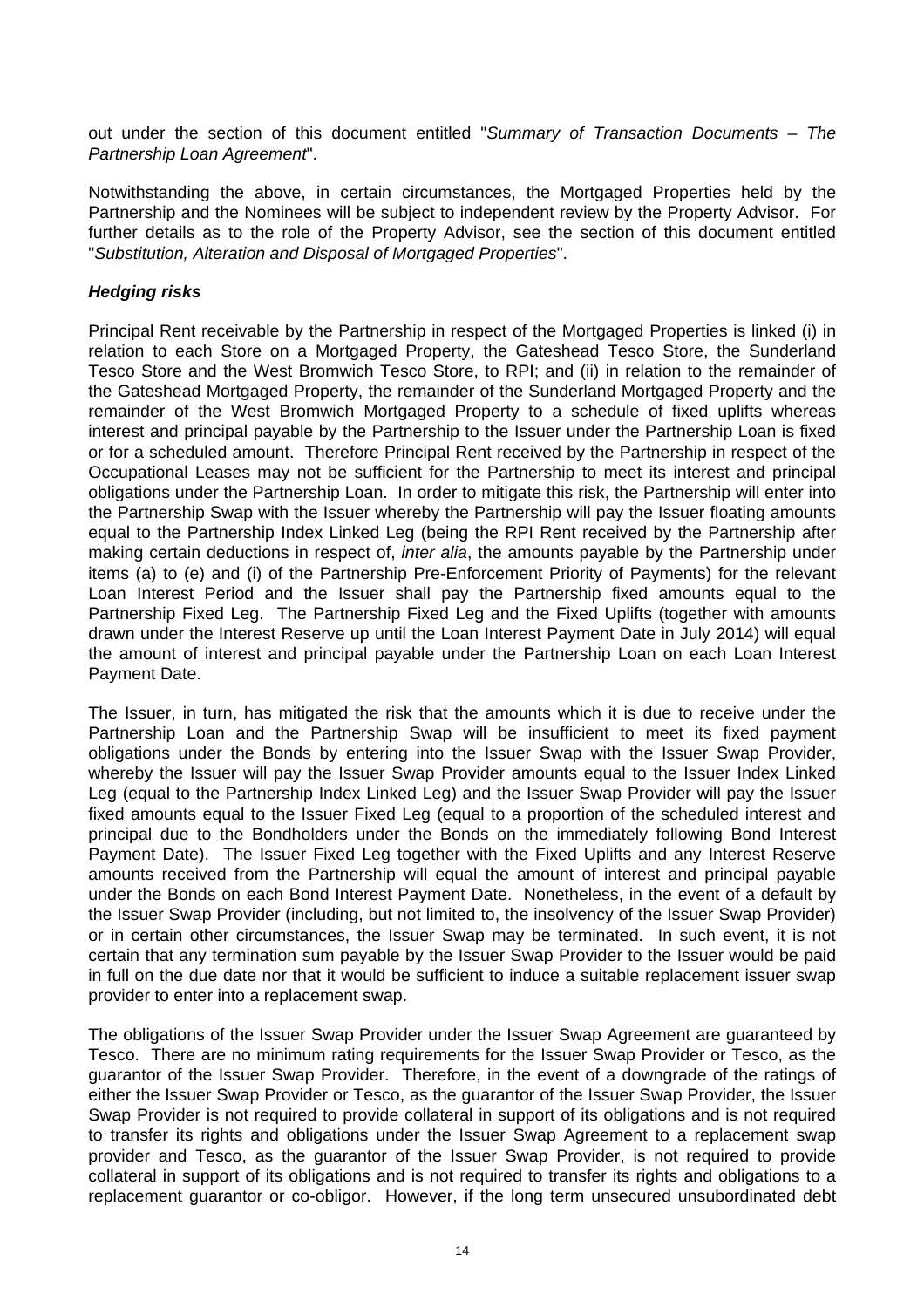out under the section of this document entitled "*Summary of Transaction Documents – The Partnership Loan Agreement*".

Notwithstanding the above, in certain circumstances, the Mortgaged Properties held by the Partnership and the Nominees will be subject to independent review by the Property Advisor. For further details as to the role of the Property Advisor, see the section of this document entitled "*Substitution, Alteration and Disposal of Mortgaged Properties*".

***Hedging risks***

Principal Rent receivable by the Partnership in respect of the Mortgaged Properties is linked (i) in relation to each Store on a Mortgaged Property, the Gateshead Tesco Store, the Sunderland Tesco Store and the West Bromwich Tesco Store, to RPI; and (ii) in relation to the remainder of the Gateshead Mortgaged Property, the remainder of the Sunderland Mortgaged Property and the remainder of the West Bromwich Mortgaged Property to a schedule of fixed uplifts whereas interest and principal payable by the Partnership to the Issuer under the Partnership Loan is fixed or for a scheduled amount. Therefore Principal Rent received by the Partnership in respect of the Occupational Leases may not be sufficient for the Partnership to meet its interest and principal obligations under the Partnership Loan. In order to mitigate this risk, the Partnership will enter into the Partnership Swap with the Issuer whereby the Partnership will pay the Issuer floating amounts equal to the Partnership Index Linked Leg (being the RPI Rent received by the Partnership after making certain deductions in respect of, *inter alia*, the amounts payable by the Partnership under items (a) to (e) and (i) of the Partnership Pre-Enforcement Priority of Payments) for the relevant Loan Interest Period and the Issuer shall pay the Partnership fixed amounts equal to the Partnership Fixed Leg. The Partnership Fixed Leg and the Fixed Uplifts (together with amounts drawn under the Interest Reserve up until the Loan Interest Payment Date in July 2014) will equal the amount of interest and principal payable under the Partnership Loan on each Loan Interest Payment Date.

The Issuer, in turn, has mitigated the risk that the amounts which it is due to receive under the Partnership Loan and the Partnership Swap will be insufficient to meet its fixed payment obligations under the Bonds by entering into the Issuer Swap with the Issuer Swap Provider, whereby the Issuer will pay the Issuer Swap Provider amounts equal to the Issuer Index Linked Leg (equal to the Partnership Index Linked Leg) and the Issuer Swap Provider will pay the Issuer fixed amounts equal to the Issuer Fixed Leg (equal to a proportion of the scheduled interest and principal due to the Bondholders under the Bonds on the immediately following Bond Interest Payment Date). The Issuer Fixed Leg together with the Fixed Uplifts and any Interest Reserve amounts received from the Partnership will equal the amount of interest and principal payable under the Bonds on each Bond Interest Payment Date. Nonetheless, in the event of a default by the Issuer Swap Provider (including, but not limited to, the insolvency of the Issuer Swap Provider) or in certain other circumstances, the Issuer Swap may be terminated. In such event, it is not certain that any termination sum payable by the Issuer Swap Provider to the Issuer would be paid in full on the due date nor that it would be sufficient to induce a suitable replacement issuer swap provider to enter into a replacement swap.

The obligations of the Issuer Swap Provider under the Issuer Swap Agreement are guaranteed by Tesco. There are no minimum rating requirements for the Issuer Swap Provider or Tesco, as the guarantor of the Issuer Swap Provider. Therefore, in the event of a downgrade of the ratings of either the Issuer Swap Provider or Tesco, as the guarantor of the Issuer Swap Provider, the Issuer Swap Provider is not required to provide collateral in support of its obligations and is not required to transfer its rights and obligations under the Issuer Swap Agreement to a replacement swap provider and Tesco, as the guarantor of the Issuer Swap Provider, is not required to provide collateral in support of its obligations and is not required to transfer its rights and obligations to a replacement guarantor or co-obligor. However, if the long term unsecured unsubordinated debt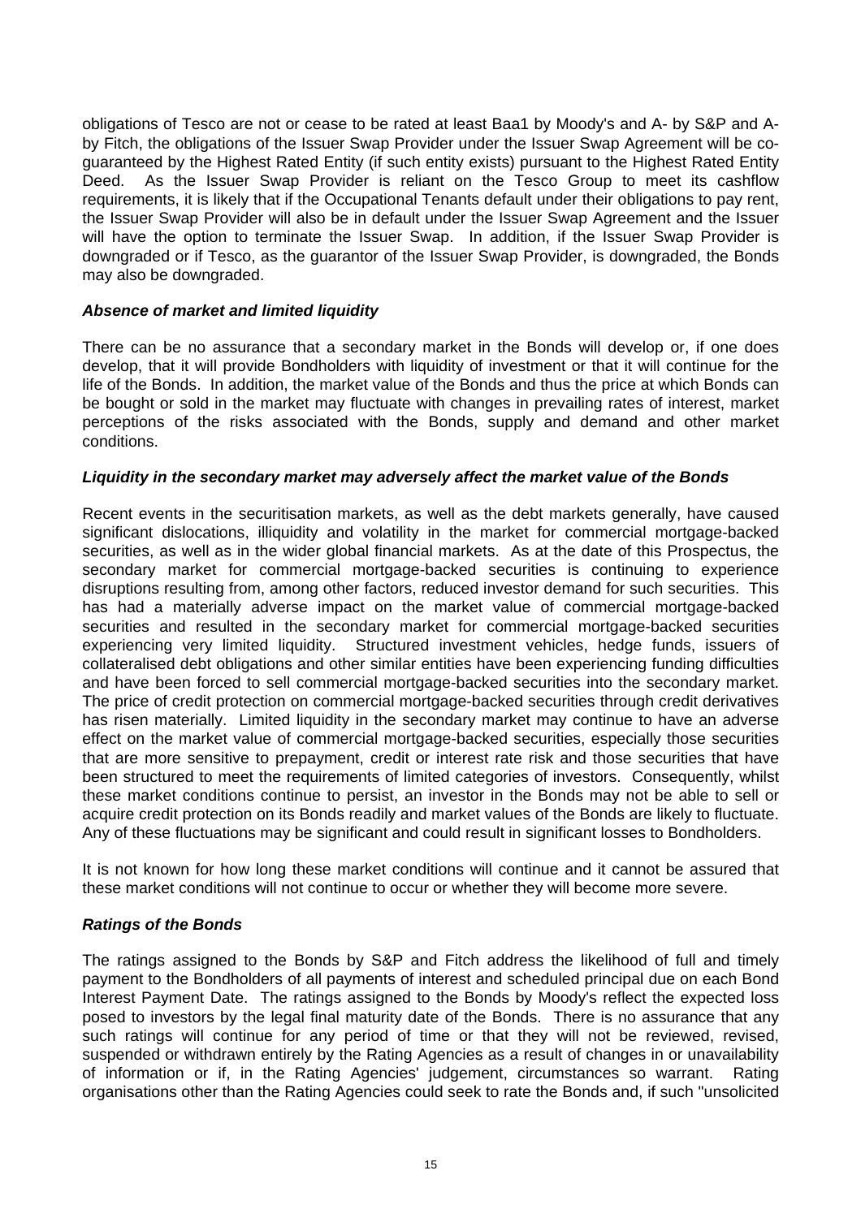obligations of Tesco are not or cease to be rated at least Baa1 by Moody's and A- by S&P and A- by Fitch, the obligations of the Issuer Swap Provider under the Issuer Swap Agreement will be co-guaranteed by the Highest Rated Entity (if such entity exists) pursuant to the Highest Rated Entity Deed. As the Issuer Swap Provider is reliant on the Tesco Group to meet its cashflow requirements, it is likely that if the Occupational Tenants default under their obligations to pay rent, the Issuer Swap Provider will also be in default under the Issuer Swap Agreement and the Issuer will have the option to terminate the Issuer Swap. In addition, if the Issuer Swap Provider is downgraded or if Tesco, as the guarantor of the Issuer Swap Provider, is downgraded, the Bonds may also be downgraded.

***Absence of market and limited liquidity***

There can be no assurance that a secondary market in the Bonds will develop or, if one does develop, that it will provide Bondholders with liquidity of investment or that it will continue for the life of the Bonds. In addition, the market value of the Bonds and thus the price at which Bonds can be bought or sold in the market may fluctuate with changes in prevailing rates of interest, market perceptions of the risks associated with the Bonds, supply and demand and other market conditions.

***Liquidity in the secondary market may adversely affect the market value of the Bonds***

Recent events in the securitisation markets, as well as the debt markets generally, have caused significant dislocations, illiquidity and volatility in the market for commercial mortgage-backed securities, as well as in the wider global financial markets. As at the date of this Prospectus, the secondary market for commercial mortgage-backed securities is continuing to experience disruptions resulting from, among other factors, reduced investor demand for such securities. This has had a materially adverse impact on the market value of commercial mortgage-backed securities and resulted in the secondary market for commercial mortgage-backed securities experiencing very limited liquidity. Structured investment vehicles, hedge funds, issuers of collateralised debt obligations and other similar entities have been experiencing funding difficulties and have been forced to sell commercial mortgage-backed securities into the secondary market. The price of credit protection on commercial mortgage-backed securities through credit derivatives has risen materially. Limited liquidity in the secondary market may continue to have an adverse effect on the market value of commercial mortgage-backed securities, especially those securities that are more sensitive to prepayment, credit or interest rate risk and those securities that have been structured to meet the requirements of limited categories of investors. Consequently, whilst these market conditions continue to persist, an investor in the Bonds may not be able to sell or acquire credit protection on its Bonds readily and market values of the Bonds are likely to fluctuate. Any of these fluctuations may be significant and could result in significant losses to Bondholders.

It is not known for how long these market conditions will continue and it cannot be assured that these market conditions will not continue to occur or whether they will become more severe.

***Ratings of the Bonds***

The ratings assigned to the Bonds by S&P and Fitch address the likelihood of full and timely payment to the Bondholders of all payments of interest and scheduled principal due on each Bond Interest Payment Date. The ratings assigned to the Bonds by Moody's reflect the expected loss posed to investors by the legal final maturity date of the Bonds. There is no assurance that any such ratings will continue for any period of time or that they will not be reviewed, revised, suspended or withdrawn entirely by the Rating Agencies as a result of changes in or unavailability of information or if, in the Rating Agencies' judgement, circumstances so warrant. Rating organisations other than the Rating Agencies could seek to rate the Bonds and, if such "unsolicited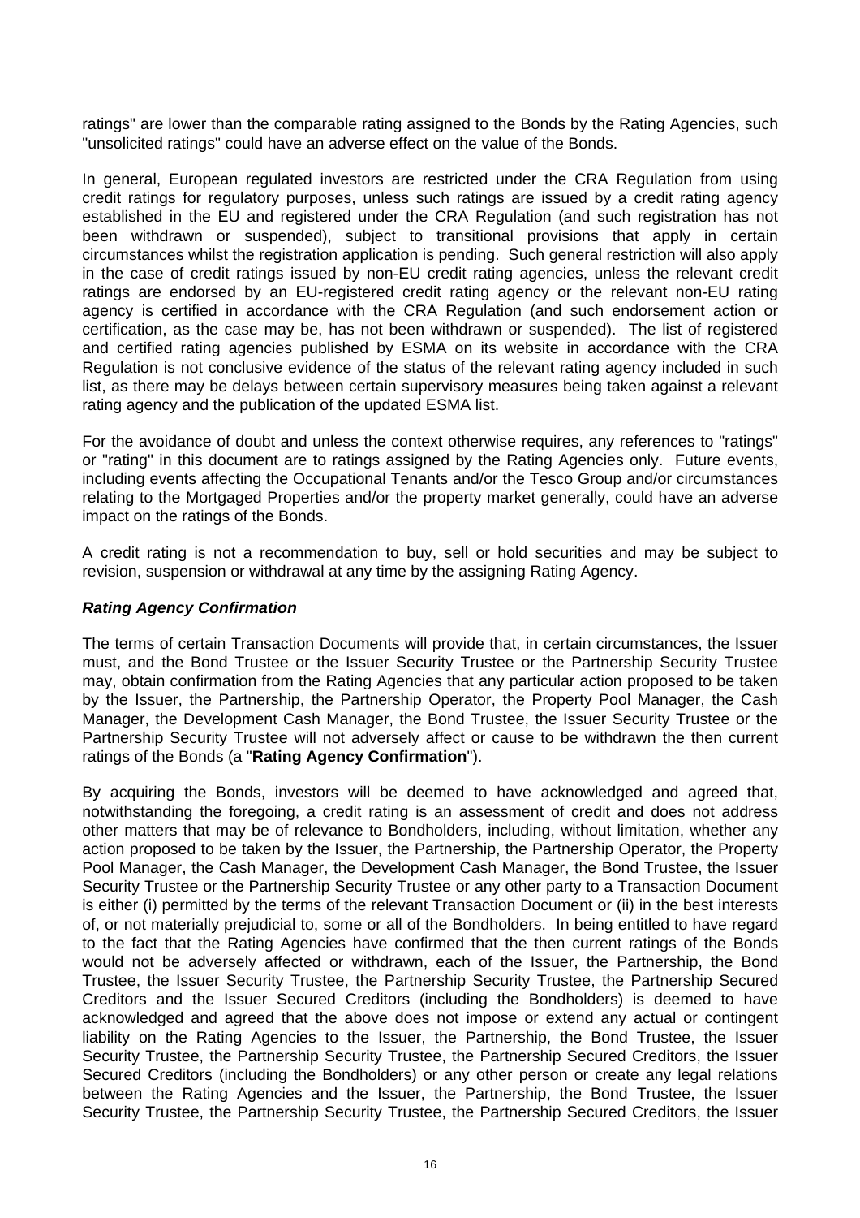ratings" are lower than the comparable rating assigned to the Bonds by the Rating Agencies, such "unsolicited ratings" could have an adverse effect on the value of the Bonds.

In general, European regulated investors are restricted under the CRA Regulation from using credit ratings for regulatory purposes, unless such ratings are issued by a credit rating agency established in the EU and registered under the CRA Regulation (and such registration has not been withdrawn or suspended), subject to transitional provisions that apply in certain circumstances whilst the registration application is pending. Such general restriction will also apply in the case of credit ratings issued by non-EU credit rating agencies, unless the relevant credit ratings are endorsed by an EU-registered credit rating agency or the relevant non-EU rating agency is certified in accordance with the CRA Regulation (and such endorsement action or certification, as the case may be, has not been withdrawn or suspended). The list of registered and certified rating agencies published by ESMA on its website in accordance with the CRA Regulation is not conclusive evidence of the status of the relevant rating agency included in such list, as there may be delays between certain supervisory measures being taken against a relevant rating agency and the publication of the updated ESMA list.

For the avoidance of doubt and unless the context otherwise requires, any references to "ratings" or "rating" in this document are to ratings assigned by the Rating Agencies only. Future events, including events affecting the Occupational Tenants and/or the Tesco Group and/or circumstances relating to the Mortgaged Properties and/or the property market generally, could have an adverse impact on the ratings of the Bonds.

A credit rating is not a recommendation to buy, sell or hold securities and may be subject to revision, suspension or withdrawal at any time by the assigning Rating Agency.

***Rating Agency Confirmation***

The terms of certain Transaction Documents will provide that, in certain circumstances, the Issuer must, and the Bond Trustee or the Issuer Security Trustee or the Partnership Security Trustee may, obtain confirmation from the Rating Agencies that any particular action proposed to be taken by the Issuer, the Partnership, the Partnership Operator, the Property Pool Manager, the Cash Manager, the Development Cash Manager, the Bond Trustee, the Issuer Security Trustee or the Partnership Security Trustee will not adversely affect or cause to be withdrawn the then current ratings of the Bonds (a "**Rating Agency Confirmation**").

By acquiring the Bonds, investors will be deemed to have acknowledged and agreed that, notwithstanding the foregoing, a credit rating is an assessment of credit and does not address other matters that may be of relevance to Bondholders, including, without limitation, whether any action proposed to be taken by the Issuer, the Partnership, the Partnership Operator, the Property Pool Manager, the Cash Manager, the Development Cash Manager, the Bond Trustee, the Issuer Security Trustee or the Partnership Security Trustee or any other party to a Transaction Document is either (i) permitted by the terms of the relevant Transaction Document or (ii) in the best interests of, or not materially prejudicial to, some or all of the Bondholders. In being entitled to have regard to the fact that the Rating Agencies have confirmed that the then current ratings of the Bonds would not be adversely affected or withdrawn, each of the Issuer, the Partnership, the Bond Trustee, the Issuer Security Trustee, the Partnership Security Trustee, the Partnership Secured Creditors and the Issuer Secured Creditors (including the Bondholders) is deemed to have acknowledged and agreed that the above does not impose or extend any actual or contingent liability on the Rating Agencies to the Issuer, the Partnership, the Bond Trustee, the Issuer Security Trustee, the Partnership Security Trustee, the Partnership Secured Creditors, the Issuer Secured Creditors (including the Bondholders) or any other person or create any legal relations between the Rating Agencies and the Issuer, the Partnership, the Bond Trustee, the Issuer Security Trustee, the Partnership Security Trustee, the Partnership Secured Creditors, the Issuer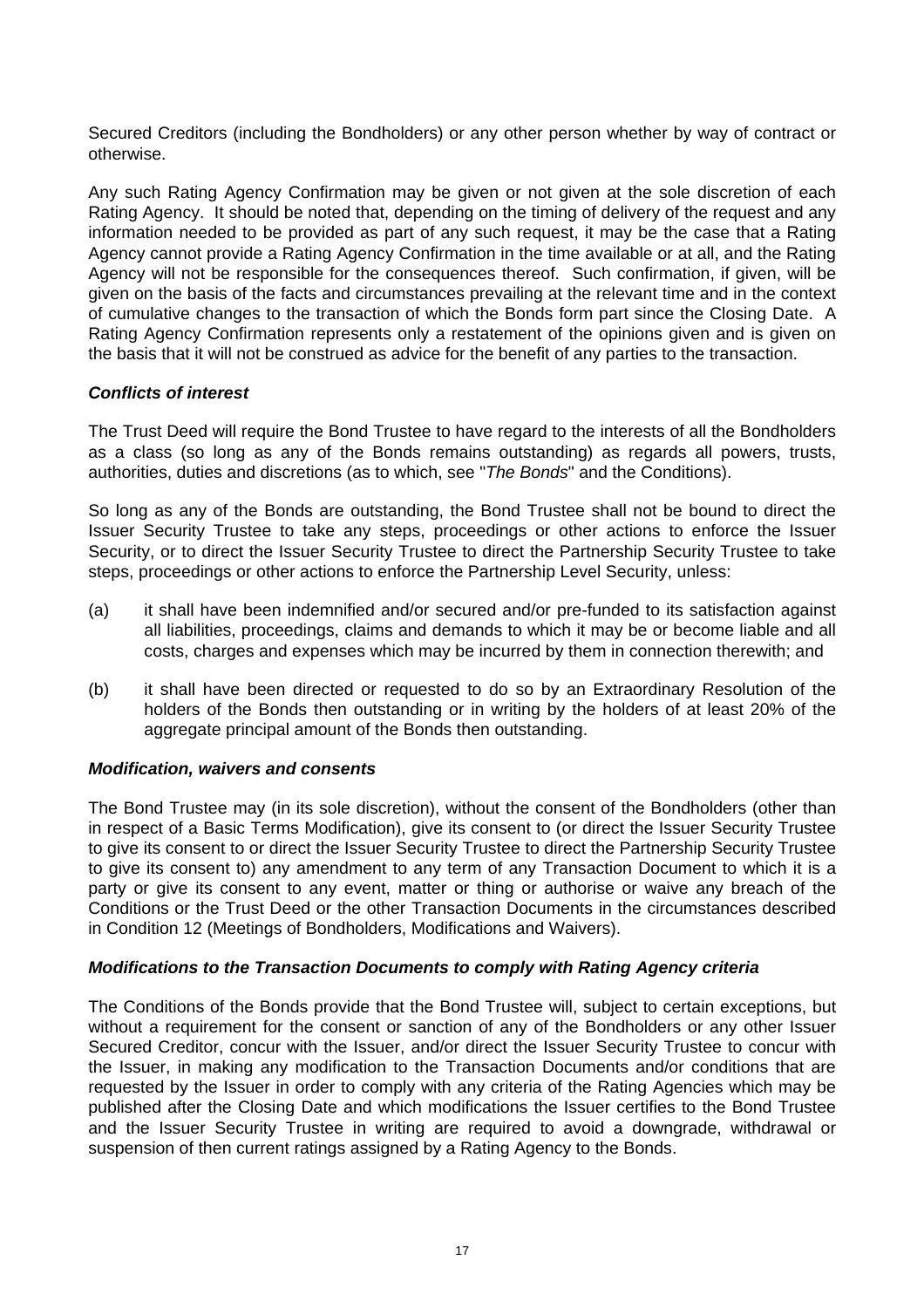Secured Creditors (including the Bondholders) or any other person whether by way of contract or otherwise.

Any such Rating Agency Confirmation may be given or not given at the sole discretion of each Rating Agency. It should be noted that, depending on the timing of delivery of the request and any information needed to be provided as part of any such request, it may be the case that a Rating Agency cannot provide a Rating Agency Confirmation in the time available or at all, and the Rating Agency will not be responsible for the consequences thereof. Such confirmation, if given, will be given on the basis of the facts and circumstances prevailing at the relevant time and in the context of cumulative changes to the transaction of which the Bonds form part since the Closing Date. A Rating Agency Confirmation represents only a restatement of the opinions given and is given on the basis that it will not be construed as advice for the benefit of any parties to the transaction.

***Conflicts of interest***

The Trust Deed will require the Bond Trustee to have regard to the interests of all the Bondholders as a class (so long as any of the Bonds remains outstanding) as regards all powers, trusts, authorities, duties and discretions (as to which, see "*The Bonds*" and the Conditions).

So long as any of the Bonds are outstanding, the Bond Trustee shall not be bound to direct the Issuer Security Trustee to take any steps, proceedings or other actions to enforce the Issuer Security, or to direct the Issuer Security Trustee to direct the Partnership Security Trustee to take steps, proceedings or other actions to enforce the Partnership Level Security, unless:

(a) it shall have been indemnified and/or secured and/or pre-funded to its satisfaction against all liabilities, proceedings, claims and demands to which it may be or become liable and all costs, charges and expenses which may be incurred by them in connection therewith; and

(b) it shall have been directed or requested to do so by an Extraordinary Resolution of the holders of the Bonds then outstanding or in writing by the holders of at least 20% of the aggregate principal amount of the Bonds then outstanding.

***Modification, waivers and consents***

The Bond Trustee may (in its sole discretion), without the consent of the Bondholders (other than in respect of a Basic Terms Modification), give its consent to (or direct the Issuer Security Trustee to give its consent to or direct the Issuer Security Trustee to direct the Partnership Security Trustee to give its consent to) any amendment to any term of any Transaction Document to which it is a party or give its consent to any event, matter or thing or authorise or waive any breach of the Conditions or the Trust Deed or the other Transaction Documents in the circumstances described in Condition 12 (Meetings of Bondholders, Modifications and Waivers).

***Modifications to the Transaction Documents to comply with Rating Agency criteria***

The Conditions of the Bonds provide that the Bond Trustee will, subject to certain exceptions, but without a requirement for the consent or sanction of any of the Bondholders or any other Issuer Secured Creditor, concur with the Issuer, and/or direct the Issuer Security Trustee to concur with the Issuer, in making any modification to the Transaction Documents and/or conditions that are requested by the Issuer in order to comply with any criteria of the Rating Agencies which may be published after the Closing Date and which modifications the Issuer certifies to the Bond Trustee and the Issuer Security Trustee in writing are required to avoid a downgrade, withdrawal or suspension of then current ratings assigned by a Rating Agency to the Bonds.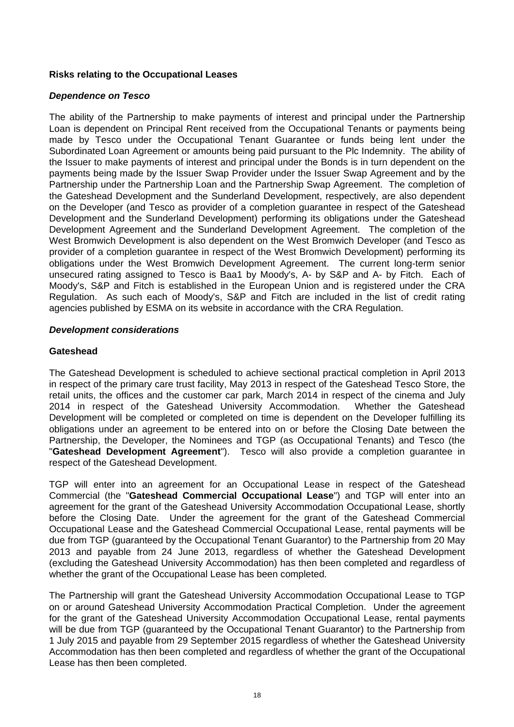## Risks relating to the Occupational Leases

### *Dependence on Tesco*

The ability of the Partnership to make payments of interest and principal under the Partnership Loan is dependent on Principal Rent received from the Occupational Tenants or payments being made by Tesco under the Occupational Tenant Guarantee or funds being lent under the Subordinated Loan Agreement or amounts being paid pursuant to the Plc Indemnity. The ability of the Issuer to make payments of interest and principal under the Bonds is in turn dependent on the payments being made by the Issuer Swap Provider under the Issuer Swap Agreement and by the Partnership under the Partnership Loan and the Partnership Swap Agreement. The completion of the Gateshead Development and the Sunderland Development, respectively, are also dependent on the Developer (and Tesco as provider of a completion guarantee in respect of the Gateshead Development and the Sunderland Development) performing its obligations under the Gateshead Development Agreement and the Sunderland Development Agreement. The completion of the West Bromwich Development is also dependent on the West Bromwich Developer (and Tesco as provider of a completion guarantee in respect of the West Bromwich Development) performing its obligations under the West Bromwich Development Agreement. The current long-term senior unsecured rating assigned to Tesco is Baa1 by Moody's, A- by S&P and A- by Fitch. Each of Moody's, S&P and Fitch is established in the European Union and is registered under the CRA Regulation. As such each of Moody's, S&P and Fitch are included in the list of credit rating agencies published by ESMA on its website in accordance with the CRA Regulation.

### *Development considerations*

#### Gateshead

The Gateshead Development is scheduled to achieve sectional practical completion in April 2013 in respect of the primary care trust facility, May 2013 in respect of the Gateshead Tesco Store, the retail units, the offices and the customer car park, March 2014 in respect of the cinema and July 2014 in respect of the Gateshead University Accommodation. Whether the Gateshead Development will be completed or completed on time is dependent on the Developer fulfilling its obligations under an agreement to be entered into on or before the Closing Date between the Partnership, the Developer, the Nominees and TGP (as Occupational Tenants) and Tesco (the "**Gateshead Development Agreement**"). Tesco will also provide a completion guarantee in respect of the Gateshead Development.

TGP will enter into an agreement for an Occupational Lease in respect of the Gateshead Commercial (the "**Gateshead Commercial Occupational Lease**") and TGP will enter into an agreement for the grant of the Gateshead University Accommodation Occupational Lease, shortly before the Closing Date. Under the agreement for the grant of the Gateshead Commercial Occupational Lease and the Gateshead Commercial Occupational Lease, rental payments will be due from TGP (guaranteed by the Occupational Tenant Guarantor) to the Partnership from 20 May 2013 and payable from 24 June 2013, regardless of whether the Gateshead Development (excluding the Gateshead University Accommodation) has then been completed and regardless of whether the grant of the Occupational Lease has been completed.

The Partnership will grant the Gateshead University Accommodation Occupational Lease to TGP on or around Gateshead University Accommodation Practical Completion. Under the agreement for the grant of the Gateshead University Accommodation Occupational Lease, rental payments will be due from TGP (guaranteed by the Occupational Tenant Guarantor) to the Partnership from 1 July 2015 and payable from 29 September 2015 regardless of whether the Gateshead University Accommodation has then been completed and regardless of whether the grant of the Occupational Lease has then been completed.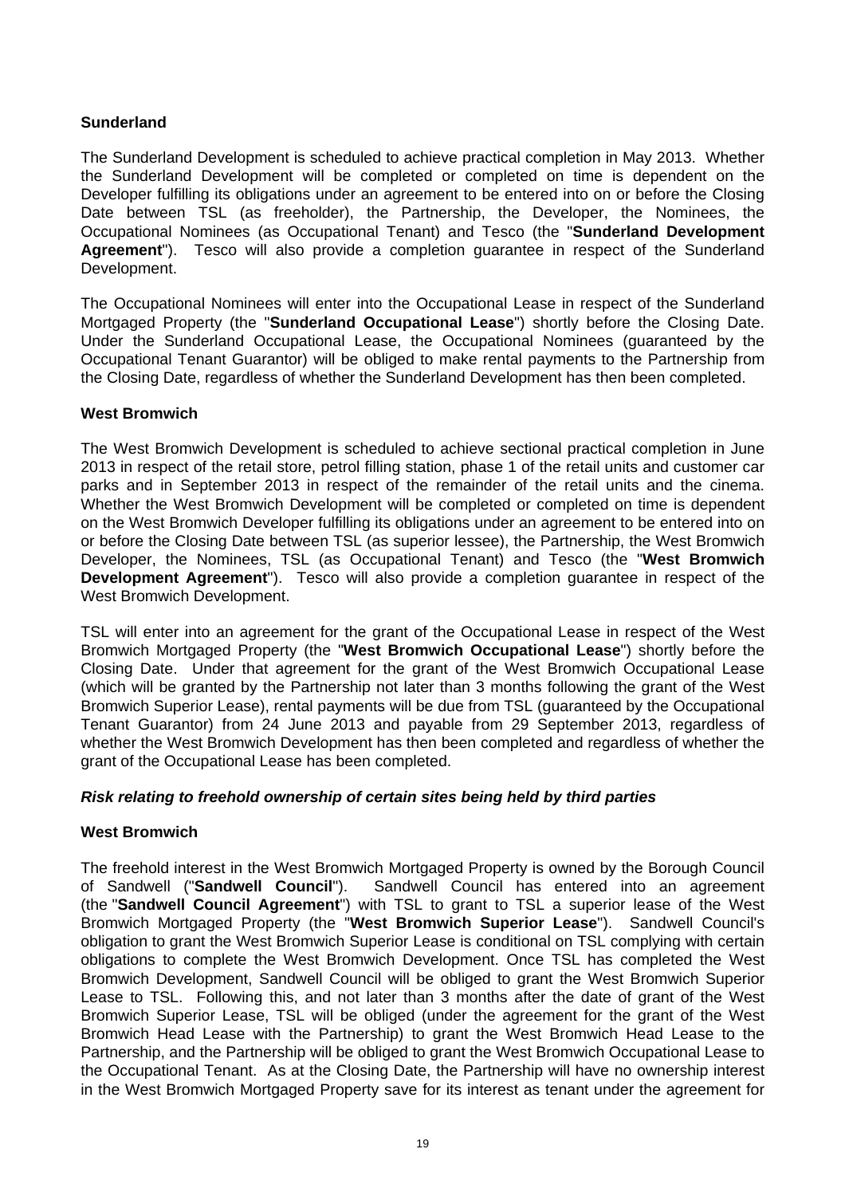**Sunderland**

The Sunderland Development is scheduled to achieve practical completion in May 2013. Whether the Sunderland Development will be completed or completed on time is dependent on the Developer fulfilling its obligations under an agreement to be entered into on or before the Closing Date between TSL (as freeholder), the Partnership, the Developer, the Nominees, the Occupational Nominees (as Occupational Tenant) and Tesco (the "**Sunderland Development Agreement**"). Tesco will also provide a completion guarantee in respect of the Sunderland Development.

The Occupational Nominees will enter into the Occupational Lease in respect of the Sunderland Mortgaged Property (the "**Sunderland Occupational Lease**") shortly before the Closing Date. Under the Sunderland Occupational Lease, the Occupational Nominees (guaranteed by the Occupational Tenant Guarantor) will be obliged to make rental payments to the Partnership from the Closing Date, regardless of whether the Sunderland Development has then been completed.

**West Bromwich**

The West Bromwich Development is scheduled to achieve sectional practical completion in June 2013 in respect of the retail store, petrol filling station, phase 1 of the retail units and customer car parks and in September 2013 in respect of the remainder of the retail units and the cinema. Whether the West Bromwich Development will be completed or completed on time is dependent on the West Bromwich Developer fulfilling its obligations under an agreement to be entered into on or before the Closing Date between TSL (as superior lessee), the Partnership, the West Bromwich Developer, the Nominees, TSL (as Occupational Tenant) and Tesco (the "**West Bromwich Development Agreement**"). Tesco will also provide a completion guarantee in respect of the West Bromwich Development.

TSL will enter into an agreement for the grant of the Occupational Lease in respect of the West Bromwich Mortgaged Property (the "**West Bromwich Occupational Lease**") shortly before the Closing Date. Under that agreement for the grant of the West Bromwich Occupational Lease (which will be granted by the Partnership not later than 3 months following the grant of the West Bromwich Superior Lease), rental payments will be due from TSL (guaranteed by the Occupational Tenant Guarantor) from 24 June 2013 and payable from 29 September 2013, regardless of whether the West Bromwich Development has then been completed and regardless of whether the grant of the Occupational Lease has been completed.

***Risk relating to freehold ownership of certain sites being held by third parties***

**West Bromwich**

The freehold interest in the West Bromwich Mortgaged Property is owned by the Borough Council of Sandwell ("**Sandwell Council**"). Sandwell Council has entered into an agreement (the "**Sandwell Council Agreement**") with TSL to grant to TSL a superior lease of the West Bromwich Mortgaged Property (the "**West Bromwich Superior Lease**"). Sandwell Council's obligation to grant the West Bromwich Superior Lease is conditional on TSL complying with certain obligations to complete the West Bromwich Development. Once TSL has completed the West Bromwich Development, Sandwell Council will be obliged to grant the West Bromwich Superior Lease to TSL. Following this, and not later than 3 months after the date of grant of the West Bromwich Superior Lease, TSL will be obliged (under the agreement for the grant of the West Bromwich Head Lease with the Partnership) to grant the West Bromwich Head Lease to the Partnership, and the Partnership will be obliged to grant the West Bromwich Occupational Lease to the Occupational Tenant. As at the Closing Date, the Partnership will have no ownership interest in the West Bromwich Mortgaged Property save for its interest as tenant under the agreement for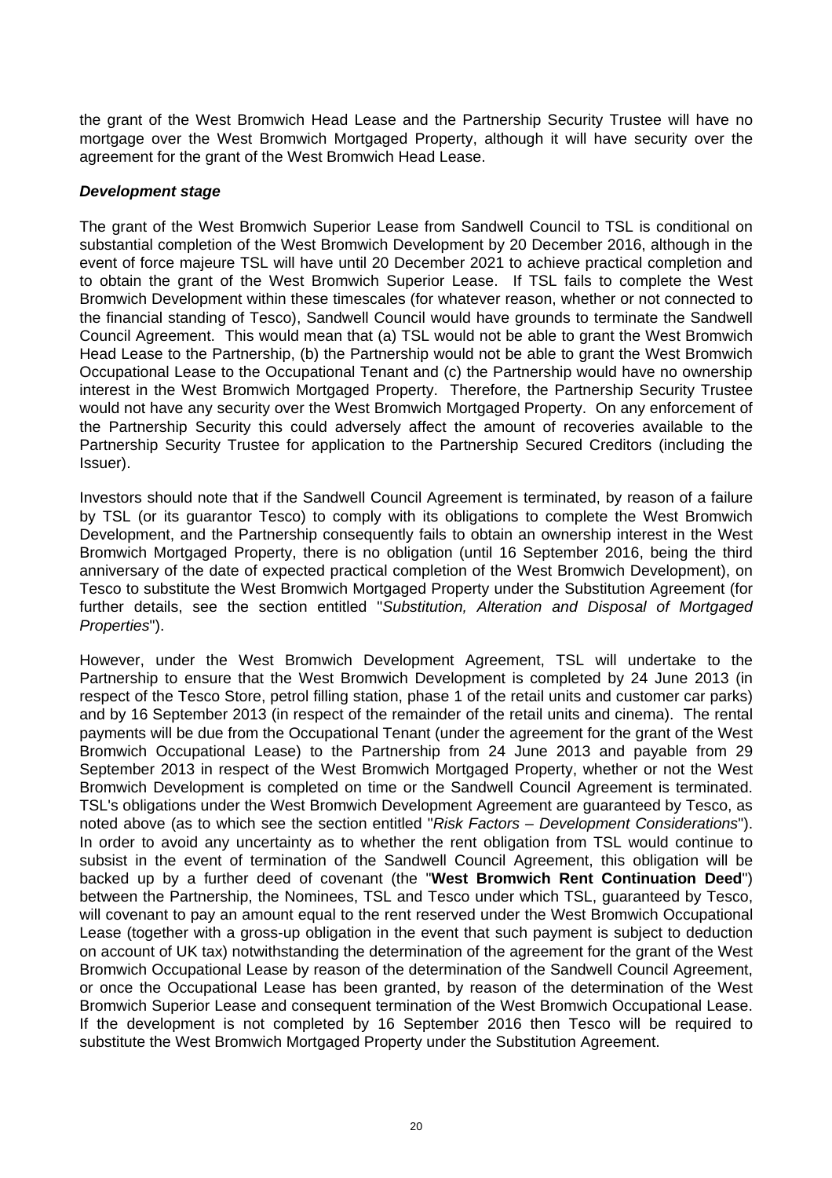the grant of the West Bromwich Head Lease and the Partnership Security Trustee will have no mortgage over the West Bromwich Mortgaged Property, although it will have security over the agreement for the grant of the West Bromwich Head Lease.

***Development stage***

The grant of the West Bromwich Superior Lease from Sandwell Council to TSL is conditional on substantial completion of the West Bromwich Development by 20 December 2016, although in the event of force majeure TSL will have until 20 December 2021 to achieve practical completion and to obtain the grant of the West Bromwich Superior Lease. If TSL fails to complete the West Bromwich Development within these timescales (for whatever reason, whether or not connected to the financial standing of Tesco), Sandwell Council would have grounds to terminate the Sandwell Council Agreement. This would mean that (a) TSL would not be able to grant the West Bromwich Head Lease to the Partnership, (b) the Partnership would not be able to grant the West Bromwich Occupational Lease to the Occupational Tenant and (c) the Partnership would have no ownership interest in the West Bromwich Mortgaged Property. Therefore, the Partnership Security Trustee would not have any security over the West Bromwich Mortgaged Property. On any enforcement of the Partnership Security this could adversely affect the amount of recoveries available to the Partnership Security Trustee for application to the Partnership Secured Creditors (including the Issuer).

Investors should note that if the Sandwell Council Agreement is terminated, by reason of a failure by TSL (or its guarantor Tesco) to comply with its obligations to complete the West Bromwich Development, and the Partnership consequently fails to obtain an ownership interest in the West Bromwich Mortgaged Property, there is no obligation (until 16 September 2016, being the third anniversary of the date of expected practical completion of the West Bromwich Development), on Tesco to substitute the West Bromwich Mortgaged Property under the Substitution Agreement (for further details, see the section entitled "*Substitution, Alteration and Disposal of Mortgaged Properties*").

However, under the West Bromwich Development Agreement, TSL will undertake to the Partnership to ensure that the West Bromwich Development is completed by 24 June 2013 (in respect of the Tesco Store, petrol filling station, phase 1 of the retail units and customer car parks) and by 16 September 2013 (in respect of the remainder of the retail units and cinema). The rental payments will be due from the Occupational Tenant (under the agreement for the grant of the West Bromwich Occupational Lease) to the Partnership from 24 June 2013 and payable from 29 September 2013 in respect of the West Bromwich Mortgaged Property, whether or not the West Bromwich Development is completed on time or the Sandwell Council Agreement is terminated. TSL's obligations under the West Bromwich Development Agreement are guaranteed by Tesco, as noted above (as to which see the section entitled "*Risk Factors – Development Considerations*"). In order to avoid any uncertainty as to whether the rent obligation from TSL would continue to subsist in the event of termination of the Sandwell Council Agreement, this obligation will be backed up by a further deed of covenant (the "**West Bromwich Rent Continuation Deed**") between the Partnership, the Nominees, TSL and Tesco under which TSL, guaranteed by Tesco, will covenant to pay an amount equal to the rent reserved under the West Bromwich Occupational Lease (together with a gross-up obligation in the event that such payment is subject to deduction on account of UK tax) notwithstanding the determination of the agreement for the grant of the West Bromwich Occupational Lease by reason of the determination of the Sandwell Council Agreement, or once the Occupational Lease has been granted, by reason of the determination of the West Bromwich Superior Lease and consequent termination of the West Bromwich Occupational Lease. If the development is not completed by 16 September 2016 then Tesco will be required to substitute the West Bromwich Mortgaged Property under the Substitution Agreement.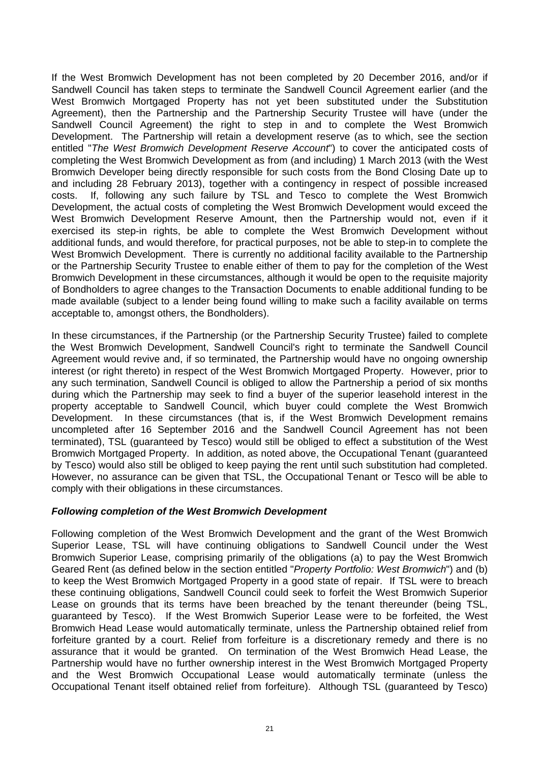If the West Bromwich Development has not been completed by 20 December 2016, and/or if Sandwell Council has taken steps to terminate the Sandwell Council Agreement earlier (and the West Bromwich Mortgaged Property has not yet been substituted under the Substitution Agreement), then the Partnership and the Partnership Security Trustee will have (under the Sandwell Council Agreement) the right to step in and to complete the West Bromwich Development. The Partnership will retain a development reserve (as to which, see the section entitled "*The West Bromwich Development Reserve Account*") to cover the anticipated costs of completing the West Bromwich Development as from (and including) 1 March 2013 (with the West Bromwich Developer being directly responsible for such costs from the Bond Closing Date up to and including 28 February 2013), together with a contingency in respect of possible increased costs. If, following any such failure by TSL and Tesco to complete the West Bromwich Development, the actual costs of completing the West Bromwich Development would exceed the West Bromwich Development Reserve Amount, then the Partnership would not, even if it exercised its step-in rights, be able to complete the West Bromwich Development without additional funds, and would therefore, for practical purposes, not be able to step-in to complete the West Bromwich Development. There is currently no additional facility available to the Partnership or the Partnership Security Trustee to enable either of them to pay for the completion of the West Bromwich Development in these circumstances, although it would be open to the requisite majority of Bondholders to agree changes to the Transaction Documents to enable additional funding to be made available (subject to a lender being found willing to make such a facility available on terms acceptable to, amongst others, the Bondholders).

In these circumstances, if the Partnership (or the Partnership Security Trustee) failed to complete the West Bromwich Development, Sandwell Council's right to terminate the Sandwell Council Agreement would revive and, if so terminated, the Partnership would have no ongoing ownership interest (or right thereto) in respect of the West Bromwich Mortgaged Property. However, prior to any such termination, Sandwell Council is obliged to allow the Partnership a period of six months during which the Partnership may seek to find a buyer of the superior leasehold interest in the property acceptable to Sandwell Council, which buyer could complete the West Bromwich Development. In these circumstances (that is, if the West Bromwich Development remains uncompleted after 16 September 2016 and the Sandwell Council Agreement has not been terminated), TSL (guaranteed by Tesco) would still be obliged to effect a substitution of the West Bromwich Mortgaged Property. In addition, as noted above, the Occupational Tenant (guaranteed by Tesco) would also still be obliged to keep paying the rent until such substitution had completed. However, no assurance can be given that TSL, the Occupational Tenant or Tesco will be able to comply with their obligations in these circumstances.

***Following completion of the West Bromwich Development***

Following completion of the West Bromwich Development and the grant of the West Bromwich Superior Lease, TSL will have continuing obligations to Sandwell Council under the West Bromwich Superior Lease, comprising primarily of the obligations (a) to pay the West Bromwich Geared Rent (as defined below in the section entitled "*Property Portfolio: West Bromwich*") and (b) to keep the West Bromwich Mortgaged Property in a good state of repair. If TSL were to breach these continuing obligations, Sandwell Council could seek to forfeit the West Bromwich Superior Lease on grounds that its terms have been breached by the tenant thereunder (being TSL, guaranteed by Tesco). If the West Bromwich Superior Lease were to be forfeited, the West Bromwich Head Lease would automatically terminate, unless the Partnership obtained relief from forfeiture granted by a court. Relief from forfeiture is a discretionary remedy and there is no assurance that it would be granted. On termination of the West Bromwich Head Lease, the Partnership would have no further ownership interest in the West Bromwich Mortgaged Property and the West Bromwich Occupational Lease would automatically terminate (unless the Occupational Tenant itself obtained relief from forfeiture). Although TSL (guaranteed by Tesco)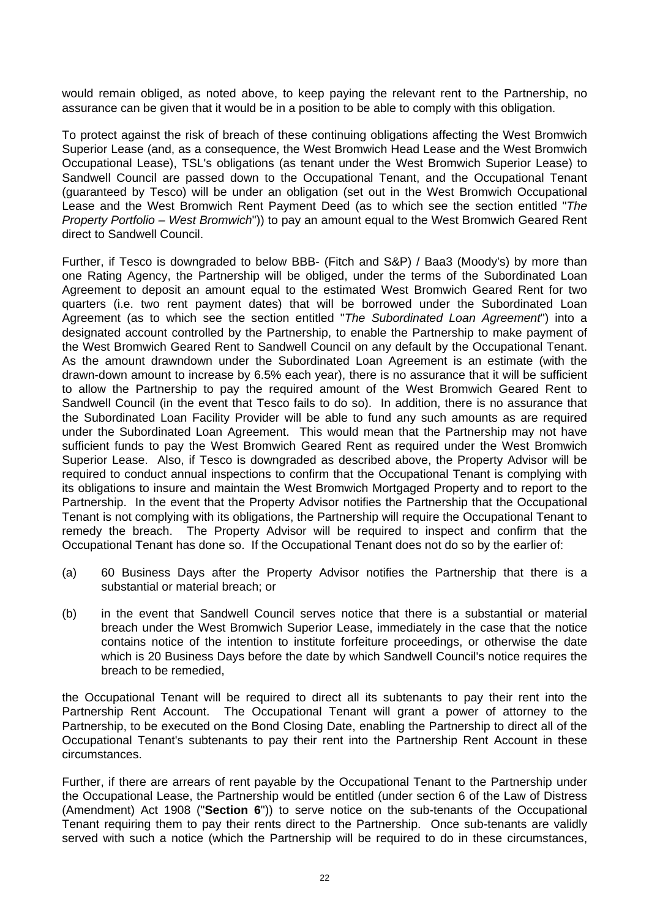would remain obliged, as noted above, to keep paying the relevant rent to the Partnership, no assurance can be given that it would be in a position to be able to comply with this obligation.

To protect against the risk of breach of these continuing obligations affecting the West Bromwich Superior Lease (and, as a consequence, the West Bromwich Head Lease and the West Bromwich Occupational Lease), TSL's obligations (as tenant under the West Bromwich Superior Lease) to Sandwell Council are passed down to the Occupational Tenant, and the Occupational Tenant (guaranteed by Tesco) will be under an obligation (set out in the West Bromwich Occupational Lease and the West Bromwich Rent Payment Deed (as to which see the section entitled "*The Property Portfolio – West Bromwich*")) to pay an amount equal to the West Bromwich Geared Rent direct to Sandwell Council.

Further, if Tesco is downgraded to below BBB- (Fitch and S&P) / Baa3 (Moody's) by more than one Rating Agency, the Partnership will be obliged, under the terms of the Subordinated Loan Agreement to deposit an amount equal to the estimated West Bromwich Geared Rent for two quarters (i.e. two rent payment dates) that will be borrowed under the Subordinated Loan Agreement (as to which see the section entitled "*The Subordinated Loan Agreement*") into a designated account controlled by the Partnership, to enable the Partnership to make payment of the West Bromwich Geared Rent to Sandwell Council on any default by the Occupational Tenant. As the amount drawndown under the Subordinated Loan Agreement is an estimate (with the drawn-down amount to increase by 6.5% each year), there is no assurance that it will be sufficient to allow the Partnership to pay the required amount of the West Bromwich Geared Rent to Sandwell Council (in the event that Tesco fails to do so). In addition, there is no assurance that the Subordinated Loan Facility Provider will be able to fund any such amounts as are required under the Subordinated Loan Agreement. This would mean that the Partnership may not have sufficient funds to pay the West Bromwich Geared Rent as required under the West Bromwich Superior Lease. Also, if Tesco is downgraded as described above, the Property Advisor will be required to conduct annual inspections to confirm that the Occupational Tenant is complying with its obligations to insure and maintain the West Bromwich Mortgaged Property and to report to the Partnership. In the event that the Property Advisor notifies the Partnership that the Occupational Tenant is not complying with its obligations, the Partnership will require the Occupational Tenant to remedy the breach. The Property Advisor will be required to inspect and confirm that the Occupational Tenant has done so. If the Occupational Tenant does not do so by the earlier of:

(a) 60 Business Days after the Property Advisor notifies the Partnership that there is a substantial or material breach; or

(b) in the event that Sandwell Council serves notice that there is a substantial or material breach under the West Bromwich Superior Lease, immediately in the case that the notice contains notice of the intention to institute forfeiture proceedings, or otherwise the date which is 20 Business Days before the date by which Sandwell Council's notice requires the breach to be remedied,

the Occupational Tenant will be required to direct all its subtenants to pay their rent into the Partnership Rent Account. The Occupational Tenant will grant a power of attorney to the Partnership, to be executed on the Bond Closing Date, enabling the Partnership to direct all of the Occupational Tenant's subtenants to pay their rent into the Partnership Rent Account in these circumstances.

Further, if there are arrears of rent payable by the Occupational Tenant to the Partnership under the Occupational Lease, the Partnership would be entitled (under section 6 of the Law of Distress (Amendment) Act 1908 ("**Section 6**")) to serve notice on the sub-tenants of the Occupational Tenant requiring them to pay their rents direct to the Partnership. Once sub-tenants are validly served with such a notice (which the Partnership will be required to do in these circumstances,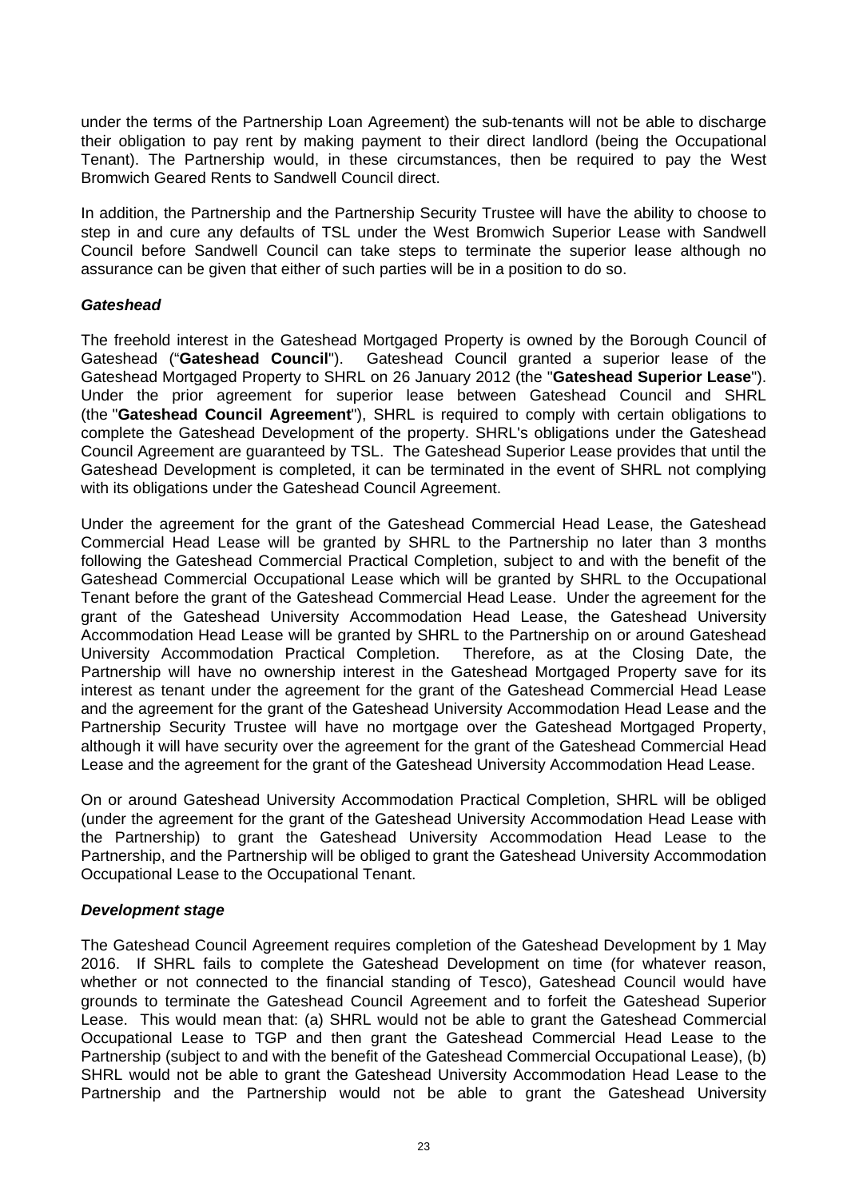under the terms of the Partnership Loan Agreement) the sub-tenants will not be able to discharge their obligation to pay rent by making payment to their direct landlord (being the Occupational Tenant). The Partnership would, in these circumstances, then be required to pay the West Bromwich Geared Rents to Sandwell Council direct.

In addition, the Partnership and the Partnership Security Trustee will have the ability to choose to step in and cure any defaults of TSL under the West Bromwich Superior Lease with Sandwell Council before Sandwell Council can take steps to terminate the superior lease although no assurance can be given that either of such parties will be in a position to do so.

### *Gateshead*

The freehold interest in the Gateshead Mortgaged Property is owned by the Borough Council of Gateshead ("**Gateshead Council**"). Gateshead Council granted a superior lease of the Gateshead Mortgaged Property to SHRL on 26 January 2012 (the "**Gateshead Superior Lease**"). Under the prior agreement for superior lease between Gateshead Council and SHRL (the "**Gateshead Council Agreement**"), SHRL is required to comply with certain obligations to complete the Gateshead Development of the property. SHRL's obligations under the Gateshead Council Agreement are guaranteed by TSL. The Gateshead Superior Lease provides that until the Gateshead Development is completed, it can be terminated in the event of SHRL not complying with its obligations under the Gateshead Council Agreement.

Under the agreement for the grant of the Gateshead Commercial Head Lease, the Gateshead Commercial Head Lease will be granted by SHRL to the Partnership no later than 3 months following the Gateshead Commercial Practical Completion, subject to and with the benefit of the Gateshead Commercial Occupational Lease which will be granted by SHRL to the Occupational Tenant before the grant of the Gateshead Commercial Head Lease. Under the agreement for the grant of the Gateshead University Accommodation Head Lease, the Gateshead University Accommodation Head Lease will be granted by SHRL to the Partnership on or around Gateshead University Accommodation Practical Completion. Therefore, as at the Closing Date, the Partnership will have no ownership interest in the Gateshead Mortgaged Property save for its interest as tenant under the agreement for the grant of the Gateshead Commercial Head Lease and the agreement for the grant of the Gateshead University Accommodation Head Lease and the Partnership Security Trustee will have no mortgage over the Gateshead Mortgaged Property, although it will have security over the agreement for the grant of the Gateshead Commercial Head Lease and the agreement for the grant of the Gateshead University Accommodation Head Lease.

On or around Gateshead University Accommodation Practical Completion, SHRL will be obliged (under the agreement for the grant of the Gateshead University Accommodation Head Lease with the Partnership) to grant the Gateshead University Accommodation Head Lease to the Partnership, and the Partnership will be obliged to grant the Gateshead University Accommodation Occupational Lease to the Occupational Tenant.

### *Development stage*

The Gateshead Council Agreement requires completion of the Gateshead Development by 1 May 2016. If SHRL fails to complete the Gateshead Development on time (for whatever reason, whether or not connected to the financial standing of Tesco), Gateshead Council would have grounds to terminate the Gateshead Council Agreement and to forfeit the Gateshead Superior Lease. This would mean that: (a) SHRL would not be able to grant the Gateshead Commercial Occupational Lease to TGP and then grant the Gateshead Commercial Head Lease to the Partnership (subject to and with the benefit of the Gateshead Commercial Occupational Lease), (b) SHRL would not be able to grant the Gateshead University Accommodation Head Lease to the Partnership and the Partnership would not be able to grant the Gateshead University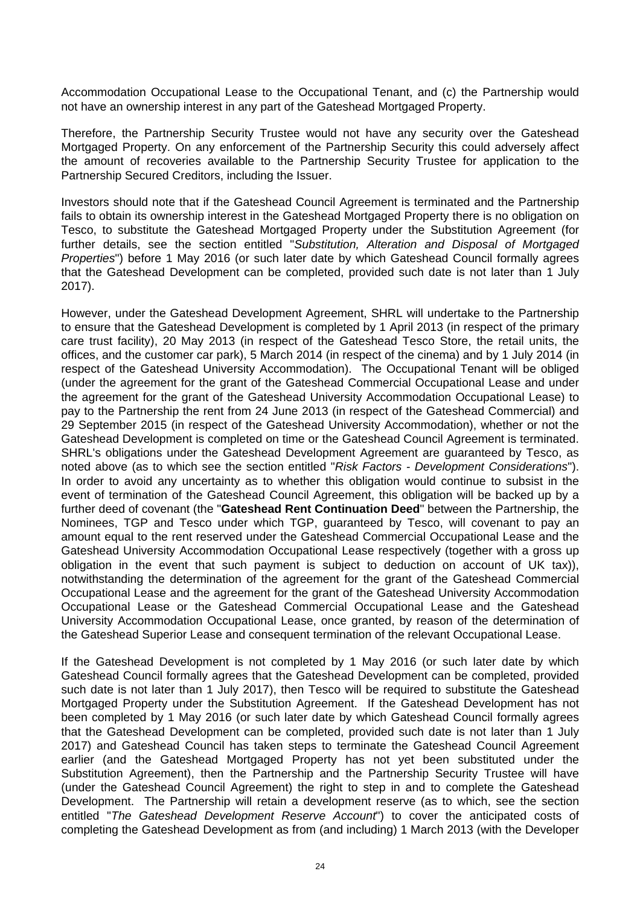Accommodation Occupational Lease to the Occupational Tenant, and (c) the Partnership would not have an ownership interest in any part of the Gateshead Mortgaged Property.

Therefore, the Partnership Security Trustee would not have any security over the Gateshead Mortgaged Property. On any enforcement of the Partnership Security this could adversely affect the amount of recoveries available to the Partnership Security Trustee for application to the Partnership Secured Creditors, including the Issuer.

Investors should note that if the Gateshead Council Agreement is terminated and the Partnership fails to obtain its ownership interest in the Gateshead Mortgaged Property there is no obligation on Tesco, to substitute the Gateshead Mortgaged Property under the Substitution Agreement (for further details, see the section entitled "*Substitution, Alteration and Disposal of Mortgaged Properties*") before 1 May 2016 (or such later date by which Gateshead Council formally agrees that the Gateshead Development can be completed, provided such date is not later than 1 July 2017).

However, under the Gateshead Development Agreement, SHRL will undertake to the Partnership to ensure that the Gateshead Development is completed by 1 April 2013 (in respect of the primary care trust facility), 20 May 2013 (in respect of the Gateshead Tesco Store, the retail units, the offices, and the customer car park), 5 March 2014 (in respect of the cinema) and by 1 July 2014 (in respect of the Gateshead University Accommodation). The Occupational Tenant will be obliged (under the agreement for the grant of the Gateshead Commercial Occupational Lease and under the agreement for the grant of the Gateshead University Accommodation Occupational Lease) to pay to the Partnership the rent from 24 June 2013 (in respect of the Gateshead Commercial) and 29 September 2015 (in respect of the Gateshead University Accommodation), whether or not the Gateshead Development is completed on time or the Gateshead Council Agreement is terminated. SHRL's obligations under the Gateshead Development Agreement are guaranteed by Tesco, as noted above (as to which see the section entitled "*Risk Factors - Development Considerations*"). In order to avoid any uncertainty as to whether this obligation would continue to subsist in the event of termination of the Gateshead Council Agreement, this obligation will be backed up by a further deed of covenant (the "**Gateshead Rent Continuation Deed**" between the Partnership, the Nominees, TGP and Tesco under which TGP, guaranteed by Tesco, will covenant to pay an amount equal to the rent reserved under the Gateshead Commercial Occupational Lease and the Gateshead University Accommodation Occupational Lease respectively (together with a gross up obligation in the event that such payment is subject to deduction on account of UK tax)), notwithstanding the determination of the agreement for the grant of the Gateshead Commercial Occupational Lease and the agreement for the grant of the Gateshead University Accommodation Occupational Lease or the Gateshead Commercial Occupational Lease and the Gateshead University Accommodation Occupational Lease, once granted, by reason of the determination of the Gateshead Superior Lease and consequent termination of the relevant Occupational Lease.

If the Gateshead Development is not completed by 1 May 2016 (or such later date by which Gateshead Council formally agrees that the Gateshead Development can be completed, provided such date is not later than 1 July 2017), then Tesco will be required to substitute the Gateshead Mortgaged Property under the Substitution Agreement. If the Gateshead Development has not been completed by 1 May 2016 (or such later date by which Gateshead Council formally agrees that the Gateshead Development can be completed, provided such date is not later than 1 July 2017) and Gateshead Council has taken steps to terminate the Gateshead Council Agreement earlier (and the Gateshead Mortgaged Property has not yet been substituted under the Substitution Agreement), then the Partnership and the Partnership Security Trustee will have (under the Gateshead Council Agreement) the right to step in and to complete the Gateshead Development. The Partnership will retain a development reserve (as to which, see the section entitled "*The Gateshead Development Reserve Account*") to cover the anticipated costs of completing the Gateshead Development as from (and including) 1 March 2013 (with the Developer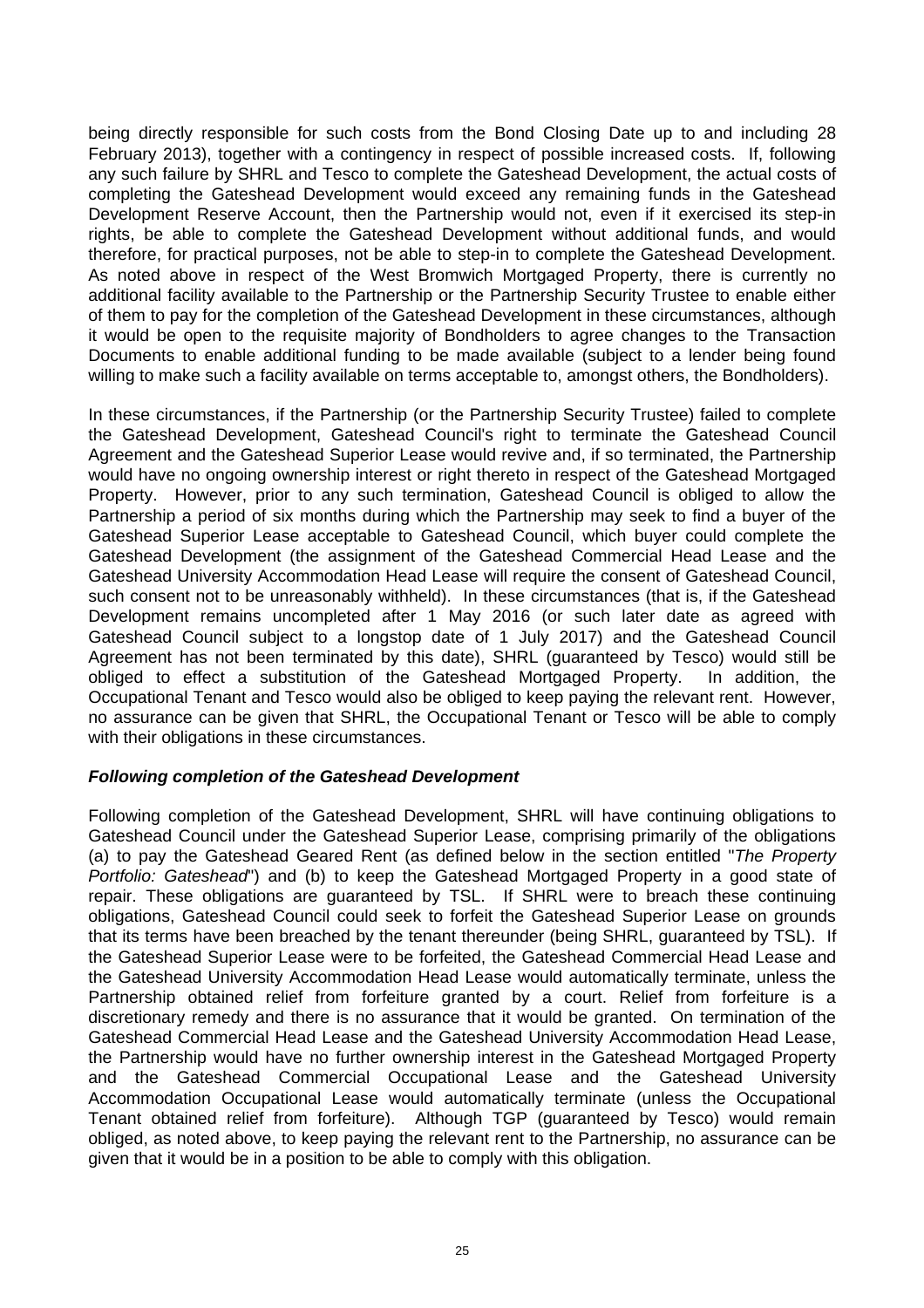being directly responsible for such costs from the Bond Closing Date up to and including 28 February 2013), together with a contingency in respect of possible increased costs. If, following any such failure by SHRL and Tesco to complete the Gateshead Development, the actual costs of completing the Gateshead Development would exceed any remaining funds in the Gateshead Development Reserve Account, then the Partnership would not, even if it exercised its step-in rights, be able to complete the Gateshead Development without additional funds, and would therefore, for practical purposes, not be able to step-in to complete the Gateshead Development. As noted above in respect of the West Bromwich Mortgaged Property, there is currently no additional facility available to the Partnership or the Partnership Security Trustee to enable either of them to pay for the completion of the Gateshead Development in these circumstances, although it would be open to the requisite majority of Bondholders to agree changes to the Transaction Documents to enable additional funding to be made available (subject to a lender being found willing to make such a facility available on terms acceptable to, amongst others, the Bondholders).

In these circumstances, if the Partnership (or the Partnership Security Trustee) failed to complete the Gateshead Development, Gateshead Council's right to terminate the Gateshead Council Agreement and the Gateshead Superior Lease would revive and, if so terminated, the Partnership would have no ongoing ownership interest or right thereto in respect of the Gateshead Mortgaged Property. However, prior to any such termination, Gateshead Council is obliged to allow the Partnership a period of six months during which the Partnership may seek to find a buyer of the Gateshead Superior Lease acceptable to Gateshead Council, which buyer could complete the Gateshead Development (the assignment of the Gateshead Commercial Head Lease and the Gateshead University Accommodation Head Lease will require the consent of Gateshead Council, such consent not to be unreasonably withheld). In these circumstances (that is, if the Gateshead Development remains uncompleted after 1 May 2016 (or such later date as agreed with Gateshead Council subject to a longstop date of 1 July 2017) and the Gateshead Council Agreement has not been terminated by this date), SHRL (guaranteed by Tesco) would still be obliged to effect a substitution of the Gateshead Mortgaged Property. In addition, the Occupational Tenant and Tesco would also be obliged to keep paying the relevant rent. However, no assurance can be given that SHRL, the Occupational Tenant or Tesco will be able to comply with their obligations in these circumstances.

***Following completion of the Gateshead Development***

Following completion of the Gateshead Development, SHRL will have continuing obligations to Gateshead Council under the Gateshead Superior Lease, comprising primarily of the obligations (a) to pay the Gateshead Geared Rent (as defined below in the section entitled "*The Property Portfolio: Gateshead*") and (b) to keep the Gateshead Mortgaged Property in a good state of repair. These obligations are guaranteed by TSL. If SHRL were to breach these continuing obligations, Gateshead Council could seek to forfeit the Gateshead Superior Lease on grounds that its terms have been breached by the tenant thereunder (being SHRL, guaranteed by TSL). If the Gateshead Superior Lease were to be forfeited, the Gateshead Commercial Head Lease and the Gateshead University Accommodation Head Lease would automatically terminate, unless the Partnership obtained relief from forfeiture granted by a court. Relief from forfeiture is a discretionary remedy and there is no assurance that it would be granted. On termination of the Gateshead Commercial Head Lease and the Gateshead University Accommodation Head Lease, the Partnership would have no further ownership interest in the Gateshead Mortgaged Property and the Gateshead Commercial Occupational Lease and the Gateshead University Accommodation Occupational Lease would automatically terminate (unless the Occupational Tenant obtained relief from forfeiture). Although TGP (guaranteed by Tesco) would remain obliged, as noted above, to keep paying the relevant rent to the Partnership, no assurance can be given that it would be in a position to be able to comply with this obligation.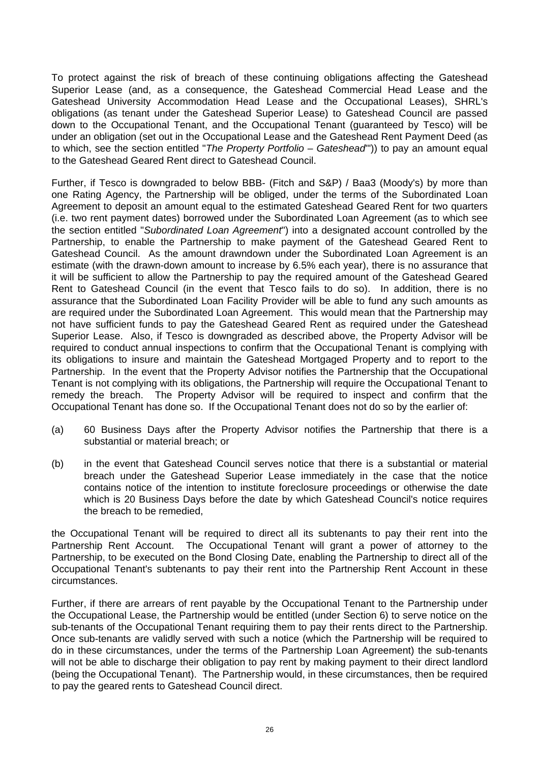To protect against the risk of breach of these continuing obligations affecting the Gateshead Superior Lease (and, as a consequence, the Gateshead Commercial Head Lease and the Gateshead University Accommodation Head Lease and the Occupational Leases), SHRL's obligations (as tenant under the Gateshead Superior Lease) to Gateshead Council are passed down to the Occupational Tenant, and the Occupational Tenant (guaranteed by Tesco) will be under an obligation (set out in the Occupational Lease and the Gateshead Rent Payment Deed (as to which, see the section entitled "*The Property Portfolio – Gateshead*")) to pay an amount equal to the Gateshead Geared Rent direct to Gateshead Council.

Further, if Tesco is downgraded to below BBB- (Fitch and S&P) / Baa3 (Moody's) by more than one Rating Agency, the Partnership will be obliged, under the terms of the Subordinated Loan Agreement to deposit an amount equal to the estimated Gateshead Geared Rent for two quarters (i.e. two rent payment dates) borrowed under the Subordinated Loan Agreement (as to which see the section entitled "*Subordinated Loan Agreement*") into a designated account controlled by the Partnership, to enable the Partnership to make payment of the Gateshead Geared Rent to Gateshead Council. As the amount drawndown under the Subordinated Loan Agreement is an estimate (with the drawn-down amount to increase by 6.5% each year), there is no assurance that it will be sufficient to allow the Partnership to pay the required amount of the Gateshead Geared Rent to Gateshead Council (in the event that Tesco fails to do so). In addition, there is no assurance that the Subordinated Loan Facility Provider will be able to fund any such amounts as are required under the Subordinated Loan Agreement. This would mean that the Partnership may not have sufficient funds to pay the Gateshead Geared Rent as required under the Gateshead Superior Lease. Also, if Tesco is downgraded as described above, the Property Advisor will be required to conduct annual inspections to confirm that the Occupational Tenant is complying with its obligations to insure and maintain the Gateshead Mortgaged Property and to report to the Partnership. In the event that the Property Advisor notifies the Partnership that the Occupational Tenant is not complying with its obligations, the Partnership will require the Occupational Tenant to remedy the breach. The Property Advisor will be required to inspect and confirm that the Occupational Tenant has done so. If the Occupational Tenant does not do so by the earlier of:

(a) 60 Business Days after the Property Advisor notifies the Partnership that there is a substantial or material breach; or

(b) in the event that Gateshead Council serves notice that there is a substantial or material breach under the Gateshead Superior Lease immediately in the case that the notice contains notice of the intention to institute foreclosure proceedings or otherwise the date which is 20 Business Days before the date by which Gateshead Council's notice requires the breach to be remedied,

the Occupational Tenant will be required to direct all its subtenants to pay their rent into the Partnership Rent Account. The Occupational Tenant will grant a power of attorney to the Partnership, to be executed on the Bond Closing Date, enabling the Partnership to direct all of the Occupational Tenant's subtenants to pay their rent into the Partnership Rent Account in these circumstances.

Further, if there are arrears of rent payable by the Occupational Tenant to the Partnership under the Occupational Lease, the Partnership would be entitled (under Section 6) to serve notice on the sub-tenants of the Occupational Tenant requiring them to pay their rents direct to the Partnership. Once sub-tenants are validly served with such a notice (which the Partnership will be required to do in these circumstances, under the terms of the Partnership Loan Agreement) the sub-tenants will not be able to discharge their obligation to pay rent by making payment to their direct landlord (being the Occupational Tenant). The Partnership would, in these circumstances, then be required to pay the geared rents to Gateshead Council direct.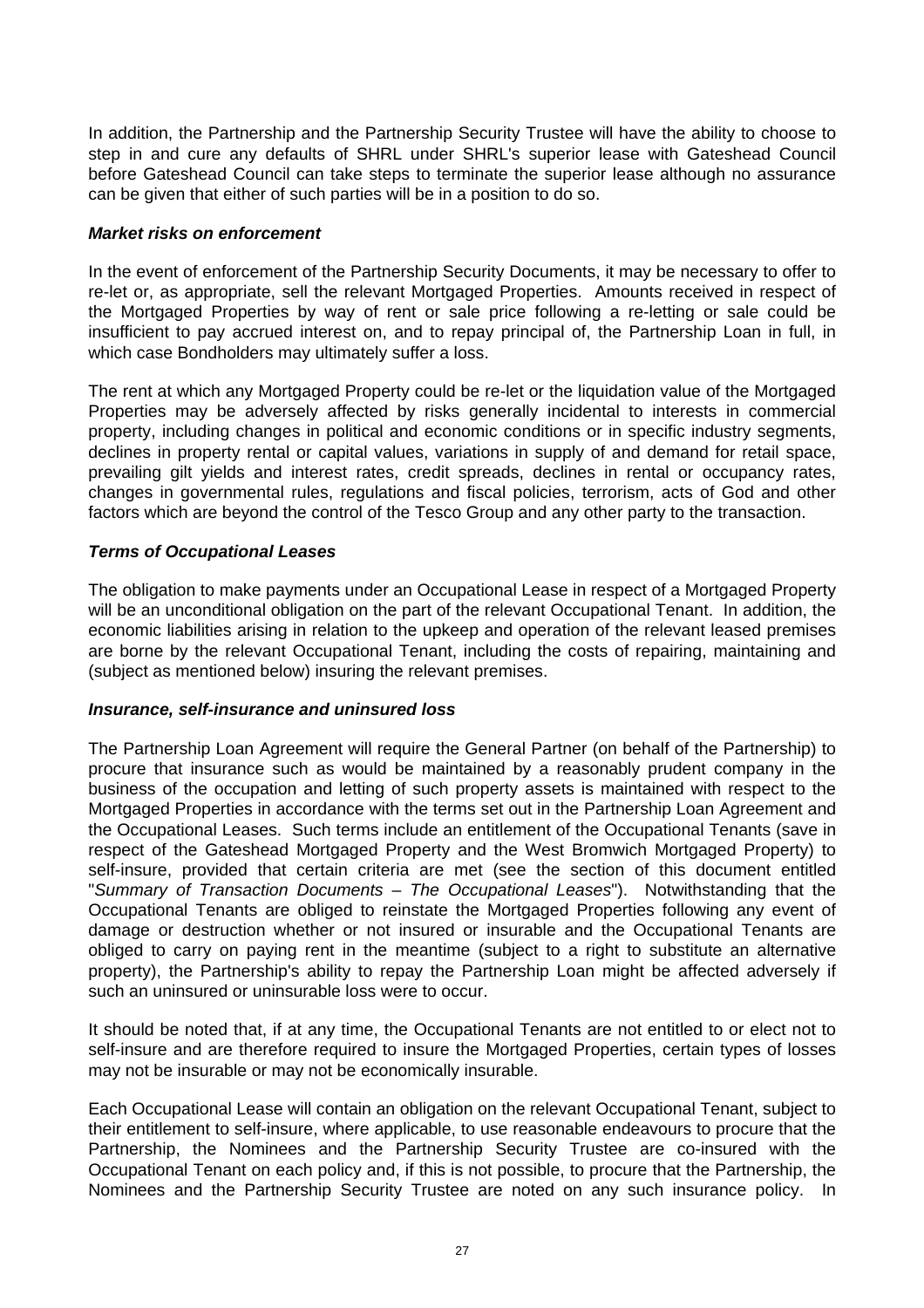In addition, the Partnership and the Partnership Security Trustee will have the ability to choose to step in and cure any defaults of SHRL under SHRL's superior lease with Gateshead Council before Gateshead Council can take steps to terminate the superior lease although no assurance can be given that either of such parties will be in a position to do so.

***Market risks on enforcement***

In the event of enforcement of the Partnership Security Documents, it may be necessary to offer to re-let or, as appropriate, sell the relevant Mortgaged Properties. Amounts received in respect of the Mortgaged Properties by way of rent or sale price following a re-letting or sale could be insufficient to pay accrued interest on, and to repay principal of, the Partnership Loan in full, in which case Bondholders may ultimately suffer a loss.

The rent at which any Mortgaged Property could be re-let or the liquidation value of the Mortgaged Properties may be adversely affected by risks generally incidental to interests in commercial property, including changes in political and economic conditions or in specific industry segments, declines in property rental or capital values, variations in supply of and demand for retail space, prevailing gilt yields and interest rates, credit spreads, declines in rental or occupancy rates, changes in governmental rules, regulations and fiscal policies, terrorism, acts of God and other factors which are beyond the control of the Tesco Group and any other party to the transaction.

***Terms of Occupational Leases***

The obligation to make payments under an Occupational Lease in respect of a Mortgaged Property will be an unconditional obligation on the part of the relevant Occupational Tenant. In addition, the economic liabilities arising in relation to the upkeep and operation of the relevant leased premises are borne by the relevant Occupational Tenant, including the costs of repairing, maintaining and (subject as mentioned below) insuring the relevant premises.

***Insurance, self-insurance and uninsured loss***

The Partnership Loan Agreement will require the General Partner (on behalf of the Partnership) to procure that insurance such as would be maintained by a reasonably prudent company in the business of the occupation and letting of such property assets is maintained with respect to the Mortgaged Properties in accordance with the terms set out in the Partnership Loan Agreement and the Occupational Leases. Such terms include an entitlement of the Occupational Tenants (save in respect of the Gateshead Mortgaged Property and the West Bromwich Mortgaged Property) to self-insure, provided that certain criteria are met (see the section of this document entitled "*Summary of Transaction Documents – The Occupational Leases*"). Notwithstanding that the Occupational Tenants are obliged to reinstate the Mortgaged Properties following any event of damage or destruction whether or not insured or insurable and the Occupational Tenants are obliged to carry on paying rent in the meantime (subject to a right to substitute an alternative property), the Partnership's ability to repay the Partnership Loan might be affected adversely if such an uninsured or uninsurable loss were to occur.

It should be noted that, if at any time, the Occupational Tenants are not entitled to or elect not to self-insure and are therefore required to insure the Mortgaged Properties, certain types of losses may not be insurable or may not be economically insurable.

Each Occupational Lease will contain an obligation on the relevant Occupational Tenant, subject to their entitlement to self-insure, where applicable, to use reasonable endeavours to procure that the Partnership, the Nominees and the Partnership Security Trustee are co-insured with the Occupational Tenant on each policy and, if this is not possible, to procure that the Partnership, the Nominees and the Partnership Security Trustee are noted on any such insurance policy. In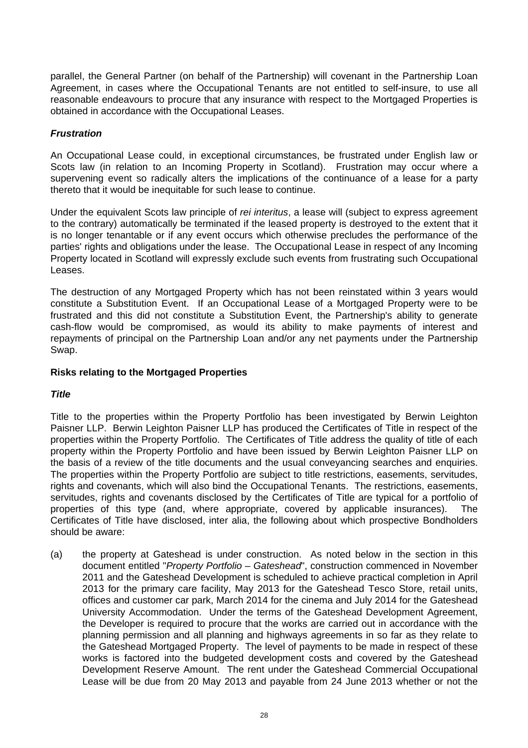parallel, the General Partner (on behalf of the Partnership) will covenant in the Partnership Loan Agreement, in cases where the Occupational Tenants are not entitled to self-insure, to use all reasonable endeavours to procure that any insurance with respect to the Mortgaged Properties is obtained in accordance with the Occupational Leases.

***Frustration***

An Occupational Lease could, in exceptional circumstances, be frustrated under English law or Scots law (in relation to an Incoming Property in Scotland). Frustration may occur where a supervening event so radically alters the implications of the continuance of a lease for a party thereto that it would be inequitable for such lease to continue.

Under the equivalent Scots law principle of *rei interitus*, a lease will (subject to express agreement to the contrary) automatically be terminated if the leased property is destroyed to the extent that it is no longer tenantable or if any event occurs which otherwise precludes the performance of the parties' rights and obligations under the lease. The Occupational Lease in respect of any Incoming Property located in Scotland will expressly exclude such events from frustrating such Occupational Leases.

The destruction of any Mortgaged Property which has not been reinstated within 3 years would constitute a Substitution Event. If an Occupational Lease of a Mortgaged Property were to be frustrated and this did not constitute a Substitution Event, the Partnership's ability to generate cash-flow would be compromised, as would its ability to make payments of interest and repayments of principal on the Partnership Loan and/or any net payments under the Partnership Swap.

**Risks relating to the Mortgaged Properties**

***Title***

Title to the properties within the Property Portfolio has been investigated by Berwin Leighton Paisner LLP. Berwin Leighton Paisner LLP has produced the Certificates of Title in respect of the properties within the Property Portfolio. The Certificates of Title address the quality of title of each property within the Property Portfolio and have been issued by Berwin Leighton Paisner LLP on the basis of a review of the title documents and the usual conveyancing searches and enquiries. The properties within the Property Portfolio are subject to title restrictions, easements, servitudes, rights and covenants, which will also bind the Occupational Tenants. The restrictions, easements, servitudes, rights and covenants disclosed by the Certificates of Title are typical for a portfolio of properties of this type (and, where appropriate, covered by applicable insurances). The Certificates of Title have disclosed, inter alia, the following about which prospective Bondholders should be aware:

(a) the property at Gateshead is under construction. As noted below in the section in this document entitled "*Property Portfolio – Gateshead*", construction commenced in November 2011 and the Gateshead Development is scheduled to achieve practical completion in April 2013 for the primary care facility, May 2013 for the Gateshead Tesco Store, retail units, offices and customer car park, March 2014 for the cinema and July 2014 for the Gateshead University Accommodation. Under the terms of the Gateshead Development Agreement, the Developer is required to procure that the works are carried out in accordance with the planning permission and all planning and highways agreements in so far as they relate to the Gateshead Mortgaged Property. The level of payments to be made in respect of these works is factored into the budgeted development costs and covered by the Gateshead Development Reserve Amount. The rent under the Gateshead Commercial Occupational Lease will be due from 20 May 2013 and payable from 24 June 2013 whether or not the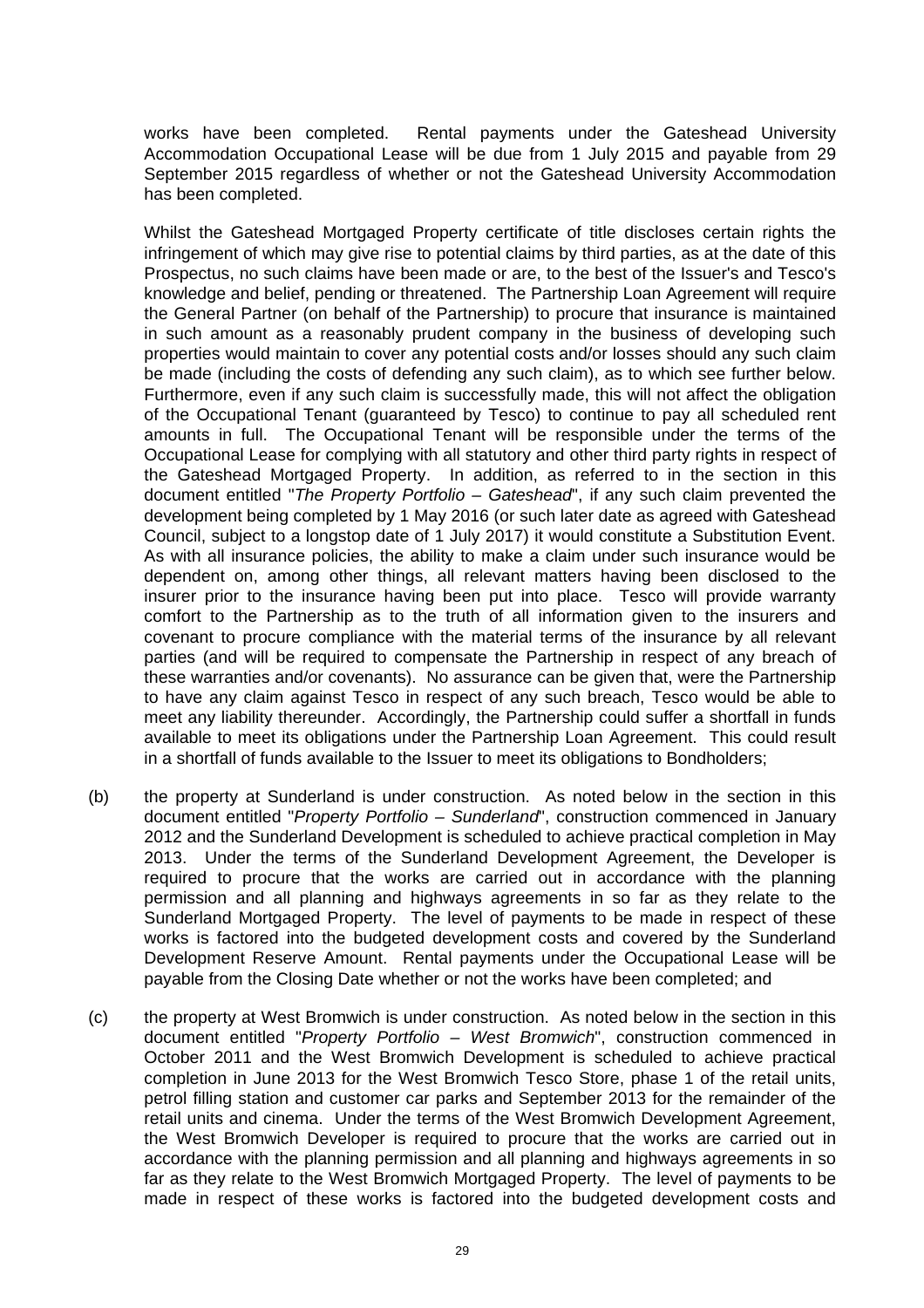works have been completed. Rental payments under the Gateshead University Accommodation Occupational Lease will be due from 1 July 2015 and payable from 29 September 2015 regardless of whether or not the Gateshead University Accommodation has been completed.

Whilst the Gateshead Mortgaged Property certificate of title discloses certain rights the infringement of which may give rise to potential claims by third parties, as at the date of this Prospectus, no such claims have been made or are, to the best of the Issuer's and Tesco's knowledge and belief, pending or threatened. The Partnership Loan Agreement will require the General Partner (on behalf of the Partnership) to procure that insurance is maintained in such amount as a reasonably prudent company in the business of developing such properties would maintain to cover any potential costs and/or losses should any such claim be made (including the costs of defending any such claim), as to which see further below. Furthermore, even if any such claim is successfully made, this will not affect the obligation of the Occupational Tenant (guaranteed by Tesco) to continue to pay all scheduled rent amounts in full. The Occupational Tenant will be responsible under the terms of the Occupational Lease for complying with all statutory and other third party rights in respect of the Gateshead Mortgaged Property. In addition, as referred to in the section in this document entitled "*The Property Portfolio – Gateshead*", if any such claim prevented the development being completed by 1 May 2016 (or such later date as agreed with Gateshead Council, subject to a longstop date of 1 July 2017) it would constitute a Substitution Event. As with all insurance policies, the ability to make a claim under such insurance would be dependent on, among other things, all relevant matters having been disclosed to the insurer prior to the insurance having been put into place. Tesco will provide warranty comfort to the Partnership as to the truth of all information given to the insurers and covenant to procure compliance with the material terms of the insurance by all relevant parties (and will be required to compensate the Partnership in respect of any breach of these warranties and/or covenants). No assurance can be given that, were the Partnership to have any claim against Tesco in respect of any such breach, Tesco would be able to meet any liability thereunder. Accordingly, the Partnership could suffer a shortfall in funds available to meet its obligations under the Partnership Loan Agreement. This could result in a shortfall of funds available to the Issuer to meet its obligations to Bondholders;

(b) the property at Sunderland is under construction. As noted below in the section in this document entitled "*Property Portfolio – Sunderland*", construction commenced in January 2012 and the Sunderland Development is scheduled to achieve practical completion in May 2013. Under the terms of the Sunderland Development Agreement, the Developer is required to procure that the works are carried out in accordance with the planning permission and all planning and highways agreements in so far as they relate to the Sunderland Mortgaged Property. The level of payments to be made in respect of these works is factored into the budgeted development costs and covered by the Sunderland Development Reserve Amount. Rental payments under the Occupational Lease will be payable from the Closing Date whether or not the works have been completed; and

(c) the property at West Bromwich is under construction. As noted below in the section in this document entitled "*Property Portfolio – West Bromwich*", construction commenced in October 2011 and the West Bromwich Development is scheduled to achieve practical completion in June 2013 for the West Bromwich Tesco Store, phase 1 of the retail units, petrol filling station and customer car parks and September 2013 for the remainder of the retail units and cinema. Under the terms of the West Bromwich Development Agreement, the West Bromwich Developer is required to procure that the works are carried out in accordance with the planning permission and all planning and highways agreements in so far as they relate to the West Bromwich Mortgaged Property. The level of payments to be made in respect of these works is factored into the budgeted development costs and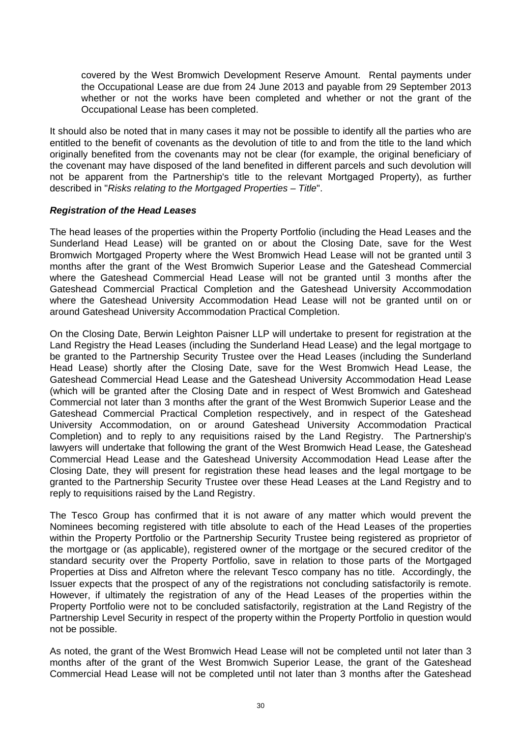covered by the West Bromwich Development Reserve Amount. Rental payments under the Occupational Lease are due from 24 June 2013 and payable from 29 September 2013 whether or not the works have been completed and whether or not the grant of the Occupational Lease has been completed.

It should also be noted that in many cases it may not be possible to identify all the parties who are entitled to the benefit of covenants as the devolution of title to and from the title to the land which originally benefited from the covenants may not be clear (for example, the original beneficiary of the covenant may have disposed of the land benefited in different parcels and such devolution will not be apparent from the Partnership's title to the relevant Mortgaged Property), as further described in "*Risks relating to the Mortgaged Properties – Title*".

***Registration of the Head Leases***

The head leases of the properties within the Property Portfolio (including the Head Leases and the Sunderland Head Lease) will be granted on or about the Closing Date, save for the West Bromwich Mortgaged Property where the West Bromwich Head Lease will not be granted until 3 months after the grant of the West Bromwich Superior Lease and the Gateshead Commercial where the Gateshead Commercial Head Lease will not be granted until 3 months after the Gateshead Commercial Practical Completion and the Gateshead University Accommodation where the Gateshead University Accommodation Head Lease will not be granted until on or around Gateshead University Accommodation Practical Completion.

On the Closing Date, Berwin Leighton Paisner LLP will undertake to present for registration at the Land Registry the Head Leases (including the Sunderland Head Lease) and the legal mortgage to be granted to the Partnership Security Trustee over the Head Leases (including the Sunderland Head Lease) shortly after the Closing Date, save for the West Bromwich Head Lease, the Gateshead Commercial Head Lease and the Gateshead University Accommodation Head Lease (which will be granted after the Closing Date and in respect of West Bromwich and Gateshead Commercial not later than 3 months after the grant of the West Bromwich Superior Lease and the Gateshead Commercial Practical Completion respectively, and in respect of the Gateshead University Accommodation, on or around Gateshead University Accommodation Practical Completion) and to reply to any requisitions raised by the Land Registry. The Partnership's lawyers will undertake that following the grant of the West Bromwich Head Lease, the Gateshead Commercial Head Lease and the Gateshead University Accommodation Head Lease after the Closing Date, they will present for registration these head leases and the legal mortgage to be granted to the Partnership Security Trustee over these Head Leases at the Land Registry and to reply to requisitions raised by the Land Registry.

The Tesco Group has confirmed that it is not aware of any matter which would prevent the Nominees becoming registered with title absolute to each of the Head Leases of the properties within the Property Portfolio or the Partnership Security Trustee being registered as proprietor of the mortgage or (as applicable), registered owner of the mortgage or the secured creditor of the standard security over the Property Portfolio, save in relation to those parts of the Mortgaged Properties at Diss and Alfreton where the relevant Tesco company has no title. Accordingly, the Issuer expects that the prospect of any of the registrations not concluding satisfactorily is remote. However, if ultimately the registration of any of the Head Leases of the properties within the Property Portfolio were not to be concluded satisfactorily, registration at the Land Registry of the Partnership Level Security in respect of the property within the Property Portfolio in question would not be possible.

As noted, the grant of the West Bromwich Head Lease will not be completed until not later than 3 months after of the grant of the West Bromwich Superior Lease, the grant of the Gateshead Commercial Head Lease will not be completed until not later than 3 months after the Gateshead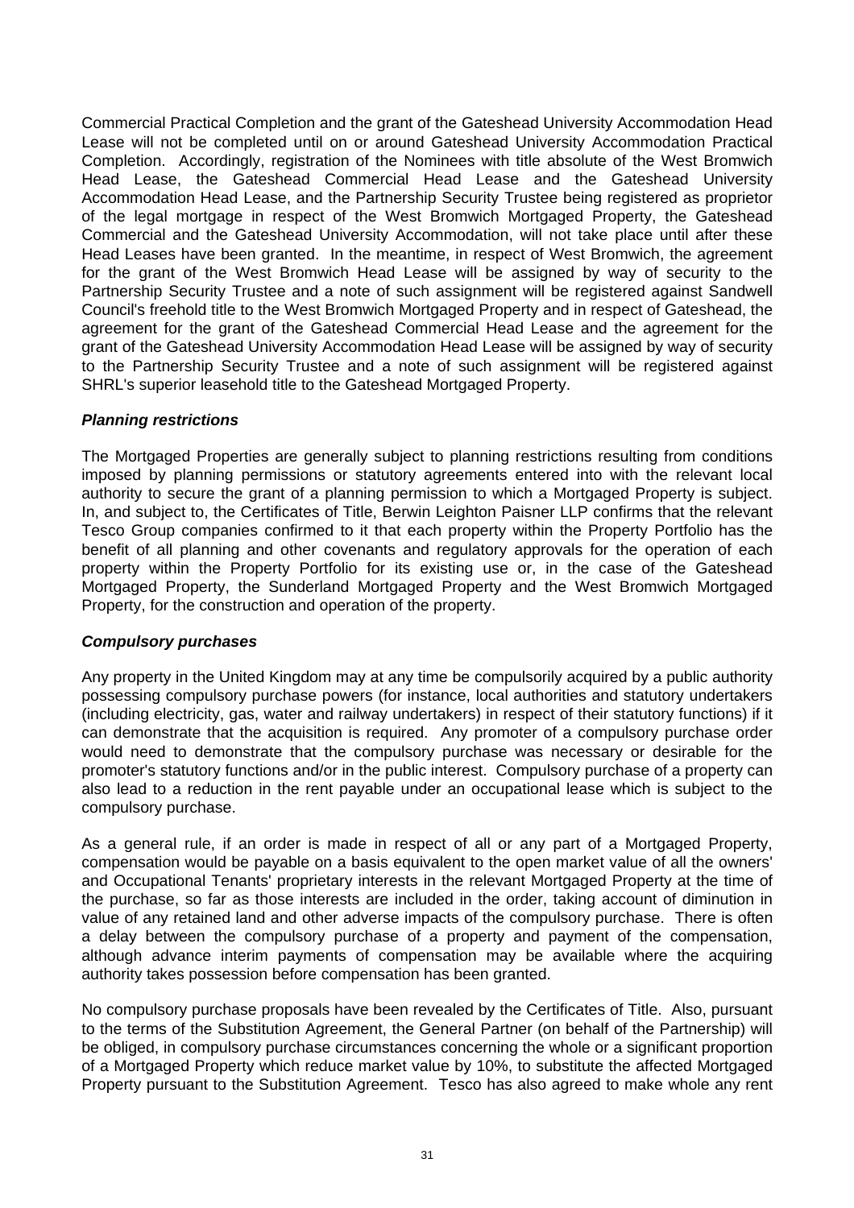Commercial Practical Completion and the grant of the Gateshead University Accommodation Head Lease will not be completed until on or around Gateshead University Accommodation Practical Completion. Accordingly, registration of the Nominees with title absolute of the West Bromwich Head Lease, the Gateshead Commercial Head Lease and the Gateshead University Accommodation Head Lease, and the Partnership Security Trustee being registered as proprietor of the legal mortgage in respect of the West Bromwich Mortgaged Property, the Gateshead Commercial and the Gateshead University Accommodation, will not take place until after these Head Leases have been granted. In the meantime, in respect of West Bromwich, the agreement for the grant of the West Bromwich Head Lease will be assigned by way of security to the Partnership Security Trustee and a note of such assignment will be registered against Sandwell Council's freehold title to the West Bromwich Mortgaged Property and in respect of Gateshead, the agreement for the grant of the Gateshead Commercial Head Lease and the agreement for the grant of the Gateshead University Accommodation Head Lease will be assigned by way of security to the Partnership Security Trustee and a note of such assignment will be registered against SHRL's superior leasehold title to the Gateshead Mortgaged Property.

***Planning restrictions***

The Mortgaged Properties are generally subject to planning restrictions resulting from conditions imposed by planning permissions or statutory agreements entered into with the relevant local authority to secure the grant of a planning permission to which a Mortgaged Property is subject. In, and subject to, the Certificates of Title, Berwin Leighton Paisner LLP confirms that the relevant Tesco Group companies confirmed to it that each property within the Property Portfolio has the benefit of all planning and other covenants and regulatory approvals for the operation of each property within the Property Portfolio for its existing use or, in the case of the Gateshead Mortgaged Property, the Sunderland Mortgaged Property and the West Bromwich Mortgaged Property, for the construction and operation of the property.

***Compulsory purchases***

Any property in the United Kingdom may at any time be compulsorily acquired by a public authority possessing compulsory purchase powers (for instance, local authorities and statutory undertakers (including electricity, gas, water and railway undertakers) in respect of their statutory functions) if it can demonstrate that the acquisition is required. Any promoter of a compulsory purchase order would need to demonstrate that the compulsory purchase was necessary or desirable for the promoter's statutory functions and/or in the public interest. Compulsory purchase of a property can also lead to a reduction in the rent payable under an occupational lease which is subject to the compulsory purchase.

As a general rule, if an order is made in respect of all or any part of a Mortgaged Property, compensation would be payable on a basis equivalent to the open market value of all the owners' and Occupational Tenants' proprietary interests in the relevant Mortgaged Property at the time of the purchase, so far as those interests are included in the order, taking account of diminution in value of any retained land and other adverse impacts of the compulsory purchase. There is often a delay between the compulsory purchase of a property and payment of the compensation, although advance interim payments of compensation may be available where the acquiring authority takes possession before compensation has been granted.

No compulsory purchase proposals have been revealed by the Certificates of Title. Also, pursuant to the terms of the Substitution Agreement, the General Partner (on behalf of the Partnership) will be obliged, in compulsory purchase circumstances concerning the whole or a significant proportion of a Mortgaged Property which reduce market value by 10%, to substitute the affected Mortgaged Property pursuant to the Substitution Agreement. Tesco has also agreed to make whole any rent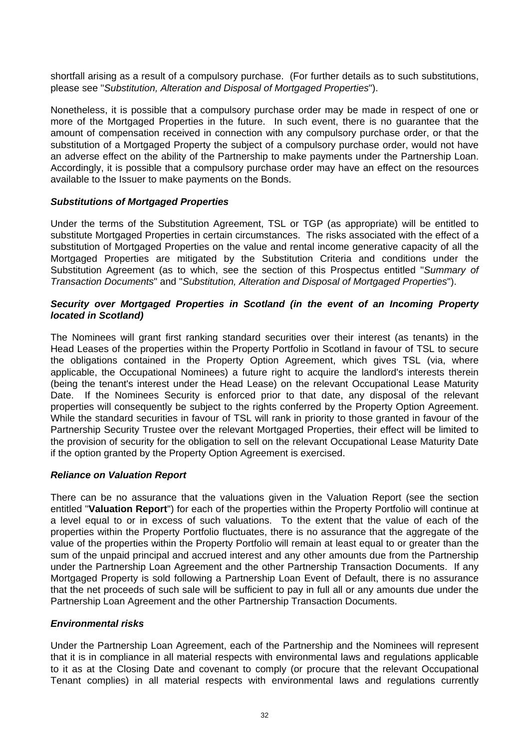shortfall arising as a result of a compulsory purchase. (For further details as to such substitutions, please see "*Substitution, Alteration and Disposal of Mortgaged Properties*").

Nonetheless, it is possible that a compulsory purchase order may be made in respect of one or more of the Mortgaged Properties in the future. In such event, there is no guarantee that the amount of compensation received in connection with any compulsory purchase order, or that the substitution of a Mortgaged Property the subject of a compulsory purchase order, would not have an adverse effect on the ability of the Partnership to make payments under the Partnership Loan. Accordingly, it is possible that a compulsory purchase order may have an effect on the resources available to the Issuer to make payments on the Bonds.

### *Substitutions of Mortgaged Properties*

Under the terms of the Substitution Agreement, TSL or TGP (as appropriate) will be entitled to substitute Mortgaged Properties in certain circumstances. The risks associated with the effect of a substitution of Mortgaged Properties on the value and rental income generative capacity of all the Mortgaged Properties are mitigated by the Substitution Criteria and conditions under the Substitution Agreement (as to which, see the section of this Prospectus entitled "*Summary of Transaction Documents*" and "*Substitution, Alteration and Disposal of Mortgaged Properties*").

### *Security over Mortgaged Properties in Scotland (in the event of an Incoming Property located in Scotland)*

The Nominees will grant first ranking standard securities over their interest (as tenants) in the Head Leases of the properties within the Property Portfolio in Scotland in favour of TSL to secure the obligations contained in the Property Option Agreement, which gives TSL (via, where applicable, the Occupational Nominees) a future right to acquire the landlord's interests therein (being the tenant's interest under the Head Lease) on the relevant Occupational Lease Maturity Date. If the Nominees Security is enforced prior to that date, any disposal of the relevant properties will consequently be subject to the rights conferred by the Property Option Agreement. While the standard securities in favour of TSL will rank in priority to those granted in favour of the Partnership Security Trustee over the relevant Mortgaged Properties, their effect will be limited to the provision of security for the obligation to sell on the relevant Occupational Lease Maturity Date if the option granted by the Property Option Agreement is exercised.

### *Reliance on Valuation Report*

There can be no assurance that the valuations given in the Valuation Report (see the section entitled "**Valuation Report**") for each of the properties within the Property Portfolio will continue at a level equal to or in excess of such valuations. To the extent that the value of each of the properties within the Property Portfolio fluctuates, there is no assurance that the aggregate of the value of the properties within the Property Portfolio will remain at least equal to or greater than the sum of the unpaid principal and accrued interest and any other amounts due from the Partnership under the Partnership Loan Agreement and the other Partnership Transaction Documents. If any Mortgaged Property is sold following a Partnership Loan Event of Default, there is no assurance that the net proceeds of such sale will be sufficient to pay in full all or any amounts due under the Partnership Loan Agreement and the other Partnership Transaction Documents.

### *Environmental risks*

Under the Partnership Loan Agreement, each of the Partnership and the Nominees will represent that it is in compliance in all material respects with environmental laws and regulations applicable to it as at the Closing Date and covenant to comply (or procure that the relevant Occupational Tenant complies) in all material respects with environmental laws and regulations currently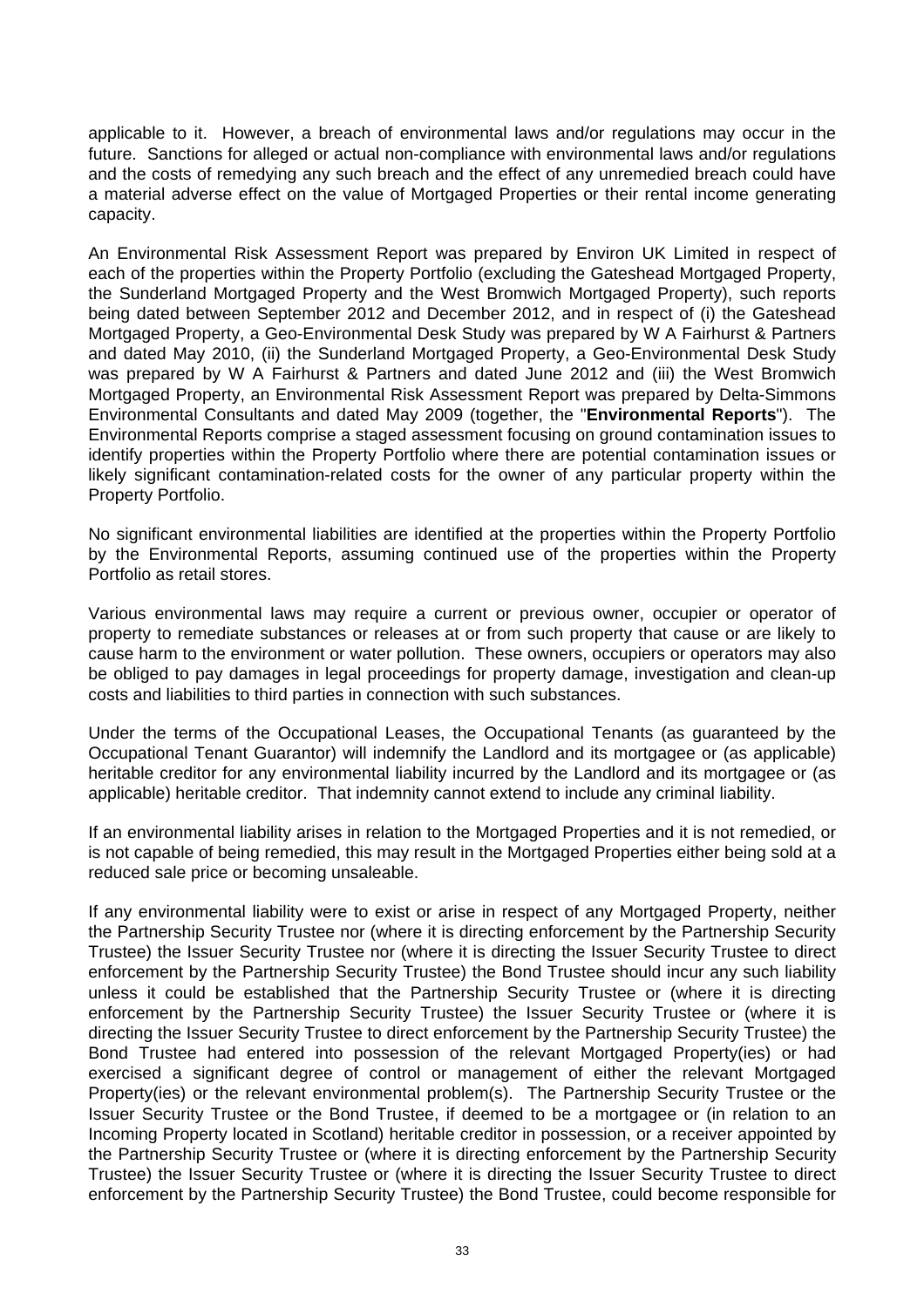applicable to it. However, a breach of environmental laws and/or regulations may occur in the future. Sanctions for alleged or actual non-compliance with environmental laws and/or regulations and the costs of remedying any such breach and the effect of any unremedied breach could have a material adverse effect on the value of Mortgaged Properties or their rental income generating capacity.

An Environmental Risk Assessment Report was prepared by Environ UK Limited in respect of each of the properties within the Property Portfolio (excluding the Gateshead Mortgaged Property, the Sunderland Mortgaged Property and the West Bromwich Mortgaged Property), such reports being dated between September 2012 and December 2012, and in respect of (i) the Gateshead Mortgaged Property, a Geo-Environmental Desk Study was prepared by W A Fairhurst & Partners and dated May 2010, (ii) the Sunderland Mortgaged Property, a Geo-Environmental Desk Study was prepared by W A Fairhurst & Partners and dated June 2012 and (iii) the West Bromwich Mortgaged Property, an Environmental Risk Assessment Report was prepared by Delta-Simmons Environmental Consultants and dated May 2009 (together, the "**Environmental Reports**"). The Environmental Reports comprise a staged assessment focusing on ground contamination issues to identify properties within the Property Portfolio where there are potential contamination issues or likely significant contamination-related costs for the owner of any particular property within the Property Portfolio.

No significant environmental liabilities are identified at the properties within the Property Portfolio by the Environmental Reports, assuming continued use of the properties within the Property Portfolio as retail stores.

Various environmental laws may require a current or previous owner, occupier or operator of property to remediate substances or releases at or from such property that cause or are likely to cause harm to the environment or water pollution. These owners, occupiers or operators may also be obliged to pay damages in legal proceedings for property damage, investigation and clean-up costs and liabilities to third parties in connection with such substances.

Under the terms of the Occupational Leases, the Occupational Tenants (as guaranteed by the Occupational Tenant Guarantor) will indemnify the Landlord and its mortgagee or (as applicable) heritable creditor for any environmental liability incurred by the Landlord and its mortgagee or (as applicable) heritable creditor. That indemnity cannot extend to include any criminal liability.

If an environmental liability arises in relation to the Mortgaged Properties and it is not remedied, or is not capable of being remedied, this may result in the Mortgaged Properties either being sold at a reduced sale price or becoming unsaleable.

If any environmental liability were to exist or arise in respect of any Mortgaged Property, neither the Partnership Security Trustee nor (where it is directing enforcement by the Partnership Security Trustee) the Issuer Security Trustee nor (where it is directing the Issuer Security Trustee to direct enforcement by the Partnership Security Trustee) the Bond Trustee should incur any such liability unless it could be established that the Partnership Security Trustee or (where it is directing enforcement by the Partnership Security Trustee) the Issuer Security Trustee or (where it is directing the Issuer Security Trustee to direct enforcement by the Partnership Security Trustee) the Bond Trustee had entered into possession of the relevant Mortgaged Property(ies) or had exercised a significant degree of control or management of either the relevant Mortgaged Property(ies) or the relevant environmental problem(s). The Partnership Security Trustee or the Issuer Security Trustee or the Bond Trustee, if deemed to be a mortgagee or (in relation to an Incoming Property located in Scotland) heritable creditor in possession, or a receiver appointed by the Partnership Security Trustee or (where it is directing enforcement by the Partnership Security Trustee) the Issuer Security Trustee or (where it is directing the Issuer Security Trustee to direct enforcement by the Partnership Security Trustee) the Bond Trustee, could become responsible for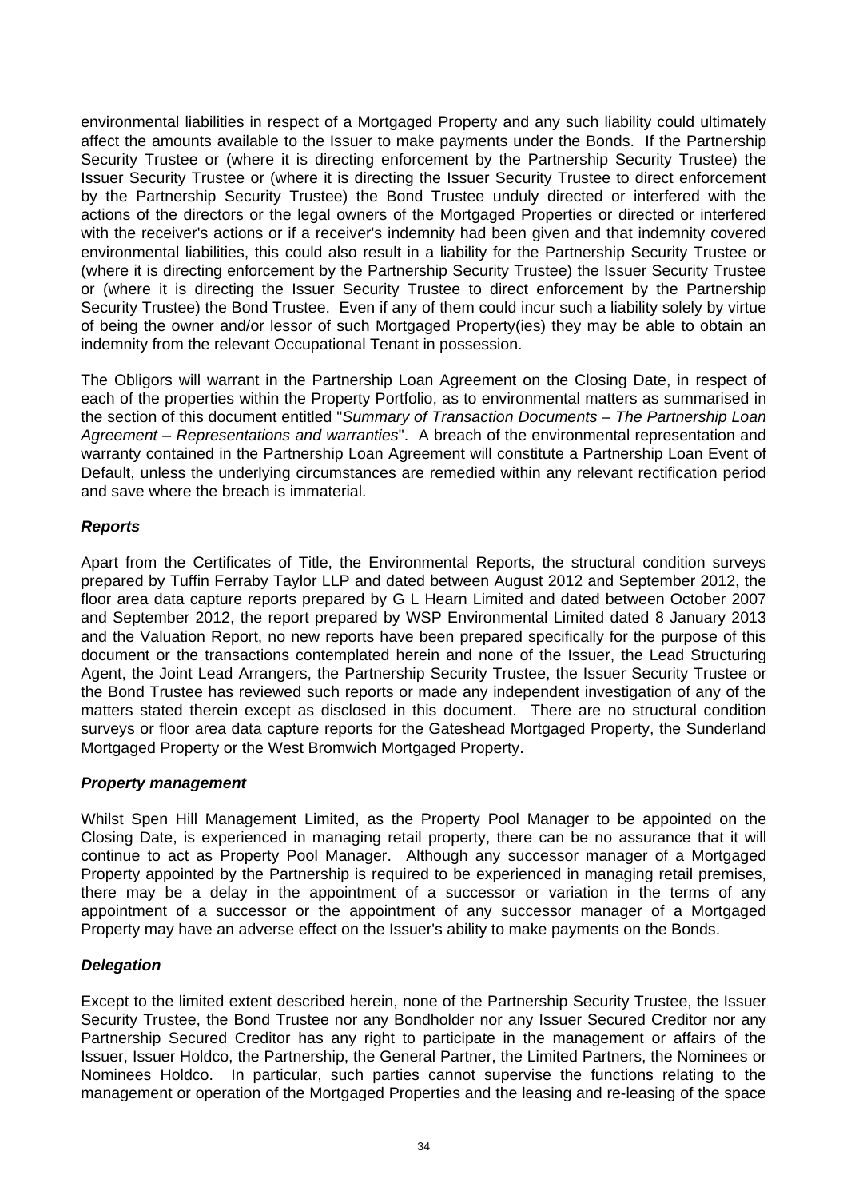environmental liabilities in respect of a Mortgaged Property and any such liability could ultimately affect the amounts available to the Issuer to make payments under the Bonds. If the Partnership Security Trustee or (where it is directing enforcement by the Partnership Security Trustee) the Issuer Security Trustee or (where it is directing the Issuer Security Trustee to direct enforcement by the Partnership Security Trustee) the Bond Trustee unduly directed or interfered with the actions of the directors or the legal owners of the Mortgaged Properties or directed or interfered with the receiver's actions or if a receiver's indemnity had been given and that indemnity covered environmental liabilities, this could also result in a liability for the Partnership Security Trustee or (where it is directing enforcement by the Partnership Security Trustee) the Issuer Security Trustee or (where it is directing the Issuer Security Trustee to direct enforcement by the Partnership Security Trustee) the Bond Trustee. Even if any of them could incur such a liability solely by virtue of being the owner and/or lessor of such Mortgaged Property(ies) they may be able to obtain an indemnity from the relevant Occupational Tenant in possession.

The Obligors will warrant in the Partnership Loan Agreement on the Closing Date, in respect of each of the properties within the Property Portfolio, as to environmental matters as summarised in the section of this document entitled "*Summary of Transaction Documents – The Partnership Loan Agreement – Representations and warranties*". A breach of the environmental representation and warranty contained in the Partnership Loan Agreement will constitute a Partnership Loan Event of Default, unless the underlying circumstances are remedied within any relevant rectification period and save where the breach is immaterial.

***Reports***

Apart from the Certificates of Title, the Environmental Reports, the structural condition surveys prepared by Tuffin Ferraby Taylor LLP and dated between August 2012 and September 2012, the floor area data capture reports prepared by G L Hearn Limited and dated between October 2007 and September 2012, the report prepared by WSP Environmental Limited dated 8 January 2013 and the Valuation Report, no new reports have been prepared specifically for the purpose of this document or the transactions contemplated herein and none of the Issuer, the Lead Structuring Agent, the Joint Lead Arrangers, the Partnership Security Trustee, the Issuer Security Trustee or the Bond Trustee has reviewed such reports or made any independent investigation of any of the matters stated therein except as disclosed in this document. There are no structural condition surveys or floor area data capture reports for the Gateshead Mortgaged Property, the Sunderland Mortgaged Property or the West Bromwich Mortgaged Property.

***Property management***

Whilst Spen Hill Management Limited, as the Property Pool Manager to be appointed on the Closing Date, is experienced in managing retail property, there can be no assurance that it will continue to act as Property Pool Manager. Although any successor manager of a Mortgaged Property appointed by the Partnership is required to be experienced in managing retail premises, there may be a delay in the appointment of a successor or variation in the terms of any appointment of a successor or the appointment of any successor manager of a Mortgaged Property may have an adverse effect on the Issuer's ability to make payments on the Bonds.

***Delegation***

Except to the limited extent described herein, none of the Partnership Security Trustee, the Issuer Security Trustee, the Bond Trustee nor any Bondholder nor any Issuer Secured Creditor nor any Partnership Secured Creditor has any right to participate in the management or affairs of the Issuer, Issuer Holdco, the Partnership, the General Partner, the Limited Partners, the Nominees or Nominees Holdco. In particular, such parties cannot supervise the functions relating to the management or operation of the Mortgaged Properties and the leasing and re-leasing of the space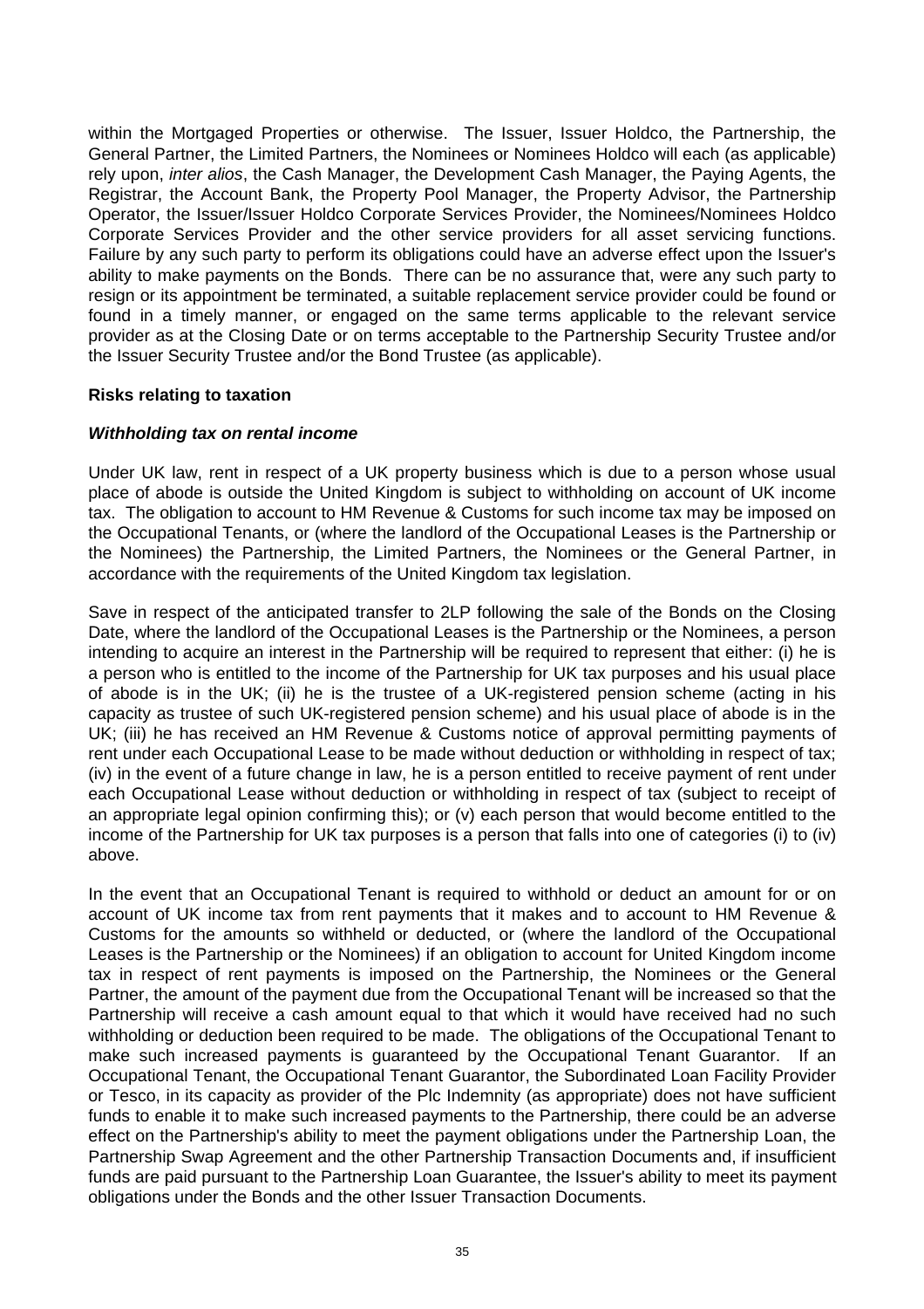within the Mortgaged Properties or otherwise. The Issuer, Issuer Holdco, the Partnership, the General Partner, the Limited Partners, the Nominees or Nominees Holdco will each (as applicable) rely upon, *inter alios*, the Cash Manager, the Development Cash Manager, the Paying Agents, the Registrar, the Account Bank, the Property Pool Manager, the Property Advisor, the Partnership Operator, the Issuer/Issuer Holdco Corporate Services Provider, the Nominees/Nominees Holdco Corporate Services Provider and the other service providers for all asset servicing functions. Failure by any such party to perform its obligations could have an adverse effect upon the Issuer's ability to make payments on the Bonds. There can be no assurance that, were any such party to resign or its appointment be terminated, a suitable replacement service provider could be found or found in a timely manner, or engaged on the same terms applicable to the relevant service provider as at the Closing Date or on terms acceptable to the Partnership Security Trustee and/or the Issuer Security Trustee and/or the Bond Trustee (as applicable).

**Risks relating to taxation**

***Withholding tax on rental income***

Under UK law, rent in respect of a UK property business which is due to a person whose usual place of abode is outside the United Kingdom is subject to withholding on account of UK income tax. The obligation to account to HM Revenue & Customs for such income tax may be imposed on the Occupational Tenants, or (where the landlord of the Occupational Leases is the Partnership or the Nominees) the Partnership, the Limited Partners, the Nominees or the General Partner, in accordance with the requirements of the United Kingdom tax legislation.

Save in respect of the anticipated transfer to 2LP following the sale of the Bonds on the Closing Date, where the landlord of the Occupational Leases is the Partnership or the Nominees, a person intending to acquire an interest in the Partnership will be required to represent that either: (i) he is a person who is entitled to the income of the Partnership for UK tax purposes and his usual place of abode is in the UK; (ii) he is the trustee of a UK-registered pension scheme (acting in his capacity as trustee of such UK-registered pension scheme) and his usual place of abode is in the UK; (iii) he has received an HM Revenue & Customs notice of approval permitting payments of rent under each Occupational Lease to be made without deduction or withholding in respect of tax; (iv) in the event of a future change in law, he is a person entitled to receive payment of rent under each Occupational Lease without deduction or withholding in respect of tax (subject to receipt of an appropriate legal opinion confirming this); or (v) each person that would become entitled to the income of the Partnership for UK tax purposes is a person that falls into one of categories (i) to (iv) above.

In the event that an Occupational Tenant is required to withhold or deduct an amount for or on account of UK income tax from rent payments that it makes and to account to HM Revenue & Customs for the amounts so withheld or deducted, or (where the landlord of the Occupational Leases is the Partnership or the Nominees) if an obligation to account for United Kingdom income tax in respect of rent payments is imposed on the Partnership, the Nominees or the General Partner, the amount of the payment due from the Occupational Tenant will be increased so that the Partnership will receive a cash amount equal to that which it would have received had no such withholding or deduction been required to be made. The obligations of the Occupational Tenant to make such increased payments is guaranteed by the Occupational Tenant Guarantor. If an Occupational Tenant, the Occupational Tenant Guarantor, the Subordinated Loan Facility Provider or Tesco, in its capacity as provider of the Plc Indemnity (as appropriate) does not have sufficient funds to enable it to make such increased payments to the Partnership, there could be an adverse effect on the Partnership's ability to meet the payment obligations under the Partnership Loan, the Partnership Swap Agreement and the other Partnership Transaction Documents and, if insufficient funds are paid pursuant to the Partnership Loan Guarantee, the Issuer's ability to meet its payment obligations under the Bonds and the other Issuer Transaction Documents.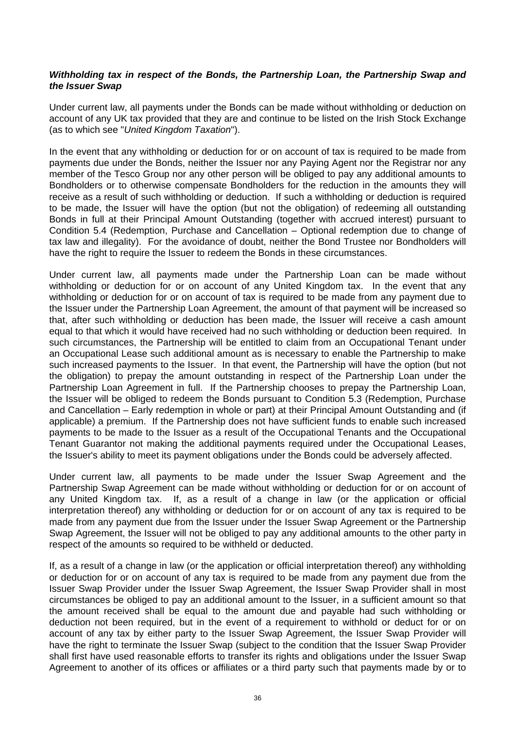***Withholding tax in respect of the Bonds, the Partnership Loan, the Partnership Swap and the Issuer Swap***

Under current law, all payments under the Bonds can be made without withholding or deduction on account of any UK tax provided that they are and continue to be listed on the Irish Stock Exchange (as to which see "*United Kingdom Taxation*").

In the event that any withholding or deduction for or on account of tax is required to be made from payments due under the Bonds, neither the Issuer nor any Paying Agent nor the Registrar nor any member of the Tesco Group nor any other person will be obliged to pay any additional amounts to Bondholders or to otherwise compensate Bondholders for the reduction in the amounts they will receive as a result of such withholding or deduction. If such a withholding or deduction is required to be made, the Issuer will have the option (but not the obligation) of redeeming all outstanding Bonds in full at their Principal Amount Outstanding (together with accrued interest) pursuant to Condition 5.4 (Redemption, Purchase and Cancellation – Optional redemption due to change of tax law and illegality). For the avoidance of doubt, neither the Bond Trustee nor Bondholders will have the right to require the Issuer to redeem the Bonds in these circumstances.

Under current law, all payments made under the Partnership Loan can be made without withholding or deduction for or on account of any United Kingdom tax. In the event that any withholding or deduction for or on account of tax is required to be made from any payment due to the Issuer under the Partnership Loan Agreement, the amount of that payment will be increased so that, after such withholding or deduction has been made, the Issuer will receive a cash amount equal to that which it would have received had no such withholding or deduction been required. In such circumstances, the Partnership will be entitled to claim from an Occupational Tenant under an Occupational Lease such additional amount as is necessary to enable the Partnership to make such increased payments to the Issuer. In that event, the Partnership will have the option (but not the obligation) to prepay the amount outstanding in respect of the Partnership Loan under the Partnership Loan Agreement in full. If the Partnership chooses to prepay the Partnership Loan, the Issuer will be obliged to redeem the Bonds pursuant to Condition 5.3 (Redemption, Purchase and Cancellation – Early redemption in whole or part) at their Principal Amount Outstanding and (if applicable) a premium. If the Partnership does not have sufficient funds to enable such increased payments to be made to the Issuer as a result of the Occupational Tenants and the Occupational Tenant Guarantor not making the additional payments required under the Occupational Leases, the Issuer's ability to meet its payment obligations under the Bonds could be adversely affected.

Under current law, all payments to be made under the Issuer Swap Agreement and the Partnership Swap Agreement can be made without withholding or deduction for or on account of any United Kingdom tax. If, as a result of a change in law (or the application or official interpretation thereof) any withholding or deduction for or on account of any tax is required to be made from any payment due from the Issuer under the Issuer Swap Agreement or the Partnership Swap Agreement, the Issuer will not be obliged to pay any additional amounts to the other party in respect of the amounts so required to be withheld or deducted.

If, as a result of a change in law (or the application or official interpretation thereof) any withholding or deduction for or on account of any tax is required to be made from any payment due from the Issuer Swap Provider under the Issuer Swap Agreement, the Issuer Swap Provider shall in most circumstances be obliged to pay an additional amount to the Issuer, in a sufficient amount so that the amount received shall be equal to the amount due and payable had such withholding or deduction not been required, but in the event of a requirement to withhold or deduct for or on account of any tax by either party to the Issuer Swap Agreement, the Issuer Swap Provider will have the right to terminate the Issuer Swap (subject to the condition that the Issuer Swap Provider shall first have used reasonable efforts to transfer its rights and obligations under the Issuer Swap Agreement to another of its offices or affiliates or a third party such that payments made by or to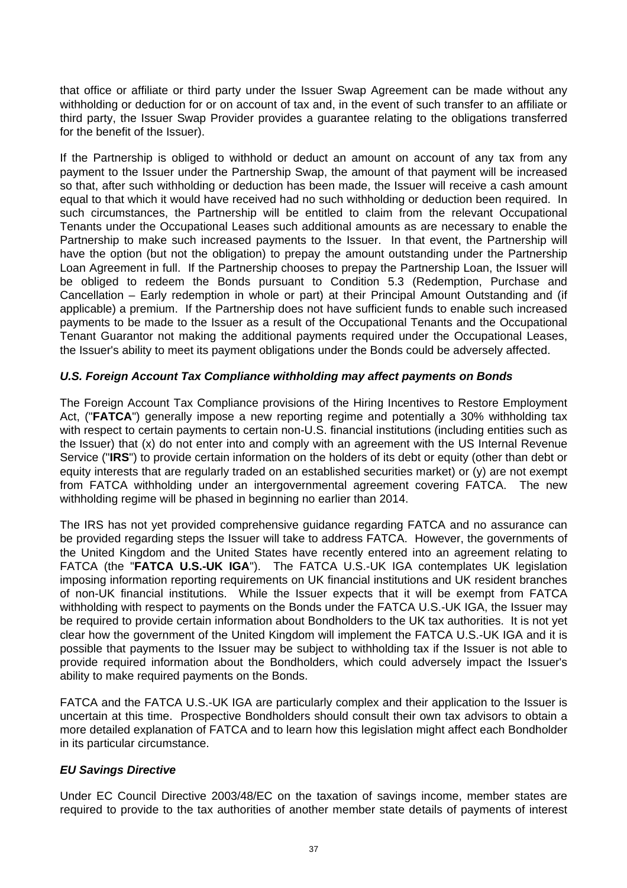that office or affiliate or third party under the Issuer Swap Agreement can be made without any withholding or deduction for or on account of tax and, in the event of such transfer to an affiliate or third party, the Issuer Swap Provider provides a guarantee relating to the obligations transferred for the benefit of the Issuer).

If the Partnership is obliged to withhold or deduct an amount on account of any tax from any payment to the Issuer under the Partnership Swap, the amount of that payment will be increased so that, after such withholding or deduction has been made, the Issuer will receive a cash amount equal to that which it would have received had no such withholding or deduction been required. In such circumstances, the Partnership will be entitled to claim from the relevant Occupational Tenants under the Occupational Leases such additional amounts as are necessary to enable the Partnership to make such increased payments to the Issuer. In that event, the Partnership will have the option (but not the obligation) to prepay the amount outstanding under the Partnership Loan Agreement in full. If the Partnership chooses to prepay the Partnership Loan, the Issuer will be obliged to redeem the Bonds pursuant to Condition 5.3 (Redemption, Purchase and Cancellation – Early redemption in whole or part) at their Principal Amount Outstanding and (if applicable) a premium. If the Partnership does not have sufficient funds to enable such increased payments to be made to the Issuer as a result of the Occupational Tenants and the Occupational Tenant Guarantor not making the additional payments required under the Occupational Leases, the Issuer's ability to meet its payment obligations under the Bonds could be adversely affected.

***U.S. Foreign Account Tax Compliance withholding may affect payments on Bonds***

The Foreign Account Tax Compliance provisions of the Hiring Incentives to Restore Employment Act, ("**FATCA**") generally impose a new reporting regime and potentially a 30% withholding tax with respect to certain payments to certain non-U.S. financial institutions (including entities such as the Issuer) that (x) do not enter into and comply with an agreement with the US Internal Revenue Service ("**IRS**") to provide certain information on the holders of its debt or equity (other than debt or equity interests that are regularly traded on an established securities market) or (y) are not exempt from FATCA withholding under an intergovernmental agreement covering FATCA. The new withholding regime will be phased in beginning no earlier than 2014.

The IRS has not yet provided comprehensive guidance regarding FATCA and no assurance can be provided regarding steps the Issuer will take to address FATCA. However, the governments of the United Kingdom and the United States have recently entered into an agreement relating to FATCA (the "**FATCA U.S.-UK IGA**"). The FATCA U.S.-UK IGA contemplates UK legislation imposing information reporting requirements on UK financial institutions and UK resident branches of non-UK financial institutions. While the Issuer expects that it will be exempt from FATCA withholding with respect to payments on the Bonds under the FATCA U.S.-UK IGA, the Issuer may be required to provide certain information about Bondholders to the UK tax authorities. It is not yet clear how the government of the United Kingdom will implement the FATCA U.S.-UK IGA and it is possible that payments to the Issuer may be subject to withholding tax if the Issuer is not able to provide required information about the Bondholders, which could adversely impact the Issuer's ability to make required payments on the Bonds.

FATCA and the FATCA U.S.-UK IGA are particularly complex and their application to the Issuer is uncertain at this time. Prospective Bondholders should consult their own tax advisors to obtain a more detailed explanation of FATCA and to learn how this legislation might affect each Bondholder in its particular circumstance.

***EU Savings Directive***

Under EC Council Directive 2003/48/EC on the taxation of savings income, member states are required to provide to the tax authorities of another member state details of payments of interest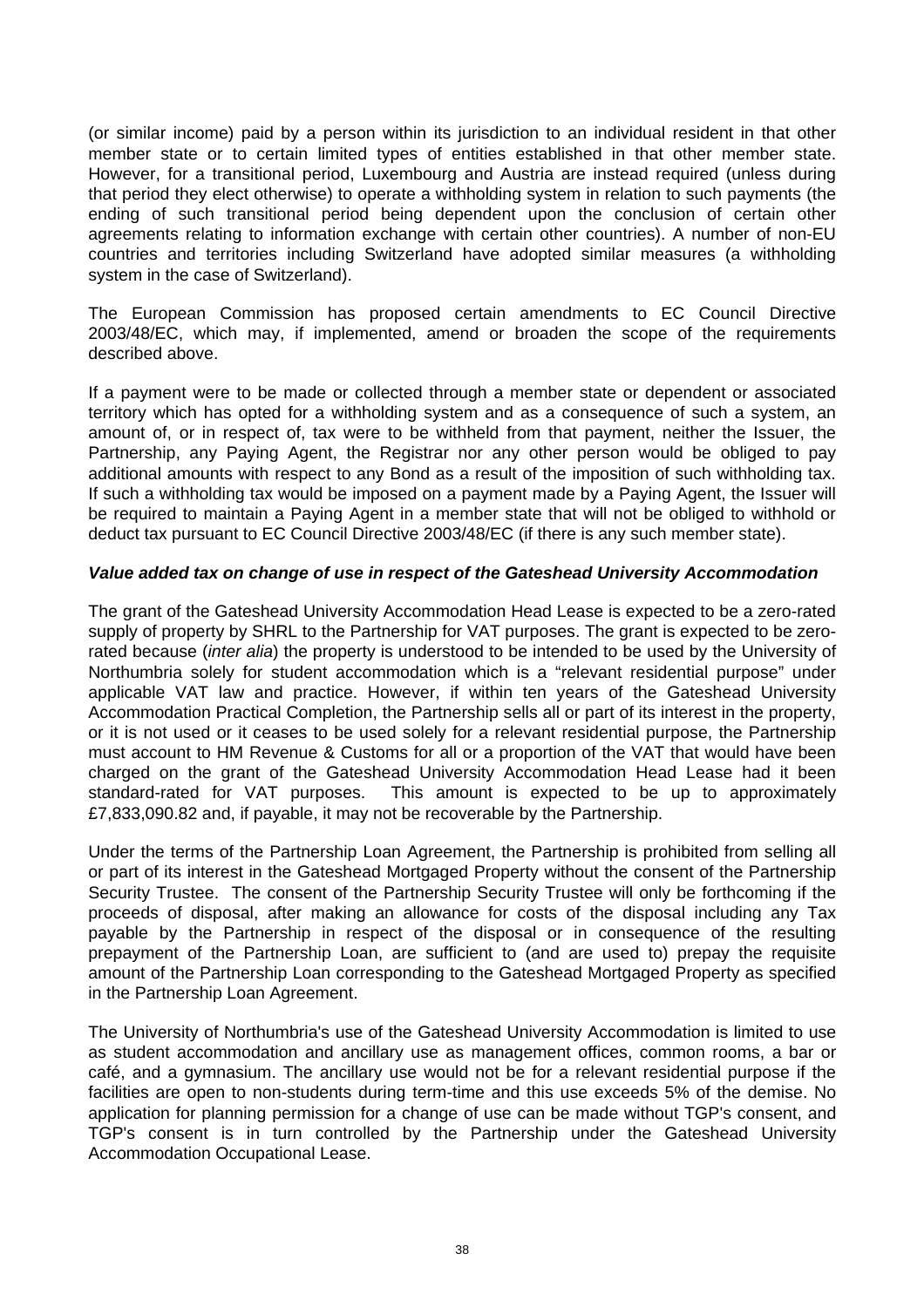(or similar income) paid by a person within its jurisdiction to an individual resident in that other member state or to certain limited types of entities established in that other member state. However, for a transitional period, Luxembourg and Austria are instead required (unless during that period they elect otherwise) to operate a withholding system in relation to such payments (the ending of such transitional period being dependent upon the conclusion of certain other agreements relating to information exchange with certain other countries). A number of non-EU countries and territories including Switzerland have adopted similar measures (a withholding system in the case of Switzerland).

The European Commission has proposed certain amendments to EC Council Directive 2003/48/EC, which may, if implemented, amend or broaden the scope of the requirements described above.

If a payment were to be made or collected through a member state or dependent or associated territory which has opted for a withholding system and as a consequence of such a system, an amount of, or in respect of, tax were to be withheld from that payment, neither the Issuer, the Partnership, any Paying Agent, the Registrar nor any other person would be obliged to pay additional amounts with respect to any Bond as a result of the imposition of such withholding tax. If such a withholding tax would be imposed on a payment made by a Paying Agent, the Issuer will be required to maintain a Paying Agent in a member state that will not be obliged to withhold or deduct tax pursuant to EC Council Directive 2003/48/EC (if there is any such member state).

***Value added tax on change of use in respect of the Gateshead University Accommodation***

The grant of the Gateshead University Accommodation Head Lease is expected to be a zero-rated supply of property by SHRL to the Partnership for VAT purposes. The grant is expected to be zero-rated because (*inter alia*) the property is understood to be intended to be used by the University of Northumbria solely for student accommodation which is a "relevant residential purpose" under applicable VAT law and practice. However, if within ten years of the Gateshead University Accommodation Practical Completion, the Partnership sells all or part of its interest in the property, or it is not used or it ceases to be used solely for a relevant residential purpose, the Partnership must account to HM Revenue & Customs for all or a proportion of the VAT that would have been charged on the grant of the Gateshead University Accommodation Head Lease had it been standard-rated for VAT purposes. This amount is expected to be up to approximately £7,833,090.82 and, if payable, it may not be recoverable by the Partnership.

Under the terms of the Partnership Loan Agreement, the Partnership is prohibited from selling all or part of its interest in the Gateshead Mortgaged Property without the consent of the Partnership Security Trustee. The consent of the Partnership Security Trustee will only be forthcoming if the proceeds of disposal, after making an allowance for costs of the disposal including any Tax payable by the Partnership in respect of the disposal or in consequence of the resulting prepayment of the Partnership Loan, are sufficient to (and are used to) prepay the requisite amount of the Partnership Loan corresponding to the Gateshead Mortgaged Property as specified in the Partnership Loan Agreement.

The University of Northumbria's use of the Gateshead University Accommodation is limited to use as student accommodation and ancillary use as management offices, common rooms, a bar or café, and a gymnasium. The ancillary use would not be for a relevant residential purpose if the facilities are open to non-students during term-time and this use exceeds 5% of the demise. No application for planning permission for a change of use can be made without TGP's consent, and TGP's consent is in turn controlled by the Partnership under the Gateshead University Accommodation Occupational Lease.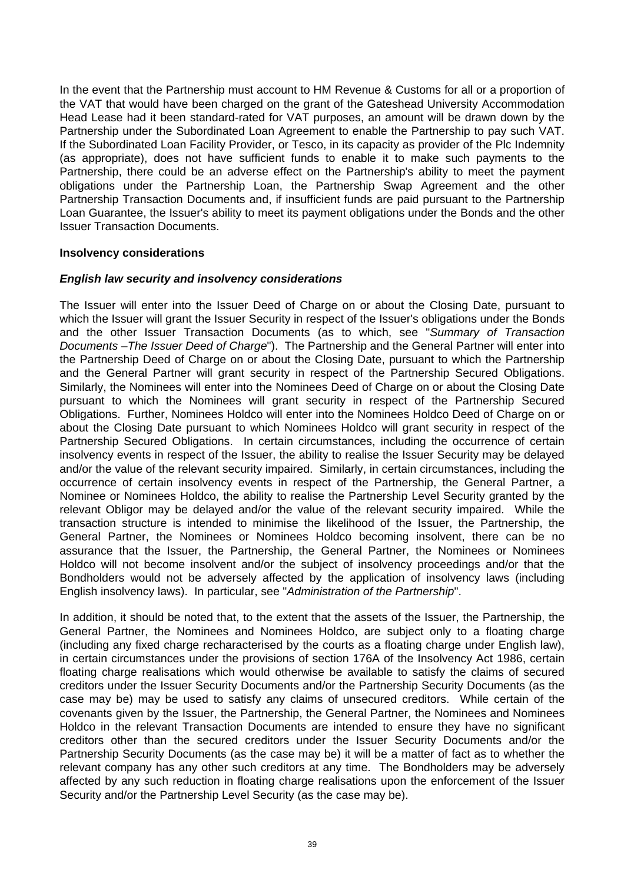In the event that the Partnership must account to HM Revenue & Customs for all or a proportion of the VAT that would have been charged on the grant of the Gateshead University Accommodation Head Lease had it been standard-rated for VAT purposes, an amount will be drawn down by the Partnership under the Subordinated Loan Agreement to enable the Partnership to pay such VAT. If the Subordinated Loan Facility Provider, or Tesco, in its capacity as provider of the Plc Indemnity (as appropriate), does not have sufficient funds to enable it to make such payments to the Partnership, there could be an adverse effect on the Partnership's ability to meet the payment obligations under the Partnership Loan, the Partnership Swap Agreement and the other Partnership Transaction Documents and, if insufficient funds are paid pursuant to the Partnership Loan Guarantee, the Issuer's ability to meet its payment obligations under the Bonds and the other Issuer Transaction Documents.

**Insolvency considerations**

***English law security and insolvency considerations***

The Issuer will enter into the Issuer Deed of Charge on or about the Closing Date, pursuant to which the Issuer will grant the Issuer Security in respect of the Issuer's obligations under the Bonds and the other Issuer Transaction Documents (as to which, see "*Summary of Transaction Documents –The Issuer Deed of Charge*"). The Partnership and the General Partner will enter into the Partnership Deed of Charge on or about the Closing Date, pursuant to which the Partnership and the General Partner will grant security in respect of the Partnership Secured Obligations. Similarly, the Nominees will enter into the Nominees Deed of Charge on or about the Closing Date pursuant to which the Nominees will grant security in respect of the Partnership Secured Obligations. Further, Nominees Holdco will enter into the Nominees Holdco Deed of Charge on or about the Closing Date pursuant to which Nominees Holdco will grant security in respect of the Partnership Secured Obligations. In certain circumstances, including the occurrence of certain insolvency events in respect of the Issuer, the ability to realise the Issuer Security may be delayed and/or the value of the relevant security impaired. Similarly, in certain circumstances, including the occurrence of certain insolvency events in respect of the Partnership, the General Partner, a Nominee or Nominees Holdco, the ability to realise the Partnership Level Security granted by the relevant Obligor may be delayed and/or the value of the relevant security impaired. While the transaction structure is intended to minimise the likelihood of the Issuer, the Partnership, the General Partner, the Nominees or Nominees Holdco becoming insolvent, there can be no assurance that the Issuer, the Partnership, the General Partner, the Nominees or Nominees Holdco will not become insolvent and/or the subject of insolvency proceedings and/or that the Bondholders would not be adversely affected by the application of insolvency laws (including English insolvency laws). In particular, see "*Administration of the Partnership*".

In addition, it should be noted that, to the extent that the assets of the Issuer, the Partnership, the General Partner, the Nominees and Nominees Holdco, are subject only to a floating charge (including any fixed charge recharacterised by the courts as a floating charge under English law), in certain circumstances under the provisions of section 176A of the Insolvency Act 1986, certain floating charge realisations which would otherwise be available to satisfy the claims of secured creditors under the Issuer Security Documents and/or the Partnership Security Documents (as the case may be) may be used to satisfy any claims of unsecured creditors. While certain of the covenants given by the Issuer, the Partnership, the General Partner, the Nominees and Nominees Holdco in the relevant Transaction Documents are intended to ensure they have no significant creditors other than the secured creditors under the Issuer Security Documents and/or the Partnership Security Documents (as the case may be) it will be a matter of fact as to whether the relevant company has any other such creditors at any time. The Bondholders may be adversely affected by any such reduction in floating charge realisations upon the enforcement of the Issuer Security and/or the Partnership Level Security (as the case may be).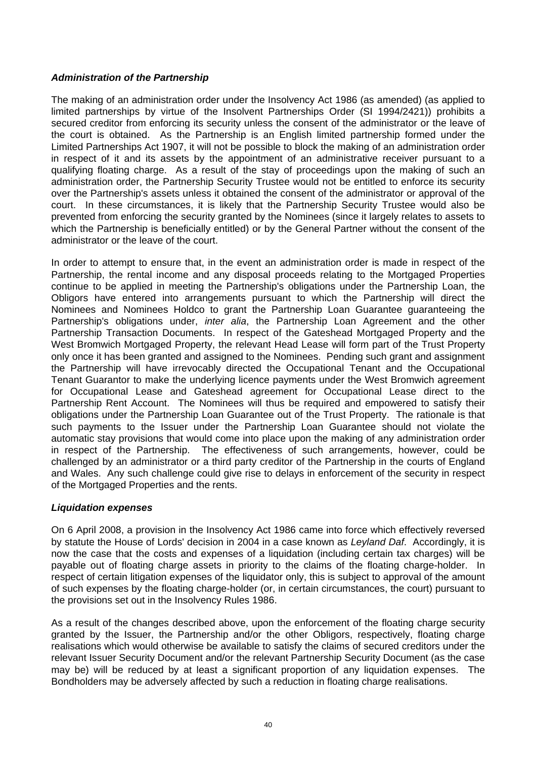***Administration of the Partnership***

The making of an administration order under the Insolvency Act 1986 (as amended) (as applied to limited partnerships by virtue of the Insolvent Partnerships Order (SI 1994/2421)) prohibits a secured creditor from enforcing its security unless the consent of the administrator or the leave of the court is obtained. As the Partnership is an English limited partnership formed under the Limited Partnerships Act 1907, it will not be possible to block the making of an administration order in respect of it and its assets by the appointment of an administrative receiver pursuant to a qualifying floating charge. As a result of the stay of proceedings upon the making of such an administration order, the Partnership Security Trustee would not be entitled to enforce its security over the Partnership's assets unless it obtained the consent of the administrator or approval of the court. In these circumstances, it is likely that the Partnership Security Trustee would also be prevented from enforcing the security granted by the Nominees (since it largely relates to assets to which the Partnership is beneficially entitled) or by the General Partner without the consent of the administrator or the leave of the court.

In order to attempt to ensure that, in the event an administration order is made in respect of the Partnership, the rental income and any disposal proceeds relating to the Mortgaged Properties continue to be applied in meeting the Partnership's obligations under the Partnership Loan, the Obligors have entered into arrangements pursuant to which the Partnership will direct the Nominees and Nominees Holdco to grant the Partnership Loan Guarantee guaranteeing the Partnership's obligations under, *inter alia*, the Partnership Loan Agreement and the other Partnership Transaction Documents. In respect of the Gateshead Mortgaged Property and the West Bromwich Mortgaged Property, the relevant Head Lease will form part of the Trust Property only once it has been granted and assigned to the Nominees. Pending such grant and assignment the Partnership will have irrevocably directed the Occupational Tenant and the Occupational Tenant Guarantor to make the underlying licence payments under the West Bromwich agreement for Occupational Lease and Gateshead agreement for Occupational Lease direct to the Partnership Rent Account. The Nominees will thus be required and empowered to satisfy their obligations under the Partnership Loan Guarantee out of the Trust Property. The rationale is that such payments to the Issuer under the Partnership Loan Guarantee should not violate the automatic stay provisions that would come into place upon the making of any administration order in respect of the Partnership. The effectiveness of such arrangements, however, could be challenged by an administrator or a third party creditor of the Partnership in the courts of England and Wales. Any such challenge could give rise to delays in enforcement of the security in respect of the Mortgaged Properties and the rents.

***Liquidation expenses***

On 6 April 2008, a provision in the Insolvency Act 1986 came into force which effectively reversed by statute the House of Lords' decision in 2004 in a case known as *Leyland Daf*. Accordingly, it is now the case that the costs and expenses of a liquidation (including certain tax charges) will be payable out of floating charge assets in priority to the claims of the floating charge-holder. In respect of certain litigation expenses of the liquidator only, this is subject to approval of the amount of such expenses by the floating charge-holder (or, in certain circumstances, the court) pursuant to the provisions set out in the Insolvency Rules 1986.

As a result of the changes described above, upon the enforcement of the floating charge security granted by the Issuer, the Partnership and/or the other Obligors, respectively, floating charge realisations which would otherwise be available to satisfy the claims of secured creditors under the relevant Issuer Security Document and/or the relevant Partnership Security Document (as the case may be) will be reduced by at least a significant proportion of any liquidation expenses. The Bondholders may be adversely affected by such a reduction in floating charge realisations.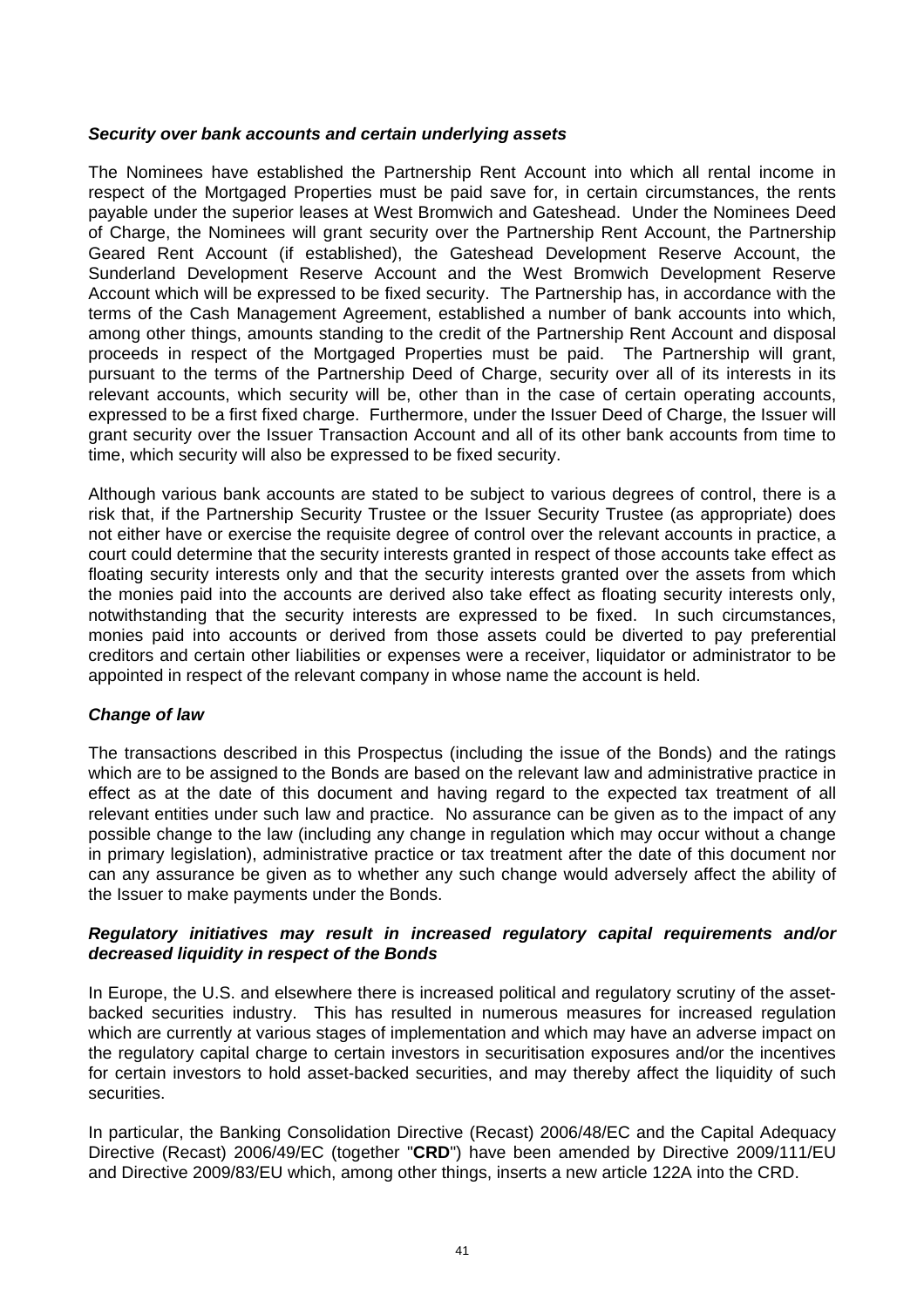***Security over bank accounts and certain underlying assets***

The Nominees have established the Partnership Rent Account into which all rental income in respect of the Mortgaged Properties must be paid save for, in certain circumstances, the rents payable under the superior leases at West Bromwich and Gateshead. Under the Nominees Deed of Charge, the Nominees will grant security over the Partnership Rent Account, the Partnership Geared Rent Account (if established), the Gateshead Development Reserve Account, the Sunderland Development Reserve Account and the West Bromwich Development Reserve Account which will be expressed to be fixed security. The Partnership has, in accordance with the terms of the Cash Management Agreement, established a number of bank accounts into which, among other things, amounts standing to the credit of the Partnership Rent Account and disposal proceeds in respect of the Mortgaged Properties must be paid. The Partnership will grant, pursuant to the terms of the Partnership Deed of Charge, security over all of its interests in its relevant accounts, which security will be, other than in the case of certain operating accounts, expressed to be a first fixed charge. Furthermore, under the Issuer Deed of Charge, the Issuer will grant security over the Issuer Transaction Account and all of its other bank accounts from time to time, which security will also be expressed to be fixed security.

Although various bank accounts are stated to be subject to various degrees of control, there is a risk that, if the Partnership Security Trustee or the Issuer Security Trustee (as appropriate) does not either have or exercise the requisite degree of control over the relevant accounts in practice, a court could determine that the security interests granted in respect of those accounts take effect as floating security interests only and that the security interests granted over the assets from which the monies paid into the accounts are derived also take effect as floating security interests only, notwithstanding that the security interests are expressed to be fixed. In such circumstances, monies paid into accounts or derived from those assets could be diverted to pay preferential creditors and certain other liabilities or expenses were a receiver, liquidator or administrator to be appointed in respect of the relevant company in whose name the account is held.

***Change of law***

The transactions described in this Prospectus (including the issue of the Bonds) and the ratings which are to be assigned to the Bonds are based on the relevant law and administrative practice in effect as at the date of this document and having regard to the expected tax treatment of all relevant entities under such law and practice. No assurance can be given as to the impact of any possible change to the law (including any change in regulation which may occur without a change in primary legislation), administrative practice or tax treatment after the date of this document nor can any assurance be given as to whether any such change would adversely affect the ability of the Issuer to make payments under the Bonds.

***Regulatory initiatives may result in increased regulatory capital requirements and/or decreased liquidity in respect of the Bonds***

In Europe, the U.S. and elsewhere there is increased political and regulatory scrutiny of the asset-backed securities industry. This has resulted in numerous measures for increased regulation which are currently at various stages of implementation and which may have an adverse impact on the regulatory capital charge to certain investors in securitisation exposures and/or the incentives for certain investors to hold asset-backed securities, and may thereby affect the liquidity of such securities.

In particular, the Banking Consolidation Directive (Recast) 2006/48/EC and the Capital Adequacy Directive (Recast) 2006/49/EC (together "**CRD**") have been amended by Directive 2009/111/EU and Directive 2009/83/EU which, among other things, inserts a new article 122A into the CRD.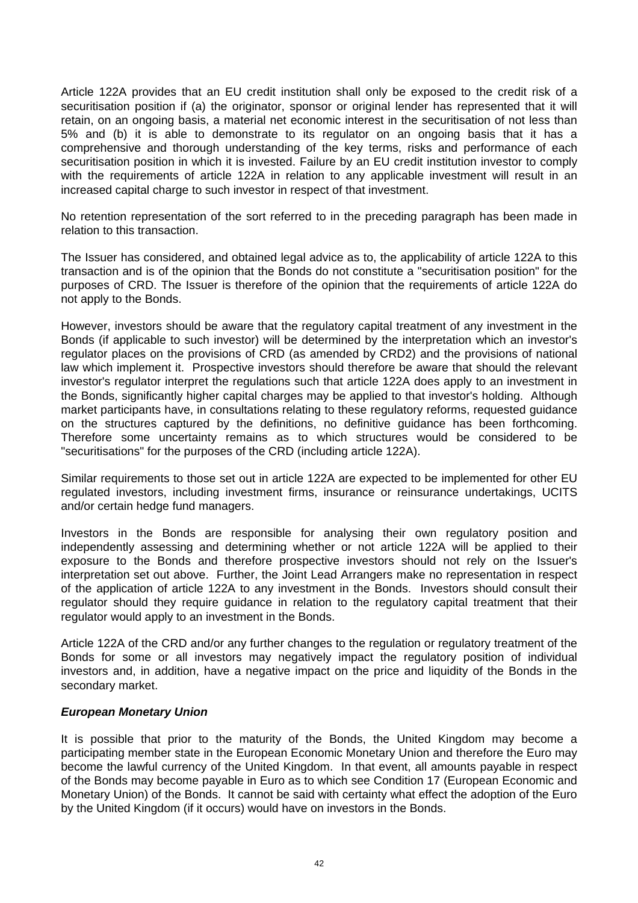Article 122A provides that an EU credit institution shall only be exposed to the credit risk of a securitisation position if (a) the originator, sponsor or original lender has represented that it will retain, on an ongoing basis, a material net economic interest in the securitisation of not less than 5% and (b) it is able to demonstrate to its regulator on an ongoing basis that it has a comprehensive and thorough understanding of the key terms, risks and performance of each securitisation position in which it is invested. Failure by an EU credit institution investor to comply with the requirements of article 122A in relation to any applicable investment will result in an increased capital charge to such investor in respect of that investment.

No retention representation of the sort referred to in the preceding paragraph has been made in relation to this transaction.

The Issuer has considered, and obtained legal advice as to, the applicability of article 122A to this transaction and is of the opinion that the Bonds do not constitute a "securitisation position" for the purposes of CRD. The Issuer is therefore of the opinion that the requirements of article 122A do not apply to the Bonds.

However, investors should be aware that the regulatory capital treatment of any investment in the Bonds (if applicable to such investor) will be determined by the interpretation which an investor's regulator places on the provisions of CRD (as amended by CRD2) and the provisions of national law which implement it. Prospective investors should therefore be aware that should the relevant investor's regulator interpret the regulations such that article 122A does apply to an investment in the Bonds, significantly higher capital charges may be applied to that investor's holding. Although market participants have, in consultations relating to these regulatory reforms, requested guidance on the structures captured by the definitions, no definitive guidance has been forthcoming. Therefore some uncertainty remains as to which structures would be considered to be "securitisations" for the purposes of the CRD (including article 122A).

Similar requirements to those set out in article 122A are expected to be implemented for other EU regulated investors, including investment firms, insurance or reinsurance undertakings, UCITS and/or certain hedge fund managers.

Investors in the Bonds are responsible for analysing their own regulatory position and independently assessing and determining whether or not article 122A will be applied to their exposure to the Bonds and therefore prospective investors should not rely on the Issuer's interpretation set out above. Further, the Joint Lead Arrangers make no representation in respect of the application of article 122A to any investment in the Bonds. Investors should consult their regulator should they require guidance in relation to the regulatory capital treatment that their regulator would apply to an investment in the Bonds.

Article 122A of the CRD and/or any further changes to the regulation or regulatory treatment of the Bonds for some or all investors may negatively impact the regulatory position of individual investors and, in addition, have a negative impact on the price and liquidity of the Bonds in the secondary market.

***European Monetary Union***

It is possible that prior to the maturity of the Bonds, the United Kingdom may become a participating member state in the European Economic Monetary Union and therefore the Euro may become the lawful currency of the United Kingdom. In that event, all amounts payable in respect of the Bonds may become payable in Euro as to which see Condition 17 (European Economic and Monetary Union) of the Bonds. It cannot be said with certainty what effect the adoption of the Euro by the United Kingdom (if it occurs) would have on investors in the Bonds.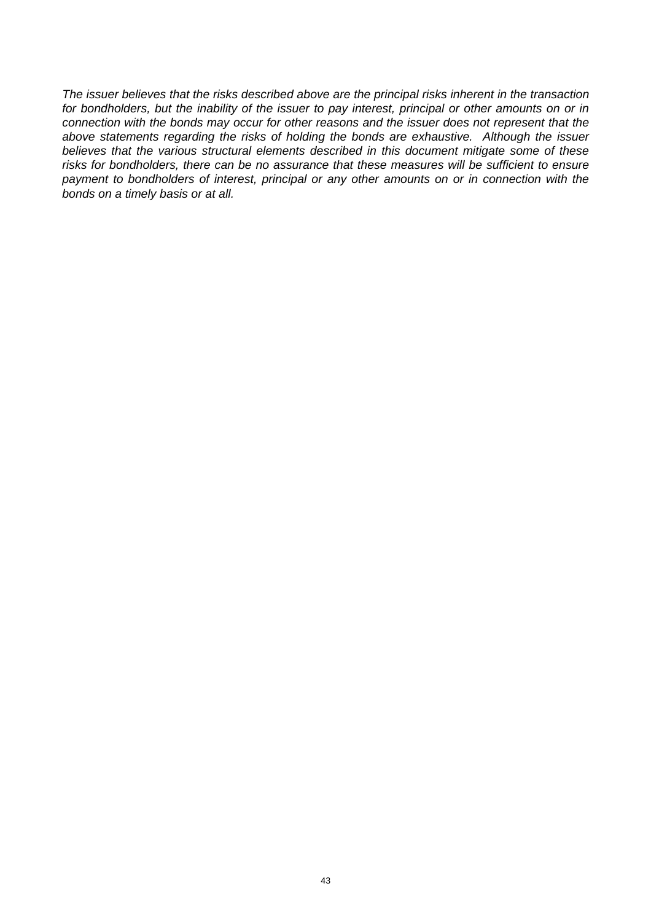*The issuer believes that the risks described above are the principal risks inherent in the transaction for bondholders, but the inability of the issuer to pay interest, principal or other amounts on or in connection with the bonds may occur for other reasons and the issuer does not represent that the above statements regarding the risks of holding the bonds are exhaustive. Although the issuer believes that the various structural elements described in this document mitigate some of these risks for bondholders, there can be no assurance that these measures will be sufficient to ensure payment to bondholders of interest, principal or any other amounts on or in connection with the bonds on a timely basis or at all.*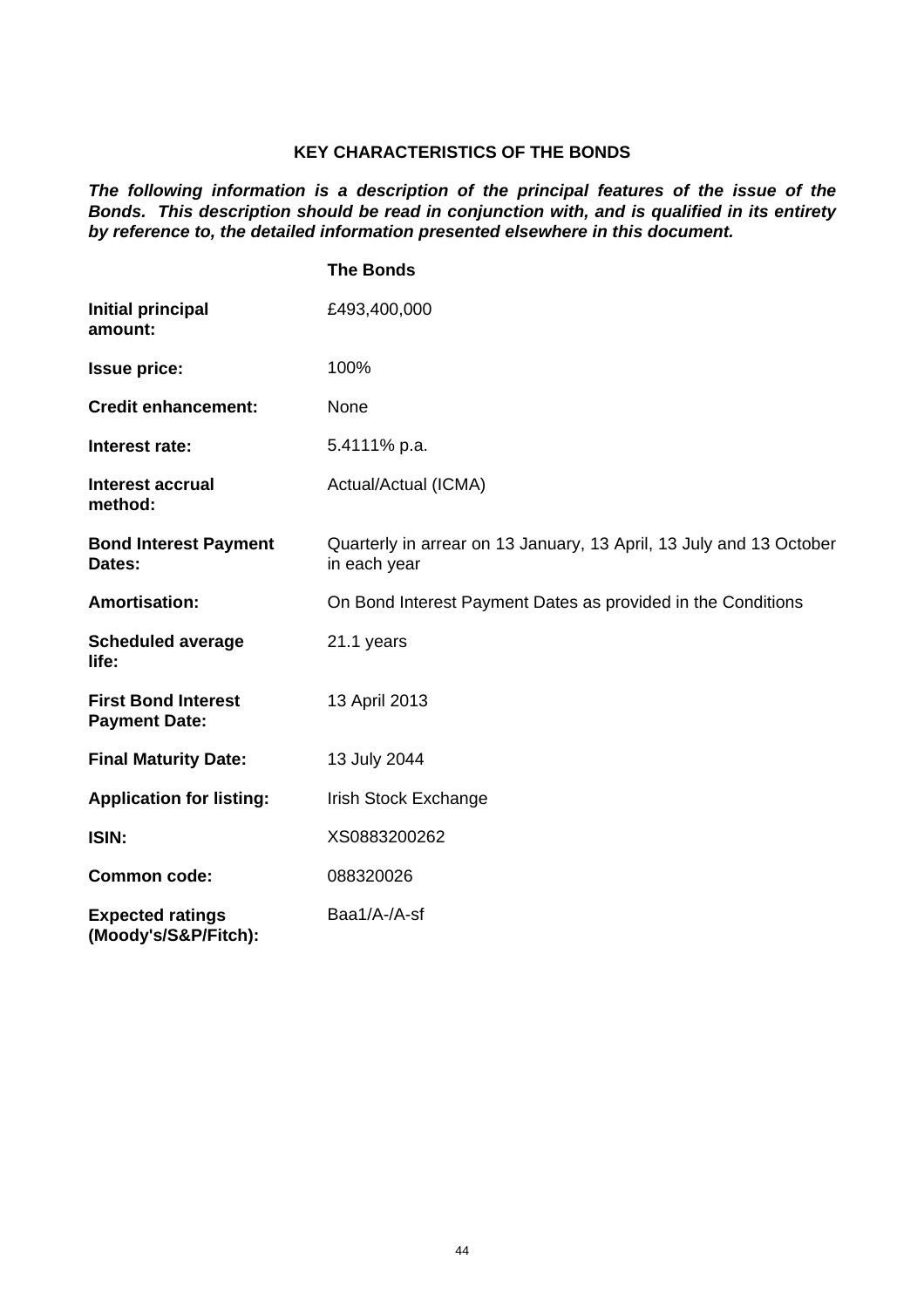## KEY CHARACTERISTICS OF THE BONDS

***The following information is a description of the principal features of the issue of the Bonds. This description should be read in conjunction with, and is qualified in its entirety by reference to, the detailed information presented elsewhere in this document.***

| | **The Bonds** |
|---|---|
| **Initial principal amount:** | £493,400,000 |
| **Issue price:** | 100% |
| **Credit enhancement:** | None |
| **Interest rate:** | 5.4111% p.a. |
| **Interest accrual method:** | Actual/Actual (ICMA) |
| **Bond Interest Payment Dates:** | Quarterly in arrear on 13 January, 13 April, 13 July and 13 October in each year |
| **Amortisation:** | On Bond Interest Payment Dates as provided in the Conditions |
| **Scheduled average life:** | 21.1 years |
| **First Bond Interest Payment Date:** | 13 April 2013 |
| **Final Maturity Date:** | 13 July 2044 |
| **Application for listing:** | Irish Stock Exchange |
| **ISIN:** | XS0883200262 |
| **Common code:** | 088320026 |
| **Expected ratings (Moody's/S&P/Fitch):** | Baa1/A-/A-sf |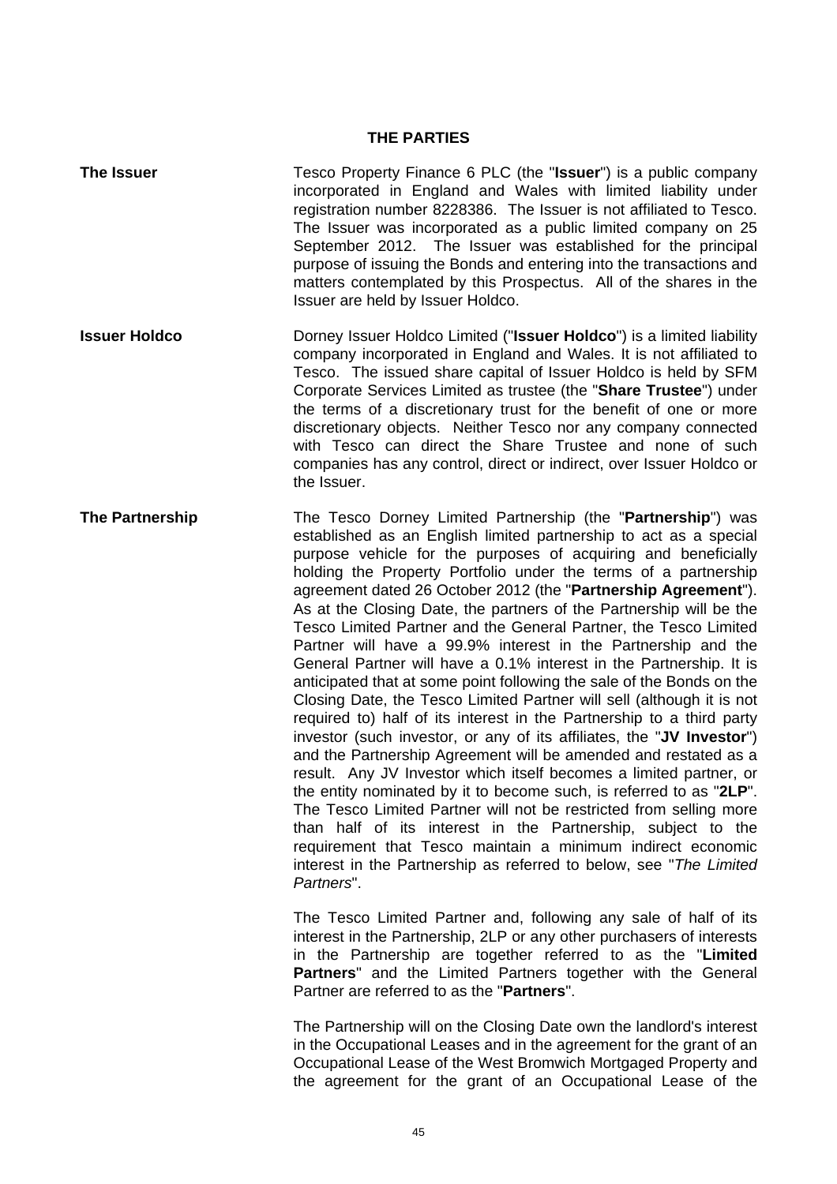# THE PARTIES

**The Issuer**

Tesco Property Finance 6 PLC (the "**Issuer**") is a public company incorporated in England and Wales with limited liability under registration number 8228386. The Issuer is not affiliated to Tesco. The Issuer was incorporated as a public limited company on 25 September 2012. The Issuer was established for the principal purpose of issuing the Bonds and entering into the transactions and matters contemplated by this Prospectus. All of the shares in the Issuer are held by Issuer Holdco.

**Issuer Holdco**

Dorney Issuer Holdco Limited ("**Issuer Holdco**") is a limited liability company incorporated in England and Wales. It is not affiliated to Tesco. The issued share capital of Issuer Holdco is held by SFM Corporate Services Limited as trustee (the "**Share Trustee**") under the terms of a discretionary trust for the benefit of one or more discretionary objects. Neither Tesco nor any company connected with Tesco can direct the Share Trustee and none of such companies has any control, direct or indirect, over Issuer Holdco or the Issuer.

**The Partnership**

The Tesco Dorney Limited Partnership (the "**Partnership**") was established as an English limited partnership to act as a special purpose vehicle for the purposes of acquiring and beneficially holding the Property Portfolio under the terms of a partnership agreement dated 26 October 2012 (the "**Partnership Agreement**"). As at the Closing Date, the partners of the Partnership will be the Tesco Limited Partner and the General Partner, the Tesco Limited Partner will have a 99.9% interest in the Partnership and the General Partner will have a 0.1% interest in the Partnership. It is anticipated that at some point following the sale of the Bonds on the Closing Date, the Tesco Limited Partner will sell (although it is not required to) half of its interest in the Partnership to a third party investor (such investor, or any of its affiliates, the "**JV Investor**") and the Partnership Agreement will be amended and restated as a result. Any JV Investor which itself becomes a limited partner, or the entity nominated by it to become such, is referred to as "**2LP**". The Tesco Limited Partner will not be restricted from selling more than half of its interest in the Partnership, subject to the requirement that Tesco maintain a minimum indirect economic interest in the Partnership as referred to below, see "*The Limited Partners*".

The Tesco Limited Partner and, following any sale of half of its interest in the Partnership, 2LP or any other purchasers of interests in the Partnership are together referred to as the "**Limited Partners**" and the Limited Partners together with the General Partner are referred to as the "**Partners**".

The Partnership will on the Closing Date own the landlord's interest in the Occupational Leases and in the agreement for the grant of an Occupational Lease of the West Bromwich Mortgaged Property and the agreement for the grant of an Occupational Lease of the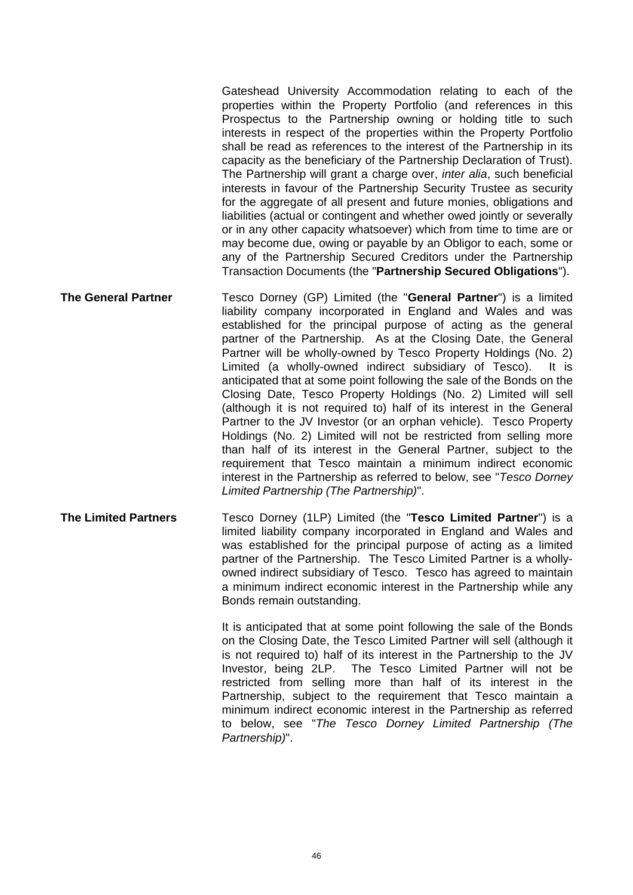Gateshead University Accommodation relating to each of the properties within the Property Portfolio (and references in this Prospectus to the Partnership owning or holding title to such interests in respect of the properties within the Property Portfolio shall be read as references to the interest of the Partnership in its capacity as the beneficiary of the Partnership Declaration of Trust). The Partnership will grant a charge over, *inter alia*, such beneficial interests in favour of the Partnership Security Trustee as security for the aggregate of all present and future monies, obligations and liabilities (actual or contingent and whether owed jointly or severally or in any other capacity whatsoever) which from time to time are or may become due, owing or payable by an Obligor to each, some or any of the Partnership Secured Creditors under the Partnership Transaction Documents (the "**Partnership Secured Obligations**").

**The General Partner**

Tesco Dorney (GP) Limited (the "**General Partner**") is a limited liability company incorporated in England and Wales and was established for the principal purpose of acting as the general partner of the Partnership. As at the Closing Date, the General Partner will be wholly-owned by Tesco Property Holdings (No. 2) Limited (a wholly-owned indirect subsidiary of Tesco). It is anticipated that at some point following the sale of the Bonds on the Closing Date, Tesco Property Holdings (No. 2) Limited will sell (although it is not required to) half of its interest in the General Partner to the JV Investor (or an orphan vehicle). Tesco Property Holdings (No. 2) Limited will not be restricted from selling more than half of its interest in the General Partner, subject to the requirement that Tesco maintain a minimum indirect economic interest in the Partnership as referred to below, see "*Tesco Dorney Limited Partnership (The Partnership)*".

**The Limited Partners**

Tesco Dorney (1LP) Limited (the "**Tesco Limited Partner**") is a limited liability company incorporated in England and Wales and was established for the principal purpose of acting as a limited partner of the Partnership. The Tesco Limited Partner is a wholly-owned indirect subsidiary of Tesco. Tesco has agreed to maintain a minimum indirect economic interest in the Partnership while any Bonds remain outstanding.

It is anticipated that at some point following the sale of the Bonds on the Closing Date, the Tesco Limited Partner will sell (although it is not required to) half of its interest in the Partnership to the JV Investor, being 2LP. The Tesco Limited Partner will not be restricted from selling more than half of its interest in the Partnership, subject to the requirement that Tesco maintain a minimum indirect economic interest in the Partnership as referred to below, see "*The Tesco Dorney Limited Partnership (The Partnership)*".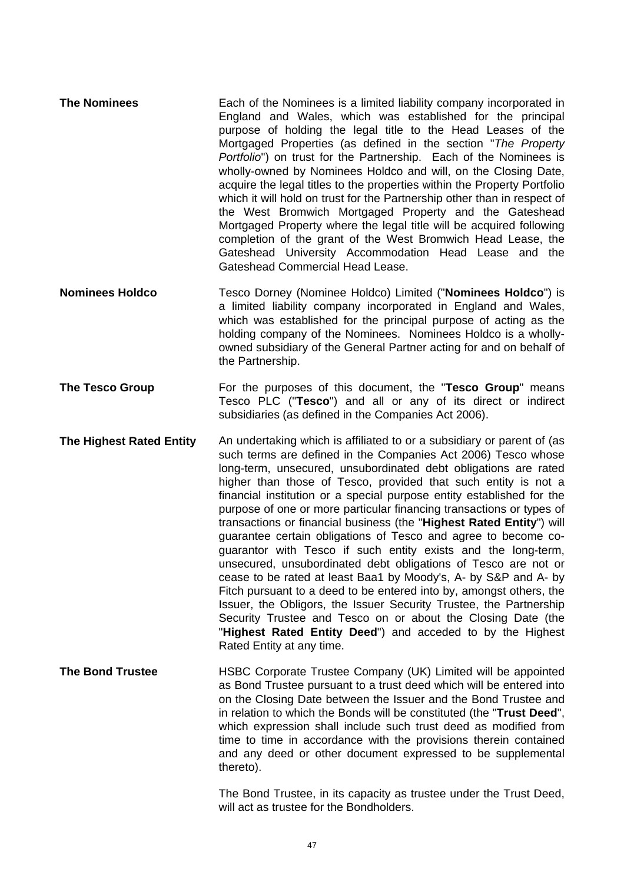**The Nominees**

Each of the Nominees is a limited liability company incorporated in England and Wales, which was established for the principal purpose of holding the legal title to the Head Leases of the Mortgaged Properties (as defined in the section "*The Property Portfolio*") on trust for the Partnership. Each of the Nominees is wholly-owned by Nominees Holdco and will, on the Closing Date, acquire the legal titles to the properties within the Property Portfolio which it will hold on trust for the Partnership other than in respect of the West Bromwich Mortgaged Property and the Gateshead Mortgaged Property where the legal title will be acquired following completion of the grant of the West Bromwich Head Lease, the Gateshead University Accommodation Head Lease and the Gateshead Commercial Head Lease.

**Nominees Holdco**

Tesco Dorney (Nominee Holdco) Limited ("**Nominees Holdco**") is a limited liability company incorporated in England and Wales, which was established for the principal purpose of acting as the holding company of the Nominees. Nominees Holdco is a wholly-owned subsidiary of the General Partner acting for and on behalf of the Partnership.

**The Tesco Group**

For the purposes of this document, the "**Tesco Group**" means Tesco PLC ("**Tesco**") and all or any of its direct or indirect subsidiaries (as defined in the Companies Act 2006).

**The Highest Rated Entity**

An undertaking which is affiliated to or a subsidiary or parent of (as such terms are defined in the Companies Act 2006) Tesco whose long-term, unsecured, unsubordinated debt obligations are rated higher than those of Tesco, provided that such entity is not a financial institution or a special purpose entity established for the purpose of one or more particular financing transactions or types of transactions or financial business (the "**Highest Rated Entity**") will guarantee certain obligations of Tesco and agree to become co-guarantor with Tesco if such entity exists and the long-term, unsecured, unsubordinated debt obligations of Tesco are not or cease to be rated at least Baa1 by Moody's, A- by S&P and A- by Fitch pursuant to a deed to be entered into by, amongst others, the Issuer, the Obligors, the Issuer Security Trustee, the Partnership Security Trustee and Tesco on or about the Closing Date (the "**Highest Rated Entity Deed**") and acceded to by the Highest Rated Entity at any time.

**The Bond Trustee**

HSBC Corporate Trustee Company (UK) Limited will be appointed as Bond Trustee pursuant to a trust deed which will be entered into on the Closing Date between the Issuer and the Bond Trustee and in relation to which the Bonds will be constituted (the "**Trust Deed**", which expression shall include such trust deed as modified from time to time in accordance with the provisions therein contained and any deed or other document expressed to be supplemental thereto).

The Bond Trustee, in its capacity as trustee under the Trust Deed, will act as trustee for the Bondholders.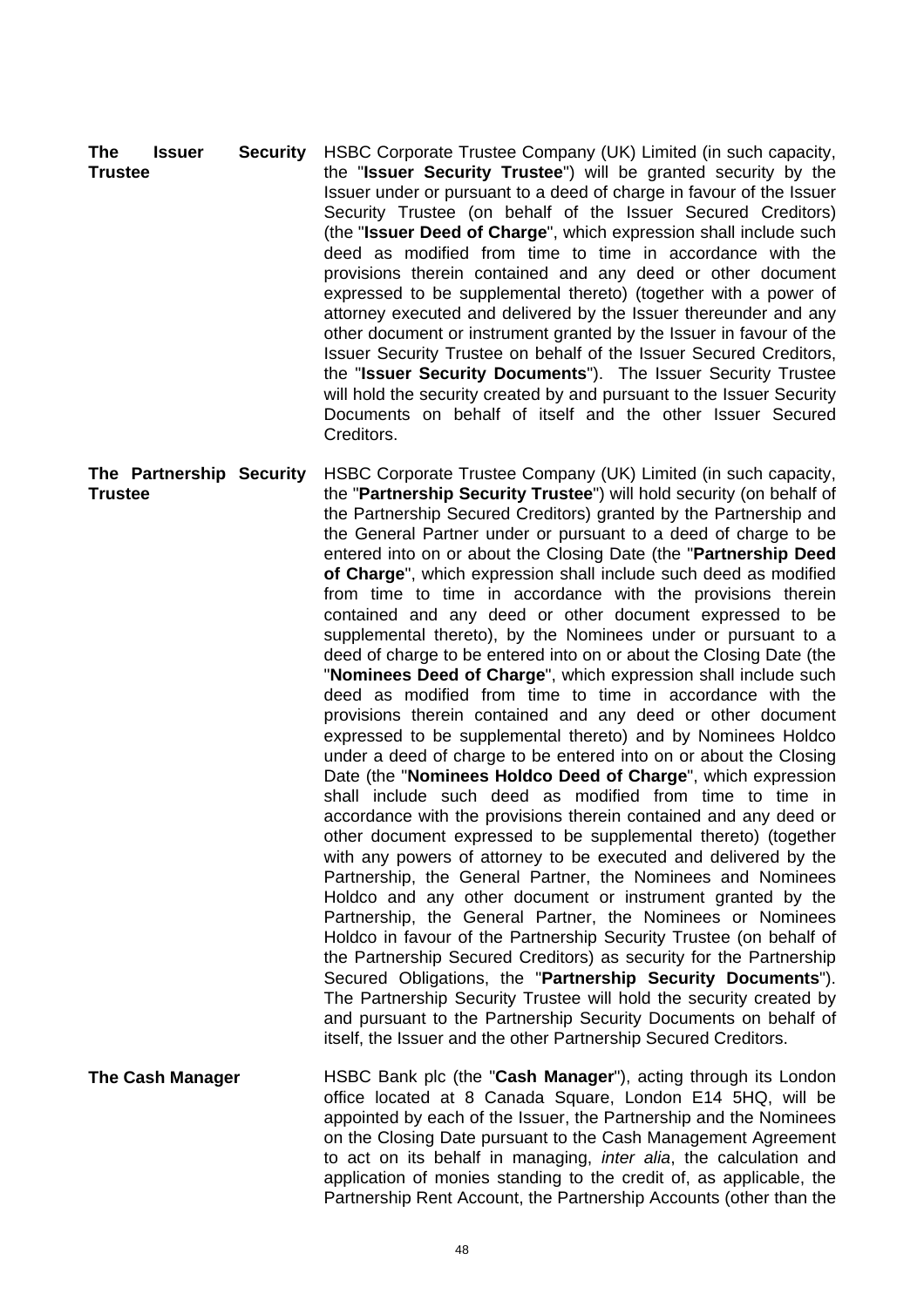**The Issuer Security Trustee**

HSBC Corporate Trustee Company (UK) Limited (in such capacity, the "**Issuer Security Trustee**") will be granted security by the Issuer under or pursuant to a deed of charge in favour of the Issuer Security Trustee (on behalf of the Issuer Secured Creditors) (the "**Issuer Deed of Charge**", which expression shall include such deed as modified from time to time in accordance with the provisions therein contained and any deed or other document expressed to be supplemental thereto) (together with a power of attorney executed and delivered by the Issuer thereunder and any other document or instrument granted by the Issuer in favour of the Issuer Security Trustee on behalf of the Issuer Secured Creditors, the "**Issuer Security Documents**"). The Issuer Security Trustee will hold the security created by and pursuant to the Issuer Security Documents on behalf of itself and the other Issuer Secured Creditors.

**The Partnership Security Trustee**

HSBC Corporate Trustee Company (UK) Limited (in such capacity, the "**Partnership Security Trustee**") will hold security (on behalf of the Partnership Secured Creditors) granted by the Partnership and the General Partner under or pursuant to a deed of charge to be entered into on or about the Closing Date (the "**Partnership Deed of Charge**", which expression shall include such deed as modified from time to time in accordance with the provisions therein contained and any deed or other document expressed to be supplemental thereto), by the Nominees under or pursuant to a deed of charge to be entered into on or about the Closing Date (the "**Nominees Deed of Charge**", which expression shall include such deed as modified from time to time in accordance with the provisions therein contained and any deed or other document expressed to be supplemental thereto) and by Nominees Holdco under a deed of charge to be entered into on or about the Closing Date (the "**Nominees Holdco Deed of Charge**", which expression shall include such deed as modified from time to time in accordance with the provisions therein contained and any deed or other document expressed to be supplemental thereto) (together with any powers of attorney to be executed and delivered by the Partnership, the General Partner, the Nominees and Nominees Holdco and any other document or instrument granted by the Partnership, the General Partner, the Nominees or Nominees Holdco in favour of the Partnership Security Trustee (on behalf of the Partnership Secured Creditors) as security for the Partnership Secured Obligations, the "**Partnership Security Documents**"). The Partnership Security Trustee will hold the security created by and pursuant to the Partnership Security Documents on behalf of itself, the Issuer and the other Partnership Secured Creditors.

**The Cash Manager**

HSBC Bank plc (the "**Cash Manager**"), acting through its London office located at 8 Canada Square, London E14 5HQ, will be appointed by each of the Issuer, the Partnership and the Nominees on the Closing Date pursuant to the Cash Management Agreement to act on its behalf in managing, *inter alia*, the calculation and application of monies standing to the credit of, as applicable, the Partnership Rent Account, the Partnership Accounts (other than the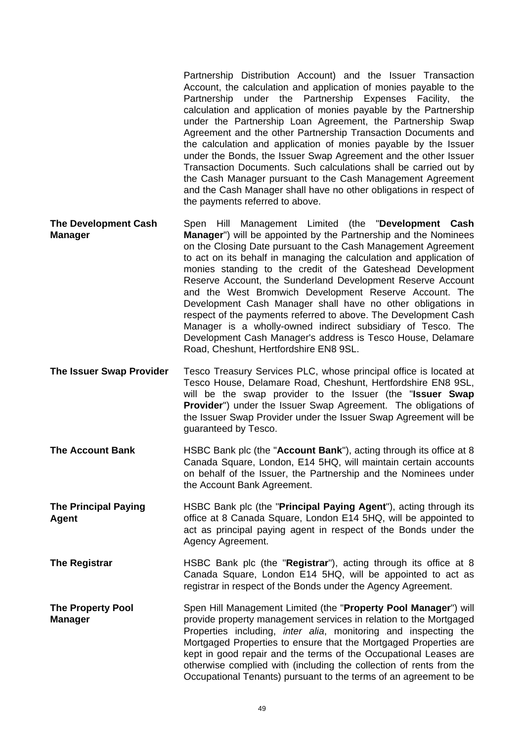Partnership Distribution Account) and the Issuer Transaction Account, the calculation and application of monies payable to the Partnership under the Partnership Expenses Facility, the calculation and application of monies payable by the Partnership under the Partnership Loan Agreement, the Partnership Swap Agreement and the other Partnership Transaction Documents and the calculation and application of monies payable by the Issuer under the Bonds, the Issuer Swap Agreement and the other Issuer Transaction Documents. Such calculations shall be carried out by the Cash Manager pursuant to the Cash Management Agreement and the Cash Manager shall have no other obligations in respect of the payments referred to above.

**The Development Cash Manager**

Spen Hill Management Limited (the "**Development Cash Manager**") will be appointed by the Partnership and the Nominees on the Closing Date pursuant to the Cash Management Agreement to act on its behalf in managing the calculation and application of monies standing to the credit of the Gateshead Development Reserve Account, the Sunderland Development Reserve Account and the West Bromwich Development Reserve Account. The Development Cash Manager shall have no other obligations in respect of the payments referred to above. The Development Cash Manager is a wholly-owned indirect subsidiary of Tesco. The Development Cash Manager's address is Tesco House, Delamare Road, Cheshunt, Hertfordshire EN8 9SL.

**The Issuer Swap Provider**

Tesco Treasury Services PLC, whose principal office is located at Tesco House, Delamare Road, Cheshunt, Hertfordshire EN8 9SL, will be the swap provider to the Issuer (the "**Issuer Swap Provider**") under the Issuer Swap Agreement. The obligations of the Issuer Swap Provider under the Issuer Swap Agreement will be guaranteed by Tesco.

**The Account Bank**

HSBC Bank plc (the "**Account Bank**"), acting through its office at 8 Canada Square, London, E14 5HQ, will maintain certain accounts on behalf of the Issuer, the Partnership and the Nominees under the Account Bank Agreement.

**The Principal Paying Agent**

HSBC Bank plc (the "**Principal Paying Agent**"), acting through its office at 8 Canada Square, London E14 5HQ, will be appointed to act as principal paying agent in respect of the Bonds under the Agency Agreement.

**The Registrar**

HSBC Bank plc (the "**Registrar**"), acting through its office at 8 Canada Square, London E14 5HQ, will be appointed to act as registrar in respect of the Bonds under the Agency Agreement.

**The Property Pool Manager**

Spen Hill Management Limited (the "**Property Pool Manager**") will provide property management services in relation to the Mortgaged Properties including, *inter alia*, monitoring and inspecting the Mortgaged Properties to ensure that the Mortgaged Properties are kept in good repair and the terms of the Occupational Leases are otherwise complied with (including the collection of rents from the Occupational Tenants) pursuant to the terms of an agreement to be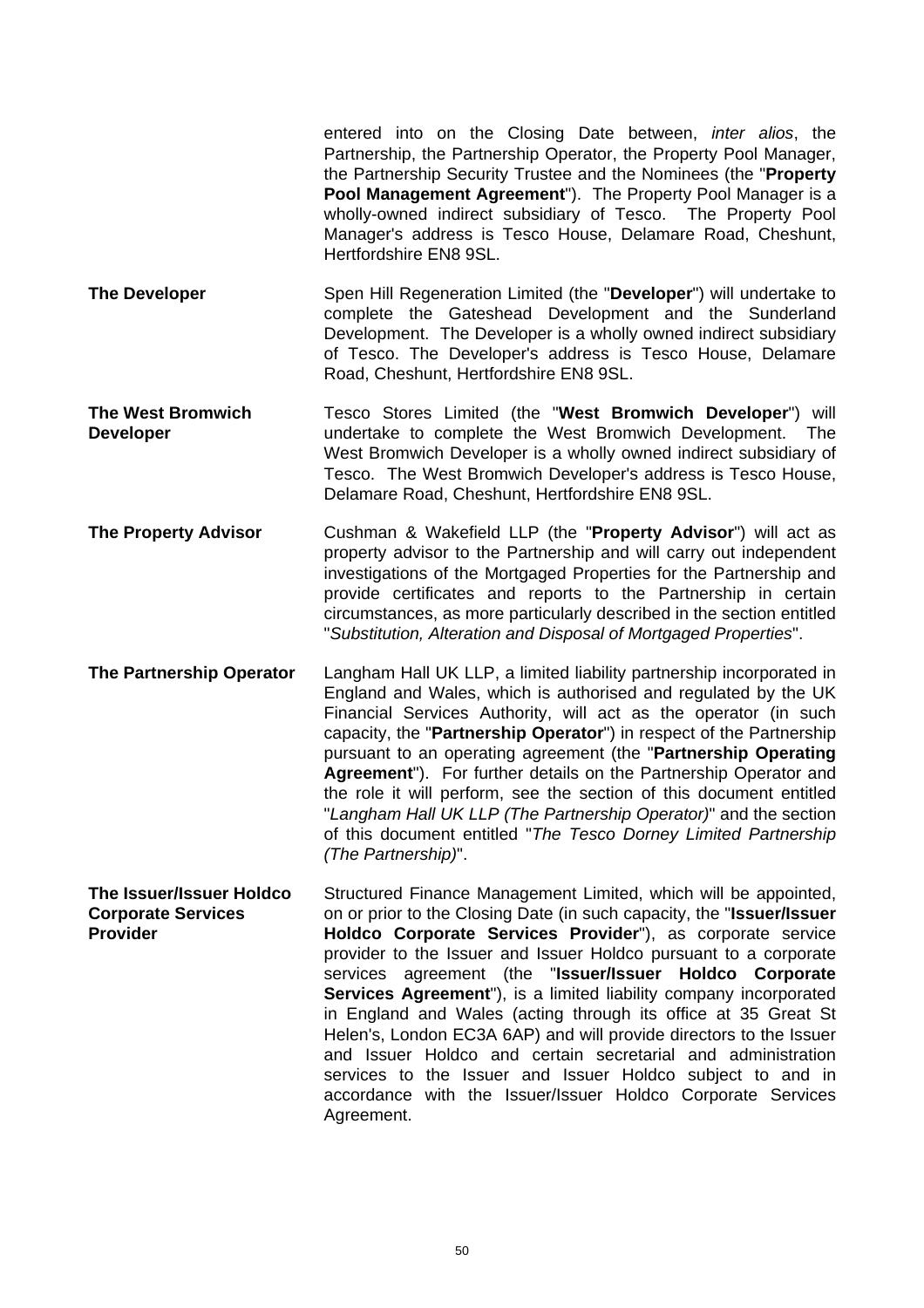entered into on the Closing Date between, *inter alios*, the Partnership, the Partnership Operator, the Property Pool Manager, the Partnership Security Trustee and the Nominees (the "**Property Pool Management Agreement**"). The Property Pool Manager is a wholly-owned indirect subsidiary of Tesco. The Property Pool Manager's address is Tesco House, Delamare Road, Cheshunt, Hertfordshire EN8 9SL.

**The Developer**

Spen Hill Regeneration Limited (the "**Developer**") will undertake to complete the Gateshead Development and the Sunderland Development. The Developer is a wholly owned indirect subsidiary of Tesco. The Developer's address is Tesco House, Delamare Road, Cheshunt, Hertfordshire EN8 9SL.

**The West Bromwich Developer**

Tesco Stores Limited (the "**West Bromwich Developer**") will undertake to complete the West Bromwich Development. The West Bromwich Developer is a wholly owned indirect subsidiary of Tesco. The West Bromwich Developer's address is Tesco House, Delamare Road, Cheshunt, Hertfordshire EN8 9SL.

**The Property Advisor**

Cushman & Wakefield LLP (the "**Property Advisor**") will act as property advisor to the Partnership and will carry out independent investigations of the Mortgaged Properties for the Partnership and provide certificates and reports to the Partnership in certain circumstances, as more particularly described in the section entitled "*Substitution, Alteration and Disposal of Mortgaged Properties*".

**The Partnership Operator**

Langham Hall UK LLP, a limited liability partnership incorporated in England and Wales, which is authorised and regulated by the UK Financial Services Authority, will act as the operator (in such capacity, the "**Partnership Operator**") in respect of the Partnership pursuant to an operating agreement (the "**Partnership Operating Agreement**"). For further details on the Partnership Operator and the role it will perform, see the section of this document entitled "*Langham Hall UK LLP (The Partnership Operator)*" and the section of this document entitled "*The Tesco Dorney Limited Partnership (The Partnership)*".

**The Issuer/Issuer Holdco Corporate Services Provider**

Structured Finance Management Limited, which will be appointed, on or prior to the Closing Date (in such capacity, the "**Issuer/Issuer Holdco Corporate Services Provider**"), as corporate service provider to the Issuer and Issuer Holdco pursuant to a corporate services agreement (the "**Issuer/Issuer Holdco Corporate Services Agreement**"), is a limited liability company incorporated in England and Wales (acting through its office at 35 Great St Helen's, London EC3A 6AP) and will provide directors to the Issuer and Issuer Holdco and certain secretarial and administration services to the Issuer and Issuer Holdco subject to and in accordance with the Issuer/Issuer Holdco Corporate Services Agreement.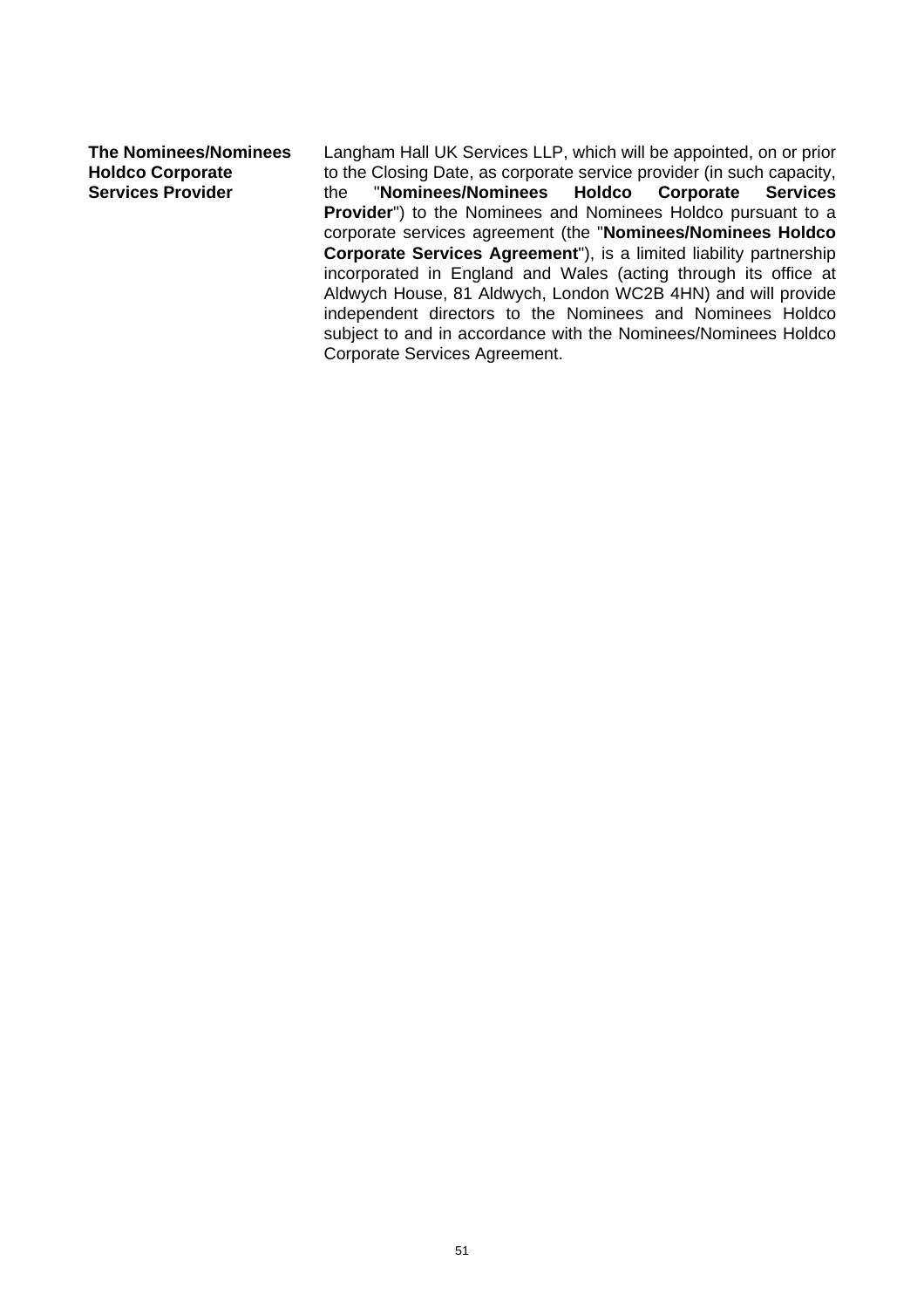| | |
|---|---|
| **The Nominees/Nominees Holdco Corporate Services Provider** | Langham Hall UK Services LLP, which will be appointed, on or prior to the Closing Date, as corporate service provider (in such capacity, the "**Nominees/Nominees Holdco Corporate Services Provider**") to the Nominees and Nominees Holdco pursuant to a corporate services agreement (the "**Nominees/Nominees Holdco Corporate Services Agreement**"), is a limited liability partnership incorporated in England and Wales (acting through its office at Aldwych House, 81 Aldwych, London WC2B 4HN) and will provide independent directors to the Nominees and Nominees Holdco subject to and in accordance with the Nominees/Nominees Holdco Corporate Services Agreement. |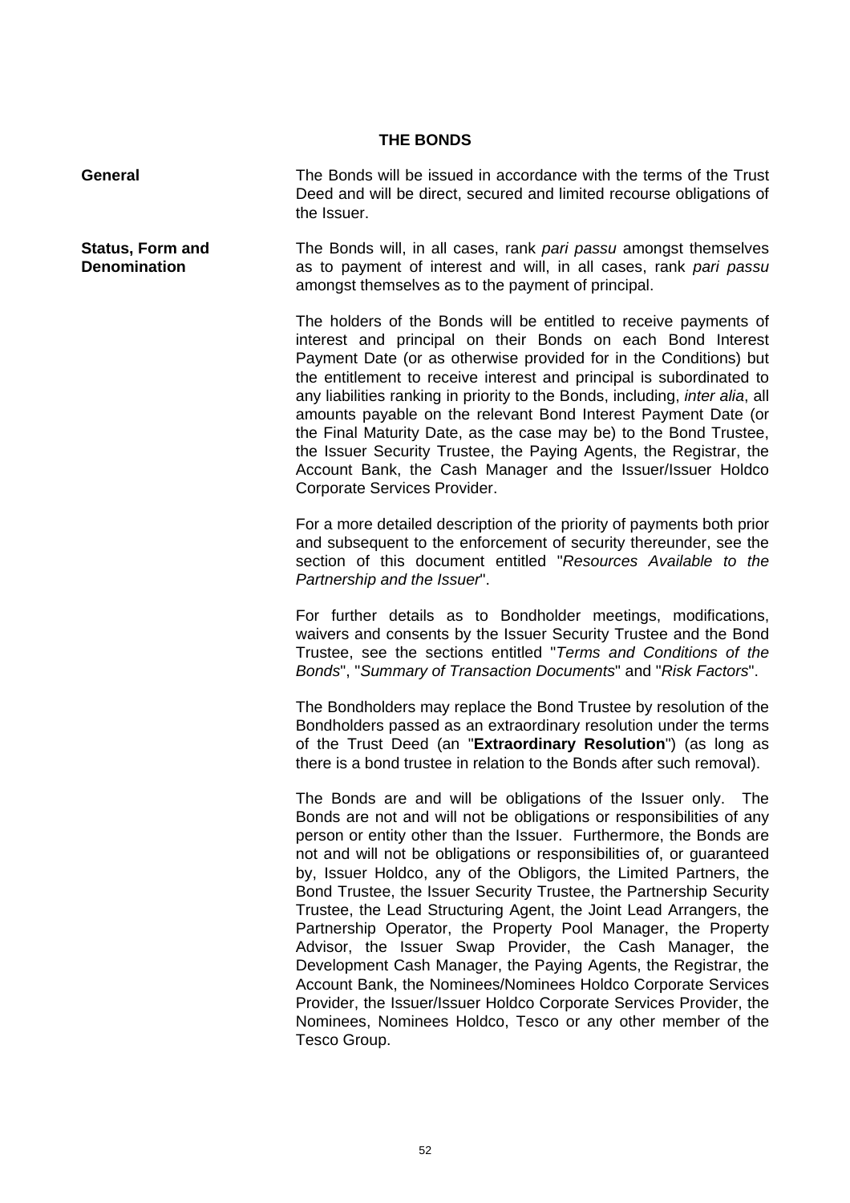## THE BONDS

**General**

The Bonds will be issued in accordance with the terms of the Trust Deed and will be direct, secured and limited recourse obligations of the Issuer.

**Status, Form and Denomination**

The Bonds will, in all cases, rank *pari passu* amongst themselves as to payment of interest and will, in all cases, rank *pari passu* amongst themselves as to the payment of principal.

The holders of the Bonds will be entitled to receive payments of interest and principal on their Bonds on each Bond Interest Payment Date (or as otherwise provided for in the Conditions) but the entitlement to receive interest and principal is subordinated to any liabilities ranking in priority to the Bonds, including, *inter alia*, all amounts payable on the relevant Bond Interest Payment Date (or the Final Maturity Date, as the case may be) to the Bond Trustee, the Issuer Security Trustee, the Paying Agents, the Registrar, the Account Bank, the Cash Manager and the Issuer/Issuer Holdco Corporate Services Provider.

For a more detailed description of the priority of payments both prior and subsequent to the enforcement of security thereunder, see the section of this document entitled "*Resources Available to the Partnership and the Issuer*".

For further details as to Bondholder meetings, modifications, waivers and consents by the Issuer Security Trustee and the Bond Trustee, see the sections entitled "*Terms and Conditions of the Bonds*", "*Summary of Transaction Documents*" and "*Risk Factors*".

The Bondholders may replace the Bond Trustee by resolution of the Bondholders passed as an extraordinary resolution under the terms of the Trust Deed (an "**Extraordinary Resolution**") (as long as there is a bond trustee in relation to the Bonds after such removal).

The Bonds are and will be obligations of the Issuer only. The Bonds are not and will not be obligations or responsibilities of any person or entity other than the Issuer. Furthermore, the Bonds are not and will not be obligations or responsibilities of, or guaranteed by, Issuer Holdco, any of the Obligors, the Limited Partners, the Bond Trustee, the Issuer Security Trustee, the Partnership Security Trustee, the Lead Structuring Agent, the Joint Lead Arrangers, the Partnership Operator, the Property Pool Manager, the Property Advisor, the Issuer Swap Provider, the Cash Manager, the Development Cash Manager, the Paying Agents, the Registrar, the Account Bank, the Nominees/Nominees Holdco Corporate Services Provider, the Issuer/Issuer Holdco Corporate Services Provider, the Nominees, Nominees Holdco, Tesco or any other member of the Tesco Group.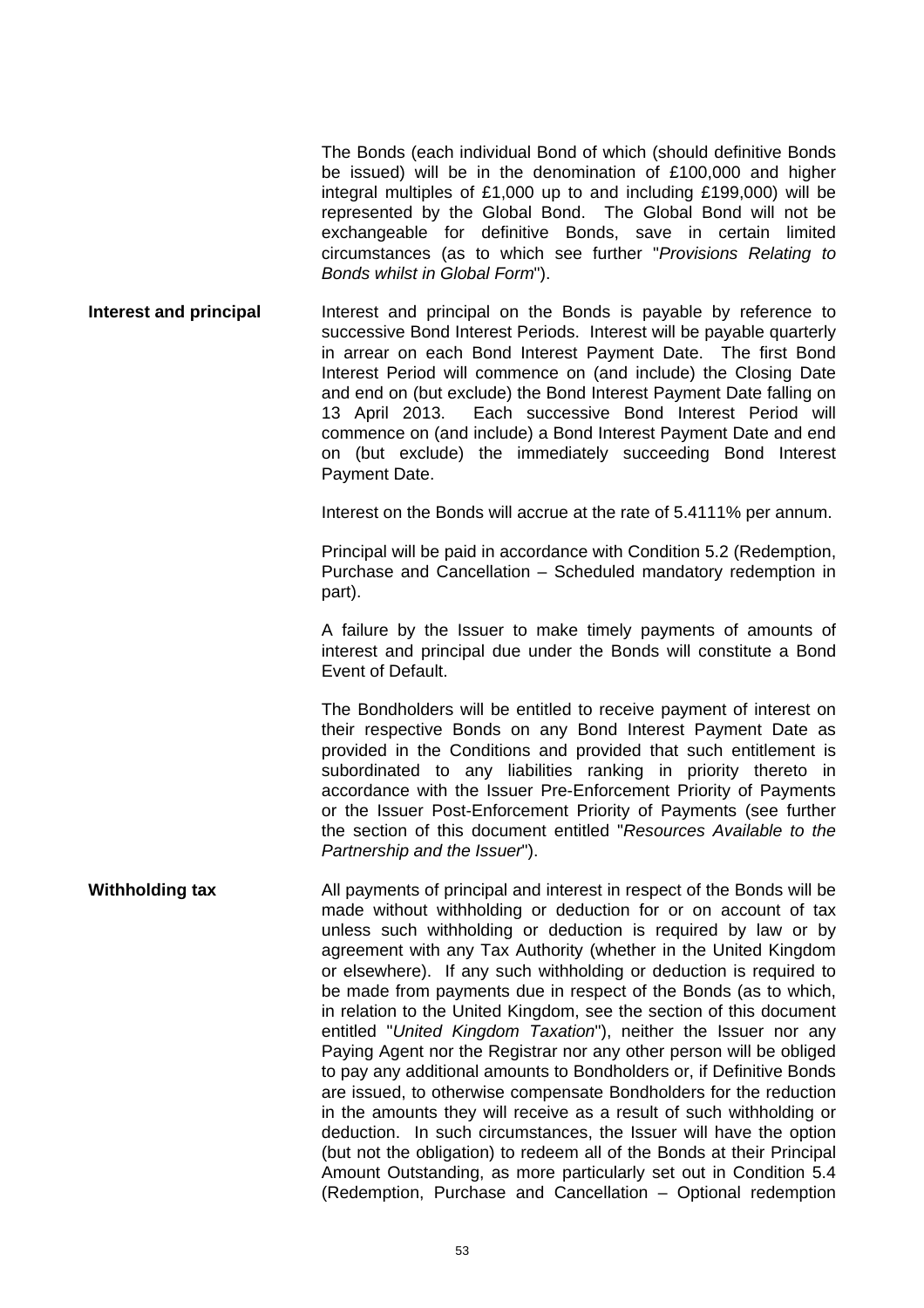The Bonds (each individual Bond of which (should definitive Bonds be issued) will be in the denomination of £100,000 and higher integral multiples of £1,000 up to and including £199,000) will be represented by the Global Bond. The Global Bond will not be exchangeable for definitive Bonds, save in certain limited circumstances (as to which see further "*Provisions Relating to Bonds whilst in Global Form*").

**Interest and principal**

Interest and principal on the Bonds is payable by reference to successive Bond Interest Periods. Interest will be payable quarterly in arrear on each Bond Interest Payment Date. The first Bond Interest Period will commence on (and include) the Closing Date and end on (but exclude) the Bond Interest Payment Date falling on 13 April 2013. Each successive Bond Interest Period will commence on (and include) a Bond Interest Payment Date and end on (but exclude) the immediately succeeding Bond Interest Payment Date.

Interest on the Bonds will accrue at the rate of 5.4111% per annum.

Principal will be paid in accordance with Condition 5.2 (Redemption, Purchase and Cancellation – Scheduled mandatory redemption in part).

A failure by the Issuer to make timely payments of amounts of interest and principal due under the Bonds will constitute a Bond Event of Default.

The Bondholders will be entitled to receive payment of interest on their respective Bonds on any Bond Interest Payment Date as provided in the Conditions and provided that such entitlement is subordinated to any liabilities ranking in priority thereto in accordance with the Issuer Pre-Enforcement Priority of Payments or the Issuer Post-Enforcement Priority of Payments (see further the section of this document entitled "*Resources Available to the Partnership and the Issuer*").

**Withholding tax**

All payments of principal and interest in respect of the Bonds will be made without withholding or deduction for or on account of tax unless such withholding or deduction is required by law or by agreement with any Tax Authority (whether in the United Kingdom or elsewhere). If any such withholding or deduction is required to be made from payments due in respect of the Bonds (as to which, in relation to the United Kingdom, see the section of this document entitled "*United Kingdom Taxation*"), neither the Issuer nor any Paying Agent nor the Registrar nor any other person will be obliged to pay any additional amounts to Bondholders or, if Definitive Bonds are issued, to otherwise compensate Bondholders for the reduction in the amounts they will receive as a result of such withholding or deduction. In such circumstances, the Issuer will have the option (but not the obligation) to redeem all of the Bonds at their Principal Amount Outstanding, as more particularly set out in Condition 5.4 (Redemption, Purchase and Cancellation – Optional redemption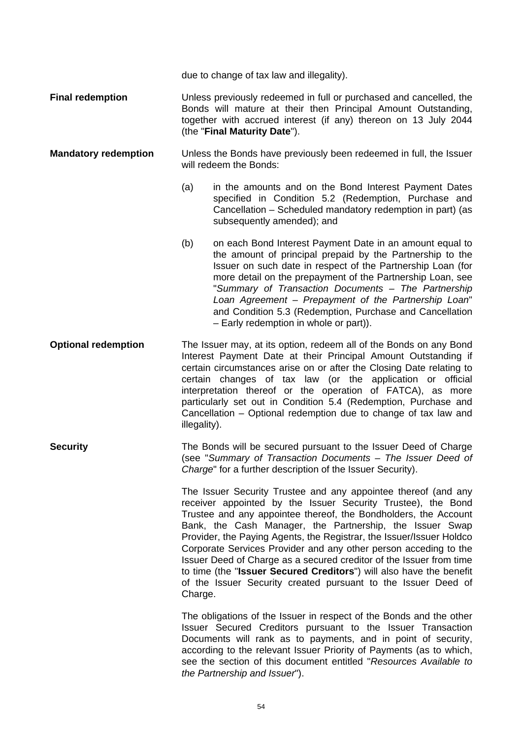due to change of tax law and illegality).

**Final redemption**

Unless previously redeemed in full or purchased and cancelled, the Bonds will mature at their then Principal Amount Outstanding, together with accrued interest (if any) thereon on 13 July 2044 (the "**Final Maturity Date**").

**Mandatory redemption**

Unless the Bonds have previously been redeemed in full, the Issuer will redeem the Bonds:

(a) in the amounts and on the Bond Interest Payment Dates specified in Condition 5.2 (Redemption, Purchase and Cancellation – Scheduled mandatory redemption in part) (as subsequently amended); and

(b) on each Bond Interest Payment Date in an amount equal to the amount of principal prepaid by the Partnership to the Issuer on such date in respect of the Partnership Loan (for more detail on the prepayment of the Partnership Loan, see "*Summary of Transaction Documents – The Partnership Loan Agreement – Prepayment of the Partnership Loan*" and Condition 5.3 (Redemption, Purchase and Cancellation – Early redemption in whole or part)).

**Optional redemption**

The Issuer may, at its option, redeem all of the Bonds on any Bond Interest Payment Date at their Principal Amount Outstanding if certain circumstances arise on or after the Closing Date relating to certain changes of tax law (or the application or official interpretation thereof or the operation of FATCA), as more particularly set out in Condition 5.4 (Redemption, Purchase and Cancellation – Optional redemption due to change of tax law and illegality).

**Security**

The Bonds will be secured pursuant to the Issuer Deed of Charge (see "*Summary of Transaction Documents – The Issuer Deed of Charge*" for a further description of the Issuer Security).

The Issuer Security Trustee and any appointee thereof (and any receiver appointed by the Issuer Security Trustee), the Bond Trustee and any appointee thereof, the Bondholders, the Account Bank, the Cash Manager, the Partnership, the Issuer Swap Provider, the Paying Agents, the Registrar, the Issuer/Issuer Holdco Corporate Services Provider and any other person acceding to the Issuer Deed of Charge as a secured creditor of the Issuer from time to time (the "**Issuer Secured Creditors**") will also have the benefit of the Issuer Security created pursuant to the Issuer Deed of Charge.

The obligations of the Issuer in respect of the Bonds and the other Issuer Secured Creditors pursuant to the Issuer Transaction Documents will rank as to payments, and in point of security, according to the relevant Issuer Priority of Payments (as to which, see the section of this document entitled "*Resources Available to the Partnership and Issuer*").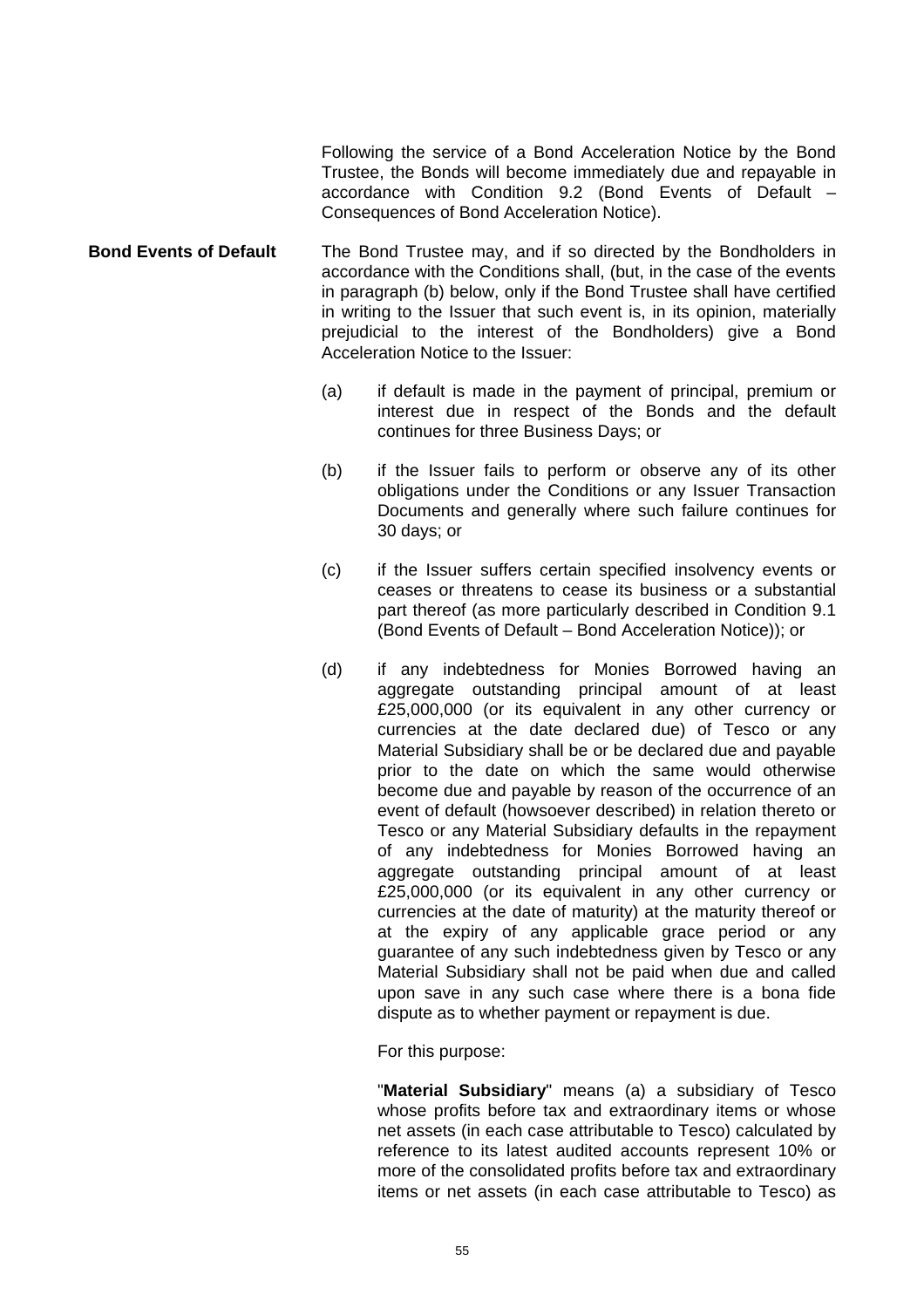Following the service of a Bond Acceleration Notice by the Bond Trustee, the Bonds will become immediately due and repayable in accordance with Condition 9.2 (Bond Events of Default – Consequences of Bond Acceleration Notice).

**Bond Events of Default**

The Bond Trustee may, and if so directed by the Bondholders in accordance with the Conditions shall, (but, in the case of the events in paragraph (b) below, only if the Bond Trustee shall have certified in writing to the Issuer that such event is, in its opinion, materially prejudicial to the interest of the Bondholders) give a Bond Acceleration Notice to the Issuer:

(a) if default is made in the payment of principal, premium or interest due in respect of the Bonds and the default continues for three Business Days; or

(b) if the Issuer fails to perform or observe any of its other obligations under the Conditions or any Issuer Transaction Documents and generally where such failure continues for 30 days; or

(c) if the Issuer suffers certain specified insolvency events or ceases or threatens to cease its business or a substantial part thereof (as more particularly described in Condition 9.1 (Bond Events of Default – Bond Acceleration Notice)); or

(d) if any indebtedness for Monies Borrowed having an aggregate outstanding principal amount of at least £25,000,000 (or its equivalent in any other currency or currencies at the date declared due) of Tesco or any Material Subsidiary shall be or be declared due and payable prior to the date on which the same would otherwise become due and payable by reason of the occurrence of an event of default (howsoever described) in relation thereto or Tesco or any Material Subsidiary defaults in the repayment of any indebtedness for Monies Borrowed having an aggregate outstanding principal amount of at least £25,000,000 (or its equivalent in any other currency or currencies at the date of maturity) at the maturity thereof or at the expiry of any applicable grace period or any guarantee of any such indebtedness given by Tesco or any Material Subsidiary shall not be paid when due and called upon save in any such case where there is a bona fide dispute as to whether payment or repayment is due.

For this purpose:

"**Material Subsidiary**" means (a) a subsidiary of Tesco whose profits before tax and extraordinary items or whose net assets (in each case attributable to Tesco) calculated by reference to its latest audited accounts represent 10% or more of the consolidated profits before tax and extraordinary items or net assets (in each case attributable to Tesco) as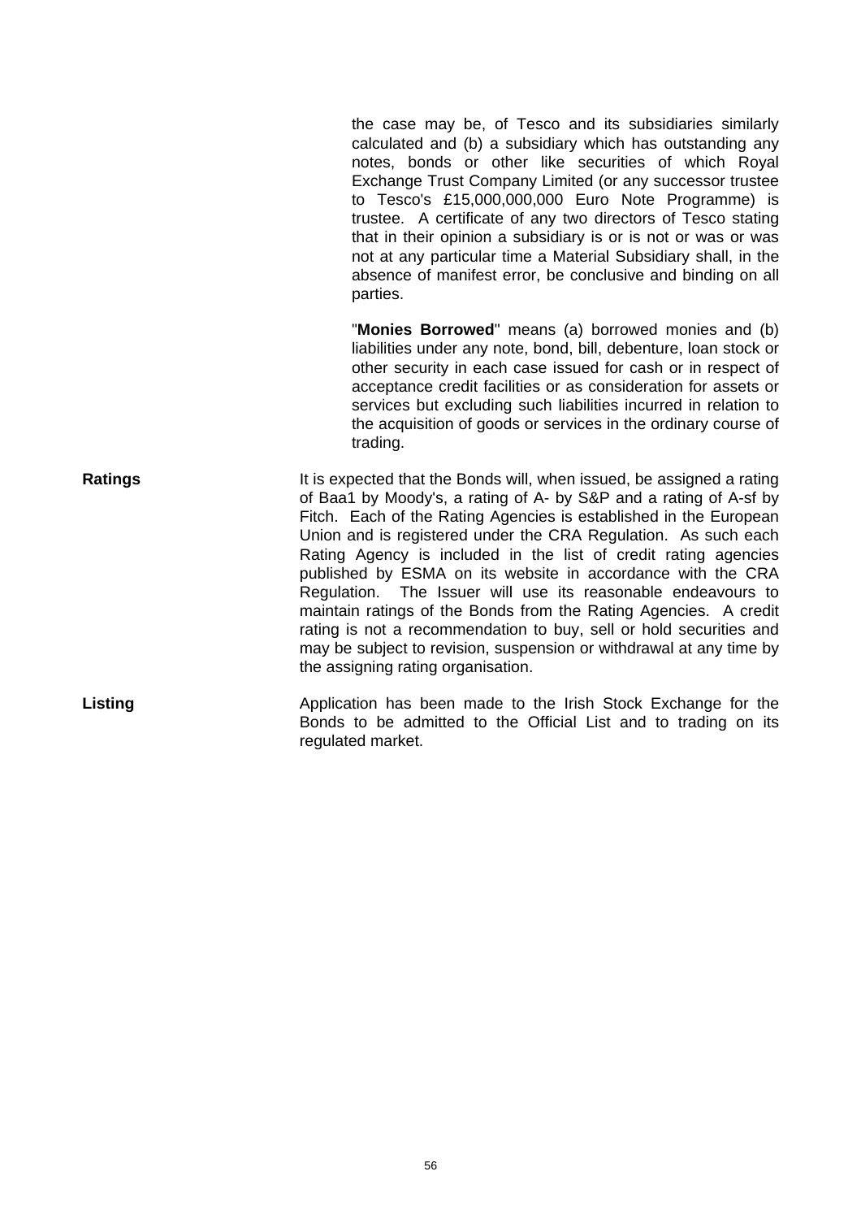the case may be, of Tesco and its subsidiaries similarly calculated and (b) a subsidiary which has outstanding any notes, bonds or other like securities of which Royal Exchange Trust Company Limited (or any successor trustee to Tesco's £15,000,000,000 Euro Note Programme) is trustee. A certificate of any two directors of Tesco stating that in their opinion a subsidiary is or is not or was or was not at any particular time a Material Subsidiary shall, in the absence of manifest error, be conclusive and binding on all parties.

"**Monies Borrowed**" means (a) borrowed monies and (b) liabilities under any note, bond, bill, debenture, loan stock or other security in each case issued for cash or in respect of acceptance credit facilities or as consideration for assets or services but excluding such liabilities incurred in relation to the acquisition of goods or services in the ordinary course of trading.

**Ratings**

It is expected that the Bonds will, when issued, be assigned a rating of Baa1 by Moody's, a rating of A- by S&P and a rating of A-sf by Fitch. Each of the Rating Agencies is established in the European Union and is registered under the CRA Regulation. As such each Rating Agency is included in the list of credit rating agencies published by ESMA on its website in accordance with the CRA Regulation. The Issuer will use its reasonable endeavours to maintain ratings of the Bonds from the Rating Agencies. A credit rating is not a recommendation to buy, sell or hold securities and may be subject to revision, suspension or withdrawal at any time by the assigning rating organisation.

**Listing**

Application has been made to the Irish Stock Exchange for the Bonds to be admitted to the Official List and to trading on its regulated market.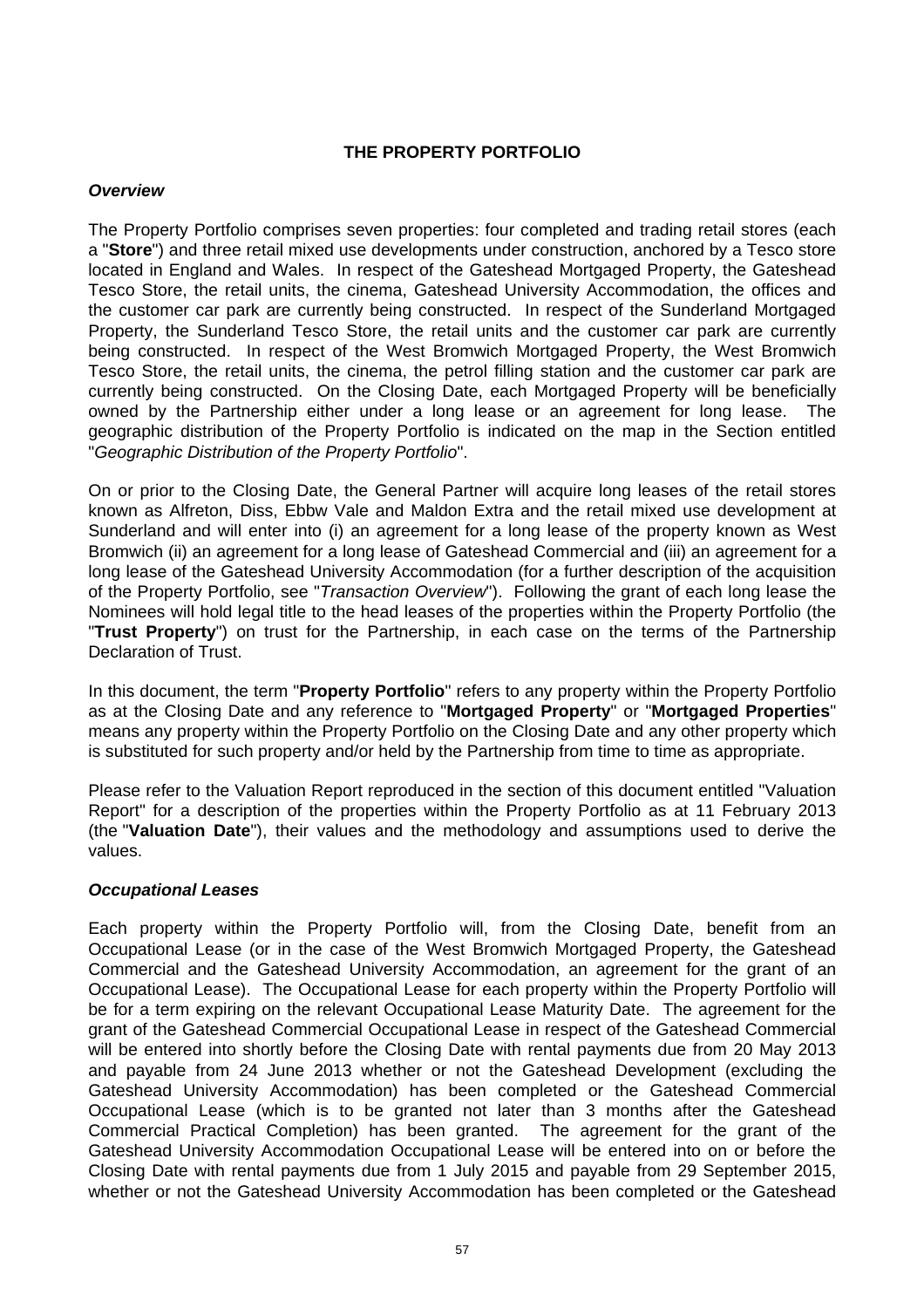## THE PROPERTY PORTFOLIO

### *Overview*

The Property Portfolio comprises seven properties: four completed and trading retail stores (each a "**Store**") and three retail mixed use developments under construction, anchored by a Tesco store located in England and Wales. In respect of the Gateshead Mortgaged Property, the Gateshead Tesco Store, the retail units, the cinema, Gateshead University Accommodation, the offices and the customer car park are currently being constructed. In respect of the Sunderland Mortgaged Property, the Sunderland Tesco Store, the retail units and the customer car park are currently being constructed. In respect of the West Bromwich Mortgaged Property, the West Bromwich Tesco Store, the retail units, the cinema, the petrol filling station and the customer car park are currently being constructed. On the Closing Date, each Mortgaged Property will be beneficially owned by the Partnership either under a long lease or an agreement for long lease. The geographic distribution of the Property Portfolio is indicated on the map in the Section entitled "*Geographic Distribution of the Property Portfolio*".

On or prior to the Closing Date, the General Partner will acquire long leases of the retail stores known as Alfreton, Diss, Ebbw Vale and Maldon Extra and the retail mixed use development at Sunderland and will enter into (i) an agreement for a long lease of the property known as West Bromwich (ii) an agreement for a long lease of Gateshead Commercial and (iii) an agreement for a long lease of the Gateshead University Accommodation (for a further description of the acquisition of the Property Portfolio, see "*Transaction Overview*"). Following the grant of each long lease the Nominees will hold legal title to the head leases of the properties within the Property Portfolio (the "**Trust Property**") on trust for the Partnership, in each case on the terms of the Partnership Declaration of Trust.

In this document, the term "**Property Portfolio**" refers to any property within the Property Portfolio as at the Closing Date and any reference to "**Mortgaged Property**" or "**Mortgaged Properties**" means any property within the Property Portfolio on the Closing Date and any other property which is substituted for such property and/or held by the Partnership from time to time as appropriate.

Please refer to the Valuation Report reproduced in the section of this document entitled "Valuation Report" for a description of the properties within the Property Portfolio as at 11 February 2013 (the "**Valuation Date**"), their values and the methodology and assumptions used to derive the values.

### *Occupational Leases*

Each property within the Property Portfolio will, from the Closing Date, benefit from an Occupational Lease (or in the case of the West Bromwich Mortgaged Property, the Gateshead Commercial and the Gateshead University Accommodation, an agreement for the grant of an Occupational Lease). The Occupational Lease for each property within the Property Portfolio will be for a term expiring on the relevant Occupational Lease Maturity Date. The agreement for the grant of the Gateshead Commercial Occupational Lease in respect of the Gateshead Commercial will be entered into shortly before the Closing Date with rental payments due from 20 May 2013 and payable from 24 June 2013 whether or not the Gateshead Development (excluding the Gateshead University Accommodation) has been completed or the Gateshead Commercial Occupational Lease (which is to be granted not later than 3 months after the Gateshead Commercial Practical Completion) has been granted. The agreement for the grant of the Gateshead University Accommodation Occupational Lease will be entered into on or before the Closing Date with rental payments due from 1 July 2015 and payable from 29 September 2015, whether or not the Gateshead University Accommodation has been completed or the Gateshead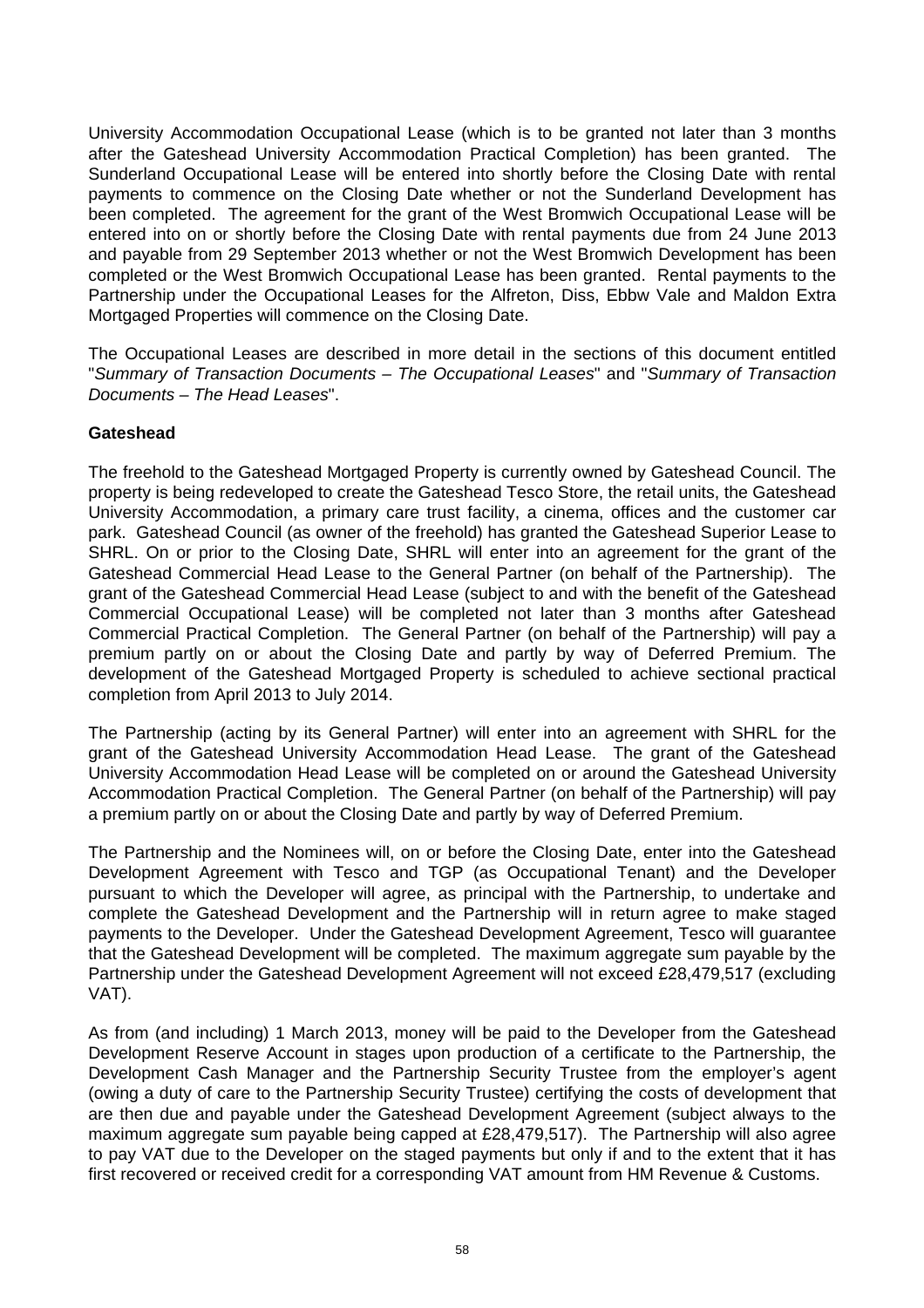University Accommodation Occupational Lease (which is to be granted not later than 3 months after the Gateshead University Accommodation Practical Completion) has been granted. The Sunderland Occupational Lease will be entered into shortly before the Closing Date with rental payments to commence on the Closing Date whether or not the Sunderland Development has been completed. The agreement for the grant of the West Bromwich Occupational Lease will be entered into on or shortly before the Closing Date with rental payments due from 24 June 2013 and payable from 29 September 2013 whether or not the West Bromwich Development has been completed or the West Bromwich Occupational Lease has been granted. Rental payments to the Partnership under the Occupational Leases for the Alfreton, Diss, Ebbw Vale and Maldon Extra Mortgaged Properties will commence on the Closing Date.

The Occupational Leases are described in more detail in the sections of this document entitled "*Summary of Transaction Documents – The Occupational Leases*" and "*Summary of Transaction Documents – The Head Leases*".

**Gateshead**

The freehold to the Gateshead Mortgaged Property is currently owned by Gateshead Council. The property is being redeveloped to create the Gateshead Tesco Store, the retail units, the Gateshead University Accommodation, a primary care trust facility, a cinema, offices and the customer car park. Gateshead Council (as owner of the freehold) has granted the Gateshead Superior Lease to SHRL. On or prior to the Closing Date, SHRL will enter into an agreement for the grant of the Gateshead Commercial Head Lease to the General Partner (on behalf of the Partnership). The grant of the Gateshead Commercial Head Lease (subject to and with the benefit of the Gateshead Commercial Occupational Lease) will be completed not later than 3 months after Gateshead Commercial Practical Completion. The General Partner (on behalf of the Partnership) will pay a premium partly on or about the Closing Date and partly by way of Deferred Premium. The development of the Gateshead Mortgaged Property is scheduled to achieve sectional practical completion from April 2013 to July 2014.

The Partnership (acting by its General Partner) will enter into an agreement with SHRL for the grant of the Gateshead University Accommodation Head Lease. The grant of the Gateshead University Accommodation Head Lease will be completed on or around the Gateshead University Accommodation Practical Completion. The General Partner (on behalf of the Partnership) will pay a premium partly on or about the Closing Date and partly by way of Deferred Premium.

The Partnership and the Nominees will, on or before the Closing Date, enter into the Gateshead Development Agreement with Tesco and TGP (as Occupational Tenant) and the Developer pursuant to which the Developer will agree, as principal with the Partnership, to undertake and complete the Gateshead Development and the Partnership will in return agree to make staged payments to the Developer. Under the Gateshead Development Agreement, Tesco will guarantee that the Gateshead Development will be completed. The maximum aggregate sum payable by the Partnership under the Gateshead Development Agreement will not exceed £28,479,517 (excluding VAT).

As from (and including) 1 March 2013, money will be paid to the Developer from the Gateshead Development Reserve Account in stages upon production of a certificate to the Partnership, the Development Cash Manager and the Partnership Security Trustee from the employer's agent (owing a duty of care to the Partnership Security Trustee) certifying the costs of development that are then due and payable under the Gateshead Development Agreement (subject always to the maximum aggregate sum payable being capped at £28,479,517). The Partnership will also agree to pay VAT due to the Developer on the staged payments but only if and to the extent that it has first recovered or received credit for a corresponding VAT amount from HM Revenue & Customs.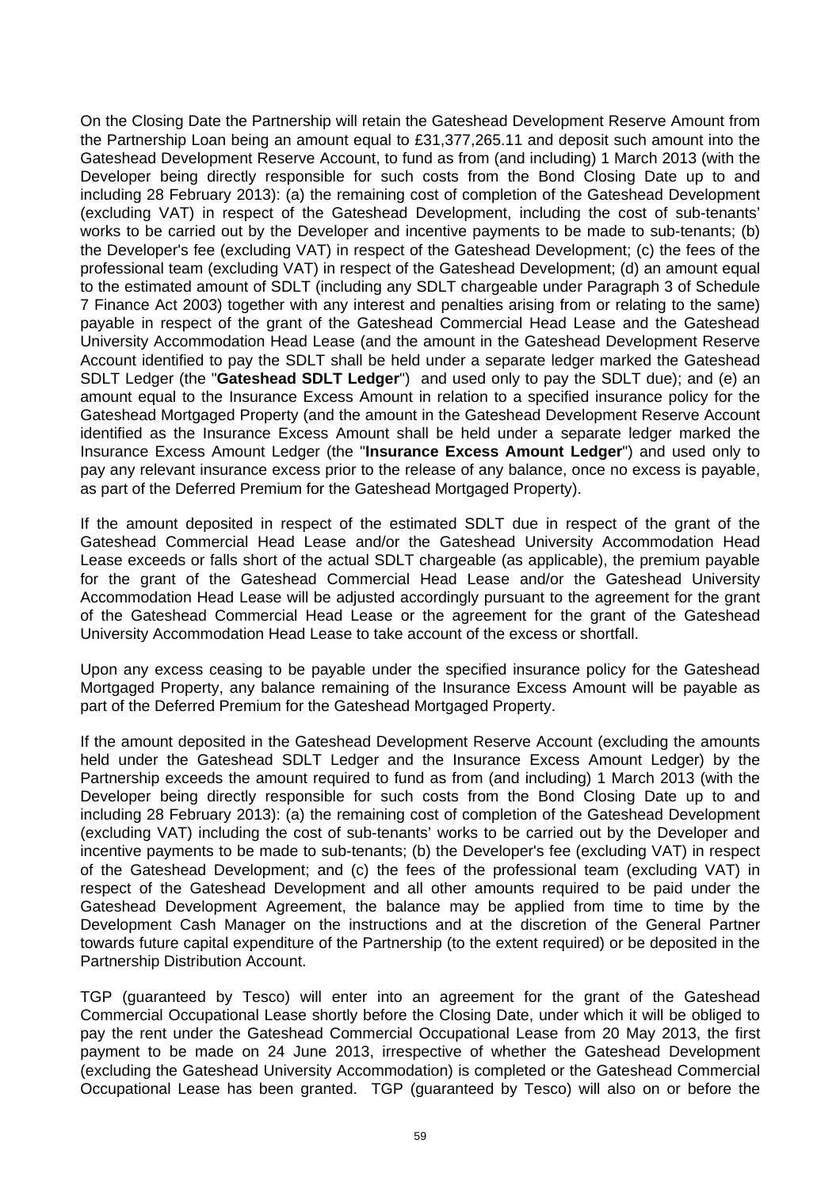On the Closing Date the Partnership will retain the Gateshead Development Reserve Amount from the Partnership Loan being an amount equal to £31,377,265.11 and deposit such amount into the Gateshead Development Reserve Account, to fund as from (and including) 1 March 2013 (with the Developer being directly responsible for such costs from the Bond Closing Date up to and including 28 February 2013): (a) the remaining cost of completion of the Gateshead Development (excluding VAT) in respect of the Gateshead Development, including the cost of sub-tenants' works to be carried out by the Developer and incentive payments to be made to sub-tenants; (b) the Developer's fee (excluding VAT) in respect of the Gateshead Development; (c) the fees of the professional team (excluding VAT) in respect of the Gateshead Development; (d) an amount equal to the estimated amount of SDLT (including any SDLT chargeable under Paragraph 3 of Schedule 7 Finance Act 2003) together with any interest and penalties arising from or relating to the same) payable in respect of the grant of the Gateshead Commercial Head Lease and the Gateshead University Accommodation Head Lease (and the amount in the Gateshead Development Reserve Account identified to pay the SDLT shall be held under a separate ledger marked the Gateshead SDLT Ledger (the "**Gateshead SDLT Ledger**") and used only to pay the SDLT due); and (e) an amount equal to the Insurance Excess Amount in relation to a specified insurance policy for the Gateshead Mortgaged Property (and the amount in the Gateshead Development Reserve Account identified as the Insurance Excess Amount shall be held under a separate ledger marked the Insurance Excess Amount Ledger (the "**Insurance Excess Amount Ledger**") and used only to pay any relevant insurance excess prior to the release of any balance, once no excess is payable, as part of the Deferred Premium for the Gateshead Mortgaged Property).

If the amount deposited in respect of the estimated SDLT due in respect of the grant of the Gateshead Commercial Head Lease and/or the Gateshead University Accommodation Head Lease exceeds or falls short of the actual SDLT chargeable (as applicable), the premium payable for the grant of the Gateshead Commercial Head Lease and/or the Gateshead University Accommodation Head Lease will be adjusted accordingly pursuant to the agreement for the grant of the Gateshead Commercial Head Lease or the agreement for the grant of the Gateshead University Accommodation Head Lease to take account of the excess or shortfall.

Upon any excess ceasing to be payable under the specified insurance policy for the Gateshead Mortgaged Property, any balance remaining of the Insurance Excess Amount will be payable as part of the Deferred Premium for the Gateshead Mortgaged Property.

If the amount deposited in the Gateshead Development Reserve Account (excluding the amounts held under the Gateshead SDLT Ledger and the Insurance Excess Amount Ledger) by the Partnership exceeds the amount required to fund as from (and including) 1 March 2013 (with the Developer being directly responsible for such costs from the Bond Closing Date up to and including 28 February 2013): (a) the remaining cost of completion of the Gateshead Development (excluding VAT) including the cost of sub-tenants' works to be carried out by the Developer and incentive payments to be made to sub-tenants; (b) the Developer's fee (excluding VAT) in respect of the Gateshead Development; and (c) the fees of the professional team (excluding VAT) in respect of the Gateshead Development and all other amounts required to be paid under the Gateshead Development Agreement, the balance may be applied from time to time by the Development Cash Manager on the instructions and at the discretion of the General Partner towards future capital expenditure of the Partnership (to the extent required) or be deposited in the Partnership Distribution Account.

TGP (guaranteed by Tesco) will enter into an agreement for the grant of the Gateshead Commercial Occupational Lease shortly before the Closing Date, under which it will be obliged to pay the rent under the Gateshead Commercial Occupational Lease from 20 May 2013, the first payment to be made on 24 June 2013, irrespective of whether the Gateshead Development (excluding the Gateshead University Accommodation) is completed or the Gateshead Commercial Occupational Lease has been granted. TGP (guaranteed by Tesco) will also on or before the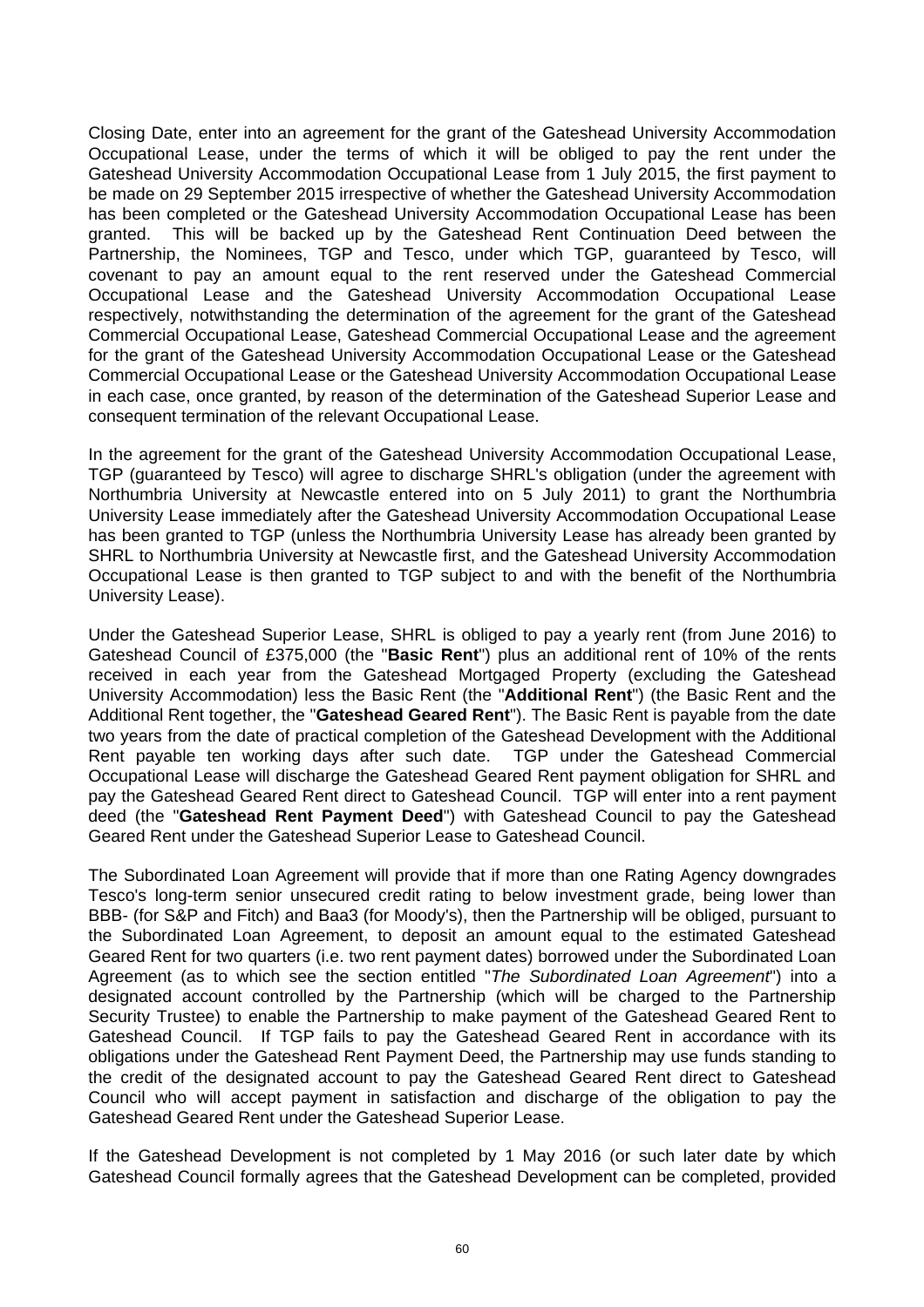Closing Date, enter into an agreement for the grant of the Gateshead University Accommodation Occupational Lease, under the terms of which it will be obliged to pay the rent under the Gateshead University Accommodation Occupational Lease from 1 July 2015, the first payment to be made on 29 September 2015 irrespective of whether the Gateshead University Accommodation has been completed or the Gateshead University Accommodation Occupational Lease has been granted. This will be backed up by the Gateshead Rent Continuation Deed between the Partnership, the Nominees, TGP and Tesco, under which TGP, guaranteed by Tesco, will covenant to pay an amount equal to the rent reserved under the Gateshead Commercial Occupational Lease and the Gateshead University Accommodation Occupational Lease respectively, notwithstanding the determination of the agreement for the grant of the Gateshead Commercial Occupational Lease, Gateshead Commercial Occupational Lease and the agreement for the grant of the Gateshead University Accommodation Occupational Lease or the Gateshead Commercial Occupational Lease or the Gateshead University Accommodation Occupational Lease in each case, once granted, by reason of the determination of the Gateshead Superior Lease and consequent termination of the relevant Occupational Lease.

In the agreement for the grant of the Gateshead University Accommodation Occupational Lease, TGP (guaranteed by Tesco) will agree to discharge SHRL's obligation (under the agreement with Northumbria University at Newcastle entered into on 5 July 2011) to grant the Northumbria University Lease immediately after the Gateshead University Accommodation Occupational Lease has been granted to TGP (unless the Northumbria University Lease has already been granted by SHRL to Northumbria University at Newcastle first, and the Gateshead University Accommodation Occupational Lease is then granted to TGP subject to and with the benefit of the Northumbria University Lease).

Under the Gateshead Superior Lease, SHRL is obliged to pay a yearly rent (from June 2016) to Gateshead Council of £375,000 (the "**Basic Rent**") plus an additional rent of 10% of the rents received in each year from the Gateshead Mortgaged Property (excluding the Gateshead University Accommodation) less the Basic Rent (the "**Additional Rent**") (the Basic Rent and the Additional Rent together, the "**Gateshead Geared Rent**"). The Basic Rent is payable from the date two years from the date of practical completion of the Gateshead Development with the Additional Rent payable ten working days after such date. TGP under the Gateshead Commercial Occupational Lease will discharge the Gateshead Geared Rent payment obligation for SHRL and pay the Gateshead Geared Rent direct to Gateshead Council. TGP will enter into a rent payment deed (the "**Gateshead Rent Payment Deed**") with Gateshead Council to pay the Gateshead Geared Rent under the Gateshead Superior Lease to Gateshead Council.

The Subordinated Loan Agreement will provide that if more than one Rating Agency downgrades Tesco's long-term senior unsecured credit rating to below investment grade, being lower than BBB- (for S&P and Fitch) and Baa3 (for Moody's), then the Partnership will be obliged, pursuant to the Subordinated Loan Agreement, to deposit an amount equal to the estimated Gateshead Geared Rent for two quarters (i.e. two rent payment dates) borrowed under the Subordinated Loan Agreement (as to which see the section entitled "*The Subordinated Loan Agreement*") into a designated account controlled by the Partnership (which will be charged to the Partnership Security Trustee) to enable the Partnership to make payment of the Gateshead Geared Rent to Gateshead Council. If TGP fails to pay the Gateshead Geared Rent in accordance with its obligations under the Gateshead Rent Payment Deed, the Partnership may use funds standing to the credit of the designated account to pay the Gateshead Geared Rent direct to Gateshead Council who will accept payment in satisfaction and discharge of the obligation to pay the Gateshead Geared Rent under the Gateshead Superior Lease.

If the Gateshead Development is not completed by 1 May 2016 (or such later date by which Gateshead Council formally agrees that the Gateshead Development can be completed, provided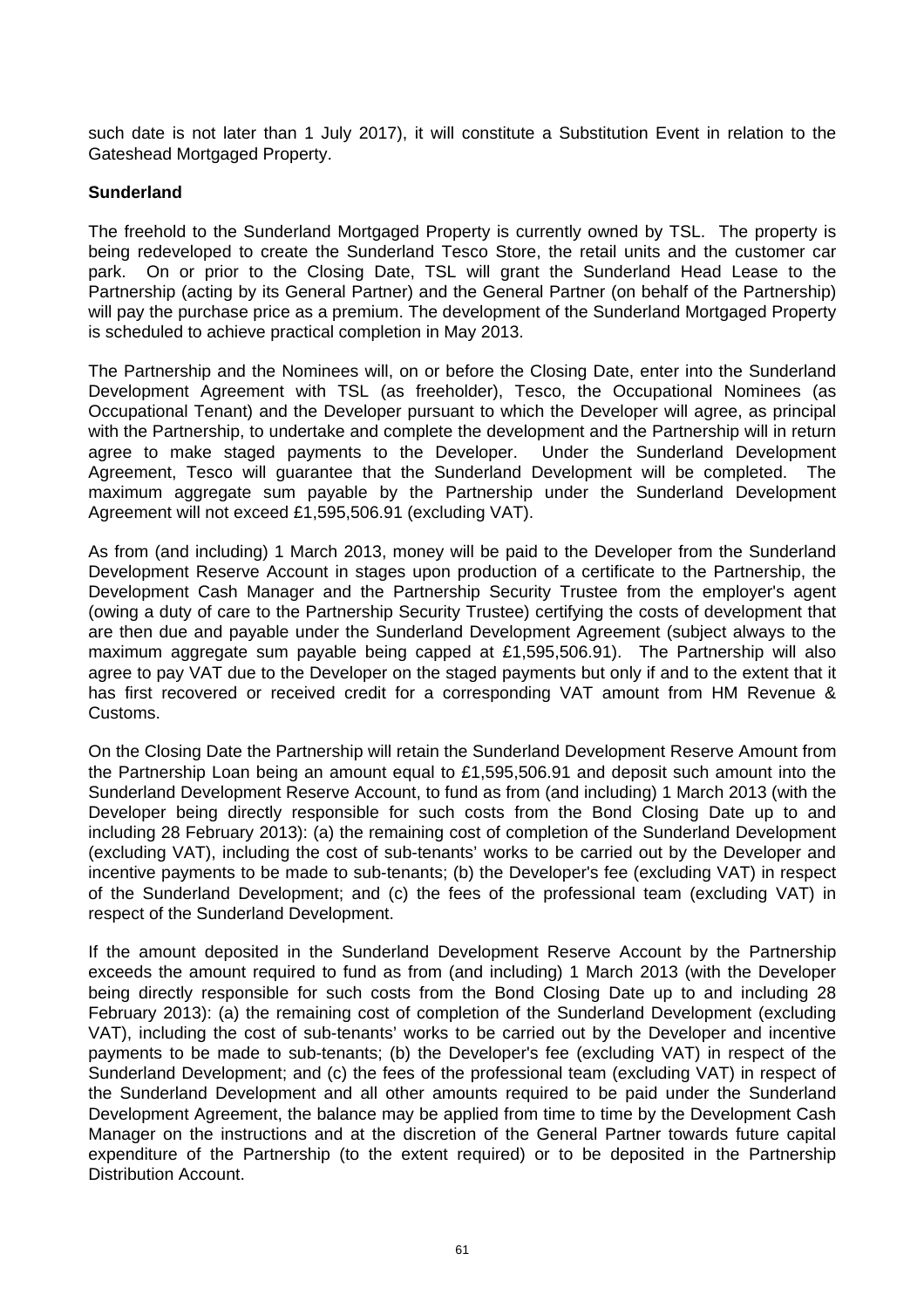such date is not later than 1 July 2017), it will constitute a Substitution Event in relation to the Gateshead Mortgaged Property.

**Sunderland**

The freehold to the Sunderland Mortgaged Property is currently owned by TSL. The property is being redeveloped to create the Sunderland Tesco Store, the retail units and the customer car park. On or prior to the Closing Date, TSL will grant the Sunderland Head Lease to the Partnership (acting by its General Partner) and the General Partner (on behalf of the Partnership) will pay the purchase price as a premium. The development of the Sunderland Mortgaged Property is scheduled to achieve practical completion in May 2013.

The Partnership and the Nominees will, on or before the Closing Date, enter into the Sunderland Development Agreement with TSL (as freeholder), Tesco, the Occupational Nominees (as Occupational Tenant) and the Developer pursuant to which the Developer will agree, as principal with the Partnership, to undertake and complete the development and the Partnership will in return agree to make staged payments to the Developer. Under the Sunderland Development Agreement, Tesco will guarantee that the Sunderland Development will be completed. The maximum aggregate sum payable by the Partnership under the Sunderland Development Agreement will not exceed £1,595,506.91 (excluding VAT).

As from (and including) 1 March 2013, money will be paid to the Developer from the Sunderland Development Reserve Account in stages upon production of a certificate to the Partnership, the Development Cash Manager and the Partnership Security Trustee from the employer's agent (owing a duty of care to the Partnership Security Trustee) certifying the costs of development that are then due and payable under the Sunderland Development Agreement (subject always to the maximum aggregate sum payable being capped at £1,595,506.91). The Partnership will also agree to pay VAT due to the Developer on the staged payments but only if and to the extent that it has first recovered or received credit for a corresponding VAT amount from HM Revenue & Customs.

On the Closing Date the Partnership will retain the Sunderland Development Reserve Amount from the Partnership Loan being an amount equal to £1,595,506.91 and deposit such amount into the Sunderland Development Reserve Account, to fund as from (and including) 1 March 2013 (with the Developer being directly responsible for such costs from the Bond Closing Date up to and including 28 February 2013): (a) the remaining cost of completion of the Sunderland Development (excluding VAT), including the cost of sub-tenants' works to be carried out by the Developer and incentive payments to be made to sub-tenants; (b) the Developer's fee (excluding VAT) in respect of the Sunderland Development; and (c) the fees of the professional team (excluding VAT) in respect of the Sunderland Development.

If the amount deposited in the Sunderland Development Reserve Account by the Partnership exceeds the amount required to fund as from (and including) 1 March 2013 (with the Developer being directly responsible for such costs from the Bond Closing Date up to and including 28 February 2013): (a) the remaining cost of completion of the Sunderland Development (excluding VAT), including the cost of sub-tenants' works to be carried out by the Developer and incentive payments to be made to sub-tenants; (b) the Developer's fee (excluding VAT) in respect of the Sunderland Development; and (c) the fees of the professional team (excluding VAT) in respect of the Sunderland Development and all other amounts required to be paid under the Sunderland Development Agreement, the balance may be applied from time to time by the Development Cash Manager on the instructions and at the discretion of the General Partner towards future capital expenditure of the Partnership (to the extent required) or to be deposited in the Partnership Distribution Account.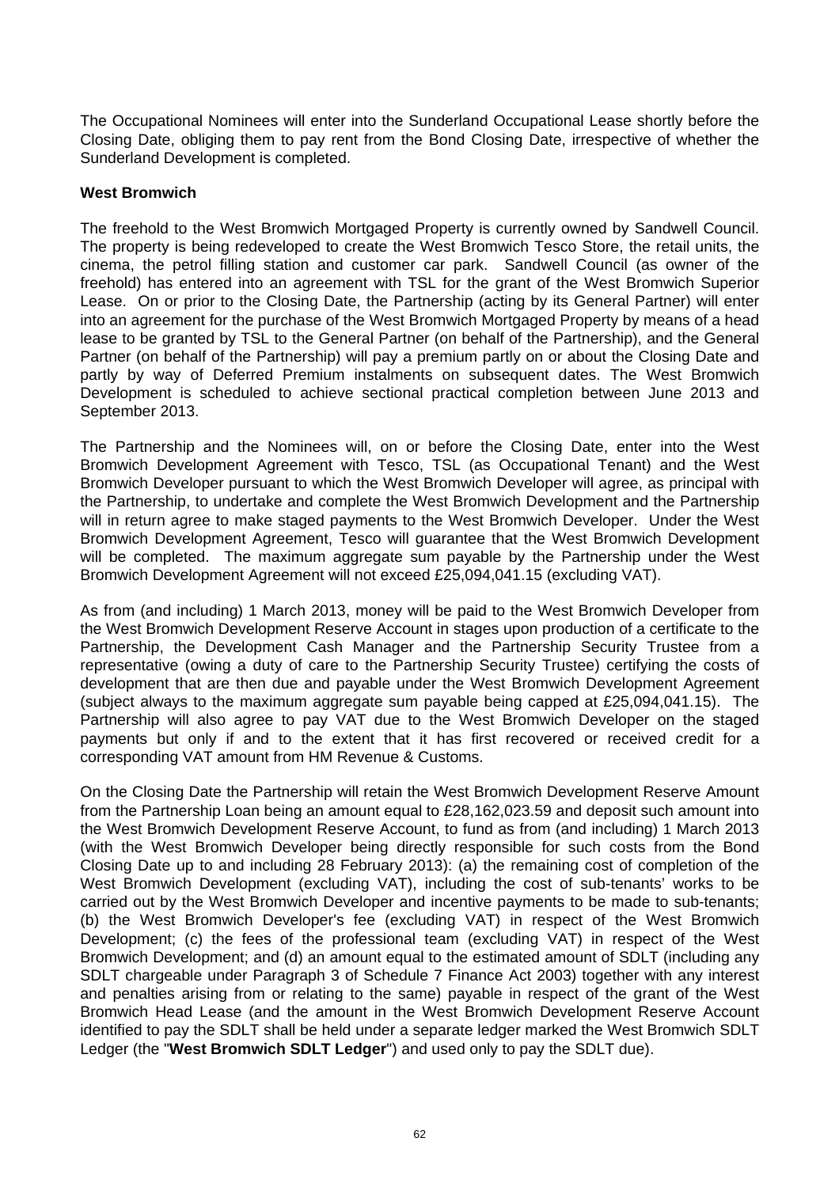The Occupational Nominees will enter into the Sunderland Occupational Lease shortly before the Closing Date, obliging them to pay rent from the Bond Closing Date, irrespective of whether the Sunderland Development is completed.

**West Bromwich**

The freehold to the West Bromwich Mortgaged Property is currently owned by Sandwell Council. The property is being redeveloped to create the West Bromwich Tesco Store, the retail units, the cinema, the petrol filling station and customer car park. Sandwell Council (as owner of the freehold) has entered into an agreement with TSL for the grant of the West Bromwich Superior Lease. On or prior to the Closing Date, the Partnership (acting by its General Partner) will enter into an agreement for the purchase of the West Bromwich Mortgaged Property by means of a head lease to be granted by TSL to the General Partner (on behalf of the Partnership), and the General Partner (on behalf of the Partnership) will pay a premium partly on or about the Closing Date and partly by way of Deferred Premium instalments on subsequent dates. The West Bromwich Development is scheduled to achieve sectional practical completion between June 2013 and September 2013.

The Partnership and the Nominees will, on or before the Closing Date, enter into the West Bromwich Development Agreement with Tesco, TSL (as Occupational Tenant) and the West Bromwich Developer pursuant to which the West Bromwich Developer will agree, as principal with the Partnership, to undertake and complete the West Bromwich Development and the Partnership will in return agree to make staged payments to the West Bromwich Developer. Under the West Bromwich Development Agreement, Tesco will guarantee that the West Bromwich Development will be completed. The maximum aggregate sum payable by the Partnership under the West Bromwich Development Agreement will not exceed £25,094,041.15 (excluding VAT).

As from (and including) 1 March 2013, money will be paid to the West Bromwich Developer from the West Bromwich Development Reserve Account in stages upon production of a certificate to the Partnership, the Development Cash Manager and the Partnership Security Trustee from a representative (owing a duty of care to the Partnership Security Trustee) certifying the costs of development that are then due and payable under the West Bromwich Development Agreement (subject always to the maximum aggregate sum payable being capped at £25,094,041.15). The Partnership will also agree to pay VAT due to the West Bromwich Developer on the staged payments but only if and to the extent that it has first recovered or received credit for a corresponding VAT amount from HM Revenue & Customs.

On the Closing Date the Partnership will retain the West Bromwich Development Reserve Amount from the Partnership Loan being an amount equal to £28,162,023.59 and deposit such amount into the West Bromwich Development Reserve Account, to fund as from (and including) 1 March 2013 (with the West Bromwich Developer being directly responsible for such costs from the Bond Closing Date up to and including 28 February 2013): (a) the remaining cost of completion of the West Bromwich Development (excluding VAT), including the cost of sub-tenants' works to be carried out by the West Bromwich Developer and incentive payments to be made to sub-tenants; (b) the West Bromwich Developer's fee (excluding VAT) in respect of the West Bromwich Development; (c) the fees of the professional team (excluding VAT) in respect of the West Bromwich Development; and (d) an amount equal to the estimated amount of SDLT (including any SDLT chargeable under Paragraph 3 of Schedule 7 Finance Act 2003) together with any interest and penalties arising from or relating to the same) payable in respect of the grant of the West Bromwich Head Lease (and the amount in the West Bromwich Development Reserve Account identified to pay the SDLT shall be held under a separate ledger marked the West Bromwich SDLT Ledger (the "**West Bromwich SDLT Ledger**") and used only to pay the SDLT due).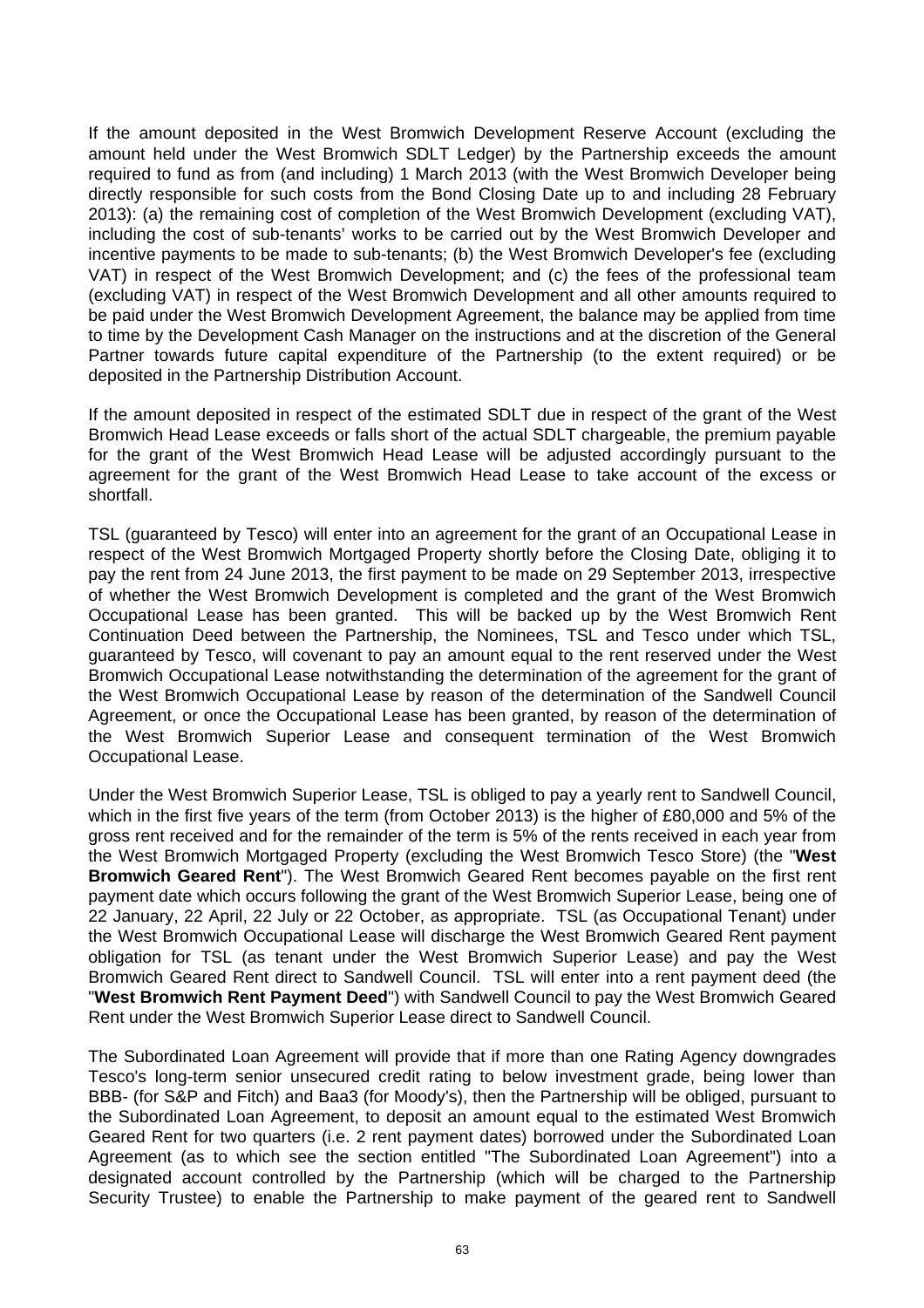If the amount deposited in the West Bromwich Development Reserve Account (excluding the amount held under the West Bromwich SDLT Ledger) by the Partnership exceeds the amount required to fund as from (and including) 1 March 2013 (with the West Bromwich Developer being directly responsible for such costs from the Bond Closing Date up to and including 28 February 2013): (a) the remaining cost of completion of the West Bromwich Development (excluding VAT), including the cost of sub-tenants' works to be carried out by the West Bromwich Developer and incentive payments to be made to sub-tenants; (b) the West Bromwich Developer's fee (excluding VAT) in respect of the West Bromwich Development; and (c) the fees of the professional team (excluding VAT) in respect of the West Bromwich Development and all other amounts required to be paid under the West Bromwich Development Agreement, the balance may be applied from time to time by the Development Cash Manager on the instructions and at the discretion of the General Partner towards future capital expenditure of the Partnership (to the extent required) or be deposited in the Partnership Distribution Account.

If the amount deposited in respect of the estimated SDLT due in respect of the grant of the West Bromwich Head Lease exceeds or falls short of the actual SDLT chargeable, the premium payable for the grant of the West Bromwich Head Lease will be adjusted accordingly pursuant to the agreement for the grant of the West Bromwich Head Lease to take account of the excess or shortfall.

TSL (guaranteed by Tesco) will enter into an agreement for the grant of an Occupational Lease in respect of the West Bromwich Mortgaged Property shortly before the Closing Date, obliging it to pay the rent from 24 June 2013, the first payment to be made on 29 September 2013, irrespective of whether the West Bromwich Development is completed and the grant of the West Bromwich Occupational Lease has been granted. This will be backed up by the West Bromwich Rent Continuation Deed between the Partnership, the Nominees, TSL and Tesco under which TSL, guaranteed by Tesco, will covenant to pay an amount equal to the rent reserved under the West Bromwich Occupational Lease notwithstanding the determination of the agreement for the grant of the West Bromwich Occupational Lease by reason of the determination of the Sandwell Council Agreement, or once the Occupational Lease has been granted, by reason of the determination of the West Bromwich Superior Lease and consequent termination of the West Bromwich Occupational Lease.

Under the West Bromwich Superior Lease, TSL is obliged to pay a yearly rent to Sandwell Council, which in the first five years of the term (from October 2013) is the higher of £80,000 and 5% of the gross rent received and for the remainder of the term is 5% of the rents received in each year from the West Bromwich Mortgaged Property (excluding the West Bromwich Tesco Store) (the "**West Bromwich Geared Rent**"). The West Bromwich Geared Rent becomes payable on the first rent payment date which occurs following the grant of the West Bromwich Superior Lease, being one of 22 January, 22 April, 22 July or 22 October, as appropriate. TSL (as Occupational Tenant) under the West Bromwich Occupational Lease will discharge the West Bromwich Geared Rent payment obligation for TSL (as tenant under the West Bromwich Superior Lease) and pay the West Bromwich Geared Rent direct to Sandwell Council. TSL will enter into a rent payment deed (the "**West Bromwich Rent Payment Deed**") with Sandwell Council to pay the West Bromwich Geared Rent under the West Bromwich Superior Lease direct to Sandwell Council.

The Subordinated Loan Agreement will provide that if more than one Rating Agency downgrades Tesco's long-term senior unsecured credit rating to below investment grade, being lower than BBB- (for S&P and Fitch) and Baa3 (for Moody's), then the Partnership will be obliged, pursuant to the Subordinated Loan Agreement, to deposit an amount equal to the estimated West Bromwich Geared Rent for two quarters (i.e. 2 rent payment dates) borrowed under the Subordinated Loan Agreement (as to which see the section entitled "The Subordinated Loan Agreement") into a designated account controlled by the Partnership (which will be charged to the Partnership Security Trustee) to enable the Partnership to make payment of the geared rent to Sandwell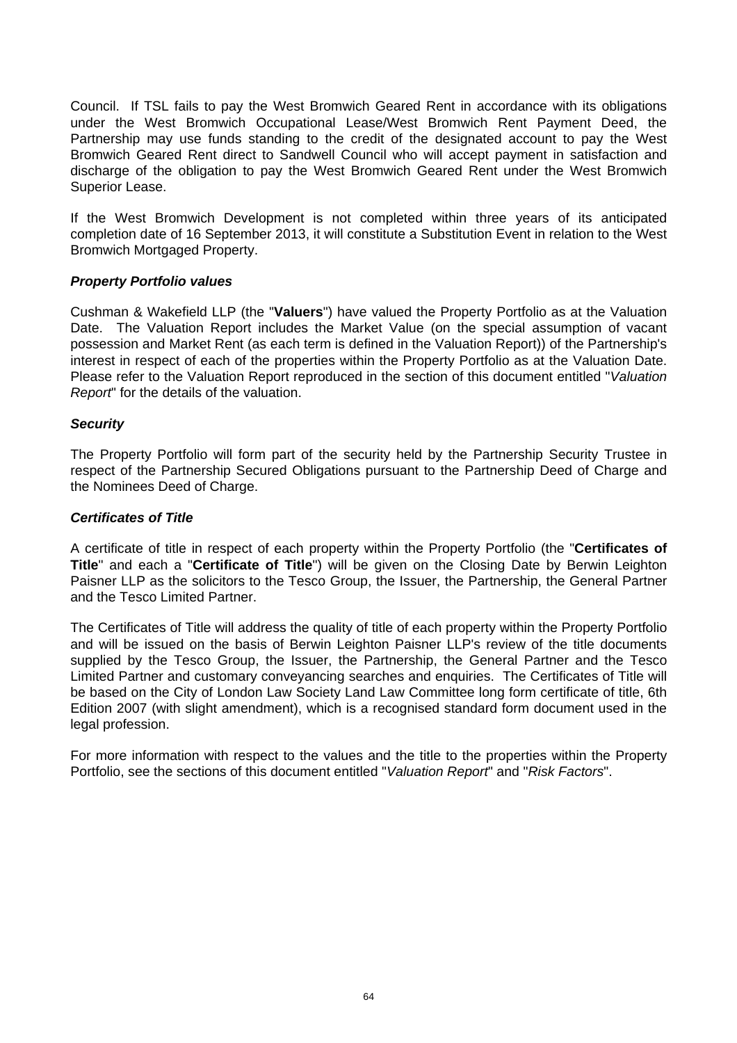Council. If TSL fails to pay the West Bromwich Geared Rent in accordance with its obligations under the West Bromwich Occupational Lease/West Bromwich Rent Payment Deed, the Partnership may use funds standing to the credit of the designated account to pay the West Bromwich Geared Rent direct to Sandwell Council who will accept payment in satisfaction and discharge of the obligation to pay the West Bromwich Geared Rent under the West Bromwich Superior Lease.

If the West Bromwich Development is not completed within three years of its anticipated completion date of 16 September 2013, it will constitute a Substitution Event in relation to the West Bromwich Mortgaged Property.

***Property Portfolio values***

Cushman & Wakefield LLP (the "**Valuers**") have valued the Property Portfolio as at the Valuation Date. The Valuation Report includes the Market Value (on the special assumption of vacant possession and Market Rent (as each term is defined in the Valuation Report)) of the Partnership's interest in respect of each of the properties within the Property Portfolio as at the Valuation Date. Please refer to the Valuation Report reproduced in the section of this document entitled "*Valuation Report*" for the details of the valuation.

***Security***

The Property Portfolio will form part of the security held by the Partnership Security Trustee in respect of the Partnership Secured Obligations pursuant to the Partnership Deed of Charge and the Nominees Deed of Charge.

***Certificates of Title***

A certificate of title in respect of each property within the Property Portfolio (the "**Certificates of Title**" and each a "**Certificate of Title**") will be given on the Closing Date by Berwin Leighton Paisner LLP as the solicitors to the Tesco Group, the Issuer, the Partnership, the General Partner and the Tesco Limited Partner.

The Certificates of Title will address the quality of title of each property within the Property Portfolio and will be issued on the basis of Berwin Leighton Paisner LLP's review of the title documents supplied by the Tesco Group, the Issuer, the Partnership, the General Partner and the Tesco Limited Partner and customary conveyancing searches and enquiries. The Certificates of Title will be based on the City of London Law Society Land Law Committee long form certificate of title, 6th Edition 2007 (with slight amendment), which is a recognised standard form document used in the legal profession.

For more information with respect to the values and the title to the properties within the Property Portfolio, see the sections of this document entitled "*Valuation Report*" and "*Risk Factors*".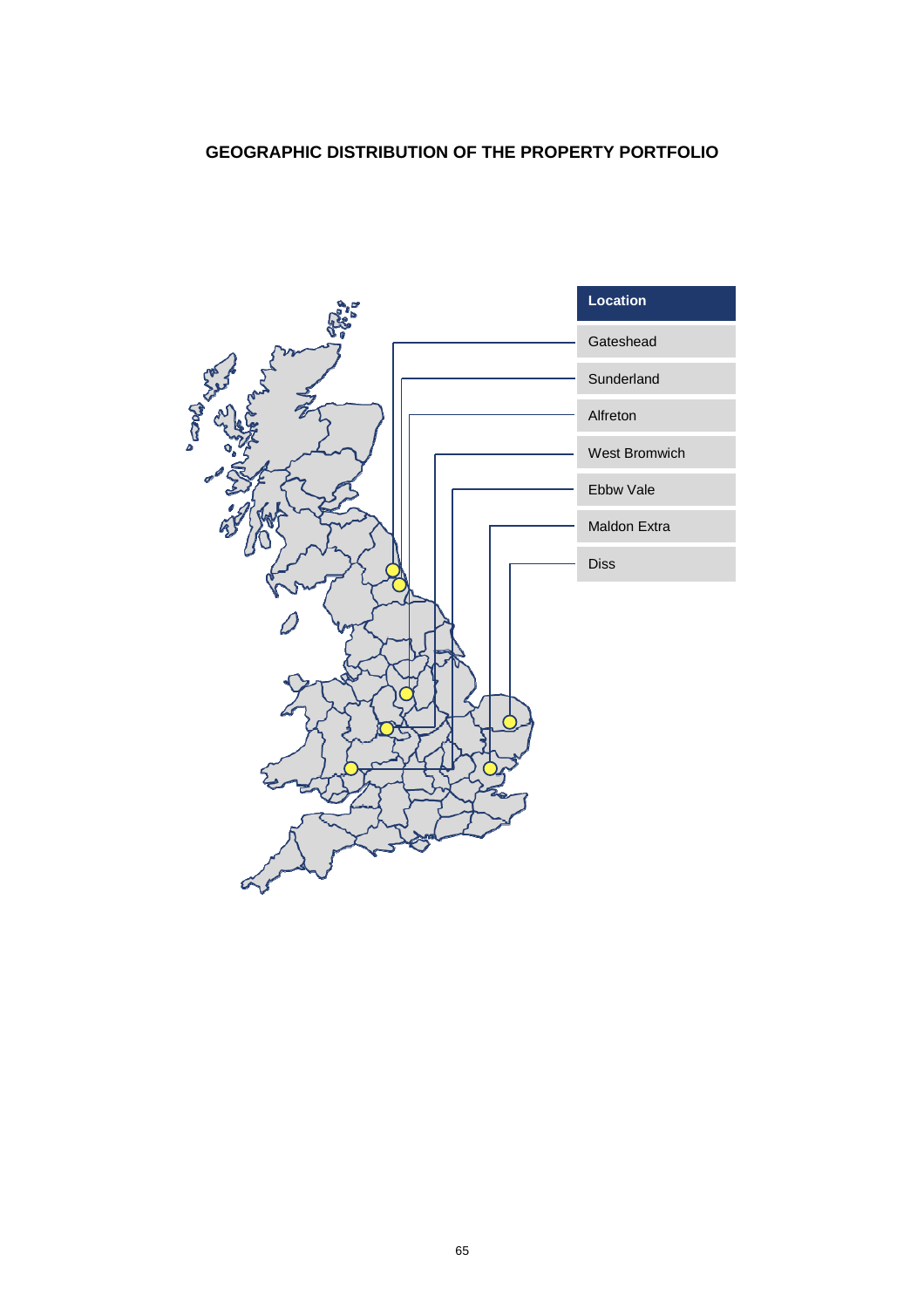**GEOGRAPHIC DISTRIBUTION OF THE PROPERTY PORTFOLIO**

| Location |
| --- |
| Gateshead |
| Sunderland |
| Alfreton |
| West Bromwich |
| Ebbw Vale |
| Maldon Extra |
| Diss |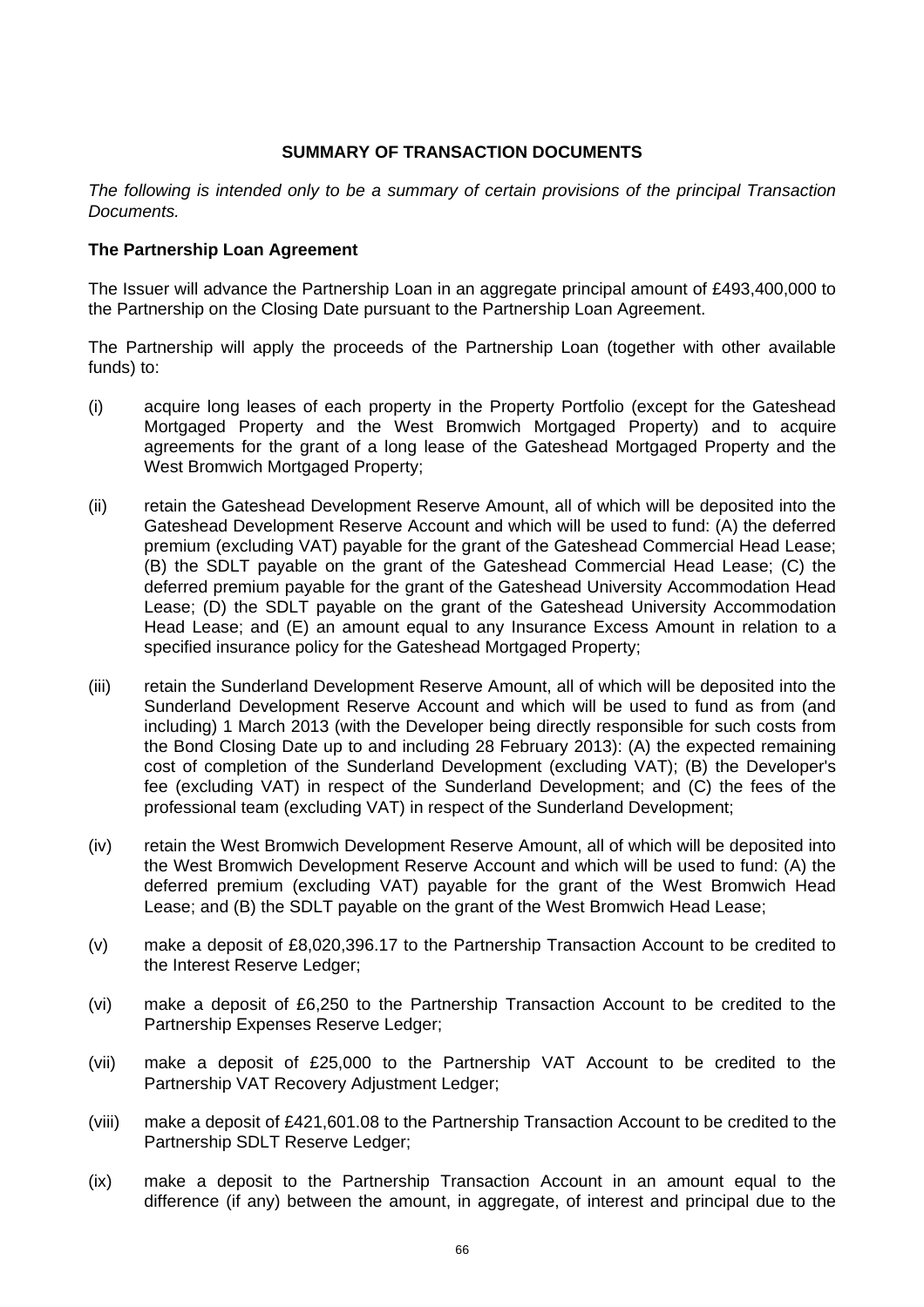## SUMMARY OF TRANSACTION DOCUMENTS

*The following is intended only to be a summary of certain provisions of the principal Transaction Documents.*

### The Partnership Loan Agreement

The Issuer will advance the Partnership Loan in an aggregate principal amount of £493,400,000 to the Partnership on the Closing Date pursuant to the Partnership Loan Agreement.

The Partnership will apply the proceeds of the Partnership Loan (together with other available funds) to:

(i) acquire long leases of each property in the Property Portfolio (except for the Gateshead Mortgaged Property and the West Bromwich Mortgaged Property) and to acquire agreements for the grant of a long lease of the Gateshead Mortgaged Property and the West Bromwich Mortgaged Property;

(ii) retain the Gateshead Development Reserve Amount, all of which will be deposited into the Gateshead Development Reserve Account and which will be used to fund: (A) the deferred premium (excluding VAT) payable for the grant of the Gateshead Commercial Head Lease; (B) the SDLT payable on the grant of the Gateshead Commercial Head Lease; (C) the deferred premium payable for the grant of the Gateshead University Accommodation Head Lease; (D) the SDLT payable on the grant of the Gateshead University Accommodation Head Lease; and (E) an amount equal to any Insurance Excess Amount in relation to a specified insurance policy for the Gateshead Mortgaged Property;

(iii) retain the Sunderland Development Reserve Amount, all of which will be deposited into the Sunderland Development Reserve Account and which will be used to fund as from (and including) 1 March 2013 (with the Developer being directly responsible for such costs from the Bond Closing Date up to and including 28 February 2013): (A) the expected remaining cost of completion of the Sunderland Development (excluding VAT); (B) the Developer's fee (excluding VAT) in respect of the Sunderland Development; and (C) the fees of the professional team (excluding VAT) in respect of the Sunderland Development;

(iv) retain the West Bromwich Development Reserve Amount, all of which will be deposited into the West Bromwich Development Reserve Account and which will be used to fund: (A) the deferred premium (excluding VAT) payable for the grant of the West Bromwich Head Lease; and (B) the SDLT payable on the grant of the West Bromwich Head Lease;

(v) make a deposit of £8,020,396.17 to the Partnership Transaction Account to be credited to the Interest Reserve Ledger;

(vi) make a deposit of £6,250 to the Partnership Transaction Account to be credited to the Partnership Expenses Reserve Ledger;

(vii) make a deposit of £25,000 to the Partnership VAT Account to be credited to the Partnership VAT Recovery Adjustment Ledger;

(viii) make a deposit of £421,601.08 to the Partnership Transaction Account to be credited to the Partnership SDLT Reserve Ledger;

(ix) make a deposit to the Partnership Transaction Account in an amount equal to the difference (if any) between the amount, in aggregate, of interest and principal due to the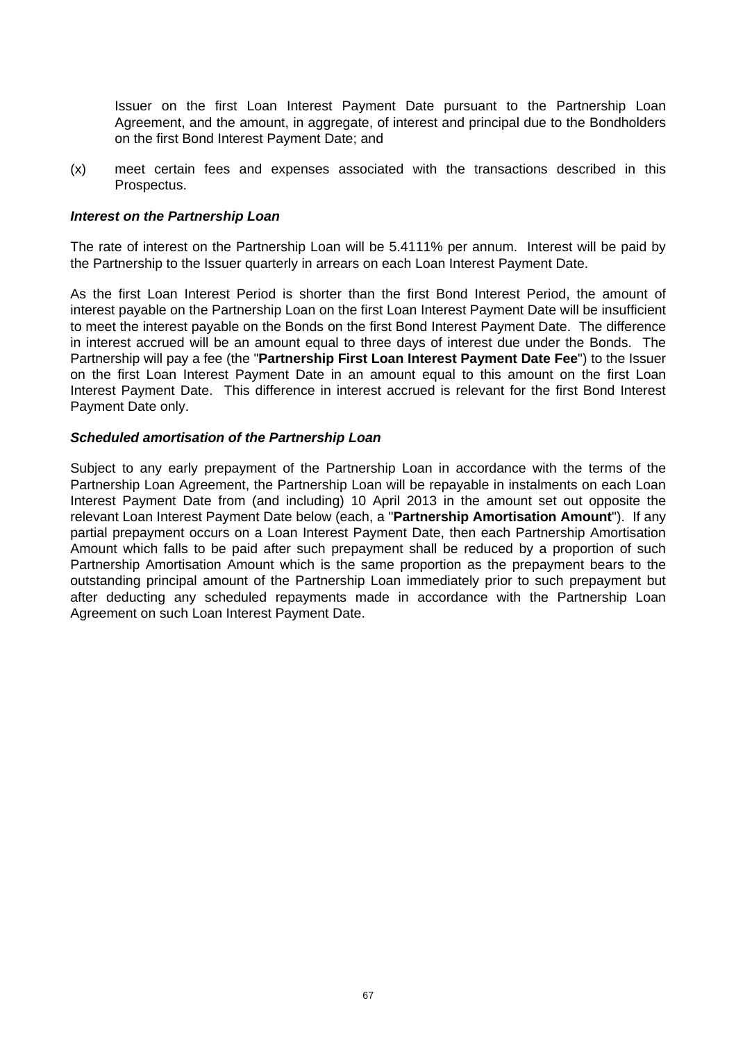Issuer on the first Loan Interest Payment Date pursuant to the Partnership Loan Agreement, and the amount, in aggregate, of interest and principal due to the Bondholders on the first Bond Interest Payment Date; and

(x) meet certain fees and expenses associated with the transactions described in this Prospectus.

***Interest on the Partnership Loan***

The rate of interest on the Partnership Loan will be 5.4111% per annum. Interest will be paid by the Partnership to the Issuer quarterly in arrears on each Loan Interest Payment Date.

As the first Loan Interest Period is shorter than the first Bond Interest Period, the amount of interest payable on the Partnership Loan on the first Loan Interest Payment Date will be insufficient to meet the interest payable on the Bonds on the first Bond Interest Payment Date. The difference in interest accrued will be an amount equal to three days of interest due under the Bonds. The Partnership will pay a fee (the "**Partnership First Loan Interest Payment Date Fee**") to the Issuer on the first Loan Interest Payment Date in an amount equal to this amount on the first Loan Interest Payment Date. This difference in interest accrued is relevant for the first Bond Interest Payment Date only.

***Scheduled amortisation of the Partnership Loan***

Subject to any early prepayment of the Partnership Loan in accordance with the terms of the Partnership Loan Agreement, the Partnership Loan will be repayable in instalments on each Loan Interest Payment Date from (and including) 10 April 2013 in the amount set out opposite the relevant Loan Interest Payment Date below (each, a "**Partnership Amortisation Amount**"). If any partial prepayment occurs on a Loan Interest Payment Date, then each Partnership Amortisation Amount which falls to be paid after such prepayment shall be reduced by a proportion of such Partnership Amortisation Amount which is the same proportion as the prepayment bears to the outstanding principal amount of the Partnership Loan immediately prior to such prepayment but after deducting any scheduled repayments made in accordance with the Partnership Loan Agreement on such Loan Interest Payment Date.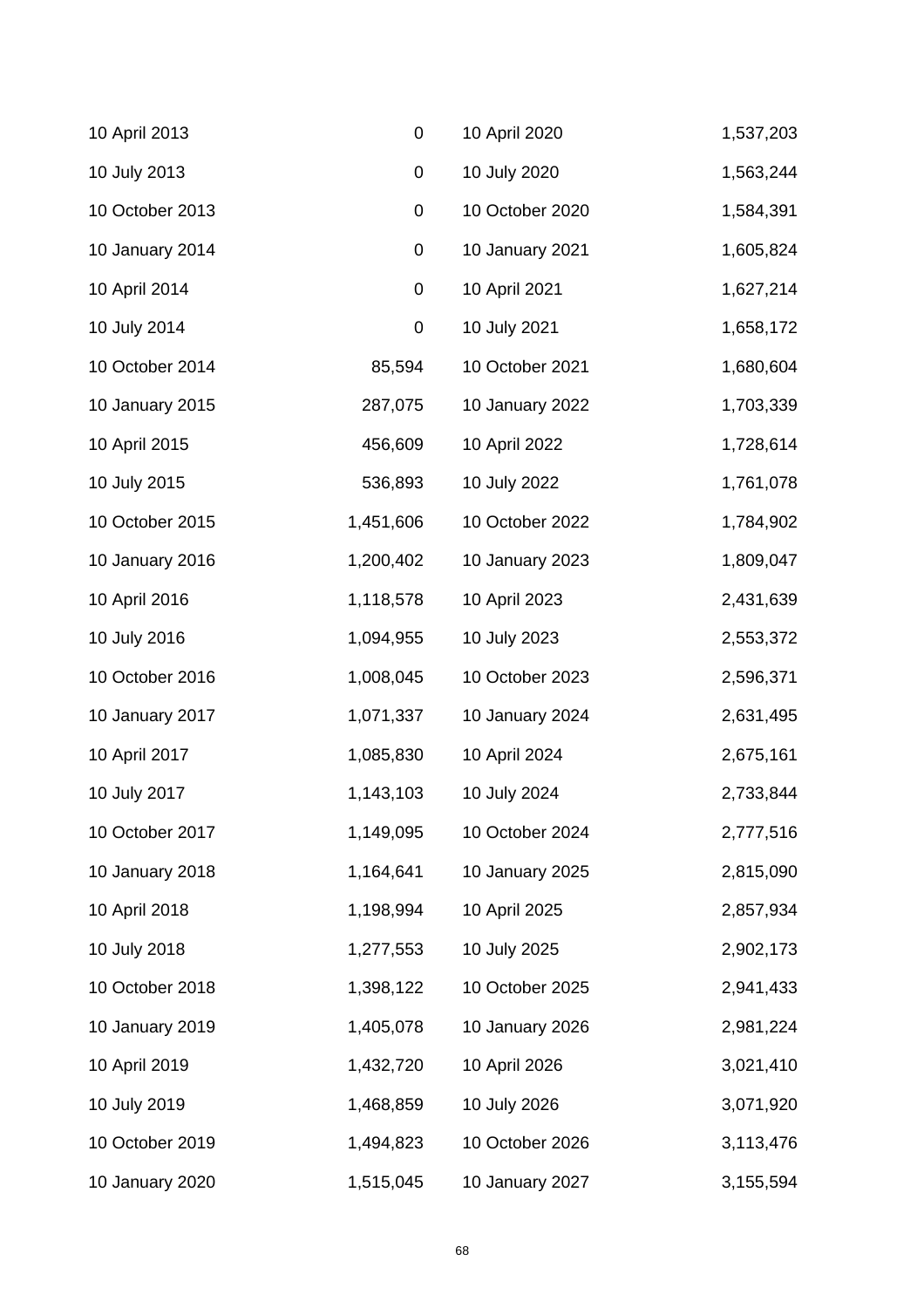| | | | |
|---|---|---|---|
| 10 April 2013 | 0 | 10 April 2020 | 1,537,203 |
| 10 July 2013 | 0 | 10 July 2020 | 1,563,244 |
| 10 October 2013 | 0 | 10 October 2020 | 1,584,391 |
| 10 January 2014 | 0 | 10 January 2021 | 1,605,824 |
| 10 April 2014 | 0 | 10 April 2021 | 1,627,214 |
| 10 July 2014 | 0 | 10 July 2021 | 1,658,172 |
| 10 October 2014 | 85,594 | 10 October 2021 | 1,680,604 |
| 10 January 2015 | 287,075 | 10 January 2022 | 1,703,339 |
| 10 April 2015 | 456,609 | 10 April 2022 | 1,728,614 |
| 10 July 2015 | 536,893 | 10 July 2022 | 1,761,078 |
| 10 October 2015 | 1,451,606 | 10 October 2022 | 1,784,902 |
| 10 January 2016 | 1,200,402 | 10 January 2023 | 1,809,047 |
| 10 April 2016 | 1,118,578 | 10 April 2023 | 2,431,639 |
| 10 July 2016 | 1,094,955 | 10 July 2023 | 2,553,372 |
| 10 October 2016 | 1,008,045 | 10 October 2023 | 2,596,371 |
| 10 January 2017 | 1,071,337 | 10 January 2024 | 2,631,495 |
| 10 April 2017 | 1,085,830 | 10 April 2024 | 2,675,161 |
| 10 July 2017 | 1,143,103 | 10 July 2024 | 2,733,844 |
| 10 October 2017 | 1,149,095 | 10 October 2024 | 2,777,516 |
| 10 January 2018 | 1,164,641 | 10 January 2025 | 2,815,090 |
| 10 April 2018 | 1,198,994 | 10 April 2025 | 2,857,934 |
| 10 July 2018 | 1,277,553 | 10 July 2025 | 2,902,173 |
| 10 October 2018 | 1,398,122 | 10 October 2025 | 2,941,433 |
| 10 January 2019 | 1,405,078 | 10 January 2026 | 2,981,224 |
| 10 April 2019 | 1,432,720 | 10 April 2026 | 3,021,410 |
| 10 July 2019 | 1,468,859 | 10 July 2026 | 3,071,920 |
| 10 October 2019 | 1,494,823 | 10 October 2026 | 3,113,476 |
| 10 January 2020 | 1,515,045 | 10 January 2027 | 3,155,594 |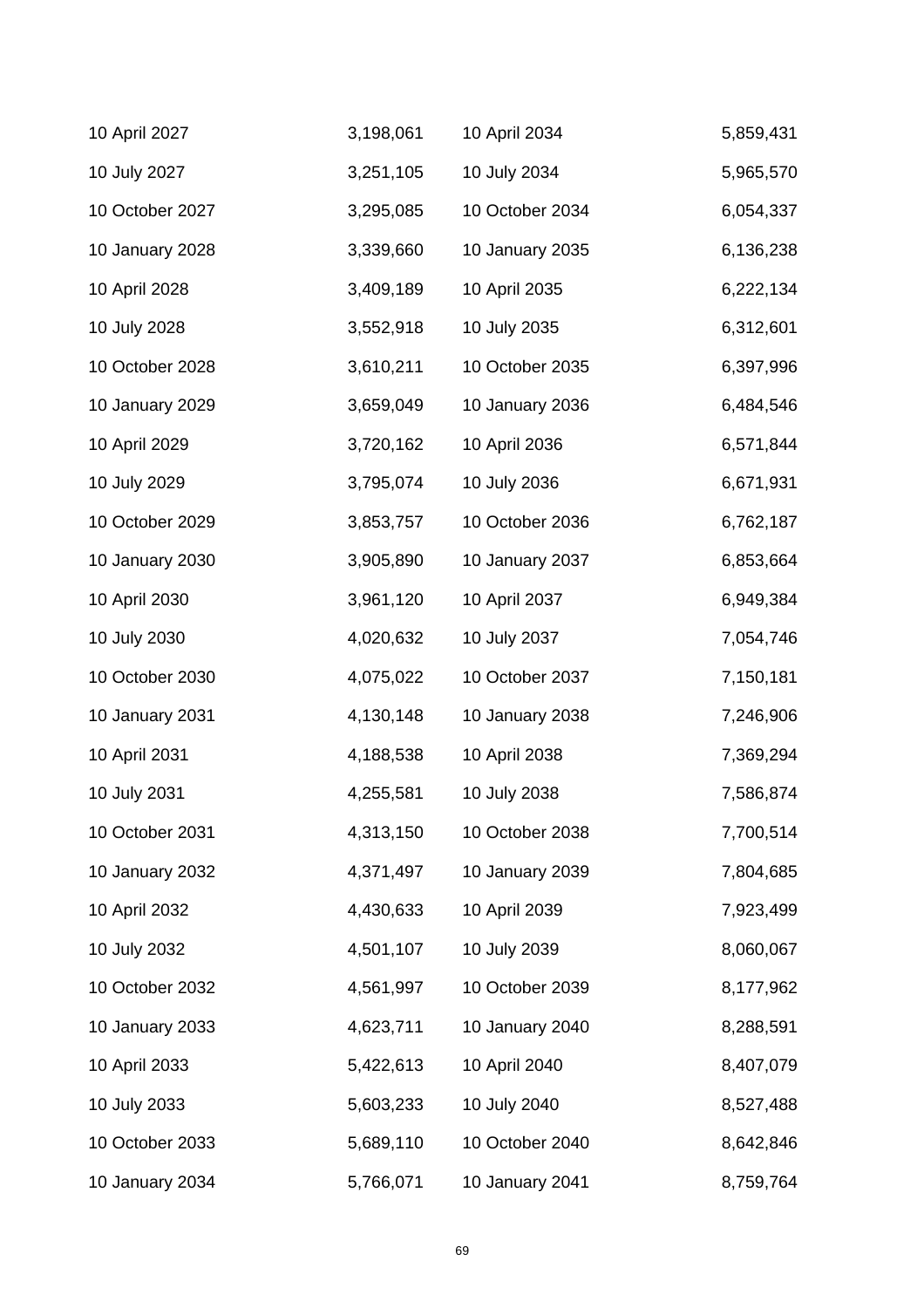| | | | |
|---|---|---|---|
| 10 April 2027 | 3,198,061 | 10 April 2034 | 5,859,431 |
| 10 July 2027 | 3,251,105 | 10 July 2034 | 5,965,570 |
| 10 October 2027 | 3,295,085 | 10 October 2034 | 6,054,337 |
| 10 January 2028 | 3,339,660 | 10 January 2035 | 6,136,238 |
| 10 April 2028 | 3,409,189 | 10 April 2035 | 6,222,134 |
| 10 July 2028 | 3,552,918 | 10 July 2035 | 6,312,601 |
| 10 October 2028 | 3,610,211 | 10 October 2035 | 6,397,996 |
| 10 January 2029 | 3,659,049 | 10 January 2036 | 6,484,546 |
| 10 April 2029 | 3,720,162 | 10 April 2036 | 6,571,844 |
| 10 July 2029 | 3,795,074 | 10 July 2036 | 6,671,931 |
| 10 October 2029 | 3,853,757 | 10 October 2036 | 6,762,187 |
| 10 January 2030 | 3,905,890 | 10 January 2037 | 6,853,664 |
| 10 April 2030 | 3,961,120 | 10 April 2037 | 6,949,384 |
| 10 July 2030 | 4,020,632 | 10 July 2037 | 7,054,746 |
| 10 October 2030 | 4,075,022 | 10 October 2037 | 7,150,181 |
| 10 January 2031 | 4,130,148 | 10 January 2038 | 7,246,906 |
| 10 April 2031 | 4,188,538 | 10 April 2038 | 7,369,294 |
| 10 July 2031 | 4,255,581 | 10 July 2038 | 7,586,874 |
| 10 October 2031 | 4,313,150 | 10 October 2038 | 7,700,514 |
| 10 January 2032 | 4,371,497 | 10 January 2039 | 7,804,685 |
| 10 April 2032 | 4,430,633 | 10 April 2039 | 7,923,499 |
| 10 July 2032 | 4,501,107 | 10 July 2039 | 8,060,067 |
| 10 October 2032 | 4,561,997 | 10 October 2039 | 8,177,962 |
| 10 January 2033 | 4,623,711 | 10 January 2040 | 8,288,591 |
| 10 April 2033 | 5,422,613 | 10 April 2040 | 8,407,079 |
| 10 July 2033 | 5,603,233 | 10 July 2040 | 8,527,488 |
| 10 October 2033 | 5,689,110 | 10 October 2040 | 8,642,846 |
| 10 January 2034 | 5,766,071 | 10 January 2041 | 8,759,764 |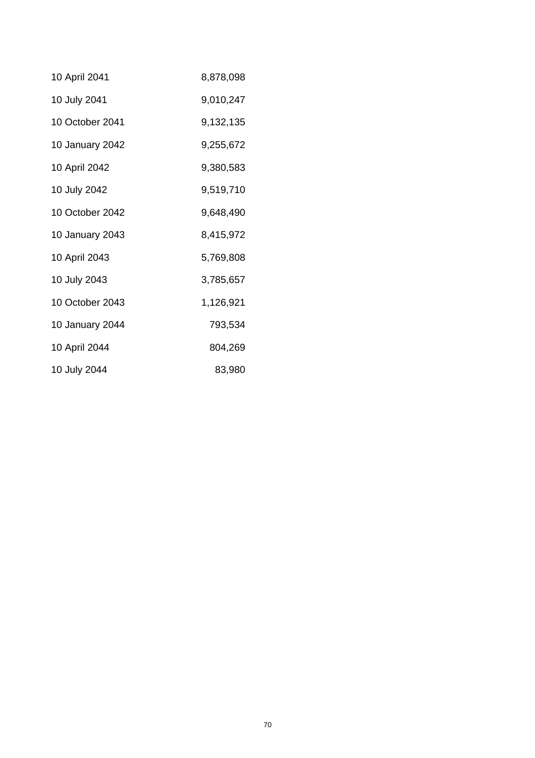| | |
|---|---|
| 10 April 2041 | 8,878,098 |
| 10 July 2041 | 9,010,247 |
| 10 October 2041 | 9,132,135 |
| 10 January 2042 | 9,255,672 |
| 10 April 2042 | 9,380,583 |
| 10 July 2042 | 9,519,710 |
| 10 October 2042 | 9,648,490 |
| 10 January 2043 | 8,415,972 |
| 10 April 2043 | 5,769,808 |
| 10 July 2043 | 3,785,657 |
| 10 October 2043 | 1,126,921 |
| 10 January 2044 | 793,534 |
| 10 April 2044 | 804,269 |
| 10 July 2044 | 83,980 |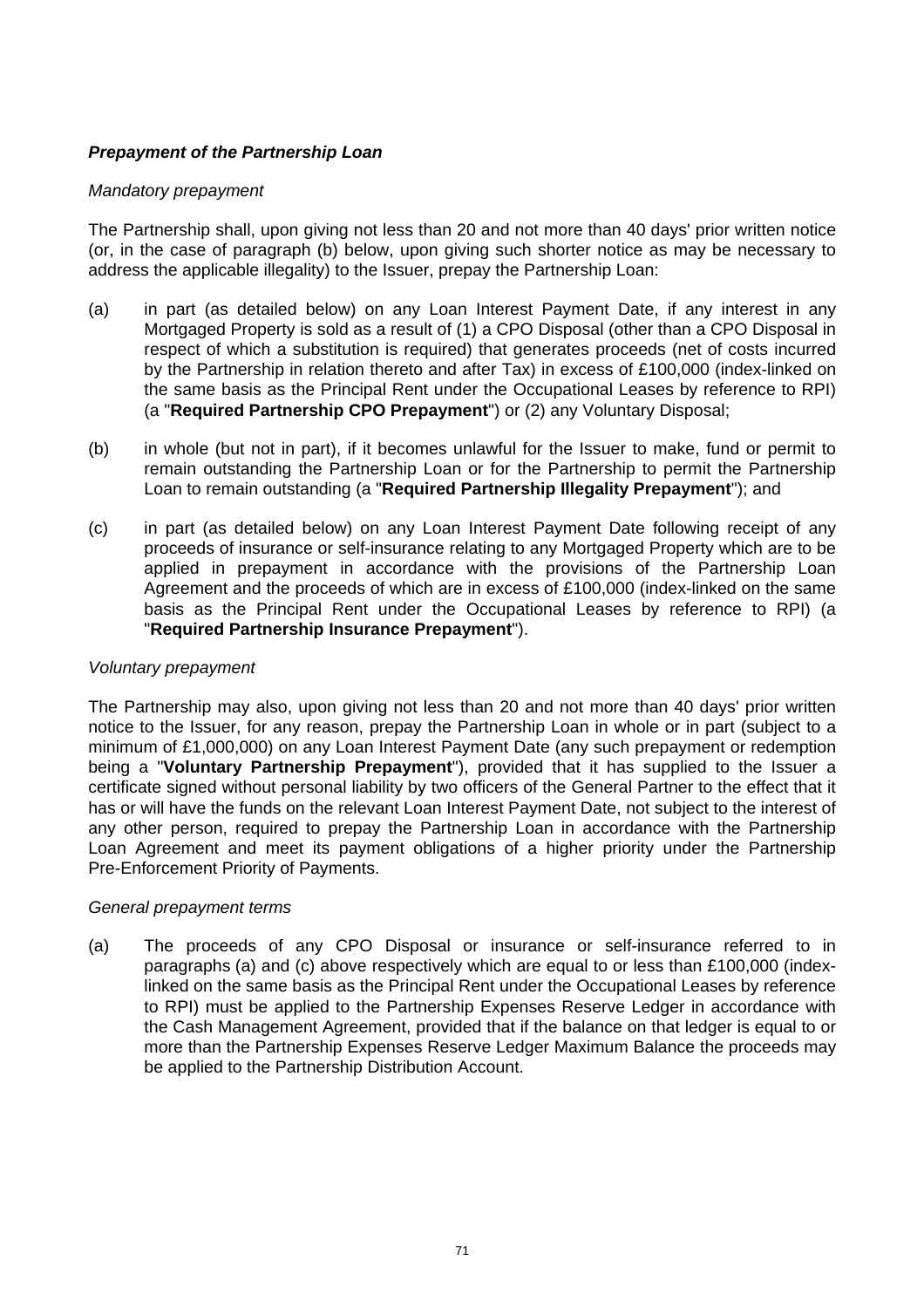***Prepayment of the Partnership Loan***

*Mandatory prepayment*

The Partnership shall, upon giving not less than 20 and not more than 40 days' prior written notice (or, in the case of paragraph (b) below, upon giving such shorter notice as may be necessary to address the applicable illegality) to the Issuer, prepay the Partnership Loan:

(a) in part (as detailed below) on any Loan Interest Payment Date, if any interest in any Mortgaged Property is sold as a result of (1) a CPO Disposal (other than a CPO Disposal in respect of which a substitution is required) that generates proceeds (net of costs incurred by the Partnership in relation thereto and after Tax) in excess of £100,000 (index-linked on the same basis as the Principal Rent under the Occupational Leases by reference to RPI) (a "**Required Partnership CPO Prepayment**") or (2) any Voluntary Disposal;

(b) in whole (but not in part), if it becomes unlawful for the Issuer to make, fund or permit to remain outstanding the Partnership Loan or for the Partnership to permit the Partnership Loan to remain outstanding (a "**Required Partnership Illegality Prepayment**"); and

(c) in part (as detailed below) on any Loan Interest Payment Date following receipt of any proceeds of insurance or self-insurance relating to any Mortgaged Property which are to be applied in prepayment in accordance with the provisions of the Partnership Loan Agreement and the proceeds of which are in excess of £100,000 (index-linked on the same basis as the Principal Rent under the Occupational Leases by reference to RPI) (a "**Required Partnership Insurance Prepayment**").

*Voluntary prepayment*

The Partnership may also, upon giving not less than 20 and not more than 40 days' prior written notice to the Issuer, for any reason, prepay the Partnership Loan in whole or in part (subject to a minimum of £1,000,000) on any Loan Interest Payment Date (any such prepayment or redemption being a "**Voluntary Partnership Prepayment**"), provided that it has supplied to the Issuer a certificate signed without personal liability by two officers of the General Partner to the effect that it has or will have the funds on the relevant Loan Interest Payment Date, not subject to the interest of any other person, required to prepay the Partnership Loan in accordance with the Partnership Loan Agreement and meet its payment obligations of a higher priority under the Partnership Pre-Enforcement Priority of Payments.

*General prepayment terms*

(a) The proceeds of any CPO Disposal or insurance or self-insurance referred to in paragraphs (a) and (c) above respectively which are equal to or less than £100,000 (index-linked on the same basis as the Principal Rent under the Occupational Leases by reference to RPI) must be applied to the Partnership Expenses Reserve Ledger in accordance with the Cash Management Agreement, provided that if the balance on that ledger is equal to or more than the Partnership Expenses Reserve Ledger Maximum Balance the proceeds may be applied to the Partnership Distribution Account.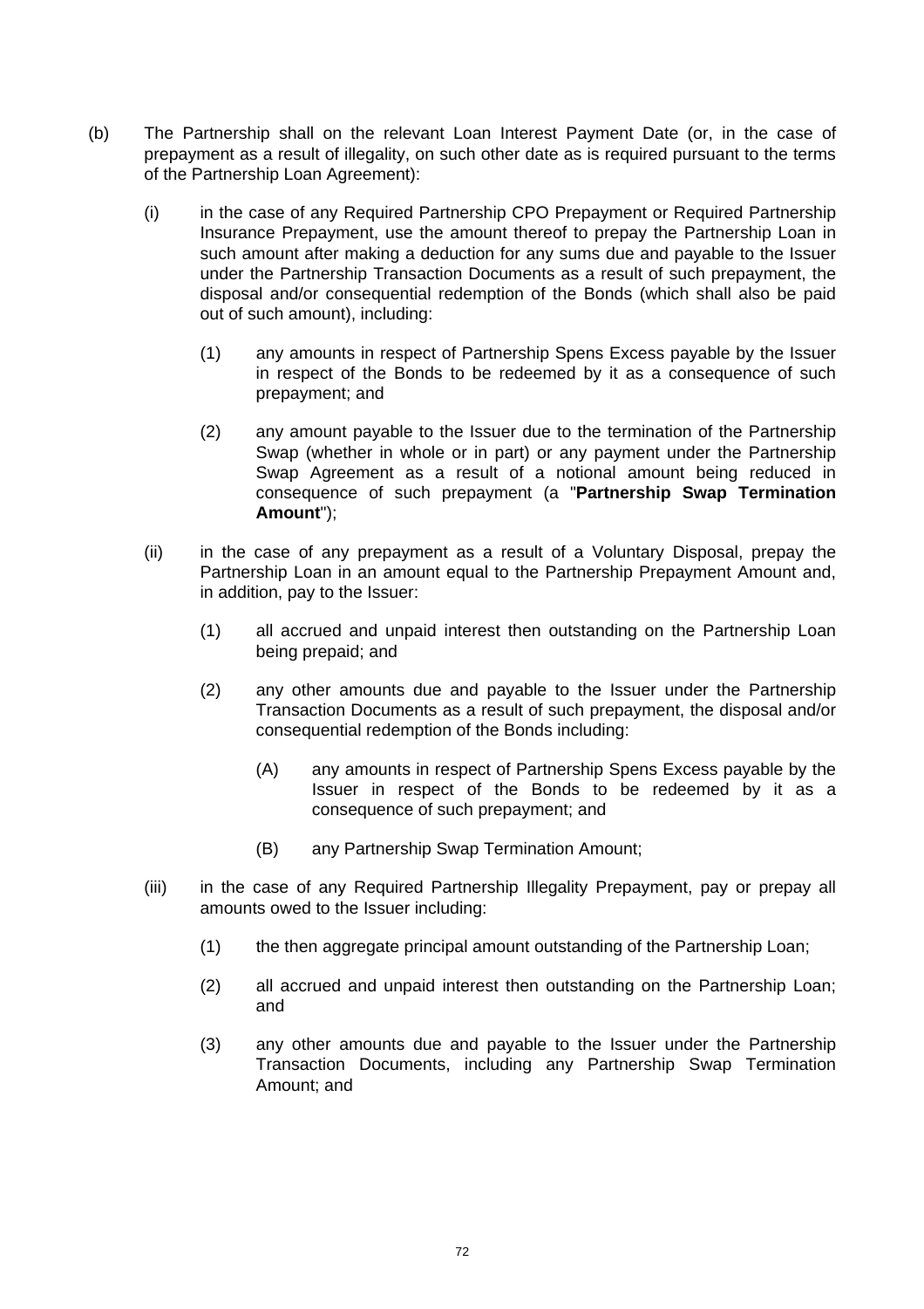(b) The Partnership shall on the relevant Loan Interest Payment Date (or, in the case of prepayment as a result of illegality, on such other date as is required pursuant to the terms of the Partnership Loan Agreement):

   (i) in the case of any Required Partnership CPO Prepayment or Required Partnership Insurance Prepayment, use the amount thereof to prepay the Partnership Loan in such amount after making a deduction for any sums due and payable to the Issuer under the Partnership Transaction Documents as a result of such prepayment, the disposal and/or consequential redemption of the Bonds (which shall also be paid out of such amount), including:

      (1) any amounts in respect of Partnership Spens Excess payable by the Issuer in respect of the Bonds to be redeemed by it as a consequence of such prepayment; and

      (2) any amount payable to the Issuer due to the termination of the Partnership Swap (whether in whole or in part) or any payment under the Partnership Swap Agreement as a result of a notional amount being reduced in consequence of such prepayment (a "**Partnership Swap Termination Amount**");

   (ii) in the case of any prepayment as a result of a Voluntary Disposal, prepay the Partnership Loan in an amount equal to the Partnership Prepayment Amount and, in addition, pay to the Issuer:

      (1) all accrued and unpaid interest then outstanding on the Partnership Loan being prepaid; and

      (2) any other amounts due and payable to the Issuer under the Partnership Transaction Documents as a result of such prepayment, the disposal and/or consequential redemption of the Bonds including:

         (A) any amounts in respect of Partnership Spens Excess payable by the Issuer in respect of the Bonds to be redeemed by it as a consequence of such prepayment; and

         (B) any Partnership Swap Termination Amount;

   (iii) in the case of any Required Partnership Illegality Prepayment, pay or prepay all amounts owed to the Issuer including:

      (1) the then aggregate principal amount outstanding of the Partnership Loan;

      (2) all accrued and unpaid interest then outstanding on the Partnership Loan; and

      (3) any other amounts due and payable to the Issuer under the Partnership Transaction Documents, including any Partnership Swap Termination Amount; and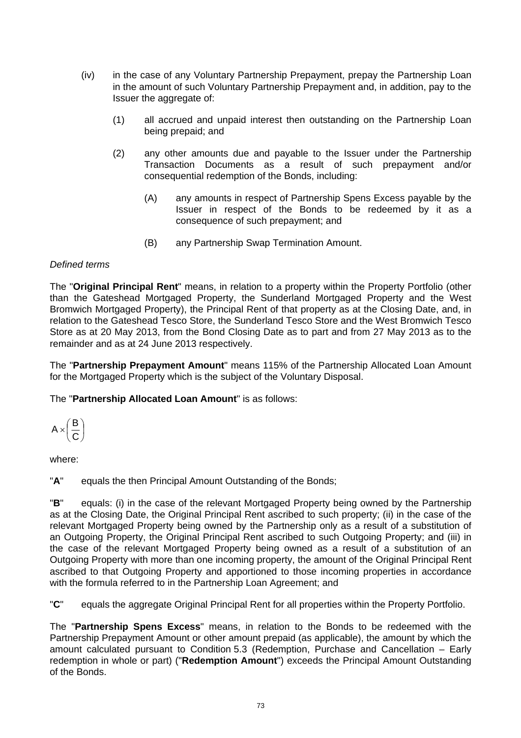(iv) in the case of any Voluntary Partnership Prepayment, prepay the Partnership Loan in the amount of such Voluntary Partnership Prepayment and, in addition, pay to the Issuer the aggregate of:

(1) all accrued and unpaid interest then outstanding on the Partnership Loan being prepaid; and

(2) any other amounts due and payable to the Issuer under the Partnership Transaction Documents as a result of such prepayment and/or consequential redemption of the Bonds, including:

(A) any amounts in respect of Partnership Spens Excess payable by the Issuer in respect of the Bonds to be redeemed by it as a consequence of such prepayment; and

(B) any Partnership Swap Termination Amount.

*Defined terms*

The "**Original Principal Rent**" means, in relation to a property within the Property Portfolio (other than the Gateshead Mortgaged Property, the Sunderland Mortgaged Property and the West Bromwich Mortgaged Property), the Principal Rent of that property as at the Closing Date, and, in relation to the Gateshead Tesco Store, the Sunderland Tesco Store and the West Bromwich Tesco Store as at 20 May 2013, from the Bond Closing Date as to part and from 27 May 2013 as to the remainder and as at 24 June 2013 respectively.

The "**Partnership Prepayment Amount**" means 115% of the Partnership Allocated Loan Amount for the Mortgaged Property which is the subject of the Voluntary Disposal.

The "**Partnership Allocated Loan Amount**" is as follows:

$$A \times \left(\frac{B}{C}\right)$$

where:

"**A**" equals the then Principal Amount Outstanding of the Bonds;

"**B**" equals: (i) in the case of the relevant Mortgaged Property being owned by the Partnership as at the Closing Date, the Original Principal Rent ascribed to such property; (ii) in the case of the relevant Mortgaged Property being owned by the Partnership only as a result of a substitution of an Outgoing Property, the Original Principal Rent ascribed to such Outgoing Property; and (iii) in the case of the relevant Mortgaged Property being owned as a result of a substitution of an Outgoing Property with more than one incoming property, the amount of the Original Principal Rent ascribed to that Outgoing Property and apportioned to those incoming properties in accordance with the formula referred to in the Partnership Loan Agreement; and

"**C**" equals the aggregate Original Principal Rent for all properties within the Property Portfolio.

The "**Partnership Spens Excess**" means, in relation to the Bonds to be redeemed with the Partnership Prepayment Amount or other amount prepaid (as applicable), the amount by which the amount calculated pursuant to Condition 5.3 (Redemption, Purchase and Cancellation – Early redemption in whole or part) ("**Redemption Amount**") exceeds the Principal Amount Outstanding of the Bonds.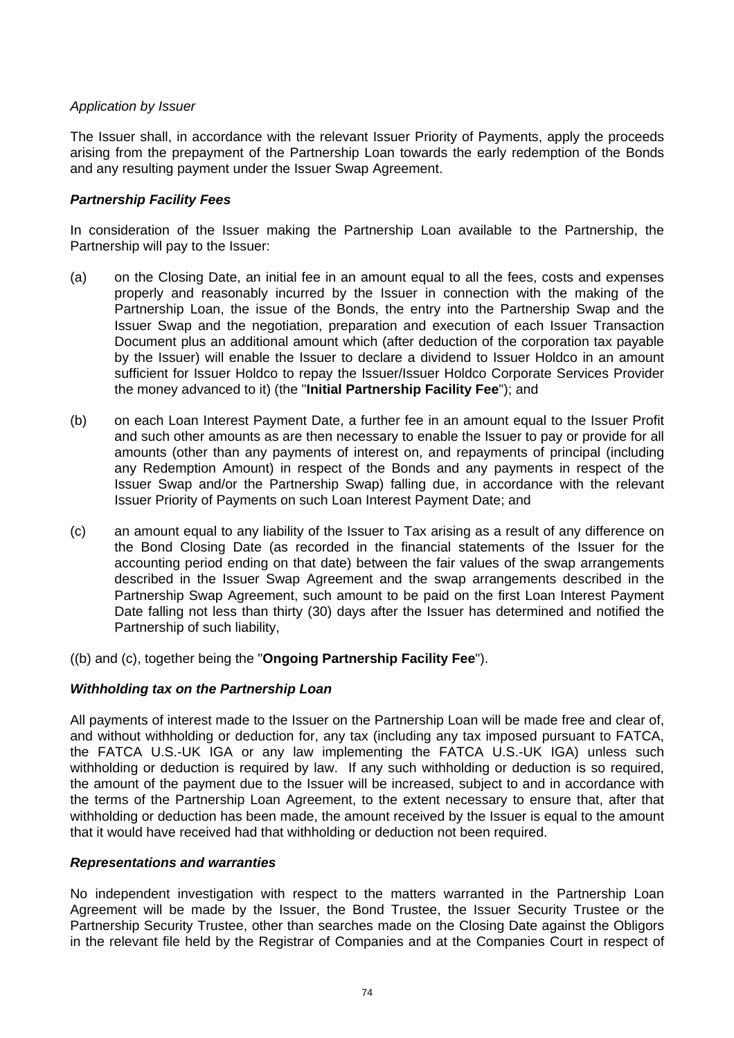*Application by Issuer*

The Issuer shall, in accordance with the relevant Issuer Priority of Payments, apply the proceeds arising from the prepayment of the Partnership Loan towards the early redemption of the Bonds and any resulting payment under the Issuer Swap Agreement.

***Partnership Facility Fees***

In consideration of the Issuer making the Partnership Loan available to the Partnership, the Partnership will pay to the Issuer:

(a) on the Closing Date, an initial fee in an amount equal to all the fees, costs and expenses properly and reasonably incurred by the Issuer in connection with the making of the Partnership Loan, the issue of the Bonds, the entry into the Partnership Swap and the Issuer Swap and the negotiation, preparation and execution of each Issuer Transaction Document plus an additional amount which (after deduction of the corporation tax payable by the Issuer) will enable the Issuer to declare a dividend to Issuer Holdco in an amount sufficient for Issuer Holdco to repay the Issuer/Issuer Holdco Corporate Services Provider the money advanced to it) (the "**Initial Partnership Facility Fee**"); and

(b) on each Loan Interest Payment Date, a further fee in an amount equal to the Issuer Profit and such other amounts as are then necessary to enable the Issuer to pay or provide for all amounts (other than any payments of interest on, and repayments of principal (including any Redemption Amount) in respect of the Bonds and any payments in respect of the Issuer Swap and/or the Partnership Swap) falling due, in accordance with the relevant Issuer Priority of Payments on such Loan Interest Payment Date; and

(c) an amount equal to any liability of the Issuer to Tax arising as a result of any difference on the Bond Closing Date (as recorded in the financial statements of the Issuer for the accounting period ending on that date) between the fair values of the swap arrangements described in the Issuer Swap Agreement and the swap arrangements described in the Partnership Swap Agreement, such amount to be paid on the first Loan Interest Payment Date falling not less than thirty (30) days after the Issuer has determined and notified the Partnership of such liability,

((b) and (c), together being the "**Ongoing Partnership Facility Fee**").

***Withholding tax on the Partnership Loan***

All payments of interest made to the Issuer on the Partnership Loan will be made free and clear of, and without withholding or deduction for, any tax (including any tax imposed pursuant to FATCA, the FATCA U.S.-UK IGA or any law implementing the FATCA U.S.-UK IGA) unless such withholding or deduction is required by law. If any such withholding or deduction is so required, the amount of the payment due to the Issuer will be increased, subject to and in accordance with the terms of the Partnership Loan Agreement, to the extent necessary to ensure that, after that withholding or deduction has been made, the amount received by the Issuer is equal to the amount that it would have received had that withholding or deduction not been required.

***Representations and warranties***

No independent investigation with respect to the matters warranted in the Partnership Loan Agreement will be made by the Issuer, the Bond Trustee, the Issuer Security Trustee or the Partnership Security Trustee, other than searches made on the Closing Date against the Obligors in the relevant file held by the Registrar of Companies and at the Companies Court in respect of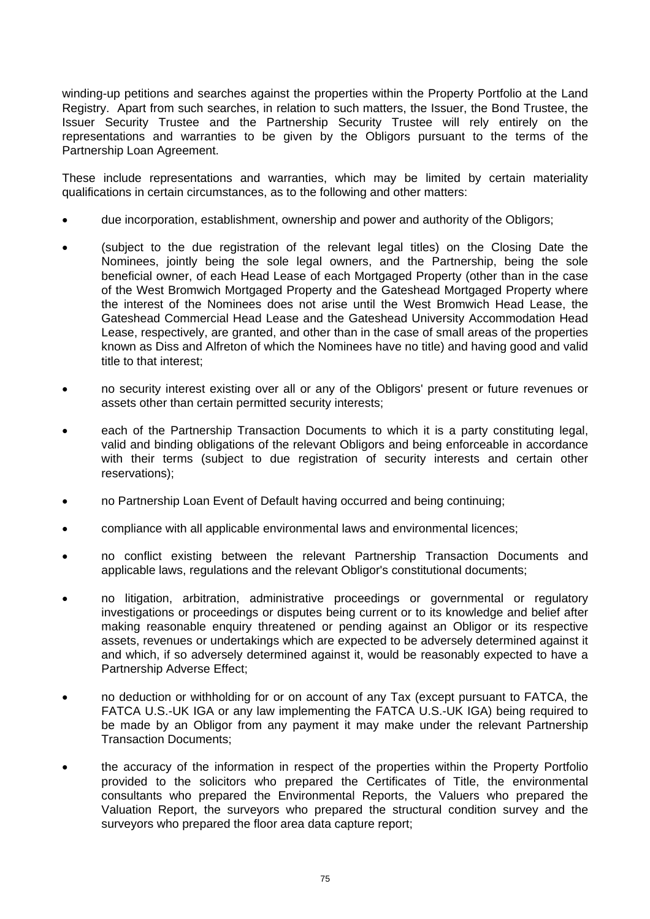winding-up petitions and searches against the properties within the Property Portfolio at the Land Registry. Apart from such searches, in relation to such matters, the Issuer, the Bond Trustee, the Issuer Security Trustee and the Partnership Security Trustee will rely entirely on the representations and warranties to be given by the Obligors pursuant to the terms of the Partnership Loan Agreement.

These include representations and warranties, which may be limited by certain materiality qualifications in certain circumstances, as to the following and other matters:

- due incorporation, establishment, ownership and power and authority of the Obligors;
- (subject to the due registration of the relevant legal titles) on the Closing Date the Nominees, jointly being the sole legal owners, and the Partnership, being the sole beneficial owner, of each Head Lease of each Mortgaged Property (other than in the case of the West Bromwich Mortgaged Property and the Gateshead Mortgaged Property where the interest of the Nominees does not arise until the West Bromwich Head Lease, the Gateshead Commercial Head Lease and the Gateshead University Accommodation Head Lease, respectively, are granted, and other than in the case of small areas of the properties known as Diss and Alfreton of which the Nominees have no title) and having good and valid title to that interest;
- no security interest existing over all or any of the Obligors' present or future revenues or assets other than certain permitted security interests;
- each of the Partnership Transaction Documents to which it is a party constituting legal, valid and binding obligations of the relevant Obligors and being enforceable in accordance with their terms (subject to due registration of security interests and certain other reservations);
- no Partnership Loan Event of Default having occurred and being continuing;
- compliance with all applicable environmental laws and environmental licences;
- no conflict existing between the relevant Partnership Transaction Documents and applicable laws, regulations and the relevant Obligor's constitutional documents;
- no litigation, arbitration, administrative proceedings or governmental or regulatory investigations or proceedings or disputes being current or to its knowledge and belief after making reasonable enquiry threatened or pending against an Obligor or its respective assets, revenues or undertakings which are expected to be adversely determined against it and which, if so adversely determined against it, would be reasonably expected to have a Partnership Adverse Effect;
- no deduction or withholding for or on account of any Tax (except pursuant to FATCA, the FATCA U.S.-UK IGA or any law implementing the FATCA U.S.-UK IGA) being required to be made by an Obligor from any payment it may make under the relevant Partnership Transaction Documents;
- the accuracy of the information in respect of the properties within the Property Portfolio provided to the solicitors who prepared the Certificates of Title, the environmental consultants who prepared the Environmental Reports, the Valuers who prepared the Valuation Report, the surveyors who prepared the structural condition survey and the surveyors who prepared the floor area data capture report;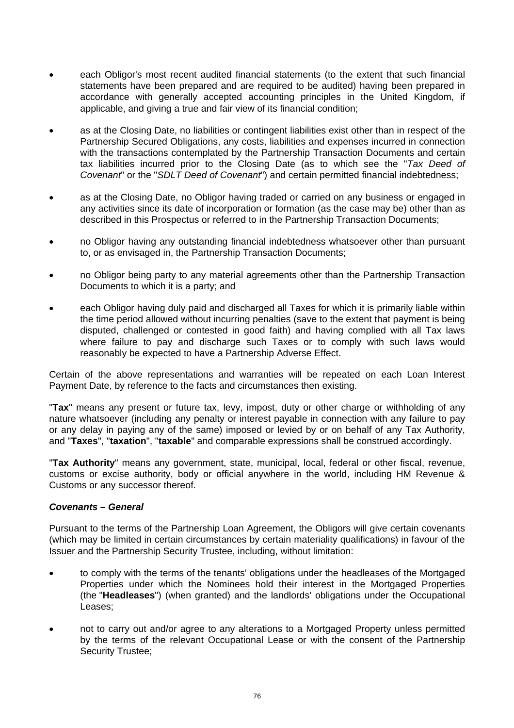- each Obligor's most recent audited financial statements (to the extent that such financial statements have been prepared and are required to be audited) having been prepared in accordance with generally accepted accounting principles in the United Kingdom, if applicable, and giving a true and fair view of its financial condition;
- as at the Closing Date, no liabilities or contingent liabilities exist other than in respect of the Partnership Secured Obligations, any costs, liabilities and expenses incurred in connection with the transactions contemplated by the Partnership Transaction Documents and certain tax liabilities incurred prior to the Closing Date (as to which see the "*Tax Deed of Covenant*" or the "*SDLT Deed of Covenant*") and certain permitted financial indebtedness;
- as at the Closing Date, no Obligor having traded or carried on any business or engaged in any activities since its date of incorporation or formation (as the case may be) other than as described in this Prospectus or referred to in the Partnership Transaction Documents;
- no Obligor having any outstanding financial indebtedness whatsoever other than pursuant to, or as envisaged in, the Partnership Transaction Documents;
- no Obligor being party to any material agreements other than the Partnership Transaction Documents to which it is a party; and
- each Obligor having duly paid and discharged all Taxes for which it is primarily liable within the time period allowed without incurring penalties (save to the extent that payment is being disputed, challenged or contested in good faith) and having complied with all Tax laws where failure to pay and discharge such Taxes or to comply with such laws would reasonably be expected to have a Partnership Adverse Effect.

Certain of the above representations and warranties will be repeated on each Loan Interest Payment Date, by reference to the facts and circumstances then existing.

"**Tax**" means any present or future tax, levy, impost, duty or other charge or withholding of any nature whatsoever (including any penalty or interest payable in connection with any failure to pay or any delay in paying any of the same) imposed or levied by or on behalf of any Tax Authority, and "**Taxes**", "**taxation**", "**taxable**" and comparable expressions shall be construed accordingly.

"**Tax Authority**" means any government, state, municipal, local, federal or other fiscal, revenue, customs or excise authority, body or official anywhere in the world, including HM Revenue & Customs or any successor thereof.

***Covenants – General***

Pursuant to the terms of the Partnership Loan Agreement, the Obligors will give certain covenants (which may be limited in certain circumstances by certain materiality qualifications) in favour of the Issuer and the Partnership Security Trustee, including, without limitation:

- to comply with the terms of the tenants' obligations under the headleases of the Mortgaged Properties under which the Nominees hold their interest in the Mortgaged Properties (the "**Headleases**") (when granted) and the landlords' obligations under the Occupational Leases;
- not to carry out and/or agree to any alterations to a Mortgaged Property unless permitted by the terms of the relevant Occupational Lease or with the consent of the Partnership Security Trustee;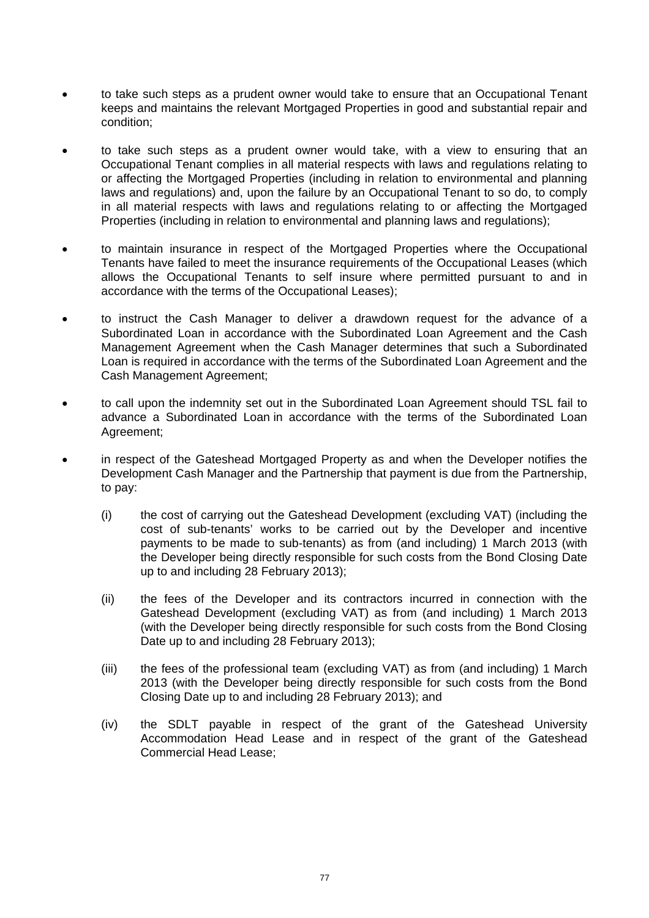- to take such steps as a prudent owner would take to ensure that an Occupational Tenant keeps and maintains the relevant Mortgaged Properties in good and substantial repair and condition;

- to take such steps as a prudent owner would take, with a view to ensuring that an Occupational Tenant complies in all material respects with laws and regulations relating to or affecting the Mortgaged Properties (including in relation to environmental and planning laws and regulations) and, upon the failure by an Occupational Tenant to so do, to comply in all material respects with laws and regulations relating to or affecting the Mortgaged Properties (including in relation to environmental and planning laws and regulations);

- to maintain insurance in respect of the Mortgaged Properties where the Occupational Tenants have failed to meet the insurance requirements of the Occupational Leases (which allows the Occupational Tenants to self insure where permitted pursuant to and in accordance with the terms of the Occupational Leases);

- to instruct the Cash Manager to deliver a drawdown request for the advance of a Subordinated Loan in accordance with the Subordinated Loan Agreement and the Cash Management Agreement when the Cash Manager determines that such a Subordinated Loan is required in accordance with the terms of the Subordinated Loan Agreement and the Cash Management Agreement;

- to call upon the indemnity set out in the Subordinated Loan Agreement should TSL fail to advance a Subordinated Loan in accordance with the terms of the Subordinated Loan Agreement;

- in respect of the Gateshead Mortgaged Property as and when the Developer notifies the Development Cash Manager and the Partnership that payment is due from the Partnership, to pay:

  (i) the cost of carrying out the Gateshead Development (excluding VAT) (including the cost of sub-tenants' works to be carried out by the Developer and incentive payments to be made to sub-tenants) as from (and including) 1 March 2013 (with the Developer being directly responsible for such costs from the Bond Closing Date up to and including 28 February 2013);

  (ii) the fees of the Developer and its contractors incurred in connection with the Gateshead Development (excluding VAT) as from (and including) 1 March 2013 (with the Developer being directly responsible for such costs from the Bond Closing Date up to and including 28 February 2013);

  (iii) the fees of the professional team (excluding VAT) as from (and including) 1 March 2013 (with the Developer being directly responsible for such costs from the Bond Closing Date up to and including 28 February 2013); and

  (iv) the SDLT payable in respect of the grant of the Gateshead University Accommodation Head Lease and in respect of the grant of the Gateshead Commercial Head Lease;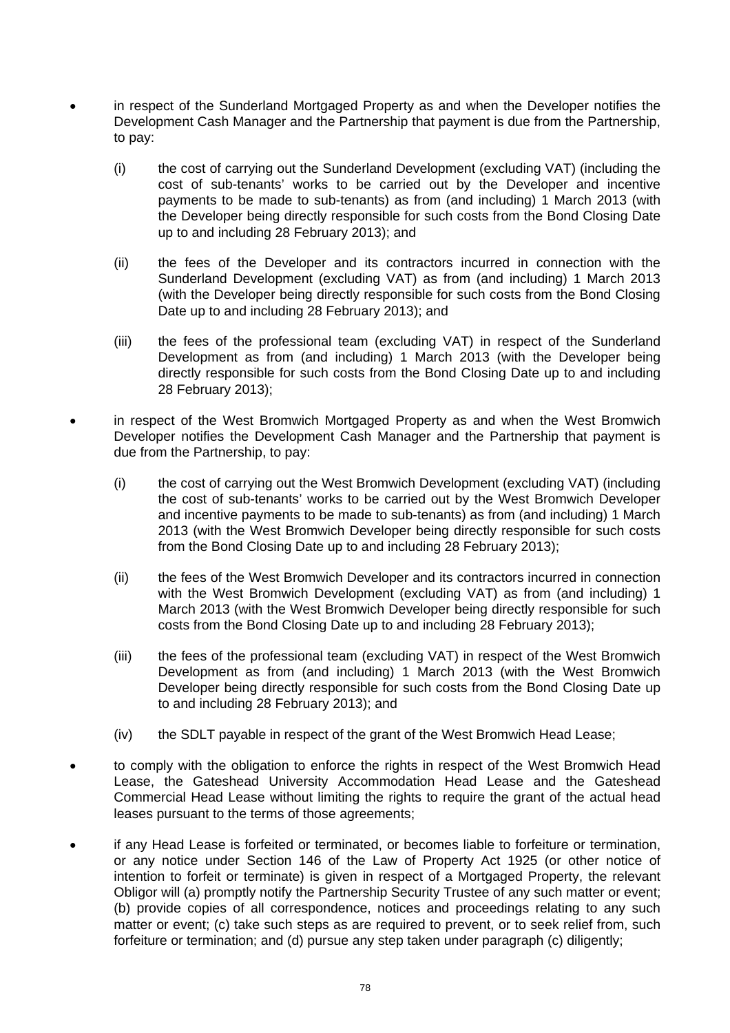- in respect of the Sunderland Mortgaged Property as and when the Developer notifies the Development Cash Manager and the Partnership that payment is due from the Partnership, to pay:

  (i) the cost of carrying out the Sunderland Development (excluding VAT) (including the cost of sub-tenants' works to be carried out by the Developer and incentive payments to be made to sub-tenants) as from (and including) 1 March 2013 (with the Developer being directly responsible for such costs from the Bond Closing Date up to and including 28 February 2013); and

  (ii) the fees of the Developer and its contractors incurred in connection with the Sunderland Development (excluding VAT) as from (and including) 1 March 2013 (with the Developer being directly responsible for such costs from the Bond Closing Date up to and including 28 February 2013); and

  (iii) the fees of the professional team (excluding VAT) in respect of the Sunderland Development as from (and including) 1 March 2013 (with the Developer being directly responsible for such costs from the Bond Closing Date up to and including 28 February 2013);

- in respect of the West Bromwich Mortgaged Property as and when the West Bromwich Developer notifies the Development Cash Manager and the Partnership that payment is due from the Partnership, to pay:

  (i) the cost of carrying out the West Bromwich Development (excluding VAT) (including the cost of sub-tenants' works to be carried out by the West Bromwich Developer and incentive payments to be made to sub-tenants) as from (and including) 1 March 2013 (with the West Bromwich Developer being directly responsible for such costs from the Bond Closing Date up to and including 28 February 2013);

  (ii) the fees of the West Bromwich Developer and its contractors incurred in connection with the West Bromwich Development (excluding VAT) as from (and including) 1 March 2013 (with the West Bromwich Developer being directly responsible for such costs from the Bond Closing Date up to and including 28 February 2013);

  (iii) the fees of the professional team (excluding VAT) in respect of the West Bromwich Development as from (and including) 1 March 2013 (with the West Bromwich Developer being directly responsible for such costs from the Bond Closing Date up to and including 28 February 2013); and

  (iv) the SDLT payable in respect of the grant of the West Bromwich Head Lease;

- to comply with the obligation to enforce the rights in respect of the West Bromwich Head Lease, the Gateshead University Accommodation Head Lease and the Gateshead Commercial Head Lease without limiting the rights to require the grant of the actual head leases pursuant to the terms of those agreements;

- if any Head Lease is forfeited or terminated, or becomes liable to forfeiture or termination, or any notice under Section 146 of the Law of Property Act 1925 (or other notice of intention to forfeit or terminate) is given in respect of a Mortgaged Property, the relevant Obligor will (a) promptly notify the Partnership Security Trustee of any such matter or event; (b) provide copies of all correspondence, notices and proceedings relating to any such matter or event; (c) take such steps as are required to prevent, or to seek relief from, such forfeiture or termination; and (d) pursue any step taken under paragraph (c) diligently;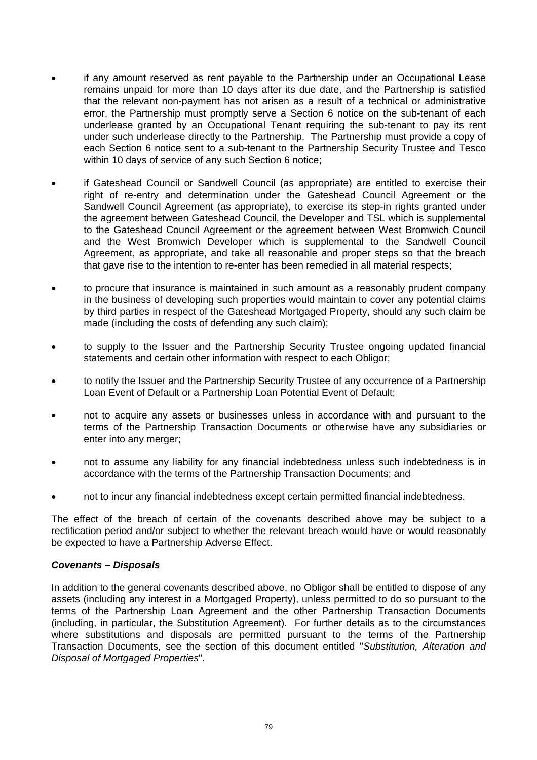- if any amount reserved as rent payable to the Partnership under an Occupational Lease remains unpaid for more than 10 days after its due date, and the Partnership is satisfied that the relevant non-payment has not arisen as a result of a technical or administrative error, the Partnership must promptly serve a Section 6 notice on the sub-tenant of each underlease granted by an Occupational Tenant requiring the sub-tenant to pay its rent under such underlease directly to the Partnership. The Partnership must provide a copy of each Section 6 notice sent to a sub-tenant to the Partnership Security Trustee and Tesco within 10 days of service of any such Section 6 notice;
- if Gateshead Council or Sandwell Council (as appropriate) are entitled to exercise their right of re-entry and determination under the Gateshead Council Agreement or the Sandwell Council Agreement (as appropriate), to exercise its step-in rights granted under the agreement between Gateshead Council, the Developer and TSL which is supplemental to the Gateshead Council Agreement or the agreement between West Bromwich Council and the West Bromwich Developer which is supplemental to the Sandwell Council Agreement, as appropriate, and take all reasonable and proper steps so that the breach that gave rise to the intention to re-enter has been remedied in all material respects;
- to procure that insurance is maintained in such amount as a reasonably prudent company in the business of developing such properties would maintain to cover any potential claims by third parties in respect of the Gateshead Mortgaged Property, should any such claim be made (including the costs of defending any such claim);
- to supply to the Issuer and the Partnership Security Trustee ongoing updated financial statements and certain other information with respect to each Obligor;
- to notify the Issuer and the Partnership Security Trustee of any occurrence of a Partnership Loan Event of Default or a Partnership Loan Potential Event of Default;
- not to acquire any assets or businesses unless in accordance with and pursuant to the terms of the Partnership Transaction Documents or otherwise have any subsidiaries or enter into any merger;
- not to assume any liability for any financial indebtedness unless such indebtedness is in accordance with the terms of the Partnership Transaction Documents; and
- not to incur any financial indebtedness except certain permitted financial indebtedness.

The effect of the breach of certain of the covenants described above may be subject to a rectification period and/or subject to whether the relevant breach would have or would reasonably be expected to have a Partnership Adverse Effect.

***Covenants – Disposals***

In addition to the general covenants described above, no Obligor shall be entitled to dispose of any assets (including any interest in a Mortgaged Property), unless permitted to do so pursuant to the terms of the Partnership Loan Agreement and the other Partnership Transaction Documents (including, in particular, the Substitution Agreement). For further details as to the circumstances where substitutions and disposals are permitted pursuant to the terms of the Partnership Transaction Documents, see the section of this document entitled "*Substitution, Alteration and Disposal of Mortgaged Properties*".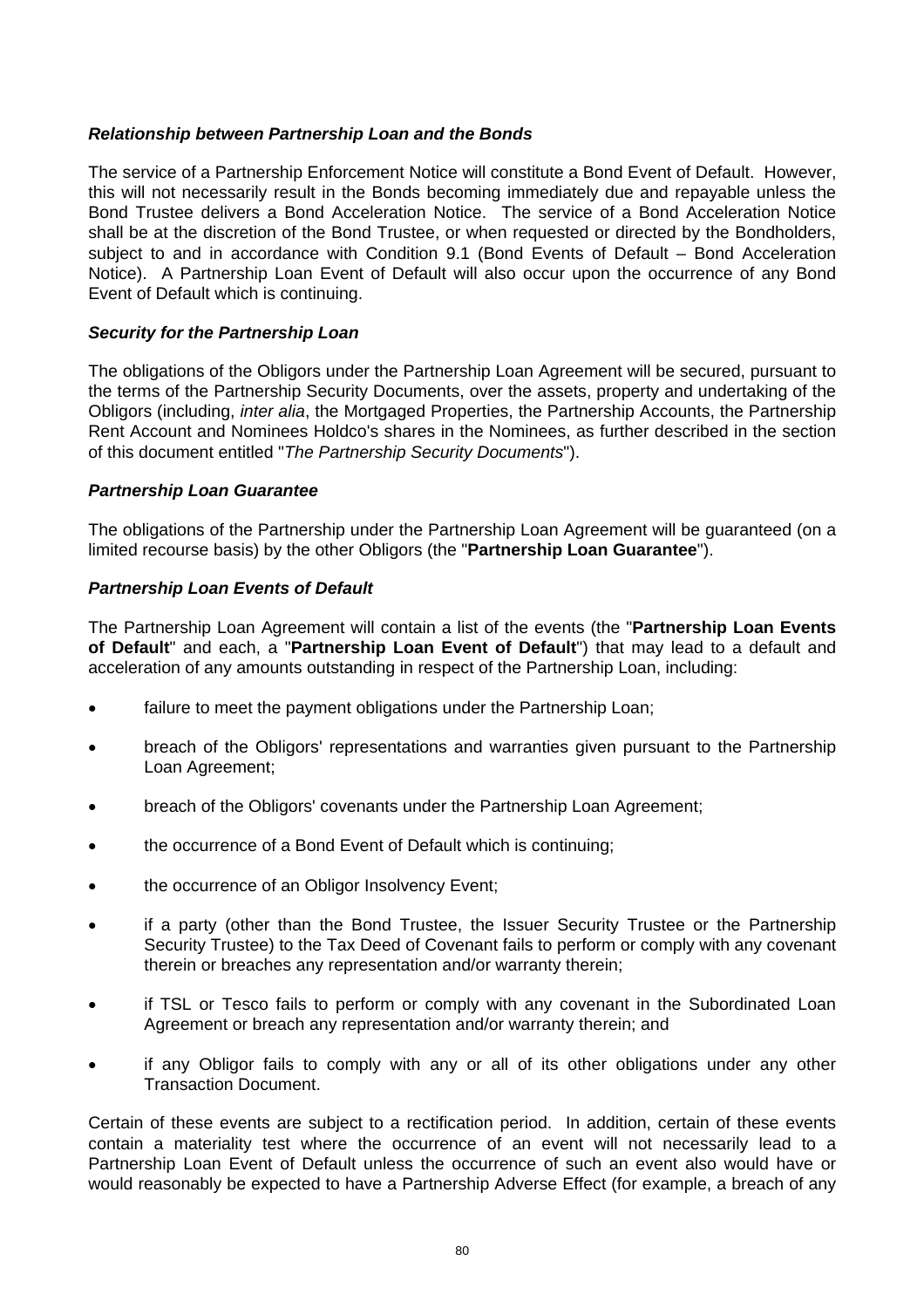***Relationship between Partnership Loan and the Bonds***

The service of a Partnership Enforcement Notice will constitute a Bond Event of Default. However, this will not necessarily result in the Bonds becoming immediately due and repayable unless the Bond Trustee delivers a Bond Acceleration Notice. The service of a Bond Acceleration Notice shall be at the discretion of the Bond Trustee, or when requested or directed by the Bondholders, subject to and in accordance with Condition 9.1 (Bond Events of Default – Bond Acceleration Notice). A Partnership Loan Event of Default will also occur upon the occurrence of any Bond Event of Default which is continuing.

***Security for the Partnership Loan***

The obligations of the Obligors under the Partnership Loan Agreement will be secured, pursuant to the terms of the Partnership Security Documents, over the assets, property and undertaking of the Obligors (including, *inter alia*, the Mortgaged Properties, the Partnership Accounts, the Partnership Rent Account and Nominees Holdco's shares in the Nominees, as further described in the section of this document entitled "*The Partnership Security Documents*").

***Partnership Loan Guarantee***

The obligations of the Partnership under the Partnership Loan Agreement will be guaranteed (on a limited recourse basis) by the other Obligors (the "**Partnership Loan Guarantee**").

***Partnership Loan Events of Default***

The Partnership Loan Agreement will contain a list of the events (the "**Partnership Loan Events of Default**" and each, a "**Partnership Loan Event of Default**") that may lead to a default and acceleration of any amounts outstanding in respect of the Partnership Loan, including:

- failure to meet the payment obligations under the Partnership Loan;
- breach of the Obligors' representations and warranties given pursuant to the Partnership Loan Agreement;
- breach of the Obligors' covenants under the Partnership Loan Agreement;
- the occurrence of a Bond Event of Default which is continuing;
- the occurrence of an Obligor Insolvency Event;
- if a party (other than the Bond Trustee, the Issuer Security Trustee or the Partnership Security Trustee) to the Tax Deed of Covenant fails to perform or comply with any covenant therein or breaches any representation and/or warranty therein;
- if TSL or Tesco fails to perform or comply with any covenant in the Subordinated Loan Agreement or breach any representation and/or warranty therein; and
- if any Obligor fails to comply with any or all of its other obligations under any other Transaction Document.

Certain of these events are subject to a rectification period. In addition, certain of these events contain a materiality test where the occurrence of an event will not necessarily lead to a Partnership Loan Event of Default unless the occurrence of such an event also would have or would reasonably be expected to have a Partnership Adverse Effect (for example, a breach of any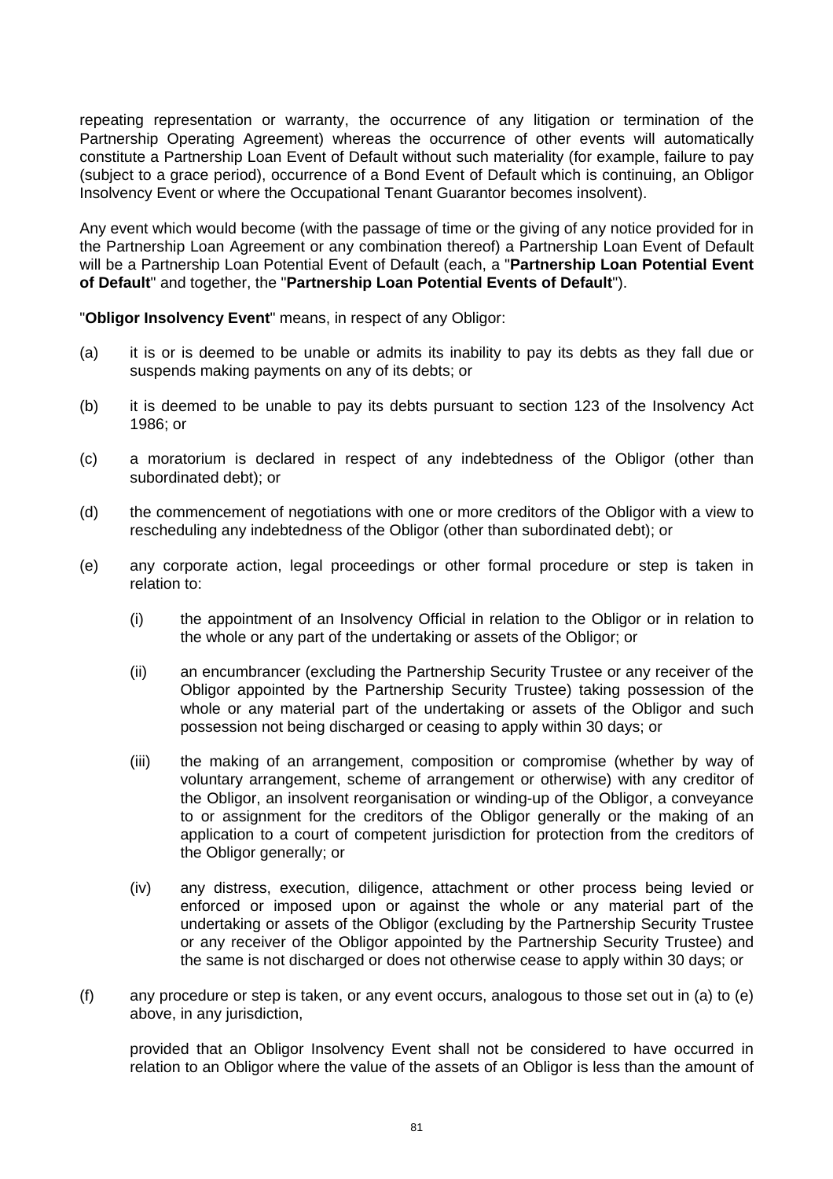repeating representation or warranty, the occurrence of any litigation or termination of the Partnership Operating Agreement) whereas the occurrence of other events will automatically constitute a Partnership Loan Event of Default without such materiality (for example, failure to pay (subject to a grace period), occurrence of a Bond Event of Default which is continuing, an Obligor Insolvency Event or where the Occupational Tenant Guarantor becomes insolvent).

Any event which would become (with the passage of time or the giving of any notice provided for in the Partnership Loan Agreement or any combination thereof) a Partnership Loan Event of Default will be a Partnership Loan Potential Event of Default (each, a "**Partnership Loan Potential Event of Default**" and together, the "**Partnership Loan Potential Events of Default**").

"**Obligor Insolvency Event**" means, in respect of any Obligor:

(a) it is or is deemed to be unable or admits its inability to pay its debts as they fall due or suspends making payments on any of its debts; or

(b) it is deemed to be unable to pay its debts pursuant to section 123 of the Insolvency Act 1986; or

(c) a moratorium is declared in respect of any indebtedness of the Obligor (other than subordinated debt); or

(d) the commencement of negotiations with one or more creditors of the Obligor with a view to rescheduling any indebtedness of the Obligor (other than subordinated debt); or

(e) any corporate action, legal proceedings or other formal procedure or step is taken in relation to:

 (i) the appointment of an Insolvency Official in relation to the Obligor or in relation to the whole or any part of the undertaking or assets of the Obligor; or

 (ii) an encumbrancer (excluding the Partnership Security Trustee or any receiver of the Obligor appointed by the Partnership Security Trustee) taking possession of the whole or any material part of the undertaking or assets of the Obligor and such possession not being discharged or ceasing to apply within 30 days; or

 (iii) the making of an arrangement, composition or compromise (whether by way of voluntary arrangement, scheme of arrangement or otherwise) with any creditor of the Obligor, an insolvent reorganisation or winding-up of the Obligor, a conveyance to or assignment for the creditors of the Obligor generally or the making of an application to a court of competent jurisdiction for protection from the creditors of the Obligor generally; or

 (iv) any distress, execution, diligence, attachment or other process being levied or enforced or imposed upon or against the whole or any material part of the undertaking or assets of the Obligor (excluding by the Partnership Security Trustee or any receiver of the Obligor appointed by the Partnership Security Trustee) and the same is not discharged or does not otherwise cease to apply within 30 days; or

(f) any procedure or step is taken, or any event occurs, analogous to those set out in (a) to (e) above, in any jurisdiction,

provided that an Obligor Insolvency Event shall not be considered to have occurred in relation to an Obligor where the value of the assets of an Obligor is less than the amount of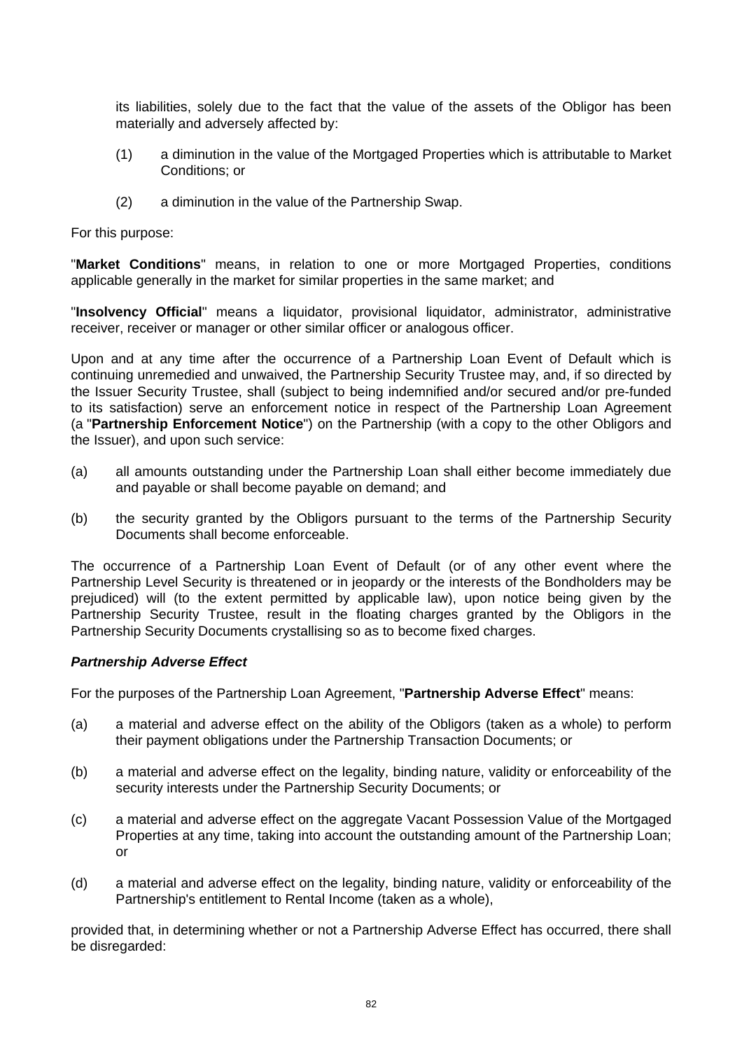its liabilities, solely due to the fact that the value of the assets of the Obligor has been materially and adversely affected by:

(1) a diminution in the value of the Mortgaged Properties which is attributable to Market Conditions; or

(2) a diminution in the value of the Partnership Swap.

For this purpose:

"**Market Conditions**" means, in relation to one or more Mortgaged Properties, conditions applicable generally in the market for similar properties in the same market; and

"**Insolvency Official**" means a liquidator, provisional liquidator, administrator, administrative receiver, receiver or manager or other similar officer or analogous officer.

Upon and at any time after the occurrence of a Partnership Loan Event of Default which is continuing unremedied and unwaived, the Partnership Security Trustee may, and, if so directed by the Issuer Security Trustee, shall (subject to being indemnified and/or secured and/or pre-funded to its satisfaction) serve an enforcement notice in respect of the Partnership Loan Agreement (a "**Partnership Enforcement Notice**") on the Partnership (with a copy to the other Obligors and the Issuer), and upon such service:

(a) all amounts outstanding under the Partnership Loan shall either become immediately due and payable or shall become payable on demand; and

(b) the security granted by the Obligors pursuant to the terms of the Partnership Security Documents shall become enforceable.

The occurrence of a Partnership Loan Event of Default (or of any other event where the Partnership Level Security is threatened or in jeopardy or the interests of the Bondholders may be prejudiced) will (to the extent permitted by applicable law), upon notice being given by the Partnership Security Trustee, result in the floating charges granted by the Obligors in the Partnership Security Documents crystallising so as to become fixed charges.

***Partnership Adverse Effect***

For the purposes of the Partnership Loan Agreement, "**Partnership Adverse Effect**" means:

(a) a material and adverse effect on the ability of the Obligors (taken as a whole) to perform their payment obligations under the Partnership Transaction Documents; or

(b) a material and adverse effect on the legality, binding nature, validity or enforceability of the security interests under the Partnership Security Documents; or

(c) a material and adverse effect on the aggregate Vacant Possession Value of the Mortgaged Properties at any time, taking into account the outstanding amount of the Partnership Loan; or

(d) a material and adverse effect on the legality, binding nature, validity or enforceability of the Partnership's entitlement to Rental Income (taken as a whole),

provided that, in determining whether or not a Partnership Adverse Effect has occurred, there shall be disregarded: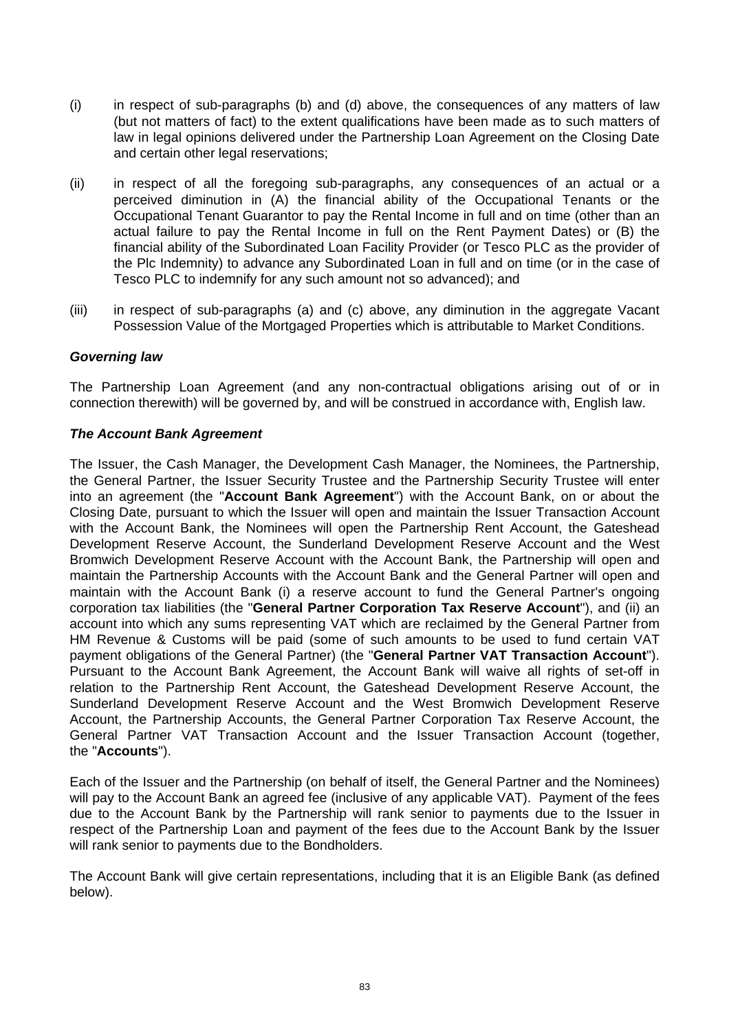(i) in respect of sub-paragraphs (b) and (d) above, the consequences of any matters of law (but not matters of fact) to the extent qualifications have been made as to such matters of law in legal opinions delivered under the Partnership Loan Agreement on the Closing Date and certain other legal reservations;

(ii) in respect of all the foregoing sub-paragraphs, any consequences of an actual or a perceived diminution in (A) the financial ability of the Occupational Tenants or the Occupational Tenant Guarantor to pay the Rental Income in full and on time (other than an actual failure to pay the Rental Income in full on the Rent Payment Dates) or (B) the financial ability of the Subordinated Loan Facility Provider (or Tesco PLC as the provider of the Plc Indemnity) to advance any Subordinated Loan in full and on time (or in the case of Tesco PLC to indemnify for any such amount not so advanced); and

(iii) in respect of sub-paragraphs (a) and (c) above, any diminution in the aggregate Vacant Possession Value of the Mortgaged Properties which is attributable to Market Conditions.

***Governing law***

The Partnership Loan Agreement (and any non-contractual obligations arising out of or in connection therewith) will be governed by, and will be construed in accordance with, English law.

***The Account Bank Agreement***

The Issuer, the Cash Manager, the Development Cash Manager, the Nominees, the Partnership, the General Partner, the Issuer Security Trustee and the Partnership Security Trustee will enter into an agreement (the "**Account Bank Agreement**") with the Account Bank, on or about the Closing Date, pursuant to which the Issuer will open and maintain the Issuer Transaction Account with the Account Bank, the Nominees will open the Partnership Rent Account, the Gateshead Development Reserve Account, the Sunderland Development Reserve Account and the West Bromwich Development Reserve Account with the Account Bank, the Partnership will open and maintain the Partnership Accounts with the Account Bank and the General Partner will open and maintain with the Account Bank (i) a reserve account to fund the General Partner's ongoing corporation tax liabilities (the "**General Partner Corporation Tax Reserve Account**"), and (ii) an account into which any sums representing VAT which are reclaimed by the General Partner from HM Revenue & Customs will be paid (some of such amounts to be used to fund certain VAT payment obligations of the General Partner) (the "**General Partner VAT Transaction Account**"). Pursuant to the Account Bank Agreement, the Account Bank will waive all rights of set-off in relation to the Partnership Rent Account, the Gateshead Development Reserve Account, the Sunderland Development Reserve Account and the West Bromwich Development Reserve Account, the Partnership Accounts, the General Partner Corporation Tax Reserve Account, the General Partner VAT Transaction Account and the Issuer Transaction Account (together, the "**Accounts**").

Each of the Issuer and the Partnership (on behalf of itself, the General Partner and the Nominees) will pay to the Account Bank an agreed fee (inclusive of any applicable VAT). Payment of the fees due to the Account Bank by the Partnership will rank senior to payments due to the Issuer in respect of the Partnership Loan and payment of the fees due to the Account Bank by the Issuer will rank senior to payments due to the Bondholders.

The Account Bank will give certain representations, including that it is an Eligible Bank (as defined below).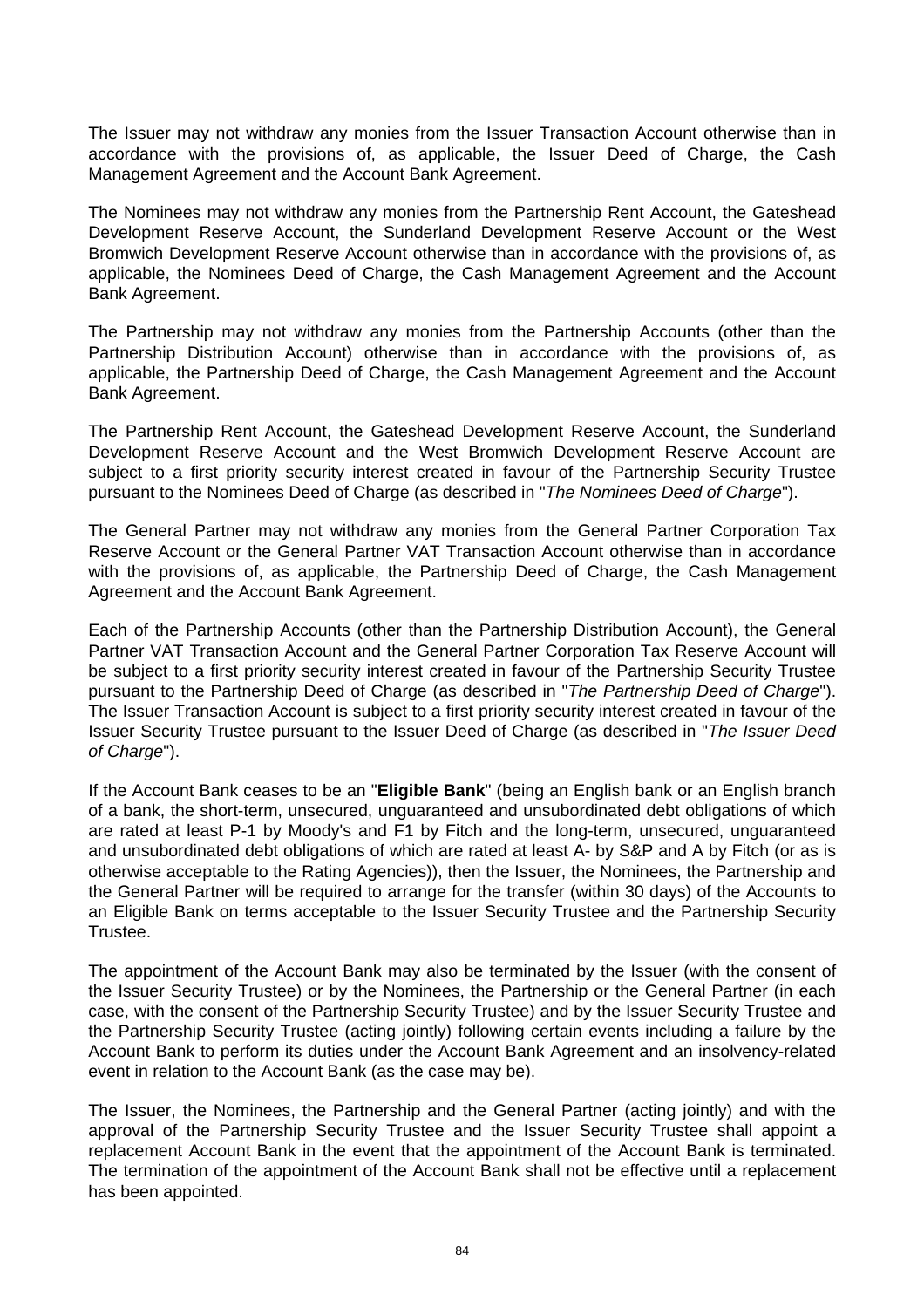The Issuer may not withdraw any monies from the Issuer Transaction Account otherwise than in accordance with the provisions of, as applicable, the Issuer Deed of Charge, the Cash Management Agreement and the Account Bank Agreement.

The Nominees may not withdraw any monies from the Partnership Rent Account, the Gateshead Development Reserve Account, the Sunderland Development Reserve Account or the West Bromwich Development Reserve Account otherwise than in accordance with the provisions of, as applicable, the Nominees Deed of Charge, the Cash Management Agreement and the Account Bank Agreement.

The Partnership may not withdraw any monies from the Partnership Accounts (other than the Partnership Distribution Account) otherwise than in accordance with the provisions of, as applicable, the Partnership Deed of Charge, the Cash Management Agreement and the Account Bank Agreement.

The Partnership Rent Account, the Gateshead Development Reserve Account, the Sunderland Development Reserve Account and the West Bromwich Development Reserve Account are subject to a first priority security interest created in favour of the Partnership Security Trustee pursuant to the Nominees Deed of Charge (as described in "*The Nominees Deed of Charge*").

The General Partner may not withdraw any monies from the General Partner Corporation Tax Reserve Account or the General Partner VAT Transaction Account otherwise than in accordance with the provisions of, as applicable, the Partnership Deed of Charge, the Cash Management Agreement and the Account Bank Agreement.

Each of the Partnership Accounts (other than the Partnership Distribution Account), the General Partner VAT Transaction Account and the General Partner Corporation Tax Reserve Account will be subject to a first priority security interest created in favour of the Partnership Security Trustee pursuant to the Partnership Deed of Charge (as described in "*The Partnership Deed of Charge*"). The Issuer Transaction Account is subject to a first priority security interest created in favour of the Issuer Security Trustee pursuant to the Issuer Deed of Charge (as described in "*The Issuer Deed of Charge*").

If the Account Bank ceases to be an "**Eligible Bank**" (being an English bank or an English branch of a bank, the short-term, unsecured, unguaranteed and unsubordinated debt obligations of which are rated at least P-1 by Moody's and F1 by Fitch and the long-term, unsecured, unguaranteed and unsubordinated debt obligations of which are rated at least A- by S&P and A by Fitch (or as is otherwise acceptable to the Rating Agencies)), then the Issuer, the Nominees, the Partnership and the General Partner will be required to arrange for the transfer (within 30 days) of the Accounts to an Eligible Bank on terms acceptable to the Issuer Security Trustee and the Partnership Security Trustee.

The appointment of the Account Bank may also be terminated by the Issuer (with the consent of the Issuer Security Trustee) or by the Nominees, the Partnership or the General Partner (in each case, with the consent of the Partnership Security Trustee) and by the Issuer Security Trustee and the Partnership Security Trustee (acting jointly) following certain events including a failure by the Account Bank to perform its duties under the Account Bank Agreement and an insolvency-related event in relation to the Account Bank (as the case may be).

The Issuer, the Nominees, the Partnership and the General Partner (acting jointly) and with the approval of the Partnership Security Trustee and the Issuer Security Trustee shall appoint a replacement Account Bank in the event that the appointment of the Account Bank is terminated. The termination of the appointment of the Account Bank shall not be effective until a replacement has been appointed.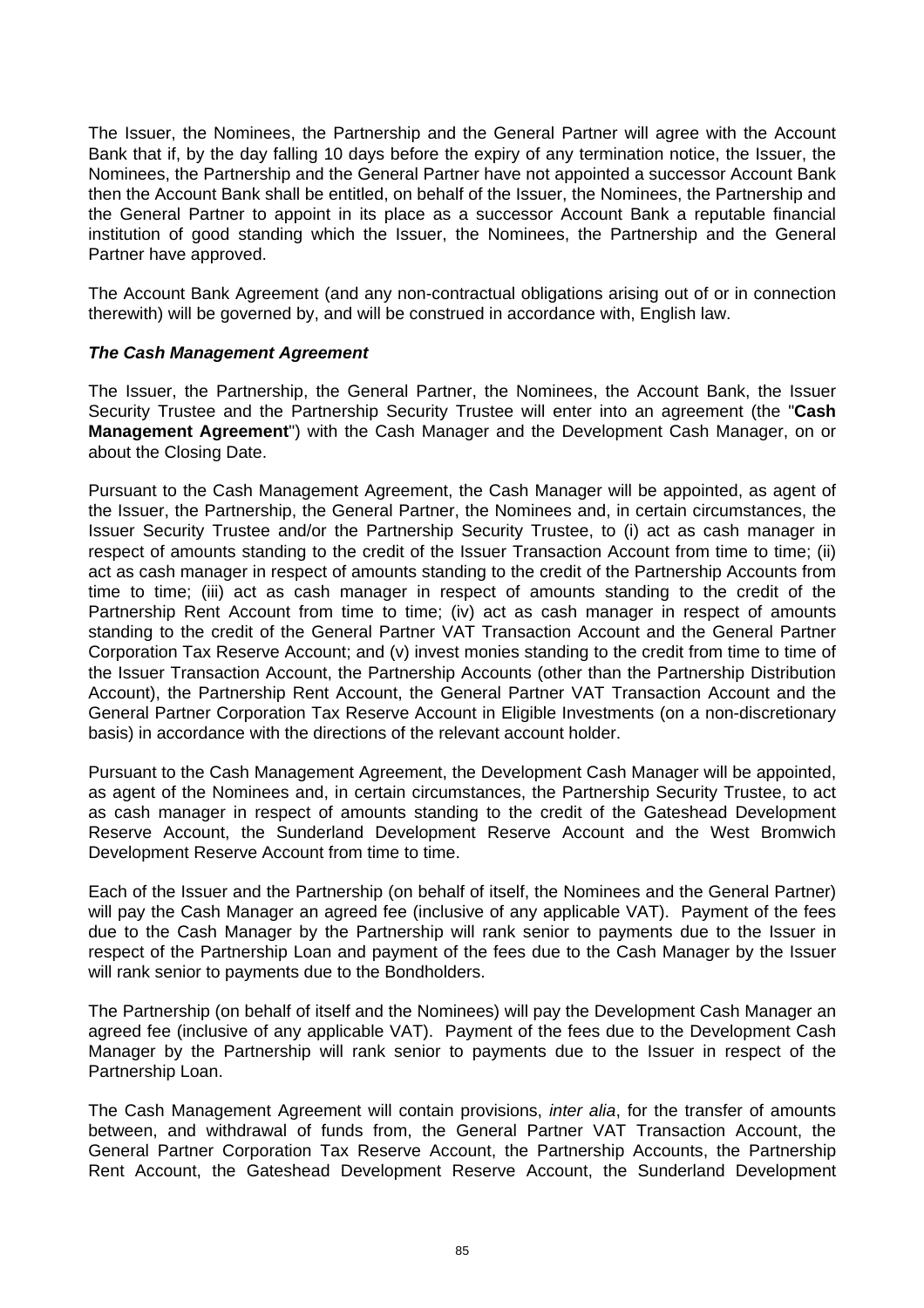The Issuer, the Nominees, the Partnership and the General Partner will agree with the Account Bank that if, by the day falling 10 days before the expiry of any termination notice, the Issuer, the Nominees, the Partnership and the General Partner have not appointed a successor Account Bank then the Account Bank shall be entitled, on behalf of the Issuer, the Nominees, the Partnership and the General Partner to appoint in its place as a successor Account Bank a reputable financial institution of good standing which the Issuer, the Nominees, the Partnership and the General Partner have approved.

The Account Bank Agreement (and any non-contractual obligations arising out of or in connection therewith) will be governed by, and will be construed in accordance with, English law.

***The Cash Management Agreement***

The Issuer, the Partnership, the General Partner, the Nominees, the Account Bank, the Issuer Security Trustee and the Partnership Security Trustee will enter into an agreement (the "**Cash Management Agreement**") with the Cash Manager and the Development Cash Manager, on or about the Closing Date.

Pursuant to the Cash Management Agreement, the Cash Manager will be appointed, as agent of the Issuer, the Partnership, the General Partner, the Nominees and, in certain circumstances, the Issuer Security Trustee and/or the Partnership Security Trustee, to (i) act as cash manager in respect of amounts standing to the credit of the Issuer Transaction Account from time to time; (ii) act as cash manager in respect of amounts standing to the credit of the Partnership Accounts from time to time; (iii) act as cash manager in respect of amounts standing to the credit of the Partnership Rent Account from time to time; (iv) act as cash manager in respect of amounts standing to the credit of the General Partner VAT Transaction Account and the General Partner Corporation Tax Reserve Account; and (v) invest monies standing to the credit from time to time of the Issuer Transaction Account, the Partnership Accounts (other than the Partnership Distribution Account), the Partnership Rent Account, the General Partner VAT Transaction Account and the General Partner Corporation Tax Reserve Account in Eligible Investments (on a non-discretionary basis) in accordance with the directions of the relevant account holder.

Pursuant to the Cash Management Agreement, the Development Cash Manager will be appointed, as agent of the Nominees and, in certain circumstances, the Partnership Security Trustee, to act as cash manager in respect of amounts standing to the credit of the Gateshead Development Reserve Account, the Sunderland Development Reserve Account and the West Bromwich Development Reserve Account from time to time.

Each of the Issuer and the Partnership (on behalf of itself, the Nominees and the General Partner) will pay the Cash Manager an agreed fee (inclusive of any applicable VAT). Payment of the fees due to the Cash Manager by the Partnership will rank senior to payments due to the Issuer in respect of the Partnership Loan and payment of the fees due to the Cash Manager by the Issuer will rank senior to payments due to the Bondholders.

The Partnership (on behalf of itself and the Nominees) will pay the Development Cash Manager an agreed fee (inclusive of any applicable VAT). Payment of the fees due to the Development Cash Manager by the Partnership will rank senior to payments due to the Issuer in respect of the Partnership Loan.

The Cash Management Agreement will contain provisions, *inter alia*, for the transfer of amounts between, and withdrawal of funds from, the General Partner VAT Transaction Account, the General Partner Corporation Tax Reserve Account, the Partnership Accounts, the Partnership Rent Account, the Gateshead Development Reserve Account, the Sunderland Development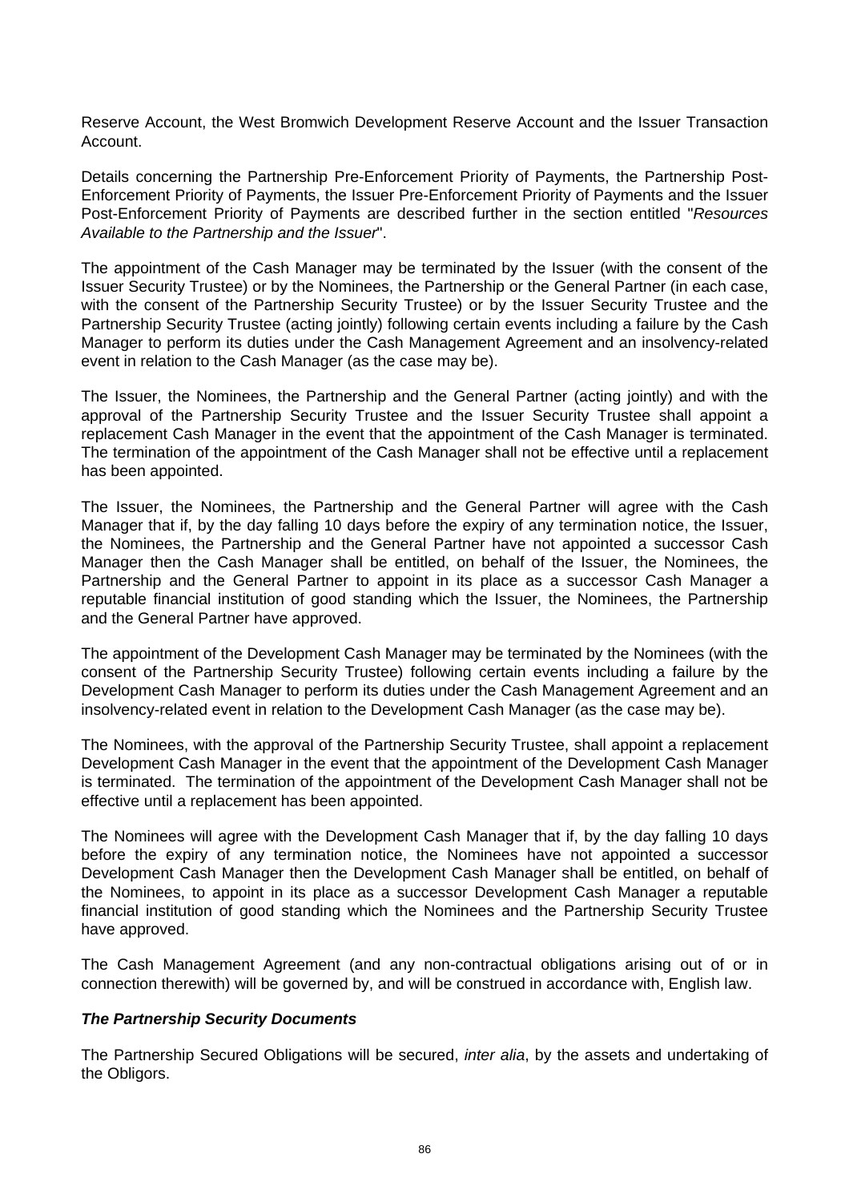Reserve Account, the West Bromwich Development Reserve Account and the Issuer Transaction Account.

Details concerning the Partnership Pre-Enforcement Priority of Payments, the Partnership Post-Enforcement Priority of Payments, the Issuer Pre-Enforcement Priority of Payments and the Issuer Post-Enforcement Priority of Payments are described further in the section entitled "*Resources Available to the Partnership and the Issuer*".

The appointment of the Cash Manager may be terminated by the Issuer (with the consent of the Issuer Security Trustee) or by the Nominees, the Partnership or the General Partner (in each case, with the consent of the Partnership Security Trustee) or by the Issuer Security Trustee and the Partnership Security Trustee (acting jointly) following certain events including a failure by the Cash Manager to perform its duties under the Cash Management Agreement and an insolvency-related event in relation to the Cash Manager (as the case may be).

The Issuer, the Nominees, the Partnership and the General Partner (acting jointly) and with the approval of the Partnership Security Trustee and the Issuer Security Trustee shall appoint a replacement Cash Manager in the event that the appointment of the Cash Manager is terminated. The termination of the appointment of the Cash Manager shall not be effective until a replacement has been appointed.

The Issuer, the Nominees, the Partnership and the General Partner will agree with the Cash Manager that if, by the day falling 10 days before the expiry of any termination notice, the Issuer, the Nominees, the Partnership and the General Partner have not appointed a successor Cash Manager then the Cash Manager shall be entitled, on behalf of the Issuer, the Nominees, the Partnership and the General Partner to appoint in its place as a successor Cash Manager a reputable financial institution of good standing which the Issuer, the Nominees, the Partnership and the General Partner have approved.

The appointment of the Development Cash Manager may be terminated by the Nominees (with the consent of the Partnership Security Trustee) following certain events including a failure by the Development Cash Manager to perform its duties under the Cash Management Agreement and an insolvency-related event in relation to the Development Cash Manager (as the case may be).

The Nominees, with the approval of the Partnership Security Trustee, shall appoint a replacement Development Cash Manager in the event that the appointment of the Development Cash Manager is terminated. The termination of the appointment of the Development Cash Manager shall not be effective until a replacement has been appointed.

The Nominees will agree with the Development Cash Manager that if, by the day falling 10 days before the expiry of any termination notice, the Nominees have not appointed a successor Development Cash Manager then the Development Cash Manager shall be entitled, on behalf of the Nominees, to appoint in its place as a successor Development Cash Manager a reputable financial institution of good standing which the Nominees and the Partnership Security Trustee have approved.

The Cash Management Agreement (and any non-contractual obligations arising out of or in connection therewith) will be governed by, and will be construed in accordance with, English law.

***The Partnership Security Documents***

The Partnership Secured Obligations will be secured, *inter alia*, by the assets and undertaking of the Obligors.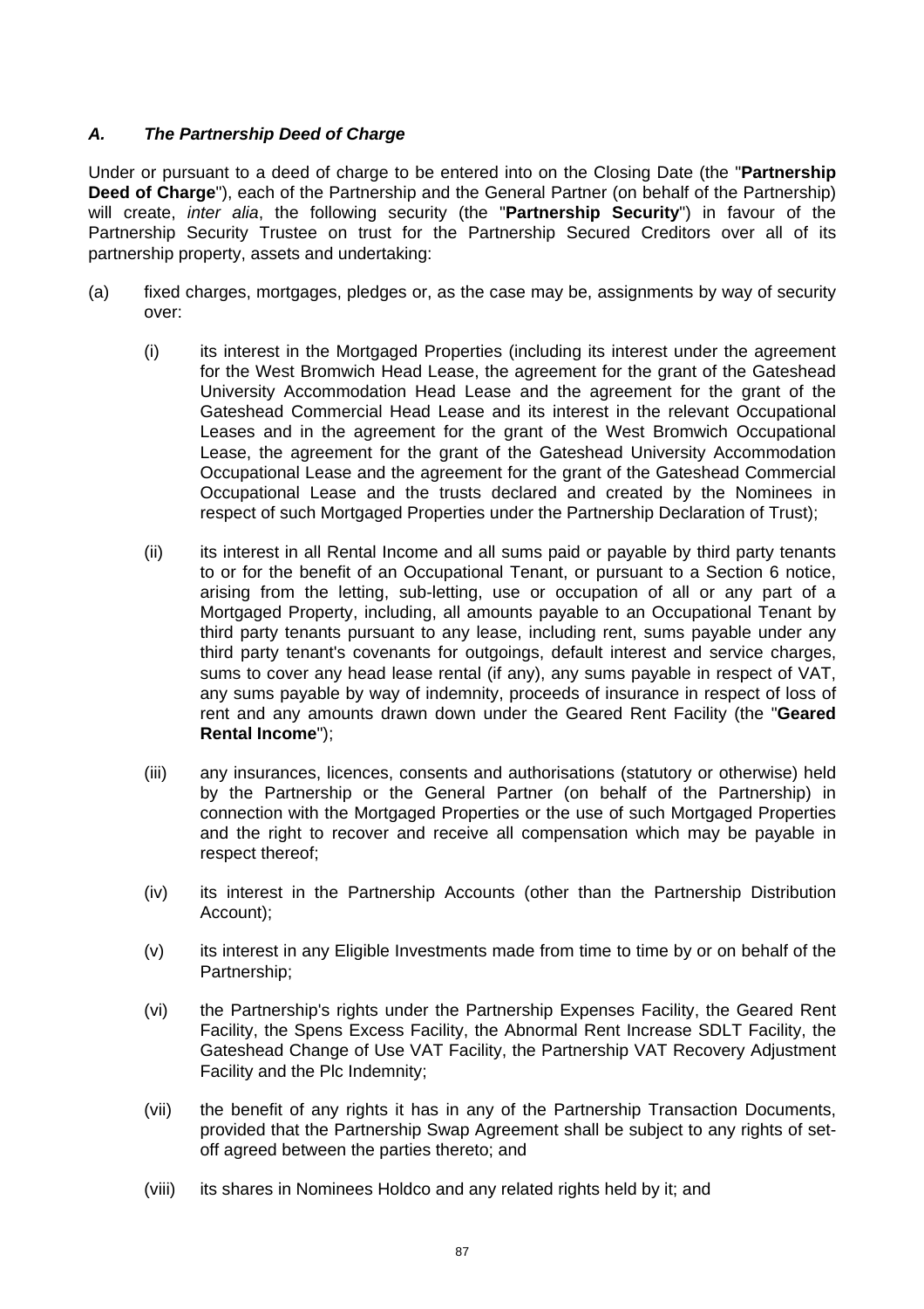### *A. The Partnership Deed of Charge*

Under or pursuant to a deed of charge to be entered into on the Closing Date (the "**Partnership Deed of Charge**"), each of the Partnership and the General Partner (on behalf of the Partnership) will create, *inter alia*, the following security (the "**Partnership Security**") in favour of the Partnership Security Trustee on trust for the Partnership Secured Creditors over all of its partnership property, assets and undertaking:

(a) fixed charges, mortgages, pledges or, as the case may be, assignments by way of security over:

   (i) its interest in the Mortgaged Properties (including its interest under the agreement for the West Bromwich Head Lease, the agreement for the grant of the Gateshead University Accommodation Head Lease and the agreement for the grant of the Gateshead Commercial Head Lease and its interest in the relevant Occupational Leases and in the agreement for the grant of the West Bromwich Occupational Lease, the agreement for the grant of the Gateshead University Accommodation Occupational Lease and the agreement for the grant of the Gateshead Commercial Occupational Lease and the trusts declared and created by the Nominees in respect of such Mortgaged Properties under the Partnership Declaration of Trust);

   (ii) its interest in all Rental Income and all sums paid or payable by third party tenants to or for the benefit of an Occupational Tenant, or pursuant to a Section 6 notice, arising from the letting, sub-letting, use or occupation of all or any part of a Mortgaged Property, including, all amounts payable to an Occupational Tenant by third party tenants pursuant to any lease, including rent, sums payable under any third party tenant's covenants for outgoings, default interest and service charges, sums to cover any head lease rental (if any), any sums payable in respect of VAT, any sums payable by way of indemnity, proceeds of insurance in respect of loss of rent and any amounts drawn down under the Geared Rent Facility (the "**Geared Rental Income**");

   (iii) any insurances, licences, consents and authorisations (statutory or otherwise) held by the Partnership or the General Partner (on behalf of the Partnership) in connection with the Mortgaged Properties or the use of such Mortgaged Properties and the right to recover and receive all compensation which may be payable in respect thereof;

   (iv) its interest in the Partnership Accounts (other than the Partnership Distribution Account);

   (v) its interest in any Eligible Investments made from time to time by or on behalf of the Partnership;

   (vi) the Partnership's rights under the Partnership Expenses Facility, the Geared Rent Facility, the Spens Excess Facility, the Abnormal Rent Increase SDLT Facility, the Gateshead Change of Use VAT Facility, the Partnership VAT Recovery Adjustment Facility and the Plc Indemnity;

   (vii) the benefit of any rights it has in any of the Partnership Transaction Documents, provided that the Partnership Swap Agreement shall be subject to any rights of set-off agreed between the parties thereto; and

   (viii) its shares in Nominees Holdco and any related rights held by it; and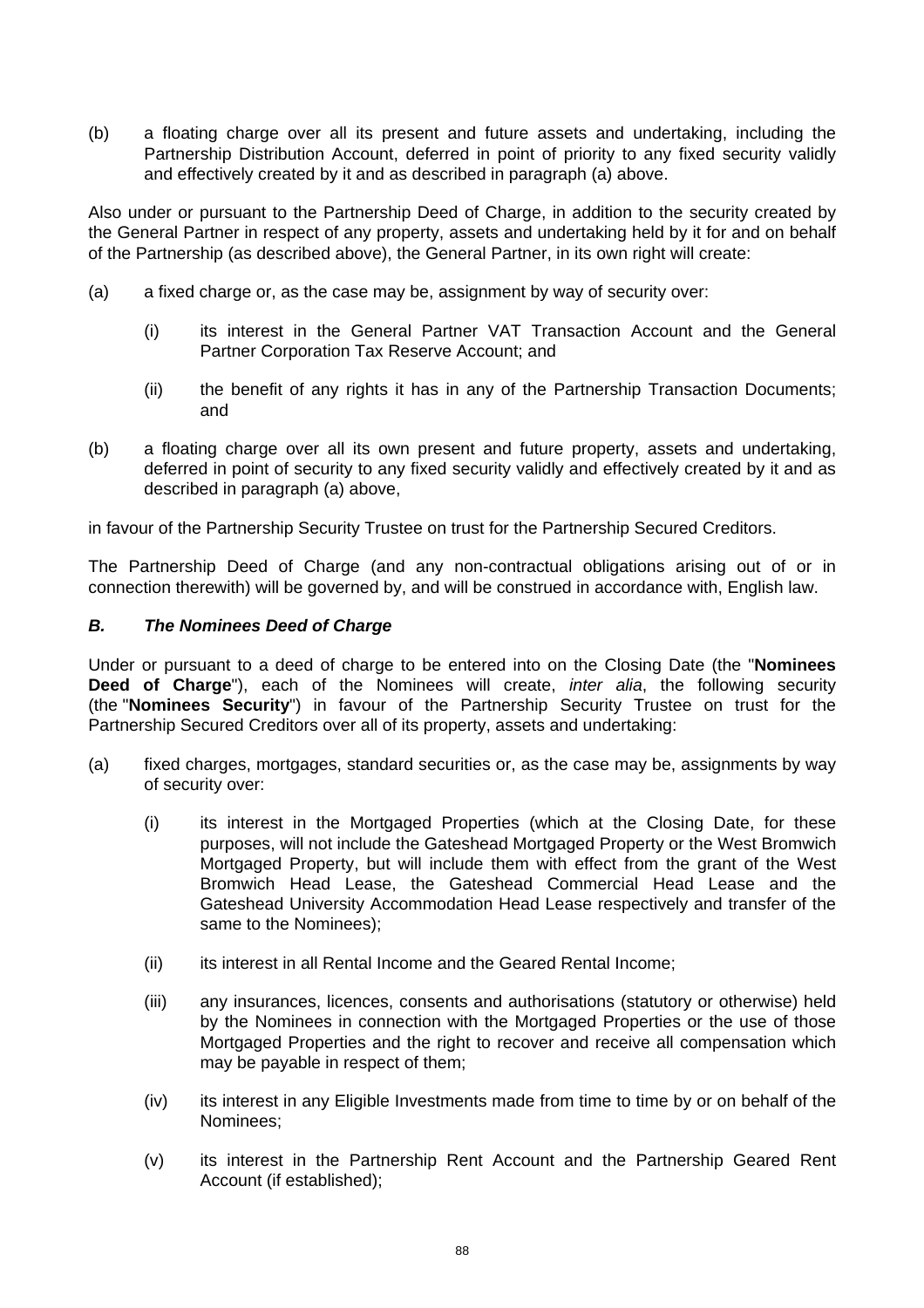(b) a floating charge over all its present and future assets and undertaking, including the Partnership Distribution Account, deferred in point of priority to any fixed security validly and effectively created by it and as described in paragraph (a) above.

Also under or pursuant to the Partnership Deed of Charge, in addition to the security created by the General Partner in respect of any property, assets and undertaking held by it for and on behalf of the Partnership (as described above), the General Partner, in its own right will create:

(a) a fixed charge or, as the case may be, assignment by way of security over:

  (i) its interest in the General Partner VAT Transaction Account and the General Partner Corporation Tax Reserve Account; and

  (ii) the benefit of any rights it has in any of the Partnership Transaction Documents; and

(b) a floating charge over all its own present and future property, assets and undertaking, deferred in point of security to any fixed security validly and effectively created by it and as described in paragraph (a) above,

in favour of the Partnership Security Trustee on trust for the Partnership Secured Creditors.

The Partnership Deed of Charge (and any non-contractual obligations arising out of or in connection therewith) will be governed by, and will be construed in accordance with, English law.

### *B. The Nominees Deed of Charge*

Under or pursuant to a deed of charge to be entered into on the Closing Date (the "**Nominees Deed of Charge**"), each of the Nominees will create, *inter alia*, the following security (the "**Nominees Security**") in favour of the Partnership Security Trustee on trust for the Partnership Secured Creditors over all of its property, assets and undertaking:

(a) fixed charges, mortgages, standard securities or, as the case may be, assignments by way of security over:

  (i) its interest in the Mortgaged Properties (which at the Closing Date, for these purposes, will not include the Gateshead Mortgaged Property or the West Bromwich Mortgaged Property, but will include them with effect from the grant of the West Bromwich Head Lease, the Gateshead Commercial Head Lease and the Gateshead University Accommodation Head Lease respectively and transfer of the same to the Nominees);

  (ii) its interest in all Rental Income and the Geared Rental Income;

  (iii) any insurances, licences, consents and authorisations (statutory or otherwise) held by the Nominees in connection with the Mortgaged Properties or the use of those Mortgaged Properties and the right to recover and receive all compensation which may be payable in respect of them;

  (iv) its interest in any Eligible Investments made from time to time by or on behalf of the Nominees;

  (v) its interest in the Partnership Rent Account and the Partnership Geared Rent Account (if established);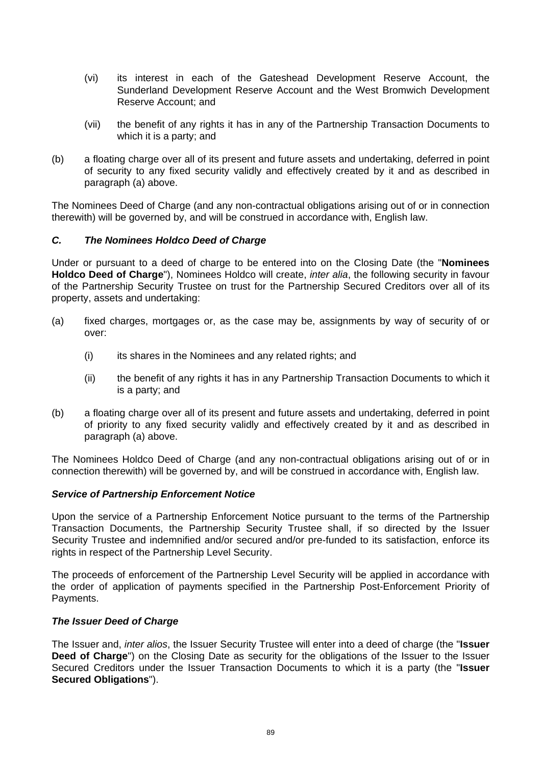(vi) its interest in each of the Gateshead Development Reserve Account, the Sunderland Development Reserve Account and the West Bromwich Development Reserve Account; and

(vii) the benefit of any rights it has in any of the Partnership Transaction Documents to which it is a party; and

(b) a floating charge over all of its present and future assets and undertaking, deferred in point of security to any fixed security validly and effectively created by it and as described in paragraph (a) above.

The Nominees Deed of Charge (and any non-contractual obligations arising out of or in connection therewith) will be governed by, and will be construed in accordance with, English law.

### *C. The Nominees Holdco Deed of Charge*

Under or pursuant to a deed of charge to be entered into on the Closing Date (the "**Nominees Holdco Deed of Charge**"), Nominees Holdco will create, *inter alia*, the following security in favour of the Partnership Security Trustee on trust for the Partnership Secured Creditors over all of its property, assets and undertaking:

(a) fixed charges, mortgages or, as the case may be, assignments by way of security of or over:

(i) its shares in the Nominees and any related rights; and

(ii) the benefit of any rights it has in any Partnership Transaction Documents to which it is a party; and

(b) a floating charge over all of its present and future assets and undertaking, deferred in point of priority to any fixed security validly and effectively created by it and as described in paragraph (a) above.

The Nominees Holdco Deed of Charge (and any non-contractual obligations arising out of or in connection therewith) will be governed by, and will be construed in accordance with, English law.

### *Service of Partnership Enforcement Notice*

Upon the service of a Partnership Enforcement Notice pursuant to the terms of the Partnership Transaction Documents, the Partnership Security Trustee shall, if so directed by the Issuer Security Trustee and indemnified and/or secured and/or pre-funded to its satisfaction, enforce its rights in respect of the Partnership Level Security.

The proceeds of enforcement of the Partnership Level Security will be applied in accordance with the order of application of payments specified in the Partnership Post-Enforcement Priority of Payments.

### *The Issuer Deed of Charge*

The Issuer and, *inter alios*, the Issuer Security Trustee will enter into a deed of charge (the "**Issuer Deed of Charge**") on the Closing Date as security for the obligations of the Issuer to the Issuer Secured Creditors under the Issuer Transaction Documents to which it is a party (the "**Issuer Secured Obligations**").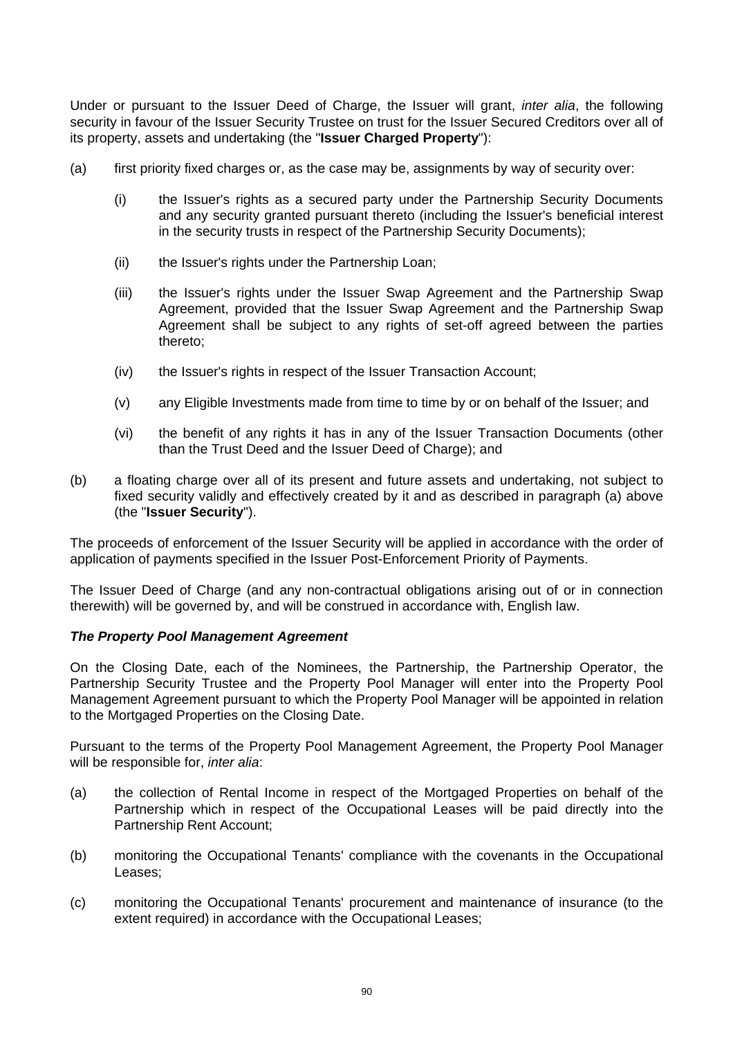Under or pursuant to the Issuer Deed of Charge, the Issuer will grant, *inter alia*, the following security in favour of the Issuer Security Trustee on trust for the Issuer Secured Creditors over all of its property, assets and undertaking (the "**Issuer Charged Property**"):

(a) first priority fixed charges or, as the case may be, assignments by way of security over:

   (i) the Issuer's rights as a secured party under the Partnership Security Documents and any security granted pursuant thereto (including the Issuer's beneficial interest in the security trusts in respect of the Partnership Security Documents);

   (ii) the Issuer's rights under the Partnership Loan;

   (iii) the Issuer's rights under the Issuer Swap Agreement and the Partnership Swap Agreement, provided that the Issuer Swap Agreement and the Partnership Swap Agreement shall be subject to any rights of set-off agreed between the parties thereto;

   (iv) the Issuer's rights in respect of the Issuer Transaction Account;

   (v) any Eligible Investments made from time to time by or on behalf of the Issuer; and

   (vi) the benefit of any rights it has in any of the Issuer Transaction Documents (other than the Trust Deed and the Issuer Deed of Charge); and

(b) a floating charge over all of its present and future assets and undertaking, not subject to fixed security validly and effectively created by it and as described in paragraph (a) above (the "**Issuer Security**").

The proceeds of enforcement of the Issuer Security will be applied in accordance with the order of application of payments specified in the Issuer Post-Enforcement Priority of Payments.

The Issuer Deed of Charge (and any non-contractual obligations arising out of or in connection therewith) will be governed by, and will be construed in accordance with, English law.

***The Property Pool Management Agreement***

On the Closing Date, each of the Nominees, the Partnership, the Partnership Operator, the Partnership Security Trustee and the Property Pool Manager will enter into the Property Pool Management Agreement pursuant to which the Property Pool Manager will be appointed in relation to the Mortgaged Properties on the Closing Date.

Pursuant to the terms of the Property Pool Management Agreement, the Property Pool Manager will be responsible for, *inter alia*:

(a) the collection of Rental Income in respect of the Mortgaged Properties on behalf of the Partnership which in respect of the Occupational Leases will be paid directly into the Partnership Rent Account;

(b) monitoring the Occupational Tenants' compliance with the covenants in the Occupational Leases;

(c) monitoring the Occupational Tenants' procurement and maintenance of insurance (to the extent required) in accordance with the Occupational Leases;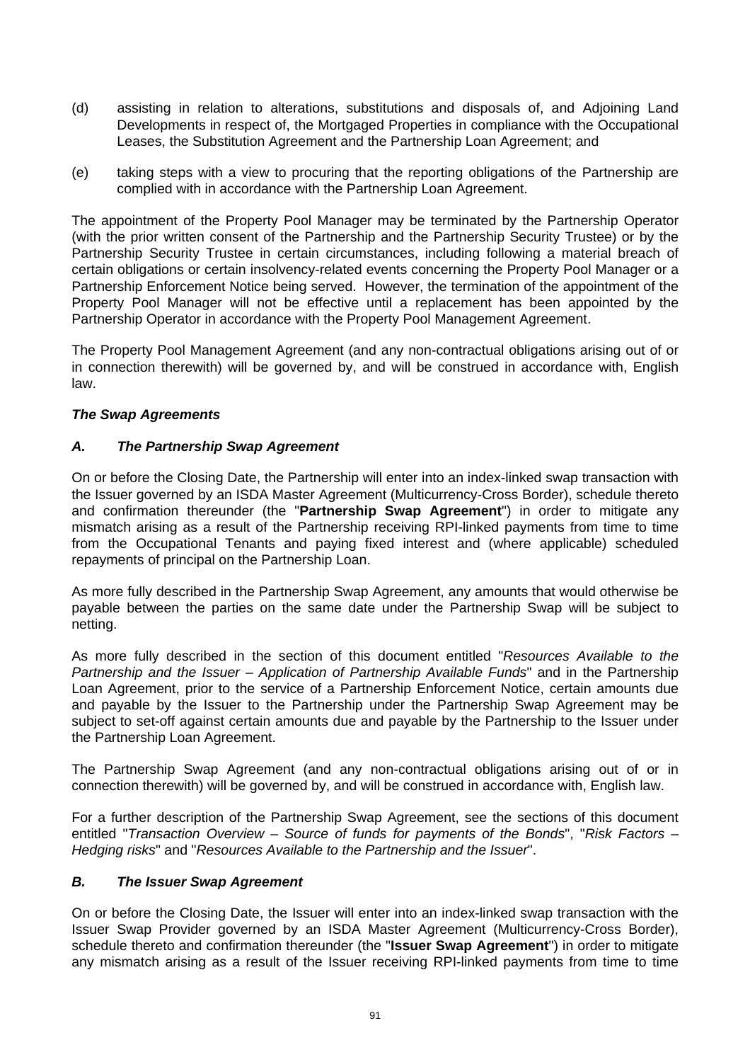(d) assisting in relation to alterations, substitutions and disposals of, and Adjoining Land Developments in respect of, the Mortgaged Properties in compliance with the Occupational Leases, the Substitution Agreement and the Partnership Loan Agreement; and

(e) taking steps with a view to procuring that the reporting obligations of the Partnership are complied with in accordance with the Partnership Loan Agreement.

The appointment of the Property Pool Manager may be terminated by the Partnership Operator (with the prior written consent of the Partnership and the Partnership Security Trustee) or by the Partnership Security Trustee in certain circumstances, including following a material breach of certain obligations or certain insolvency-related events concerning the Property Pool Manager or a Partnership Enforcement Notice being served. However, the termination of the appointment of the Property Pool Manager will not be effective until a replacement has been appointed by the Partnership Operator in accordance with the Property Pool Management Agreement.

The Property Pool Management Agreement (and any non-contractual obligations arising out of or in connection therewith) will be governed by, and will be construed in accordance with, English law.

***The Swap Agreements***

***A. The Partnership Swap Agreement***

On or before the Closing Date, the Partnership will enter into an index-linked swap transaction with the Issuer governed by an ISDA Master Agreement (Multicurrency-Cross Border), schedule thereto and confirmation thereunder (the "**Partnership Swap Agreement**") in order to mitigate any mismatch arising as a result of the Partnership receiving RPI-linked payments from time to time from the Occupational Tenants and paying fixed interest and (where applicable) scheduled repayments of principal on the Partnership Loan.

As more fully described in the Partnership Swap Agreement, any amounts that would otherwise be payable between the parties on the same date under the Partnership Swap will be subject to netting.

As more fully described in the section of this document entitled "*Resources Available to the Partnership and the Issuer – Application of Partnership Available Funds*" and in the Partnership Loan Agreement, prior to the service of a Partnership Enforcement Notice, certain amounts due and payable by the Issuer to the Partnership under the Partnership Swap Agreement may be subject to set-off against certain amounts due and payable by the Partnership to the Issuer under the Partnership Loan Agreement.

The Partnership Swap Agreement (and any non-contractual obligations arising out of or in connection therewith) will be governed by, and will be construed in accordance with, English law.

For a further description of the Partnership Swap Agreement, see the sections of this document entitled "*Transaction Overview – Source of funds for payments of the Bonds*", "*Risk Factors – Hedging risks*" and "*Resources Available to the Partnership and the Issuer*".

***B. The Issuer Swap Agreement***

On or before the Closing Date, the Issuer will enter into an index-linked swap transaction with the Issuer Swap Provider governed by an ISDA Master Agreement (Multicurrency-Cross Border), schedule thereto and confirmation thereunder (the "**Issuer Swap Agreement**") in order to mitigate any mismatch arising as a result of the Issuer receiving RPI-linked payments from time to time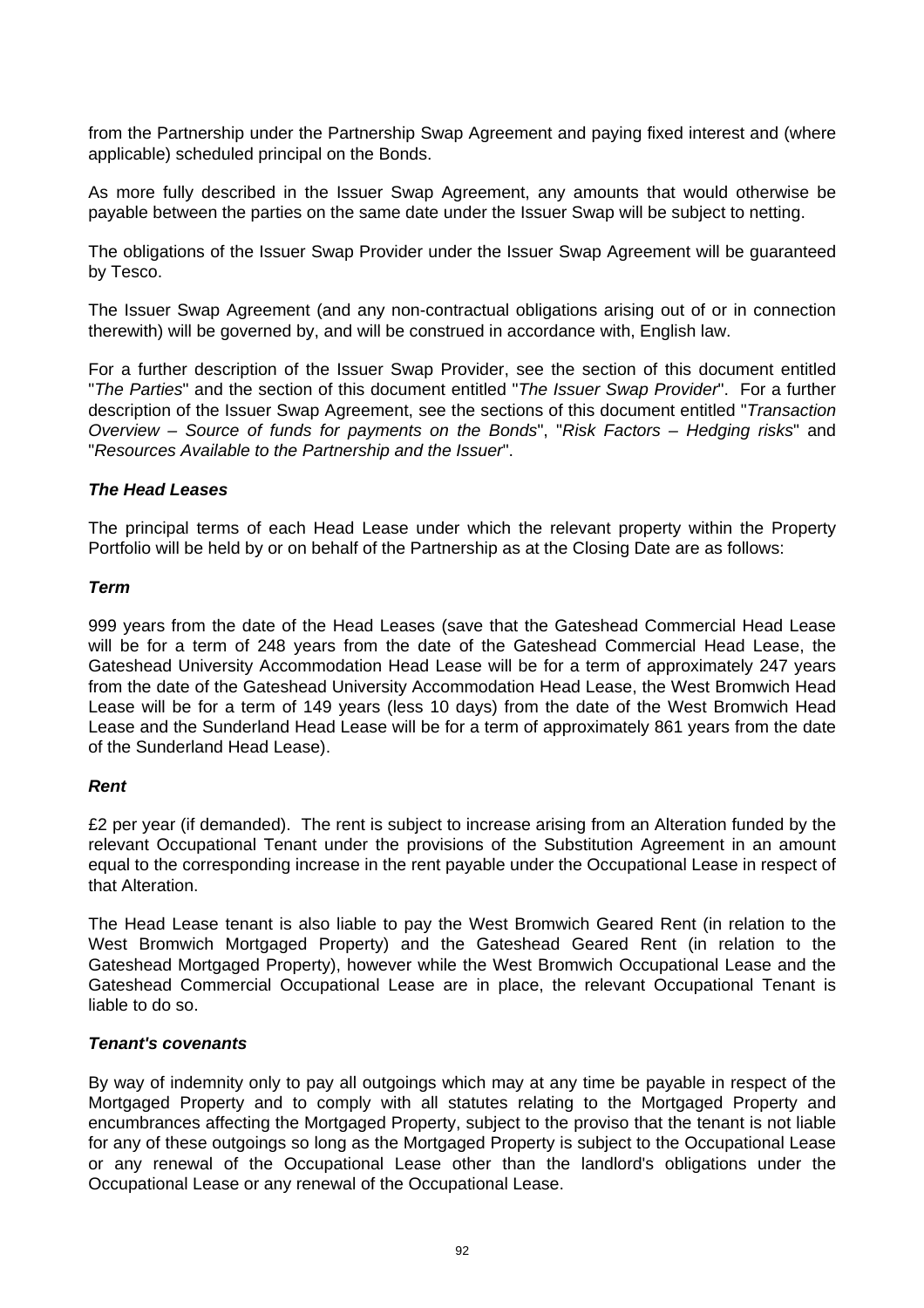from the Partnership under the Partnership Swap Agreement and paying fixed interest and (where applicable) scheduled principal on the Bonds.

As more fully described in the Issuer Swap Agreement, any amounts that would otherwise be payable between the parties on the same date under the Issuer Swap will be subject to netting.

The obligations of the Issuer Swap Provider under the Issuer Swap Agreement will be guaranteed by Tesco.

The Issuer Swap Agreement (and any non-contractual obligations arising out of or in connection therewith) will be governed by, and will be construed in accordance with, English law.

For a further description of the Issuer Swap Provider, see the section of this document entitled "*The Parties*" and the section of this document entitled "*The Issuer Swap Provider*". For a further description of the Issuer Swap Agreement, see the sections of this document entitled "*Transaction Overview – Source of funds for payments on the Bonds*", "*Risk Factors – Hedging risks*" and "*Resources Available to the Partnership and the Issuer*".

***The Head Leases***

The principal terms of each Head Lease under which the relevant property within the Property Portfolio will be held by or on behalf of the Partnership as at the Closing Date are as follows:

***Term***

999 years from the date of the Head Leases (save that the Gateshead Commercial Head Lease will be for a term of 248 years from the date of the Gateshead Commercial Head Lease, the Gateshead University Accommodation Head Lease will be for a term of approximately 247 years from the date of the Gateshead University Accommodation Head Lease, the West Bromwich Head Lease will be for a term of 149 years (less 10 days) from the date of the West Bromwich Head Lease and the Sunderland Head Lease will be for a term of approximately 861 years from the date of the Sunderland Head Lease).

***Rent***

£2 per year (if demanded). The rent is subject to increase arising from an Alteration funded by the relevant Occupational Tenant under the provisions of the Substitution Agreement in an amount equal to the corresponding increase in the rent payable under the Occupational Lease in respect of that Alteration.

The Head Lease tenant is also liable to pay the West Bromwich Geared Rent (in relation to the West Bromwich Mortgaged Property) and the Gateshead Geared Rent (in relation to the Gateshead Mortgaged Property), however while the West Bromwich Occupational Lease and the Gateshead Commercial Occupational Lease are in place, the relevant Occupational Tenant is liable to do so.

***Tenant's covenants***

By way of indemnity only to pay all outgoings which may at any time be payable in respect of the Mortgaged Property and to comply with all statutes relating to the Mortgaged Property and encumbrances affecting the Mortgaged Property, subject to the proviso that the tenant is not liable for any of these outgoings so long as the Mortgaged Property is subject to the Occupational Lease or any renewal of the Occupational Lease other than the landlord's obligations under the Occupational Lease or any renewal of the Occupational Lease.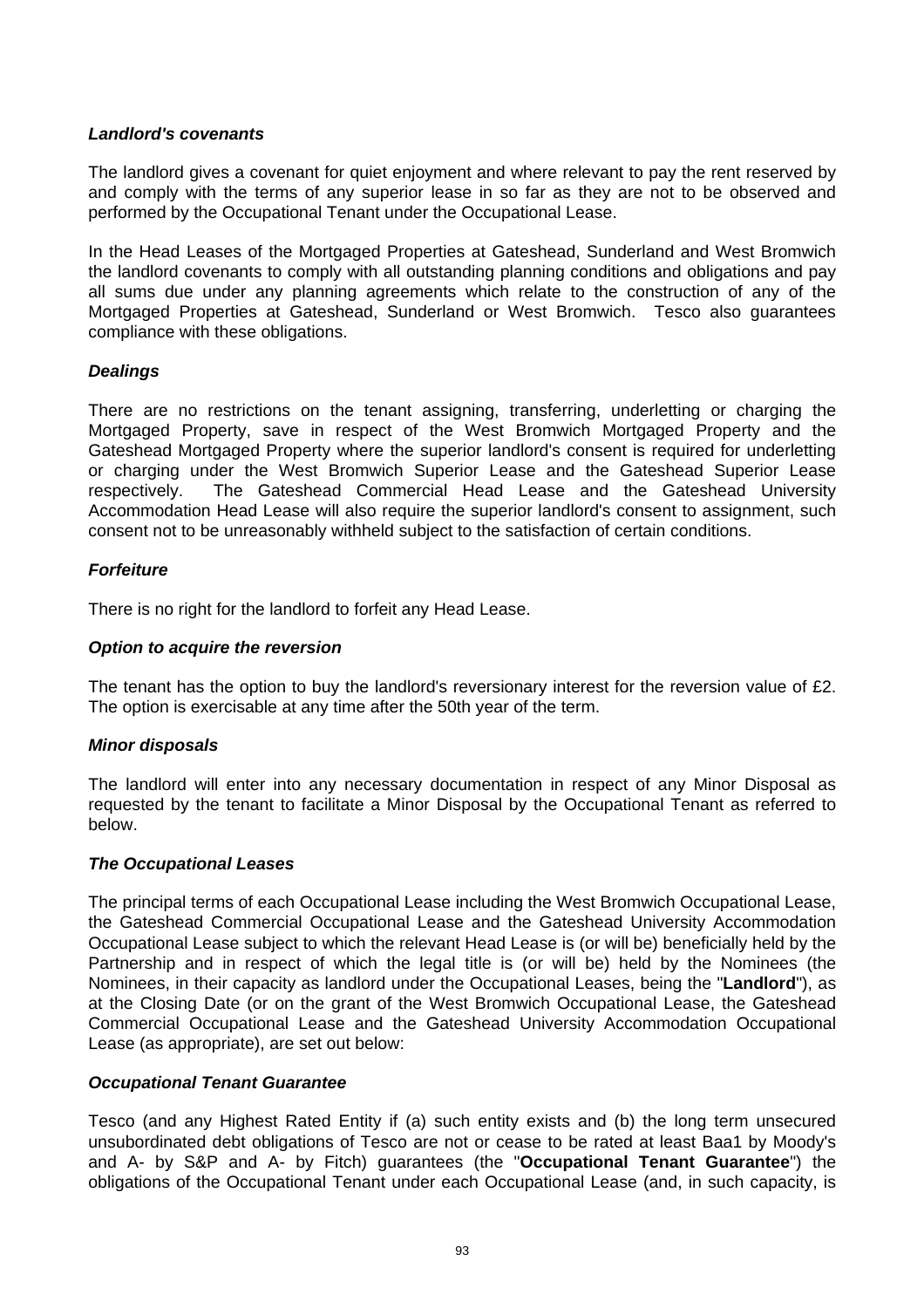***Landlord's covenants***

The landlord gives a covenant for quiet enjoyment and where relevant to pay the rent reserved by and comply with the terms of any superior lease in so far as they are not to be observed and performed by the Occupational Tenant under the Occupational Lease.

In the Head Leases of the Mortgaged Properties at Gateshead, Sunderland and West Bromwich the landlord covenants to comply with all outstanding planning conditions and obligations and pay all sums due under any planning agreements which relate to the construction of any of the Mortgaged Properties at Gateshead, Sunderland or West Bromwich. Tesco also guarantees compliance with these obligations.

***Dealings***

There are no restrictions on the tenant assigning, transferring, underletting or charging the Mortgaged Property, save in respect of the West Bromwich Mortgaged Property and the Gateshead Mortgaged Property where the superior landlord's consent is required for underletting or charging under the West Bromwich Superior Lease and the Gateshead Superior Lease respectively. The Gateshead Commercial Head Lease and the Gateshead University Accommodation Head Lease will also require the superior landlord's consent to assignment, such consent not to be unreasonably withheld subject to the satisfaction of certain conditions.

***Forfeiture***

There is no right for the landlord to forfeit any Head Lease.

***Option to acquire the reversion***

The tenant has the option to buy the landlord's reversionary interest for the reversion value of £2. The option is exercisable at any time after the 50th year of the term.

***Minor disposals***

The landlord will enter into any necessary documentation in respect of any Minor Disposal as requested by the tenant to facilitate a Minor Disposal by the Occupational Tenant as referred to below.

***The Occupational Leases***

The principal terms of each Occupational Lease including the West Bromwich Occupational Lease, the Gateshead Commercial Occupational Lease and the Gateshead University Accommodation Occupational Lease subject to which the relevant Head Lease is (or will be) beneficially held by the Partnership and in respect of which the legal title is (or will be) held by the Nominees (the Nominees, in their capacity as landlord under the Occupational Leases, being the "**Landlord**"), as at the Closing Date (or on the grant of the West Bromwich Occupational Lease, the Gateshead Commercial Occupational Lease and the Gateshead University Accommodation Occupational Lease (as appropriate), are set out below:

***Occupational Tenant Guarantee***

Tesco (and any Highest Rated Entity if (a) such entity exists and (b) the long term unsecured unsubordinated debt obligations of Tesco are not or cease to be rated at least Baa1 by Moody's and A- by S&P and A- by Fitch) guarantees (the "**Occupational Tenant Guarantee**") the obligations of the Occupational Tenant under each Occupational Lease (and, in such capacity, is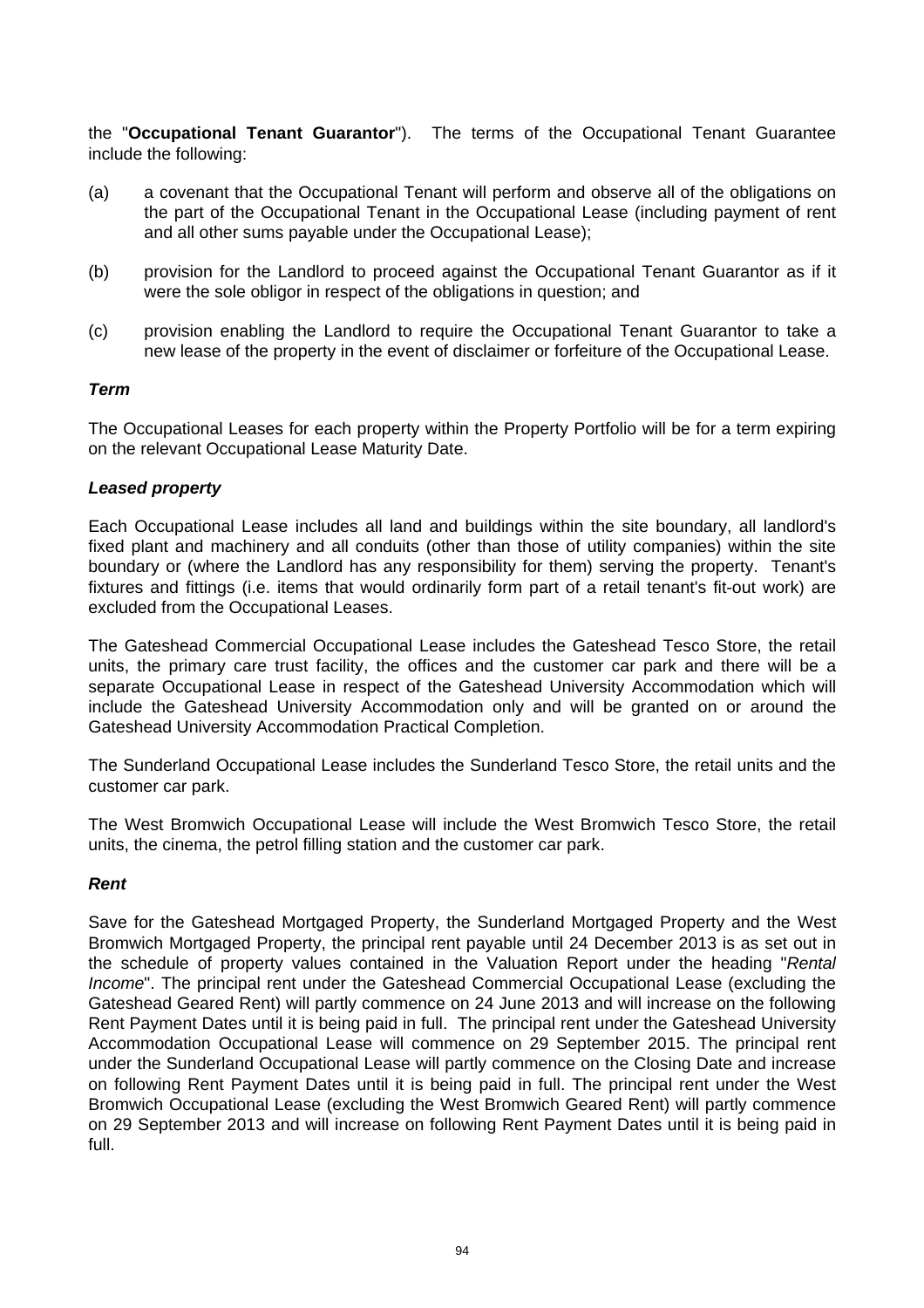the "**Occupational Tenant Guarantor**"). The terms of the Occupational Tenant Guarantee include the following:

(a) a covenant that the Occupational Tenant will perform and observe all of the obligations on the part of the Occupational Tenant in the Occupational Lease (including payment of rent and all other sums payable under the Occupational Lease);

(b) provision for the Landlord to proceed against the Occupational Tenant Guarantor as if it were the sole obligor in respect of the obligations in question; and

(c) provision enabling the Landlord to require the Occupational Tenant Guarantor to take a new lease of the property in the event of disclaimer or forfeiture of the Occupational Lease.

***Term***

The Occupational Leases for each property within the Property Portfolio will be for a term expiring on the relevant Occupational Lease Maturity Date.

***Leased property***

Each Occupational Lease includes all land and buildings within the site boundary, all landlord's fixed plant and machinery and all conduits (other than those of utility companies) within the site boundary or (where the Landlord has any responsibility for them) serving the property. Tenant's fixtures and fittings (i.e. items that would ordinarily form part of a retail tenant's fit-out work) are excluded from the Occupational Leases.

The Gateshead Commercial Occupational Lease includes the Gateshead Tesco Store, the retail units, the primary care trust facility, the offices and the customer car park and there will be a separate Occupational Lease in respect of the Gateshead University Accommodation which will include the Gateshead University Accommodation only and will be granted on or around the Gateshead University Accommodation Practical Completion.

The Sunderland Occupational Lease includes the Sunderland Tesco Store, the retail units and the customer car park.

The West Bromwich Occupational Lease will include the West Bromwich Tesco Store, the retail units, the cinema, the petrol filling station and the customer car park.

***Rent***

Save for the Gateshead Mortgaged Property, the Sunderland Mortgaged Property and the West Bromwich Mortgaged Property, the principal rent payable until 24 December 2013 is as set out in the schedule of property values contained in the Valuation Report under the heading "*Rental Income*". The principal rent under the Gateshead Commercial Occupational Lease (excluding the Gateshead Geared Rent) will partly commence on 24 June 2013 and will increase on the following Rent Payment Dates until it is being paid in full. The principal rent under the Gateshead University Accommodation Occupational Lease will commence on 29 September 2015. The principal rent under the Sunderland Occupational Lease will partly commence on the Closing Date and increase on following Rent Payment Dates until it is being paid in full. The principal rent under the West Bromwich Occupational Lease (excluding the West Bromwich Geared Rent) will partly commence on 29 September 2013 and will increase on following Rent Payment Dates until it is being paid in full.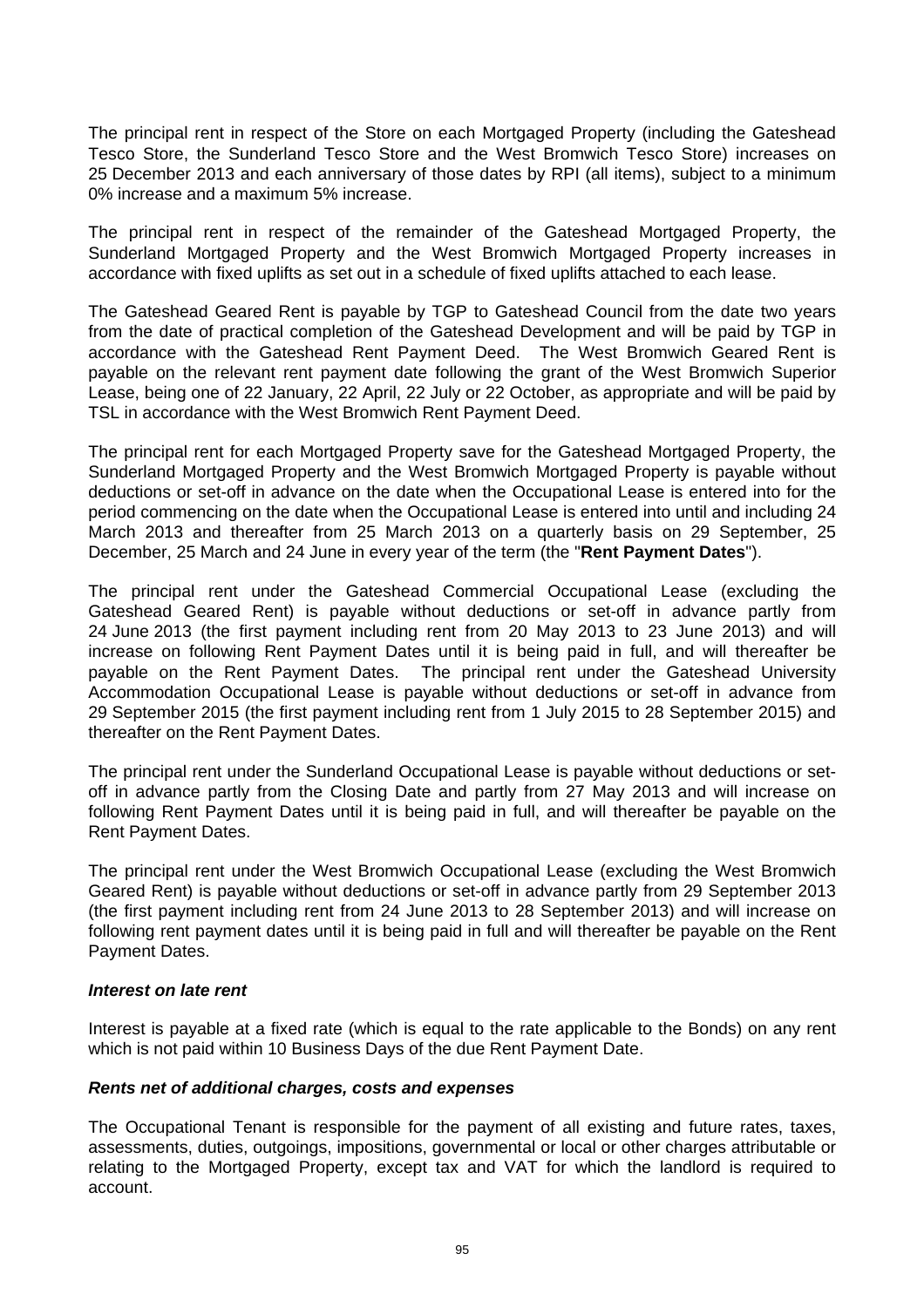The principal rent in respect of the Store on each Mortgaged Property (including the Gateshead Tesco Store, the Sunderland Tesco Store and the West Bromwich Tesco Store) increases on 25 December 2013 and each anniversary of those dates by RPI (all items), subject to a minimum 0% increase and a maximum 5% increase.

The principal rent in respect of the remainder of the Gateshead Mortgaged Property, the Sunderland Mortgaged Property and the West Bromwich Mortgaged Property increases in accordance with fixed uplifts as set out in a schedule of fixed uplifts attached to each lease.

The Gateshead Geared Rent is payable by TGP to Gateshead Council from the date two years from the date of practical completion of the Gateshead Development and will be paid by TGP in accordance with the Gateshead Rent Payment Deed. The West Bromwich Geared Rent is payable on the relevant rent payment date following the grant of the West Bromwich Superior Lease, being one of 22 January, 22 April, 22 July or 22 October, as appropriate and will be paid by TSL in accordance with the West Bromwich Rent Payment Deed.

The principal rent for each Mortgaged Property save for the Gateshead Mortgaged Property, the Sunderland Mortgaged Property and the West Bromwich Mortgaged Property is payable without deductions or set-off in advance on the date when the Occupational Lease is entered into for the period commencing on the date when the Occupational Lease is entered into until and including 24 March 2013 and thereafter from 25 March 2013 on a quarterly basis on 29 September, 25 December, 25 March and 24 June in every year of the term (the "**Rent Payment Dates**").

The principal rent under the Gateshead Commercial Occupational Lease (excluding the Gateshead Geared Rent) is payable without deductions or set-off in advance partly from 24 June 2013 (the first payment including rent from 20 May 2013 to 23 June 2013) and will increase on following Rent Payment Dates until it is being paid in full, and will thereafter be payable on the Rent Payment Dates. The principal rent under the Gateshead University Accommodation Occupational Lease is payable without deductions or set-off in advance from 29 September 2015 (the first payment including rent from 1 July 2015 to 28 September 2015) and thereafter on the Rent Payment Dates.

The principal rent under the Sunderland Occupational Lease is payable without deductions or set-off in advance partly from the Closing Date and partly from 27 May 2013 and will increase on following Rent Payment Dates until it is being paid in full, and will thereafter be payable on the Rent Payment Dates.

The principal rent under the West Bromwich Occupational Lease (excluding the West Bromwich Geared Rent) is payable without deductions or set-off in advance partly from 29 September 2013 (the first payment including rent from 24 June 2013 to 28 September 2013) and will increase on following rent payment dates until it is being paid in full and will thereafter be payable on the Rent Payment Dates.

***Interest on late rent***

Interest is payable at a fixed rate (which is equal to the rate applicable to the Bonds) on any rent which is not paid within 10 Business Days of the due Rent Payment Date.

***Rents net of additional charges, costs and expenses***

The Occupational Tenant is responsible for the payment of all existing and future rates, taxes, assessments, duties, outgoings, impositions, governmental or local or other charges attributable or relating to the Mortgaged Property, except tax and VAT for which the landlord is required to account.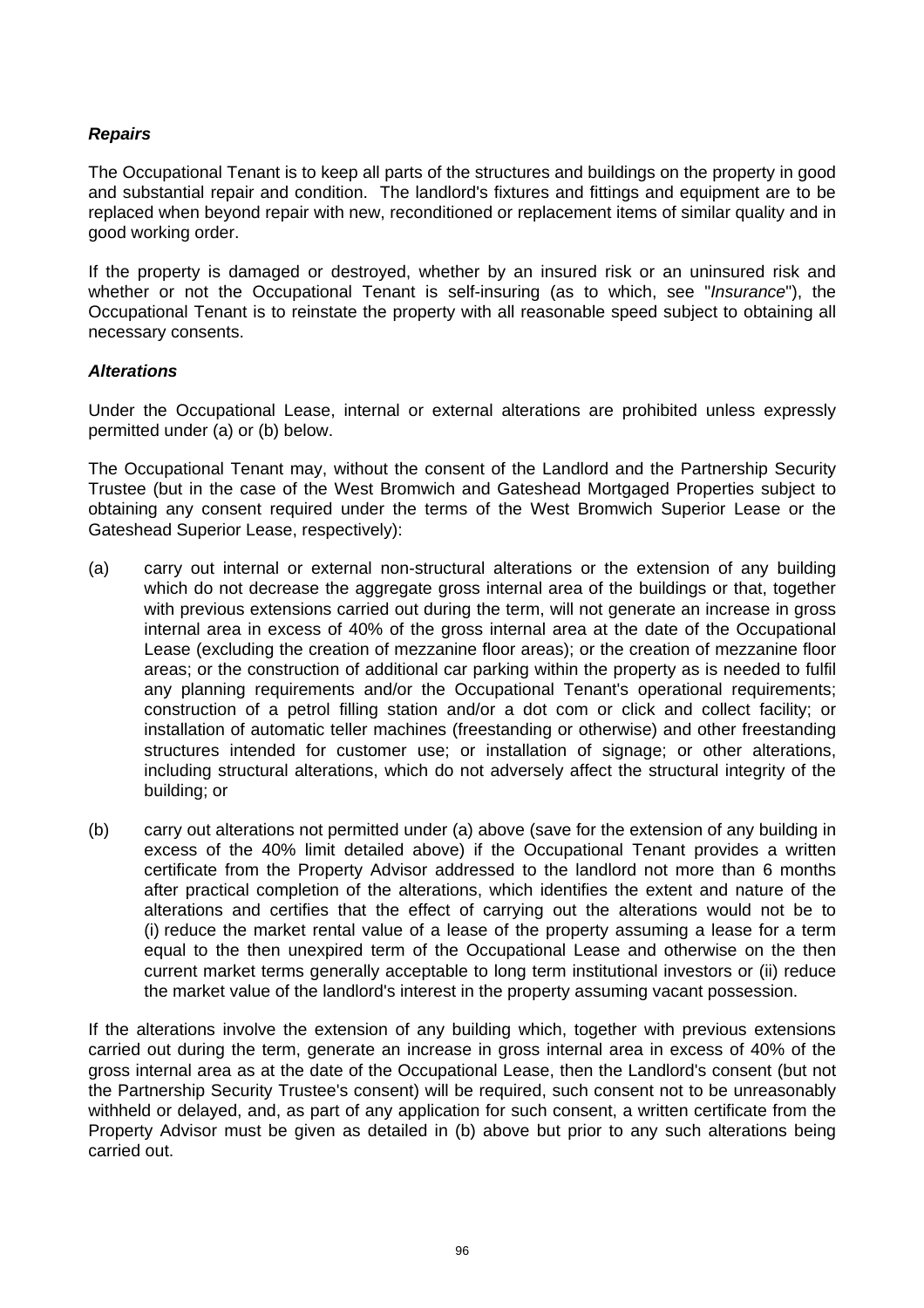***Repairs***

The Occupational Tenant is to keep all parts of the structures and buildings on the property in good and substantial repair and condition. The landlord's fixtures and fittings and equipment are to be replaced when beyond repair with new, reconditioned or replacement items of similar quality and in good working order.

If the property is damaged or destroyed, whether by an insured risk or an uninsured risk and whether or not the Occupational Tenant is self-insuring (as to which, see "*Insurance*"), the Occupational Tenant is to reinstate the property with all reasonable speed subject to obtaining all necessary consents.

***Alterations***

Under the Occupational Lease, internal or external alterations are prohibited unless expressly permitted under (a) or (b) below.

The Occupational Tenant may, without the consent of the Landlord and the Partnership Security Trustee (but in the case of the West Bromwich and Gateshead Mortgaged Properties subject to obtaining any consent required under the terms of the West Bromwich Superior Lease or the Gateshead Superior Lease, respectively):

(a) carry out internal or external non-structural alterations or the extension of any building which do not decrease the aggregate gross internal area of the buildings or that, together with previous extensions carried out during the term, will not generate an increase in gross internal area in excess of 40% of the gross internal area at the date of the Occupational Lease (excluding the creation of mezzanine floor areas); or the creation of mezzanine floor areas; or the construction of additional car parking within the property as is needed to fulfil any planning requirements and/or the Occupational Tenant's operational requirements; construction of a petrol filling station and/or a dot com or click and collect facility; or installation of automatic teller machines (freestanding or otherwise) and other freestanding structures intended for customer use; or installation of signage; or other alterations, including structural alterations, which do not adversely affect the structural integrity of the building; or

(b) carry out alterations not permitted under (a) above (save for the extension of any building in excess of the 40% limit detailed above) if the Occupational Tenant provides a written certificate from the Property Advisor addressed to the landlord not more than 6 months after practical completion of the alterations, which identifies the extent and nature of the alterations and certifies that the effect of carrying out the alterations would not be to (i) reduce the market rental value of a lease of the property assuming a lease for a term equal to the then unexpired term of the Occupational Lease and otherwise on the then current market terms generally acceptable to long term institutional investors or (ii) reduce the market value of the landlord's interest in the property assuming vacant possession.

If the alterations involve the extension of any building which, together with previous extensions carried out during the term, generate an increase in gross internal area in excess of 40% of the gross internal area as at the date of the Occupational Lease, then the Landlord's consent (but not the Partnership Security Trustee's consent) will be required, such consent not to be unreasonably withheld or delayed, and, as part of any application for such consent, a written certificate from the Property Advisor must be given as detailed in (b) above but prior to any such alterations being carried out.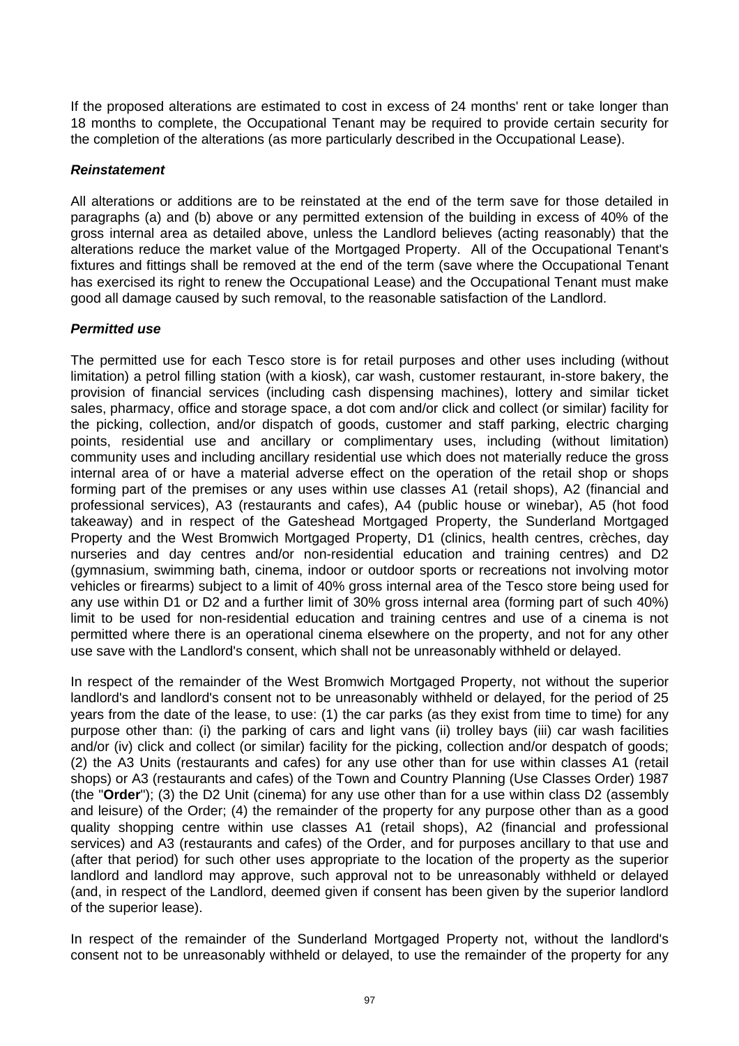If the proposed alterations are estimated to cost in excess of 24 months' rent or take longer than 18 months to complete, the Occupational Tenant may be required to provide certain security for the completion of the alterations (as more particularly described in the Occupational Lease).

***Reinstatement***

All alterations or additions are to be reinstated at the end of the term save for those detailed in paragraphs (a) and (b) above or any permitted extension of the building in excess of 40% of the gross internal area as detailed above, unless the Landlord believes (acting reasonably) that the alterations reduce the market value of the Mortgaged Property. All of the Occupational Tenant's fixtures and fittings shall be removed at the end of the term (save where the Occupational Tenant has exercised its right to renew the Occupational Lease) and the Occupational Tenant must make good all damage caused by such removal, to the reasonable satisfaction of the Landlord.

***Permitted use***

The permitted use for each Tesco store is for retail purposes and other uses including (without limitation) a petrol filling station (with a kiosk), car wash, customer restaurant, in-store bakery, the provision of financial services (including cash dispensing machines), lottery and similar ticket sales, pharmacy, office and storage space, a dot com and/or click and collect (or similar) facility for the picking, collection, and/or dispatch of goods, customer and staff parking, electric charging points, residential use and ancillary or complimentary uses, including (without limitation) community uses and including ancillary residential use which does not materially reduce the gross internal area of or have a material adverse effect on the operation of the retail shop or shops forming part of the premises or any uses within use classes A1 (retail shops), A2 (financial and professional services), A3 (restaurants and cafes), A4 (public house or winebar), A5 (hot food takeaway) and in respect of the Gateshead Mortgaged Property, the Sunderland Mortgaged Property and the West Bromwich Mortgaged Property, D1 (clinics, health centres, crèches, day nurseries and day centres and/or non-residential education and training centres) and D2 (gymnasium, swimming bath, cinema, indoor or outdoor sports or recreations not involving motor vehicles or firearms) subject to a limit of 40% gross internal area of the Tesco store being used for any use within D1 or D2 and a further limit of 30% gross internal area (forming part of such 40%) limit to be used for non-residential education and training centres and use of a cinema is not permitted where there is an operational cinema elsewhere on the property, and not for any other use save with the Landlord's consent, which shall not be unreasonably withheld or delayed.

In respect of the remainder of the West Bromwich Mortgaged Property, not without the superior landlord's and landlord's consent not to be unreasonably withheld or delayed, for the period of 25 years from the date of the lease, to use: (1) the car parks (as they exist from time to time) for any purpose other than: (i) the parking of cars and light vans (ii) trolley bays (iii) car wash facilities and/or (iv) click and collect (or similar) facility for the picking, collection and/or despatch of goods; (2) the A3 Units (restaurants and cafes) for any use other than for use within classes A1 (retail shops) or A3 (restaurants and cafes) of the Town and Country Planning (Use Classes Order) 1987 (the "**Order**"); (3) the D2 Unit (cinema) for any use other than for a use within class D2 (assembly and leisure) of the Order; (4) the remainder of the property for any purpose other than as a good quality shopping centre within use classes A1 (retail shops), A2 (financial and professional services) and A3 (restaurants and cafes) of the Order, and for purposes ancillary to that use and (after that period) for such other uses appropriate to the location of the property as the superior landlord and landlord may approve, such approval not to be unreasonably withheld or delayed (and, in respect of the Landlord, deemed given if consent has been given by the superior landlord of the superior lease).

In respect of the remainder of the Sunderland Mortgaged Property not, without the landlord's consent not to be unreasonably withheld or delayed, to use the remainder of the property for any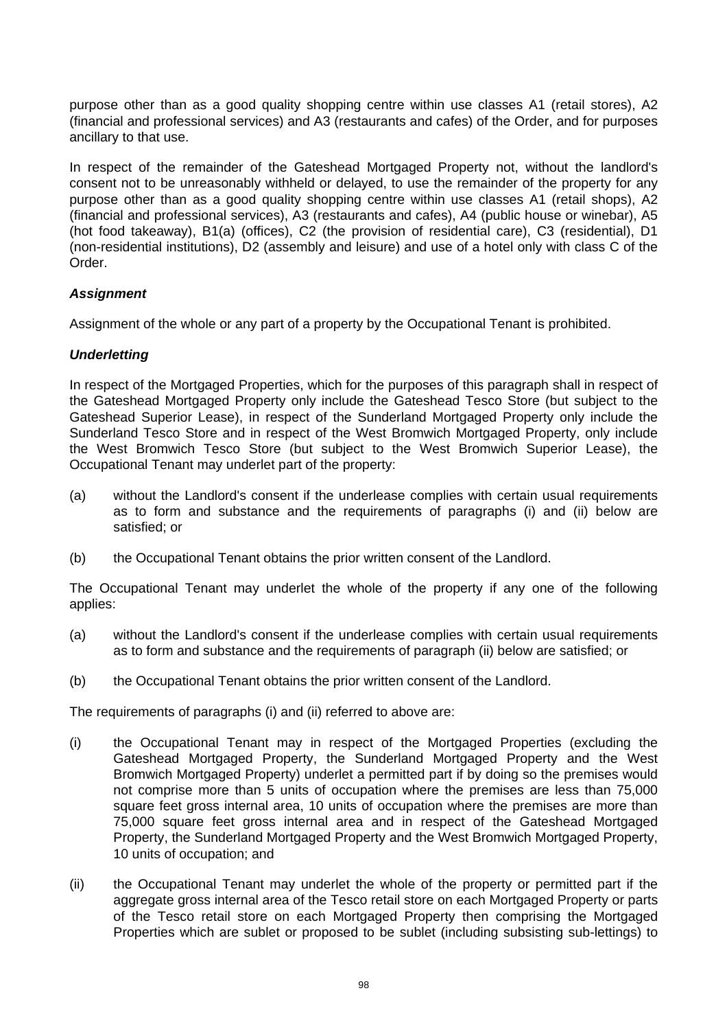purpose other than as a good quality shopping centre within use classes A1 (retail stores), A2 (financial and professional services) and A3 (restaurants and cafes) of the Order, and for purposes ancillary to that use.

In respect of the remainder of the Gateshead Mortgaged Property not, without the landlord's consent not to be unreasonably withheld or delayed, to use the remainder of the property for any purpose other than as a good quality shopping centre within use classes A1 (retail shops), A2 (financial and professional services), A3 (restaurants and cafes), A4 (public house or winebar), A5 (hot food takeaway), B1(a) (offices), C2 (the provision of residential care), C3 (residential), D1 (non-residential institutions), D2 (assembly and leisure) and use of a hotel only with class C of the Order.

***Assignment***

Assignment of the whole or any part of a property by the Occupational Tenant is prohibited.

***Underletting***

In respect of the Mortgaged Properties, which for the purposes of this paragraph shall in respect of the Gateshead Mortgaged Property only include the Gateshead Tesco Store (but subject to the Gateshead Superior Lease), in respect of the Sunderland Mortgaged Property only include the Sunderland Tesco Store and in respect of the West Bromwich Mortgaged Property, only include the West Bromwich Tesco Store (but subject to the West Bromwich Superior Lease), the Occupational Tenant may underlet part of the property:

(a) without the Landlord's consent if the underlease complies with certain usual requirements as to form and substance and the requirements of paragraphs (i) and (ii) below are satisfied; or

(b) the Occupational Tenant obtains the prior written consent of the Landlord.

The Occupational Tenant may underlet the whole of the property if any one of the following applies:

(a) without the Landlord's consent if the underlease complies with certain usual requirements as to form and substance and the requirements of paragraph (ii) below are satisfied; or

(b) the Occupational Tenant obtains the prior written consent of the Landlord.

The requirements of paragraphs (i) and (ii) referred to above are:

(i) the Occupational Tenant may in respect of the Mortgaged Properties (excluding the Gateshead Mortgaged Property, the Sunderland Mortgaged Property and the West Bromwich Mortgaged Property) underlet a permitted part if by doing so the premises would not comprise more than 5 units of occupation where the premises are less than 75,000 square feet gross internal area, 10 units of occupation where the premises are more than 75,000 square feet gross internal area and in respect of the Gateshead Mortgaged Property, the Sunderland Mortgaged Property and the West Bromwich Mortgaged Property, 10 units of occupation; and

(ii) the Occupational Tenant may underlet the whole of the property or permitted part if the aggregate gross internal area of the Tesco retail store on each Mortgaged Property or parts of the Tesco retail store on each Mortgaged Property then comprising the Mortgaged Properties which are sublet or proposed to be sublet (including subsisting sub-lettings) to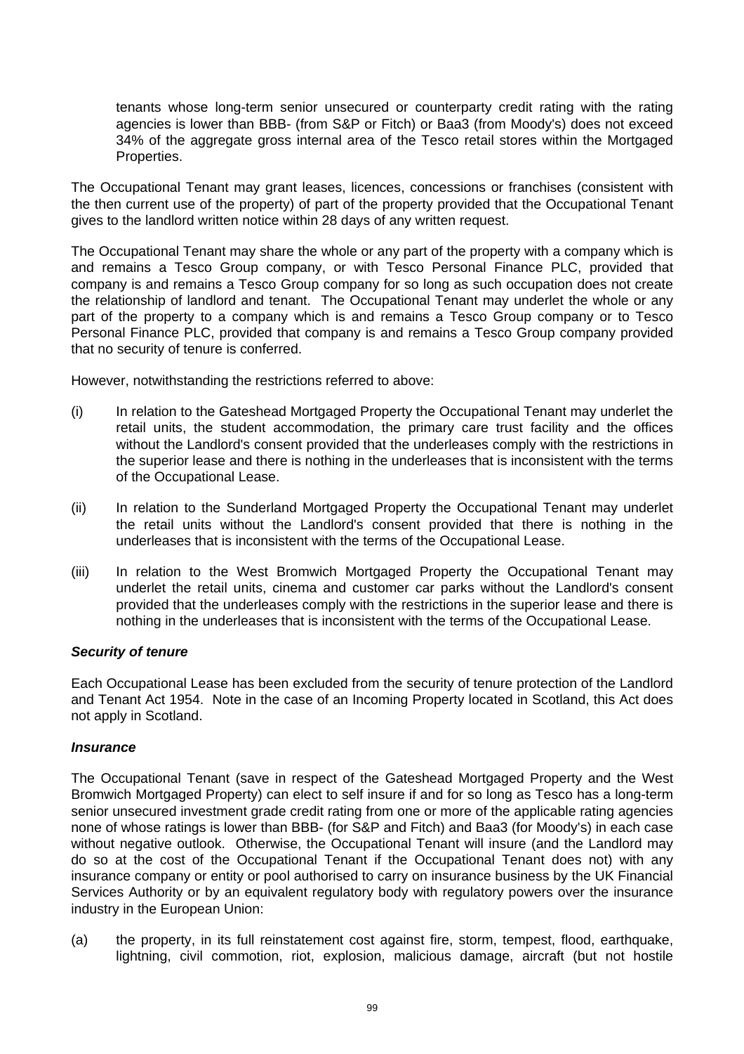tenants whose long-term senior unsecured or counterparty credit rating with the rating agencies is lower than BBB- (from S&P or Fitch) or Baa3 (from Moody's) does not exceed 34% of the aggregate gross internal area of the Tesco retail stores within the Mortgaged Properties.

The Occupational Tenant may grant leases, licences, concessions or franchises (consistent with the then current use of the property) of part of the property provided that the Occupational Tenant gives to the landlord written notice within 28 days of any written request.

The Occupational Tenant may share the whole or any part of the property with a company which is and remains a Tesco Group company, or with Tesco Personal Finance PLC, provided that company is and remains a Tesco Group company for so long as such occupation does not create the relationship of landlord and tenant. The Occupational Tenant may underlet the whole or any part of the property to a company which is and remains a Tesco Group company or to Tesco Personal Finance PLC, provided that company is and remains a Tesco Group company provided that no security of tenure is conferred.

However, notwithstanding the restrictions referred to above:

(i) In relation to the Gateshead Mortgaged Property the Occupational Tenant may underlet the retail units, the student accommodation, the primary care trust facility and the offices without the Landlord's consent provided that the underleases comply with the restrictions in the superior lease and there is nothing in the underleases that is inconsistent with the terms of the Occupational Lease.

(ii) In relation to the Sunderland Mortgaged Property the Occupational Tenant may underlet the retail units without the Landlord's consent provided that there is nothing in the underleases that is inconsistent with the terms of the Occupational Lease.

(iii) In relation to the West Bromwich Mortgaged Property the Occupational Tenant may underlet the retail units, cinema and customer car parks without the Landlord's consent provided that the underleases comply with the restrictions in the superior lease and there is nothing in the underleases that is inconsistent with the terms of the Occupational Lease.

***Security of tenure***

Each Occupational Lease has been excluded from the security of tenure protection of the Landlord and Tenant Act 1954. Note in the case of an Incoming Property located in Scotland, this Act does not apply in Scotland.

***Insurance***

The Occupational Tenant (save in respect of the Gateshead Mortgaged Property and the West Bromwich Mortgaged Property) can elect to self insure if and for so long as Tesco has a long-term senior unsecured investment grade credit rating from one or more of the applicable rating agencies none of whose ratings is lower than BBB- (for S&P and Fitch) and Baa3 (for Moody's) in each case without negative outlook. Otherwise, the Occupational Tenant will insure (and the Landlord may do so at the cost of the Occupational Tenant if the Occupational Tenant does not) with any insurance company or entity or pool authorised to carry on insurance business by the UK Financial Services Authority or by an equivalent regulatory body with regulatory powers over the insurance industry in the European Union:

(a) the property, in its full reinstatement cost against fire, storm, tempest, flood, earthquake, lightning, civil commotion, riot, explosion, malicious damage, aircraft (but not hostile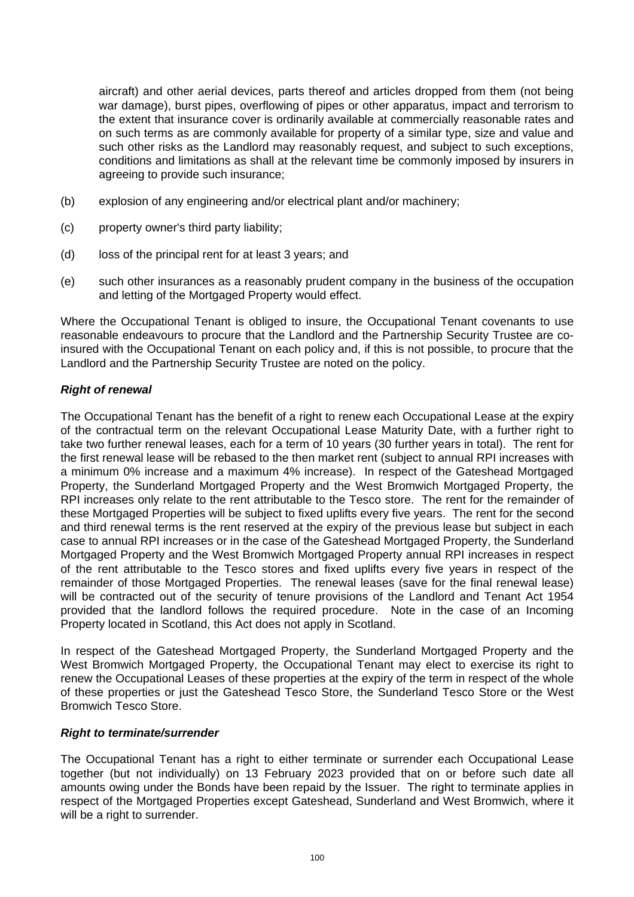aircraft) and other aerial devices, parts thereof and articles dropped from them (not being war damage), burst pipes, overflowing of pipes or other apparatus, impact and terrorism to the extent that insurance cover is ordinarily available at commercially reasonable rates and on such terms as are commonly available for property of a similar type, size and value and such other risks as the Landlord may reasonably request, and subject to such exceptions, conditions and limitations as shall at the relevant time be commonly imposed by insurers in agreeing to provide such insurance;

(b) explosion of any engineering and/or electrical plant and/or machinery;

(c) property owner's third party liability;

(d) loss of the principal rent for at least 3 years; and

(e) such other insurances as a reasonably prudent company in the business of the occupation and letting of the Mortgaged Property would effect.

Where the Occupational Tenant is obliged to insure, the Occupational Tenant covenants to use reasonable endeavours to procure that the Landlord and the Partnership Security Trustee are co-insured with the Occupational Tenant on each policy and, if this is not possible, to procure that the Landlord and the Partnership Security Trustee are noted on the policy.

***Right of renewal***

The Occupational Tenant has the benefit of a right to renew each Occupational Lease at the expiry of the contractual term on the relevant Occupational Lease Maturity Date, with a further right to take two further renewal leases, each for a term of 10 years (30 further years in total). The rent for the first renewal lease will be rebased to the then market rent (subject to annual RPI increases with a minimum 0% increase and a maximum 4% increase). In respect of the Gateshead Mortgaged Property, the Sunderland Mortgaged Property and the West Bromwich Mortgaged Property, the RPI increases only relate to the rent attributable to the Tesco store. The rent for the remainder of these Mortgaged Properties will be subject to fixed uplifts every five years. The rent for the second and third renewal terms is the rent reserved at the expiry of the previous lease but subject in each case to annual RPI increases or in the case of the Gateshead Mortgaged Property, the Sunderland Mortgaged Property and the West Bromwich Mortgaged Property annual RPI increases in respect of the rent attributable to the Tesco stores and fixed uplifts every five years in respect of the remainder of those Mortgaged Properties. The renewal leases (save for the final renewal lease) will be contracted out of the security of tenure provisions of the Landlord and Tenant Act 1954 provided that the landlord follows the required procedure. Note in the case of an Incoming Property located in Scotland, this Act does not apply in Scotland.

In respect of the Gateshead Mortgaged Property, the Sunderland Mortgaged Property and the West Bromwich Mortgaged Property, the Occupational Tenant may elect to exercise its right to renew the Occupational Leases of these properties at the expiry of the term in respect of the whole of these properties or just the Gateshead Tesco Store, the Sunderland Tesco Store or the West Bromwich Tesco Store.

***Right to terminate/surrender***

The Occupational Tenant has a right to either terminate or surrender each Occupational Lease together (but not individually) on 13 February 2023 provided that on or before such date all amounts owing under the Bonds have been repaid by the Issuer. The right to terminate applies in respect of the Mortgaged Properties except Gateshead, Sunderland and West Bromwich, where it will be a right to surrender.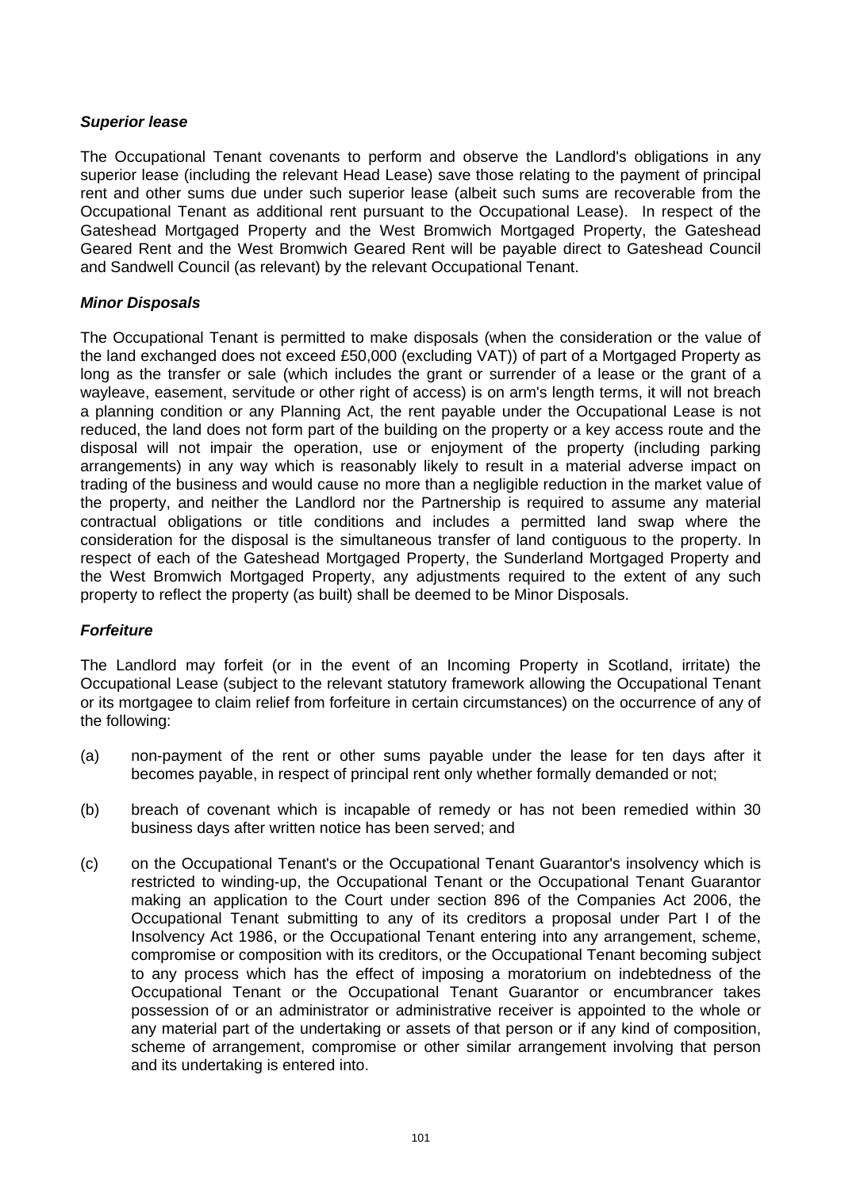***Superior lease***

The Occupational Tenant covenants to perform and observe the Landlord's obligations in any superior lease (including the relevant Head Lease) save those relating to the payment of principal rent and other sums due under such superior lease (albeit such sums are recoverable from the Occupational Tenant as additional rent pursuant to the Occupational Lease). In respect of the Gateshead Mortgaged Property and the West Bromwich Mortgaged Property, the Gateshead Geared Rent and the West Bromwich Geared Rent will be payable direct to Gateshead Council and Sandwell Council (as relevant) by the relevant Occupational Tenant.

***Minor Disposals***

The Occupational Tenant is permitted to make disposals (when the consideration or the value of the land exchanged does not exceed £50,000 (excluding VAT)) of part of a Mortgaged Property as long as the transfer or sale (which includes the grant or surrender of a lease or the grant of a wayleave, easement, servitude or other right of access) is on arm's length terms, it will not breach a planning condition or any Planning Act, the rent payable under the Occupational Lease is not reduced, the land does not form part of the building on the property or a key access route and the disposal will not impair the operation, use or enjoyment of the property (including parking arrangements) in any way which is reasonably likely to result in a material adverse impact on trading of the business and would cause no more than a negligible reduction in the market value of the property, and neither the Landlord nor the Partnership is required to assume any material contractual obligations or title conditions and includes a permitted land swap where the consideration for the disposal is the simultaneous transfer of land contiguous to the property. In respect of each of the Gateshead Mortgaged Property, the Sunderland Mortgaged Property and the West Bromwich Mortgaged Property, any adjustments required to the extent of any such property to reflect the property (as built) shall be deemed to be Minor Disposals.

***Forfeiture***

The Landlord may forfeit (or in the event of an Incoming Property in Scotland, irritate) the Occupational Lease (subject to the relevant statutory framework allowing the Occupational Tenant or its mortgagee to claim relief from forfeiture in certain circumstances) on the occurrence of any of the following:

(a) non-payment of the rent or other sums payable under the lease for ten days after it becomes payable, in respect of principal rent only whether formally demanded or not;

(b) breach of covenant which is incapable of remedy or has not been remedied within 30 business days after written notice has been served; and

(c) on the Occupational Tenant's or the Occupational Tenant Guarantor's insolvency which is restricted to winding-up, the Occupational Tenant or the Occupational Tenant Guarantor making an application to the Court under section 896 of the Companies Act 2006, the Occupational Tenant submitting to any of its creditors a proposal under Part I of the Insolvency Act 1986, or the Occupational Tenant entering into any arrangement, scheme, compromise or composition with its creditors, or the Occupational Tenant becoming subject to any process which has the effect of imposing a moratorium on indebtedness of the Occupational Tenant or the Occupational Tenant Guarantor or encumbrancer takes possession of or an administrator or administrative receiver is appointed to the whole or any material part of the undertaking or assets of that person or if any kind of composition, scheme of arrangement, compromise or other similar arrangement involving that person and its undertaking is entered into.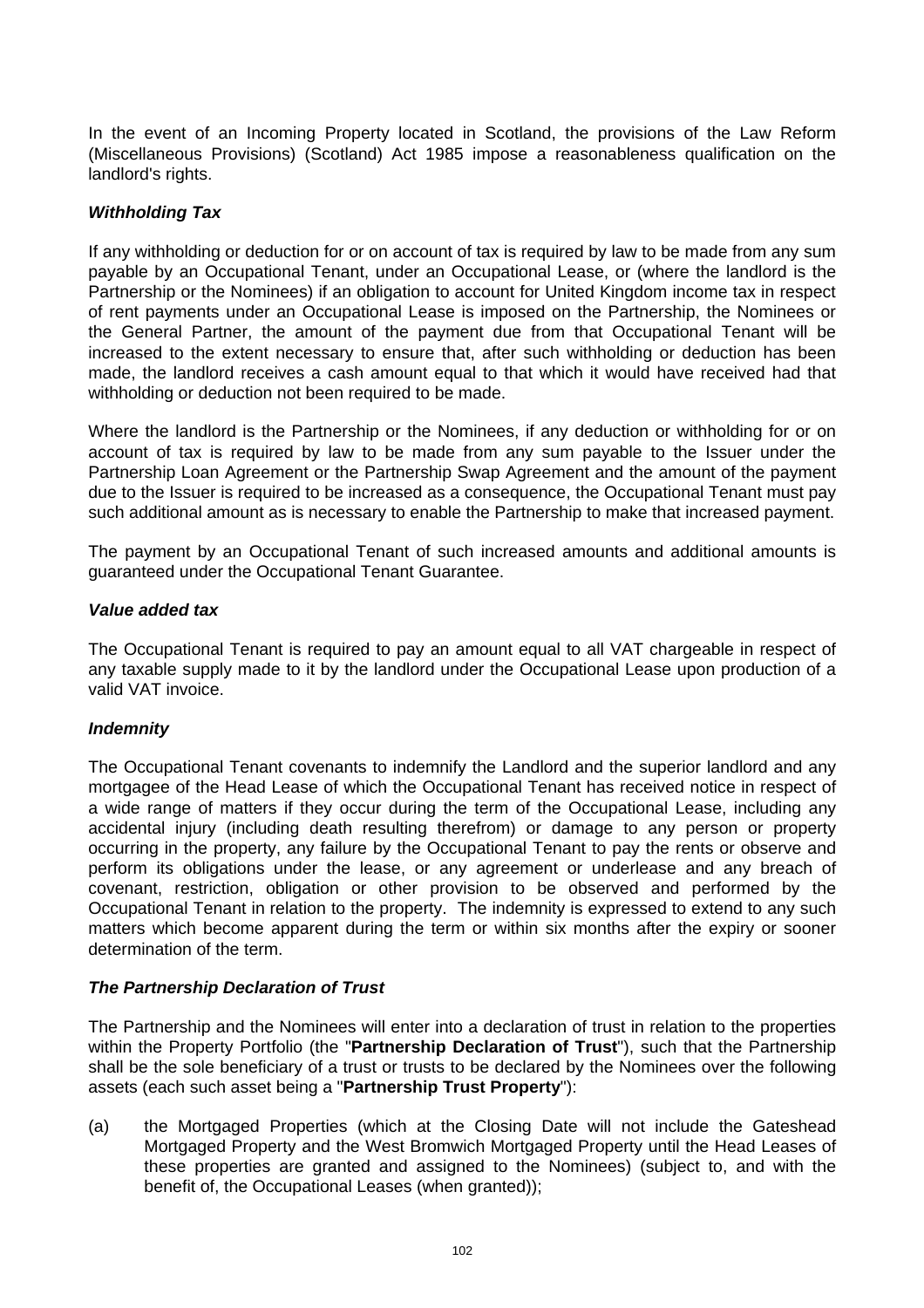In the event of an Incoming Property located in Scotland, the provisions of the Law Reform (Miscellaneous Provisions) (Scotland) Act 1985 impose a reasonableness qualification on the landlord's rights.

***Withholding Tax***

If any withholding or deduction for or on account of tax is required by law to be made from any sum payable by an Occupational Tenant, under an Occupational Lease, or (where the landlord is the Partnership or the Nominees) if an obligation to account for United Kingdom income tax in respect of rent payments under an Occupational Lease is imposed on the Partnership, the Nominees or the General Partner, the amount of the payment due from that Occupational Tenant will be increased to the extent necessary to ensure that, after such withholding or deduction has been made, the landlord receives a cash amount equal to that which it would have received had that withholding or deduction not been required to be made.

Where the landlord is the Partnership or the Nominees, if any deduction or withholding for or on account of tax is required by law to be made from any sum payable to the Issuer under the Partnership Loan Agreement or the Partnership Swap Agreement and the amount of the payment due to the Issuer is required to be increased as a consequence, the Occupational Tenant must pay such additional amount as is necessary to enable the Partnership to make that increased payment.

The payment by an Occupational Tenant of such increased amounts and additional amounts is guaranteed under the Occupational Tenant Guarantee.

***Value added tax***

The Occupational Tenant is required to pay an amount equal to all VAT chargeable in respect of any taxable supply made to it by the landlord under the Occupational Lease upon production of a valid VAT invoice.

***Indemnity***

The Occupational Tenant covenants to indemnify the Landlord and the superior landlord and any mortgagee of the Head Lease of which the Occupational Tenant has received notice in respect of a wide range of matters if they occur during the term of the Occupational Lease, including any accidental injury (including death resulting therefrom) or damage to any person or property occurring in the property, any failure by the Occupational Tenant to pay the rents or observe and perform its obligations under the lease, or any agreement or underlease and any breach of covenant, restriction, obligation or other provision to be observed and performed by the Occupational Tenant in relation to the property. The indemnity is expressed to extend to any such matters which become apparent during the term or within six months after the expiry or sooner determination of the term.

***The Partnership Declaration of Trust***

The Partnership and the Nominees will enter into a declaration of trust in relation to the properties within the Property Portfolio (the "**Partnership Declaration of Trust**"), such that the Partnership shall be the sole beneficiary of a trust or trusts to be declared by the Nominees over the following assets (each such asset being a "**Partnership Trust Property**"):

(a) the Mortgaged Properties (which at the Closing Date will not include the Gateshead Mortgaged Property and the West Bromwich Mortgaged Property until the Head Leases of these properties are granted and assigned to the Nominees) (subject to, and with the benefit of, the Occupational Leases (when granted));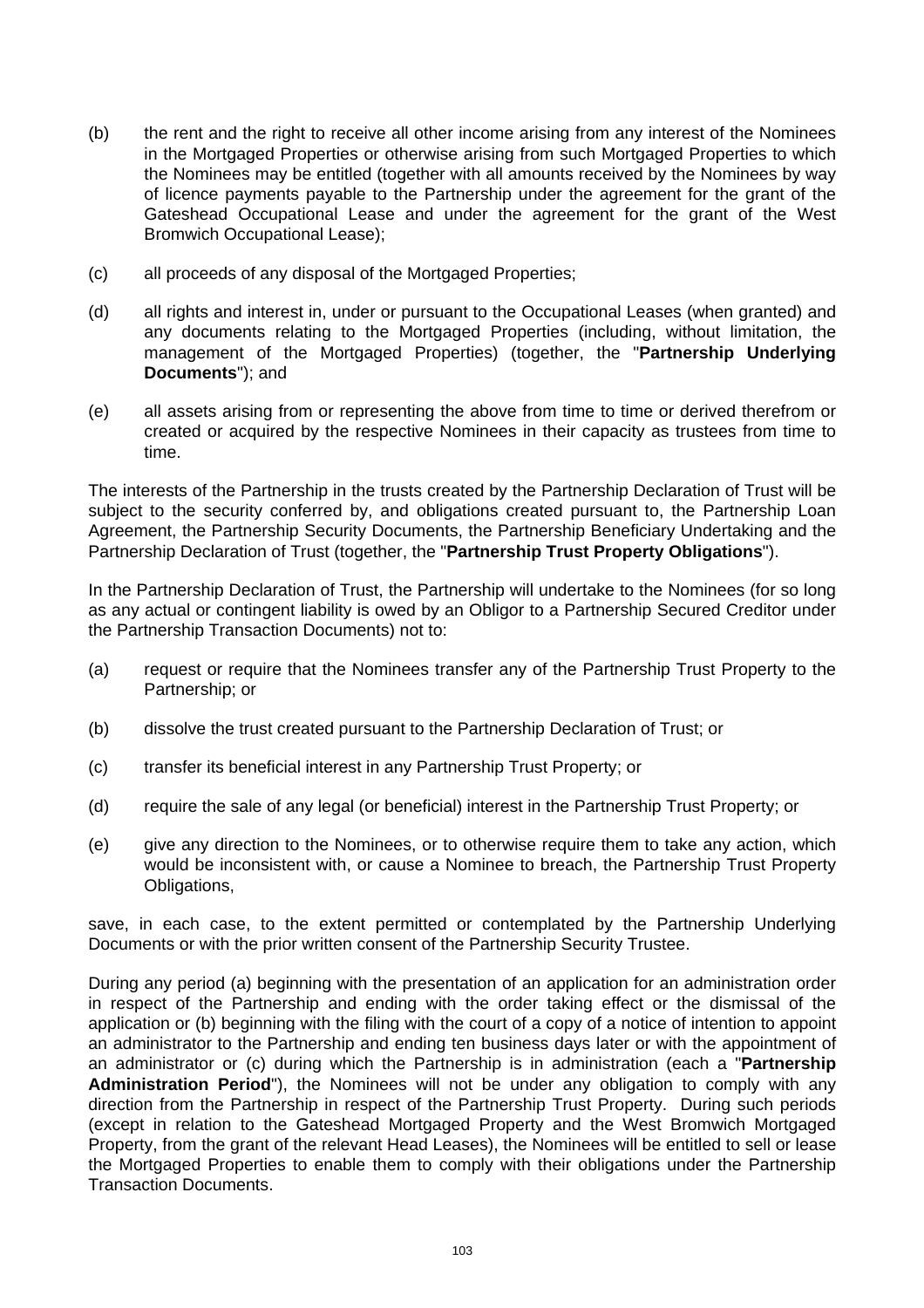(b) the rent and the right to receive all other income arising from any interest of the Nominees in the Mortgaged Properties or otherwise arising from such Mortgaged Properties to which the Nominees may be entitled (together with all amounts received by the Nominees by way of licence payments payable to the Partnership under the agreement for the grant of the Gateshead Occupational Lease and under the agreement for the grant of the West Bromwich Occupational Lease);

(c) all proceeds of any disposal of the Mortgaged Properties;

(d) all rights and interest in, under or pursuant to the Occupational Leases (when granted) and any documents relating to the Mortgaged Properties (including, without limitation, the management of the Mortgaged Properties) (together, the "**Partnership Underlying Documents**"); and

(e) all assets arising from or representing the above from time to time or derived therefrom or created or acquired by the respective Nominees in their capacity as trustees from time to time.

The interests of the Partnership in the trusts created by the Partnership Declaration of Trust will be subject to the security conferred by, and obligations created pursuant to, the Partnership Loan Agreement, the Partnership Security Documents, the Partnership Beneficiary Undertaking and the Partnership Declaration of Trust (together, the "**Partnership Trust Property Obligations**").

In the Partnership Declaration of Trust, the Partnership will undertake to the Nominees (for so long as any actual or contingent liability is owed by an Obligor to a Partnership Secured Creditor under the Partnership Transaction Documents) not to:

(a) request or require that the Nominees transfer any of the Partnership Trust Property to the Partnership; or

(b) dissolve the trust created pursuant to the Partnership Declaration of Trust; or

(c) transfer its beneficial interest in any Partnership Trust Property; or

(d) require the sale of any legal (or beneficial) interest in the Partnership Trust Property; or

(e) give any direction to the Nominees, or to otherwise require them to take any action, which would be inconsistent with, or cause a Nominee to breach, the Partnership Trust Property Obligations,

save, in each case, to the extent permitted or contemplated by the Partnership Underlying Documents or with the prior written consent of the Partnership Security Trustee.

During any period (a) beginning with the presentation of an application for an administration order in respect of the Partnership and ending with the order taking effect or the dismissal of the application or (b) beginning with the filing with the court of a copy of a notice of intention to appoint an administrator to the Partnership and ending ten business days later or with the appointment of an administrator or (c) during which the Partnership is in administration (each a "**Partnership Administration Period**"), the Nominees will not be under any obligation to comply with any direction from the Partnership in respect of the Partnership Trust Property. During such periods (except in relation to the Gateshead Mortgaged Property and the West Bromwich Mortgaged Property, from the grant of the relevant Head Leases), the Nominees will be entitled to sell or lease the Mortgaged Properties to enable them to comply with their obligations under the Partnership Transaction Documents.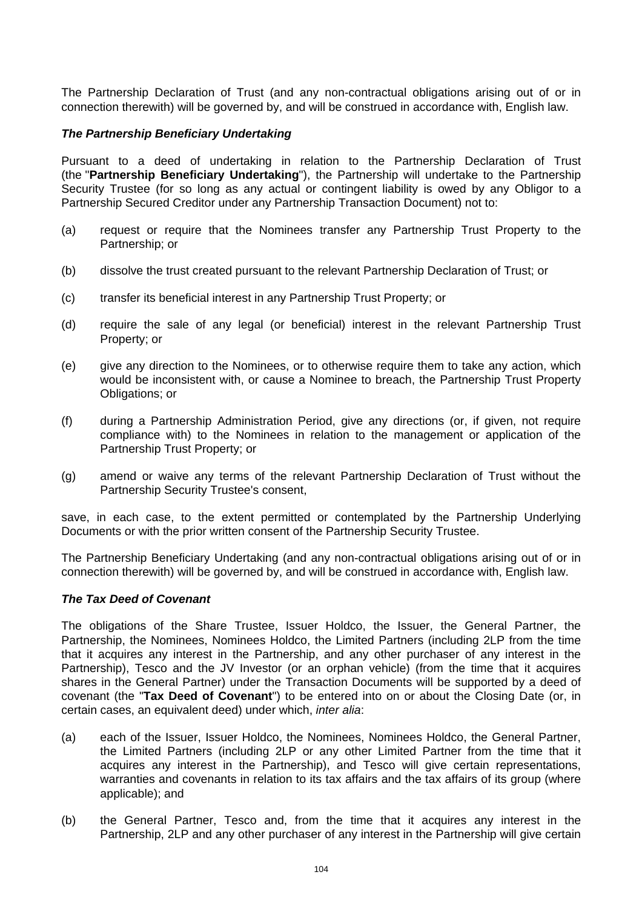The Partnership Declaration of Trust (and any non-contractual obligations arising out of or in connection therewith) will be governed by, and will be construed in accordance with, English law.

***The Partnership Beneficiary Undertaking***

Pursuant to a deed of undertaking in relation to the Partnership Declaration of Trust (the "**Partnership Beneficiary Undertaking**"), the Partnership will undertake to the Partnership Security Trustee (for so long as any actual or contingent liability is owed by any Obligor to a Partnership Secured Creditor under any Partnership Transaction Document) not to:

(a) request or require that the Nominees transfer any Partnership Trust Property to the Partnership; or

(b) dissolve the trust created pursuant to the relevant Partnership Declaration of Trust; or

(c) transfer its beneficial interest in any Partnership Trust Property; or

(d) require the sale of any legal (or beneficial) interest in the relevant Partnership Trust Property; or

(e) give any direction to the Nominees, or to otherwise require them to take any action, which would be inconsistent with, or cause a Nominee to breach, the Partnership Trust Property Obligations; or

(f) during a Partnership Administration Period, give any directions (or, if given, not require compliance with) to the Nominees in relation to the management or application of the Partnership Trust Property; or

(g) amend or waive any terms of the relevant Partnership Declaration of Trust without the Partnership Security Trustee's consent,

save, in each case, to the extent permitted or contemplated by the Partnership Underlying Documents or with the prior written consent of the Partnership Security Trustee.

The Partnership Beneficiary Undertaking (and any non-contractual obligations arising out of or in connection therewith) will be governed by, and will be construed in accordance with, English law.

***The Tax Deed of Covenant***

The obligations of the Share Trustee, Issuer Holdco, the Issuer, the General Partner, the Partnership, the Nominees, Nominees Holdco, the Limited Partners (including 2LP from the time that it acquires any interest in the Partnership, and any other purchaser of any interest in the Partnership), Tesco and the JV Investor (or an orphan vehicle) (from the time that it acquires shares in the General Partner) under the Transaction Documents will be supported by a deed of covenant (the "**Tax Deed of Covenant**") to be entered into on or about the Closing Date (or, in certain cases, an equivalent deed) under which, *inter alia*:

(a) each of the Issuer, Issuer Holdco, the Nominees, Nominees Holdco, the General Partner, the Limited Partners (including 2LP or any other Limited Partner from the time that it acquires any interest in the Partnership), and Tesco will give certain representations, warranties and covenants in relation to its tax affairs and the tax affairs of its group (where applicable); and

(b) the General Partner, Tesco and, from the time that it acquires any interest in the Partnership, 2LP and any other purchaser of any interest in the Partnership will give certain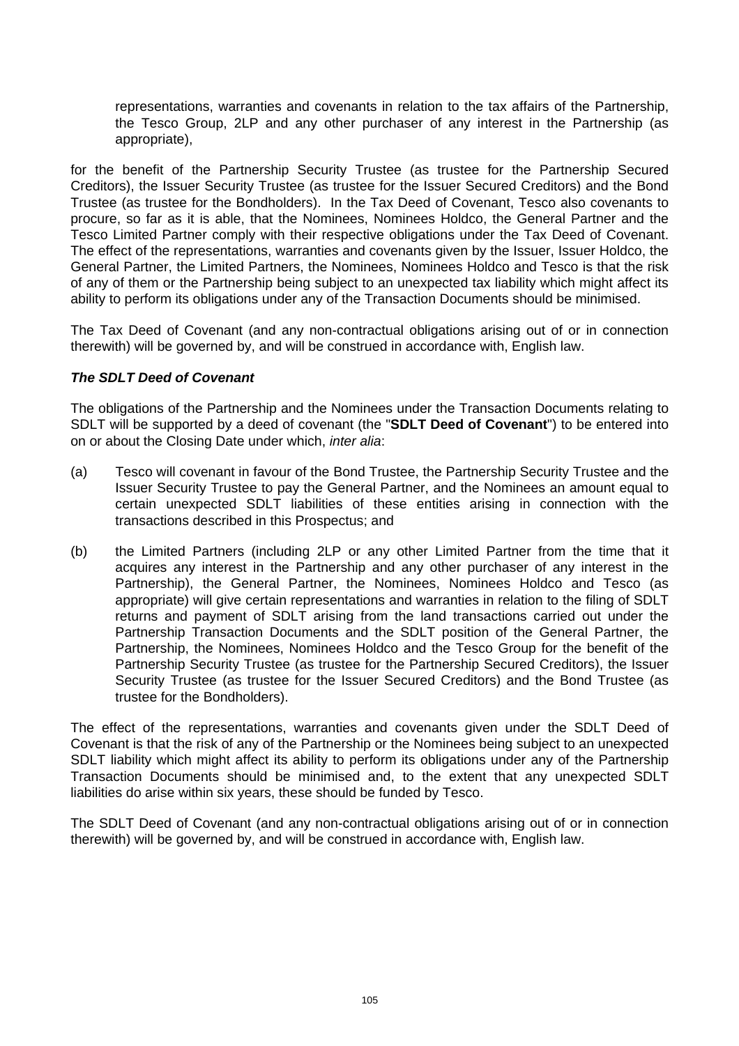representations, warranties and covenants in relation to the tax affairs of the Partnership, the Tesco Group, 2LP and any other purchaser of any interest in the Partnership (as appropriate),

for the benefit of the Partnership Security Trustee (as trustee for the Partnership Secured Creditors), the Issuer Security Trustee (as trustee for the Issuer Secured Creditors) and the Bond Trustee (as trustee for the Bondholders). In the Tax Deed of Covenant, Tesco also covenants to procure, so far as it is able, that the Nominees, Nominees Holdco, the General Partner and the Tesco Limited Partner comply with their respective obligations under the Tax Deed of Covenant. The effect of the representations, warranties and covenants given by the Issuer, Issuer Holdco, the General Partner, the Limited Partners, the Nominees, Nominees Holdco and Tesco is that the risk of any of them or the Partnership being subject to an unexpected tax liability which might affect its ability to perform its obligations under any of the Transaction Documents should be minimised.

The Tax Deed of Covenant (and any non-contractual obligations arising out of or in connection therewith) will be governed by, and will be construed in accordance with, English law.

***The SDLT Deed of Covenant***

The obligations of the Partnership and the Nominees under the Transaction Documents relating to SDLT will be supported by a deed of covenant (the "**SDLT Deed of Covenant**") to be entered into on or about the Closing Date under which, *inter alia*:

(a) Tesco will covenant in favour of the Bond Trustee, the Partnership Security Trustee and the Issuer Security Trustee to pay the General Partner, and the Nominees an amount equal to certain unexpected SDLT liabilities of these entities arising in connection with the transactions described in this Prospectus; and

(b) the Limited Partners (including 2LP or any other Limited Partner from the time that it acquires any interest in the Partnership and any other purchaser of any interest in the Partnership), the General Partner, the Nominees, Nominees Holdco and Tesco (as appropriate) will give certain representations and warranties in relation to the filing of SDLT returns and payment of SDLT arising from the land transactions carried out under the Partnership Transaction Documents and the SDLT position of the General Partner, the Partnership, the Nominees, Nominees Holdco and the Tesco Group for the benefit of the Partnership Security Trustee (as trustee for the Partnership Secured Creditors), the Issuer Security Trustee (as trustee for the Issuer Secured Creditors) and the Bond Trustee (as trustee for the Bondholders).

The effect of the representations, warranties and covenants given under the SDLT Deed of Covenant is that the risk of any of the Partnership or the Nominees being subject to an unexpected SDLT liability which might affect its ability to perform its obligations under any of the Partnership Transaction Documents should be minimised and, to the extent that any unexpected SDLT liabilities do arise within six years, these should be funded by Tesco.

The SDLT Deed of Covenant (and any non-contractual obligations arising out of or in connection therewith) will be governed by, and will be construed in accordance with, English law.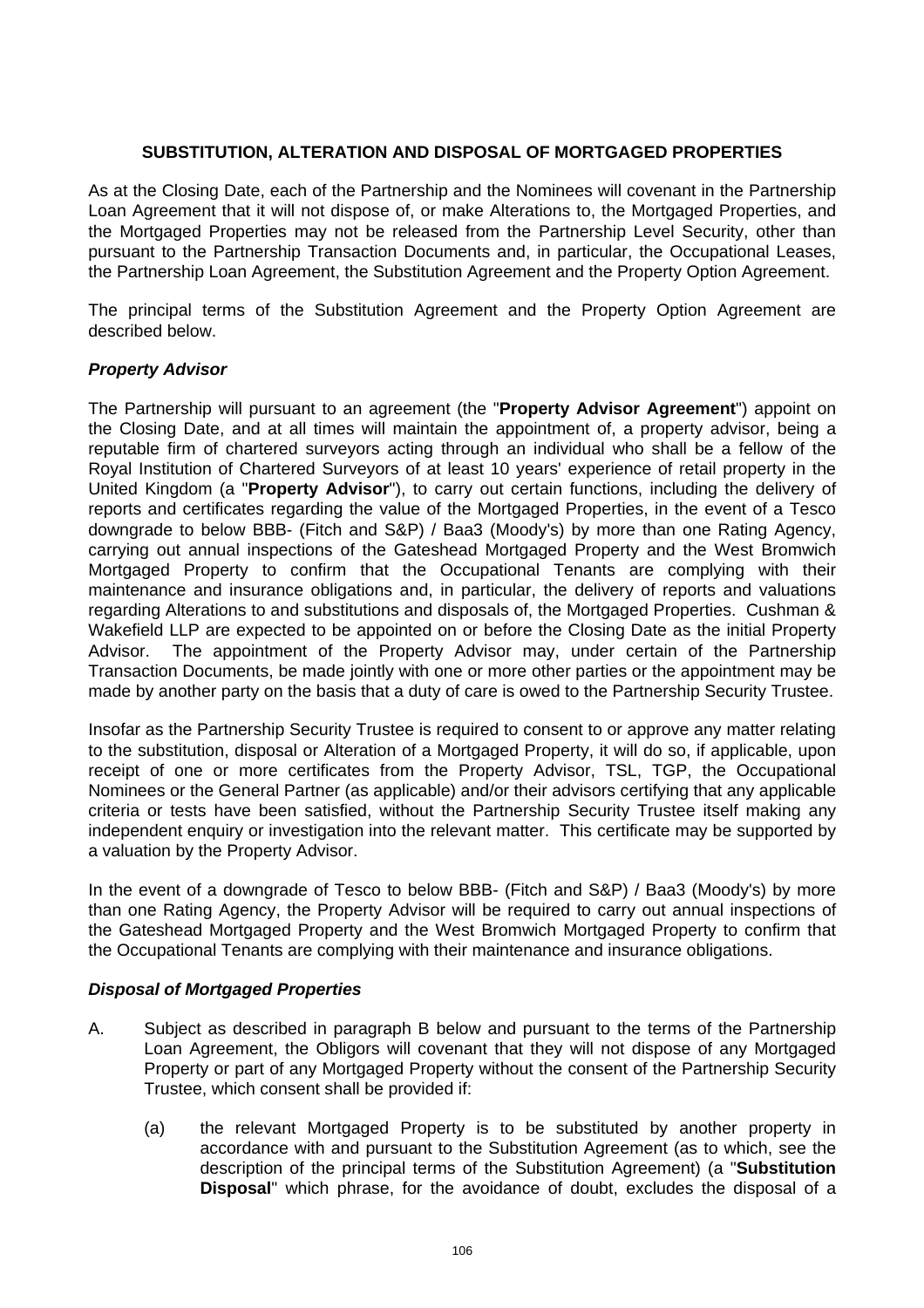## SUBSTITUTION, ALTERATION AND DISPOSAL OF MORTGAGED PROPERTIES

As at the Closing Date, each of the Partnership and the Nominees will covenant in the Partnership Loan Agreement that it will not dispose of, or make Alterations to, the Mortgaged Properties, and the Mortgaged Properties may not be released from the Partnership Level Security, other than pursuant to the Partnership Transaction Documents and, in particular, the Occupational Leases, the Partnership Loan Agreement, the Substitution Agreement and the Property Option Agreement.

The principal terms of the Substitution Agreement and the Property Option Agreement are described below.

### *Property Advisor*

The Partnership will pursuant to an agreement (the "**Property Advisor Agreement**") appoint on the Closing Date, and at all times will maintain the appointment of, a property advisor, being a reputable firm of chartered surveyors acting through an individual who shall be a fellow of the Royal Institution of Chartered Surveyors of at least 10 years' experience of retail property in the United Kingdom (a "**Property Advisor**"), to carry out certain functions, including the delivery of reports and certificates regarding the value of the Mortgaged Properties, in the event of a Tesco downgrade to below BBB- (Fitch and S&P) / Baa3 (Moody's) by more than one Rating Agency, carrying out annual inspections of the Gateshead Mortgaged Property and the West Bromwich Mortgaged Property to confirm that the Occupational Tenants are complying with their maintenance and insurance obligations and, in particular, the delivery of reports and valuations regarding Alterations to and substitutions and disposals of, the Mortgaged Properties. Cushman & Wakefield LLP are expected to be appointed on or before the Closing Date as the initial Property Advisor. The appointment of the Property Advisor may, under certain of the Partnership Transaction Documents, be made jointly with one or more other parties or the appointment may be made by another party on the basis that a duty of care is owed to the Partnership Security Trustee.

Insofar as the Partnership Security Trustee is required to consent to or approve any matter relating to the substitution, disposal or Alteration of a Mortgaged Property, it will do so, if applicable, upon receipt of one or more certificates from the Property Advisor, TSL, TGP, the Occupational Nominees or the General Partner (as applicable) and/or their advisors certifying that any applicable criteria or tests have been satisfied, without the Partnership Security Trustee itself making any independent enquiry or investigation into the relevant matter. This certificate may be supported by a valuation by the Property Advisor.

In the event of a downgrade of Tesco to below BBB- (Fitch and S&P) / Baa3 (Moody's) by more than one Rating Agency, the Property Advisor will be required to carry out annual inspections of the Gateshead Mortgaged Property and the West Bromwich Mortgaged Property to confirm that the Occupational Tenants are complying with their maintenance and insurance obligations.

### *Disposal of Mortgaged Properties*

A. Subject as described in paragraph B below and pursuant to the terms of the Partnership Loan Agreement, the Obligors will covenant that they will not dispose of any Mortgaged Property or part of any Mortgaged Property without the consent of the Partnership Security Trustee, which consent shall be provided if:

   (a) the relevant Mortgaged Property is to be substituted by another property in accordance with and pursuant to the Substitution Agreement (as to which, see the description of the principal terms of the Substitution Agreement) (a "**Substitution Disposal**" which phrase, for the avoidance of doubt, excludes the disposal of a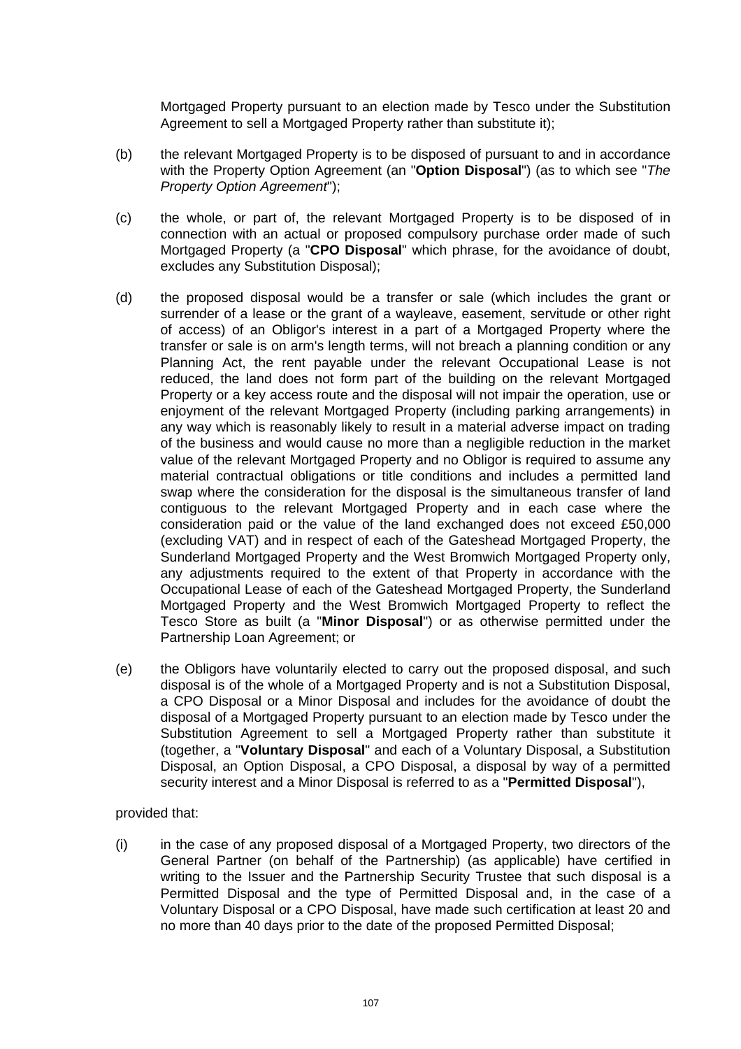Mortgaged Property pursuant to an election made by Tesco under the Substitution Agreement to sell a Mortgaged Property rather than substitute it);

(b) the relevant Mortgaged Property is to be disposed of pursuant to and in accordance with the Property Option Agreement (an "**Option Disposal**") (as to which see "*The Property Option Agreement*");

(c) the whole, or part of, the relevant Mortgaged Property is to be disposed of in connection with an actual or proposed compulsory purchase order made of such Mortgaged Property (a "**CPO Disposal**" which phrase, for the avoidance of doubt, excludes any Substitution Disposal);

(d) the proposed disposal would be a transfer or sale (which includes the grant or surrender of a lease or the grant of a wayleave, easement, servitude or other right of access) of an Obligor's interest in a part of a Mortgaged Property where the transfer or sale is on arm's length terms, will not breach a planning condition or any Planning Act, the rent payable under the relevant Occupational Lease is not reduced, the land does not form part of the building on the relevant Mortgaged Property or a key access route and the disposal will not impair the operation, use or enjoyment of the relevant Mortgaged Property (including parking arrangements) in any way which is reasonably likely to result in a material adverse impact on trading of the business and would cause no more than a negligible reduction in the market value of the relevant Mortgaged Property and no Obligor is required to assume any material contractual obligations or title conditions and includes a permitted land swap where the consideration for the disposal is the simultaneous transfer of land contiguous to the relevant Mortgaged Property and in each case where the consideration paid or the value of the land exchanged does not exceed £50,000 (excluding VAT) and in respect of each of the Gateshead Mortgaged Property, the Sunderland Mortgaged Property and the West Bromwich Mortgaged Property only, any adjustments required to the extent of that Property in accordance with the Occupational Lease of each of the Gateshead Mortgaged Property, the Sunderland Mortgaged Property and the West Bromwich Mortgaged Property to reflect the Tesco Store as built (a "**Minor Disposal**") or as otherwise permitted under the Partnership Loan Agreement; or

(e) the Obligors have voluntarily elected to carry out the proposed disposal, and such disposal is of the whole of a Mortgaged Property and is not a Substitution Disposal, a CPO Disposal or a Minor Disposal and includes for the avoidance of doubt the disposal of a Mortgaged Property pursuant to an election made by Tesco under the Substitution Agreement to sell a Mortgaged Property rather than substitute it (together, a "**Voluntary Disposal**" and each of a Voluntary Disposal, a Substitution Disposal, an Option Disposal, a CPO Disposal, a disposal by way of a permitted security interest and a Minor Disposal is referred to as a "**Permitted Disposal**"),

provided that:

(i) in the case of any proposed disposal of a Mortgaged Property, two directors of the General Partner (on behalf of the Partnership) (as applicable) have certified in writing to the Issuer and the Partnership Security Trustee that such disposal is a Permitted Disposal and the type of Permitted Disposal and, in the case of a Voluntary Disposal or a CPO Disposal, have made such certification at least 20 and no more than 40 days prior to the date of the proposed Permitted Disposal;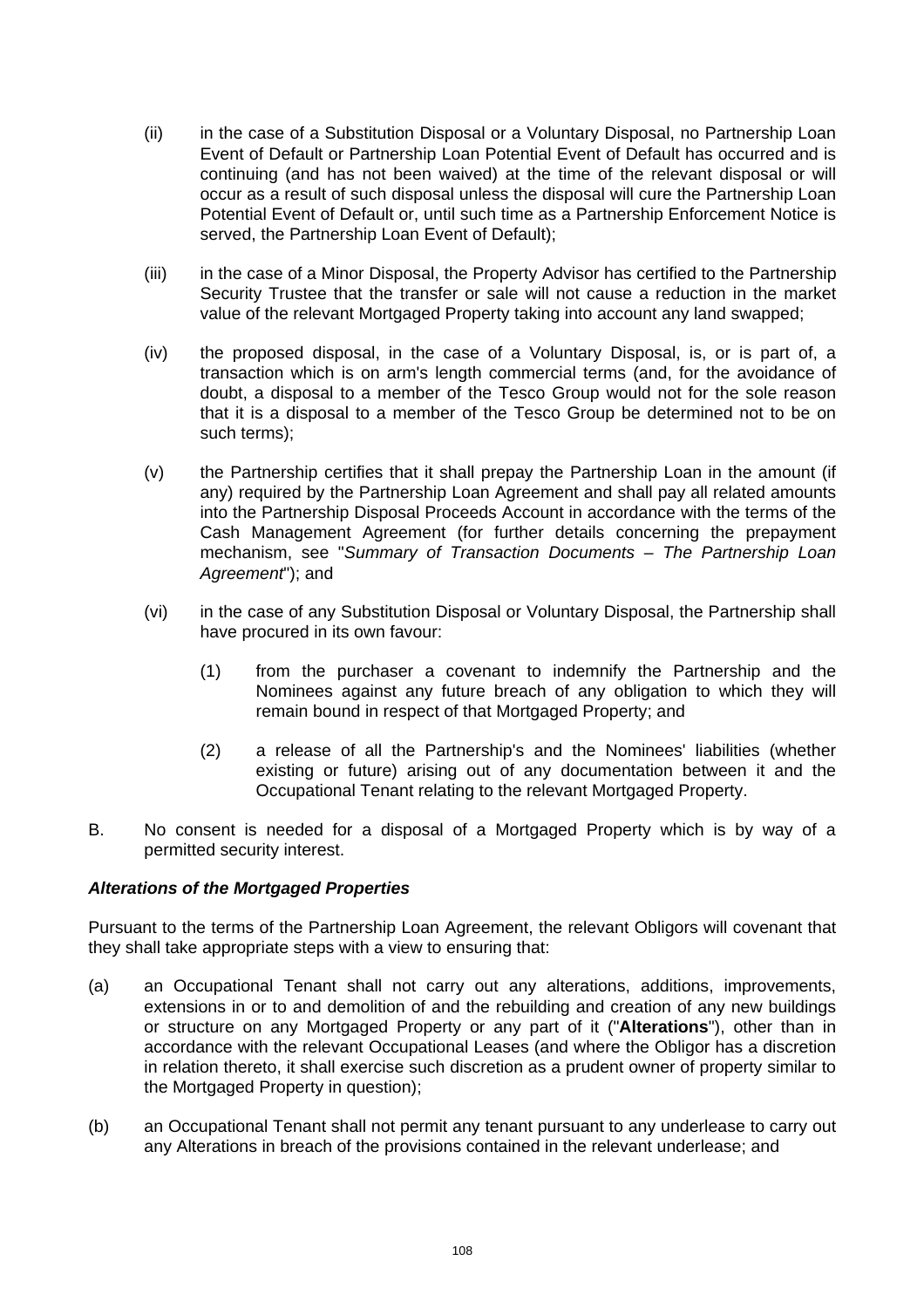(ii) in the case of a Substitution Disposal or a Voluntary Disposal, no Partnership Loan Event of Default or Partnership Loan Potential Event of Default has occurred and is continuing (and has not been waived) at the time of the relevant disposal or will occur as a result of such disposal unless the disposal will cure the Partnership Loan Potential Event of Default or, until such time as a Partnership Enforcement Notice is served, the Partnership Loan Event of Default);

(iii) in the case of a Minor Disposal, the Property Advisor has certified to the Partnership Security Trustee that the transfer or sale will not cause a reduction in the market value of the relevant Mortgaged Property taking into account any land swapped;

(iv) the proposed disposal, in the case of a Voluntary Disposal, is, or is part of, a transaction which is on arm's length commercial terms (and, for the avoidance of doubt, a disposal to a member of the Tesco Group would not for the sole reason that it is a disposal to a member of the Tesco Group be determined not to be on such terms);

(v) the Partnership certifies that it shall prepay the Partnership Loan in the amount (if any) required by the Partnership Loan Agreement and shall pay all related amounts into the Partnership Disposal Proceeds Account in accordance with the terms of the Cash Management Agreement (for further details concerning the prepayment mechanism, see "*Summary of Transaction Documents – The Partnership Loan Agreement*"); and

(vi) in the case of any Substitution Disposal or Voluntary Disposal, the Partnership shall have procured in its own favour:

   (1) from the purchaser a covenant to indemnify the Partnership and the Nominees against any future breach of any obligation to which they will remain bound in respect of that Mortgaged Property; and

   (2) a release of all the Partnership's and the Nominees' liabilities (whether existing or future) arising out of any documentation between it and the Occupational Tenant relating to the relevant Mortgaged Property.

B. No consent is needed for a disposal of a Mortgaged Property which is by way of a permitted security interest.

***Alterations of the Mortgaged Properties***

Pursuant to the terms of the Partnership Loan Agreement, the relevant Obligors will covenant that they shall take appropriate steps with a view to ensuring that:

(a) an Occupational Tenant shall not carry out any alterations, additions, improvements, extensions in or to and demolition of and the rebuilding and creation of any new buildings or structure on any Mortgaged Property or any part of it ("**Alterations**"), other than in accordance with the relevant Occupational Leases (and where the Obligor has a discretion in relation thereto, it shall exercise such discretion as a prudent owner of property similar to the Mortgaged Property in question);

(b) an Occupational Tenant shall not permit any tenant pursuant to any underlease to carry out any Alterations in breach of the provisions contained in the relevant underlease; and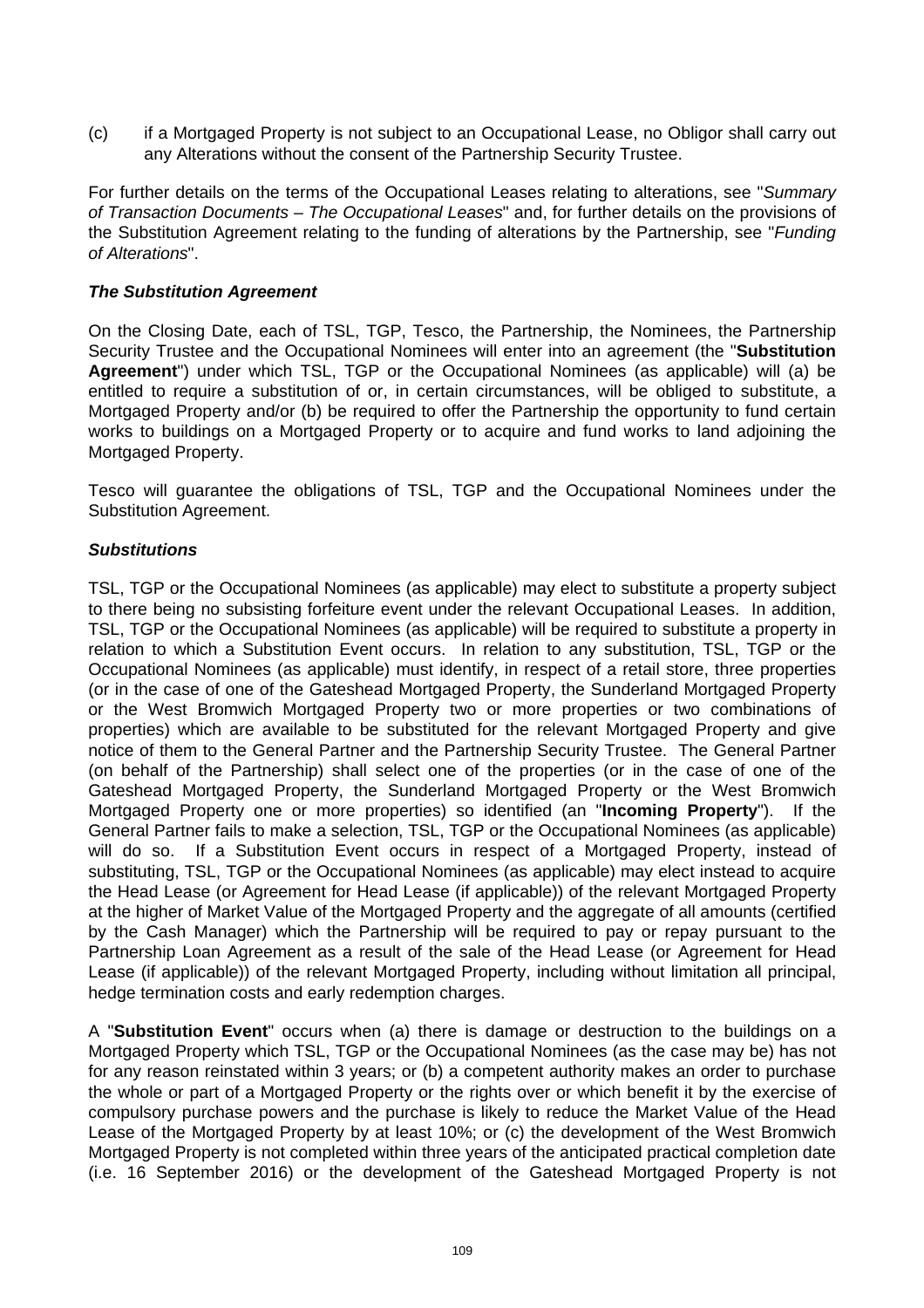(c) if a Mortgaged Property is not subject to an Occupational Lease, no Obligor shall carry out any Alterations without the consent of the Partnership Security Trustee.

For further details on the terms of the Occupational Leases relating to alterations, see "*Summary of Transaction Documents – The Occupational Leases*" and, for further details on the provisions of the Substitution Agreement relating to the funding of alterations by the Partnership, see "*Funding of Alterations*".

***The Substitution Agreement***

On the Closing Date, each of TSL, TGP, Tesco, the Partnership, the Nominees, the Partnership Security Trustee and the Occupational Nominees will enter into an agreement (the "**Substitution Agreement**") under which TSL, TGP or the Occupational Nominees (as applicable) will (a) be entitled to require a substitution of or, in certain circumstances, will be obliged to substitute, a Mortgaged Property and/or (b) be required to offer the Partnership the opportunity to fund certain works to buildings on a Mortgaged Property or to acquire and fund works to land adjoining the Mortgaged Property.

Tesco will guarantee the obligations of TSL, TGP and the Occupational Nominees under the Substitution Agreement.

***Substitutions***

TSL, TGP or the Occupational Nominees (as applicable) may elect to substitute a property subject to there being no subsisting forfeiture event under the relevant Occupational Leases. In addition, TSL, TGP or the Occupational Nominees (as applicable) will be required to substitute a property in relation to which a Substitution Event occurs. In relation to any substitution, TSL, TGP or the Occupational Nominees (as applicable) must identify, in respect of a retail store, three properties (or in the case of one of the Gateshead Mortgaged Property, the Sunderland Mortgaged Property or the West Bromwich Mortgaged Property two or more properties or two combinations of properties) which are available to be substituted for the relevant Mortgaged Property and give notice of them to the General Partner and the Partnership Security Trustee. The General Partner (on behalf of the Partnership) shall select one of the properties (or in the case of one of the Gateshead Mortgaged Property, the Sunderland Mortgaged Property or the West Bromwich Mortgaged Property one or more properties) so identified (an "**Incoming Property**"). If the General Partner fails to make a selection, TSL, TGP or the Occupational Nominees (as applicable) will do so. If a Substitution Event occurs in respect of a Mortgaged Property, instead of substituting, TSL, TGP or the Occupational Nominees (as applicable) may elect instead to acquire the Head Lease (or Agreement for Head Lease (if applicable)) of the relevant Mortgaged Property at the higher of Market Value of the Mortgaged Property and the aggregate of all amounts (certified by the Cash Manager) which the Partnership will be required to pay or repay pursuant to the Partnership Loan Agreement as a result of the sale of the Head Lease (or Agreement for Head Lease (if applicable)) of the relevant Mortgaged Property, including without limitation all principal, hedge termination costs and early redemption charges.

A "**Substitution Event**" occurs when (a) there is damage or destruction to the buildings on a Mortgaged Property which TSL, TGP or the Occupational Nominees (as the case may be) has not for any reason reinstated within 3 years; or (b) a competent authority makes an order to purchase the whole or part of a Mortgaged Property or the rights over or which benefit it by the exercise of compulsory purchase powers and the purchase is likely to reduce the Market Value of the Head Lease of the Mortgaged Property by at least 10%; or (c) the development of the West Bromwich Mortgaged Property is not completed within three years of the anticipated practical completion date (i.e. 16 September 2016) or the development of the Gateshead Mortgaged Property is not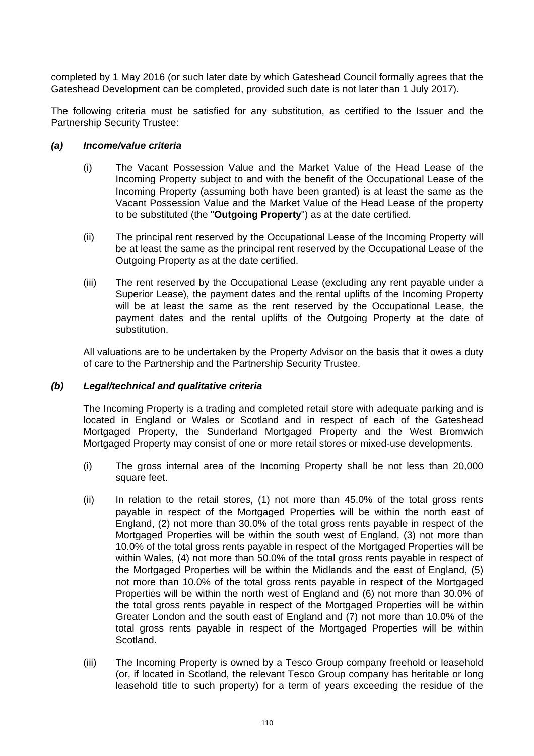completed by 1 May 2016 (or such later date by which Gateshead Council formally agrees that the Gateshead Development can be completed, provided such date is not later than 1 July 2017).

The following criteria must be satisfied for any substitution, as certified to the Issuer and the Partnership Security Trustee:

### *(a) Income/value criteria*

(i) The Vacant Possession Value and the Market Value of the Head Lease of the Incoming Property subject to and with the benefit of the Occupational Lease of the Incoming Property (assuming both have been granted) is at least the same as the Vacant Possession Value and the Market Value of the Head Lease of the property to be substituted (the "**Outgoing Property**") as at the date certified.

(ii) The principal rent reserved by the Occupational Lease of the Incoming Property will be at least the same as the principal rent reserved by the Occupational Lease of the Outgoing Property as at the date certified.

(iii) The rent reserved by the Occupational Lease (excluding any rent payable under a Superior Lease), the payment dates and the rental uplifts of the Incoming Property will be at least the same as the rent reserved by the Occupational Lease, the payment dates and the rental uplifts of the Outgoing Property at the date of substitution.

All valuations are to be undertaken by the Property Advisor on the basis that it owes a duty of care to the Partnership and the Partnership Security Trustee.

### *(b) Legal/technical and qualitative criteria*

The Incoming Property is a trading and completed retail store with adequate parking and is located in England or Wales or Scotland and in respect of each of the Gateshead Mortgaged Property, the Sunderland Mortgaged Property and the West Bromwich Mortgaged Property may consist of one or more retail stores or mixed-use developments.

(i) The gross internal area of the Incoming Property shall be not less than 20,000 square feet.

(ii) In relation to the retail stores, (1) not more than 45.0% of the total gross rents payable in respect of the Mortgaged Properties will be within the north east of England, (2) not more than 30.0% of the total gross rents payable in respect of the Mortgaged Properties will be within the south west of England, (3) not more than 10.0% of the total gross rents payable in respect of the Mortgaged Properties will be within Wales, (4) not more than 50.0% of the total gross rents payable in respect of the Mortgaged Properties will be within the Midlands and the east of England, (5) not more than 10.0% of the total gross rents payable in respect of the Mortgaged Properties will be within the north west of England and (6) not more than 30.0% of the total gross rents payable in respect of the Mortgaged Properties will be within Greater London and the south east of England and (7) not more than 10.0% of the total gross rents payable in respect of the Mortgaged Properties will be within Scotland.

(iii) The Incoming Property is owned by a Tesco Group company freehold or leasehold (or, if located in Scotland, the relevant Tesco Group company has heritable or long leasehold title to such property) for a term of years exceeding the residue of the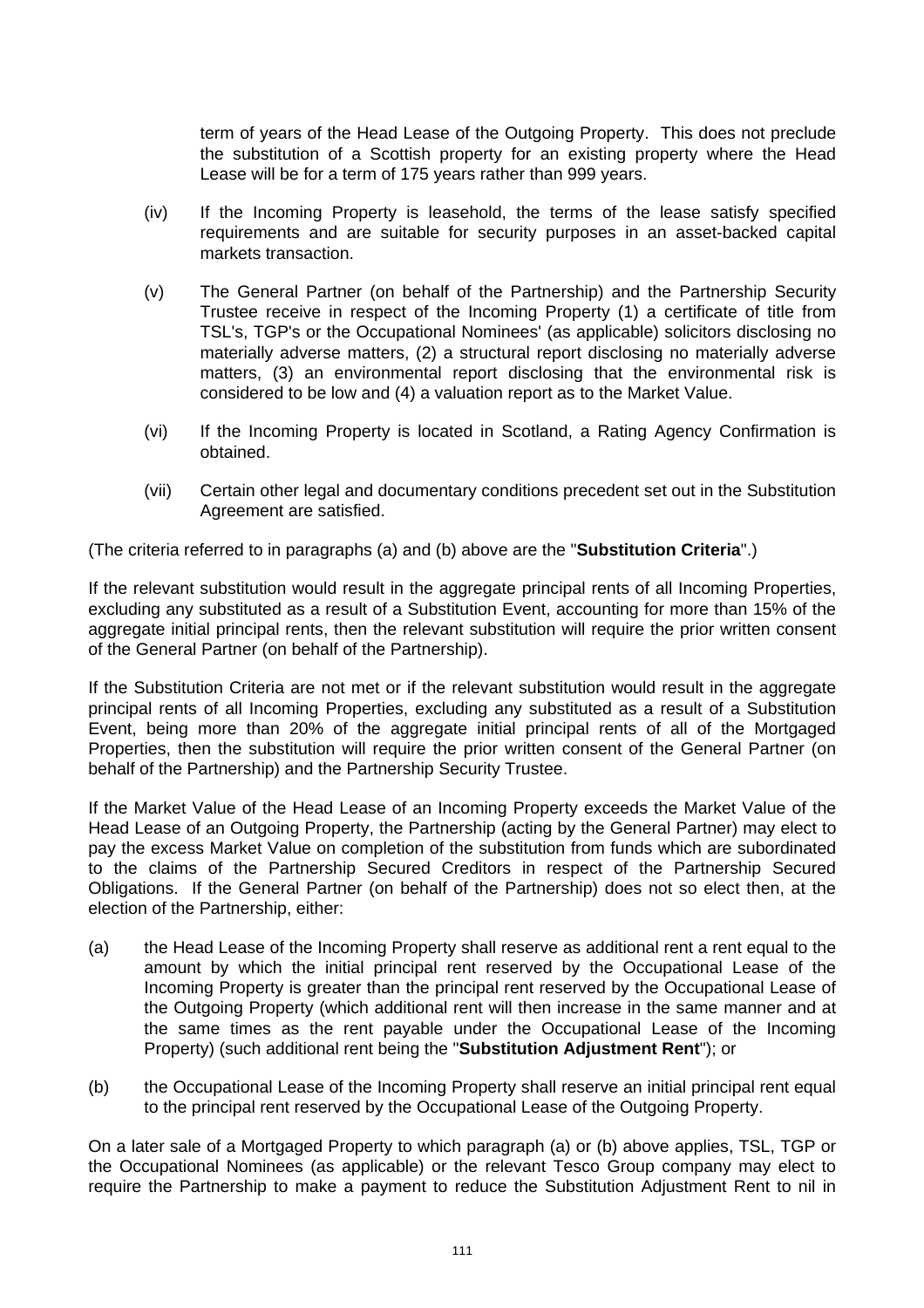term of years of the Head Lease of the Outgoing Property. This does not preclude the substitution of a Scottish property for an existing property where the Head Lease will be for a term of 175 years rather than 999 years.

(iv) If the Incoming Property is leasehold, the terms of the lease satisfy specified requirements and are suitable for security purposes in an asset-backed capital markets transaction.

(v) The General Partner (on behalf of the Partnership) and the Partnership Security Trustee receive in respect of the Incoming Property (1) a certificate of title from TSL's, TGP's or the Occupational Nominees' (as applicable) solicitors disclosing no materially adverse matters, (2) a structural report disclosing no materially adverse matters, (3) an environmental report disclosing that the environmental risk is considered to be low and (4) a valuation report as to the Market Value.

(vi) If the Incoming Property is located in Scotland, a Rating Agency Confirmation is obtained.

(vii) Certain other legal and documentary conditions precedent set out in the Substitution Agreement are satisfied.

(The criteria referred to in paragraphs (a) and (b) above are the "**Substitution Criteria**".)

If the relevant substitution would result in the aggregate principal rents of all Incoming Properties, excluding any substituted as a result of a Substitution Event, accounting for more than 15% of the aggregate initial principal rents, then the relevant substitution will require the prior written consent of the General Partner (on behalf of the Partnership).

If the Substitution Criteria are not met or if the relevant substitution would result in the aggregate principal rents of all Incoming Properties, excluding any substituted as a result of a Substitution Event, being more than 20% of the aggregate initial principal rents of all of the Mortgaged Properties, then the substitution will require the prior written consent of the General Partner (on behalf of the Partnership) and the Partnership Security Trustee.

If the Market Value of the Head Lease of an Incoming Property exceeds the Market Value of the Head Lease of an Outgoing Property, the Partnership (acting by the General Partner) may elect to pay the excess Market Value on completion of the substitution from funds which are subordinated to the claims of the Partnership Secured Creditors in respect of the Partnership Secured Obligations. If the General Partner (on behalf of the Partnership) does not so elect then, at the election of the Partnership, either:

(a) the Head Lease of the Incoming Property shall reserve as additional rent a rent equal to the amount by which the initial principal rent reserved by the Occupational Lease of the Incoming Property is greater than the principal rent reserved by the Occupational Lease of the Outgoing Property (which additional rent will then increase in the same manner and at the same times as the rent payable under the Occupational Lease of the Incoming Property) (such additional rent being the "**Substitution Adjustment Rent**"); or

(b) the Occupational Lease of the Incoming Property shall reserve an initial principal rent equal to the principal rent reserved by the Occupational Lease of the Outgoing Property.

On a later sale of a Mortgaged Property to which paragraph (a) or (b) above applies, TSL, TGP or the Occupational Nominees (as applicable) or the relevant Tesco Group company may elect to require the Partnership to make a payment to reduce the Substitution Adjustment Rent to nil in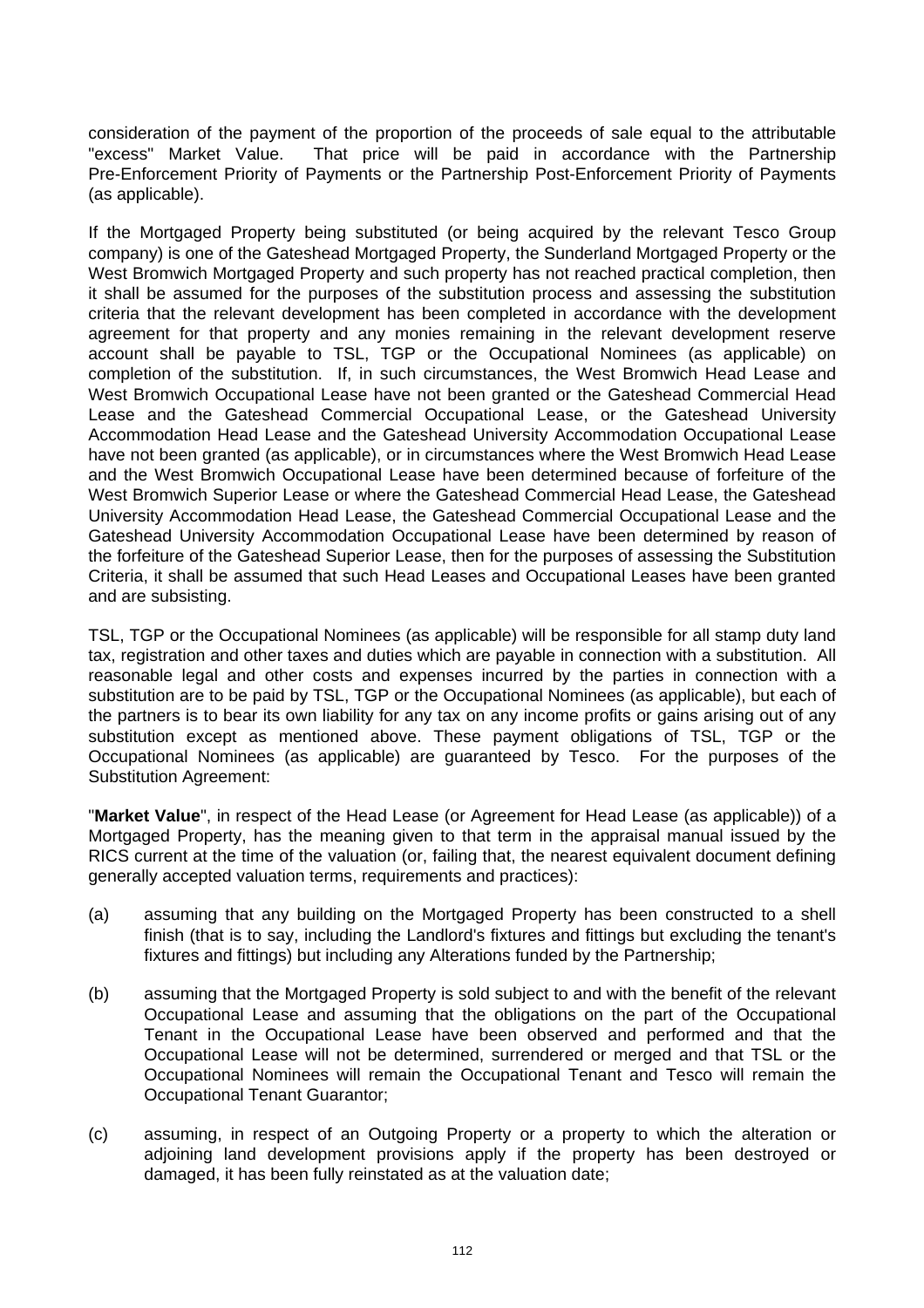consideration of the payment of the proportion of the proceeds of sale equal to the attributable "excess" Market Value. That price will be paid in accordance with the Partnership Pre-Enforcement Priority of Payments or the Partnership Post-Enforcement Priority of Payments (as applicable).

If the Mortgaged Property being substituted (or being acquired by the relevant Tesco Group company) is one of the Gateshead Mortgaged Property, the Sunderland Mortgaged Property or the West Bromwich Mortgaged Property and such property has not reached practical completion, then it shall be assumed for the purposes of the substitution process and assessing the substitution criteria that the relevant development has been completed in accordance with the development agreement for that property and any monies remaining in the relevant development reserve account shall be payable to TSL, TGP or the Occupational Nominees (as applicable) on completion of the substitution. If, in such circumstances, the West Bromwich Head Lease and West Bromwich Occupational Lease have not been granted or the Gateshead Commercial Head Lease and the Gateshead Commercial Occupational Lease, or the Gateshead University Accommodation Head Lease and the Gateshead University Accommodation Occupational Lease have not been granted (as applicable), or in circumstances where the West Bromwich Head Lease and the West Bromwich Occupational Lease have been determined because of forfeiture of the West Bromwich Superior Lease or where the Gateshead Commercial Head Lease, the Gateshead University Accommodation Head Lease, the Gateshead Commercial Occupational Lease and the Gateshead University Accommodation Occupational Lease have been determined by reason of the forfeiture of the Gateshead Superior Lease, then for the purposes of assessing the Substitution Criteria, it shall be assumed that such Head Leases and Occupational Leases have been granted and are subsisting.

TSL, TGP or the Occupational Nominees (as applicable) will be responsible for all stamp duty land tax, registration and other taxes and duties which are payable in connection with a substitution. All reasonable legal and other costs and expenses incurred by the parties in connection with a substitution are to be paid by TSL, TGP or the Occupational Nominees (as applicable), but each of the partners is to bear its own liability for any tax on any income profits or gains arising out of any substitution except as mentioned above. These payment obligations of TSL, TGP or the Occupational Nominees (as applicable) are guaranteed by Tesco. For the purposes of the Substitution Agreement:

"**Market Value**", in respect of the Head Lease (or Agreement for Head Lease (as applicable)) of a Mortgaged Property, has the meaning given to that term in the appraisal manual issued by the RICS current at the time of the valuation (or, failing that, the nearest equivalent document defining generally accepted valuation terms, requirements and practices):

(a) assuming that any building on the Mortgaged Property has been constructed to a shell finish (that is to say, including the Landlord's fixtures and fittings but excluding the tenant's fixtures and fittings) but including any Alterations funded by the Partnership;

(b) assuming that the Mortgaged Property is sold subject to and with the benefit of the relevant Occupational Lease and assuming that the obligations on the part of the Occupational Tenant in the Occupational Lease have been observed and performed and that the Occupational Lease will not be determined, surrendered or merged and that TSL or the Occupational Nominees will remain the Occupational Tenant and Tesco will remain the Occupational Tenant Guarantor;

(c) assuming, in respect of an Outgoing Property or a property to which the alteration or adjoining land development provisions apply if the property has been destroyed or damaged, it has been fully reinstated as at the valuation date;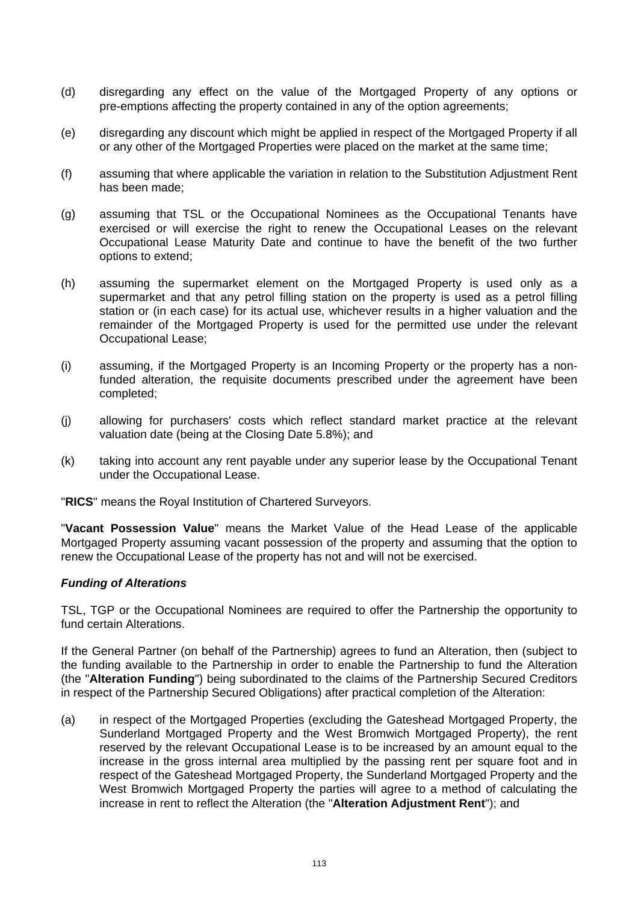(d) disregarding any effect on the value of the Mortgaged Property of any options or pre-emptions affecting the property contained in any of the option agreements;

(e) disregarding any discount which might be applied in respect of the Mortgaged Property if all or any other of the Mortgaged Properties were placed on the market at the same time;

(f) assuming that where applicable the variation in relation to the Substitution Adjustment Rent has been made;

(g) assuming that TSL or the Occupational Nominees as the Occupational Tenants have exercised or will exercise the right to renew the Occupational Leases on the relevant Occupational Lease Maturity Date and continue to have the benefit of the two further options to extend;

(h) assuming the supermarket element on the Mortgaged Property is used only as a supermarket and that any petrol filling station on the property is used as a petrol filling station or (in each case) for its actual use, whichever results in a higher valuation and the remainder of the Mortgaged Property is used for the permitted use under the relevant Occupational Lease;

(i) assuming, if the Mortgaged Property is an Incoming Property or the property has a non-funded alteration, the requisite documents prescribed under the agreement have been completed;

(j) allowing for purchasers' costs which reflect standard market practice at the relevant valuation date (being at the Closing Date 5.8%); and

(k) taking into account any rent payable under any superior lease by the Occupational Tenant under the Occupational Lease.

"**RICS**" means the Royal Institution of Chartered Surveyors.

"**Vacant Possession Value**" means the Market Value of the Head Lease of the applicable Mortgaged Property assuming vacant possession of the property and assuming that the option to renew the Occupational Lease of the property has not and will not be exercised.

***Funding of Alterations***

TSL, TGP or the Occupational Nominees are required to offer the Partnership the opportunity to fund certain Alterations.

If the General Partner (on behalf of the Partnership) agrees to fund an Alteration, then (subject to the funding available to the Partnership in order to enable the Partnership to fund the Alteration (the "**Alteration Funding**") being subordinated to the claims of the Partnership Secured Creditors in respect of the Partnership Secured Obligations) after practical completion of the Alteration:

(a) in respect of the Mortgaged Properties (excluding the Gateshead Mortgaged Property, the Sunderland Mortgaged Property and the West Bromwich Mortgaged Property), the rent reserved by the relevant Occupational Lease is to be increased by an amount equal to the increase in the gross internal area multiplied by the passing rent per square foot and in respect of the Gateshead Mortgaged Property, the Sunderland Mortgaged Property and the West Bromwich Mortgaged Property the parties will agree to a method of calculating the increase in rent to reflect the Alteration (the "**Alteration Adjustment Rent**"); and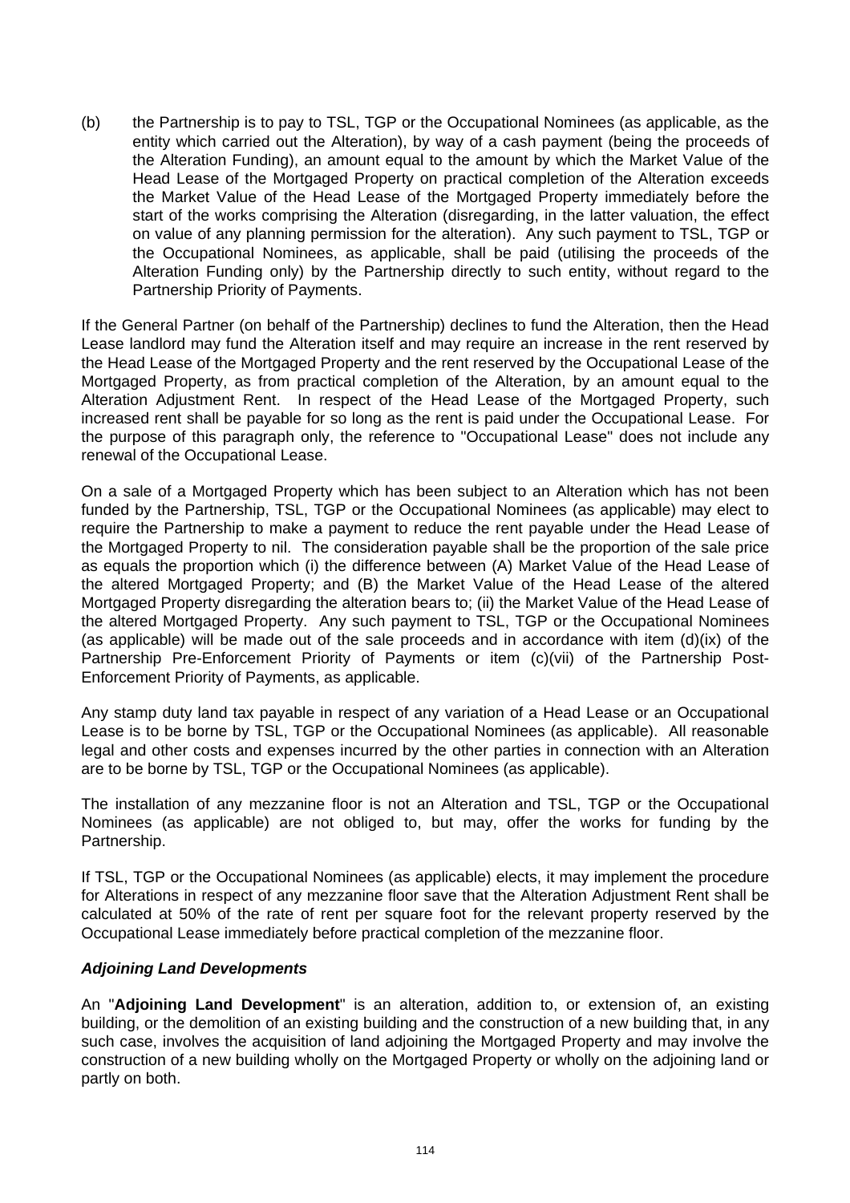(b) the Partnership is to pay to TSL, TGP or the Occupational Nominees (as applicable, as the entity which carried out the Alteration), by way of a cash payment (being the proceeds of the Alteration Funding), an amount equal to the amount by which the Market Value of the Head Lease of the Mortgaged Property on practical completion of the Alteration exceeds the Market Value of the Head Lease of the Mortgaged Property immediately before the start of the works comprising the Alteration (disregarding, in the latter valuation, the effect on value of any planning permission for the alteration). Any such payment to TSL, TGP or the Occupational Nominees, as applicable, shall be paid (utilising the proceeds of the Alteration Funding only) by the Partnership directly to such entity, without regard to the Partnership Priority of Payments.

If the General Partner (on behalf of the Partnership) declines to fund the Alteration, then the Head Lease landlord may fund the Alteration itself and may require an increase in the rent reserved by the Head Lease of the Mortgaged Property and the rent reserved by the Occupational Lease of the Mortgaged Property, as from practical completion of the Alteration, by an amount equal to the Alteration Adjustment Rent. In respect of the Head Lease of the Mortgaged Property, such increased rent shall be payable for so long as the rent is paid under the Occupational Lease. For the purpose of this paragraph only, the reference to "Occupational Lease" does not include any renewal of the Occupational Lease.

On a sale of a Mortgaged Property which has been subject to an Alteration which has not been funded by the Partnership, TSL, TGP or the Occupational Nominees (as applicable) may elect to require the Partnership to make a payment to reduce the rent payable under the Head Lease of the Mortgaged Property to nil. The consideration payable shall be the proportion of the sale price as equals the proportion which (i) the difference between (A) Market Value of the Head Lease of the altered Mortgaged Property; and (B) the Market Value of the Head Lease of the altered Mortgaged Property disregarding the alteration bears to; (ii) the Market Value of the Head Lease of the altered Mortgaged Property. Any such payment to TSL, TGP or the Occupational Nominees (as applicable) will be made out of the sale proceeds and in accordance with item (d)(ix) of the Partnership Pre-Enforcement Priority of Payments or item (c)(vii) of the Partnership Post-Enforcement Priority of Payments, as applicable.

Any stamp duty land tax payable in respect of any variation of a Head Lease or an Occupational Lease is to be borne by TSL, TGP or the Occupational Nominees (as applicable). All reasonable legal and other costs and expenses incurred by the other parties in connection with an Alteration are to be borne by TSL, TGP or the Occupational Nominees (as applicable).

The installation of any mezzanine floor is not an Alteration and TSL, TGP or the Occupational Nominees (as applicable) are not obliged to, but may, offer the works for funding by the Partnership.

If TSL, TGP or the Occupational Nominees (as applicable) elects, it may implement the procedure for Alterations in respect of any mezzanine floor save that the Alteration Adjustment Rent shall be calculated at 50% of the rate of rent per square foot for the relevant property reserved by the Occupational Lease immediately before practical completion of the mezzanine floor.

***Adjoining Land Developments***

An "**Adjoining Land Development**" is an alteration, addition to, or extension of, an existing building, or the demolition of an existing building and the construction of a new building that, in any such case, involves the acquisition of land adjoining the Mortgaged Property and may involve the construction of a new building wholly on the Mortgaged Property or wholly on the adjoining land or partly on both.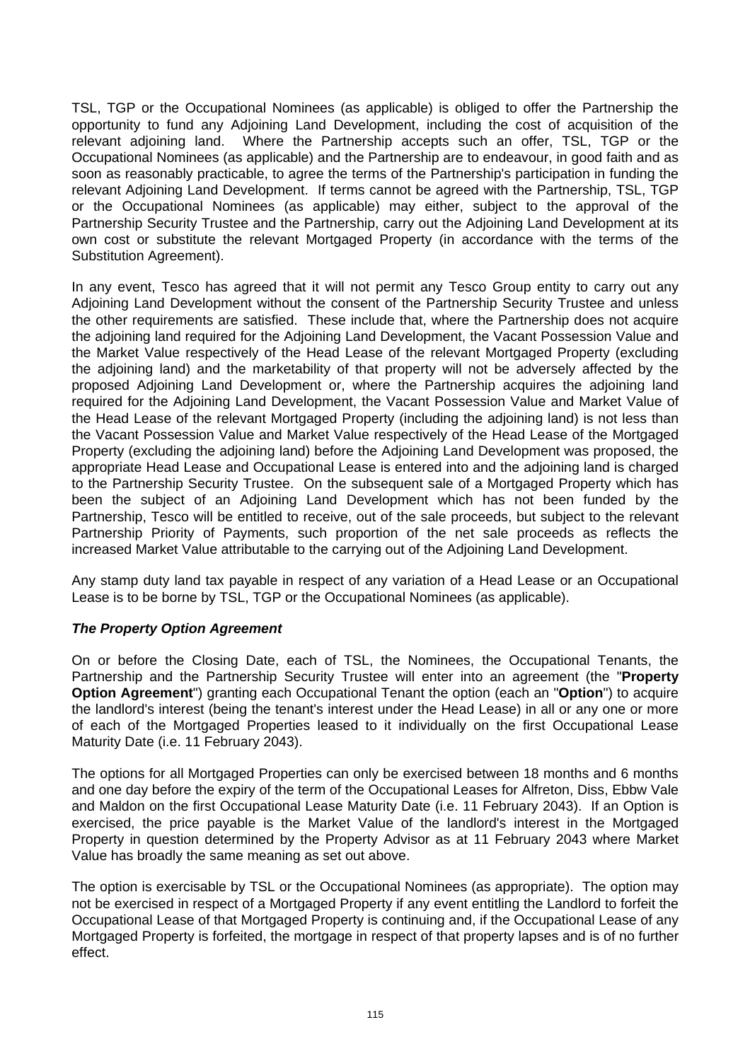TSL, TGP or the Occupational Nominees (as applicable) is obliged to offer the Partnership the opportunity to fund any Adjoining Land Development, including the cost of acquisition of the relevant adjoining land. Where the Partnership accepts such an offer, TSL, TGP or the Occupational Nominees (as applicable) and the Partnership are to endeavour, in good faith and as soon as reasonably practicable, to agree the terms of the Partnership's participation in funding the relevant Adjoining Land Development. If terms cannot be agreed with the Partnership, TSL, TGP or the Occupational Nominees (as applicable) may either, subject to the approval of the Partnership Security Trustee and the Partnership, carry out the Adjoining Land Development at its own cost or substitute the relevant Mortgaged Property (in accordance with the terms of the Substitution Agreement).

In any event, Tesco has agreed that it will not permit any Tesco Group entity to carry out any Adjoining Land Development without the consent of the Partnership Security Trustee and unless the other requirements are satisfied. These include that, where the Partnership does not acquire the adjoining land required for the Adjoining Land Development, the Vacant Possession Value and the Market Value respectively of the Head Lease of the relevant Mortgaged Property (excluding the adjoining land) and the marketability of that property will not be adversely affected by the proposed Adjoining Land Development or, where the Partnership acquires the adjoining land required for the Adjoining Land Development, the Vacant Possession Value and Market Value of the Head Lease of the relevant Mortgaged Property (including the adjoining land) is not less than the Vacant Possession Value and Market Value respectively of the Head Lease of the Mortgaged Property (excluding the adjoining land) before the Adjoining Land Development was proposed, the appropriate Head Lease and Occupational Lease is entered into and the adjoining land is charged to the Partnership Security Trustee. On the subsequent sale of a Mortgaged Property which has been the subject of an Adjoining Land Development which has not been funded by the Partnership, Tesco will be entitled to receive, out of the sale proceeds, but subject to the relevant Partnership Priority of Payments, such proportion of the net sale proceeds as reflects the increased Market Value attributable to the carrying out of the Adjoining Land Development.

Any stamp duty land tax payable in respect of any variation of a Head Lease or an Occupational Lease is to be borne by TSL, TGP or the Occupational Nominees (as applicable).

***The Property Option Agreement***

On or before the Closing Date, each of TSL, the Nominees, the Occupational Tenants, the Partnership and the Partnership Security Trustee will enter into an agreement (the "**Property Option Agreement**") granting each Occupational Tenant the option (each an "**Option**") to acquire the landlord's interest (being the tenant's interest under the Head Lease) in all or any one or more of each of the Mortgaged Properties leased to it individually on the first Occupational Lease Maturity Date (i.e. 11 February 2043).

The options for all Mortgaged Properties can only be exercised between 18 months and 6 months and one day before the expiry of the term of the Occupational Leases for Alfreton, Diss, Ebbw Vale and Maldon on the first Occupational Lease Maturity Date (i.e. 11 February 2043). If an Option is exercised, the price payable is the Market Value of the landlord's interest in the Mortgaged Property in question determined by the Property Advisor as at 11 February 2043 where Market Value has broadly the same meaning as set out above.

The option is exercisable by TSL or the Occupational Nominees (as appropriate). The option may not be exercised in respect of a Mortgaged Property if any event entitling the Landlord to forfeit the Occupational Lease of that Mortgaged Property is continuing and, if the Occupational Lease of any Mortgaged Property is forfeited, the mortgage in respect of that property lapses and is of no further effect.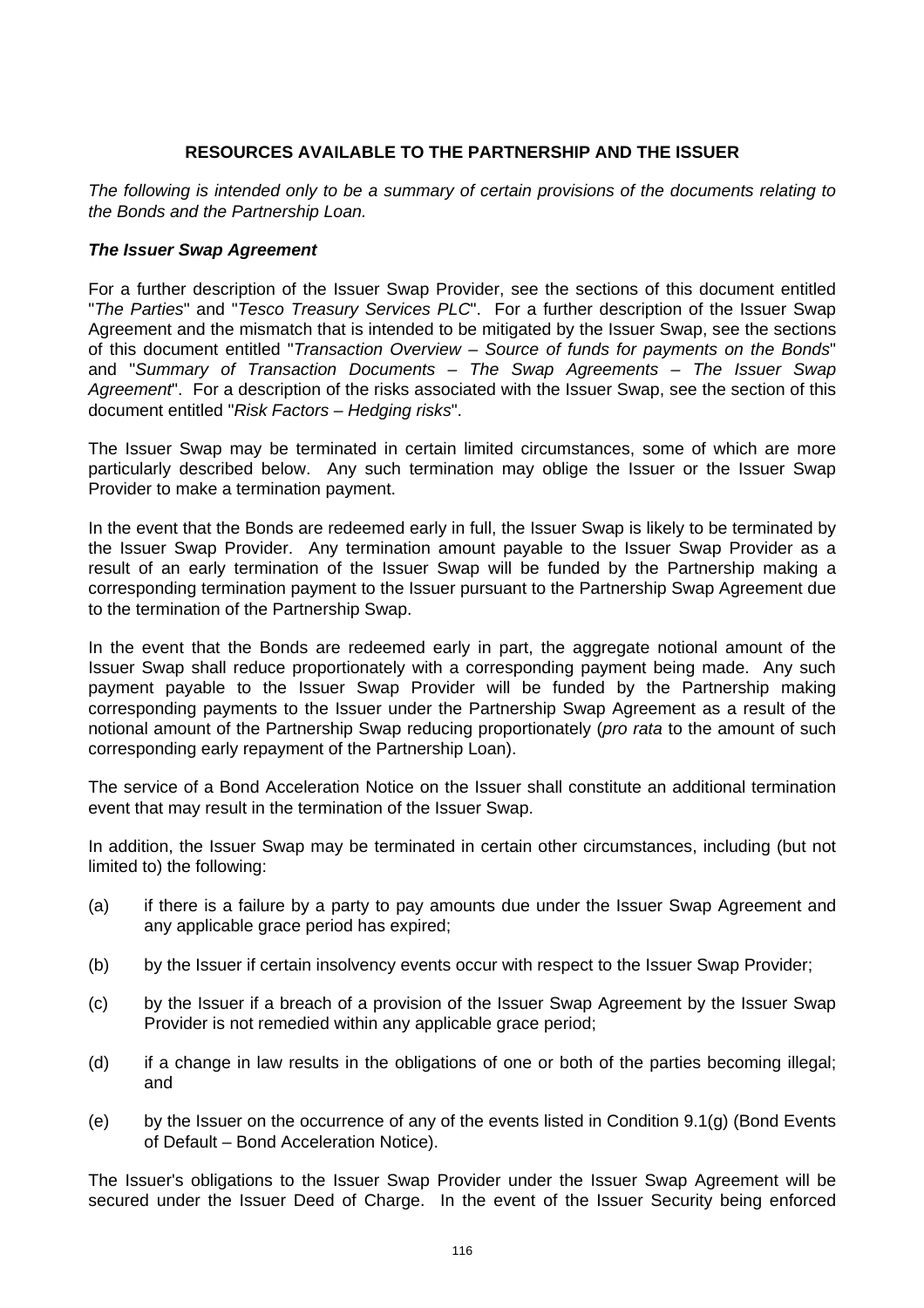## RESOURCES AVAILABLE TO THE PARTNERSHIP AND THE ISSUER

*The following is intended only to be a summary of certain provisions of the documents relating to the Bonds and the Partnership Loan.*

***The Issuer Swap Agreement***

For a further description of the Issuer Swap Provider, see the sections of this document entitled "*The Parties*" and "*Tesco Treasury Services PLC*". For a further description of the Issuer Swap Agreement and the mismatch that is intended to be mitigated by the Issuer Swap, see the sections of this document entitled "*Transaction Overview – Source of funds for payments on the Bonds*" and "*Summary of Transaction Documents – The Swap Agreements – The Issuer Swap Agreement*". For a description of the risks associated with the Issuer Swap, see the section of this document entitled "*Risk Factors – Hedging risks*".

The Issuer Swap may be terminated in certain limited circumstances, some of which are more particularly described below. Any such termination may oblige the Issuer or the Issuer Swap Provider to make a termination payment.

In the event that the Bonds are redeemed early in full, the Issuer Swap is likely to be terminated by the Issuer Swap Provider. Any termination amount payable to the Issuer Swap Provider as a result of an early termination of the Issuer Swap will be funded by the Partnership making a corresponding termination payment to the Issuer pursuant to the Partnership Swap Agreement due to the termination of the Partnership Swap.

In the event that the Bonds are redeemed early in part, the aggregate notional amount of the Issuer Swap shall reduce proportionately with a corresponding payment being made. Any such payment payable to the Issuer Swap Provider will be funded by the Partnership making corresponding payments to the Issuer under the Partnership Swap Agreement as a result of the notional amount of the Partnership Swap reducing proportionately (*pro rata* to the amount of such corresponding early repayment of the Partnership Loan).

The service of a Bond Acceleration Notice on the Issuer shall constitute an additional termination event that may result in the termination of the Issuer Swap.

In addition, the Issuer Swap may be terminated in certain other circumstances, including (but not limited to) the following:

(a) if there is a failure by a party to pay amounts due under the Issuer Swap Agreement and any applicable grace period has expired;

(b) by the Issuer if certain insolvency events occur with respect to the Issuer Swap Provider;

(c) by the Issuer if a breach of a provision of the Issuer Swap Agreement by the Issuer Swap Provider is not remedied within any applicable grace period;

(d) if a change in law results in the obligations of one or both of the parties becoming illegal; and

(e) by the Issuer on the occurrence of any of the events listed in Condition 9.1(g) (Bond Events of Default – Bond Acceleration Notice).

The Issuer's obligations to the Issuer Swap Provider under the Issuer Swap Agreement will be secured under the Issuer Deed of Charge. In the event of the Issuer Security being enforced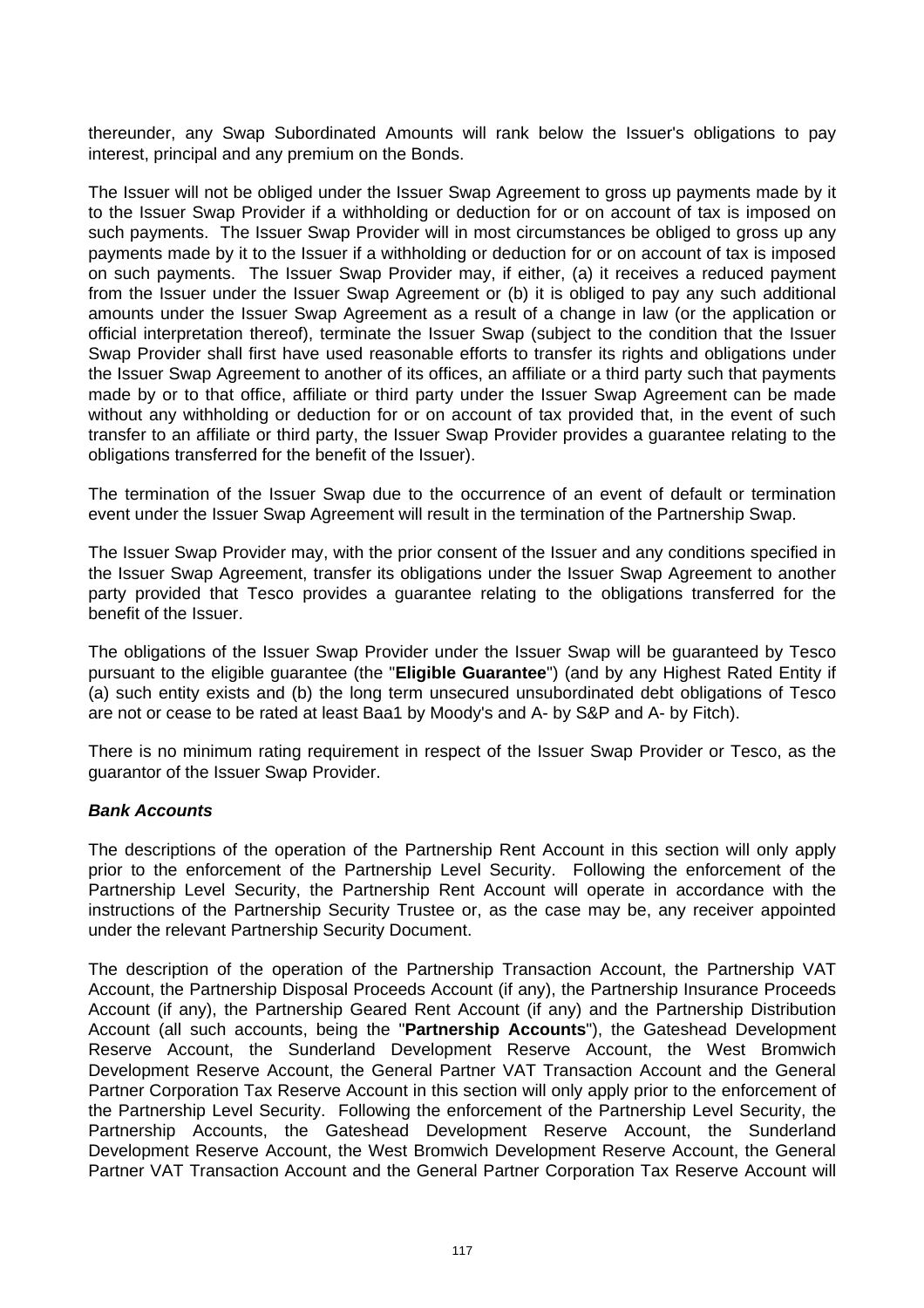thereunder, any Swap Subordinated Amounts will rank below the Issuer's obligations to pay interest, principal and any premium on the Bonds.

The Issuer will not be obliged under the Issuer Swap Agreement to gross up payments made by it to the Issuer Swap Provider if a withholding or deduction for or on account of tax is imposed on such payments. The Issuer Swap Provider will in most circumstances be obliged to gross up any payments made by it to the Issuer if a withholding or deduction for or on account of tax is imposed on such payments. The Issuer Swap Provider may, if either, (a) it receives a reduced payment from the Issuer under the Issuer Swap Agreement or (b) it is obliged to pay any such additional amounts under the Issuer Swap Agreement as a result of a change in law (or the application or official interpretation thereof), terminate the Issuer Swap (subject to the condition that the Issuer Swap Provider shall first have used reasonable efforts to transfer its rights and obligations under the Issuer Swap Agreement to another of its offices, an affiliate or a third party such that payments made by or to that office, affiliate or third party under the Issuer Swap Agreement can be made without any withholding or deduction for or on account of tax provided that, in the event of such transfer to an affiliate or third party, the Issuer Swap Provider provides a guarantee relating to the obligations transferred for the benefit of the Issuer).

The termination of the Issuer Swap due to the occurrence of an event of default or termination event under the Issuer Swap Agreement will result in the termination of the Partnership Swap.

The Issuer Swap Provider may, with the prior consent of the Issuer and any conditions specified in the Issuer Swap Agreement, transfer its obligations under the Issuer Swap Agreement to another party provided that Tesco provides a guarantee relating to the obligations transferred for the benefit of the Issuer.

The obligations of the Issuer Swap Provider under the Issuer Swap will be guaranteed by Tesco pursuant to the eligible guarantee (the "**Eligible Guarantee**") (and by any Highest Rated Entity if (a) such entity exists and (b) the long term unsecured unsubordinated debt obligations of Tesco are not or cease to be rated at least Baa1 by Moody's and A- by S&P and A- by Fitch).

There is no minimum rating requirement in respect of the Issuer Swap Provider or Tesco, as the guarantor of the Issuer Swap Provider.

***Bank Accounts***

The descriptions of the operation of the Partnership Rent Account in this section will only apply prior to the enforcement of the Partnership Level Security. Following the enforcement of the Partnership Level Security, the Partnership Rent Account will operate in accordance with the instructions of the Partnership Security Trustee or, as the case may be, any receiver appointed under the relevant Partnership Security Document.

The description of the operation of the Partnership Transaction Account, the Partnership VAT Account, the Partnership Disposal Proceeds Account (if any), the Partnership Insurance Proceeds Account (if any), the Partnership Geared Rent Account (if any) and the Partnership Distribution Account (all such accounts, being the "**Partnership Accounts**"), the Gateshead Development Reserve Account, the Sunderland Development Reserve Account, the West Bromwich Development Reserve Account, the General Partner VAT Transaction Account and the General Partner Corporation Tax Reserve Account in this section will only apply prior to the enforcement of the Partnership Level Security. Following the enforcement of the Partnership Level Security, the Partnership Accounts, the Gateshead Development Reserve Account, the Sunderland Development Reserve Account, the West Bromwich Development Reserve Account, the General Partner VAT Transaction Account and the General Partner Corporation Tax Reserve Account will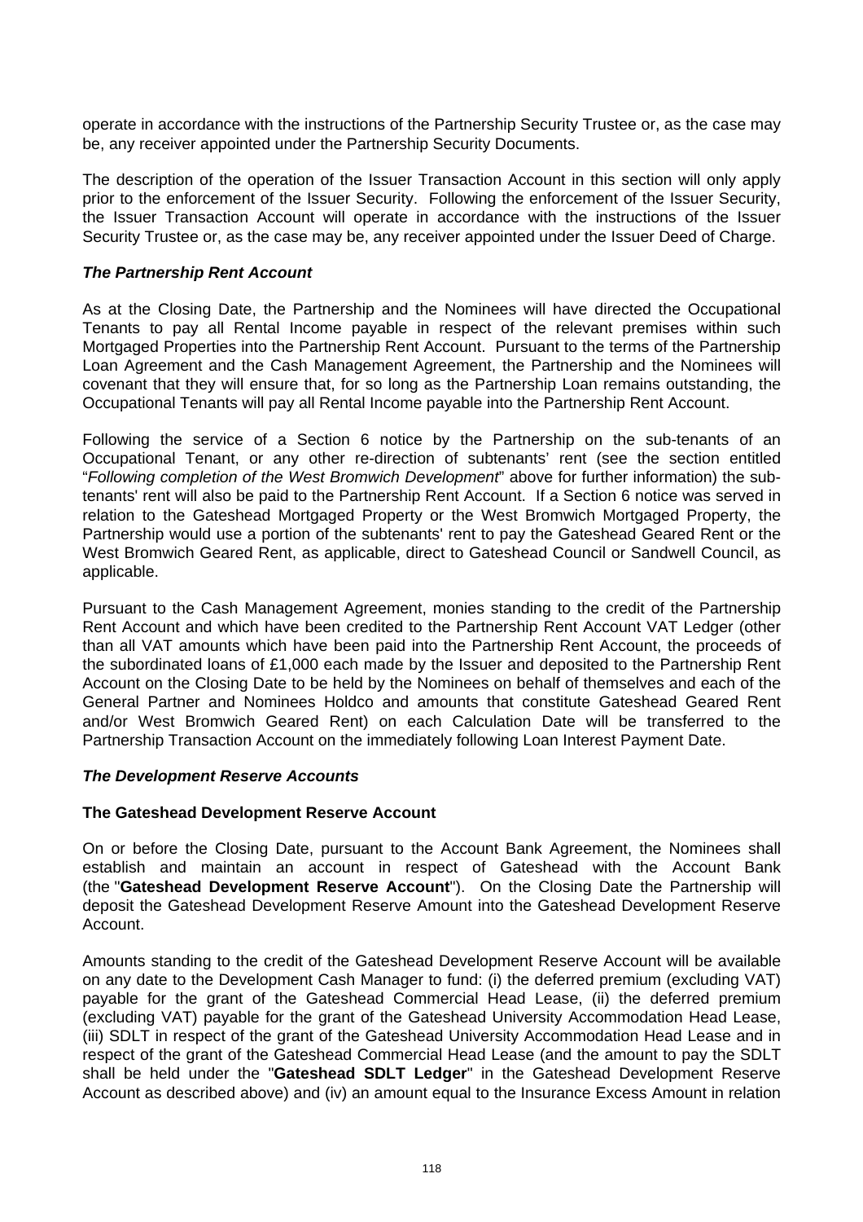operate in accordance with the instructions of the Partnership Security Trustee or, as the case may be, any receiver appointed under the Partnership Security Documents.

The description of the operation of the Issuer Transaction Account in this section will only apply prior to the enforcement of the Issuer Security. Following the enforcement of the Issuer Security, the Issuer Transaction Account will operate in accordance with the instructions of the Issuer Security Trustee or, as the case may be, any receiver appointed under the Issuer Deed of Charge.

### *The Partnership Rent Account*

As at the Closing Date, the Partnership and the Nominees will have directed the Occupational Tenants to pay all Rental Income payable in respect of the relevant premises within such Mortgaged Properties into the Partnership Rent Account. Pursuant to the terms of the Partnership Loan Agreement and the Cash Management Agreement, the Partnership and the Nominees will covenant that they will ensure that, for so long as the Partnership Loan remains outstanding, the Occupational Tenants will pay all Rental Income payable into the Partnership Rent Account.

Following the service of a Section 6 notice by the Partnership on the sub-tenants of an Occupational Tenant, or any other re-direction of subtenants' rent (see the section entitled "*Following completion of the West Bromwich Development*" above for further information) the sub-tenants' rent will also be paid to the Partnership Rent Account. If a Section 6 notice was served in relation to the Gateshead Mortgaged Property or the West Bromwich Mortgaged Property, the Partnership would use a portion of the subtenants' rent to pay the Gateshead Geared Rent or the West Bromwich Geared Rent, as applicable, direct to Gateshead Council or Sandwell Council, as applicable.

Pursuant to the Cash Management Agreement, monies standing to the credit of the Partnership Rent Account and which have been credited to the Partnership Rent Account VAT Ledger (other than all VAT amounts which have been paid into the Partnership Rent Account, the proceeds of the subordinated loans of £1,000 each made by the Issuer and deposited to the Partnership Rent Account on the Closing Date to be held by the Nominees on behalf of themselves and each of the General Partner and Nominees Holdco and amounts that constitute Gateshead Geared Rent and/or West Bromwich Geared Rent) on each Calculation Date will be transferred to the Partnership Transaction Account on the immediately following Loan Interest Payment Date.

### *The Development Reserve Accounts*

#### **The Gateshead Development Reserve Account**

On or before the Closing Date, pursuant to the Account Bank Agreement, the Nominees shall establish and maintain an account in respect of Gateshead with the Account Bank (the "**Gateshead Development Reserve Account**"). On the Closing Date the Partnership will deposit the Gateshead Development Reserve Amount into the Gateshead Development Reserve Account.

Amounts standing to the credit of the Gateshead Development Reserve Account will be available on any date to the Development Cash Manager to fund: (i) the deferred premium (excluding VAT) payable for the grant of the Gateshead Commercial Head Lease, (ii) the deferred premium (excluding VAT) payable for the grant of the Gateshead University Accommodation Head Lease, (iii) SDLT in respect of the grant of the Gateshead University Accommodation Head Lease and in respect of the grant of the Gateshead Commercial Head Lease (and the amount to pay the SDLT shall be held under the "**Gateshead SDLT Ledger**" in the Gateshead Development Reserve Account as described above) and (iv) an amount equal to the Insurance Excess Amount in relation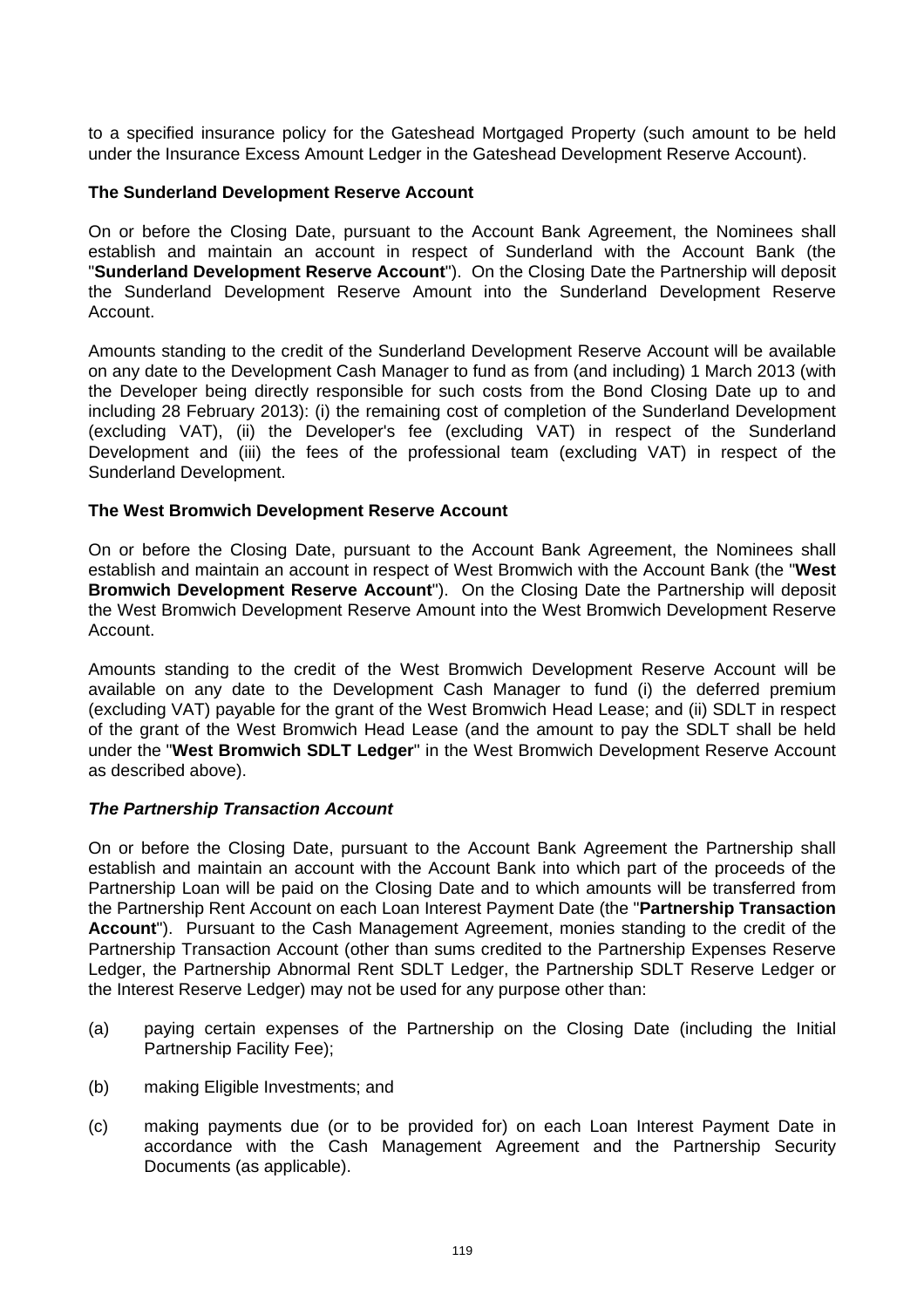to a specified insurance policy for the Gateshead Mortgaged Property (such amount to be held under the Insurance Excess Amount Ledger in the Gateshead Development Reserve Account).

**The Sunderland Development Reserve Account**

On or before the Closing Date, pursuant to the Account Bank Agreement, the Nominees shall establish and maintain an account in respect of Sunderland with the Account Bank (the "**Sunderland Development Reserve Account**"). On the Closing Date the Partnership will deposit the Sunderland Development Reserve Amount into the Sunderland Development Reserve Account.

Amounts standing to the credit of the Sunderland Development Reserve Account will be available on any date to the Development Cash Manager to fund as from (and including) 1 March 2013 (with the Developer being directly responsible for such costs from the Bond Closing Date up to and including 28 February 2013): (i) the remaining cost of completion of the Sunderland Development (excluding VAT), (ii) the Developer's fee (excluding VAT) in respect of the Sunderland Development and (iii) the fees of the professional team (excluding VAT) in respect of the Sunderland Development.

**The West Bromwich Development Reserve Account**

On or before the Closing Date, pursuant to the Account Bank Agreement, the Nominees shall establish and maintain an account in respect of West Bromwich with the Account Bank (the "**West Bromwich Development Reserve Account**"). On the Closing Date the Partnership will deposit the West Bromwich Development Reserve Amount into the West Bromwich Development Reserve Account.

Amounts standing to the credit of the West Bromwich Development Reserve Account will be available on any date to the Development Cash Manager to fund (i) the deferred premium (excluding VAT) payable for the grant of the West Bromwich Head Lease; and (ii) SDLT in respect of the grant of the West Bromwich Head Lease (and the amount to pay the SDLT shall be held under the "**West Bromwich SDLT Ledger**" in the West Bromwich Development Reserve Account as described above).

***The Partnership Transaction Account***

On or before the Closing Date, pursuant to the Account Bank Agreement the Partnership shall establish and maintain an account with the Account Bank into which part of the proceeds of the Partnership Loan will be paid on the Closing Date and to which amounts will be transferred from the Partnership Rent Account on each Loan Interest Payment Date (the "**Partnership Transaction Account**"). Pursuant to the Cash Management Agreement, monies standing to the credit of the Partnership Transaction Account (other than sums credited to the Partnership Expenses Reserve Ledger, the Partnership Abnormal Rent SDLT Ledger, the Partnership SDLT Reserve Ledger or the Interest Reserve Ledger) may not be used for any purpose other than:

(a) paying certain expenses of the Partnership on the Closing Date (including the Initial Partnership Facility Fee);

(b) making Eligible Investments; and

(c) making payments due (or to be provided for) on each Loan Interest Payment Date in accordance with the Cash Management Agreement and the Partnership Security Documents (as applicable).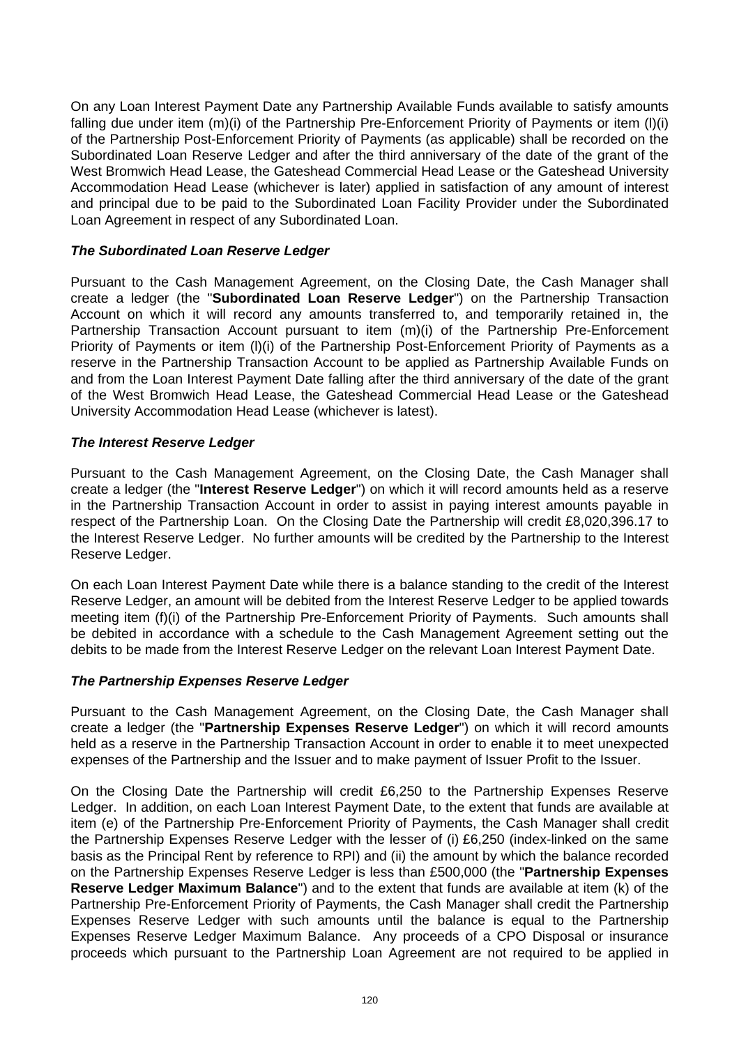On any Loan Interest Payment Date any Partnership Available Funds available to satisfy amounts falling due under item (m)(i) of the Partnership Pre-Enforcement Priority of Payments or item (l)(i) of the Partnership Post-Enforcement Priority of Payments (as applicable) shall be recorded on the Subordinated Loan Reserve Ledger and after the third anniversary of the date of the grant of the West Bromwich Head Lease, the Gateshead Commercial Head Lease or the Gateshead University Accommodation Head Lease (whichever is later) applied in satisfaction of any amount of interest and principal due to be paid to the Subordinated Loan Facility Provider under the Subordinated Loan Agreement in respect of any Subordinated Loan.

***The Subordinated Loan Reserve Ledger***

Pursuant to the Cash Management Agreement, on the Closing Date, the Cash Manager shall create a ledger (the "**Subordinated Loan Reserve Ledger**") on the Partnership Transaction Account on which it will record any amounts transferred to, and temporarily retained in, the Partnership Transaction Account pursuant to item (m)(i) of the Partnership Pre-Enforcement Priority of Payments or item (l)(i) of the Partnership Post-Enforcement Priority of Payments as a reserve in the Partnership Transaction Account to be applied as Partnership Available Funds on and from the Loan Interest Payment Date falling after the third anniversary of the date of the grant of the West Bromwich Head Lease, the Gateshead Commercial Head Lease or the Gateshead University Accommodation Head Lease (whichever is latest).

***The Interest Reserve Ledger***

Pursuant to the Cash Management Agreement, on the Closing Date, the Cash Manager shall create a ledger (the "**Interest Reserve Ledger**") on which it will record amounts held as a reserve in the Partnership Transaction Account in order to assist in paying interest amounts payable in respect of the Partnership Loan. On the Closing Date the Partnership will credit £8,020,396.17 to the Interest Reserve Ledger. No further amounts will be credited by the Partnership to the Interest Reserve Ledger.

On each Loan Interest Payment Date while there is a balance standing to the credit of the Interest Reserve Ledger, an amount will be debited from the Interest Reserve Ledger to be applied towards meeting item (f)(i) of the Partnership Pre-Enforcement Priority of Payments. Such amounts shall be debited in accordance with a schedule to the Cash Management Agreement setting out the debits to be made from the Interest Reserve Ledger on the relevant Loan Interest Payment Date.

***The Partnership Expenses Reserve Ledger***

Pursuant to the Cash Management Agreement, on the Closing Date, the Cash Manager shall create a ledger (the "**Partnership Expenses Reserve Ledger**") on which it will record amounts held as a reserve in the Partnership Transaction Account in order to enable it to meet unexpected expenses of the Partnership and the Issuer and to make payment of Issuer Profit to the Issuer.

On the Closing Date the Partnership will credit £6,250 to the Partnership Expenses Reserve Ledger. In addition, on each Loan Interest Payment Date, to the extent that funds are available at item (e) of the Partnership Pre-Enforcement Priority of Payments, the Cash Manager shall credit the Partnership Expenses Reserve Ledger with the lesser of (i) £6,250 (index-linked on the same basis as the Principal Rent by reference to RPI) and (ii) the amount by which the balance recorded on the Partnership Expenses Reserve Ledger is less than £500,000 (the "**Partnership Expenses Reserve Ledger Maximum Balance**") and to the extent that funds are available at item (k) of the Partnership Pre-Enforcement Priority of Payments, the Cash Manager shall credit the Partnership Expenses Reserve Ledger with such amounts until the balance is equal to the Partnership Expenses Reserve Ledger Maximum Balance. Any proceeds of a CPO Disposal or insurance proceeds which pursuant to the Partnership Loan Agreement are not required to be applied in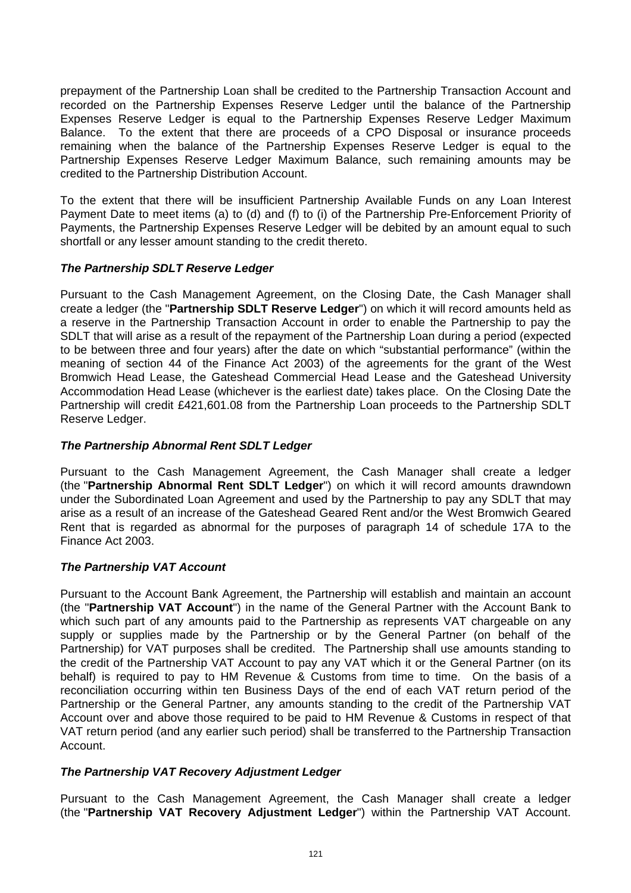prepayment of the Partnership Loan shall be credited to the Partnership Transaction Account and recorded on the Partnership Expenses Reserve Ledger until the balance of the Partnership Expenses Reserve Ledger is equal to the Partnership Expenses Reserve Ledger Maximum Balance. To the extent that there are proceeds of a CPO Disposal or insurance proceeds remaining when the balance of the Partnership Expenses Reserve Ledger is equal to the Partnership Expenses Reserve Ledger Maximum Balance, such remaining amounts may be credited to the Partnership Distribution Account.

To the extent that there will be insufficient Partnership Available Funds on any Loan Interest Payment Date to meet items (a) to (d) and (f) to (i) of the Partnership Pre-Enforcement Priority of Payments, the Partnership Expenses Reserve Ledger will be debited by an amount equal to such shortfall or any lesser amount standing to the credit thereto.

***The Partnership SDLT Reserve Ledger***

Pursuant to the Cash Management Agreement, on the Closing Date, the Cash Manager shall create a ledger (the "**Partnership SDLT Reserve Ledger**") on which it will record amounts held as a reserve in the Partnership Transaction Account in order to enable the Partnership to pay the SDLT that will arise as a result of the repayment of the Partnership Loan during a period (expected to be between three and four years) after the date on which "substantial performance" (within the meaning of section 44 of the Finance Act 2003) of the agreements for the grant of the West Bromwich Head Lease, the Gateshead Commercial Head Lease and the Gateshead University Accommodation Head Lease (whichever is the earliest date) takes place. On the Closing Date the Partnership will credit £421,601.08 from the Partnership Loan proceeds to the Partnership SDLT Reserve Ledger.

***The Partnership Abnormal Rent SDLT Ledger***

Pursuant to the Cash Management Agreement, the Cash Manager shall create a ledger (the "**Partnership Abnormal Rent SDLT Ledger**") on which it will record amounts drawndown under the Subordinated Loan Agreement and used by the Partnership to pay any SDLT that may arise as a result of an increase of the Gateshead Geared Rent and/or the West Bromwich Geared Rent that is regarded as abnormal for the purposes of paragraph 14 of schedule 17A to the Finance Act 2003.

***The Partnership VAT Account***

Pursuant to the Account Bank Agreement, the Partnership will establish and maintain an account (the "**Partnership VAT Account**") in the name of the General Partner with the Account Bank to which such part of any amounts paid to the Partnership as represents VAT chargeable on any supply or supplies made by the Partnership or by the General Partner (on behalf of the Partnership) for VAT purposes shall be credited. The Partnership shall use amounts standing to the credit of the Partnership VAT Account to pay any VAT which it or the General Partner (on its behalf) is required to pay to HM Revenue & Customs from time to time. On the basis of a reconciliation occurring within ten Business Days of the end of each VAT return period of the Partnership or the General Partner, any amounts standing to the credit of the Partnership VAT Account over and above those required to be paid to HM Revenue & Customs in respect of that VAT return period (and any earlier such period) shall be transferred to the Partnership Transaction Account.

***The Partnership VAT Recovery Adjustment Ledger***

Pursuant to the Cash Management Agreement, the Cash Manager shall create a ledger (the "**Partnership VAT Recovery Adjustment Ledger**") within the Partnership VAT Account.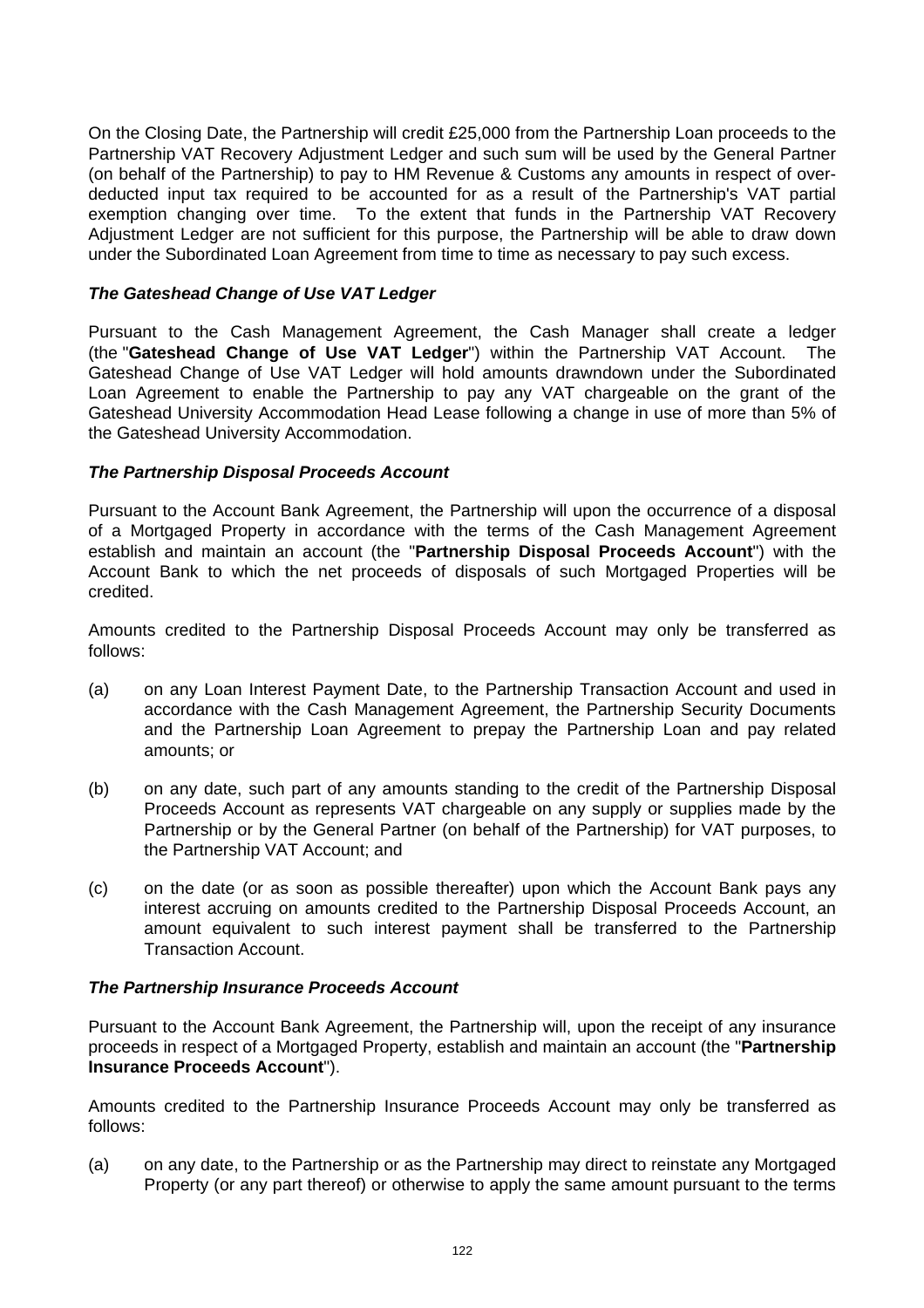On the Closing Date, the Partnership will credit £25,000 from the Partnership Loan proceeds to the Partnership VAT Recovery Adjustment Ledger and such sum will be used by the General Partner (on behalf of the Partnership) to pay to HM Revenue & Customs any amounts in respect of over-deducted input tax required to be accounted for as a result of the Partnership's VAT partial exemption changing over time. To the extent that funds in the Partnership VAT Recovery Adjustment Ledger are not sufficient for this purpose, the Partnership will be able to draw down under the Subordinated Loan Agreement from time to time as necessary to pay such excess.

***The Gateshead Change of Use VAT Ledger***

Pursuant to the Cash Management Agreement, the Cash Manager shall create a ledger (the "**Gateshead Change of Use VAT Ledger**") within the Partnership VAT Account. The Gateshead Change of Use VAT Ledger will hold amounts drawndown under the Subordinated Loan Agreement to enable the Partnership to pay any VAT chargeable on the grant of the Gateshead University Accommodation Head Lease following a change in use of more than 5% of the Gateshead University Accommodation.

***The Partnership Disposal Proceeds Account***

Pursuant to the Account Bank Agreement, the Partnership will upon the occurrence of a disposal of a Mortgaged Property in accordance with the terms of the Cash Management Agreement establish and maintain an account (the "**Partnership Disposal Proceeds Account**") with the Account Bank to which the net proceeds of disposals of such Mortgaged Properties will be credited.

Amounts credited to the Partnership Disposal Proceeds Account may only be transferred as follows:

(a) on any Loan Interest Payment Date, to the Partnership Transaction Account and used in accordance with the Cash Management Agreement, the Partnership Security Documents and the Partnership Loan Agreement to prepay the Partnership Loan and pay related amounts; or

(b) on any date, such part of any amounts standing to the credit of the Partnership Disposal Proceeds Account as represents VAT chargeable on any supply or supplies made by the Partnership or by the General Partner (on behalf of the Partnership) for VAT purposes, to the Partnership VAT Account; and

(c) on the date (or as soon as possible thereafter) upon which the Account Bank pays any interest accruing on amounts credited to the Partnership Disposal Proceeds Account, an amount equivalent to such interest payment shall be transferred to the Partnership Transaction Account.

***The Partnership Insurance Proceeds Account***

Pursuant to the Account Bank Agreement, the Partnership will, upon the receipt of any insurance proceeds in respect of a Mortgaged Property, establish and maintain an account (the "**Partnership Insurance Proceeds Account**").

Amounts credited to the Partnership Insurance Proceeds Account may only be transferred as follows:

(a) on any date, to the Partnership or as the Partnership may direct to reinstate any Mortgaged Property (or any part thereof) or otherwise to apply the same amount pursuant to the terms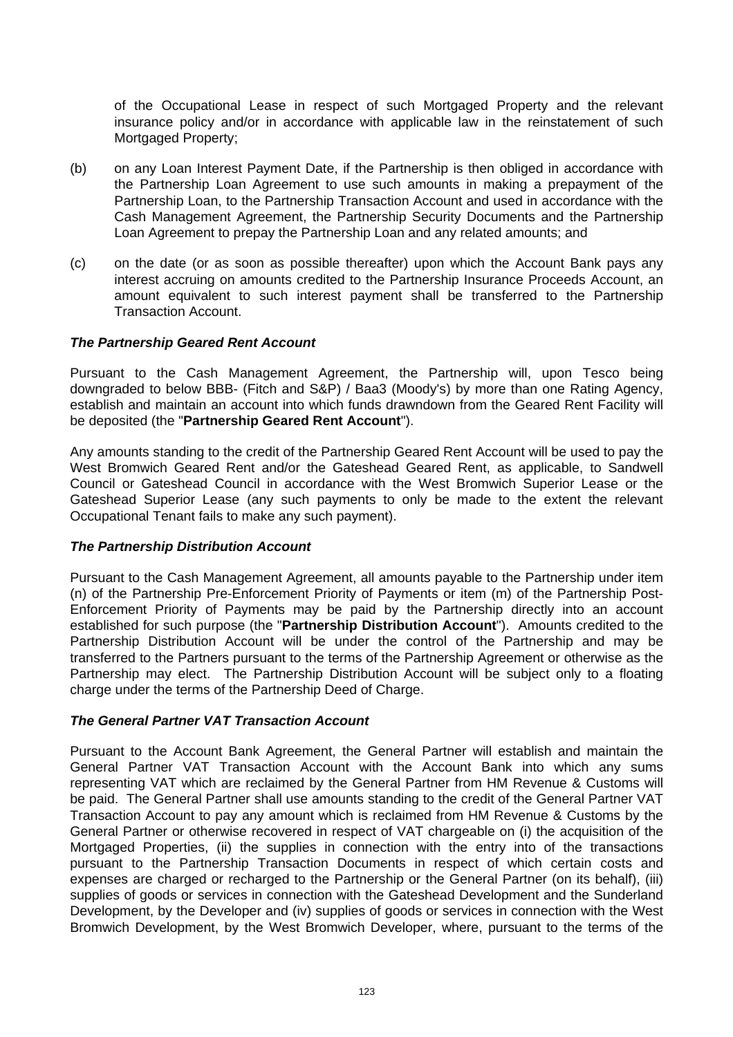of the Occupational Lease in respect of such Mortgaged Property and the relevant insurance policy and/or in accordance with applicable law in the reinstatement of such Mortgaged Property;

(b) on any Loan Interest Payment Date, if the Partnership is then obliged in accordance with the Partnership Loan Agreement to use such amounts in making a prepayment of the Partnership Loan, to the Partnership Transaction Account and used in accordance with the Cash Management Agreement, the Partnership Security Documents and the Partnership Loan Agreement to prepay the Partnership Loan and any related amounts; and

(c) on the date (or as soon as possible thereafter) upon which the Account Bank pays any interest accruing on amounts credited to the Partnership Insurance Proceeds Account, an amount equivalent to such interest payment shall be transferred to the Partnership Transaction Account.

***The Partnership Geared Rent Account***

Pursuant to the Cash Management Agreement, the Partnership will, upon Tesco being downgraded to below BBB- (Fitch and S&P) / Baa3 (Moody's) by more than one Rating Agency, establish and maintain an account into which funds drawndown from the Geared Rent Facility will be deposited (the "**Partnership Geared Rent Account**").

Any amounts standing to the credit of the Partnership Geared Rent Account will be used to pay the West Bromwich Geared Rent and/or the Gateshead Geared Rent, as applicable, to Sandwell Council or Gateshead Council in accordance with the West Bromwich Superior Lease or the Gateshead Superior Lease (any such payments to only be made to the extent the relevant Occupational Tenant fails to make any such payment).

***The Partnership Distribution Account***

Pursuant to the Cash Management Agreement, all amounts payable to the Partnership under item (n) of the Partnership Pre-Enforcement Priority of Payments or item (m) of the Partnership Post-Enforcement Priority of Payments may be paid by the Partnership directly into an account established for such purpose (the "**Partnership Distribution Account**"). Amounts credited to the Partnership Distribution Account will be under the control of the Partnership and may be transferred to the Partners pursuant to the terms of the Partnership Agreement or otherwise as the Partnership may elect. The Partnership Distribution Account will be subject only to a floating charge under the terms of the Partnership Deed of Charge.

***The General Partner VAT Transaction Account***

Pursuant to the Account Bank Agreement, the General Partner will establish and maintain the General Partner VAT Transaction Account with the Account Bank into which any sums representing VAT which are reclaimed by the General Partner from HM Revenue & Customs will be paid. The General Partner shall use amounts standing to the credit of the General Partner VAT Transaction Account to pay any amount which is reclaimed from HM Revenue & Customs by the General Partner or otherwise recovered in respect of VAT chargeable on (i) the acquisition of the Mortgaged Properties, (ii) the supplies in connection with the entry into of the transactions pursuant to the Partnership Transaction Documents in respect of which certain costs and expenses are charged or recharged to the Partnership or the General Partner (on its behalf), (iii) supplies of goods or services in connection with the Gateshead Development and the Sunderland Development, by the Developer and (iv) supplies of goods or services in connection with the West Bromwich Development, by the West Bromwich Developer, where, pursuant to the terms of the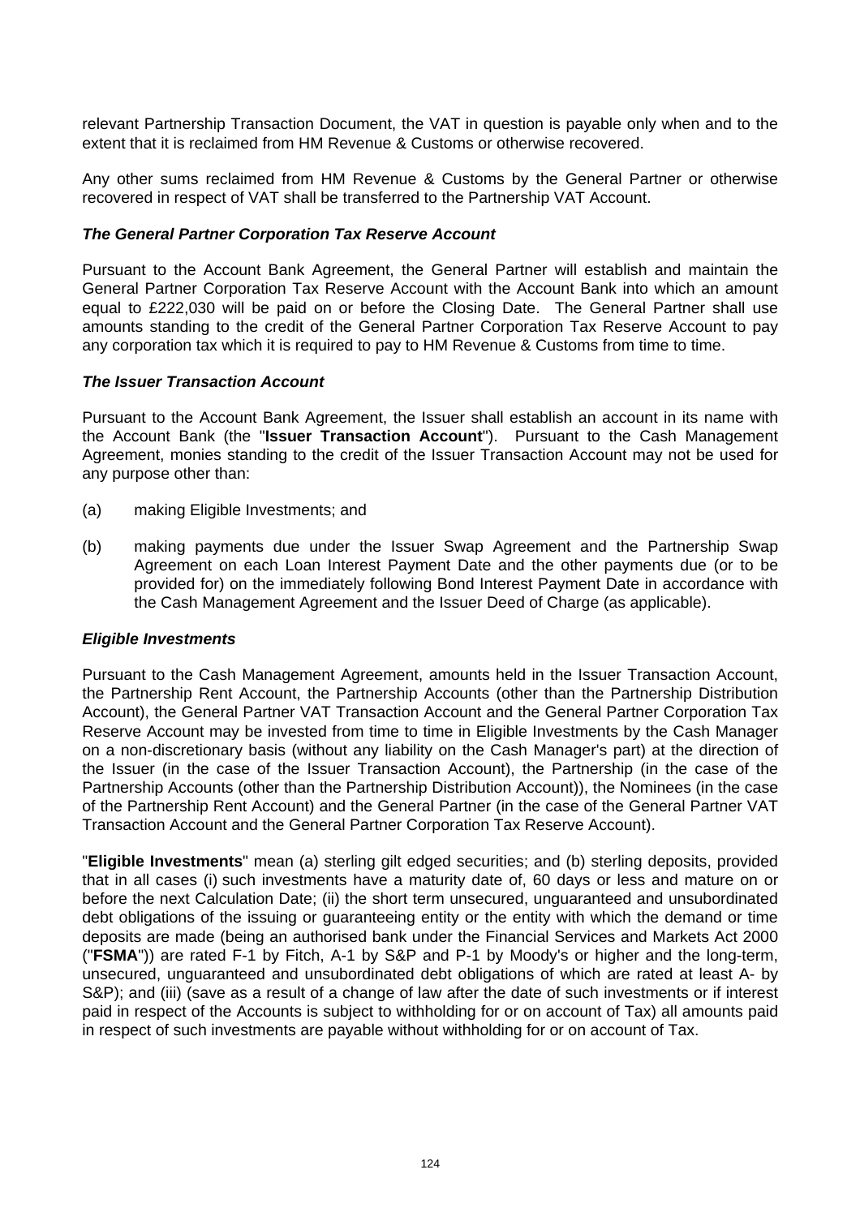relevant Partnership Transaction Document, the VAT in question is payable only when and to the extent that it is reclaimed from HM Revenue & Customs or otherwise recovered.

Any other sums reclaimed from HM Revenue & Customs by the General Partner or otherwise recovered in respect of VAT shall be transferred to the Partnership VAT Account.

***The General Partner Corporation Tax Reserve Account***

Pursuant to the Account Bank Agreement, the General Partner will establish and maintain the General Partner Corporation Tax Reserve Account with the Account Bank into which an amount equal to £222,030 will be paid on or before the Closing Date. The General Partner shall use amounts standing to the credit of the General Partner Corporation Tax Reserve Account to pay any corporation tax which it is required to pay to HM Revenue & Customs from time to time.

***The Issuer Transaction Account***

Pursuant to the Account Bank Agreement, the Issuer shall establish an account in its name with the Account Bank (the "**Issuer Transaction Account**"). Pursuant to the Cash Management Agreement, monies standing to the credit of the Issuer Transaction Account may not be used for any purpose other than:

(a) making Eligible Investments; and

(b) making payments due under the Issuer Swap Agreement and the Partnership Swap Agreement on each Loan Interest Payment Date and the other payments due (or to be provided for) on the immediately following Bond Interest Payment Date in accordance with the Cash Management Agreement and the Issuer Deed of Charge (as applicable).

***Eligible Investments***

Pursuant to the Cash Management Agreement, amounts held in the Issuer Transaction Account, the Partnership Rent Account, the Partnership Accounts (other than the Partnership Distribution Account), the General Partner VAT Transaction Account and the General Partner Corporation Tax Reserve Account may be invested from time to time in Eligible Investments by the Cash Manager on a non-discretionary basis (without any liability on the Cash Manager's part) at the direction of the Issuer (in the case of the Issuer Transaction Account), the Partnership (in the case of the Partnership Accounts (other than the Partnership Distribution Account)), the Nominees (in the case of the Partnership Rent Account) and the General Partner (in the case of the General Partner VAT Transaction Account and the General Partner Corporation Tax Reserve Account).

"**Eligible Investments**" mean (a) sterling gilt edged securities; and (b) sterling deposits, provided that in all cases (i) such investments have a maturity date of, 60 days or less and mature on or before the next Calculation Date; (ii) the short term unsecured, unguaranteed and unsubordinated debt obligations of the issuing or guaranteeing entity or the entity with which the demand or time deposits are made (being an authorised bank under the Financial Services and Markets Act 2000 ("**FSMA**")) are rated F-1 by Fitch, A-1 by S&P and P-1 by Moody's or higher and the long-term, unsecured, unguaranteed and unsubordinated debt obligations of which are rated at least A- by S&P); and (iii) (save as a result of a change of law after the date of such investments or if interest paid in respect of the Accounts is subject to withholding for or on account of Tax) all amounts paid in respect of such investments are payable without withholding for or on account of Tax.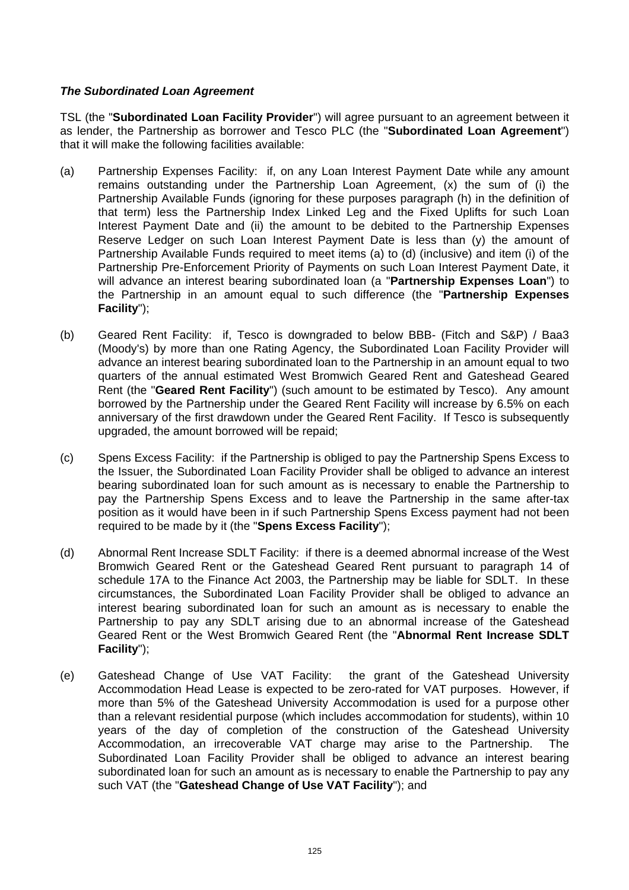***The Subordinated Loan Agreement***

TSL (the "**Subordinated Loan Facility Provider**") will agree pursuant to an agreement between it as lender, the Partnership as borrower and Tesco PLC (the "**Subordinated Loan Agreement**") that it will make the following facilities available:

(a) Partnership Expenses Facility: if, on any Loan Interest Payment Date while any amount remains outstanding under the Partnership Loan Agreement, (x) the sum of (i) the Partnership Available Funds (ignoring for these purposes paragraph (h) in the definition of that term) less the Partnership Index Linked Leg and the Fixed Uplifts for such Loan Interest Payment Date and (ii) the amount to be debited to the Partnership Expenses Reserve Ledger on such Loan Interest Payment Date is less than (y) the amount of Partnership Available Funds required to meet items (a) to (d) (inclusive) and item (i) of the Partnership Pre-Enforcement Priority of Payments on such Loan Interest Payment Date, it will advance an interest bearing subordinated loan (a "**Partnership Expenses Loan**") to the Partnership in an amount equal to such difference (the "**Partnership Expenses Facility**");

(b) Geared Rent Facility: if, Tesco is downgraded to below BBB- (Fitch and S&P) / Baa3 (Moody's) by more than one Rating Agency, the Subordinated Loan Facility Provider will advance an interest bearing subordinated loan to the Partnership in an amount equal to two quarters of the annual estimated West Bromwich Geared Rent and Gateshead Geared Rent (the "**Geared Rent Facility**") (such amount to be estimated by Tesco). Any amount borrowed by the Partnership under the Geared Rent Facility will increase by 6.5% on each anniversary of the first drawdown under the Geared Rent Facility. If Tesco is subsequently upgraded, the amount borrowed will be repaid;

(c) Spens Excess Facility: if the Partnership is obliged to pay the Partnership Spens Excess to the Issuer, the Subordinated Loan Facility Provider shall be obliged to advance an interest bearing subordinated loan for such amount as is necessary to enable the Partnership to pay the Partnership Spens Excess and to leave the Partnership in the same after-tax position as it would have been in if such Partnership Spens Excess payment had not been required to be made by it (the "**Spens Excess Facility**");

(d) Abnormal Rent Increase SDLT Facility: if there is a deemed abnormal increase of the West Bromwich Geared Rent or the Gateshead Geared Rent pursuant to paragraph 14 of schedule 17A to the Finance Act 2003, the Partnership may be liable for SDLT. In these circumstances, the Subordinated Loan Facility Provider shall be obliged to advance an interest bearing subordinated loan for such an amount as is necessary to enable the Partnership to pay any SDLT arising due to an abnormal increase of the Gateshead Geared Rent or the West Bromwich Geared Rent (the "**Abnormal Rent Increase SDLT Facility**");

(e) Gateshead Change of Use VAT Facility: the grant of the Gateshead University Accommodation Head Lease is expected to be zero-rated for VAT purposes. However, if more than 5% of the Gateshead University Accommodation is used for a purpose other than a relevant residential purpose (which includes accommodation for students), within 10 years of the day of completion of the construction of the Gateshead University Accommodation, an irrecoverable VAT charge may arise to the Partnership. The Subordinated Loan Facility Provider shall be obliged to advance an interest bearing subordinated loan for such an amount as is necessary to enable the Partnership to pay any such VAT (the "**Gateshead Change of Use VAT Facility**"); and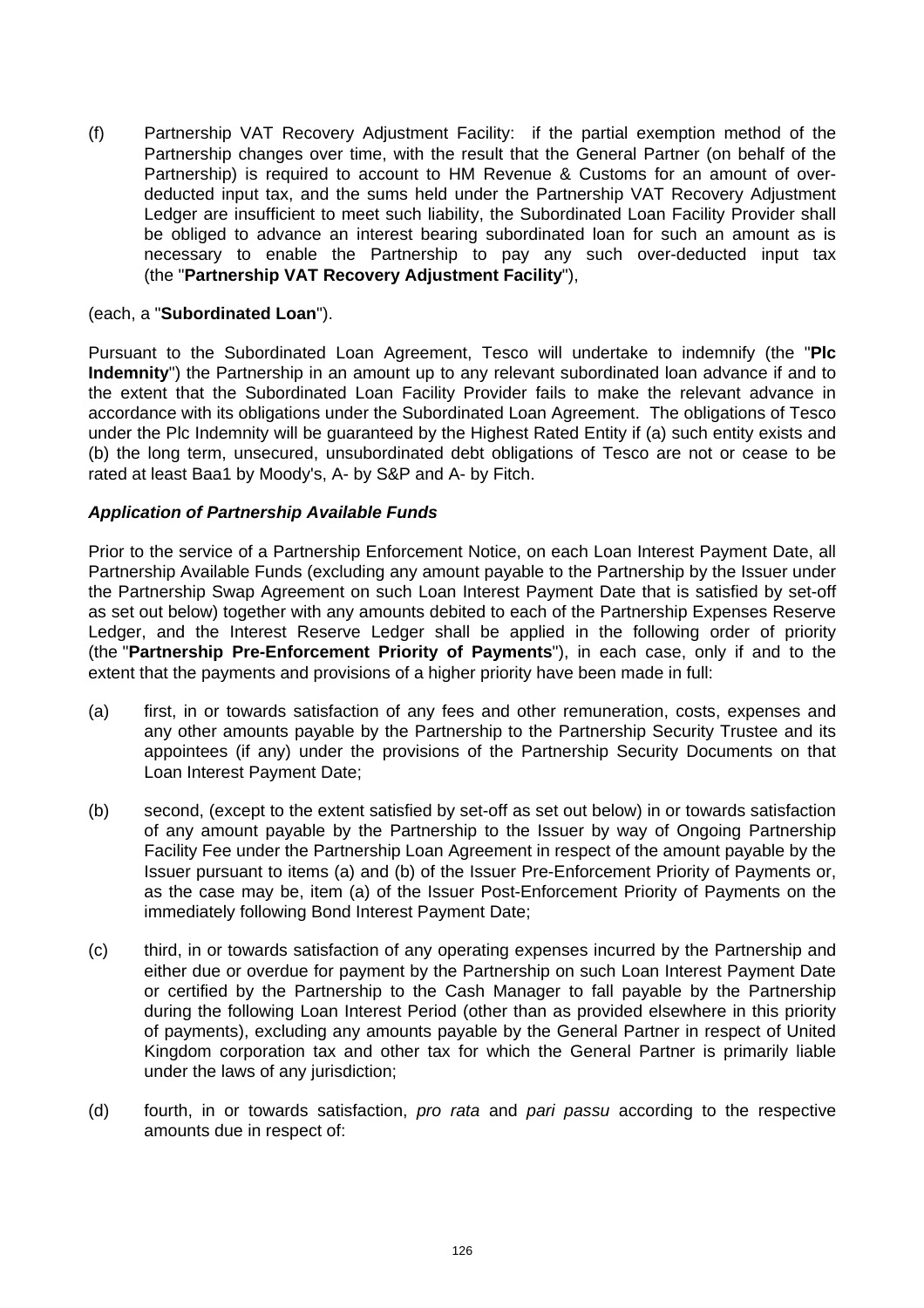(f) Partnership VAT Recovery Adjustment Facility: if the partial exemption method of the Partnership changes over time, with the result that the General Partner (on behalf of the Partnership) is required to account to HM Revenue & Customs for an amount of over-deducted input tax, and the sums held under the Partnership VAT Recovery Adjustment Ledger are insufficient to meet such liability, the Subordinated Loan Facility Provider shall be obliged to advance an interest bearing subordinated loan for such an amount as is necessary to enable the Partnership to pay any such over-deducted input tax (the "**Partnership VAT Recovery Adjustment Facility**"),

(each, a "**Subordinated Loan**").

Pursuant to the Subordinated Loan Agreement, Tesco will undertake to indemnify (the "**Plc Indemnity**") the Partnership in an amount up to any relevant subordinated loan advance if and to the extent that the Subordinated Loan Facility Provider fails to make the relevant advance in accordance with its obligations under the Subordinated Loan Agreement. The obligations of Tesco under the Plc Indemnity will be guaranteed by the Highest Rated Entity if (a) such entity exists and (b) the long term, unsecured, unsubordinated debt obligations of Tesco are not or cease to be rated at least Baa1 by Moody's, A- by S&P and A- by Fitch.

***Application of Partnership Available Funds***

Prior to the service of a Partnership Enforcement Notice, on each Loan Interest Payment Date, all Partnership Available Funds (excluding any amount payable to the Partnership by the Issuer under the Partnership Swap Agreement on such Loan Interest Payment Date that is satisfied by set-off as set out below) together with any amounts debited to each of the Partnership Expenses Reserve Ledger, and the Interest Reserve Ledger shall be applied in the following order of priority (the "**Partnership Pre-Enforcement Priority of Payments**"), in each case, only if and to the extent that the payments and provisions of a higher priority have been made in full:

(a) first, in or towards satisfaction of any fees and other remuneration, costs, expenses and any other amounts payable by the Partnership to the Partnership Security Trustee and its appointees (if any) under the provisions of the Partnership Security Documents on that Loan Interest Payment Date;

(b) second, (except to the extent satisfied by set-off as set out below) in or towards satisfaction of any amount payable by the Partnership to the Issuer by way of Ongoing Partnership Facility Fee under the Partnership Loan Agreement in respect of the amount payable by the Issuer pursuant to items (a) and (b) of the Issuer Pre-Enforcement Priority of Payments or, as the case may be, item (a) of the Issuer Post-Enforcement Priority of Payments on the immediately following Bond Interest Payment Date;

(c) third, in or towards satisfaction of any operating expenses incurred by the Partnership and either due or overdue for payment by the Partnership on such Loan Interest Payment Date or certified by the Partnership to the Cash Manager to fall payable by the Partnership during the following Loan Interest Period (other than as provided elsewhere in this priority of payments), excluding any amounts payable by the General Partner in respect of United Kingdom corporation tax and other tax for which the General Partner is primarily liable under the laws of any jurisdiction;

(d) fourth, in or towards satisfaction, *pro rata* and *pari passu* according to the respective amounts due in respect of: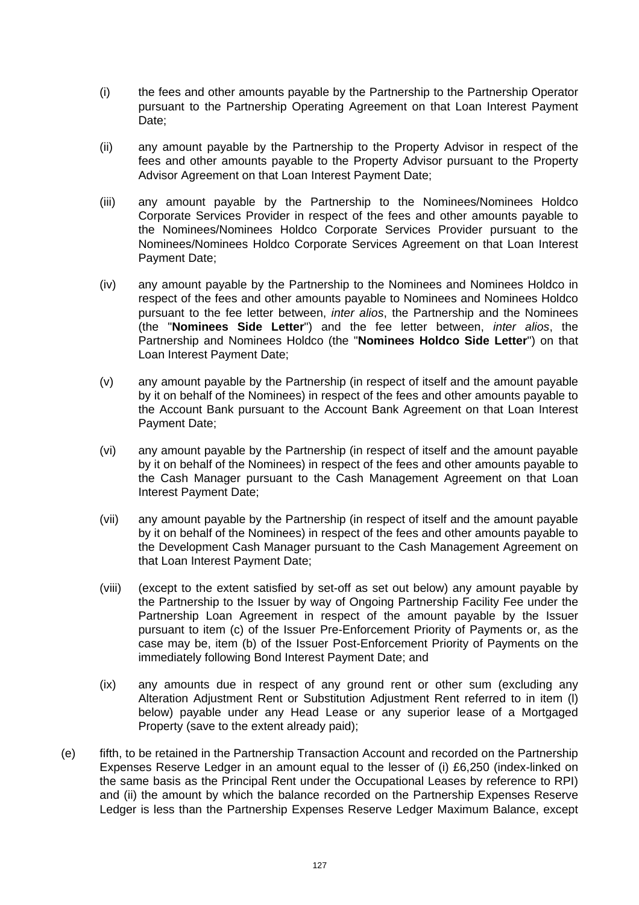(i) the fees and other amounts payable by the Partnership to the Partnership Operator pursuant to the Partnership Operating Agreement on that Loan Interest Payment Date;

(ii) any amount payable by the Partnership to the Property Advisor in respect of the fees and other amounts payable to the Property Advisor pursuant to the Property Advisor Agreement on that Loan Interest Payment Date;

(iii) any amount payable by the Partnership to the Nominees/Nominees Holdco Corporate Services Provider in respect of the fees and other amounts payable to the Nominees/Nominees Holdco Corporate Services Provider pursuant to the Nominees/Nominees Holdco Corporate Services Agreement on that Loan Interest Payment Date;

(iv) any amount payable by the Partnership to the Nominees and Nominees Holdco in respect of the fees and other amounts payable to Nominees and Nominees Holdco pursuant to the fee letter between, *inter alios*, the Partnership and the Nominees (the "**Nominees Side Letter**") and the fee letter between, *inter alios*, the Partnership and Nominees Holdco (the "**Nominees Holdco Side Letter**") on that Loan Interest Payment Date;

(v) any amount payable by the Partnership (in respect of itself and the amount payable by it on behalf of the Nominees) in respect of the fees and other amounts payable to the Account Bank pursuant to the Account Bank Agreement on that Loan Interest Payment Date;

(vi) any amount payable by the Partnership (in respect of itself and the amount payable by it on behalf of the Nominees) in respect of the fees and other amounts payable to the Cash Manager pursuant to the Cash Management Agreement on that Loan Interest Payment Date;

(vii) any amount payable by the Partnership (in respect of itself and the amount payable by it on behalf of the Nominees) in respect of the fees and other amounts payable to the Development Cash Manager pursuant to the Cash Management Agreement on that Loan Interest Payment Date;

(viii) (except to the extent satisfied by set-off as set out below) any amount payable by the Partnership to the Issuer by way of Ongoing Partnership Facility Fee under the Partnership Loan Agreement in respect of the amount payable by the Issuer pursuant to item (c) of the Issuer Pre-Enforcement Priority of Payments or, as the case may be, item (b) of the Issuer Post-Enforcement Priority of Payments on the immediately following Bond Interest Payment Date; and

(ix) any amounts due in respect of any ground rent or other sum (excluding any Alteration Adjustment Rent or Substitution Adjustment Rent referred to in item (l) below) payable under any Head Lease or any superior lease of a Mortgaged Property (save to the extent already paid);

(e) fifth, to be retained in the Partnership Transaction Account and recorded on the Partnership Expenses Reserve Ledger in an amount equal to the lesser of (i) £6,250 (index-linked on the same basis as the Principal Rent under the Occupational Leases by reference to RPI) and (ii) the amount by which the balance recorded on the Partnership Expenses Reserve Ledger is less than the Partnership Expenses Reserve Ledger Maximum Balance, except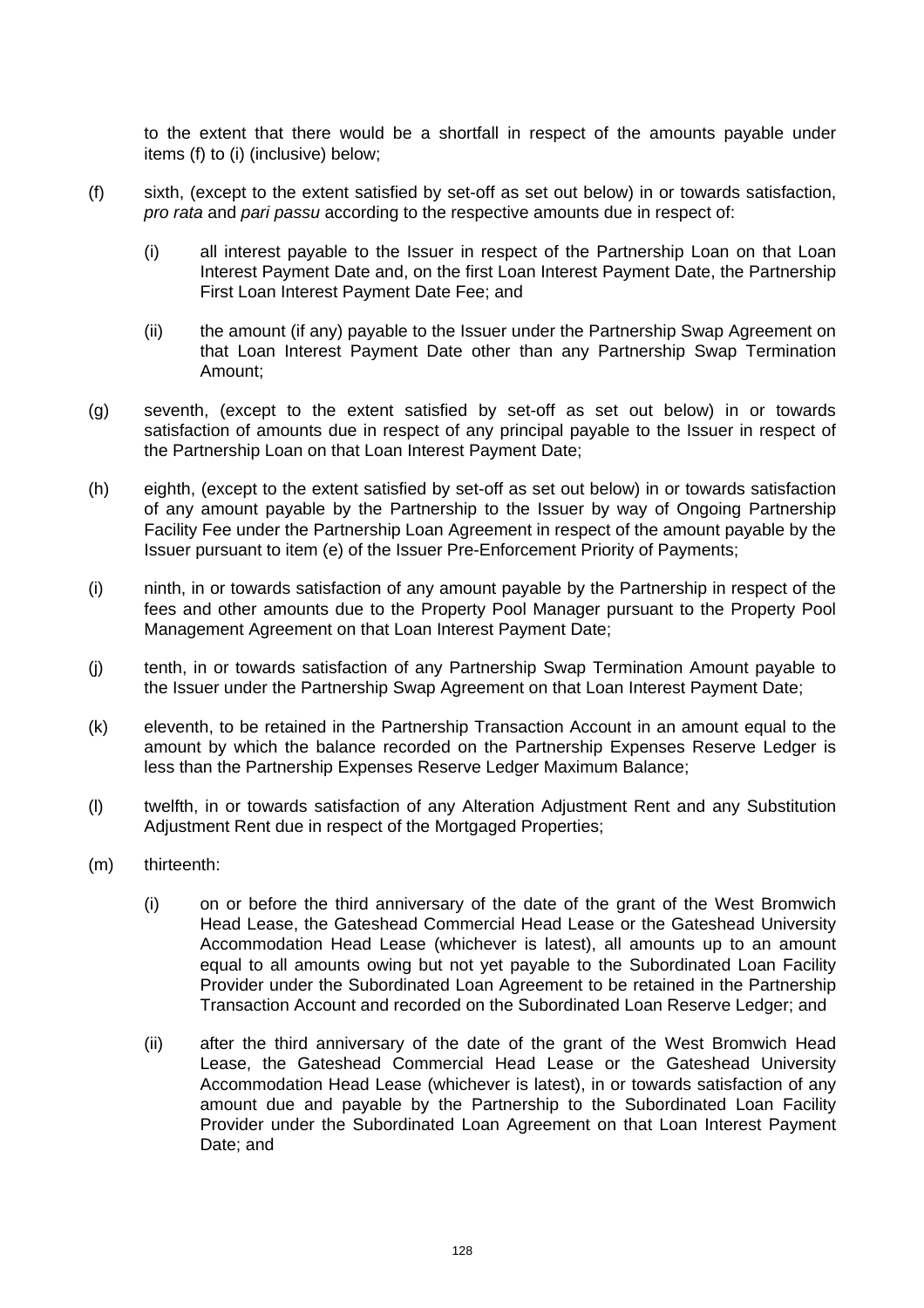to the extent that there would be a shortfall in respect of the amounts payable under items (f) to (i) (inclusive) below;

(f) sixth, (except to the extent satisfied by set-off as set out below) in or towards satisfaction, *pro rata* and *pari passu* according to the respective amounts due in respect of:

   (i) all interest payable to the Issuer in respect of the Partnership Loan on that Loan Interest Payment Date and, on the first Loan Interest Payment Date, the Partnership First Loan Interest Payment Date Fee; and

   (ii) the amount (if any) payable to the Issuer under the Partnership Swap Agreement on that Loan Interest Payment Date other than any Partnership Swap Termination Amount;

(g) seventh, (except to the extent satisfied by set-off as set out below) in or towards satisfaction of amounts due in respect of any principal payable to the Issuer in respect of the Partnership Loan on that Loan Interest Payment Date;

(h) eighth, (except to the extent satisfied by set-off as set out below) in or towards satisfaction of any amount payable by the Partnership to the Issuer by way of Ongoing Partnership Facility Fee under the Partnership Loan Agreement in respect of the amount payable by the Issuer pursuant to item (e) of the Issuer Pre-Enforcement Priority of Payments;

(i) ninth, in or towards satisfaction of any amount payable by the Partnership in respect of the fees and other amounts due to the Property Pool Manager pursuant to the Property Pool Management Agreement on that Loan Interest Payment Date;

(j) tenth, in or towards satisfaction of any Partnership Swap Termination Amount payable to the Issuer under the Partnership Swap Agreement on that Loan Interest Payment Date;

(k) eleventh, to be retained in the Partnership Transaction Account in an amount equal to the amount by which the balance recorded on the Partnership Expenses Reserve Ledger is less than the Partnership Expenses Reserve Ledger Maximum Balance;

(l) twelfth, in or towards satisfaction of any Alteration Adjustment Rent and any Substitution Adjustment Rent due in respect of the Mortgaged Properties;

(m) thirteenth:

   (i) on or before the third anniversary of the date of the grant of the West Bromwich Head Lease, the Gateshead Commercial Head Lease or the Gateshead University Accommodation Head Lease (whichever is latest), all amounts up to an amount equal to all amounts owing but not yet payable to the Subordinated Loan Facility Provider under the Subordinated Loan Agreement to be retained in the Partnership Transaction Account and recorded on the Subordinated Loan Reserve Ledger; and

   (ii) after the third anniversary of the date of the grant of the West Bromwich Head Lease, the Gateshead Commercial Head Lease or the Gateshead University Accommodation Head Lease (whichever is latest), in or towards satisfaction of any amount due and payable by the Partnership to the Subordinated Loan Facility Provider under the Subordinated Loan Agreement on that Loan Interest Payment Date; and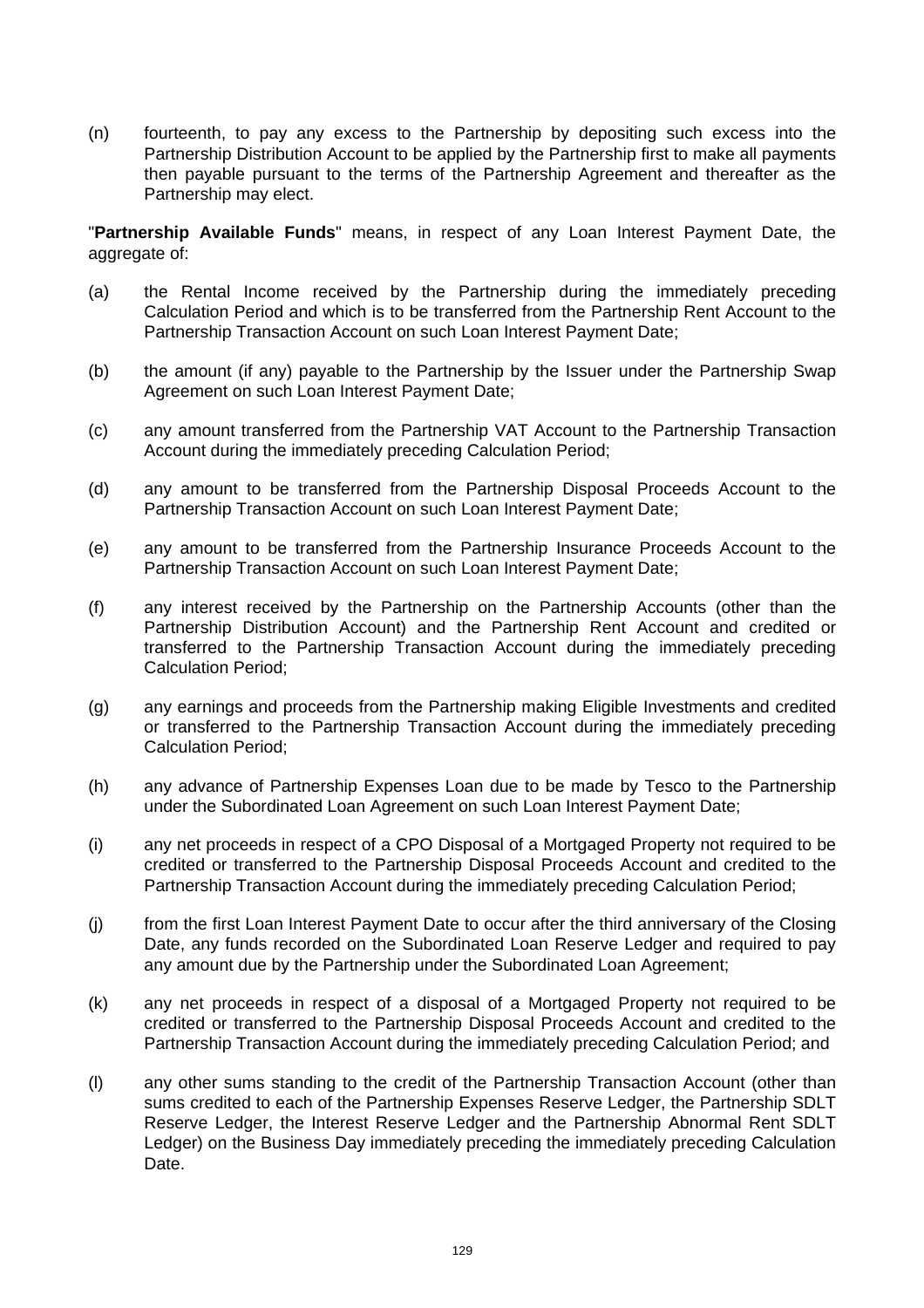(n) fourteenth, to pay any excess to the Partnership by depositing such excess into the Partnership Distribution Account to be applied by the Partnership first to make all payments then payable pursuant to the terms of the Partnership Agreement and thereafter as the Partnership may elect.

"**Partnership Available Funds**" means, in respect of any Loan Interest Payment Date, the aggregate of:

(a) the Rental Income received by the Partnership during the immediately preceding Calculation Period and which is to be transferred from the Partnership Rent Account to the Partnership Transaction Account on such Loan Interest Payment Date;

(b) the amount (if any) payable to the Partnership by the Issuer under the Partnership Swap Agreement on such Loan Interest Payment Date;

(c) any amount transferred from the Partnership VAT Account to the Partnership Transaction Account during the immediately preceding Calculation Period;

(d) any amount to be transferred from the Partnership Disposal Proceeds Account to the Partnership Transaction Account on such Loan Interest Payment Date;

(e) any amount to be transferred from the Partnership Insurance Proceeds Account to the Partnership Transaction Account on such Loan Interest Payment Date;

(f) any interest received by the Partnership on the Partnership Accounts (other than the Partnership Distribution Account) and the Partnership Rent Account and credited or transferred to the Partnership Transaction Account during the immediately preceding Calculation Period;

(g) any earnings and proceeds from the Partnership making Eligible Investments and credited or transferred to the Partnership Transaction Account during the immediately preceding Calculation Period;

(h) any advance of Partnership Expenses Loan due to be made by Tesco to the Partnership under the Subordinated Loan Agreement on such Loan Interest Payment Date;

(i) any net proceeds in respect of a CPO Disposal of a Mortgaged Property not required to be credited or transferred to the Partnership Disposal Proceeds Account and credited to the Partnership Transaction Account during the immediately preceding Calculation Period;

(j) from the first Loan Interest Payment Date to occur after the third anniversary of the Closing Date, any funds recorded on the Subordinated Loan Reserve Ledger and required to pay any amount due by the Partnership under the Subordinated Loan Agreement;

(k) any net proceeds in respect of a disposal of a Mortgaged Property not required to be credited or transferred to the Partnership Disposal Proceeds Account and credited to the Partnership Transaction Account during the immediately preceding Calculation Period; and

(l) any other sums standing to the credit of the Partnership Transaction Account (other than sums credited to each of the Partnership Expenses Reserve Ledger, the Partnership SDLT Reserve Ledger, the Interest Reserve Ledger and the Partnership Abnormal Rent SDLT Ledger) on the Business Day immediately preceding the immediately preceding Calculation Date.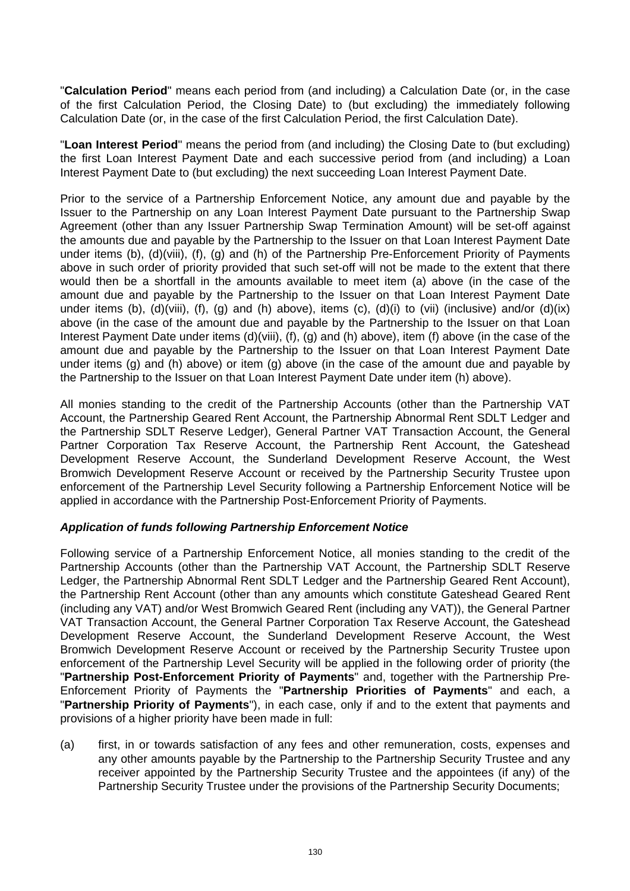"**Calculation Period**" means each period from (and including) a Calculation Date (or, in the case of the first Calculation Period, the Closing Date) to (but excluding) the immediately following Calculation Date (or, in the case of the first Calculation Period, the first Calculation Date).

"**Loan Interest Period**" means the period from (and including) the Closing Date to (but excluding) the first Loan Interest Payment Date and each successive period from (and including) a Loan Interest Payment Date to (but excluding) the next succeeding Loan Interest Payment Date.

Prior to the service of a Partnership Enforcement Notice, any amount due and payable by the Issuer to the Partnership on any Loan Interest Payment Date pursuant to the Partnership Swap Agreement (other than any Issuer Partnership Swap Termination Amount) will be set-off against the amounts due and payable by the Partnership to the Issuer on that Loan Interest Payment Date under items (b), (d)(viii), (f), (g) and (h) of the Partnership Pre-Enforcement Priority of Payments above in such order of priority provided that such set-off will not be made to the extent that there would then be a shortfall in the amounts available to meet item (a) above (in the case of the amount due and payable by the Partnership to the Issuer on that Loan Interest Payment Date under items (b), (d)(viii), (f), (g) and (h) above), items (c), (d)(i) to (vii) (inclusive) and/or (d)(ix) above (in the case of the amount due and payable by the Partnership to the Issuer on that Loan Interest Payment Date under items (d)(viii), (f), (g) and (h) above), item (f) above (in the case of the amount due and payable by the Partnership to the Issuer on that Loan Interest Payment Date under items (g) and (h) above) or item (g) above (in the case of the amount due and payable by the Partnership to the Issuer on that Loan Interest Payment Date under item (h) above).

All monies standing to the credit of the Partnership Accounts (other than the Partnership VAT Account, the Partnership Geared Rent Account, the Partnership Abnormal Rent SDLT Ledger and the Partnership SDLT Reserve Ledger), General Partner VAT Transaction Account, the General Partner Corporation Tax Reserve Account, the Partnership Rent Account, the Gateshead Development Reserve Account, the Sunderland Development Reserve Account, the West Bromwich Development Reserve Account or received by the Partnership Security Trustee upon enforcement of the Partnership Level Security following a Partnership Enforcement Notice will be applied in accordance with the Partnership Post-Enforcement Priority of Payments.

***Application of funds following Partnership Enforcement Notice***

Following service of a Partnership Enforcement Notice, all monies standing to the credit of the Partnership Accounts (other than the Partnership VAT Account, the Partnership SDLT Reserve Ledger, the Partnership Abnormal Rent SDLT Ledger and the Partnership Geared Rent Account), the Partnership Rent Account (other than any amounts which constitute Gateshead Geared Rent (including any VAT) and/or West Bromwich Geared Rent (including any VAT)), the General Partner VAT Transaction Account, the General Partner Corporation Tax Reserve Account, the Gateshead Development Reserve Account, the Sunderland Development Reserve Account, the West Bromwich Development Reserve Account or received by the Partnership Security Trustee upon enforcement of the Partnership Level Security will be applied in the following order of priority (the "**Partnership Post-Enforcement Priority of Payments**" and, together with the Partnership Pre-Enforcement Priority of Payments the "**Partnership Priorities of Payments**" and each, a "**Partnership Priority of Payments**"), in each case, only if and to the extent that payments and provisions of a higher priority have been made in full:

(a) first, in or towards satisfaction of any fees and other remuneration, costs, expenses and any other amounts payable by the Partnership to the Partnership Security Trustee and any receiver appointed by the Partnership Security Trustee and the appointees (if any) of the Partnership Security Trustee under the provisions of the Partnership Security Documents;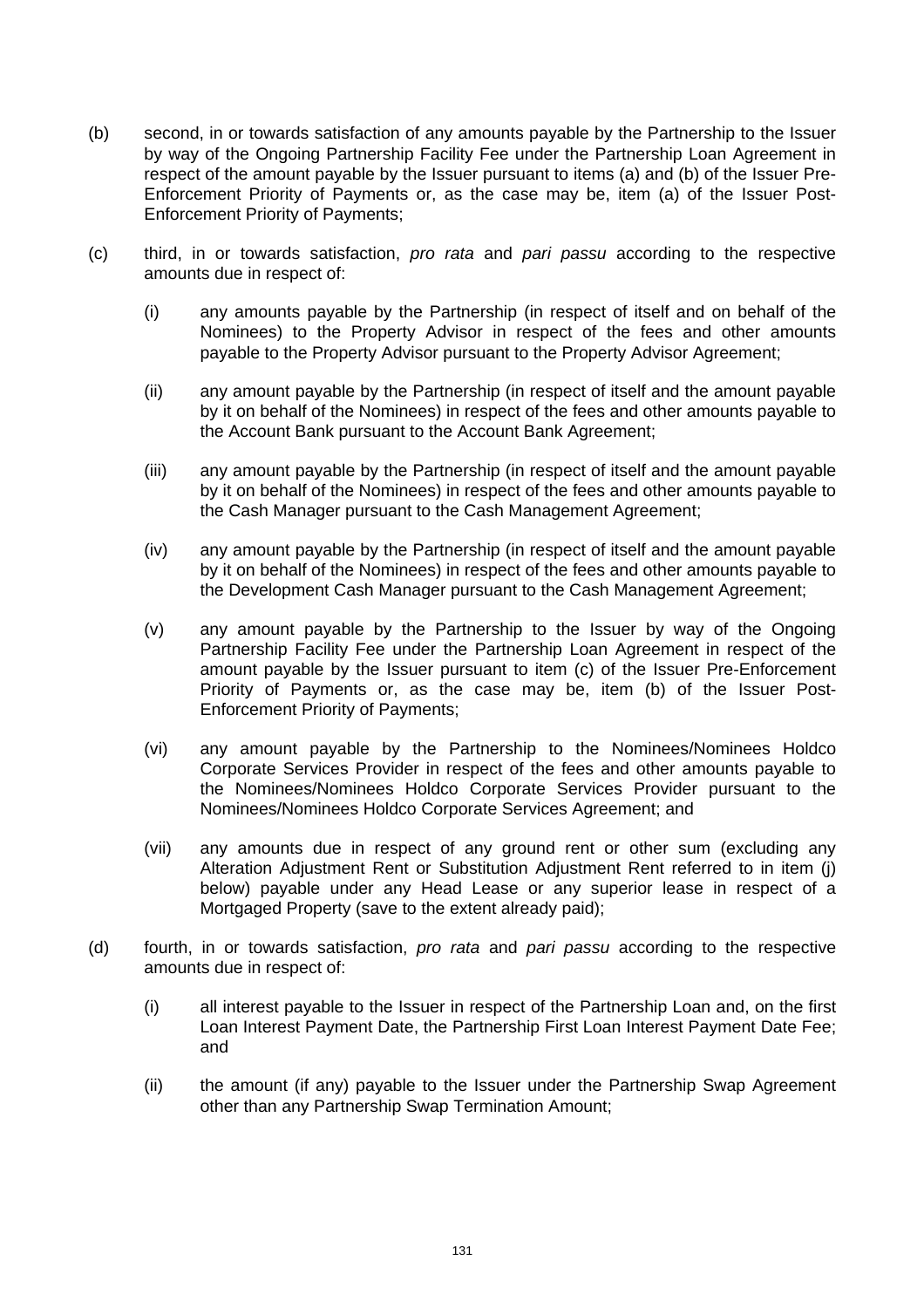(b) second, in or towards satisfaction of any amounts payable by the Partnership to the Issuer by way of the Ongoing Partnership Facility Fee under the Partnership Loan Agreement in respect of the amount payable by the Issuer pursuant to items (a) and (b) of the Issuer Pre-Enforcement Priority of Payments or, as the case may be, item (a) of the Issuer Post-Enforcement Priority of Payments;

(c) third, in or towards satisfaction, *pro rata* and *pari passu* according to the respective amounts due in respect of:

   (i) any amounts payable by the Partnership (in respect of itself and on behalf of the Nominees) to the Property Advisor in respect of the fees and other amounts payable to the Property Advisor pursuant to the Property Advisor Agreement;

   (ii) any amount payable by the Partnership (in respect of itself and the amount payable by it on behalf of the Nominees) in respect of the fees and other amounts payable to the Account Bank pursuant to the Account Bank Agreement;

   (iii) any amount payable by the Partnership (in respect of itself and the amount payable by it on behalf of the Nominees) in respect of the fees and other amounts payable to the Cash Manager pursuant to the Cash Management Agreement;

   (iv) any amount payable by the Partnership (in respect of itself and the amount payable by it on behalf of the Nominees) in respect of the fees and other amounts payable to the Development Cash Manager pursuant to the Cash Management Agreement;

   (v) any amount payable by the Partnership to the Issuer by way of the Ongoing Partnership Facility Fee under the Partnership Loan Agreement in respect of the amount payable by the Issuer pursuant to item (c) of the Issuer Pre-Enforcement Priority of Payments or, as the case may be, item (b) of the Issuer Post-Enforcement Priority of Payments;

   (vi) any amount payable by the Partnership to the Nominees/Nominees Holdco Corporate Services Provider in respect of the fees and other amounts payable to the Nominees/Nominees Holdco Corporate Services Provider pursuant to the Nominees/Nominees Holdco Corporate Services Agreement; and

   (vii) any amounts due in respect of any ground rent or other sum (excluding any Alteration Adjustment Rent or Substitution Adjustment Rent referred to in item (j) below) payable under any Head Lease or any superior lease in respect of a Mortgaged Property (save to the extent already paid);

(d) fourth, in or towards satisfaction, *pro rata* and *pari passu* according to the respective amounts due in respect of:

   (i) all interest payable to the Issuer in respect of the Partnership Loan and, on the first Loan Interest Payment Date, the Partnership First Loan Interest Payment Date Fee; and

   (ii) the amount (if any) payable to the Issuer under the Partnership Swap Agreement other than any Partnership Swap Termination Amount;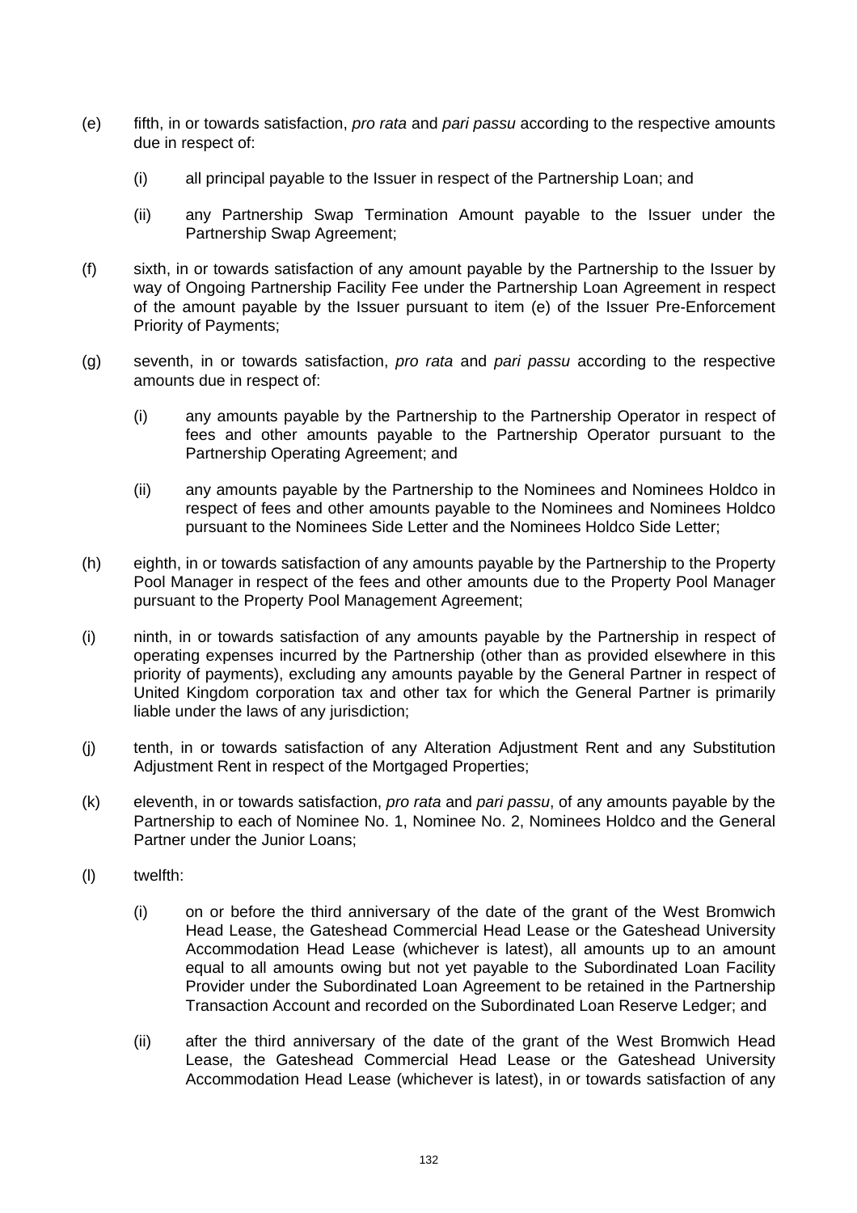(e) fifth, in or towards satisfaction, *pro rata* and *pari passu* according to the respective amounts due in respect of:

  (i) all principal payable to the Issuer in respect of the Partnership Loan; and

  (ii) any Partnership Swap Termination Amount payable to the Issuer under the Partnership Swap Agreement;

(f) sixth, in or towards satisfaction of any amount payable by the Partnership to the Issuer by way of Ongoing Partnership Facility Fee under the Partnership Loan Agreement in respect of the amount payable by the Issuer pursuant to item (e) of the Issuer Pre-Enforcement Priority of Payments;

(g) seventh, in or towards satisfaction, *pro rata* and *pari passu* according to the respective amounts due in respect of:

  (i) any amounts payable by the Partnership to the Partnership Operator in respect of fees and other amounts payable to the Partnership Operator pursuant to the Partnership Operating Agreement; and

  (ii) any amounts payable by the Partnership to the Nominees and Nominees Holdco in respect of fees and other amounts payable to the Nominees and Nominees Holdco pursuant to the Nominees Side Letter and the Nominees Holdco Side Letter;

(h) eighth, in or towards satisfaction of any amounts payable by the Partnership to the Property Pool Manager in respect of the fees and other amounts due to the Property Pool Manager pursuant to the Property Pool Management Agreement;

(i) ninth, in or towards satisfaction of any amounts payable by the Partnership in respect of operating expenses incurred by the Partnership (other than as provided elsewhere in this priority of payments), excluding any amounts payable by the General Partner in respect of United Kingdom corporation tax and other tax for which the General Partner is primarily liable under the laws of any jurisdiction;

(j) tenth, in or towards satisfaction of any Alteration Adjustment Rent and any Substitution Adjustment Rent in respect of the Mortgaged Properties;

(k) eleventh, in or towards satisfaction, *pro rata* and *pari passu*, of any amounts payable by the Partnership to each of Nominee No. 1, Nominee No. 2, Nominees Holdco and the General Partner under the Junior Loans;

(l) twelfth:

  (i) on or before the third anniversary of the date of the grant of the West Bromwich Head Lease, the Gateshead Commercial Head Lease or the Gateshead University Accommodation Head Lease (whichever is latest), all amounts up to an amount equal to all amounts owing but not yet payable to the Subordinated Loan Facility Provider under the Subordinated Loan Agreement to be retained in the Partnership Transaction Account and recorded on the Subordinated Loan Reserve Ledger; and

  (ii) after the third anniversary of the date of the grant of the West Bromwich Head Lease, the Gateshead Commercial Head Lease or the Gateshead University Accommodation Head Lease (whichever is latest), in or towards satisfaction of any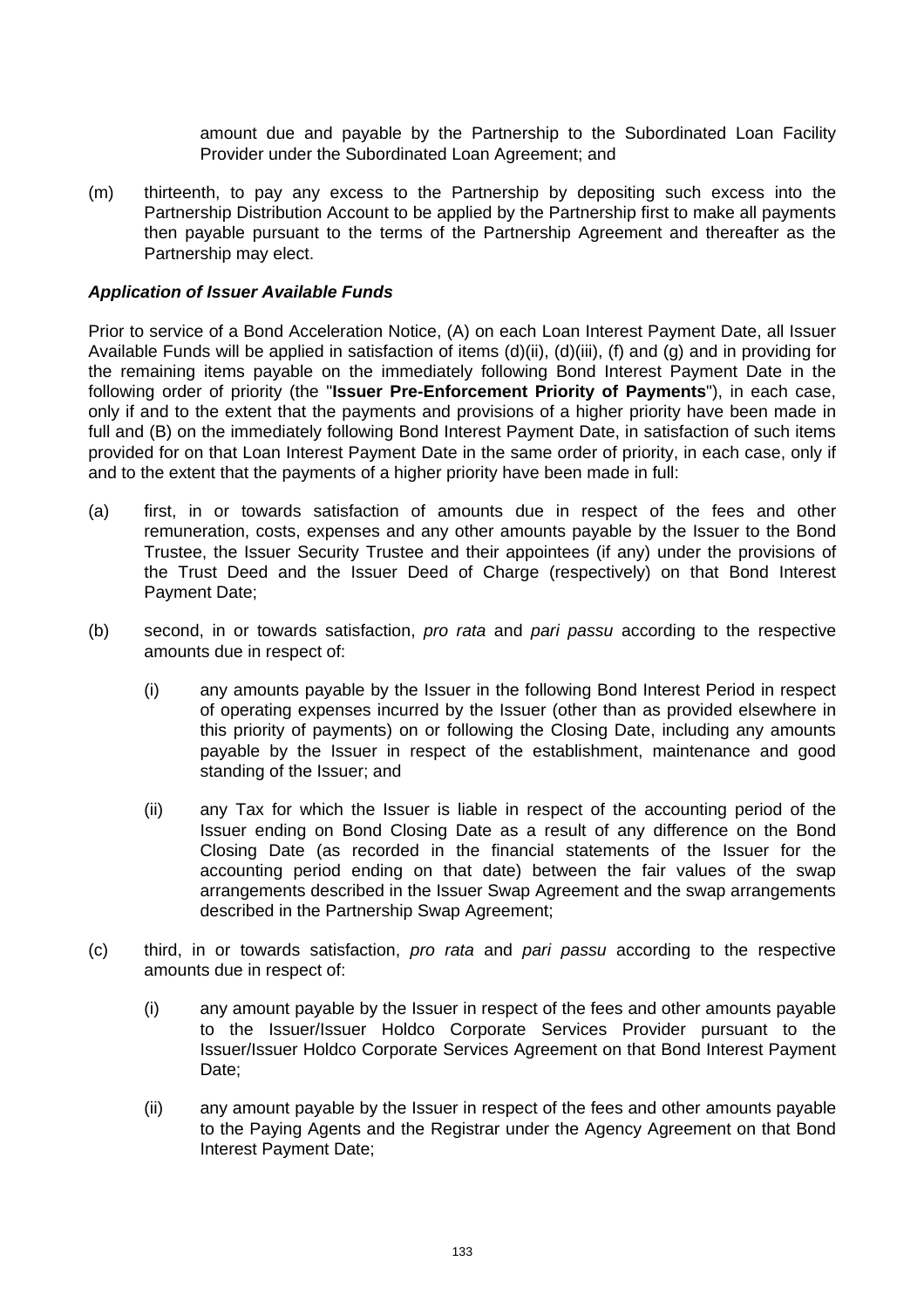amount due and payable by the Partnership to the Subordinated Loan Facility Provider under the Subordinated Loan Agreement; and

(m) thirteenth, to pay any excess to the Partnership by depositing such excess into the Partnership Distribution Account to be applied by the Partnership first to make all payments then payable pursuant to the terms of the Partnership Agreement and thereafter as the Partnership may elect.

***Application of Issuer Available Funds***

Prior to service of a Bond Acceleration Notice, (A) on each Loan Interest Payment Date, all Issuer Available Funds will be applied in satisfaction of items (d)(ii), (d)(iii), (f) and (g) and in providing for the remaining items payable on the immediately following Bond Interest Payment Date in the following order of priority (the "**Issuer Pre-Enforcement Priority of Payments**"), in each case, only if and to the extent that the payments and provisions of a higher priority have been made in full and (B) on the immediately following Bond Interest Payment Date, in satisfaction of such items provided for on that Loan Interest Payment Date in the same order of priority, in each case, only if and to the extent that the payments of a higher priority have been made in full:

(a) first, in or towards satisfaction of amounts due in respect of the fees and other remuneration, costs, expenses and any other amounts payable by the Issuer to the Bond Trustee, the Issuer Security Trustee and their appointees (if any) under the provisions of the Trust Deed and the Issuer Deed of Charge (respectively) on that Bond Interest Payment Date;

(b) second, in or towards satisfaction, *pro rata* and *pari passu* according to the respective amounts due in respect of:

  (i) any amounts payable by the Issuer in the following Bond Interest Period in respect of operating expenses incurred by the Issuer (other than as provided elsewhere in this priority of payments) on or following the Closing Date, including any amounts payable by the Issuer in respect of the establishment, maintenance and good standing of the Issuer; and

  (ii) any Tax for which the Issuer is liable in respect of the accounting period of the Issuer ending on Bond Closing Date as a result of any difference on the Bond Closing Date (as recorded in the financial statements of the Issuer for the accounting period ending on that date) between the fair values of the swap arrangements described in the Issuer Swap Agreement and the swap arrangements described in the Partnership Swap Agreement;

(c) third, in or towards satisfaction, *pro rata* and *pari passu* according to the respective amounts due in respect of:

  (i) any amount payable by the Issuer in respect of the fees and other amounts payable to the Issuer/Issuer Holdco Corporate Services Provider pursuant to the Issuer/Issuer Holdco Corporate Services Agreement on that Bond Interest Payment Date;

  (ii) any amount payable by the Issuer in respect of the fees and other amounts payable to the Paying Agents and the Registrar under the Agency Agreement on that Bond Interest Payment Date;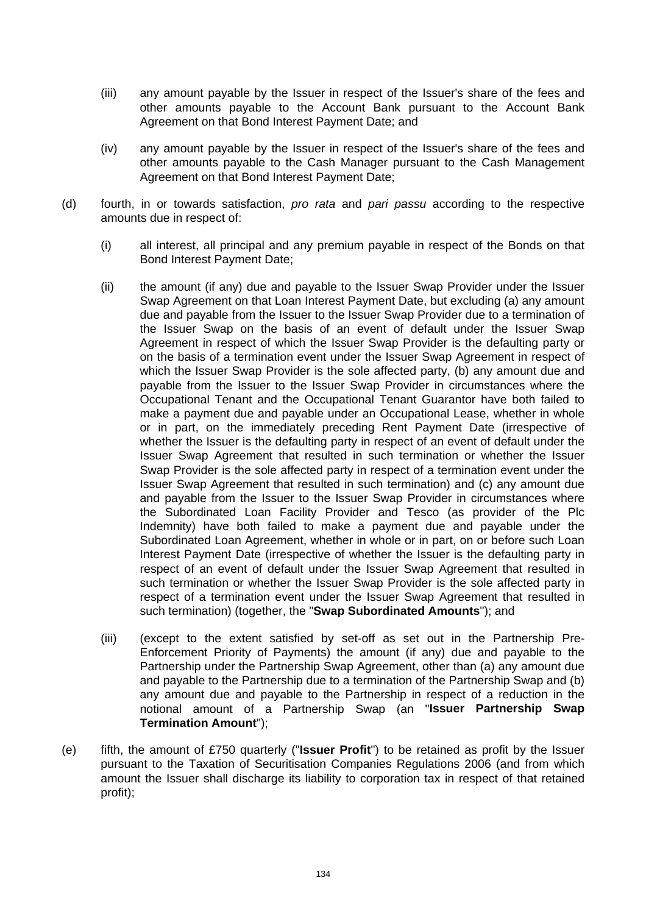(iii) any amount payable by the Issuer in respect of the Issuer's share of the fees and other amounts payable to the Account Bank pursuant to the Account Bank Agreement on that Bond Interest Payment Date; and

(iv) any amount payable by the Issuer in respect of the Issuer's share of the fees and other amounts payable to the Cash Manager pursuant to the Cash Management Agreement on that Bond Interest Payment Date;

(d) fourth, in or towards satisfaction, *pro rata* and *pari passu* according to the respective amounts due in respect of:

(i) all interest, all principal and any premium payable in respect of the Bonds on that Bond Interest Payment Date;

(ii) the amount (if any) due and payable to the Issuer Swap Provider under the Issuer Swap Agreement on that Loan Interest Payment Date, but excluding (a) any amount due and payable from the Issuer to the Issuer Swap Provider due to a termination of the Issuer Swap on the basis of an event of default under the Issuer Swap Agreement in respect of which the Issuer Swap Provider is the defaulting party or on the basis of a termination event under the Issuer Swap Agreement in respect of which the Issuer Swap Provider is the sole affected party, (b) any amount due and payable from the Issuer to the Issuer Swap Provider in circumstances where the Occupational Tenant and the Occupational Tenant Guarantor have both failed to make a payment due and payable under an Occupational Lease, whether in whole or in part, on the immediately preceding Rent Payment Date (irrespective of whether the Issuer is the defaulting party in respect of an event of default under the Issuer Swap Agreement that resulted in such termination or whether the Issuer Swap Provider is the sole affected party in respect of a termination event under the Issuer Swap Agreement that resulted in such termination) and (c) any amount due and payable from the Issuer to the Issuer Swap Provider in circumstances where the Subordinated Loan Facility Provider and Tesco (as provider of the Plc Indemnity) have both failed to make a payment due and payable under the Subordinated Loan Agreement, whether in whole or in part, on or before such Loan Interest Payment Date (irrespective of whether the Issuer is the defaulting party in respect of an event of default under the Issuer Swap Agreement that resulted in such termination or whether the Issuer Swap Provider is the sole affected party in respect of a termination event under the Issuer Swap Agreement that resulted in such termination) (together, the "**Swap Subordinated Amounts**"); and

(iii) (except to the extent satisfied by set-off as set out in the Partnership Pre-Enforcement Priority of Payments) the amount (if any) due and payable to the Partnership under the Partnership Swap Agreement, other than (a) any amount due and payable to the Partnership due to a termination of the Partnership Swap and (b) any amount due and payable to the Partnership in respect of a reduction in the notional amount of a Partnership Swap (an "**Issuer Partnership Swap Termination Amount**");

(e) fifth, the amount of £750 quarterly ("**Issuer Profit**") to be retained as profit by the Issuer pursuant to the Taxation of Securitisation Companies Regulations 2006 (and from which amount the Issuer shall discharge its liability to corporation tax in respect of that retained profit);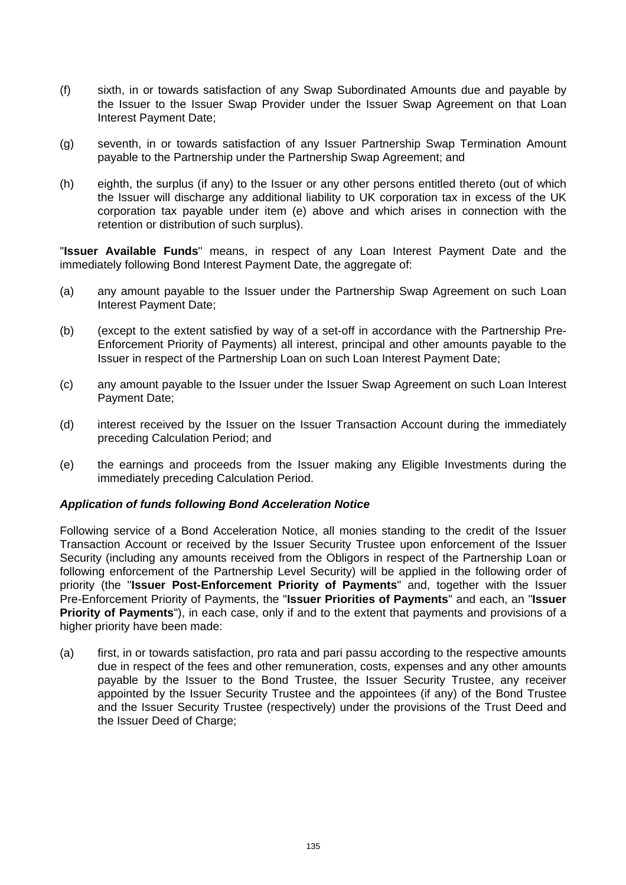(f) sixth, in or towards satisfaction of any Swap Subordinated Amounts due and payable by the Issuer to the Issuer Swap Provider under the Issuer Swap Agreement on that Loan Interest Payment Date;

(g) seventh, in or towards satisfaction of any Issuer Partnership Swap Termination Amount payable to the Partnership under the Partnership Swap Agreement; and

(h) eighth, the surplus (if any) to the Issuer or any other persons entitled thereto (out of which the Issuer will discharge any additional liability to UK corporation tax in excess of the UK corporation tax payable under item (e) above and which arises in connection with the retention or distribution of such surplus).

"**Issuer Available Funds**" means, in respect of any Loan Interest Payment Date and the immediately following Bond Interest Payment Date, the aggregate of:

(a) any amount payable to the Issuer under the Partnership Swap Agreement on such Loan Interest Payment Date;

(b) (except to the extent satisfied by way of a set-off in accordance with the Partnership Pre-Enforcement Priority of Payments) all interest, principal and other amounts payable to the Issuer in respect of the Partnership Loan on such Loan Interest Payment Date;

(c) any amount payable to the Issuer under the Issuer Swap Agreement on such Loan Interest Payment Date;

(d) interest received by the Issuer on the Issuer Transaction Account during the immediately preceding Calculation Period; and

(e) the earnings and proceeds from the Issuer making any Eligible Investments during the immediately preceding Calculation Period.

***Application of funds following Bond Acceleration Notice***

Following service of a Bond Acceleration Notice, all monies standing to the credit of the Issuer Transaction Account or received by the Issuer Security Trustee upon enforcement of the Issuer Security (including any amounts received from the Obligors in respect of the Partnership Loan or following enforcement of the Partnership Level Security) will be applied in the following order of priority (the "**Issuer Post-Enforcement Priority of Payments**" and, together with the Issuer Pre-Enforcement Priority of Payments, the "**Issuer Priorities of Payments**" and each, an "**Issuer Priority of Payments**"), in each case, only if and to the extent that payments and provisions of a higher priority have been made:

(a) first, in or towards satisfaction, pro rata and pari passu according to the respective amounts due in respect of the fees and other remuneration, costs, expenses and any other amounts payable by the Issuer to the Bond Trustee, the Issuer Security Trustee, any receiver appointed by the Issuer Security Trustee and the appointees (if any) of the Bond Trustee and the Issuer Security Trustee (respectively) under the provisions of the Trust Deed and the Issuer Deed of Charge;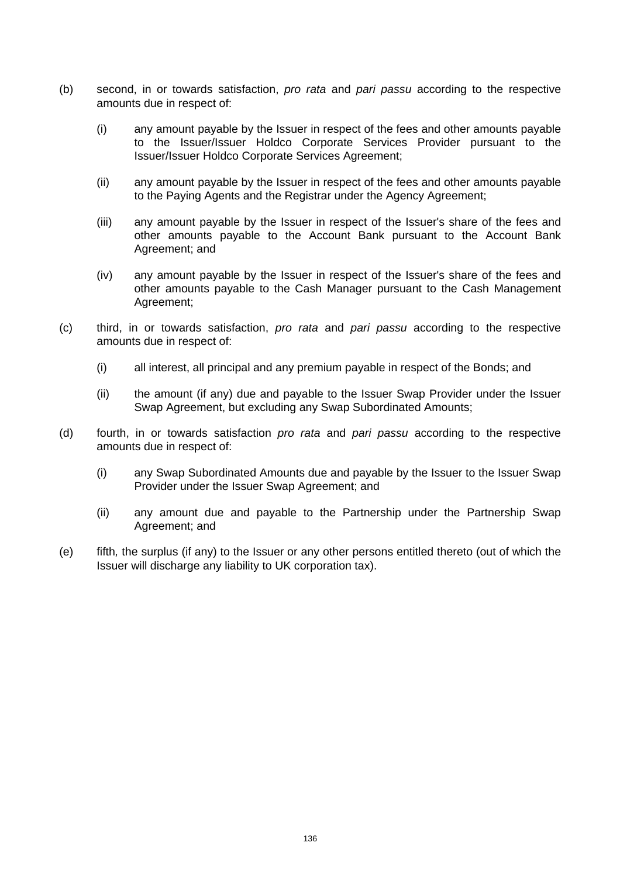(b) second, in or towards satisfaction, *pro rata* and *pari passu* according to the respective amounts due in respect of:

   (i) any amount payable by the Issuer in respect of the fees and other amounts payable to the Issuer/Issuer Holdco Corporate Services Provider pursuant to the Issuer/Issuer Holdco Corporate Services Agreement;

   (ii) any amount payable by the Issuer in respect of the fees and other amounts payable to the Paying Agents and the Registrar under the Agency Agreement;

   (iii) any amount payable by the Issuer in respect of the Issuer's share of the fees and other amounts payable to the Account Bank pursuant to the Account Bank Agreement; and

   (iv) any amount payable by the Issuer in respect of the Issuer's share of the fees and other amounts payable to the Cash Manager pursuant to the Cash Management Agreement;

(c) third, in or towards satisfaction, *pro rata* and *pari passu* according to the respective amounts due in respect of:

   (i) all interest, all principal and any premium payable in respect of the Bonds; and

   (ii) the amount (if any) due and payable to the Issuer Swap Provider under the Issuer Swap Agreement, but excluding any Swap Subordinated Amounts;

(d) fourth, in or towards satisfaction *pro rata* and *pari passu* according to the respective amounts due in respect of:

   (i) any Swap Subordinated Amounts due and payable by the Issuer to the Issuer Swap Provider under the Issuer Swap Agreement; and

   (ii) any amount due and payable to the Partnership under the Partnership Swap Agreement; and

(e) fifth*,* the surplus (if any) to the Issuer or any other persons entitled thereto (out of which the Issuer will discharge any liability to UK corporation tax).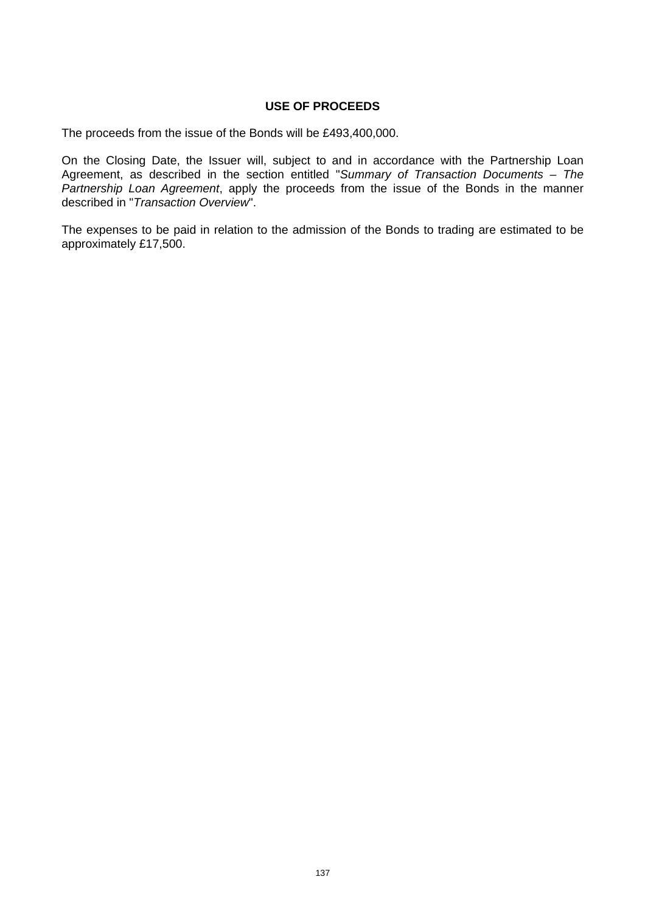# USE OF PROCEEDS

The proceeds from the issue of the Bonds will be £493,400,000.

On the Closing Date, the Issuer will, subject to and in accordance with the Partnership Loan Agreement, as described in the section entitled "*Summary of Transaction Documents – The Partnership Loan Agreement*, apply the proceeds from the issue of the Bonds in the manner described in "*Transaction Overview*".

The expenses to be paid in relation to the admission of the Bonds to trading are estimated to be approximately £17,500.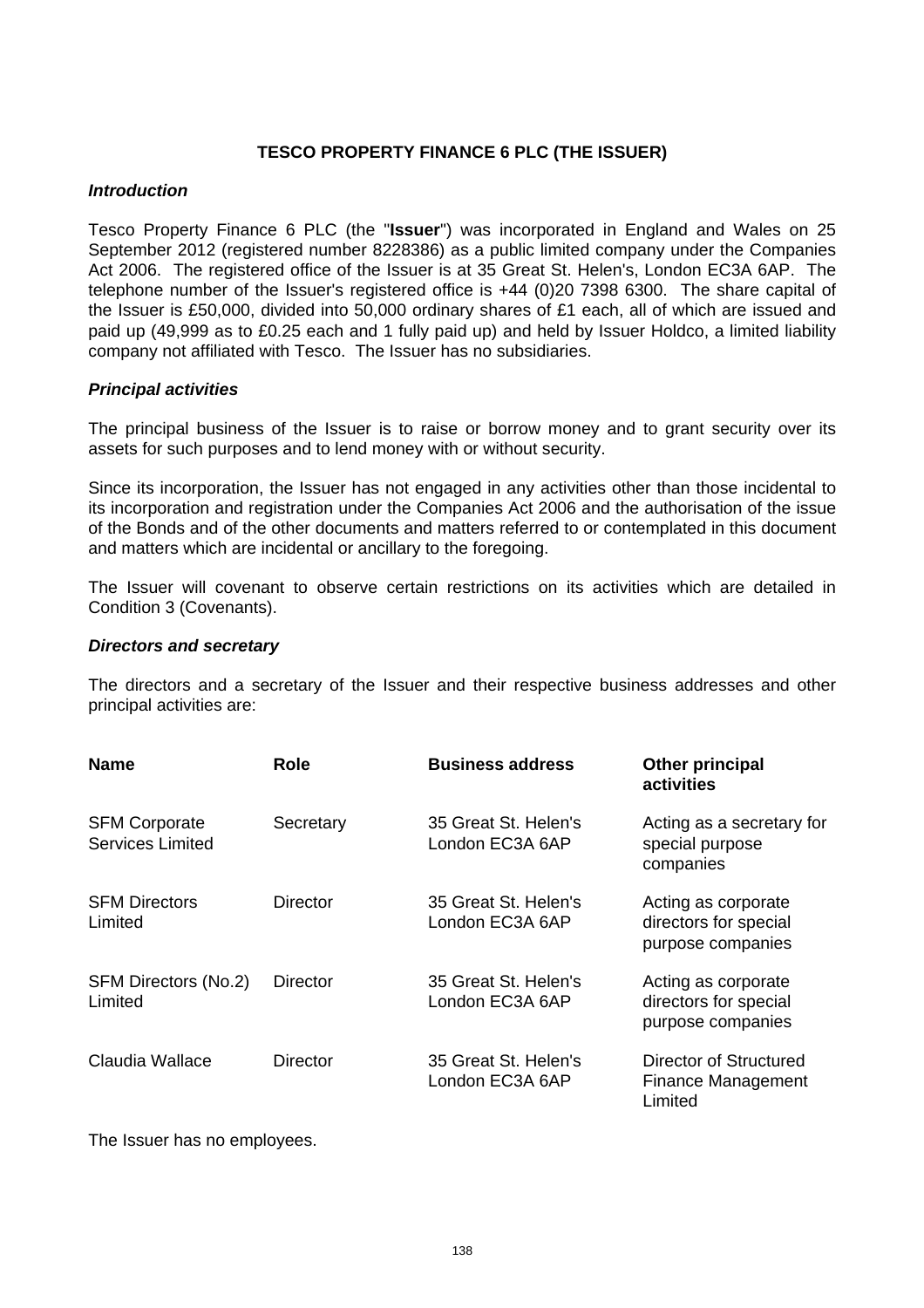## TESCO PROPERTY FINANCE 6 PLC (THE ISSUER)

### *Introduction*

Tesco Property Finance 6 PLC (the "**Issuer**") was incorporated in England and Wales on 25 September 2012 (registered number 8228386) as a public limited company under the Companies Act 2006. The registered office of the Issuer is at 35 Great St. Helen's, London EC3A 6AP. The telephone number of the Issuer's registered office is +44 (0)20 7398 6300. The share capital of the Issuer is £50,000, divided into 50,000 ordinary shares of £1 each, all of which are issued and paid up (49,999 as to £0.25 each and 1 fully paid up) and held by Issuer Holdco, a limited liability company not affiliated with Tesco. The Issuer has no subsidiaries.

### *Principal activities*

The principal business of the Issuer is to raise or borrow money and to grant security over its assets for such purposes and to lend money with or without security.

Since its incorporation, the Issuer has not engaged in any activities other than those incidental to its incorporation and registration under the Companies Act 2006 and the authorisation of the issue of the Bonds and of the other documents and matters referred to or contemplated in this document and matters which are incidental or ancillary to the foregoing.

The Issuer will covenant to observe certain restrictions on its activities which are detailed in Condition 3 (Covenants).

### *Directors and secretary*

The directors and a secretary of the Issuer and their respective business addresses and other principal activities are:

| Name | Role | Business address | Other principal activities |
|---|---|---|---|
| SFM Corporate Services Limited | Secretary | 35 Great St. Helen's London EC3A 6AP | Acting as a secretary for special purpose companies |
| SFM Directors Limited | Director | 35 Great St. Helen's London EC3A 6AP | Acting as corporate directors for special purpose companies |
| SFM Directors (No.2) Limited | Director | 35 Great St. Helen's London EC3A 6AP | Acting as corporate directors for special purpose companies |
| Claudia Wallace | Director | 35 Great St. Helen's London EC3A 6AP | Director of Structured Finance Management Limited |

The Issuer has no employees.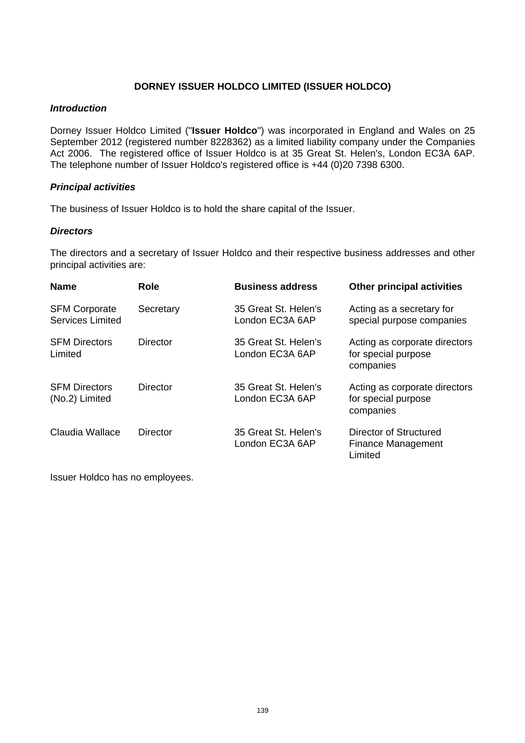## DORNEY ISSUER HOLDCO LIMITED (ISSUER HOLDCO)

***Introduction***

Dorney Issuer Holdco Limited ("**Issuer Holdco**") was incorporated in England and Wales on 25 September 2012 (registered number 8228362) as a limited liability company under the Companies Act 2006. The registered office of Issuer Holdco is at 35 Great St. Helen's, London EC3A 6AP. The telephone number of Issuer Holdco's registered office is +44 (0)20 7398 6300.

***Principal activities***

The business of Issuer Holdco is to hold the share capital of the Issuer.

***Directors***

The directors and a secretary of Issuer Holdco and their respective business addresses and other principal activities are:

| **Name** | **Role** | **Business address** | **Other principal activities** |
|---|---|---|---|
| SFM Corporate Services Limited | Secretary | 35 Great St. Helen's London EC3A 6AP | Acting as a secretary for special purpose companies |
| SFM Directors Limited | Director | 35 Great St. Helen's London EC3A 6AP | Acting as corporate directors for special purpose companies |
| SFM Directors (No.2) Limited | Director | 35 Great St. Helen's London EC3A 6AP | Acting as corporate directors for special purpose companies |
| Claudia Wallace | Director | 35 Great St. Helen's London EC3A 6AP | Director of Structured Finance Management Limited |

Issuer Holdco has no employees.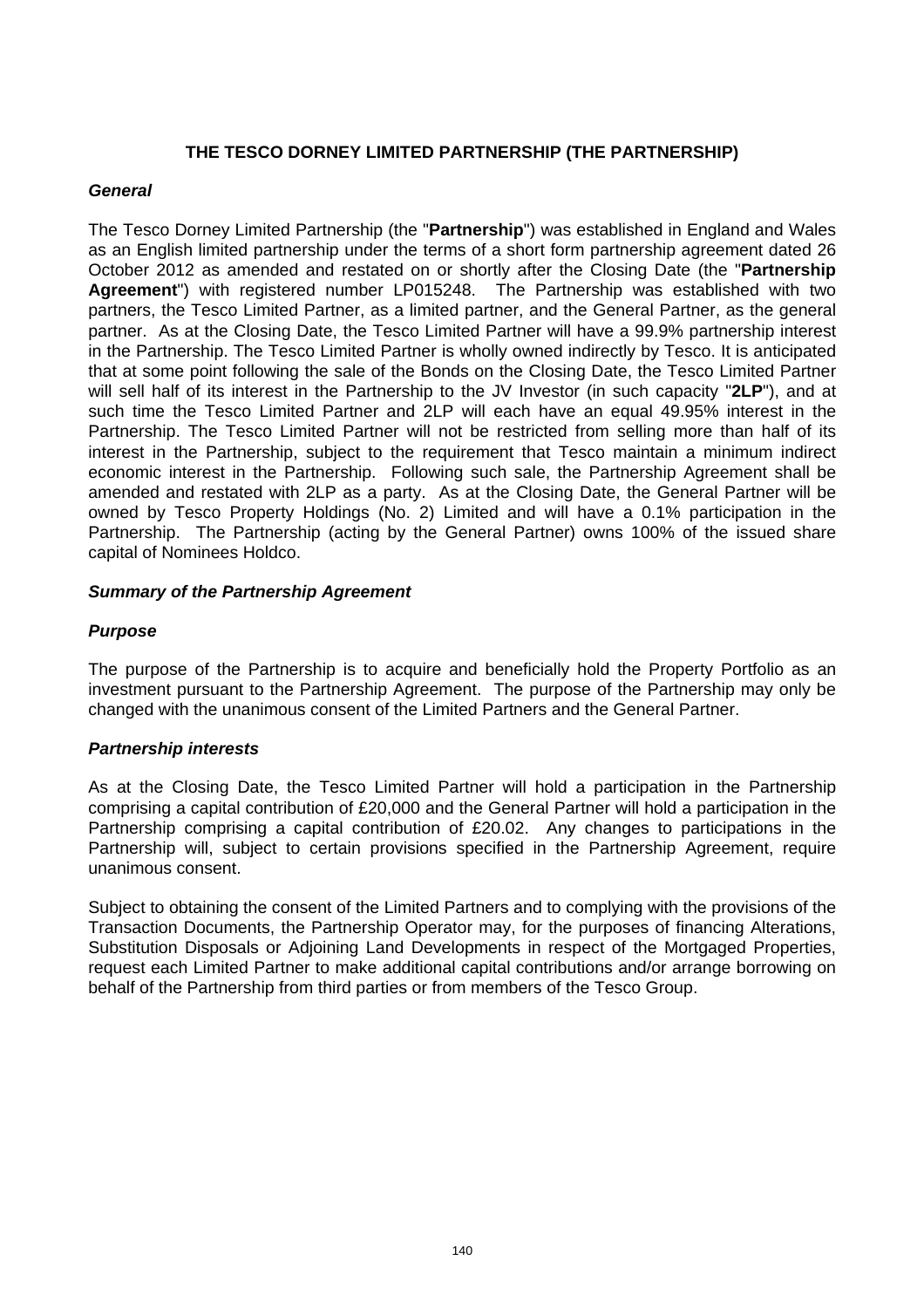## THE TESCO DORNEY LIMITED PARTNERSHIP (THE PARTNERSHIP)

***General***

The Tesco Dorney Limited Partnership (the "**Partnership**") was established in England and Wales as an English limited partnership under the terms of a short form partnership agreement dated 26 October 2012 as amended and restated on or shortly after the Closing Date (the "**Partnership Agreement**") with registered number LP015248. The Partnership was established with two partners, the Tesco Limited Partner, as a limited partner, and the General Partner, as the general partner. As at the Closing Date, the Tesco Limited Partner will have a 99.9% partnership interest in the Partnership. The Tesco Limited Partner is wholly owned indirectly by Tesco. It is anticipated that at some point following the sale of the Bonds on the Closing Date, the Tesco Limited Partner will sell half of its interest in the Partnership to the JV Investor (in such capacity "**2LP**"), and at such time the Tesco Limited Partner and 2LP will each have an equal 49.95% interest in the Partnership. The Tesco Limited Partner will not be restricted from selling more than half of its interest in the Partnership, subject to the requirement that Tesco maintain a minimum indirect economic interest in the Partnership. Following such sale, the Partnership Agreement shall be amended and restated with 2LP as a party. As at the Closing Date, the General Partner will be owned by Tesco Property Holdings (No. 2) Limited and will have a 0.1% participation in the Partnership. The Partnership (acting by the General Partner) owns 100% of the issued share capital of Nominees Holdco.

***Summary of the Partnership Agreement***

***Purpose***

The purpose of the Partnership is to acquire and beneficially hold the Property Portfolio as an investment pursuant to the Partnership Agreement. The purpose of the Partnership may only be changed with the unanimous consent of the Limited Partners and the General Partner.

***Partnership interests***

As at the Closing Date, the Tesco Limited Partner will hold a participation in the Partnership comprising a capital contribution of £20,000 and the General Partner will hold a participation in the Partnership comprising a capital contribution of £20.02. Any changes to participations in the Partnership will, subject to certain provisions specified in the Partnership Agreement, require unanimous consent.

Subject to obtaining the consent of the Limited Partners and to complying with the provisions of the Transaction Documents, the Partnership Operator may, for the purposes of financing Alterations, Substitution Disposals or Adjoining Land Developments in respect of the Mortgaged Properties, request each Limited Partner to make additional capital contributions and/or arrange borrowing on behalf of the Partnership from third parties or from members of the Tesco Group.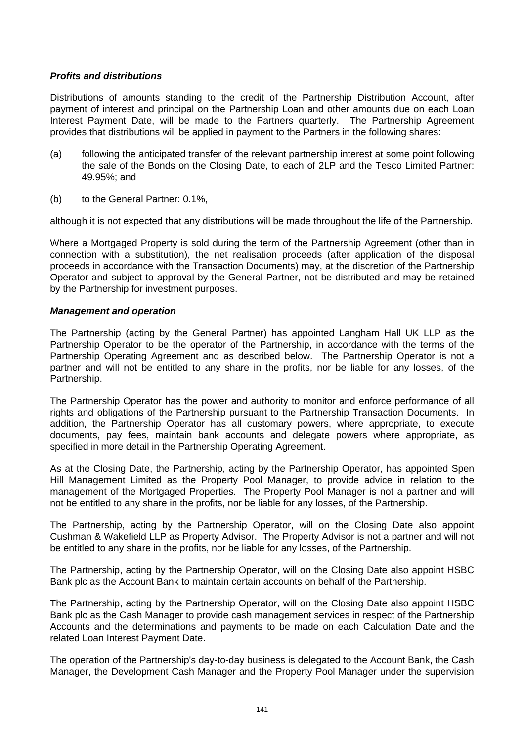***Profits and distributions***

Distributions of amounts standing to the credit of the Partnership Distribution Account, after payment of interest and principal on the Partnership Loan and other amounts due on each Loan Interest Payment Date, will be made to the Partners quarterly. The Partnership Agreement provides that distributions will be applied in payment to the Partners in the following shares:

(a) following the anticipated transfer of the relevant partnership interest at some point following the sale of the Bonds on the Closing Date, to each of 2LP and the Tesco Limited Partner: 49.95%; and

(b) to the General Partner: 0.1%,

although it is not expected that any distributions will be made throughout the life of the Partnership.

Where a Mortgaged Property is sold during the term of the Partnership Agreement (other than in connection with a substitution), the net realisation proceeds (after application of the disposal proceeds in accordance with the Transaction Documents) may, at the discretion of the Partnership Operator and subject to approval by the General Partner, not be distributed and may be retained by the Partnership for investment purposes.

***Management and operation***

The Partnership (acting by the General Partner) has appointed Langham Hall UK LLP as the Partnership Operator to be the operator of the Partnership, in accordance with the terms of the Partnership Operating Agreement and as described below. The Partnership Operator is not a partner and will not be entitled to any share in the profits, nor be liable for any losses, of the Partnership.

The Partnership Operator has the power and authority to monitor and enforce performance of all rights and obligations of the Partnership pursuant to the Partnership Transaction Documents. In addition, the Partnership Operator has all customary powers, where appropriate, to execute documents, pay fees, maintain bank accounts and delegate powers where appropriate, as specified in more detail in the Partnership Operating Agreement.

As at the Closing Date, the Partnership, acting by the Partnership Operator, has appointed Spen Hill Management Limited as the Property Pool Manager, to provide advice in relation to the management of the Mortgaged Properties. The Property Pool Manager is not a partner and will not be entitled to any share in the profits, nor be liable for any losses, of the Partnership.

The Partnership, acting by the Partnership Operator, will on the Closing Date also appoint Cushman & Wakefield LLP as Property Advisor. The Property Advisor is not a partner and will not be entitled to any share in the profits, nor be liable for any losses, of the Partnership.

The Partnership, acting by the Partnership Operator, will on the Closing Date also appoint HSBC Bank plc as the Account Bank to maintain certain accounts on behalf of the Partnership.

The Partnership, acting by the Partnership Operator, will on the Closing Date also appoint HSBC Bank plc as the Cash Manager to provide cash management services in respect of the Partnership Accounts and the determinations and payments to be made on each Calculation Date and the related Loan Interest Payment Date.

The operation of the Partnership's day-to-day business is delegated to the Account Bank, the Cash Manager, the Development Cash Manager and the Property Pool Manager under the supervision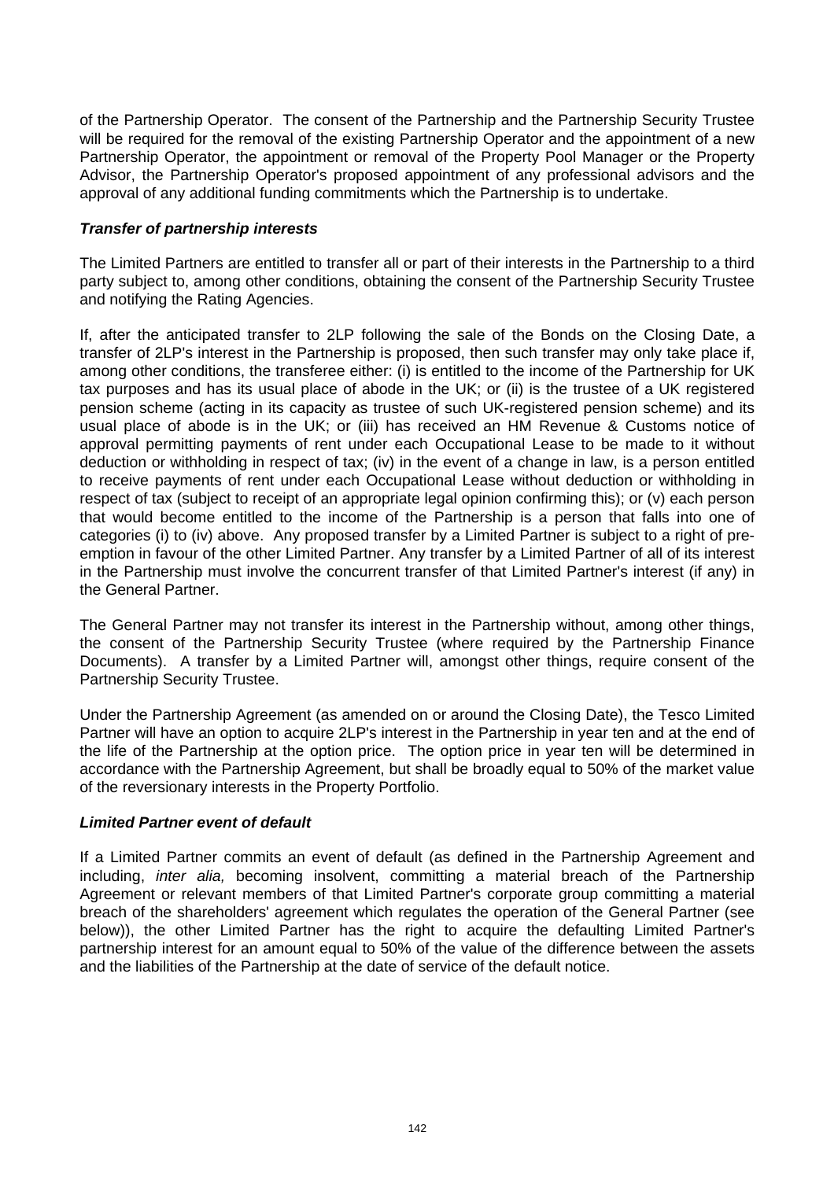of the Partnership Operator. The consent of the Partnership and the Partnership Security Trustee will be required for the removal of the existing Partnership Operator and the appointment of a new Partnership Operator, the appointment or removal of the Property Pool Manager or the Property Advisor, the Partnership Operator's proposed appointment of any professional advisors and the approval of any additional funding commitments which the Partnership is to undertake.

***Transfer of partnership interests***

The Limited Partners are entitled to transfer all or part of their interests in the Partnership to a third party subject to, among other conditions, obtaining the consent of the Partnership Security Trustee and notifying the Rating Agencies.

If, after the anticipated transfer to 2LP following the sale of the Bonds on the Closing Date, a transfer of 2LP's interest in the Partnership is proposed, then such transfer may only take place if, among other conditions, the transferee either: (i) is entitled to the income of the Partnership for UK tax purposes and has its usual place of abode in the UK; or (ii) is the trustee of a UK registered pension scheme (acting in its capacity as trustee of such UK-registered pension scheme) and its usual place of abode is in the UK; or (iii) has received an HM Revenue & Customs notice of approval permitting payments of rent under each Occupational Lease to be made to it without deduction or withholding in respect of tax; (iv) in the event of a change in law, is a person entitled to receive payments of rent under each Occupational Lease without deduction or withholding in respect of tax (subject to receipt of an appropriate legal opinion confirming this); or (v) each person that would become entitled to the income of the Partnership is a person that falls into one of categories (i) to (iv) above. Any proposed transfer by a Limited Partner is subject to a right of pre-emption in favour of the other Limited Partner. Any transfer by a Limited Partner of all of its interest in the Partnership must involve the concurrent transfer of that Limited Partner's interest (if any) in the General Partner.

The General Partner may not transfer its interest in the Partnership without, among other things, the consent of the Partnership Security Trustee (where required by the Partnership Finance Documents). A transfer by a Limited Partner will, amongst other things, require consent of the Partnership Security Trustee.

Under the Partnership Agreement (as amended on or around the Closing Date), the Tesco Limited Partner will have an option to acquire 2LP's interest in the Partnership in year ten and at the end of the life of the Partnership at the option price. The option price in year ten will be determined in accordance with the Partnership Agreement, but shall be broadly equal to 50% of the market value of the reversionary interests in the Property Portfolio.

***Limited Partner event of default***

If a Limited Partner commits an event of default (as defined in the Partnership Agreement and including, *inter alia,* becoming insolvent, committing a material breach of the Partnership Agreement or relevant members of that Limited Partner's corporate group committing a material breach of the shareholders' agreement which regulates the operation of the General Partner (see below)), the other Limited Partner has the right to acquire the defaulting Limited Partner's partnership interest for an amount equal to 50% of the value of the difference between the assets and the liabilities of the Partnership at the date of service of the default notice.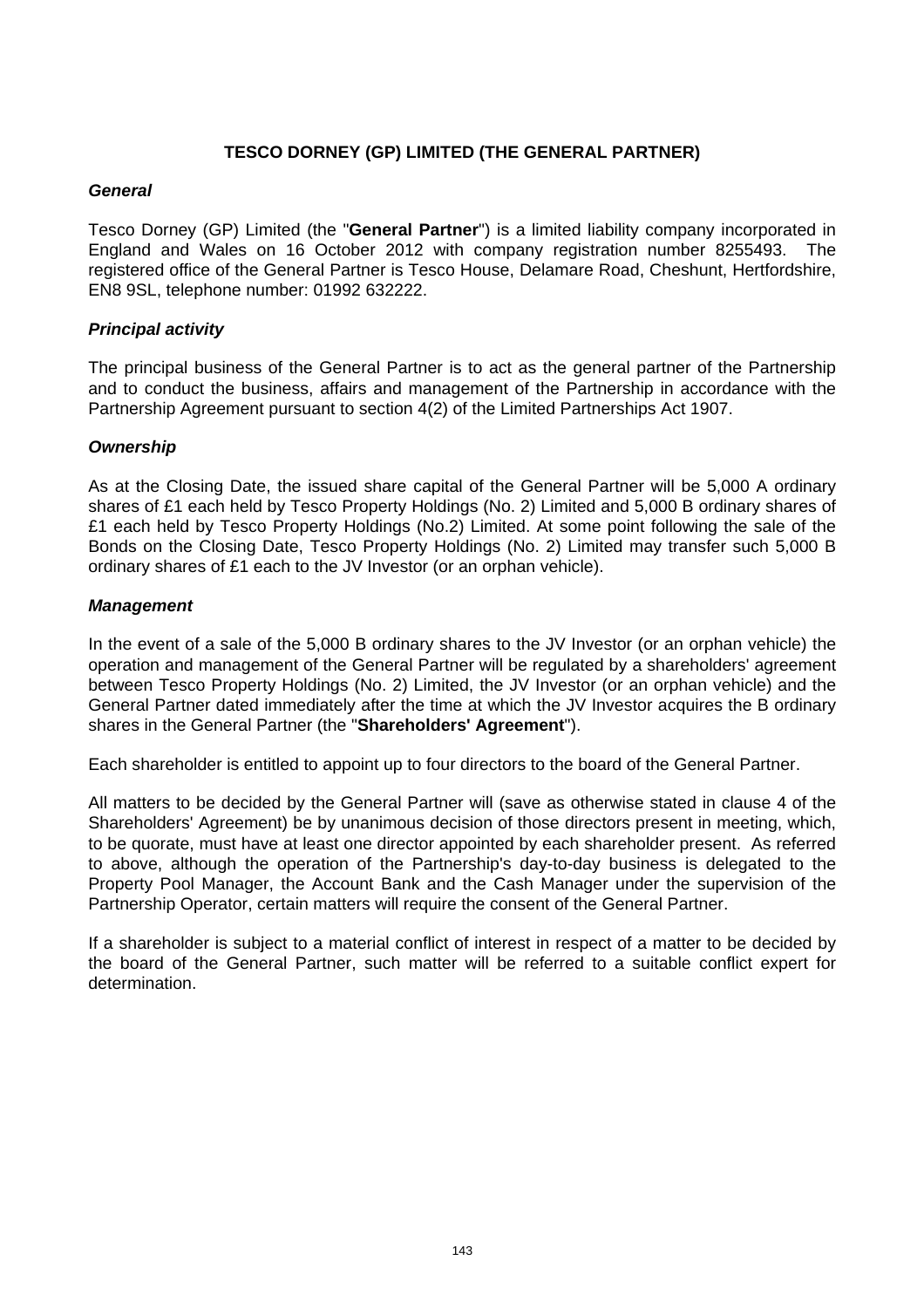## TESCO DORNEY (GP) LIMITED (THE GENERAL PARTNER)

***General***

Tesco Dorney (GP) Limited (the "**General Partner**") is a limited liability company incorporated in England and Wales on 16 October 2012 with company registration number 8255493. The registered office of the General Partner is Tesco House, Delamare Road, Cheshunt, Hertfordshire, EN8 9SL, telephone number: 01992 632222.

***Principal activity***

The principal business of the General Partner is to act as the general partner of the Partnership and to conduct the business, affairs and management of the Partnership in accordance with the Partnership Agreement pursuant to section 4(2) of the Limited Partnerships Act 1907.

***Ownership***

As at the Closing Date, the issued share capital of the General Partner will be 5,000 A ordinary shares of £1 each held by Tesco Property Holdings (No. 2) Limited and 5,000 B ordinary shares of £1 each held by Tesco Property Holdings (No.2) Limited. At some point following the sale of the Bonds on the Closing Date, Tesco Property Holdings (No. 2) Limited may transfer such 5,000 B ordinary shares of £1 each to the JV Investor (or an orphan vehicle).

***Management***

In the event of a sale of the 5,000 B ordinary shares to the JV Investor (or an orphan vehicle) the operation and management of the General Partner will be regulated by a shareholders' agreement between Tesco Property Holdings (No. 2) Limited, the JV Investor (or an orphan vehicle) and the General Partner dated immediately after the time at which the JV Investor acquires the B ordinary shares in the General Partner (the "**Shareholders' Agreement**").

Each shareholder is entitled to appoint up to four directors to the board of the General Partner.

All matters to be decided by the General Partner will (save as otherwise stated in clause 4 of the Shareholders' Agreement) be by unanimous decision of those directors present in meeting, which, to be quorate, must have at least one director appointed by each shareholder present. As referred to above, although the operation of the Partnership's day-to-day business is delegated to the Property Pool Manager, the Account Bank and the Cash Manager under the supervision of the Partnership Operator, certain matters will require the consent of the General Partner.

If a shareholder is subject to a material conflict of interest in respect of a matter to be decided by the board of the General Partner, such matter will be referred to a suitable conflict expert for determination.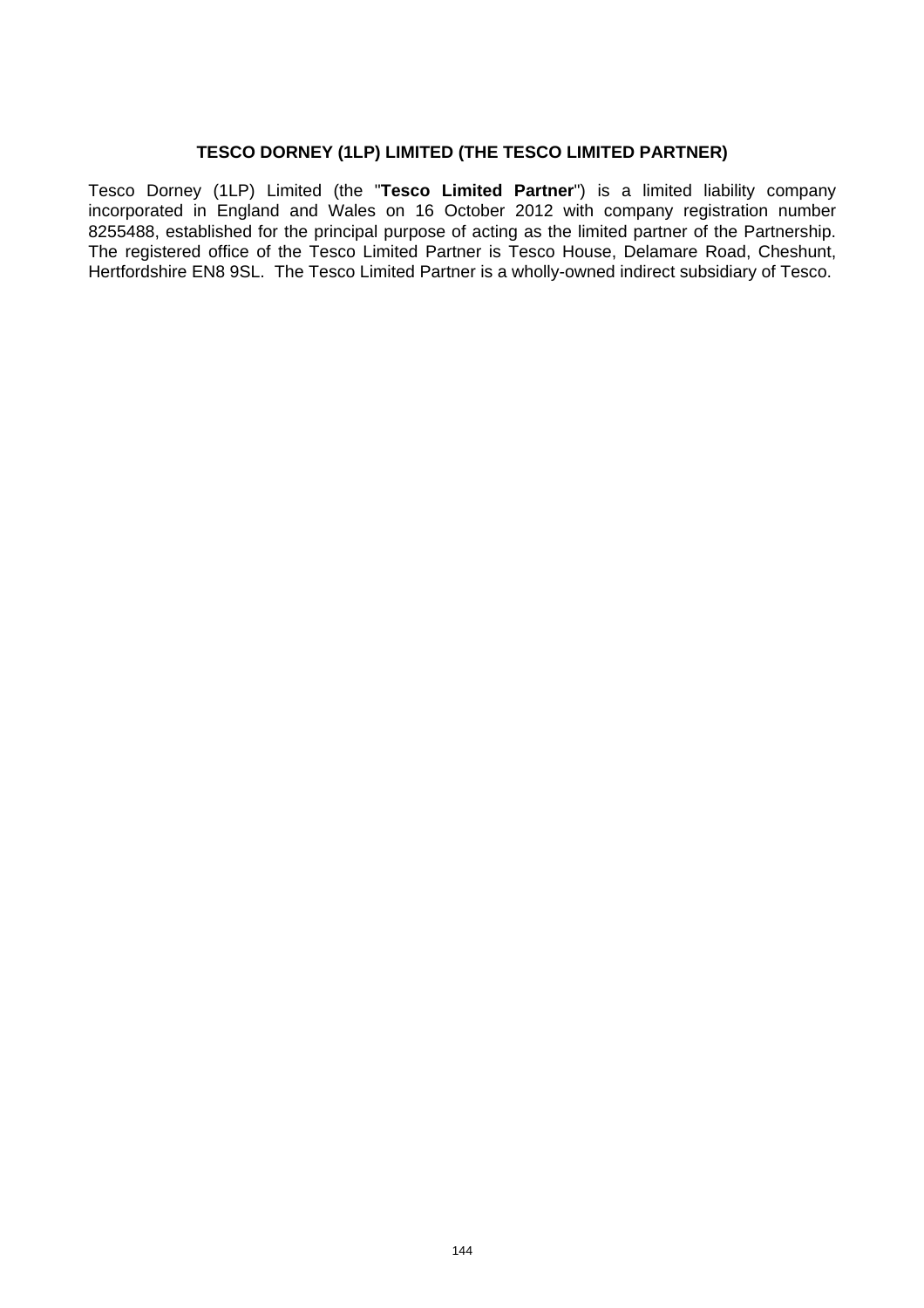## TESCO DORNEY (1LP) LIMITED (THE TESCO LIMITED PARTNER)

Tesco Dorney (1LP) Limited (the "**Tesco Limited Partner**") is a limited liability company incorporated in England and Wales on 16 October 2012 with company registration number 8255488, established for the principal purpose of acting as the limited partner of the Partnership. The registered office of the Tesco Limited Partner is Tesco House, Delamare Road, Cheshunt, Hertfordshire EN8 9SL. The Tesco Limited Partner is a wholly-owned indirect subsidiary of Tesco.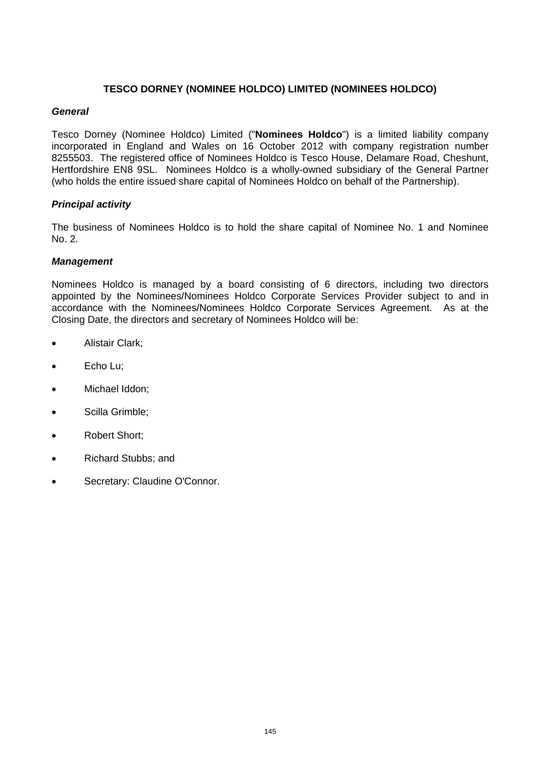## TESCO DORNEY (NOMINEE HOLDCO) LIMITED (NOMINEES HOLDCO)

### *General*

Tesco Dorney (Nominee Holdco) Limited ("**Nominees Holdco**") is a limited liability company incorporated in England and Wales on 16 October 2012 with company registration number 8255503. The registered office of Nominees Holdco is Tesco House, Delamare Road, Cheshunt, Hertfordshire EN8 9SL. Nominees Holdco is a wholly-owned subsidiary of the General Partner (who holds the entire issued share capital of Nominees Holdco on behalf of the Partnership).

### *Principal activity*

The business of Nominees Holdco is to hold the share capital of Nominee No. 1 and Nominee No. 2.

### *Management*

Nominees Holdco is managed by a board consisting of 6 directors, including two directors appointed by the Nominees/Nominees Holdco Corporate Services Provider subject to and in accordance with the Nominees/Nominees Holdco Corporate Services Agreement. As at the Closing Date, the directors and secretary of Nominees Holdco will be:

- Alistair Clark;
- Echo Lu;
- Michael Iddon;
- Scilla Grimble;
- Robert Short;
- Richard Stubbs; and
- Secretary: Claudine O'Connor.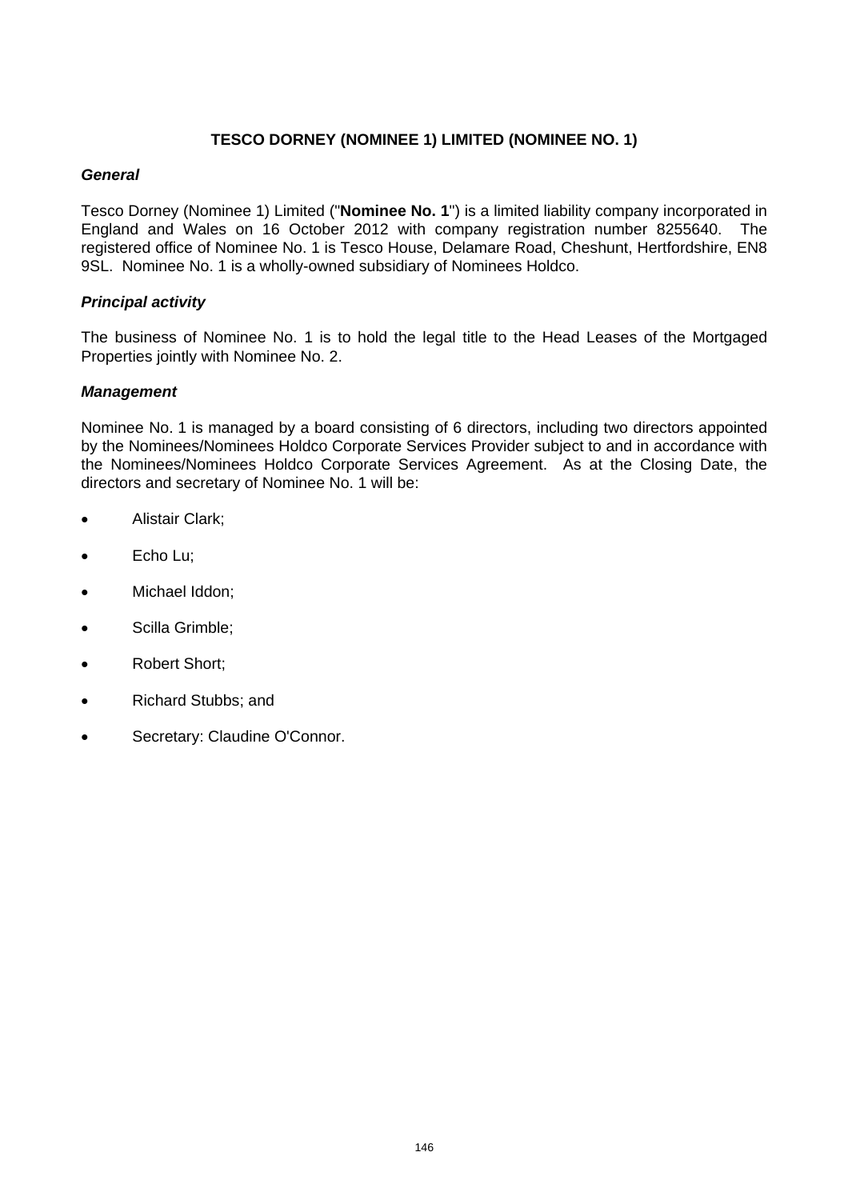## TESCO DORNEY (NOMINEE 1) LIMITED (NOMINEE NO. 1)

### *General*

Tesco Dorney (Nominee 1) Limited ("**Nominee No. 1**") is a limited liability company incorporated in England and Wales on 16 October 2012 with company registration number 8255640. The registered office of Nominee No. 1 is Tesco House, Delamare Road, Cheshunt, Hertfordshire, EN8 9SL. Nominee No. 1 is a wholly-owned subsidiary of Nominees Holdco.

### *Principal activity*

The business of Nominee No. 1 is to hold the legal title to the Head Leases of the Mortgaged Properties jointly with Nominee No. 2.

### *Management*

Nominee No. 1 is managed by a board consisting of 6 directors, including two directors appointed by the Nominees/Nominees Holdco Corporate Services Provider subject to and in accordance with the Nominees/Nominees Holdco Corporate Services Agreement. As at the Closing Date, the directors and secretary of Nominee No. 1 will be:

- Alistair Clark;
- Echo Lu;
- Michael Iddon;
- Scilla Grimble;
- Robert Short;
- Richard Stubbs; and
- Secretary: Claudine O'Connor.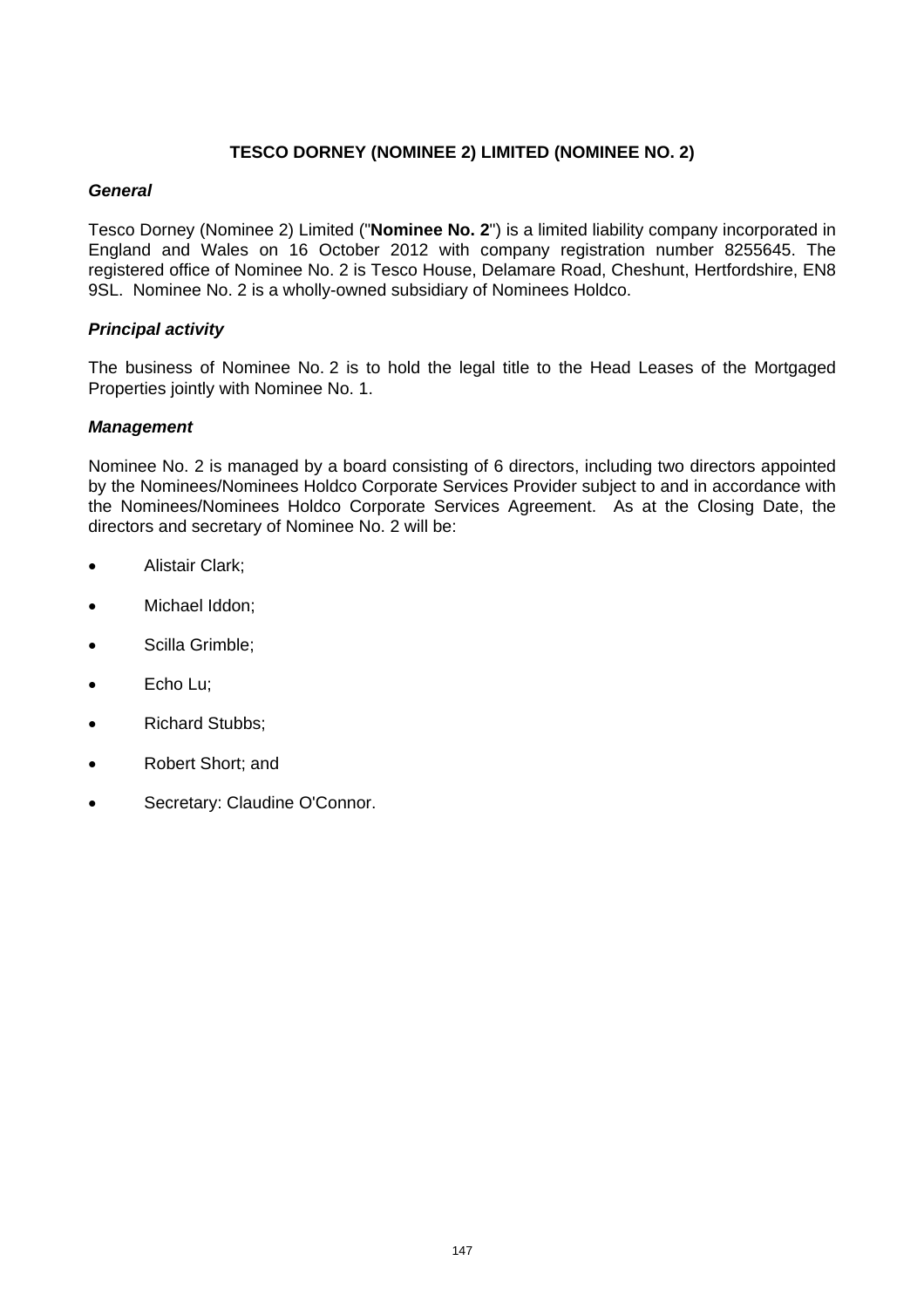## TESCO DORNEY (NOMINEE 2) LIMITED (NOMINEE NO. 2)

### *General*

Tesco Dorney (Nominee 2) Limited ("**Nominee No. 2**") is a limited liability company incorporated in England and Wales on 16 October 2012 with company registration number 8255645. The registered office of Nominee No. 2 is Tesco House, Delamare Road, Cheshunt, Hertfordshire, EN8 9SL. Nominee No. 2 is a wholly-owned subsidiary of Nominees Holdco.

### *Principal activity*

The business of Nominee No. 2 is to hold the legal title to the Head Leases of the Mortgaged Properties jointly with Nominee No. 1.

### *Management*

Nominee No. 2 is managed by a board consisting of 6 directors, including two directors appointed by the Nominees/Nominees Holdco Corporate Services Provider subject to and in accordance with the Nominees/Nominees Holdco Corporate Services Agreement. As at the Closing Date, the directors and secretary of Nominee No. 2 will be:

- Alistair Clark;
- Michael Iddon;
- Scilla Grimble;
- Echo Lu;
- Richard Stubbs;
- Robert Short; and
- Secretary: Claudine O'Connor.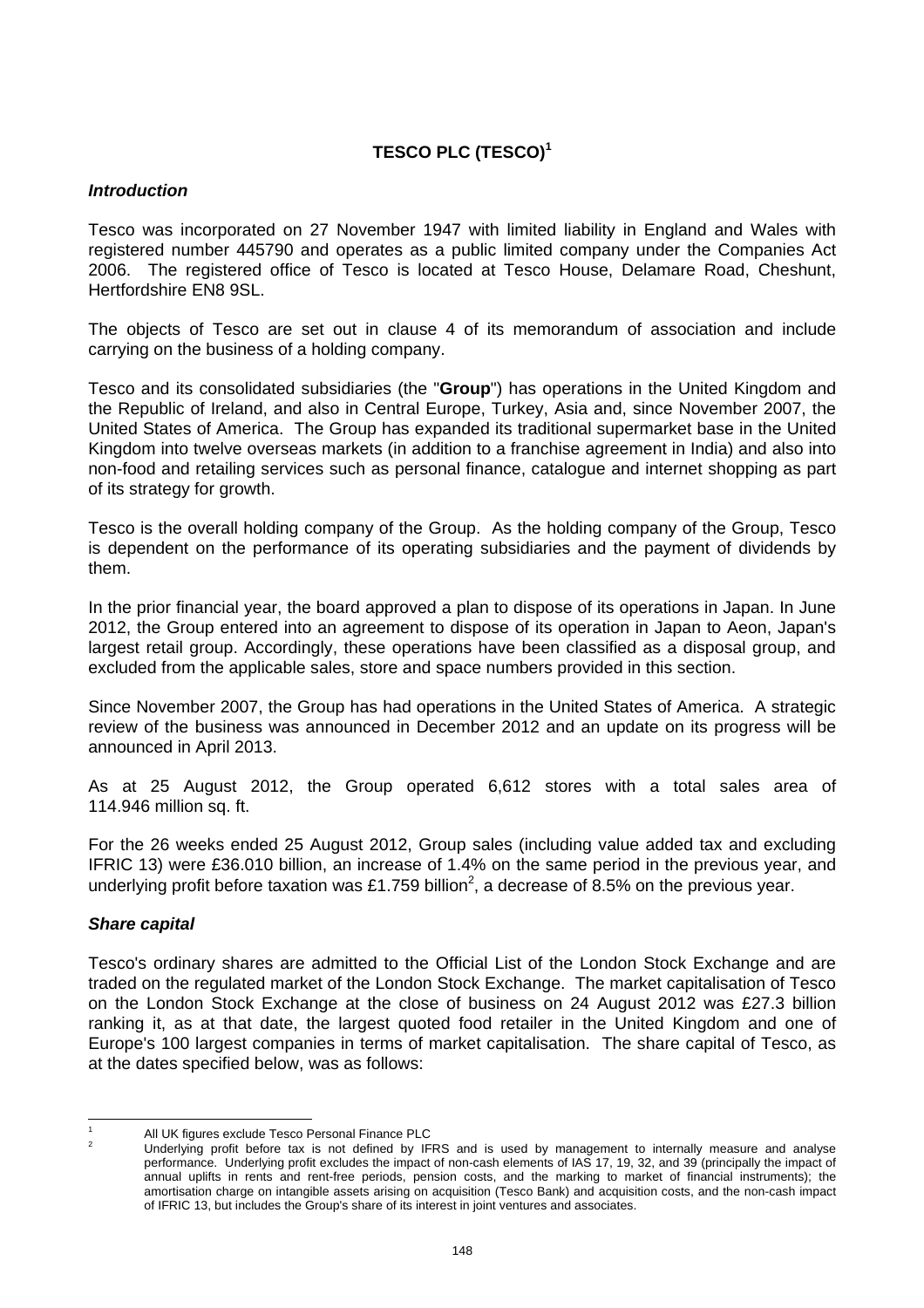# TESCO PLC (TESCO)[1]

***Introduction***

Tesco was incorporated on 27 November 1947 with limited liability in England and Wales with registered number 445790 and operates as a public limited company under the Companies Act 2006. The registered office of Tesco is located at Tesco House, Delamare Road, Cheshunt, Hertfordshire EN8 9SL.

The objects of Tesco are set out in clause 4 of its memorandum of association and include carrying on the business of a holding company.

Tesco and its consolidated subsidiaries (the "**Group**") has operations in the United Kingdom and the Republic of Ireland, and also in Central Europe, Turkey, Asia and, since November 2007, the United States of America. The Group has expanded its traditional supermarket base in the United Kingdom into twelve overseas markets (in addition to a franchise agreement in India) and also into non-food and retailing services such as personal finance, catalogue and internet shopping as part of its strategy for growth.

Tesco is the overall holding company of the Group. As the holding company of the Group, Tesco is dependent on the performance of its operating subsidiaries and the payment of dividends by them.

In the prior financial year, the board approved a plan to dispose of its operations in Japan. In June 2012, the Group entered into an agreement to dispose of its operation in Japan to Aeon, Japan's largest retail group. Accordingly, these operations have been classified as a disposal group, and excluded from the applicable sales, store and space numbers provided in this section.

Since November 2007, the Group has had operations in the United States of America. A strategic review of the business was announced in December 2012 and an update on its progress will be announced in April 2013.

As at 25 August 2012, the Group operated 6,612 stores with a total sales area of 114.946 million sq. ft.

For the 26 weeks ended 25 August 2012, Group sales (including value added tax and excluding IFRIC 13) were £36.010 billion, an increase of 1.4% on the same period in the previous year, and underlying profit before taxation was £1.759 billion[2], a decrease of 8.5% on the previous year.

***Share capital***

Tesco's ordinary shares are admitted to the Official List of the London Stock Exchange and are traded on the regulated market of the London Stock Exchange. The market capitalisation of Tesco on the London Stock Exchange at the close of business on 24 August 2012 was £27.3 billion ranking it, as at that date, the largest quoted food retailer in the United Kingdom and one of Europe's 100 largest companies in terms of market capitalisation. The share capital of Tesco, as at the dates specified below, was as follows:

---

[1] All UK figures exclude Tesco Personal Finance PLC

[2] Underlying profit before tax is not defined by IFRS and is used by management to internally measure and analyse performance. Underlying profit excludes the impact of non-cash elements of IAS 17, 19, 32, and 39 (principally the impact of annual uplifts in rents and rent-free periods, pension costs, and the marking to market of financial instruments); the amortisation charge on intangible assets arising on acquisition (Tesco Bank) and acquisition costs, and the non-cash impact of IFRIC 13, but includes the Group's share of its interest in joint ventures and associates.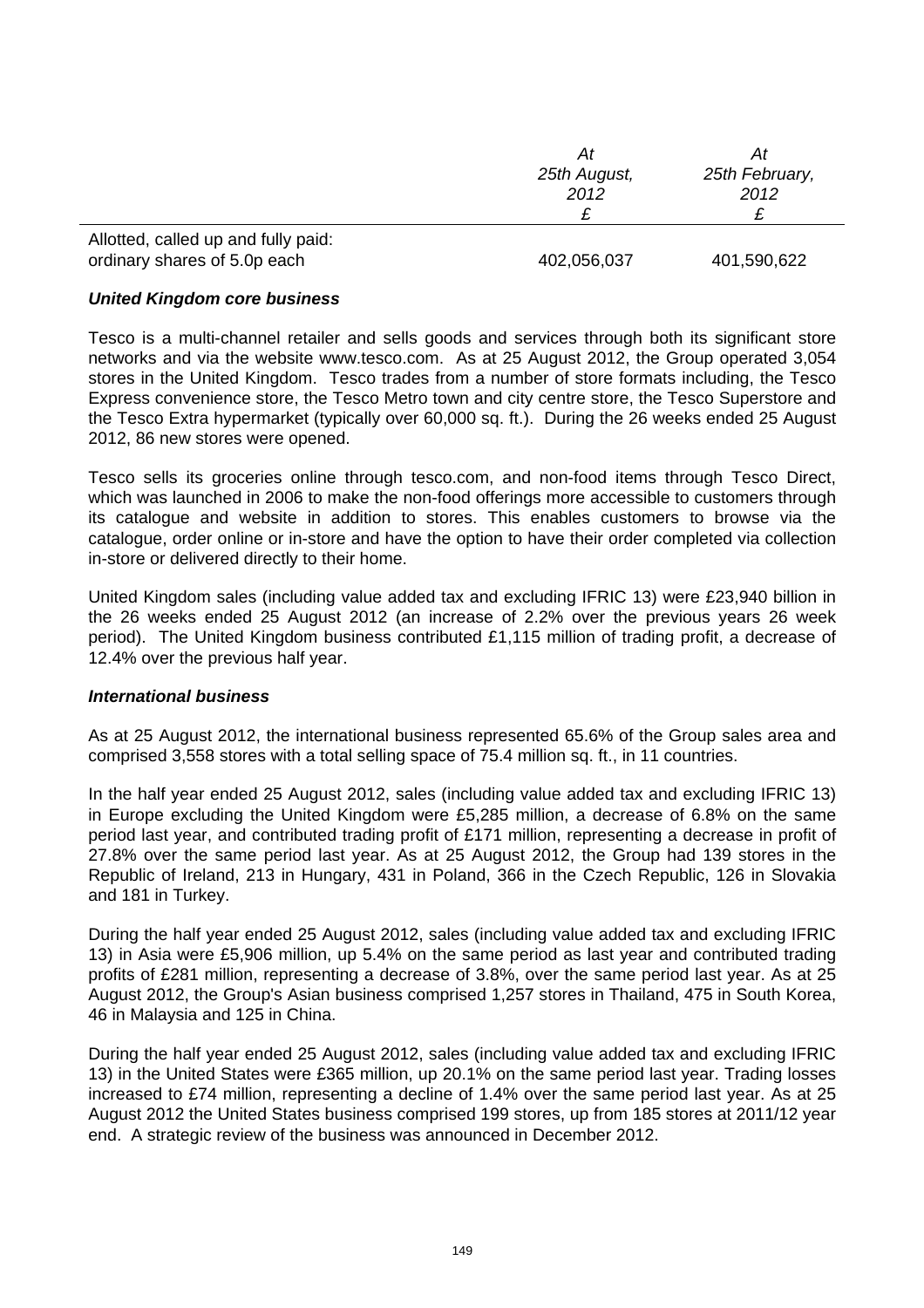| | At 25th August, 2012 £ | At 25th February, 2012 £ |
|---|---|---|
| Allotted, called up and fully paid: ordinary shares of 5.0p each | 402,056,037 | 401,590,622 |

***United Kingdom core business***

Tesco is a multi-channel retailer and sells goods and services through both its significant store networks and via the website www.tesco.com. As at 25 August 2012, the Group operated 3,054 stores in the United Kingdom. Tesco trades from a number of store formats including, the Tesco Express convenience store, the Tesco Metro town and city centre store, the Tesco Superstore and the Tesco Extra hypermarket (typically over 60,000 sq. ft.). During the 26 weeks ended 25 August 2012, 86 new stores were opened.

Tesco sells its groceries online through tesco.com, and non-food items through Tesco Direct, which was launched in 2006 to make the non-food offerings more accessible to customers through its catalogue and website in addition to stores. This enables customers to browse via the catalogue, order online or in-store and have the option to have their order completed via collection in-store or delivered directly to their home.

United Kingdom sales (including value added tax and excluding IFRIC 13) were £23,940 billion in the 26 weeks ended 25 August 2012 (an increase of 2.2% over the previous years 26 week period). The United Kingdom business contributed £1,115 million of trading profit, a decrease of 12.4% over the previous half year.

***International business***

As at 25 August 2012, the international business represented 65.6% of the Group sales area and comprised 3,558 stores with a total selling space of 75.4 million sq. ft., in 11 countries.

In the half year ended 25 August 2012, sales (including value added tax and excluding IFRIC 13) in Europe excluding the United Kingdom were £5,285 million, a decrease of 6.8% on the same period last year, and contributed trading profit of £171 million, representing a decrease in profit of 27.8% over the same period last year. As at 25 August 2012, the Group had 139 stores in the Republic of Ireland, 213 in Hungary, 431 in Poland, 366 in the Czech Republic, 126 in Slovakia and 181 in Turkey.

During the half year ended 25 August 2012, sales (including value added tax and excluding IFRIC 13) in Asia were £5,906 million, up 5.4% on the same period as last year and contributed trading profits of £281 million, representing a decrease of 3.8%, over the same period last year. As at 25 August 2012, the Group's Asian business comprised 1,257 stores in Thailand, 475 in South Korea, 46 in Malaysia and 125 in China.

During the half year ended 25 August 2012, sales (including value added tax and excluding IFRIC 13) in the United States were £365 million, up 20.1% on the same period last year. Trading losses increased to £74 million, representing a decline of 1.4% over the same period last year. As at 25 August 2012 the United States business comprised 199 stores, up from 185 stores at 2011/12 year end. A strategic review of the business was announced in December 2012.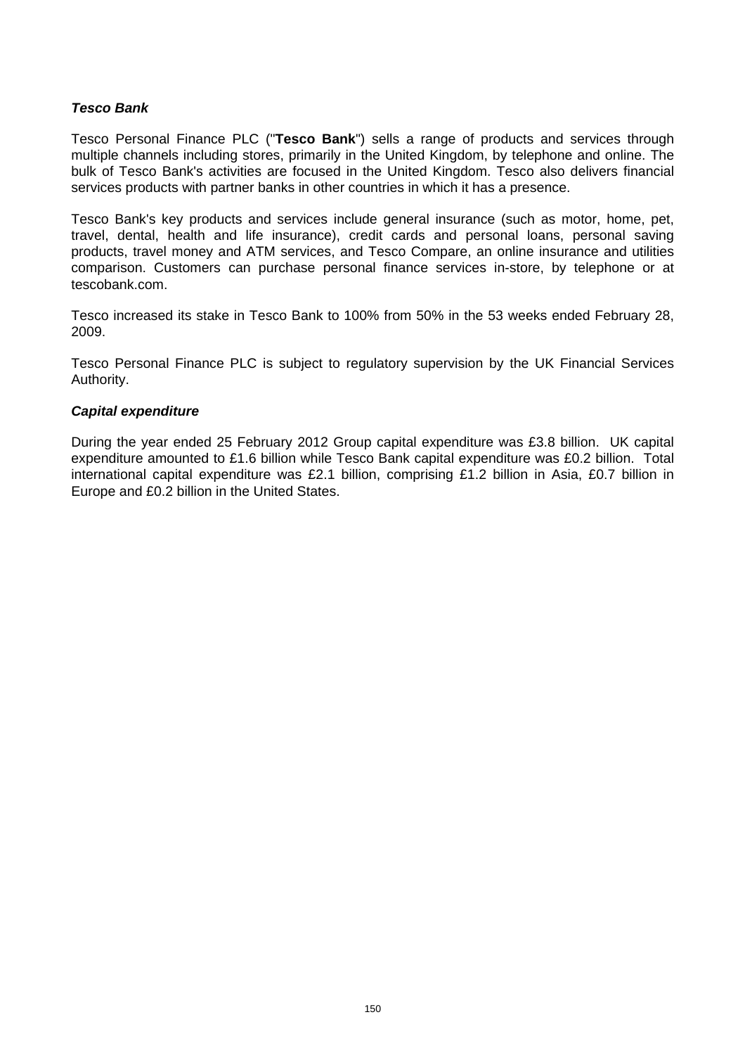***Tesco Bank***

Tesco Personal Finance PLC ("**Tesco Bank**") sells a range of products and services through multiple channels including stores, primarily in the United Kingdom, by telephone and online. The bulk of Tesco Bank's activities are focused in the United Kingdom. Tesco also delivers financial services products with partner banks in other countries in which it has a presence.

Tesco Bank's key products and services include general insurance (such as motor, home, pet, travel, dental, health and life insurance), credit cards and personal loans, personal saving products, travel money and ATM services, and Tesco Compare, an online insurance and utilities comparison. Customers can purchase personal finance services in-store, by telephone or at tescobank.com.

Tesco increased its stake in Tesco Bank to 100% from 50% in the 53 weeks ended February 28, 2009.

Tesco Personal Finance PLC is subject to regulatory supervision by the UK Financial Services Authority.

***Capital expenditure***

During the year ended 25 February 2012 Group capital expenditure was £3.8 billion. UK capital expenditure amounted to £1.6 billion while Tesco Bank capital expenditure was £0.2 billion. Total international capital expenditure was £2.1 billion, comprising £1.2 billion in Asia, £0.7 billion in Europe and £0.2 billion in the United States.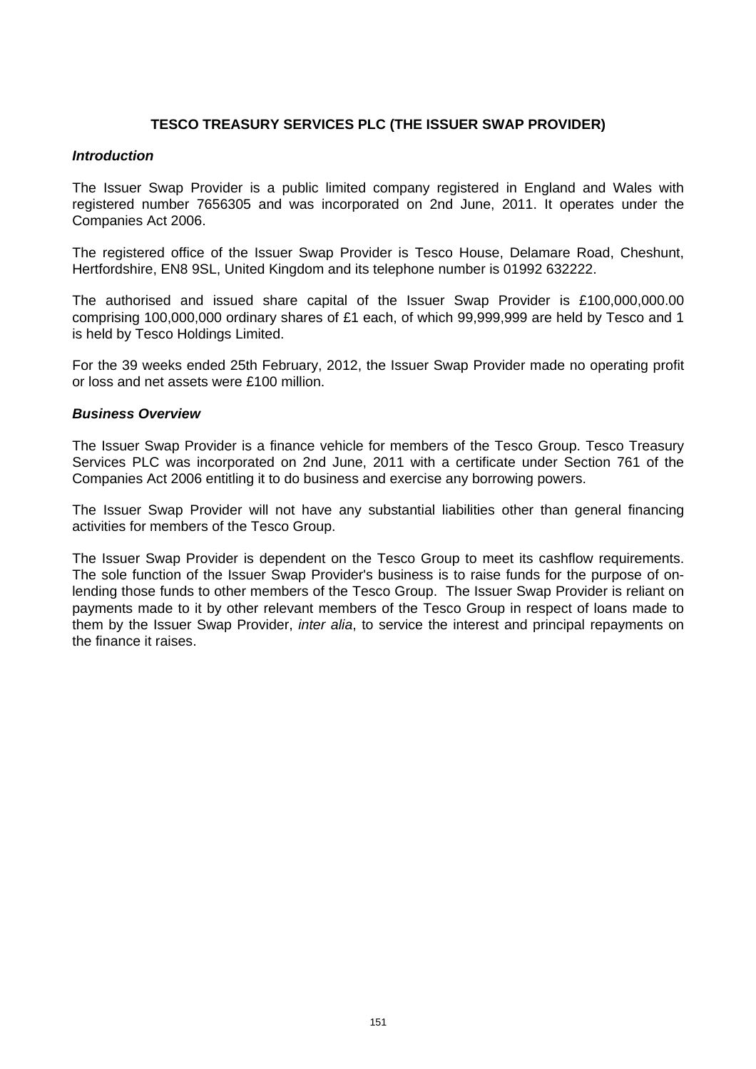## TESCO TREASURY SERVICES PLC (THE ISSUER SWAP PROVIDER)

***Introduction***

The Issuer Swap Provider is a public limited company registered in England and Wales with registered number 7656305 and was incorporated on 2nd June, 2011. It operates under the Companies Act 2006.

The registered office of the Issuer Swap Provider is Tesco House, Delamare Road, Cheshunt, Hertfordshire, EN8 9SL, United Kingdom and its telephone number is 01992 632222.

The authorised and issued share capital of the Issuer Swap Provider is £100,000,000.00 comprising 100,000,000 ordinary shares of £1 each, of which 99,999,999 are held by Tesco and 1 is held by Tesco Holdings Limited.

For the 39 weeks ended 25th February, 2012, the Issuer Swap Provider made no operating profit or loss and net assets were £100 million.

***Business Overview***

The Issuer Swap Provider is a finance vehicle for members of the Tesco Group. Tesco Treasury Services PLC was incorporated on 2nd June, 2011 with a certificate under Section 761 of the Companies Act 2006 entitling it to do business and exercise any borrowing powers.

The Issuer Swap Provider will not have any substantial liabilities other than general financing activities for members of the Tesco Group.

The Issuer Swap Provider is dependent on the Tesco Group to meet its cashflow requirements. The sole function of the Issuer Swap Provider's business is to raise funds for the purpose of on-lending those funds to other members of the Tesco Group. The Issuer Swap Provider is reliant on payments made to it by other relevant members of the Tesco Group in respect of loans made to them by the Issuer Swap Provider, *inter alia*, to service the interest and principal repayments on the finance it raises.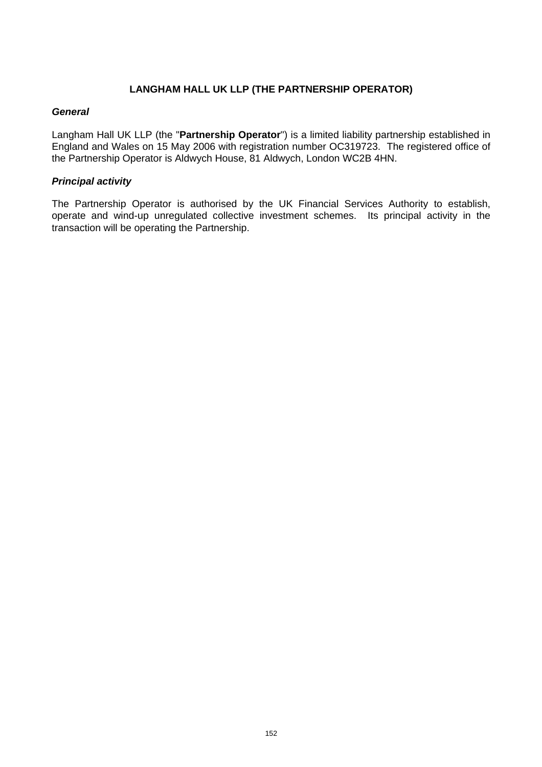## LANGHAM HALL UK LLP (THE PARTNERSHIP OPERATOR)

***General***

Langham Hall UK LLP (the "**Partnership Operator**") is a limited liability partnership established in England and Wales on 15 May 2006 with registration number OC319723. The registered office of the Partnership Operator is Aldwych House, 81 Aldwych, London WC2B 4HN.

***Principal activity***

The Partnership Operator is authorised by the UK Financial Services Authority to establish, operate and wind-up unregulated collective investment schemes. Its principal activity in the transaction will be operating the Partnership.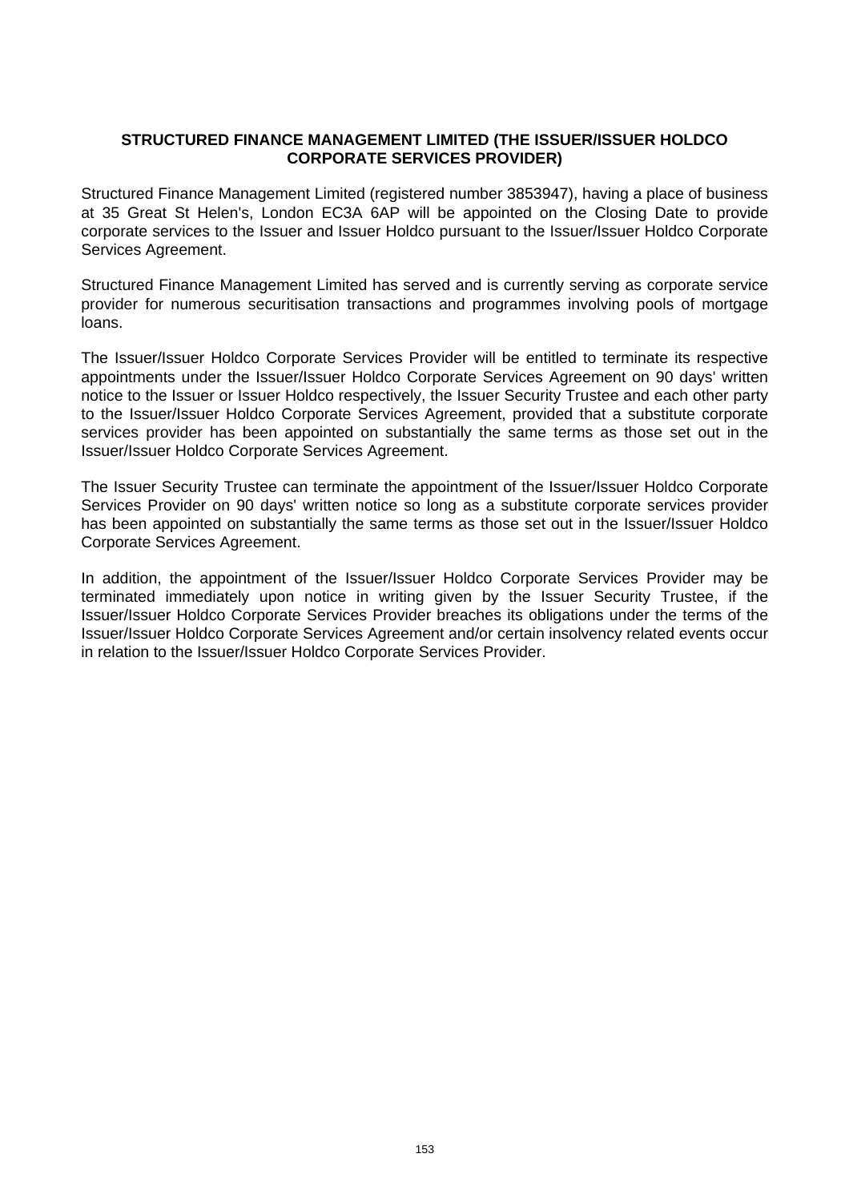## STRUCTURED FINANCE MANAGEMENT LIMITED (THE ISSUER/ISSUER HOLDCO CORPORATE SERVICES PROVIDER)

Structured Finance Management Limited (registered number 3853947), having a place of business at 35 Great St Helen's, London EC3A 6AP will be appointed on the Closing Date to provide corporate services to the Issuer and Issuer Holdco pursuant to the Issuer/Issuer Holdco Corporate Services Agreement.

Structured Finance Management Limited has served and is currently serving as corporate service provider for numerous securitisation transactions and programmes involving pools of mortgage loans.

The Issuer/Issuer Holdco Corporate Services Provider will be entitled to terminate its respective appointments under the Issuer/Issuer Holdco Corporate Services Agreement on 90 days' written notice to the Issuer or Issuer Holdco respectively, the Issuer Security Trustee and each other party to the Issuer/Issuer Holdco Corporate Services Agreement, provided that a substitute corporate services provider has been appointed on substantially the same terms as those set out in the Issuer/Issuer Holdco Corporate Services Agreement.

The Issuer Security Trustee can terminate the appointment of the Issuer/Issuer Holdco Corporate Services Provider on 90 days' written notice so long as a substitute corporate services provider has been appointed on substantially the same terms as those set out in the Issuer/Issuer Holdco Corporate Services Agreement.

In addition, the appointment of the Issuer/Issuer Holdco Corporate Services Provider may be terminated immediately upon notice in writing given by the Issuer Security Trustee, if the Issuer/Issuer Holdco Corporate Services Provider breaches its obligations under the terms of the Issuer/Issuer Holdco Corporate Services Agreement and/or certain insolvency related events occur in relation to the Issuer/Issuer Holdco Corporate Services Provider.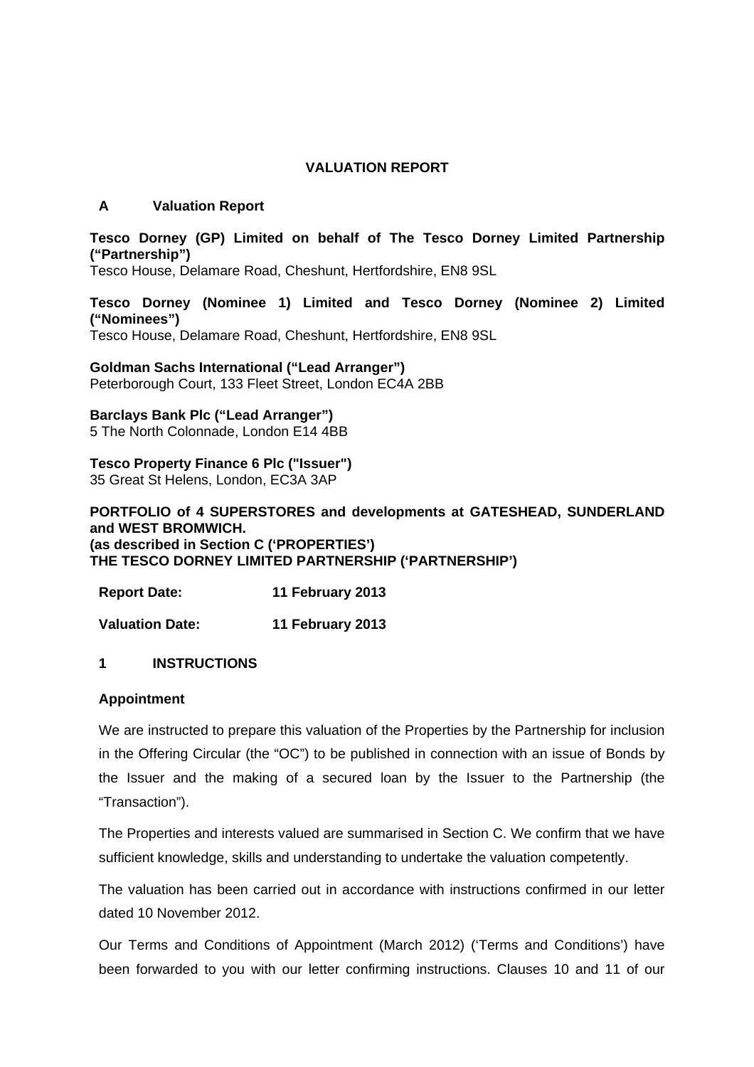# VALUATION REPORT

## A Valuation Report

**Tesco Dorney (GP) Limited on behalf of The Tesco Dorney Limited Partnership ("Partnership")**
Tesco House, Delamare Road, Cheshunt, Hertfordshire, EN8 9SL

**Tesco Dorney (Nominee 1) Limited and Tesco Dorney (Nominee 2) Limited ("Nominees")**
Tesco House, Delamare Road, Cheshunt, Hertfordshire, EN8 9SL

**Goldman Sachs International ("Lead Arranger")**
Peterborough Court, 133 Fleet Street, London EC4A 2BB

**Barclays Bank Plc ("Lead Arranger")**
5 The North Colonnade, London E14 4BB

**Tesco Property Finance 6 Plc ("Issuer")**
35 Great St Helens, London, EC3A 3AP

**PORTFOLIO of 4 SUPERSTORES and developments at GATESHEAD, SUNDERLAND and WEST BROMWICH.**
**(as described in Section C ('PROPERTIES')**
**THE TESCO DORNEY LIMITED PARTNERSHIP ('PARTNERSHIP')**

**Report Date:** **11 February 2013**

**Valuation Date:** **11 February 2013**

## 1 INSTRUCTIONS

### Appointment

We are instructed to prepare this valuation of the Properties by the Partnership for inclusion in the Offering Circular (the "OC") to be published in connection with an issue of Bonds by the Issuer and the making of a secured loan by the Issuer to the Partnership (the "Transaction").

The Properties and interests valued are summarised in Section C. We confirm that we have sufficient knowledge, skills and understanding to undertake the valuation competently.

The valuation has been carried out in accordance with instructions confirmed in our letter dated 10 November 2012.

Our Terms and Conditions of Appointment (March 2012) ('Terms and Conditions') have been forwarded to you with our letter confirming instructions. Clauses 10 and 11 of our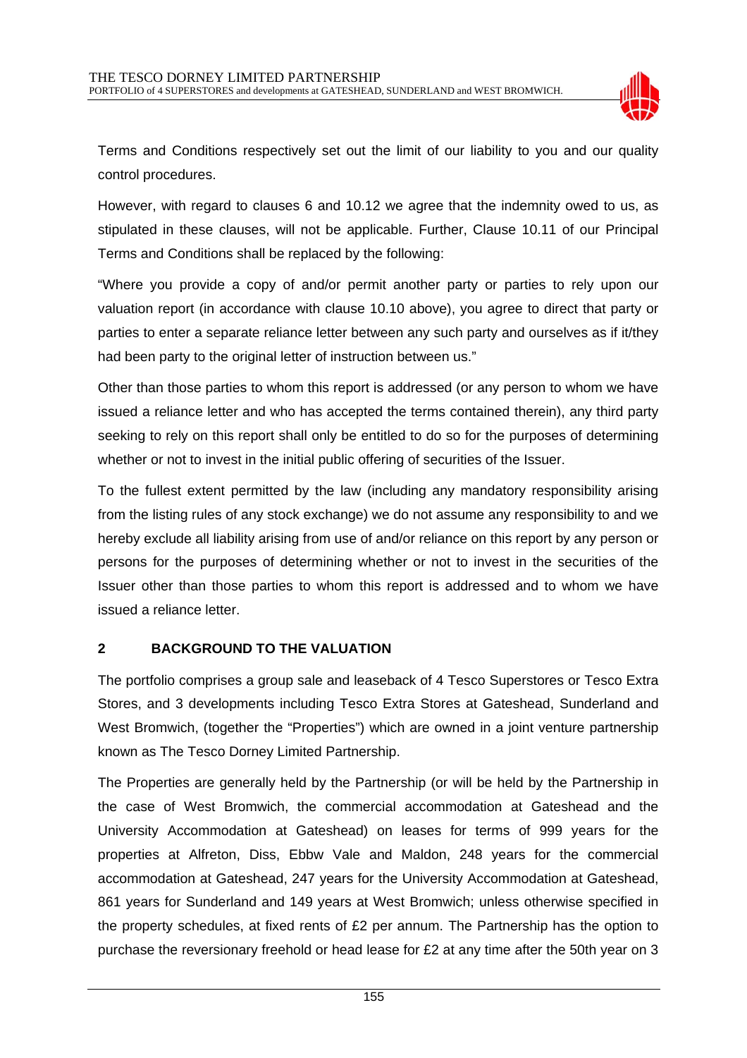Terms and Conditions respectively set out the limit of our liability to you and our quality control procedures.

However, with regard to clauses 6 and 10.12 we agree that the indemnity owed to us, as stipulated in these clauses, will not be applicable. Further, Clause 10.11 of our Principal Terms and Conditions shall be replaced by the following:

"Where you provide a copy of and/or permit another party or parties to rely upon our valuation report (in accordance with clause 10.10 above), you agree to direct that party or parties to enter a separate reliance letter between any such party and ourselves as if it/they had been party to the original letter of instruction between us."

Other than those parties to whom this report is addressed (or any person to whom we have issued a reliance letter and who has accepted the terms contained therein), any third party seeking to rely on this report shall only be entitled to do so for the purposes of determining whether or not to invest in the initial public offering of securities of the Issuer.

To the fullest extent permitted by the law (including any mandatory responsibility arising from the listing rules of any stock exchange) we do not assume any responsibility to and we hereby exclude all liability arising from use of and/or reliance on this report by any person or persons for the purposes of determining whether or not to invest in the securities of the Issuer other than those parties to whom this report is addressed and to whom we have issued a reliance letter.

## 2 BACKGROUND TO THE VALUATION

The portfolio comprises a group sale and leaseback of 4 Tesco Superstores or Tesco Extra Stores, and 3 developments including Tesco Extra Stores at Gateshead, Sunderland and West Bromwich, (together the "Properties") which are owned in a joint venture partnership known as The Tesco Dorney Limited Partnership.

The Properties are generally held by the Partnership (or will be held by the Partnership in the case of West Bromwich, the commercial accommodation at Gateshead and the University Accommodation at Gateshead) on leases for terms of 999 years for the properties at Alfreton, Diss, Ebbw Vale and Maldon, 248 years for the commercial accommodation at Gateshead, 247 years for the University Accommodation at Gateshead, 861 years for Sunderland and 149 years at West Bromwich; unless otherwise specified in the property schedules, at fixed rents of £2 per annum. The Partnership has the option to purchase the reversionary freehold or head lease for £2 at any time after the 50th year on 3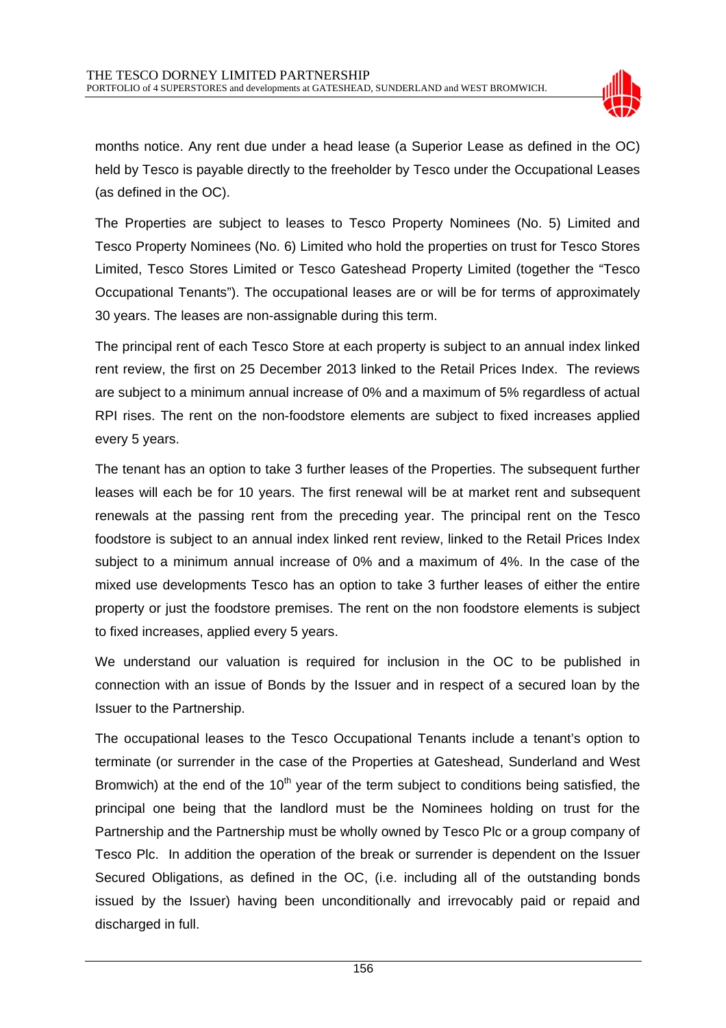months notice. Any rent due under a head lease (a Superior Lease as defined in the OC) held by Tesco is payable directly to the freeholder by Tesco under the Occupational Leases (as defined in the OC).

The Properties are subject to leases to Tesco Property Nominees (No. 5) Limited and Tesco Property Nominees (No. 6) Limited who hold the properties on trust for Tesco Stores Limited, Tesco Stores Limited or Tesco Gateshead Property Limited (together the "Tesco Occupational Tenants"). The occupational leases are or will be for terms of approximately 30 years. The leases are non-assignable during this term.

The principal rent of each Tesco Store at each property is subject to an annual index linked rent review, the first on 25 December 2013 linked to the Retail Prices Index. The reviews are subject to a minimum annual increase of 0% and a maximum of 5% regardless of actual RPI rises. The rent on the non-foodstore elements are subject to fixed increases applied every 5 years.

The tenant has an option to take 3 further leases of the Properties. The subsequent further leases will each be for 10 years. The first renewal will be at market rent and subsequent renewals at the passing rent from the preceding year. The principal rent on the Tesco foodstore is subject to an annual index linked rent review, linked to the Retail Prices Index subject to a minimum annual increase of 0% and a maximum of 4%. In the case of the mixed use developments Tesco has an option to take 3 further leases of either the entire property or just the foodstore premises. The rent on the non foodstore elements is subject to fixed increases, applied every 5 years.

We understand our valuation is required for inclusion in the OC to be published in connection with an issue of Bonds by the Issuer and in respect of a secured loan by the Issuer to the Partnership.

The occupational leases to the Tesco Occupational Tenants include a tenant's option to terminate (or surrender in the case of the Properties at Gateshead, Sunderland and West Bromwich) at the end of the 10th year of the term subject to conditions being satisfied, the principal one being that the landlord must be the Nominees holding on trust for the Partnership and the Partnership must be wholly owned by Tesco Plc or a group company of Tesco Plc. In addition the operation of the break or surrender is dependent on the Issuer Secured Obligations, as defined in the OC, (i.e. including all of the outstanding bonds issued by the Issuer) having been unconditionally and irrevocably paid or repaid and discharged in full.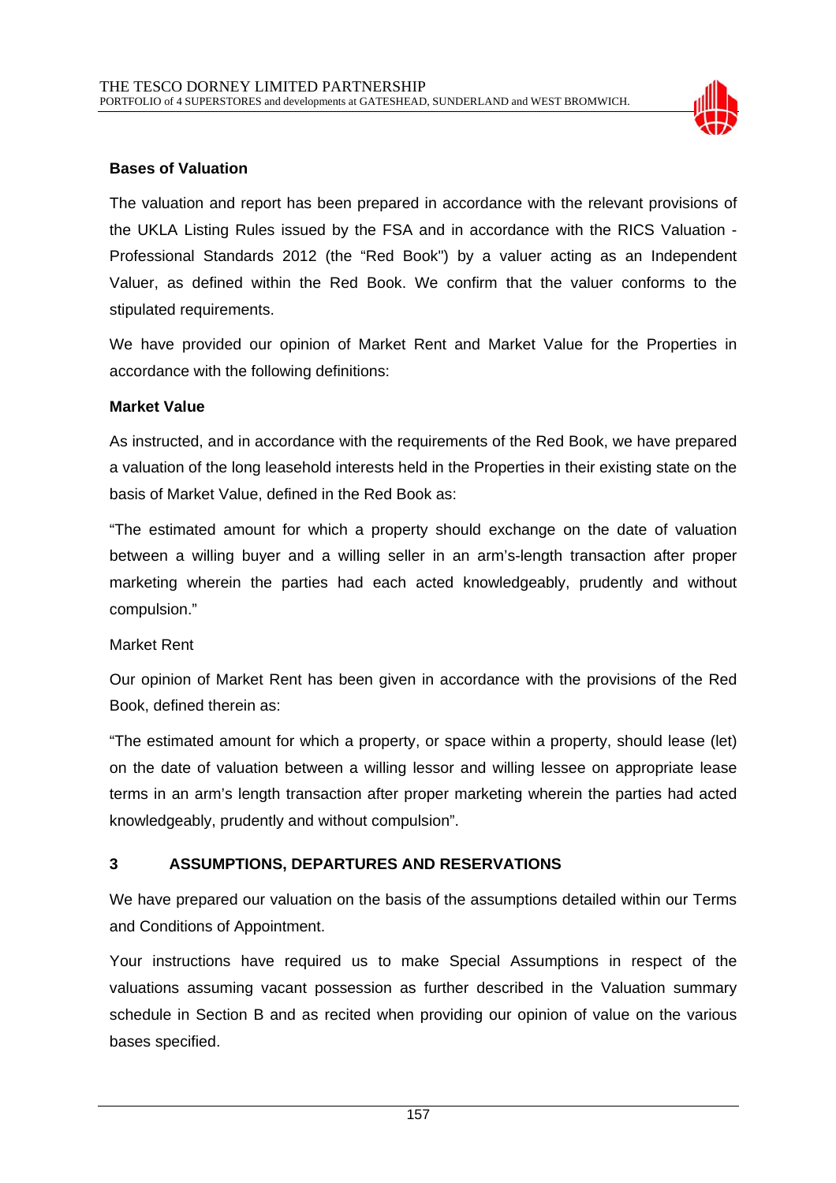**Bases of Valuation**

The valuation and report has been prepared in accordance with the relevant provisions of the UKLA Listing Rules issued by the FSA and in accordance with the RICS Valuation - Professional Standards 2012 (the "Red Book") by a valuer acting as an Independent Valuer, as defined within the Red Book. We confirm that the valuer conforms to the stipulated requirements.

We have provided our opinion of Market Rent and Market Value for the Properties in accordance with the following definitions:

**Market Value**

As instructed, and in accordance with the requirements of the Red Book, we have prepared a valuation of the long leasehold interests held in the Properties in their existing state on the basis of Market Value, defined in the Red Book as:

"The estimated amount for which a property should exchange on the date of valuation between a willing buyer and a willing seller in an arm's-length transaction after proper marketing wherein the parties had each acted knowledgeably, prudently and without compulsion."

Market Rent

Our opinion of Market Rent has been given in accordance with the provisions of the Red Book, defined therein as:

"The estimated amount for which a property, or space within a property, should lease (let) on the date of valuation between a willing lessor and willing lessee on appropriate lease terms in an arm's length transaction after proper marketing wherein the parties had acted knowledgeably, prudently and without compulsion".

## 3 ASSUMPTIONS, DEPARTURES AND RESERVATIONS

We have prepared our valuation on the basis of the assumptions detailed within our Terms and Conditions of Appointment.

Your instructions have required us to make Special Assumptions in respect of the valuations assuming vacant possession as further described in the Valuation summary schedule in Section B and as recited when providing our opinion of value on the various bases specified.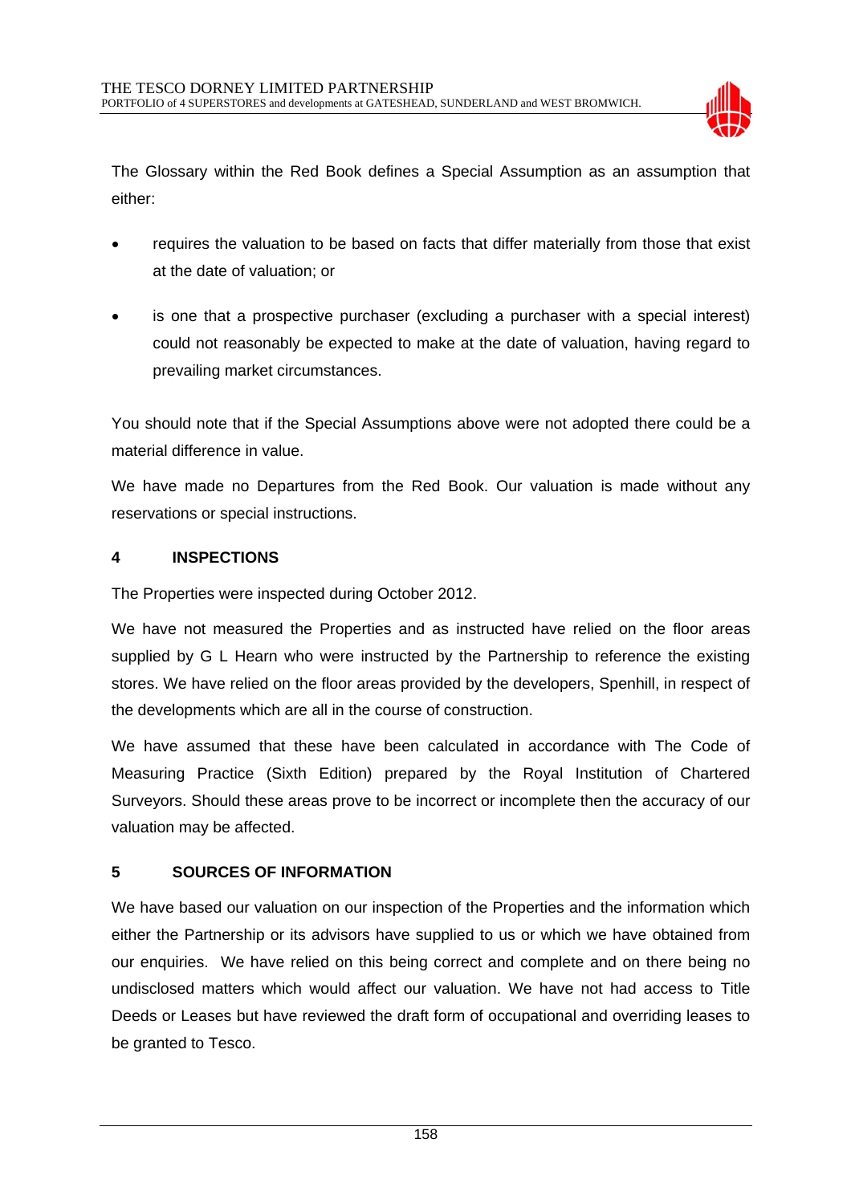The Glossary within the Red Book defines a Special Assumption as an assumption that either:

- requires the valuation to be based on facts that differ materially from those that exist at the date of valuation; or
- is one that a prospective purchaser (excluding a purchaser with a special interest) could not reasonably be expected to make at the date of valuation, having regard to prevailing market circumstances.

You should note that if the Special Assumptions above were not adopted there could be a material difference in value.

We have made no Departures from the Red Book. Our valuation is made without any reservations or special instructions.

## 4 INSPECTIONS

The Properties were inspected during October 2012.

We have not measured the Properties and as instructed have relied on the floor areas supplied by G L Hearn who were instructed by the Partnership to reference the existing stores. We have relied on the floor areas provided by the developers, Spenhill, in respect of the developments which are all in the course of construction.

We have assumed that these have been calculated in accordance with The Code of Measuring Practice (Sixth Edition) prepared by the Royal Institution of Chartered Surveyors. Should these areas prove to be incorrect or incomplete then the accuracy of our valuation may be affected.

## 5 SOURCES OF INFORMATION

We have based our valuation on our inspection of the Properties and the information which either the Partnership or its advisors have supplied to us or which we have obtained from our enquiries. We have relied on this being correct and complete and on there being no undisclosed matters which would affect our valuation. We have not had access to Title Deeds or Leases but have reviewed the draft form of occupational and overriding leases to be granted to Tesco.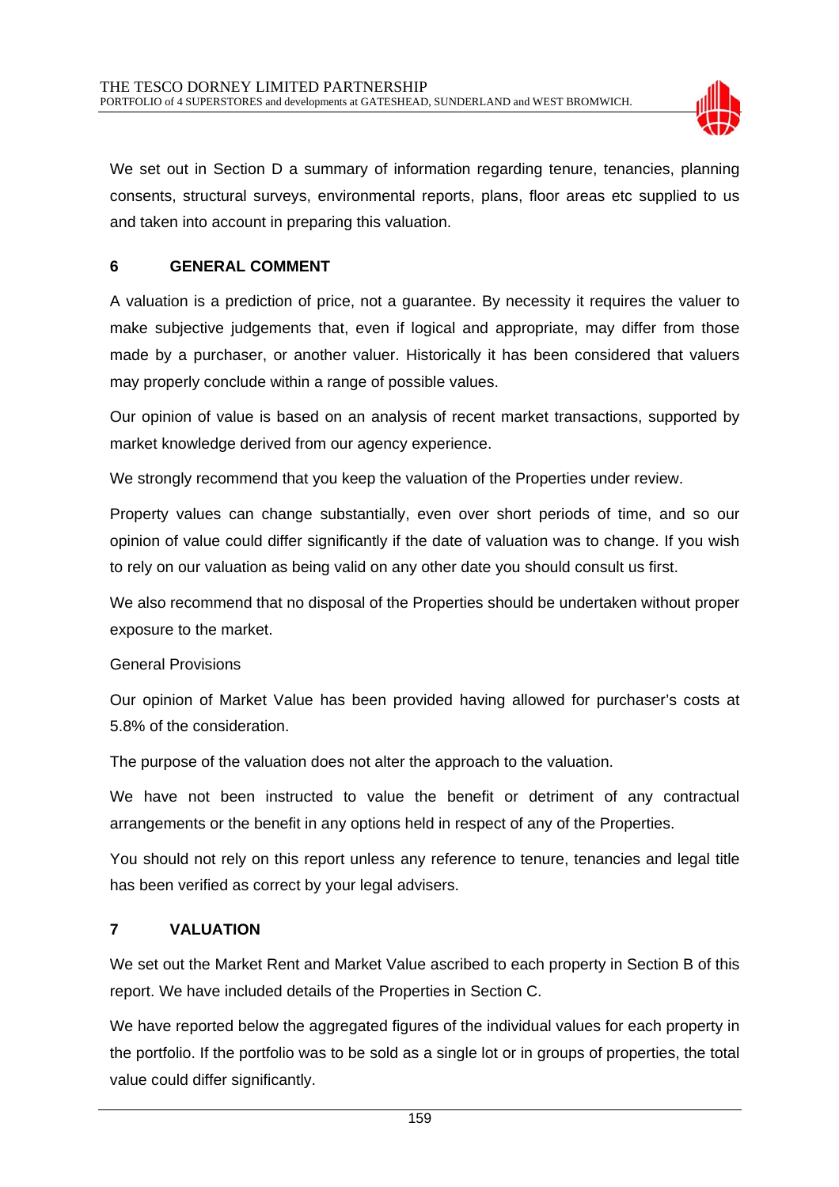We set out in Section D a summary of information regarding tenure, tenancies, planning consents, structural surveys, environmental reports, plans, floor areas etc supplied to us and taken into account in preparing this valuation.

## 6 GENERAL COMMENT

A valuation is a prediction of price, not a guarantee. By necessity it requires the valuer to make subjective judgements that, even if logical and appropriate, may differ from those made by a purchaser, or another valuer. Historically it has been considered that valuers may properly conclude within a range of possible values.

Our opinion of value is based on an analysis of recent market transactions, supported by market knowledge derived from our agency experience.

We strongly recommend that you keep the valuation of the Properties under review.

Property values can change substantially, even over short periods of time, and so our opinion of value could differ significantly if the date of valuation was to change. If you wish to rely on our valuation as being valid on any other date you should consult us first.

We also recommend that no disposal of the Properties should be undertaken without proper exposure to the market.

General Provisions

Our opinion of Market Value has been provided having allowed for purchaser's costs at 5.8% of the consideration.

The purpose of the valuation does not alter the approach to the valuation.

We have not been instructed to value the benefit or detriment of any contractual arrangements or the benefit in any options held in respect of any of the Properties.

You should not rely on this report unless any reference to tenure, tenancies and legal title has been verified as correct by your legal advisers.

## 7 VALUATION

We set out the Market Rent and Market Value ascribed to each property in Section B of this report. We have included details of the Properties in Section C.

We have reported below the aggregated figures of the individual values for each property in the portfolio. If the portfolio was to be sold as a single lot or in groups of properties, the total value could differ significantly.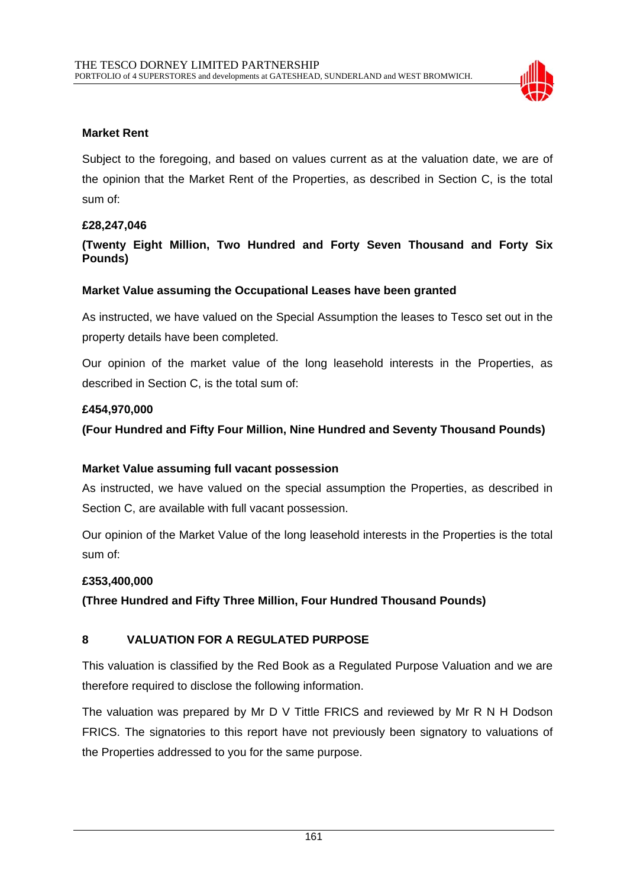**Market Rent**

Subject to the foregoing, and based on values current as at the valuation date, we are of the opinion that the Market Rent of the Properties, as described in Section C, is the total sum of:

**£28,247,046**

**(Twenty Eight Million, Two Hundred and Forty Seven Thousand and Forty Six Pounds)**

**Market Value assuming the Occupational Leases have been granted**

As instructed, we have valued on the Special Assumption the leases to Tesco set out in the property details have been completed.

Our opinion of the market value of the long leasehold interests in the Properties, as described in Section C, is the total sum of:

**£454,970,000**

**(Four Hundred and Fifty Four Million, Nine Hundred and Seventy Thousand Pounds)**

**Market Value assuming full vacant possession**

As instructed, we have valued on the special assumption the Properties, as described in Section C, are available with full vacant possession.

Our opinion of the Market Value of the long leasehold interests in the Properties is the total sum of:

**£353,400,000**

**(Three Hundred and Fifty Three Million, Four Hundred Thousand Pounds)**

## 8 VALUATION FOR A REGULATED PURPOSE

This valuation is classified by the Red Book as a Regulated Purpose Valuation and we are therefore required to disclose the following information.

The valuation was prepared by Mr D V Tittle FRICS and reviewed by Mr R N H Dodson FRICS. The signatories to this report have not previously been signatory to valuations of the Properties addressed to you for the same purpose.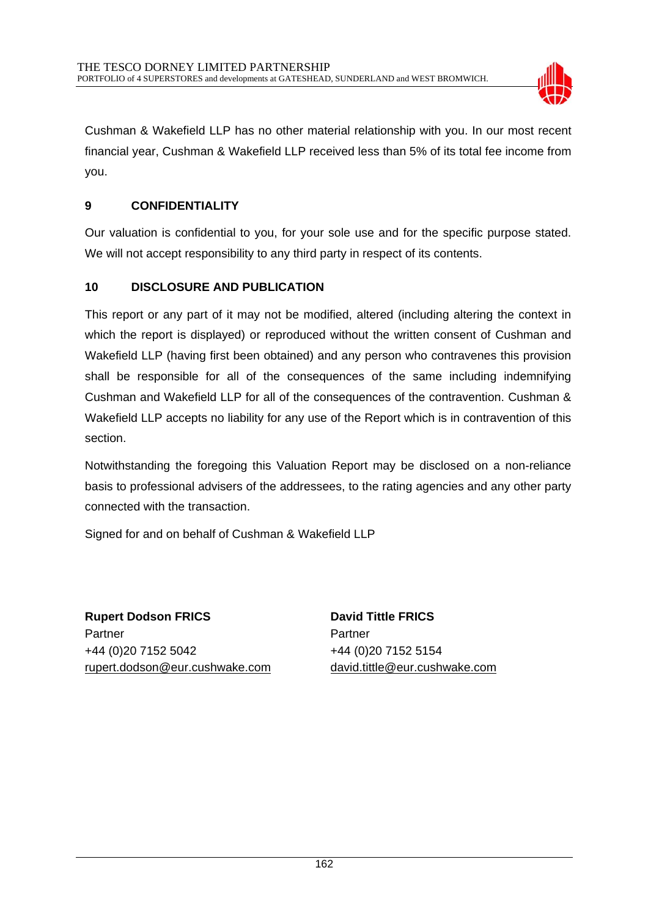Cushman & Wakefield LLP has no other material relationship with you. In our most recent financial year, Cushman & Wakefield LLP received less than 5% of its total fee income from you.

## 9 CONFIDENTIALITY

Our valuation is confidential to you, for your sole use and for the specific purpose stated. We will not accept responsibility to any third party in respect of its contents.

## 10 DISCLOSURE AND PUBLICATION

This report or any part of it may not be modified, altered (including altering the context in which the report is displayed) or reproduced without the written consent of Cushman and Wakefield LLP (having first been obtained) and any person who contravenes this provision shall be responsible for all of the consequences of the same including indemnifying Cushman and Wakefield LLP for all of the consequences of the contravention. Cushman & Wakefield LLP accepts no liability for any use of the Report which is in contravention of this section.

Notwithstanding the foregoing this Valuation Report may be disclosed on a non-reliance basis to professional advisers of the addressees, to the rating agencies and any other party connected with the transaction.

Signed for and on behalf of Cushman & Wakefield LLP

**Rupert Dodson FRICS**
Partner
+44 (0)20 7152 5042
rupert.dodson@eur.cushwake.com

**David Tittle FRICS**
Partner
+44 (0)20 7152 5154
david.tittle@eur.cushwake.com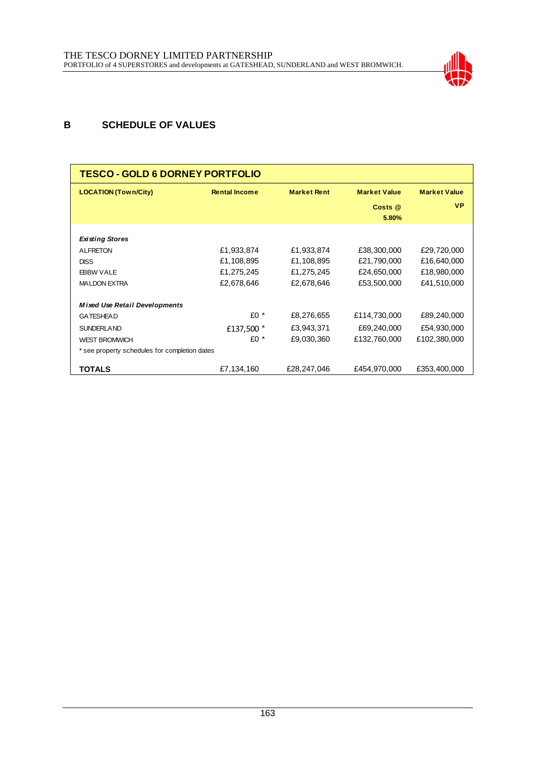## B SCHEDULE OF VALUES

| TESCO - GOLD 6 DORNEY PORTFOLIO | | | | |
|---|---|---|---|---|
| **LOCATION (Town/City)** | **Rental Income** | **Market Rent** | **Market Value Costs @ 5.80%** | **Market Value VP** |
| ***Existing Stores*** | | | | |
| ALFRETON | £1,933,874 | £1,933,874 | £38,300,000 | £29,720,000 |
| DISS | £1,108,895 | £1,108,895 | £21,790,000 | £16,640,000 |
| EBBW VALE | £1,275,245 | £1,275,245 | £24,650,000 | £18,980,000 |
| MALDON EXTRA | £2,678,646 | £2,678,646 | £53,500,000 | £41,510,000 |
| ***Mixed Use Retail Developments*** | | | | |
| GATESHEAD | £0 * | £8,276,655 | £114,730,000 | £89,240,000 |
| SUNDERLAND | £137,500 * | £3,943,371 | £69,240,000 | £54,930,000 |
| WEST BROMWICH | £0 * | £9,030,360 | £132,760,000 | £102,380,000 |
| * see property schedules for completion dates | | | | |
| **TOTALS** | £7,134,160 | £28,247,046 | £454,970,000 | £353,400,000 |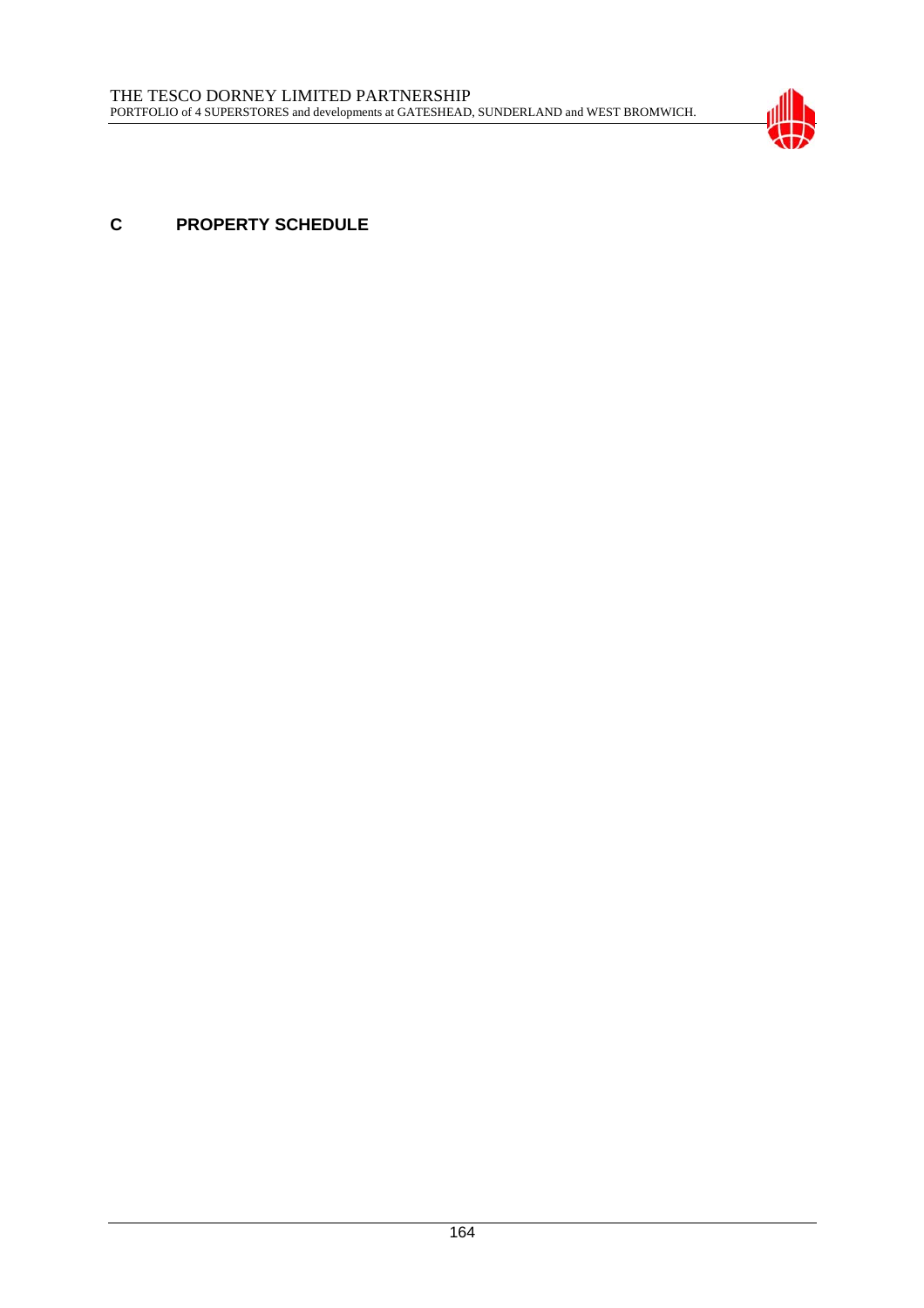## C PROPERTY SCHEDULE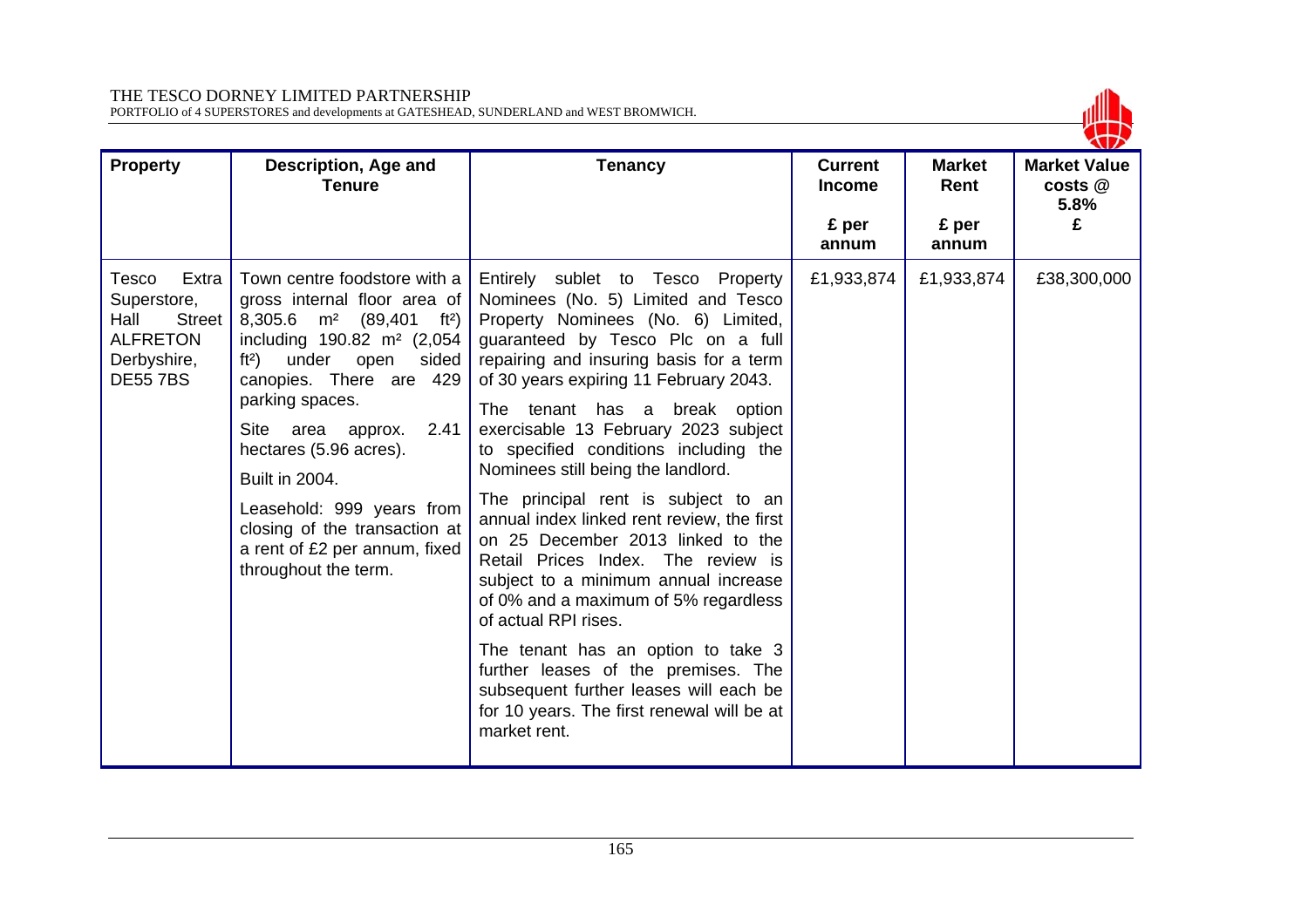| Property | Description, Age and Tenure | Tenancy | Current Income<br>£ per annum | Market Rent<br>£ per annum | Market Value costs @ 5.8%<br>£ |
|---|---|---|---|---|---|
| Tesco Extra Superstore, Hall Street ALFRETON Derbyshire, DE55 7BS | Town centre foodstore with a gross internal floor area of 8,305.6 m² (89,401 ft²) including 190.82 m² (2,054 ft²) under open sided canopies. There are 429 parking spaces.<br><br>Site area approx. 2.41 hectares (5.96 acres).<br><br>Built in 2004.<br><br>Leasehold: 999 years from closing of the transaction at a rent of £2 per annum, fixed throughout the term. | Entirely sublet to Tesco Property Nominees (No. 5) Limited and Tesco Property Nominees (No. 6) Limited, guaranteed by Tesco Plc on a full repairing and insuring basis for a term of 30 years expiring 11 February 2043.<br><br>The tenant has a break option exercisable 13 February 2023 subject to specified conditions including the Nominees still being the landlord.<br><br>The principal rent is subject to an annual index linked rent review, the first on 25 December 2013 linked to the Retail Prices Index. The review is subject to a minimum annual increase of 0% and a maximum of 5% regardless of actual RPI rises.<br><br>The tenant has an option to take 3 further leases of the premises. The subsequent further leases will each be for 10 years. The first renewal will be at market rent. | £1,933,874 | £1,933,874 | £38,300,000 |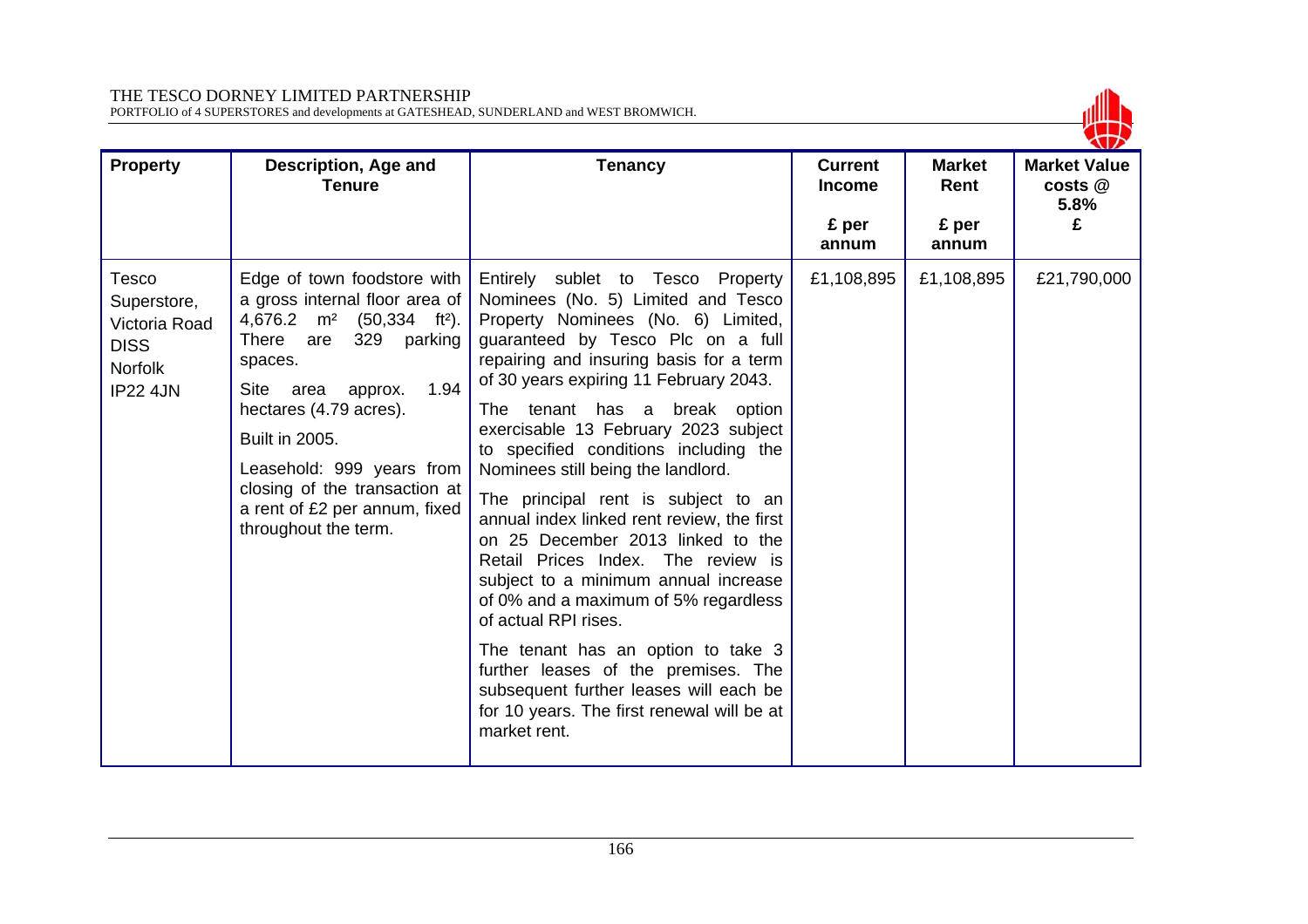| Property | Description, Age and Tenure | Tenancy | Current Income £ per annum | Market Rent £ per annum | Market Value costs @ 5.8% £ |
|---|---|---|---|---|---|
| Tesco Superstore, Victoria Road DISS Norfolk IP22 4JN | Edge of town foodstore with a gross internal floor area of 4,676.2 m² (50,334 ft²). There are 329 parking spaces.<br><br>Site area approx. 1.94 hectares (4.79 acres).<br><br>Built in 2005.<br><br>Leasehold: 999 years from closing of the transaction at a rent of £2 per annum, fixed throughout the term. | Entirely sublet to Tesco Property Nominees (No. 5) Limited and Tesco Property Nominees (No. 6) Limited, guaranteed by Tesco Plc on a full repairing and insuring basis for a term of 30 years expiring 11 February 2043.<br><br>The tenant has a break option exercisable 13 February 2023 subject to specified conditions including the Nominees still being the landlord.<br><br>The principal rent is subject to an annual index linked rent review, the first on 25 December 2013 linked to the Retail Prices Index. The review is subject to a minimum annual increase of 0% and a maximum of 5% regardless of actual RPI rises.<br><br>The tenant has an option to take 3 further leases of the premises. The subsequent further leases will each be for 10 years. The first renewal will be at market rent. | £1,108,895 | £1,108,895 | £21,790,000 |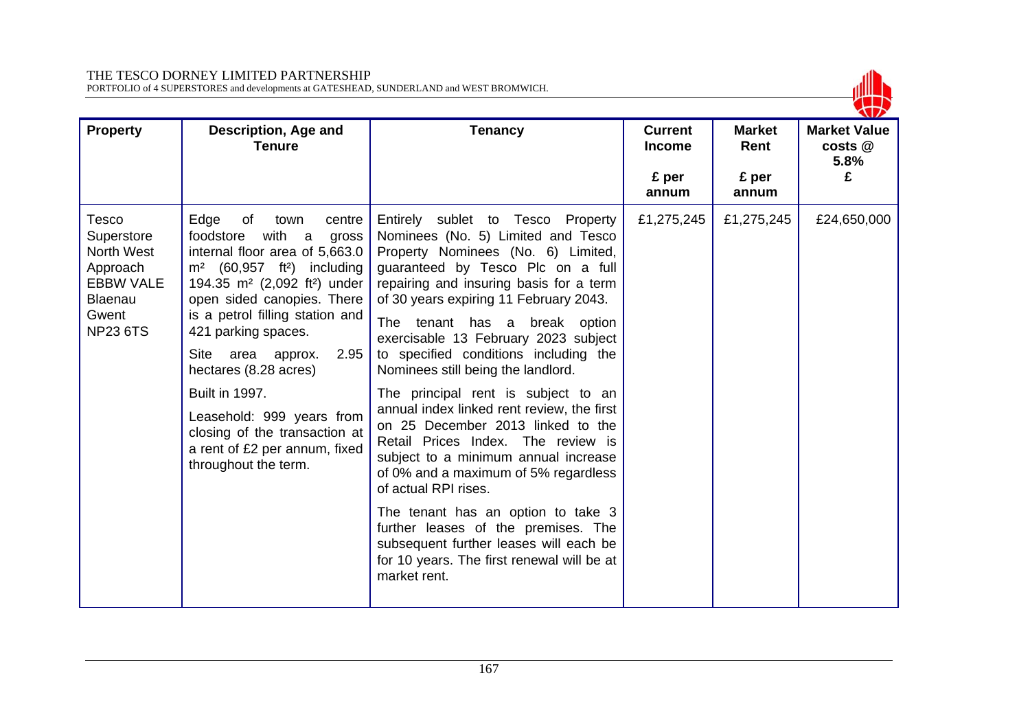| Property | Description, Age and Tenure | Tenancy | Current Income<br><br>£ per annum | Market Rent<br><br>£ per annum | Market Value costs @ 5.8%<br>£ |
|---|---|---|---|---|---|
| Tesco Superstore North West Approach EBBW VALE Blaenau Gwent NP23 6TS | Edge of town centre foodstore with a gross internal floor area of 5,663.0 m² (60,957 ft²) including 194.35 m² (2,092 ft²) under open sided canopies. There is a petrol filling station and 421 parking spaces.<br><br>Site area approx. 2.95 hectares (8.28 acres)<br><br>Built in 1997.<br><br>Leasehold: 999 years from closing of the transaction at a rent of £2 per annum, fixed throughout the term. | Entirely sublet to Tesco Property Nominees (No. 5) Limited and Tesco Property Nominees (No. 6) Limited, guaranteed by Tesco Plc on a full repairing and insuring basis for a term of 30 years expiring 11 February 2043.<br><br>The tenant has a break option exercisable 13 February 2023 subject to specified conditions including the Nominees still being the landlord.<br><br>The principal rent is subject to an annual index linked rent review, the first on 25 December 2013 linked to the Retail Prices Index. The review is subject to a minimum annual increase of 0% and a maximum of 5% regardless of actual RPI rises.<br><br>The tenant has an option to take 3 further leases of the premises. The subsequent further leases will each be for 10 years. The first renewal will be at market rent. | £1,275,245 | £1,275,245 | £24,650,000 |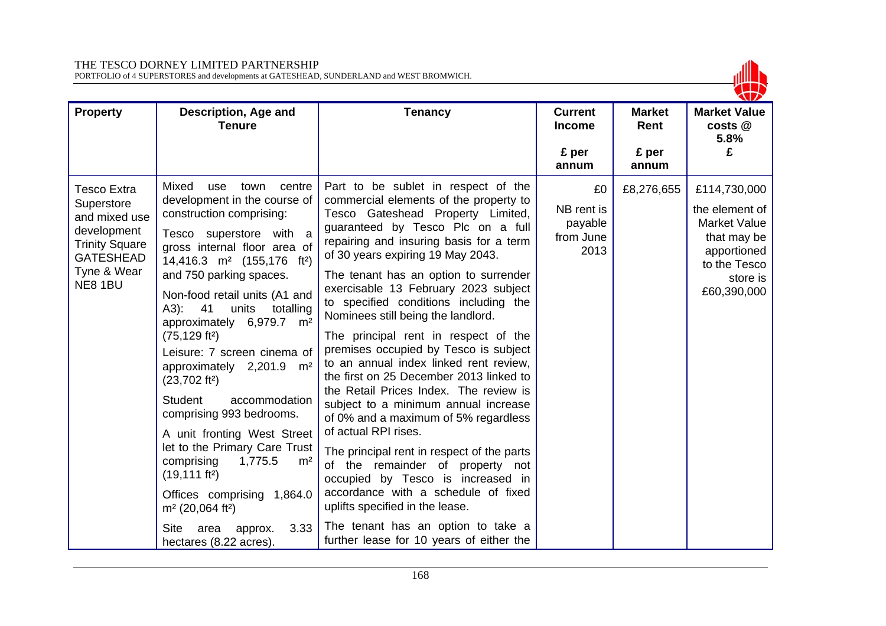| Property | Description, Age and Tenure | Tenancy | Current Income<br><br>£ per annum | Market Rent<br><br>£ per annum | Market Value costs @ 5.8%<br>£ |
|---|---|---|---|---|---|
| Tesco Extra Superstore and mixed use development Trinity Square GATESHEAD Tyne & Wear NE8 1BU | Mixed use town centre development in the course of construction comprising:<br><br>Tesco superstore with a gross internal floor area of 14,416.3 m² (155,176 ft²) and 750 parking spaces.<br><br>Non-food retail units (A1 and A3): 41 units totalling approximately 6,979.7 m² (75,129 ft²)<br><br>Leisure: 7 screen cinema of approximately 2,201.9 m² (23,702 ft²)<br><br>Student accommodation comprising 993 bedrooms.<br><br>A unit fronting West Street let to the Primary Care Trust comprising 1,775.5 m² (19,111 ft²)<br><br>Offices comprising 1,864.0 m² (20,064 ft²)<br><br>Site area approx. 3.33 hectares (8.22 acres). | Part to be sublet in respect of the commercial elements of the property to Tesco Gateshead Property Limited, guaranteed by Tesco Plc on a full repairing and insuring basis for a term of 30 years expiring 19 May 2043.<br><br>The tenant has an option to surrender exercisable 13 February 2023 subject to specified conditions including the Nominees still being the landlord.<br><br>The principal rent in respect of the premises occupied by Tesco is subject to an annual index linked rent review, the first on 25 December 2013 linked to the Retail Prices Index. The review is subject to a minimum annual increase of 0% and a maximum of 5% regardless of actual RPI rises.<br><br>The principal rent in respect of the parts of the remainder of property not occupied by Tesco is increased in accordance with a schedule of fixed uplifts specified in the lease.<br><br>The tenant has an option to take a further lease for 10 years of either the | £0<br><br>NB rent is payable from June 2013 | £8,276,655 | £114,730,000<br><br>the element of Market Value that may be apportioned to the Tesco store is £60,390,000 |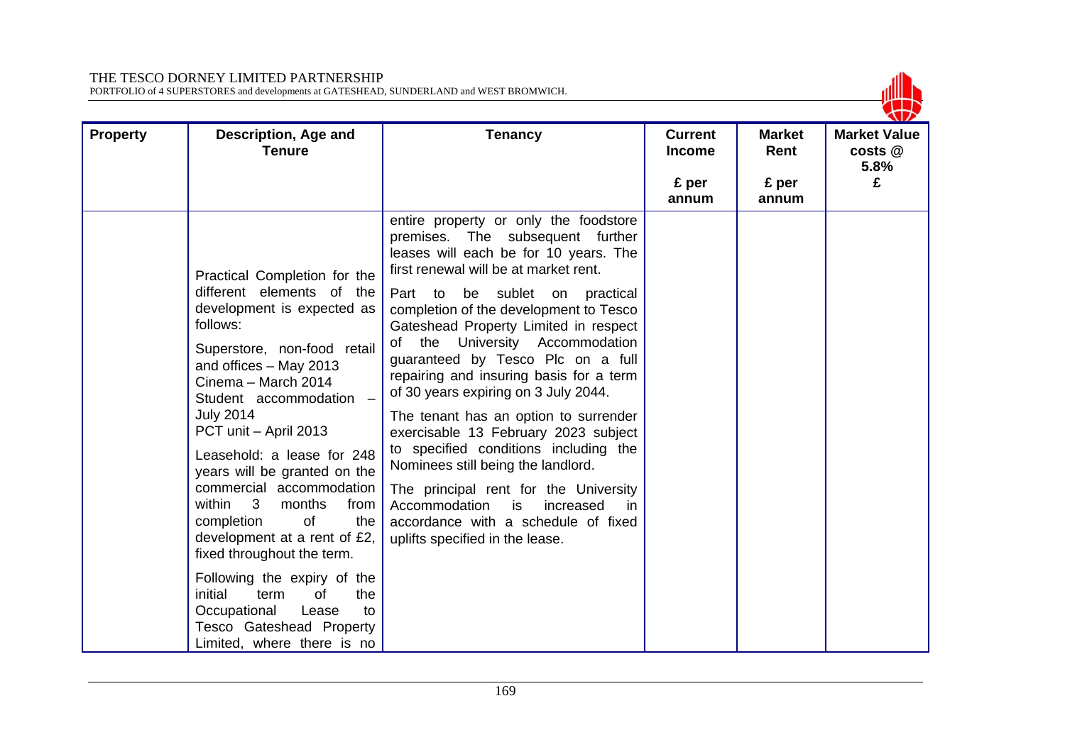| Property | Description, Age and Tenure | Tenancy | Current Income<br>£ per annum | Market Rent<br>£ per annum | Market Value costs @ 5.8%<br>£ |
|---|---|---|---|---|---|
| | Practical Completion for the different elements of the development is expected as follows:<br><br>Superstore, non-food retail and offices – May 2013<br>Cinema – March 2014<br>Student accommodation – July 2014<br>PCT unit – April 2013<br><br>Leasehold: a lease for 248 years will be granted on the commercial accommodation within 3 months from completion of the development at a rent of £2, fixed throughout the term.<br><br>Following the expiry of the initial term of the Occupational Lease to Tesco Gateshead Property Limited, where there is no | entire property or only the foodstore premises. The subsequent further leases will each be for 10 years. The first renewal will be at market rent.<br><br>Part to be sublet on practical completion of the development to Tesco Gateshead Property Limited in respect of the University Accommodation guaranteed by Tesco Plc on a full repairing and insuring basis for a term of 30 years expiring on 3 July 2044.<br><br>The tenant has an option to surrender exercisable 13 February 2023 subject to specified conditions including the Nominees still being the landlord.<br><br>The principal rent for the University Accommodation is increased in accordance with a schedule of fixed uplifts specified in the lease. | | | |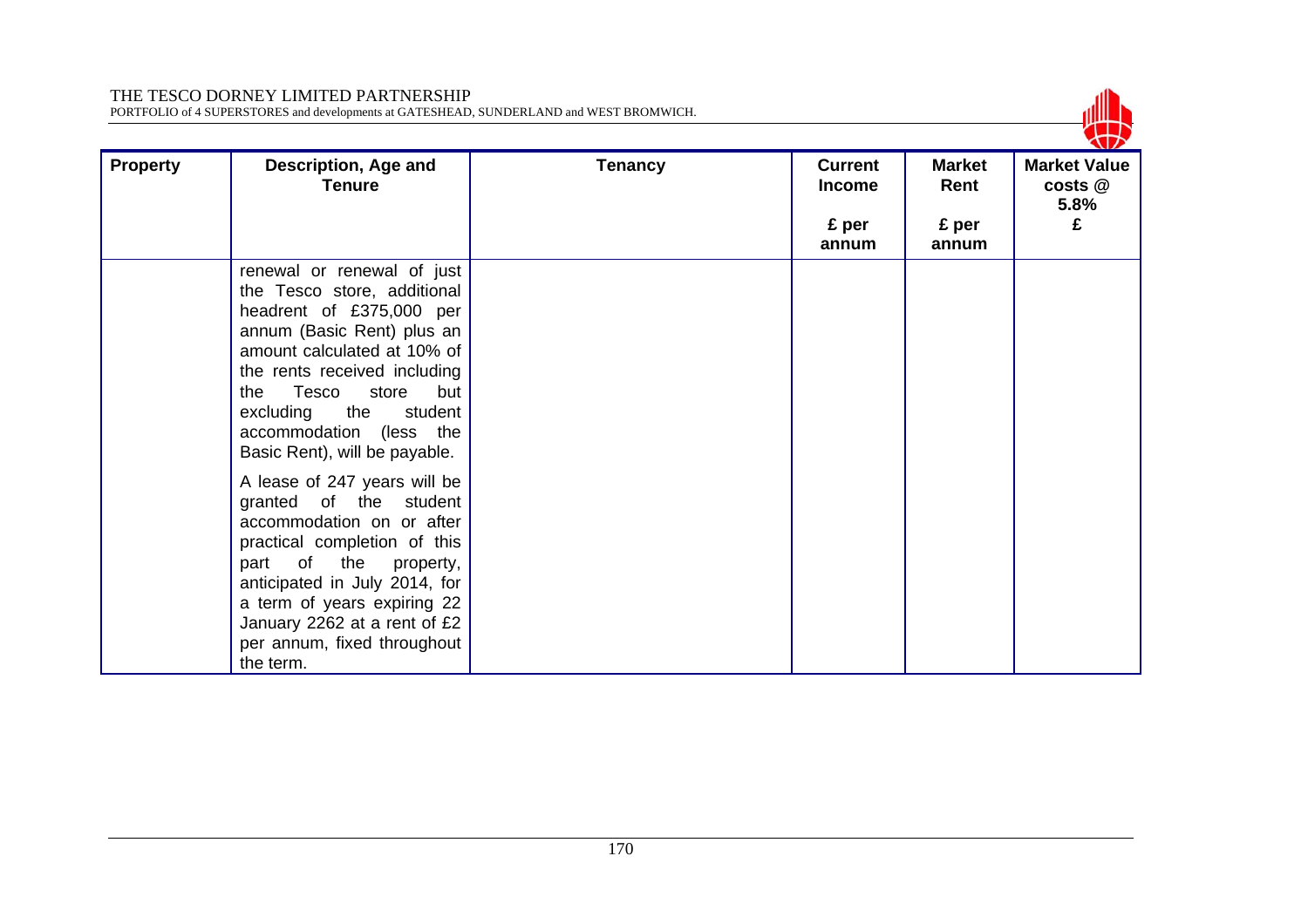| Property | Description, Age and Tenure | Tenancy | Current Income<br><br>£ per annum | Market Rent<br><br>£ per annum | Market Value costs @ 5.8%<br>£ |
|---|---|---|---|---|---|
| | renewal or renewal of just the Tesco store, additional headrent of £375,000 per annum (Basic Rent) plus an amount calculated at 10% of the rents received including the Tesco store but excluding the student accommodation (less the Basic Rent), will be payable.<br><br>A lease of 247 years will be granted of the student accommodation on or after practical completion of this part of the property, anticipated in July 2014, for a term of years expiring 22 January 2262 at a rent of £2 per annum, fixed throughout the term. | | | | |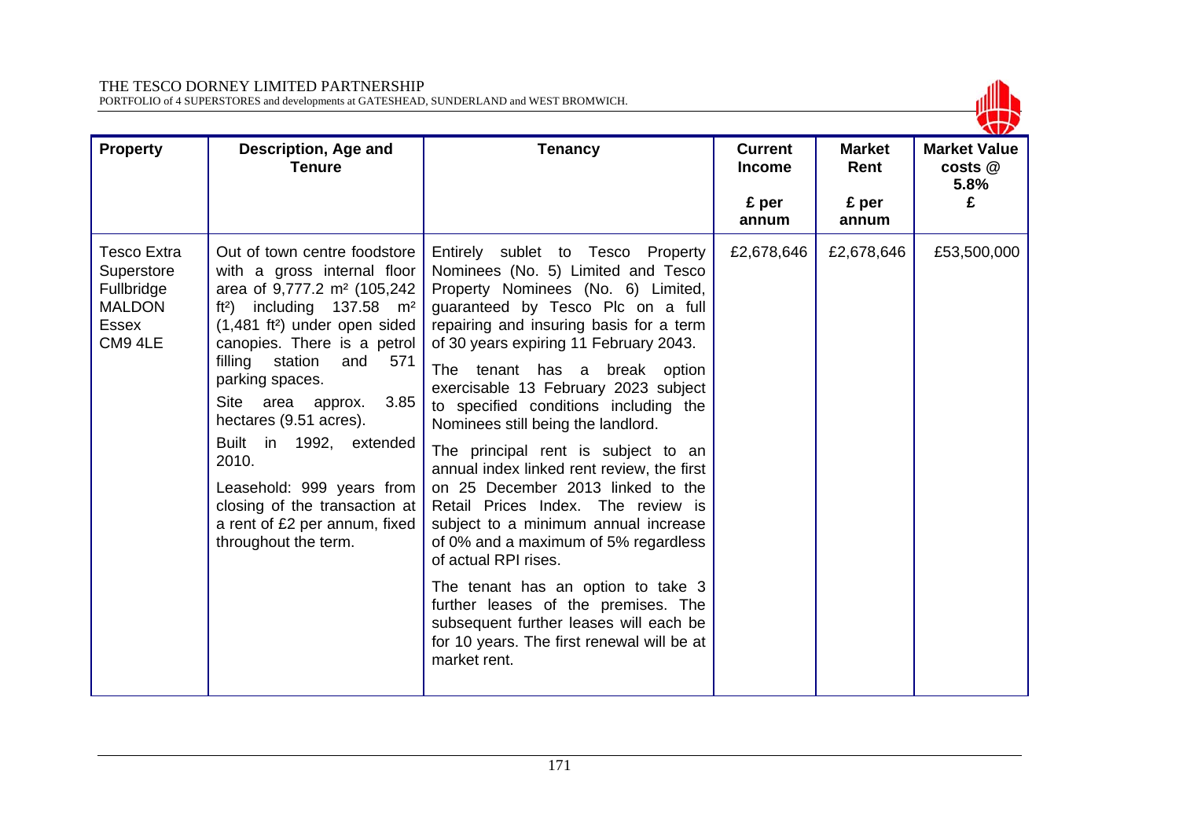| Property | Description, Age and Tenure | Tenancy | Current Income<br><br>£ per annum | Market Rent<br><br>£ per annum | Market Value costs @ 5.8%<br>£ |
|---|---|---|---|---|---|
| Tesco Extra Superstore<br>Fullbridge<br>MALDON<br>Essex<br>CM9 4LE | Out of town centre foodstore with a gross internal floor area of 9,777.2 m² (105,242 ft²) including 137.58 m² (1,481 ft²) under open sided canopies. There is a petrol filling station and 571 parking spaces.<br><br>Site area approx. 3.85 hectares (9.51 acres).<br><br>Built in 1992, extended 2010.<br><br>Leasehold: 999 years from closing of the transaction at a rent of £2 per annum, fixed throughout the term. | Entirely sublet to Tesco Property Nominees (No. 5) Limited and Tesco Property Nominees (No. 6) Limited, guaranteed by Tesco Plc on a full repairing and insuring basis for a term of 30 years expiring 11 February 2043.<br><br>The tenant has a break option exercisable 13 February 2023 subject to specified conditions including the Nominees still being the landlord.<br><br>The principal rent is subject to an annual index linked rent review, the first on 25 December 2013 linked to the Retail Prices Index. The review is subject to a minimum annual increase of 0% and a maximum of 5% regardless of actual RPI rises.<br><br>The tenant has an option to take 3 further leases of the premises. The subsequent further leases will each be for 10 years. The first renewal will be at market rent. | £2,678,646 | £2,678,646 | £53,500,000 |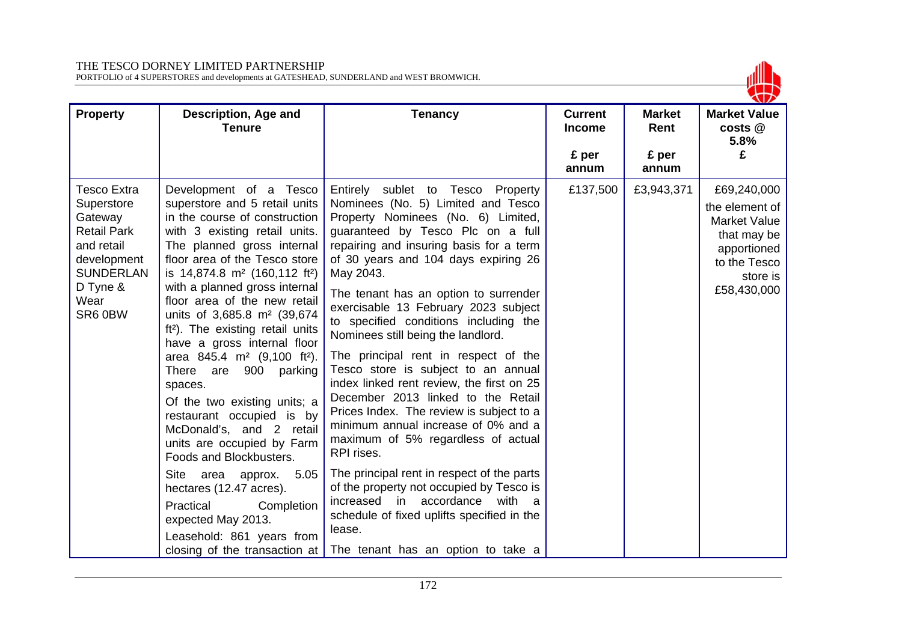| Property | Description, Age and Tenure | Tenancy | Current Income<br><br>£ per annum | Market Rent<br><br>£ per annum | Market Value costs @ 5.8%<br>£ |
|---|---|---|---|---|---|
| Tesco Extra Superstore Gateway Retail Park and retail development SUNDERLAND Tyne & Wear SR6 0BW | Development of a Tesco superstore and 5 retail units in the course of construction with 3 existing retail units. The planned gross internal floor area of the Tesco store is 14,874.8 m² (160,112 ft²) with a planned gross internal floor area of the new retail units of 3,685.8 m² (39,674 ft²). The existing retail units have a gross internal floor area 845.4 m² (9,100 ft²). There are 900 parking spaces.<br><br>Of the two existing units; a restaurant occupied is by McDonald's, and 2 retail units are occupied by Farm Foods and Blockbusters.<br><br>Site area approx. 5.05 hectares (12.47 acres).<br><br>Practical Completion expected May 2013.<br><br>Leasehold: 861 years from closing of the transaction at | Entirely sublet to Tesco Property Nominees (No. 5) Limited and Tesco Property Nominees (No. 6) Limited, guaranteed by Tesco Plc on a full repairing and insuring basis for a term of 30 years and 104 days expiring 26 May 2043.<br><br>The tenant has an option to surrender exercisable 13 February 2023 subject to specified conditions including the Nominees still being the landlord.<br><br>The principal rent in respect of the Tesco store is subject to an annual index linked rent review, the first on 25 December 2013 linked to the Retail Prices Index. The review is subject to a minimum annual increase of 0% and a maximum of 5% regardless of actual RPI rises.<br><br>The principal rent in respect of the parts of the property not occupied by Tesco is increased in accordance with a schedule of fixed uplifts specified in the lease.<br><br>The tenant has an option to take a | £137,500 | £3,943,371 | £69,240,000<br><br>the element of Market Value that may be apportioned to the Tesco store is £58,430,000 |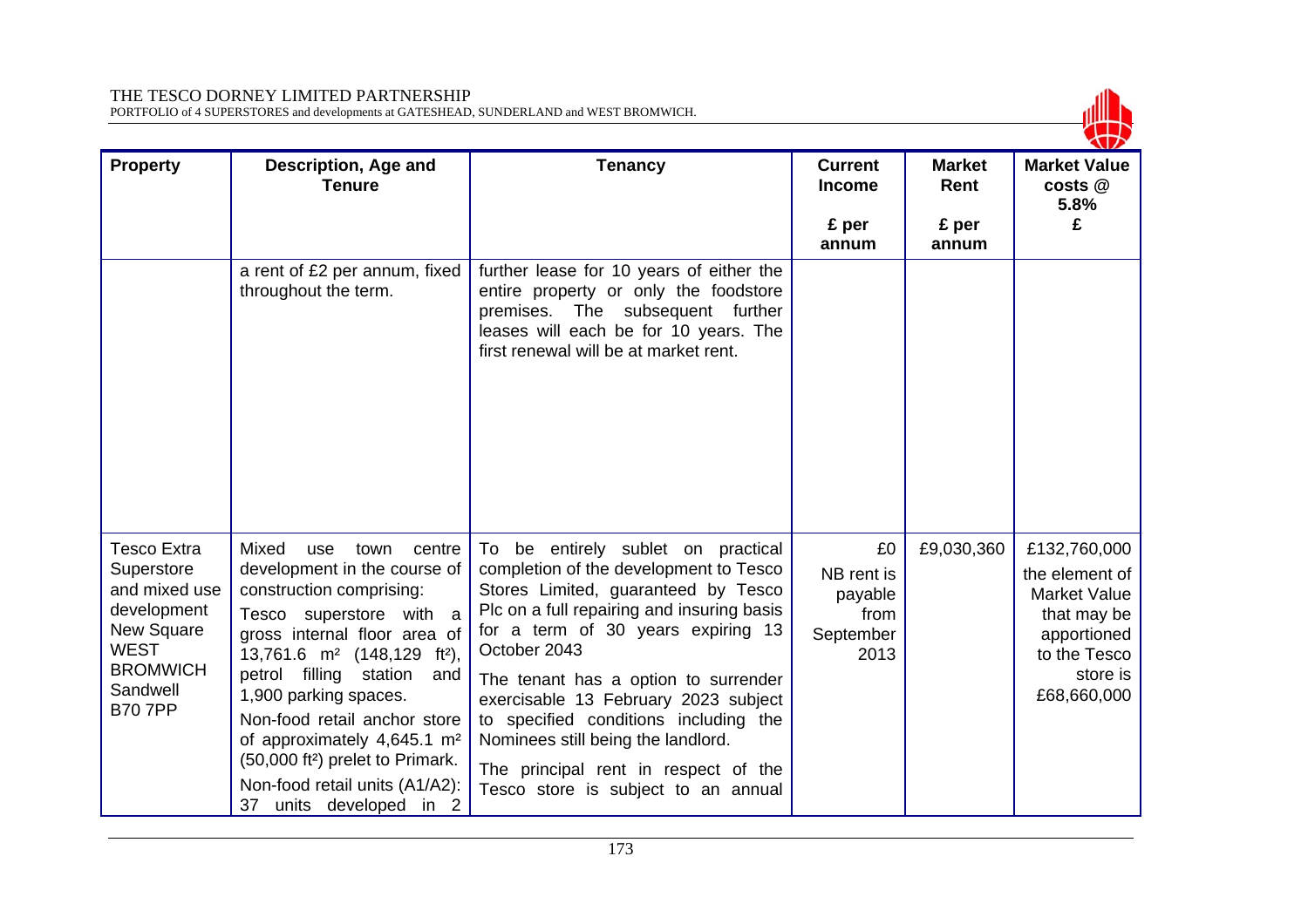| Property | Description, Age and Tenure | Tenancy | Current Income<br><br>£ per annum | Market Rent<br><br>£ per annum | Market Value costs @ 5.8%<br>£ |
|---|---|---|---|---|---|
| | a rent of £2 per annum, fixed throughout the term. | further lease for 10 years of either the entire property or only the foodstore premises. The subsequent further leases will each be for 10 years. The first renewal will be at market rent. | | | |
| Tesco Extra Superstore and mixed use development New Square WEST BROMWICH Sandwell B70 7PP | Mixed use town centre development in the course of construction comprising:<br>Tesco superstore with a gross internal floor area of 13,761.6 m² (148,129 ft²), petrol filling station and 1,900 parking spaces.<br>Non-food retail anchor store of approximately 4,645.1 m² (50,000 ft²) prelet to Primark.<br>Non-food retail units (A1/A2): 37 units developed in 2 | To be entirely sublet on practical completion of the development to Tesco Stores Limited, guaranteed by Tesco Plc on a full repairing and insuring basis for a term of 30 years expiring 13 October 2043<br>The tenant has a option to surrender exercisable 13 February 2023 subject to specified conditions including the Nominees still being the landlord.<br>The principal rent in respect of the Tesco store is subject to an annual | £0<br>NB rent is payable from September 2013 | £9,030,360 | £132,760,000<br>the element of Market Value that may be apportioned to the Tesco store is £68,660,000 |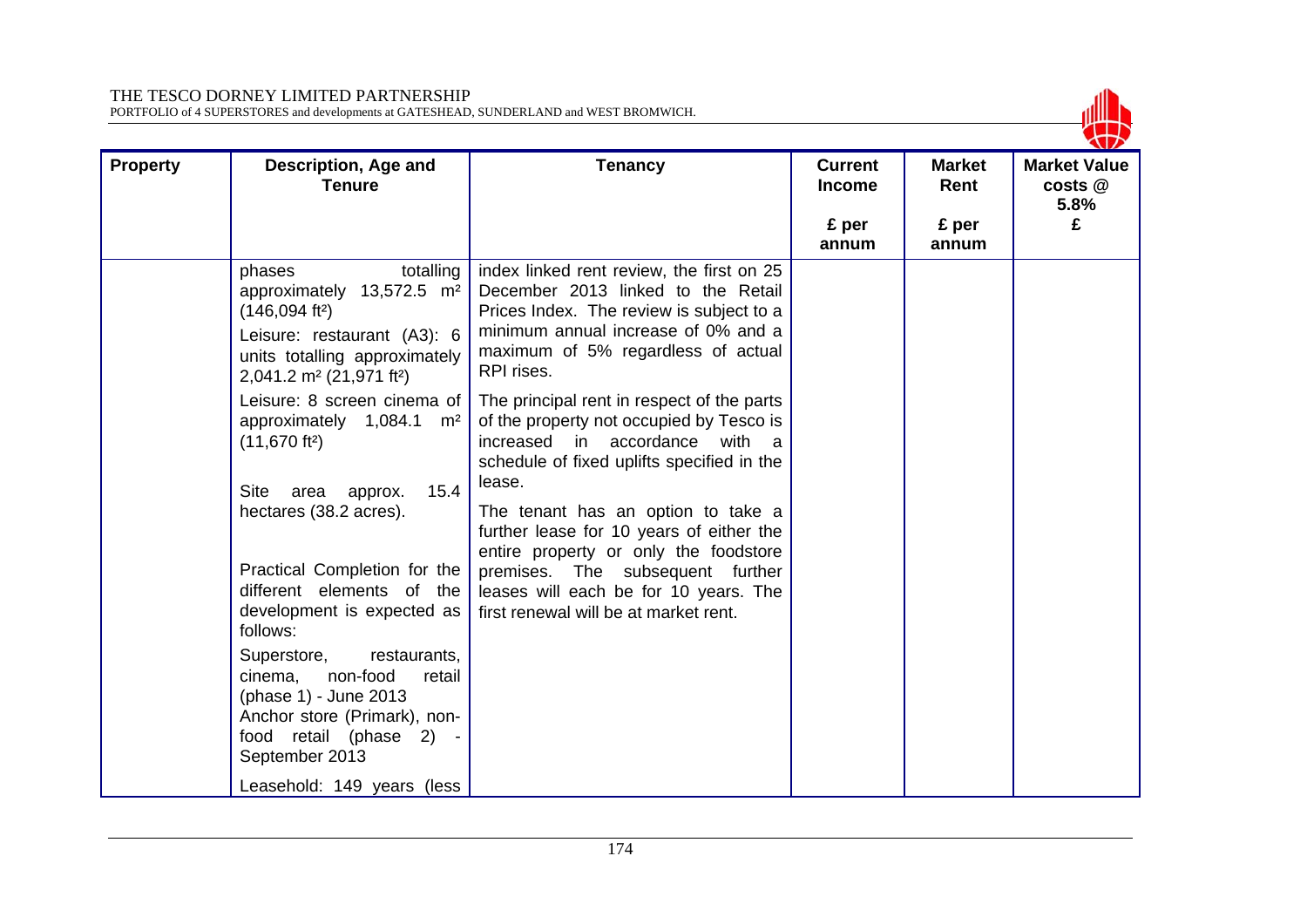| Property | Description, Age and Tenure | Tenancy | Current Income<br>£ per annum | Market Rent<br>£ per annum | Market Value costs @ 5.8%<br>£ |
|---|---|---|---|---|---|
| | phases totalling approximately 13,572.5 m² (146,094 ft²)<br>Leisure: restaurant (A3): 6 units totalling approximately 2,041.2 m² (21,971 ft²)<br>Leisure: 8 screen cinema of approximately 1,084.1 m² (11,670 ft²)<br>Site area approx. 15.4 hectares (38.2 acres).<br>Practical Completion for the different elements of the development is expected as follows:<br>Superstore, restaurants, cinema, non-food retail (phase 1) - June 2013<br>Anchor store (Primark), non-food retail (phase 2) - September 2013<br>Leasehold: 149 years (less | index linked rent review, the first on 25 December 2013 linked to the Retail Prices Index. The review is subject to a minimum annual increase of 0% and a maximum of 5% regardless of actual RPI rises.<br>The principal rent in respect of the parts of the property not occupied by Tesco is increased in accordance with a schedule of fixed uplifts specified in the lease.<br>The tenant has an option to take a further lease for 10 years of either the entire property or only the foodstore premises. The subsequent further leases will each be for 10 years. The first renewal will be at market rent. | | | |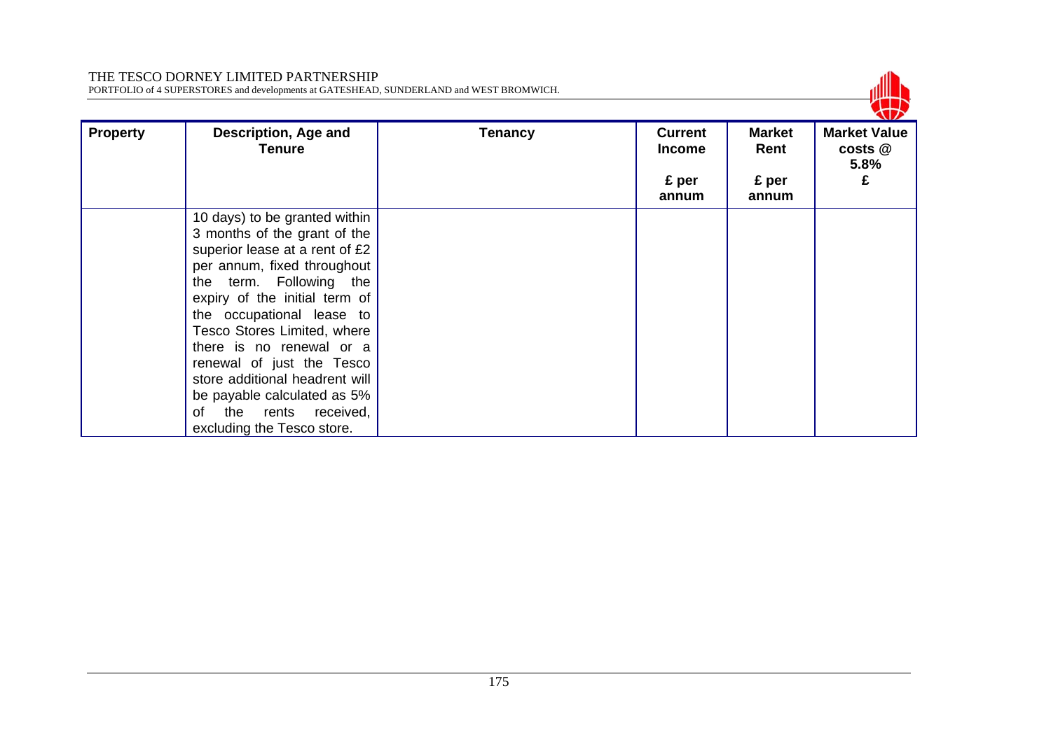| Property | Description, Age and Tenure | Tenancy | Current Income<br><br>£ per annum | Market Rent<br><br>£ per annum | Market Value costs @ 5.8%<br>£ |
|---|---|---|---|---|---|
| | 10 days) to be granted within 3 months of the grant of the superior lease at a rent of £2 per annum, fixed throughout the term. Following the expiry of the initial term of the occupational lease to Tesco Stores Limited, where there is no renewal or a renewal of just the Tesco store additional headrent will be payable calculated as 5% of the rents received, excluding the Tesco store. | | | | |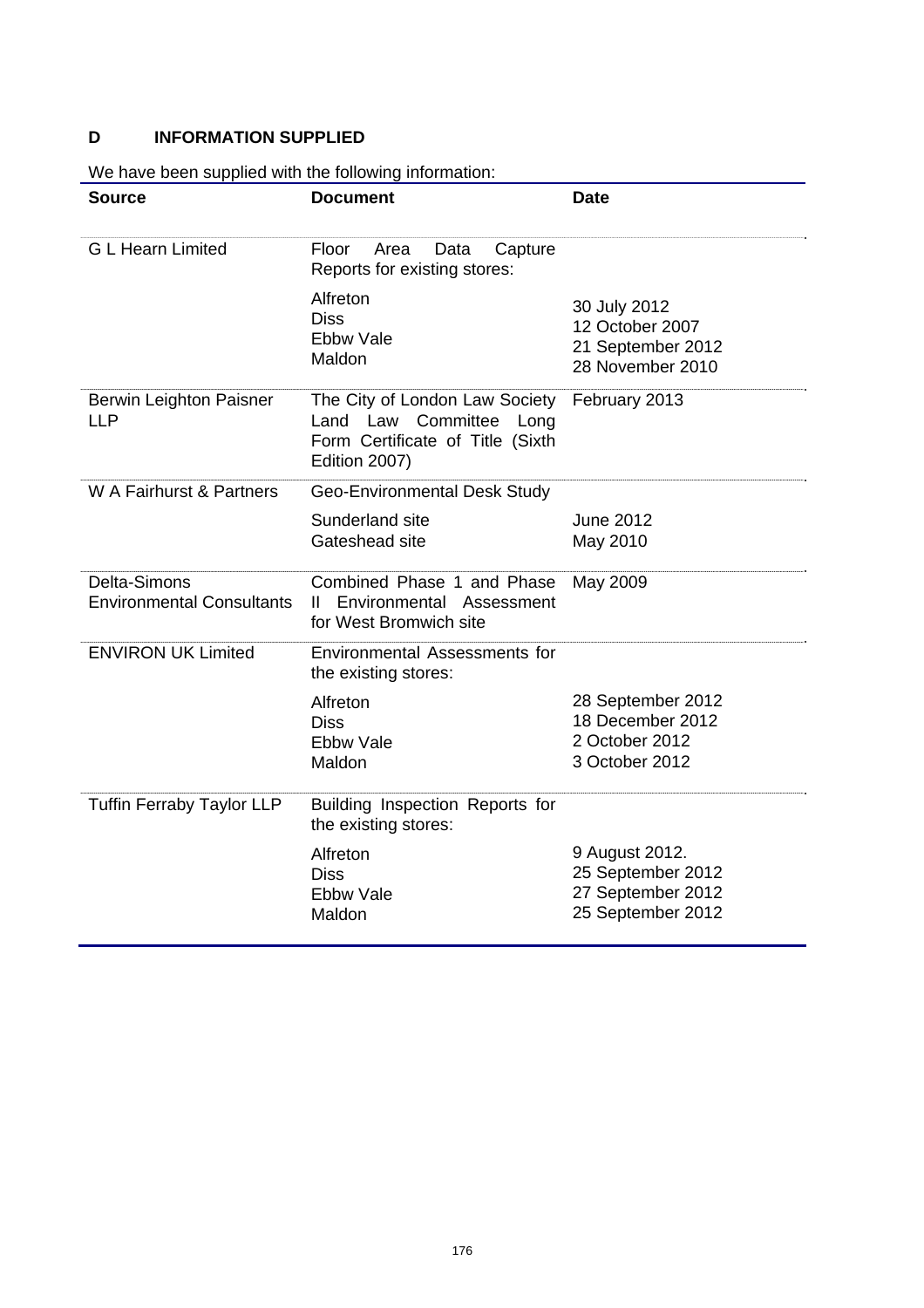## D INFORMATION SUPPLIED

We have been supplied with the following information:

| Source | Document | Date |
|---|---|---|
| G L Hearn Limited | Floor Area Data Capture Reports for existing stores: | |
| | Alfreton<br>Diss<br>Ebbw Vale<br>Maldon | 30 July 2012<br>12 October 2007<br>21 September 2012<br>28 November 2010 |
| Berwin Leighton Paisner LLP | The City of London Law Society Land Law Committee Long Form Certificate of Title (Sixth Edition 2007) | February 2013 |
| W A Fairhurst & Partners | Geo-Environmental Desk Study | |
| | Sunderland site<br>Gateshead site | June 2012<br>May 2010 |
| Delta-Simons Environmental Consultants | Combined Phase 1 and Phase II Environmental Assessment for West Bromwich site | May 2009 |
| ENVIRON UK Limited | Environmental Assessments for the existing stores: | |
| | Alfreton<br>Diss<br>Ebbw Vale<br>Maldon | 28 September 2012<br>18 December 2012<br>2 October 2012<br>3 October 2012 |
| Tuffin Ferraby Taylor LLP | Building Inspection Reports for the existing stores: | |
| | Alfreton<br>Diss<br>Ebbw Vale<br>Maldon | 9 August 2012.<br>25 September 2012<br>27 September 2012<br>25 September 2012 |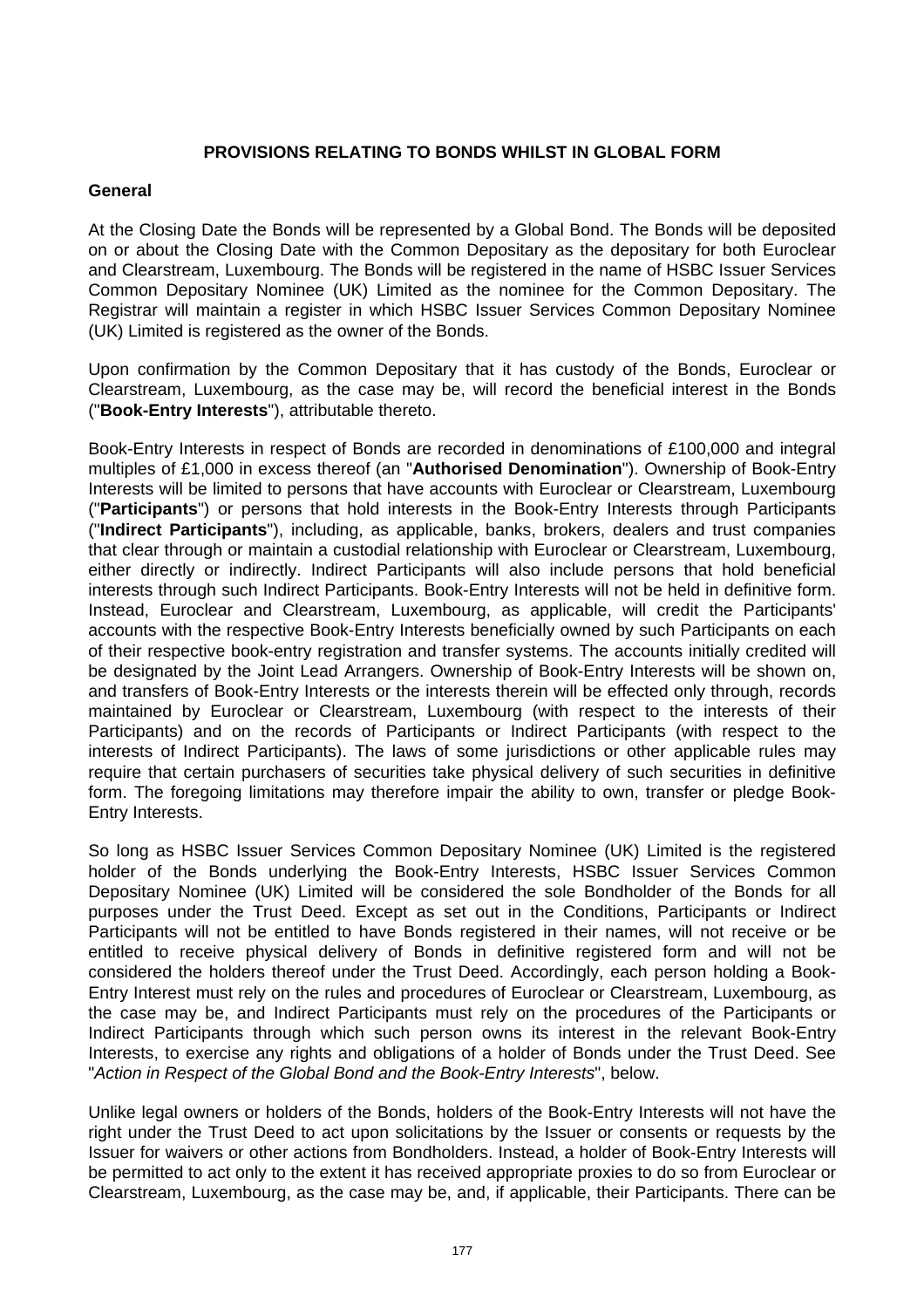## PROVISIONS RELATING TO BONDS WHILST IN GLOBAL FORM

### General

At the Closing Date the Bonds will be represented by a Global Bond. The Bonds will be deposited on or about the Closing Date with the Common Depositary as the depositary for both Euroclear and Clearstream, Luxembourg. The Bonds will be registered in the name of HSBC Issuer Services Common Depositary Nominee (UK) Limited as the nominee for the Common Depositary. The Registrar will maintain a register in which HSBC Issuer Services Common Depositary Nominee (UK) Limited is registered as the owner of the Bonds.

Upon confirmation by the Common Depositary that it has custody of the Bonds, Euroclear or Clearstream, Luxembourg, as the case may be, will record the beneficial interest in the Bonds ("**Book-Entry Interests**"), attributable thereto.

Book-Entry Interests in respect of Bonds are recorded in denominations of £100,000 and integral multiples of £1,000 in excess thereof (an "**Authorised Denomination**"). Ownership of Book-Entry Interests will be limited to persons that have accounts with Euroclear or Clearstream, Luxembourg ("**Participants**") or persons that hold interests in the Book-Entry Interests through Participants ("**Indirect Participants**"), including, as applicable, banks, brokers, dealers and trust companies that clear through or maintain a custodial relationship with Euroclear or Clearstream, Luxembourg, either directly or indirectly. Indirect Participants will also include persons that hold beneficial interests through such Indirect Participants. Book-Entry Interests will not be held in definitive form. Instead, Euroclear and Clearstream, Luxembourg, as applicable, will credit the Participants' accounts with the respective Book-Entry Interests beneficially owned by such Participants on each of their respective book-entry registration and transfer systems. The accounts initially credited will be designated by the Joint Lead Arrangers. Ownership of Book-Entry Interests will be shown on, and transfers of Book-Entry Interests or the interests therein will be effected only through, records maintained by Euroclear or Clearstream, Luxembourg (with respect to the interests of their Participants) and on the records of Participants or Indirect Participants (with respect to the interests of Indirect Participants). The laws of some jurisdictions or other applicable rules may require that certain purchasers of securities take physical delivery of such securities in definitive form. The foregoing limitations may therefore impair the ability to own, transfer or pledge Book-Entry Interests.

So long as HSBC Issuer Services Common Depositary Nominee (UK) Limited is the registered holder of the Bonds underlying the Book-Entry Interests, HSBC Issuer Services Common Depositary Nominee (UK) Limited will be considered the sole Bondholder of the Bonds for all purposes under the Trust Deed. Except as set out in the Conditions, Participants or Indirect Participants will not be entitled to have Bonds registered in their names, will not receive or be entitled to receive physical delivery of Bonds in definitive registered form and will not be considered the holders thereof under the Trust Deed. Accordingly, each person holding a Book-Entry Interest must rely on the rules and procedures of Euroclear or Clearstream, Luxembourg, as the case may be, and Indirect Participants must rely on the procedures of the Participants or Indirect Participants through which such person owns its interest in the relevant Book-Entry Interests, to exercise any rights and obligations of a holder of Bonds under the Trust Deed. See "*Action in Respect of the Global Bond and the Book-Entry Interests*", below.

Unlike legal owners or holders of the Bonds, holders of the Book-Entry Interests will not have the right under the Trust Deed to act upon solicitations by the Issuer or consents or requests by the Issuer for waivers or other actions from Bondholders. Instead, a holder of Book-Entry Interests will be permitted to act only to the extent it has received appropriate proxies to do so from Euroclear or Clearstream, Luxembourg, as the case may be, and, if applicable, their Participants. There can be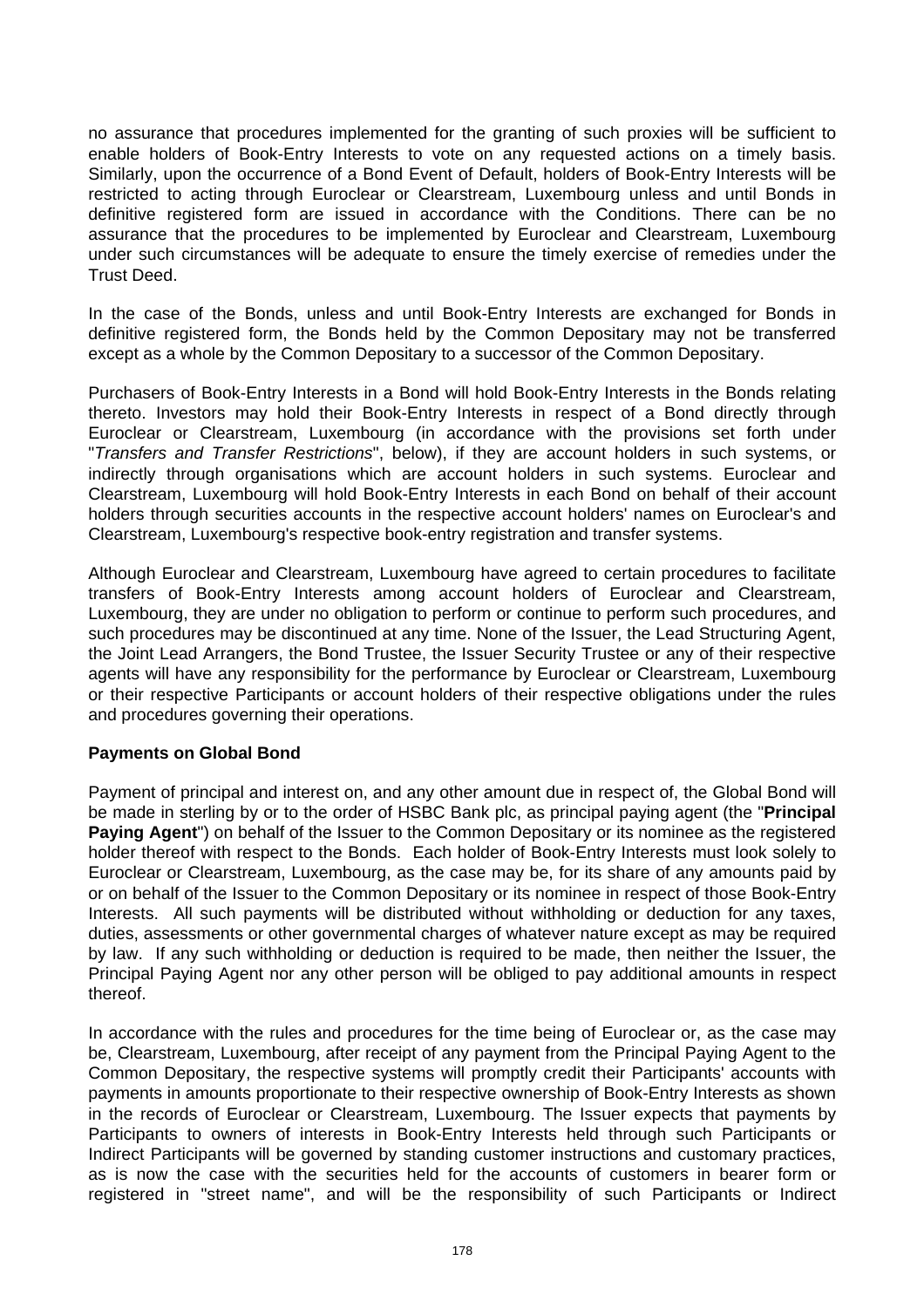no assurance that procedures implemented for the granting of such proxies will be sufficient to enable holders of Book-Entry Interests to vote on any requested actions on a timely basis. Similarly, upon the occurrence of a Bond Event of Default, holders of Book-Entry Interests will be restricted to acting through Euroclear or Clearstream, Luxembourg unless and until Bonds in definitive registered form are issued in accordance with the Conditions. There can be no assurance that the procedures to be implemented by Euroclear and Clearstream, Luxembourg under such circumstances will be adequate to ensure the timely exercise of remedies under the Trust Deed.

In the case of the Bonds, unless and until Book-Entry Interests are exchanged for Bonds in definitive registered form, the Bonds held by the Common Depositary may not be transferred except as a whole by the Common Depositary to a successor of the Common Depositary.

Purchasers of Book-Entry Interests in a Bond will hold Book-Entry Interests in the Bonds relating thereto. Investors may hold their Book-Entry Interests in respect of a Bond directly through Euroclear or Clearstream, Luxembourg (in accordance with the provisions set forth under "*Transfers and Transfer Restrictions*", below), if they are account holders in such systems, or indirectly through organisations which are account holders in such systems. Euroclear and Clearstream, Luxembourg will hold Book-Entry Interests in each Bond on behalf of their account holders through securities accounts in the respective account holders' names on Euroclear's and Clearstream, Luxembourg's respective book-entry registration and transfer systems.

Although Euroclear and Clearstream, Luxembourg have agreed to certain procedures to facilitate transfers of Book-Entry Interests among account holders of Euroclear and Clearstream, Luxembourg, they are under no obligation to perform or continue to perform such procedures, and such procedures may be discontinued at any time. None of the Issuer, the Lead Structuring Agent, the Joint Lead Arrangers, the Bond Trustee, the Issuer Security Trustee or any of their respective agents will have any responsibility for the performance by Euroclear or Clearstream, Luxembourg or their respective Participants or account holders of their respective obligations under the rules and procedures governing their operations.

**Payments on Global Bond**

Payment of principal and interest on, and any other amount due in respect of, the Global Bond will be made in sterling by or to the order of HSBC Bank plc, as principal paying agent (the "**Principal Paying Agent**") on behalf of the Issuer to the Common Depositary or its nominee as the registered holder thereof with respect to the Bonds. Each holder of Book-Entry Interests must look solely to Euroclear or Clearstream, Luxembourg, as the case may be, for its share of any amounts paid by or on behalf of the Issuer to the Common Depositary or its nominee in respect of those Book-Entry Interests. All such payments will be distributed without withholding or deduction for any taxes, duties, assessments or other governmental charges of whatever nature except as may be required by law. If any such withholding or deduction is required to be made, then neither the Issuer, the Principal Paying Agent nor any other person will be obliged to pay additional amounts in respect thereof.

In accordance with the rules and procedures for the time being of Euroclear or, as the case may be, Clearstream, Luxembourg, after receipt of any payment from the Principal Paying Agent to the Common Depositary, the respective systems will promptly credit their Participants' accounts with payments in amounts proportionate to their respective ownership of Book-Entry Interests as shown in the records of Euroclear or Clearstream, Luxembourg. The Issuer expects that payments by Participants to owners of interests in Book-Entry Interests held through such Participants or Indirect Participants will be governed by standing customer instructions and customary practices, as is now the case with the securities held for the accounts of customers in bearer form or registered in "street name", and will be the responsibility of such Participants or Indirect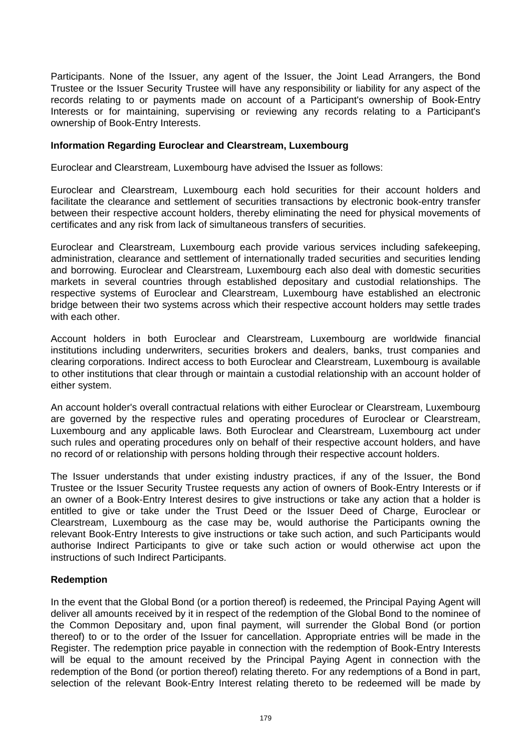Participants. None of the Issuer, any agent of the Issuer, the Joint Lead Arrangers, the Bond Trustee or the Issuer Security Trustee will have any responsibility or liability for any aspect of the records relating to or payments made on account of a Participant's ownership of Book-Entry Interests or for maintaining, supervising or reviewing any records relating to a Participant's ownership of Book-Entry Interests.

**Information Regarding Euroclear and Clearstream, Luxembourg**

Euroclear and Clearstream, Luxembourg have advised the Issuer as follows:

Euroclear and Clearstream, Luxembourg each hold securities for their account holders and facilitate the clearance and settlement of securities transactions by electronic book-entry transfer between their respective account holders, thereby eliminating the need for physical movements of certificates and any risk from lack of simultaneous transfers of securities.

Euroclear and Clearstream, Luxembourg each provide various services including safekeeping, administration, clearance and settlement of internationally traded securities and securities lending and borrowing. Euroclear and Clearstream, Luxembourg each also deal with domestic securities markets in several countries through established depositary and custodial relationships. The respective systems of Euroclear and Clearstream, Luxembourg have established an electronic bridge between their two systems across which their respective account holders may settle trades with each other.

Account holders in both Euroclear and Clearstream, Luxembourg are worldwide financial institutions including underwriters, securities brokers and dealers, banks, trust companies and clearing corporations. Indirect access to both Euroclear and Clearstream, Luxembourg is available to other institutions that clear through or maintain a custodial relationship with an account holder of either system.

An account holder's overall contractual relations with either Euroclear or Clearstream, Luxembourg are governed by the respective rules and operating procedures of Euroclear or Clearstream, Luxembourg and any applicable laws. Both Euroclear and Clearstream, Luxembourg act under such rules and operating procedures only on behalf of their respective account holders, and have no record of or relationship with persons holding through their respective account holders.

The Issuer understands that under existing industry practices, if any of the Issuer, the Bond Trustee or the Issuer Security Trustee requests any action of owners of Book-Entry Interests or if an owner of a Book-Entry Interest desires to give instructions or take any action that a holder is entitled to give or take under the Trust Deed or the Issuer Deed of Charge, Euroclear or Clearstream, Luxembourg as the case may be, would authorise the Participants owning the relevant Book-Entry Interests to give instructions or take such action, and such Participants would authorise Indirect Participants to give or take such action or would otherwise act upon the instructions of such Indirect Participants.

**Redemption**

In the event that the Global Bond (or a portion thereof) is redeemed, the Principal Paying Agent will deliver all amounts received by it in respect of the redemption of the Global Bond to the nominee of the Common Depositary and, upon final payment, will surrender the Global Bond (or portion thereof) to or to the order of the Issuer for cancellation. Appropriate entries will be made in the Register. The redemption price payable in connection with the redemption of Book-Entry Interests will be equal to the amount received by the Principal Paying Agent in connection with the redemption of the Bond (or portion thereof) relating thereto. For any redemptions of a Bond in part, selection of the relevant Book-Entry Interest relating thereto to be redeemed will be made by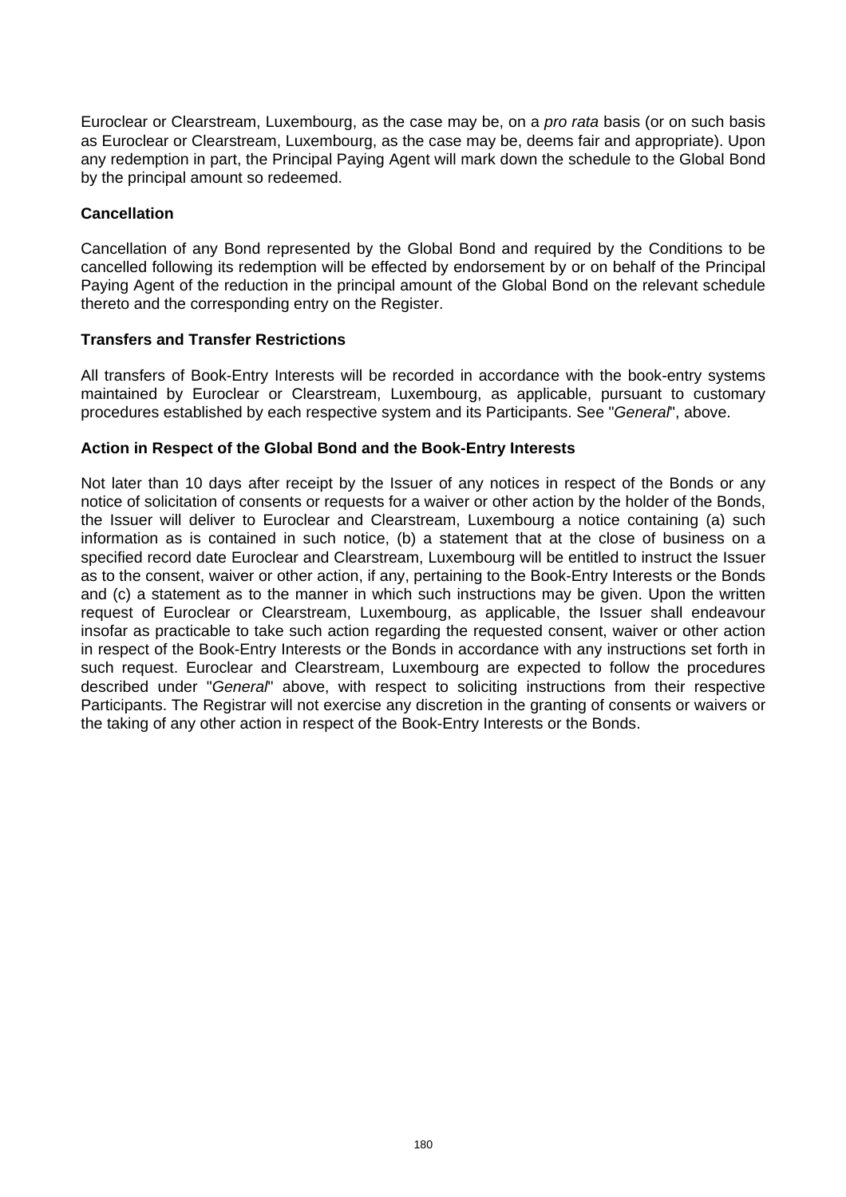Euroclear or Clearstream, Luxembourg, as the case may be, on a *pro rata* basis (or on such basis as Euroclear or Clearstream, Luxembourg, as the case may be, deems fair and appropriate). Upon any redemption in part, the Principal Paying Agent will mark down the schedule to the Global Bond by the principal amount so redeemed.

**Cancellation**

Cancellation of any Bond represented by the Global Bond and required by the Conditions to be cancelled following its redemption will be effected by endorsement by or on behalf of the Principal Paying Agent of the reduction in the principal amount of the Global Bond on the relevant schedule thereto and the corresponding entry on the Register.

**Transfers and Transfer Restrictions**

All transfers of Book-Entry Interests will be recorded in accordance with the book-entry systems maintained by Euroclear or Clearstream, Luxembourg, as applicable, pursuant to customary procedures established by each respective system and its Participants. See "*General*", above.

**Action in Respect of the Global Bond and the Book-Entry Interests**

Not later than 10 days after receipt by the Issuer of any notices in respect of the Bonds or any notice of solicitation of consents or requests for a waiver or other action by the holder of the Bonds, the Issuer will deliver to Euroclear and Clearstream, Luxembourg a notice containing (a) such information as is contained in such notice, (b) a statement that at the close of business on a specified record date Euroclear and Clearstream, Luxembourg will be entitled to instruct the Issuer as to the consent, waiver or other action, if any, pertaining to the Book-Entry Interests or the Bonds and (c) a statement as to the manner in which such instructions may be given. Upon the written request of Euroclear or Clearstream, Luxembourg, as applicable, the Issuer shall endeavour insofar as practicable to take such action regarding the requested consent, waiver or other action in respect of the Book-Entry Interests or the Bonds in accordance with any instructions set forth in such request. Euroclear and Clearstream, Luxembourg are expected to follow the procedures described under "*General*" above, with respect to soliciting instructions from their respective Participants. The Registrar will not exercise any discretion in the granting of consents or waivers or the taking of any other action in respect of the Book-Entry Interests or the Bonds.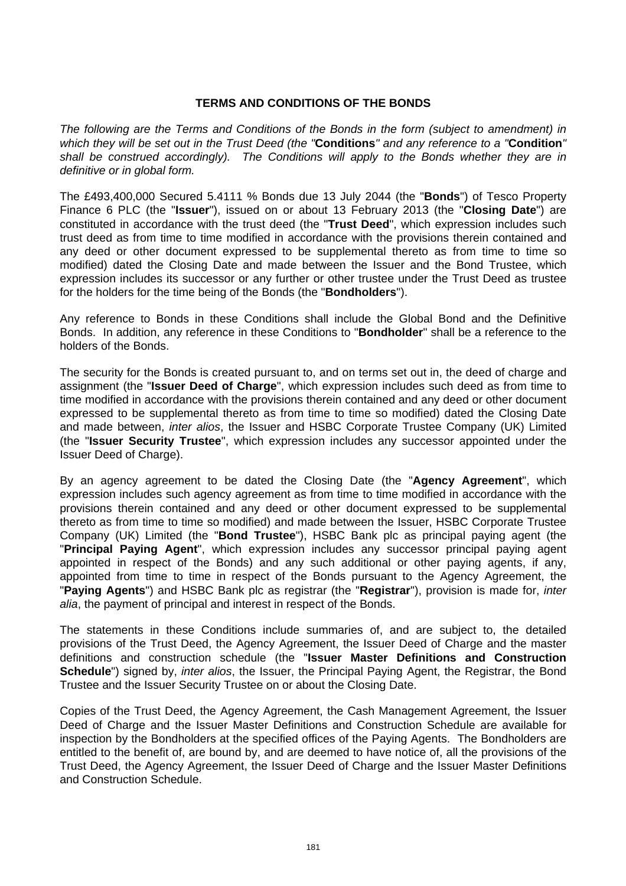## TERMS AND CONDITIONS OF THE BONDS

*The following are the Terms and Conditions of the Bonds in the form (subject to amendment) in which they will be set out in the Trust Deed (the "***Conditions***" and any reference to a "***Condition***" shall be construed accordingly). The Conditions will apply to the Bonds whether they are in definitive or in global form.*

The £493,400,000 Secured 5.4111 % Bonds due 13 July 2044 (the "**Bonds**") of Tesco Property Finance 6 PLC (the "**Issuer**"), issued on or about 13 February 2013 (the "**Closing Date**") are constituted in accordance with the trust deed (the "**Trust Deed**", which expression includes such trust deed as from time to time modified in accordance with the provisions therein contained and any deed or other document expressed to be supplemental thereto as from time to time so modified) dated the Closing Date and made between the Issuer and the Bond Trustee, which expression includes its successor or any further or other trustee under the Trust Deed as trustee for the holders for the time being of the Bonds (the "**Bondholders**").

Any reference to Bonds in these Conditions shall include the Global Bond and the Definitive Bonds. In addition, any reference in these Conditions to "**Bondholder**" shall be a reference to the holders of the Bonds.

The security for the Bonds is created pursuant to, and on terms set out in, the deed of charge and assignment (the "**Issuer Deed of Charge**", which expression includes such deed as from time to time modified in accordance with the provisions therein contained and any deed or other document expressed to be supplemental thereto as from time to time so modified) dated the Closing Date and made between, *inter alios*, the Issuer and HSBC Corporate Trustee Company (UK) Limited (the "**Issuer Security Trustee**", which expression includes any successor appointed under the Issuer Deed of Charge).

By an agency agreement to be dated the Closing Date (the "**Agency Agreement**", which expression includes such agency agreement as from time to time modified in accordance with the provisions therein contained and any deed or other document expressed to be supplemental thereto as from time to time so modified) and made between the Issuer, HSBC Corporate Trustee Company (UK) Limited (the "**Bond Trustee**"), HSBC Bank plc as principal paying agent (the "**Principal Paying Agent**", which expression includes any successor principal paying agent appointed in respect of the Bonds) and any such additional or other paying agents, if any, appointed from time to time in respect of the Bonds pursuant to the Agency Agreement, the "**Paying Agents**") and HSBC Bank plc as registrar (the "**Registrar**"), provision is made for, *inter alia*, the payment of principal and interest in respect of the Bonds.

The statements in these Conditions include summaries of, and are subject to, the detailed provisions of the Trust Deed, the Agency Agreement, the Issuer Deed of Charge and the master definitions and construction schedule (the "**Issuer Master Definitions and Construction Schedule**") signed by, *inter alios*, the Issuer, the Principal Paying Agent, the Registrar, the Bond Trustee and the Issuer Security Trustee on or about the Closing Date.

Copies of the Trust Deed, the Agency Agreement, the Cash Management Agreement, the Issuer Deed of Charge and the Issuer Master Definitions and Construction Schedule are available for inspection by the Bondholders at the specified offices of the Paying Agents. The Bondholders are entitled to the benefit of, are bound by, and are deemed to have notice of, all the provisions of the Trust Deed, the Agency Agreement, the Issuer Deed of Charge and the Issuer Master Definitions and Construction Schedule.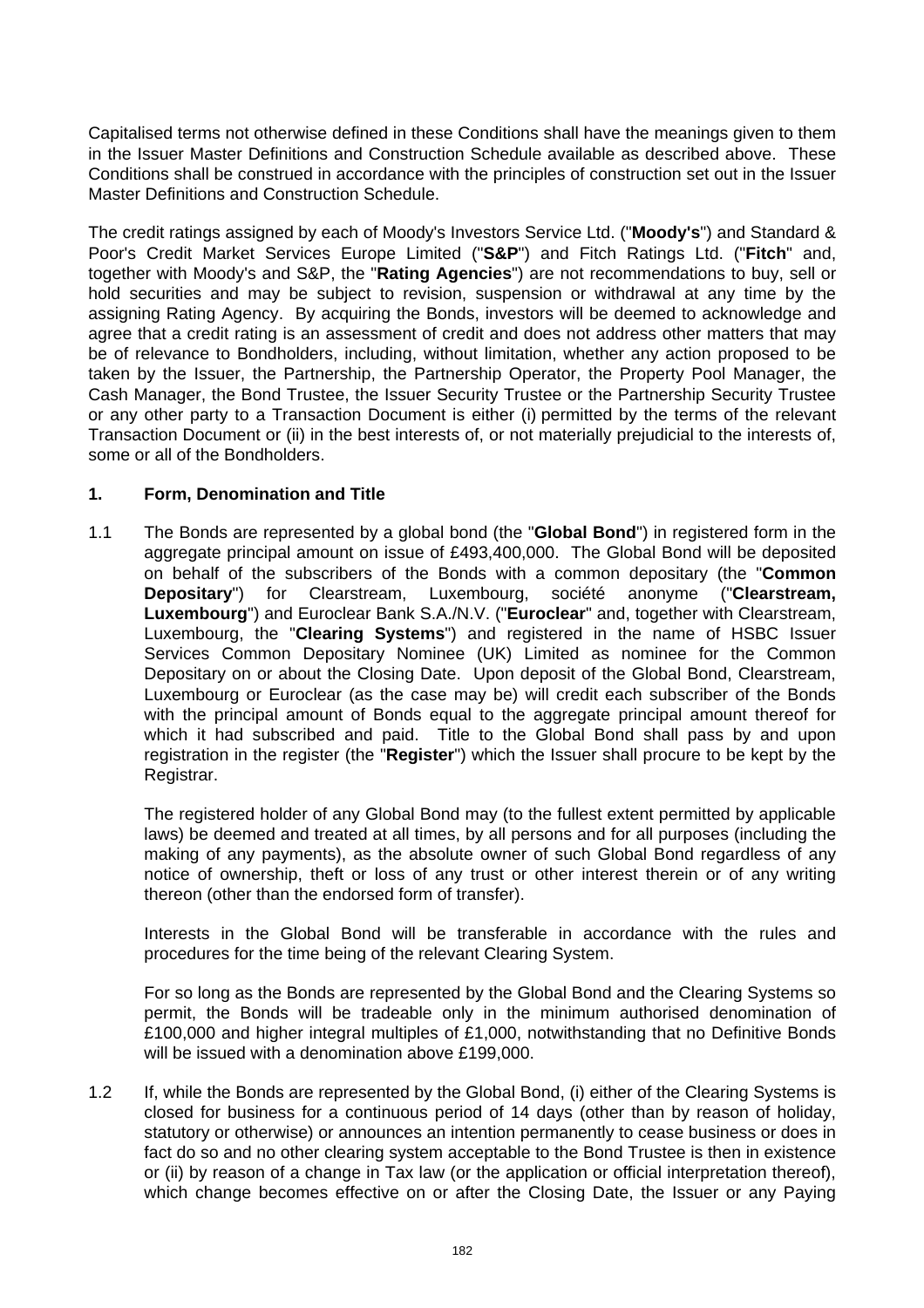Capitalised terms not otherwise defined in these Conditions shall have the meanings given to them in the Issuer Master Definitions and Construction Schedule available as described above. These Conditions shall be construed in accordance with the principles of construction set out in the Issuer Master Definitions and Construction Schedule.

The credit ratings assigned by each of Moody's Investors Service Ltd. ("**Moody's**") and Standard & Poor's Credit Market Services Europe Limited ("**S&P**") and Fitch Ratings Ltd. ("**Fitch**" and, together with Moody's and S&P, the "**Rating Agencies**") are not recommendations to buy, sell or hold securities and may be subject to revision, suspension or withdrawal at any time by the assigning Rating Agency. By acquiring the Bonds, investors will be deemed to acknowledge and agree that a credit rating is an assessment of credit and does not address other matters that may be of relevance to Bondholders, including, without limitation, whether any action proposed to be taken by the Issuer, the Partnership, the Partnership Operator, the Property Pool Manager, the Cash Manager, the Bond Trustee, the Issuer Security Trustee or the Partnership Security Trustee or any other party to a Transaction Document is either (i) permitted by the terms of the relevant Transaction Document or (ii) in the best interests of, or not materially prejudicial to the interests of, some or all of the Bondholders.

## 1. Form, Denomination and Title

1.1 The Bonds are represented by a global bond (the "**Global Bond**") in registered form in the aggregate principal amount on issue of £493,400,000. The Global Bond will be deposited on behalf of the subscribers of the Bonds with a common depositary (the "**Common Depositary**") for Clearstream, Luxembourg, société anonyme ("**Clearstream, Luxembourg**") and Euroclear Bank S.A./N.V. ("**Euroclear**" and, together with Clearstream, Luxembourg, the "**Clearing Systems**") and registered in the name of HSBC Issuer Services Common Depositary Nominee (UK) Limited as nominee for the Common Depositary on or about the Closing Date. Upon deposit of the Global Bond, Clearstream, Luxembourg or Euroclear (as the case may be) will credit each subscriber of the Bonds with the principal amount of Bonds equal to the aggregate principal amount thereof for which it had subscribed and paid. Title to the Global Bond shall pass by and upon registration in the register (the "**Register**") which the Issuer shall procure to be kept by the Registrar.

The registered holder of any Global Bond may (to the fullest extent permitted by applicable laws) be deemed and treated at all times, by all persons and for all purposes (including the making of any payments), as the absolute owner of such Global Bond regardless of any notice of ownership, theft or loss of any trust or other interest therein or of any writing thereon (other than the endorsed form of transfer).

Interests in the Global Bond will be transferable in accordance with the rules and procedures for the time being of the relevant Clearing System.

For so long as the Bonds are represented by the Global Bond and the Clearing Systems so permit, the Bonds will be tradeable only in the minimum authorised denomination of £100,000 and higher integral multiples of £1,000, notwithstanding that no Definitive Bonds will be issued with a denomination above £199,000.

1.2 If, while the Bonds are represented by the Global Bond, (i) either of the Clearing Systems is closed for business for a continuous period of 14 days (other than by reason of holiday, statutory or otherwise) or announces an intention permanently to cease business or does in fact do so and no other clearing system acceptable to the Bond Trustee is then in existence or (ii) by reason of a change in Tax law (or the application or official interpretation thereof), which change becomes effective on or after the Closing Date, the Issuer or any Paying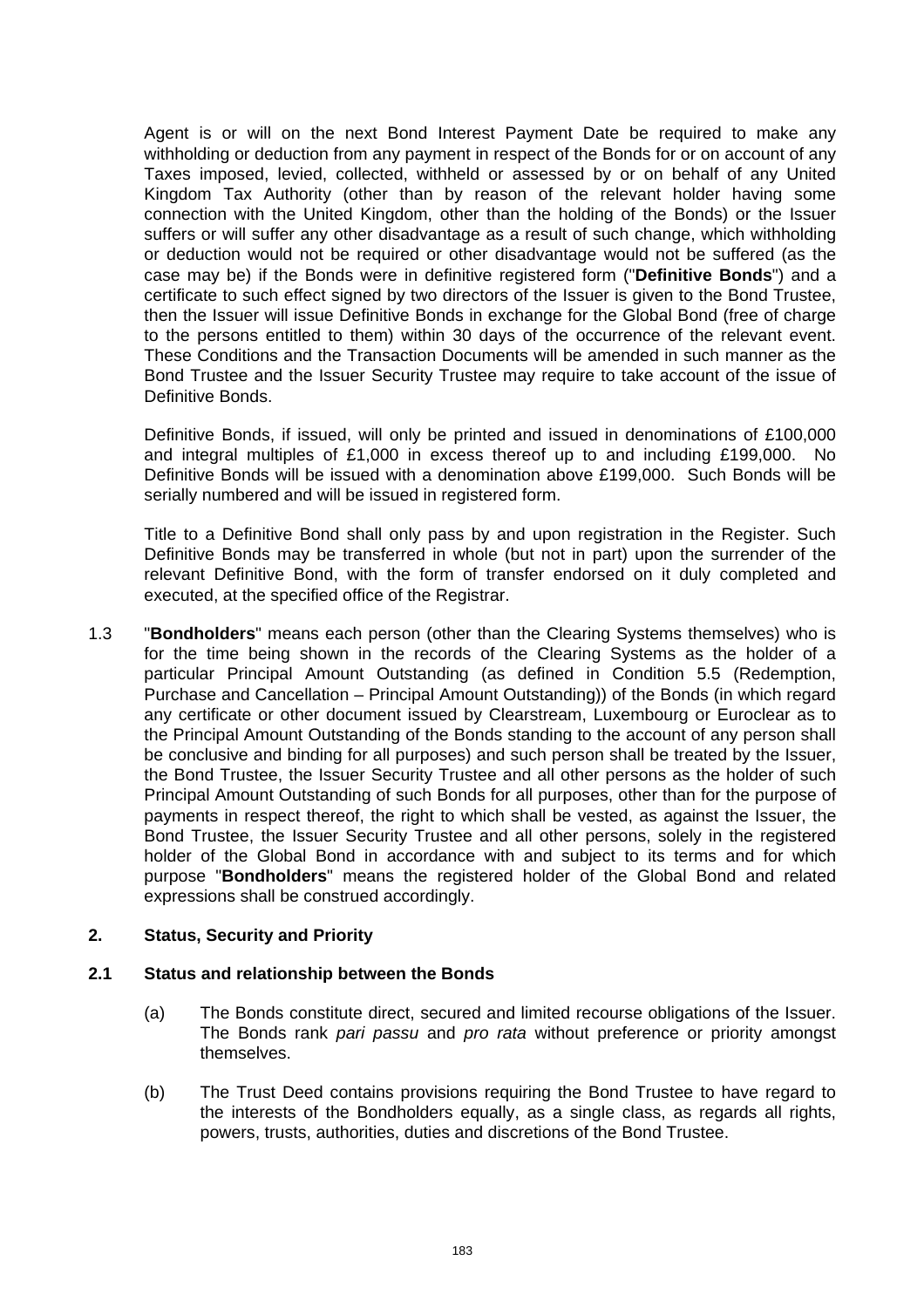Agent is or will on the next Bond Interest Payment Date be required to make any withholding or deduction from any payment in respect of the Bonds for or on account of any Taxes imposed, levied, collected, withheld or assessed by or on behalf of any United Kingdom Tax Authority (other than by reason of the relevant holder having some connection with the United Kingdom, other than the holding of the Bonds) or the Issuer suffers or will suffer any other disadvantage as a result of such change, which withholding or deduction would not be required or other disadvantage would not be suffered (as the case may be) if the Bonds were in definitive registered form ("**Definitive Bonds**") and a certificate to such effect signed by two directors of the Issuer is given to the Bond Trustee, then the Issuer will issue Definitive Bonds in exchange for the Global Bond (free of charge to the persons entitled to them) within 30 days of the occurrence of the relevant event. These Conditions and the Transaction Documents will be amended in such manner as the Bond Trustee and the Issuer Security Trustee may require to take account of the issue of Definitive Bonds.

Definitive Bonds, if issued, will only be printed and issued in denominations of £100,000 and integral multiples of £1,000 in excess thereof up to and including £199,000. No Definitive Bonds will be issued with a denomination above £199,000. Such Bonds will be serially numbered and will be issued in registered form.

Title to a Definitive Bond shall only pass by and upon registration in the Register. Such Definitive Bonds may be transferred in whole (but not in part) upon the surrender of the relevant Definitive Bond, with the form of transfer endorsed on it duly completed and executed, at the specified office of the Registrar.

1.3 "**Bondholders**" means each person (other than the Clearing Systems themselves) who is for the time being shown in the records of the Clearing Systems as the holder of a particular Principal Amount Outstanding (as defined in Condition 5.5 (Redemption, Purchase and Cancellation – Principal Amount Outstanding)) of the Bonds (in which regard any certificate or other document issued by Clearstream, Luxembourg or Euroclear as to the Principal Amount Outstanding of the Bonds standing to the account of any person shall be conclusive and binding for all purposes) and such person shall be treated by the Issuer, the Bond Trustee, the Issuer Security Trustee and all other persons as the holder of such Principal Amount Outstanding of such Bonds for all purposes, other than for the purpose of payments in respect thereof, the right to which shall be vested, as against the Issuer, the Bond Trustee, the Issuer Security Trustee and all other persons, solely in the registered holder of the Global Bond in accordance with and subject to its terms and for which purpose "**Bondholders**" means the registered holder of the Global Bond and related expressions shall be construed accordingly.

## 2. Status, Security and Priority

### 2.1 Status and relationship between the Bonds

(a) The Bonds constitute direct, secured and limited recourse obligations of the Issuer. The Bonds rank *pari passu* and *pro rata* without preference or priority amongst themselves.

(b) The Trust Deed contains provisions requiring the Bond Trustee to have regard to the interests of the Bondholders equally, as a single class, as regards all rights, powers, trusts, authorities, duties and discretions of the Bond Trustee.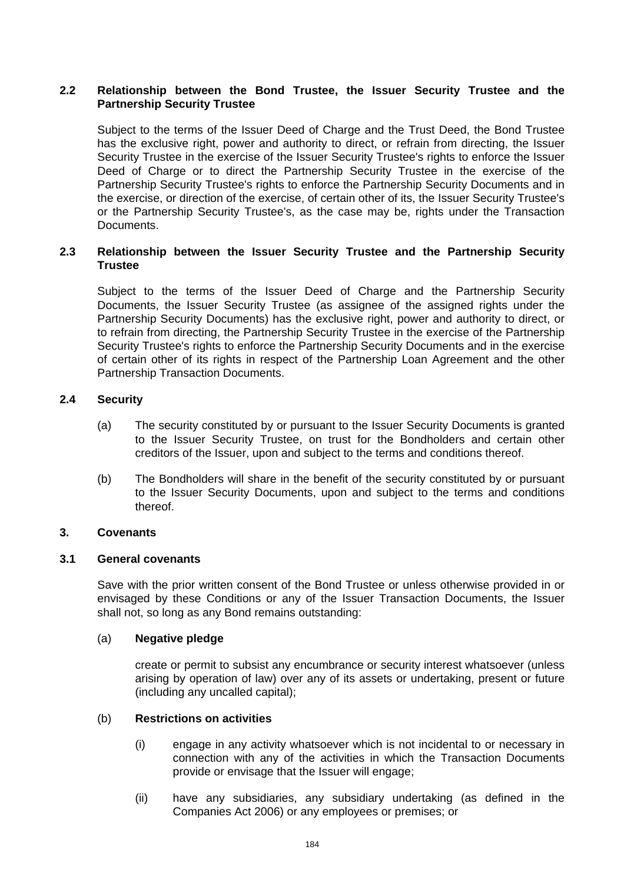### 2.2 Relationship between the Bond Trustee, the Issuer Security Trustee and the Partnership Security Trustee

Subject to the terms of the Issuer Deed of Charge and the Trust Deed, the Bond Trustee has the exclusive right, power and authority to direct, or refrain from directing, the Issuer Security Trustee in the exercise of the Issuer Security Trustee's rights to enforce the Issuer Deed of Charge or to direct the Partnership Security Trustee in the exercise of the Partnership Security Trustee's rights to enforce the Partnership Security Documents and in the exercise, or direction of the exercise, of certain other of its, the Issuer Security Trustee's or the Partnership Security Trustee's, as the case may be, rights under the Transaction Documents.

### 2.3 Relationship between the Issuer Security Trustee and the Partnership Security Trustee

Subject to the terms of the Issuer Deed of Charge and the Partnership Security Documents, the Issuer Security Trustee (as assignee of the assigned rights under the Partnership Security Documents) has the exclusive right, power and authority to direct, or to refrain from directing, the Partnership Security Trustee in the exercise of the Partnership Security Trustee's rights to enforce the Partnership Security Documents and in the exercise of certain other of its rights in respect of the Partnership Loan Agreement and the other Partnership Transaction Documents.

### 2.4 Security

(a) The security constituted by or pursuant to the Issuer Security Documents is granted to the Issuer Security Trustee, on trust for the Bondholders and certain other creditors of the Issuer, upon and subject to the terms and conditions thereof.

(b) The Bondholders will share in the benefit of the security constituted by or pursuant to the Issuer Security Documents, upon and subject to the terms and conditions thereof.

## 3. Covenants

### 3.1 General covenants

Save with the prior written consent of the Bond Trustee or unless otherwise provided in or envisaged by these Conditions or any of the Issuer Transaction Documents, the Issuer shall not, so long as any Bond remains outstanding:

(a) **Negative pledge**

create or permit to subsist any encumbrance or security interest whatsoever (unless arising by operation of law) over any of its assets or undertaking, present or future (including any uncalled capital);

(b) **Restrictions on activities**

(i) engage in any activity whatsoever which is not incidental to or necessary in connection with any of the activities in which the Transaction Documents provide or envisage that the Issuer will engage;

(ii) have any subsidiaries, any subsidiary undertaking (as defined in the Companies Act 2006) or any employees or premises; or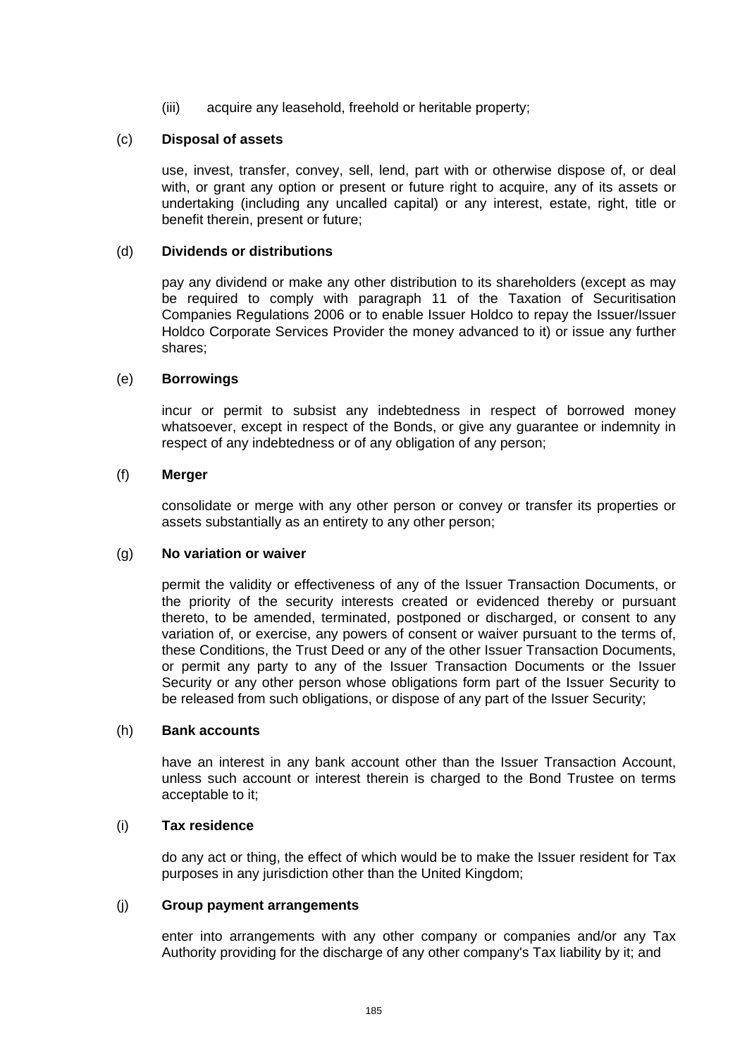(iii) acquire any leasehold, freehold or heritable property;

(c) **Disposal of assets**

use, invest, transfer, convey, sell, lend, part with or otherwise dispose of, or deal with, or grant any option or present or future right to acquire, any of its assets or undertaking (including any uncalled capital) or any interest, estate, right, title or benefit therein, present or future;

(d) **Dividends or distributions**

pay any dividend or make any other distribution to its shareholders (except as may be required to comply with paragraph 11 of the Taxation of Securitisation Companies Regulations 2006 or to enable Issuer Holdco to repay the Issuer/Issuer Holdco Corporate Services Provider the money advanced to it) or issue any further shares;

(e) **Borrowings**

incur or permit to subsist any indebtedness in respect of borrowed money whatsoever, except in respect of the Bonds, or give any guarantee or indemnity in respect of any indebtedness or of any obligation of any person;

(f) **Merger**

consolidate or merge with any other person or convey or transfer its properties or assets substantially as an entirety to any other person;

(g) **No variation or waiver**

permit the validity or effectiveness of any of the Issuer Transaction Documents, or the priority of the security interests created or evidenced thereby or pursuant thereto, to be amended, terminated, postponed or discharged, or consent to any variation of, or exercise, any powers of consent or waiver pursuant to the terms of, these Conditions, the Trust Deed or any of the other Issuer Transaction Documents, or permit any party to any of the Issuer Transaction Documents or the Issuer Security or any other person whose obligations form part of the Issuer Security to be released from such obligations, or dispose of any part of the Issuer Security;

(h) **Bank accounts**

have an interest in any bank account other than the Issuer Transaction Account, unless such account or interest therein is charged to the Bond Trustee on terms acceptable to it;

(i) **Tax residence**

do any act or thing, the effect of which would be to make the Issuer resident for Tax purposes in any jurisdiction other than the United Kingdom;

(j) **Group payment arrangements**

enter into arrangements with any other company or companies and/or any Tax Authority providing for the discharge of any other company's Tax liability by it; and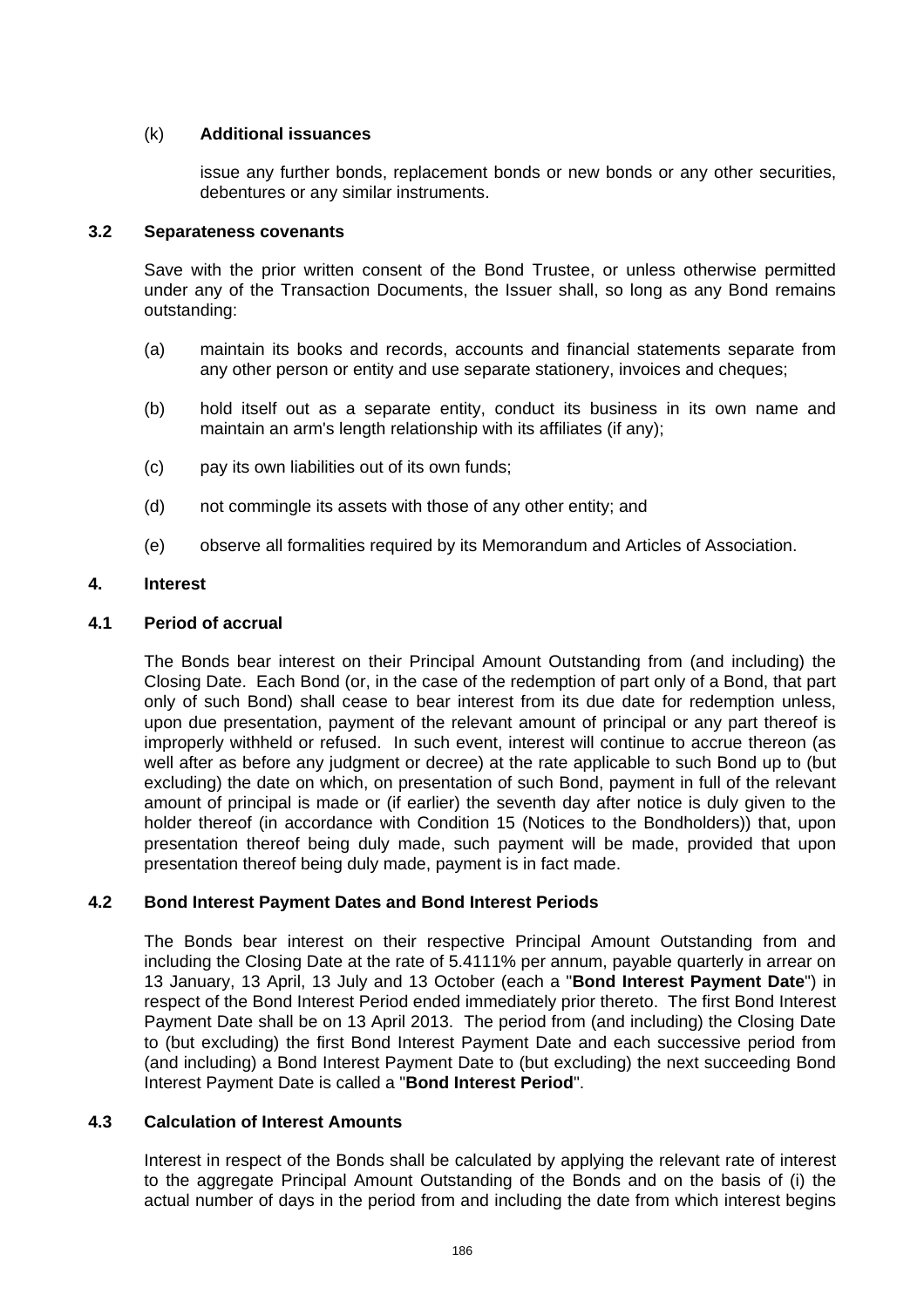(k) **Additional issuances**

issue any further bonds, replacement bonds or new bonds or any other securities, debentures or any similar instruments.

### 3.2 Separateness covenants

Save with the prior written consent of the Bond Trustee, or unless otherwise permitted under any of the Transaction Documents, the Issuer shall, so long as any Bond remains outstanding:

(a) maintain its books and records, accounts and financial statements separate from any other person or entity and use separate stationery, invoices and cheques;

(b) hold itself out as a separate entity, conduct its business in its own name and maintain an arm's length relationship with its affiliates (if any);

(c) pay its own liabilities out of its own funds;

(d) not commingle its assets with those of any other entity; and

(e) observe all formalities required by its Memorandum and Articles of Association.

## 4. Interest

### 4.1 Period of accrual

The Bonds bear interest on their Principal Amount Outstanding from (and including) the Closing Date. Each Bond (or, in the case of the redemption of part only of a Bond, that part only of such Bond) shall cease to bear interest from its due date for redemption unless, upon due presentation, payment of the relevant amount of principal or any part thereof is improperly withheld or refused. In such event, interest will continue to accrue thereon (as well after as before any judgment or decree) at the rate applicable to such Bond up to (but excluding) the date on which, on presentation of such Bond, payment in full of the relevant amount of principal is made or (if earlier) the seventh day after notice is duly given to the holder thereof (in accordance with Condition 15 (Notices to the Bondholders)) that, upon presentation thereof being duly made, such payment will be made, provided that upon presentation thereof being duly made, payment is in fact made.

### 4.2 Bond Interest Payment Dates and Bond Interest Periods

The Bonds bear interest on their respective Principal Amount Outstanding from and including the Closing Date at the rate of 5.4111% per annum, payable quarterly in arrear on 13 January, 13 April, 13 July and 13 October (each a "**Bond Interest Payment Date**") in respect of the Bond Interest Period ended immediately prior thereto. The first Bond Interest Payment Date shall be on 13 April 2013. The period from (and including) the Closing Date to (but excluding) the first Bond Interest Payment Date and each successive period from (and including) a Bond Interest Payment Date to (but excluding) the next succeeding Bond Interest Payment Date is called a "**Bond Interest Period**".

### 4.3 Calculation of Interest Amounts

Interest in respect of the Bonds shall be calculated by applying the relevant rate of interest to the aggregate Principal Amount Outstanding of the Bonds and on the basis of (i) the actual number of days in the period from and including the date from which interest begins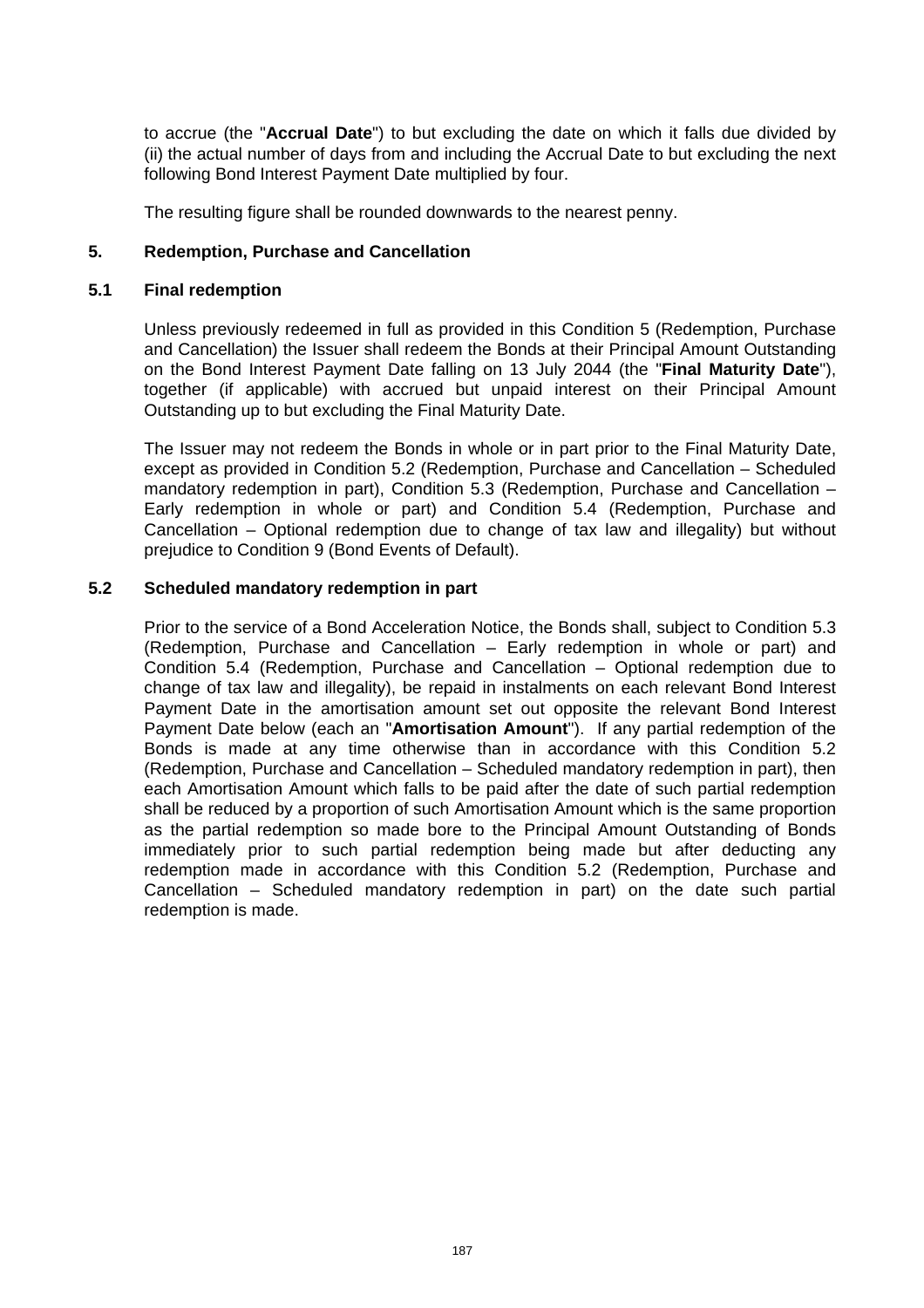to accrue (the "**Accrual Date**") to but excluding the date on which it falls due divided by (ii) the actual number of days from and including the Accrual Date to but excluding the next following Bond Interest Payment Date multiplied by four.

The resulting figure shall be rounded downwards to the nearest penny.

## 5. Redemption, Purchase and Cancellation

### 5.1 Final redemption

Unless previously redeemed in full as provided in this Condition 5 (Redemption, Purchase and Cancellation) the Issuer shall redeem the Bonds at their Principal Amount Outstanding on the Bond Interest Payment Date falling on 13 July 2044 (the "**Final Maturity Date**"), together (if applicable) with accrued but unpaid interest on their Principal Amount Outstanding up to but excluding the Final Maturity Date.

The Issuer may not redeem the Bonds in whole or in part prior to the Final Maturity Date, except as provided in Condition 5.2 (Redemption, Purchase and Cancellation – Scheduled mandatory redemption in part), Condition 5.3 (Redemption, Purchase and Cancellation – Early redemption in whole or part) and Condition 5.4 (Redemption, Purchase and Cancellation – Optional redemption due to change of tax law and illegality) but without prejudice to Condition 9 (Bond Events of Default).

### 5.2 Scheduled mandatory redemption in part

Prior to the service of a Bond Acceleration Notice, the Bonds shall, subject to Condition 5.3 (Redemption, Purchase and Cancellation – Early redemption in whole or part) and Condition 5.4 (Redemption, Purchase and Cancellation – Optional redemption due to change of tax law and illegality), be repaid in instalments on each relevant Bond Interest Payment Date in the amortisation amount set out opposite the relevant Bond Interest Payment Date below (each an "**Amortisation Amount**"). If any partial redemption of the Bonds is made at any time otherwise than in accordance with this Condition 5.2 (Redemption, Purchase and Cancellation – Scheduled mandatory redemption in part), then each Amortisation Amount which falls to be paid after the date of such partial redemption shall be reduced by a proportion of such Amortisation Amount which is the same proportion as the partial redemption so made bore to the Principal Amount Outstanding of Bonds immediately prior to such partial redemption being made but after deducting any redemption made in accordance with this Condition 5.2 (Redemption, Purchase and Cancellation – Scheduled mandatory redemption in part) on the date such partial redemption is made.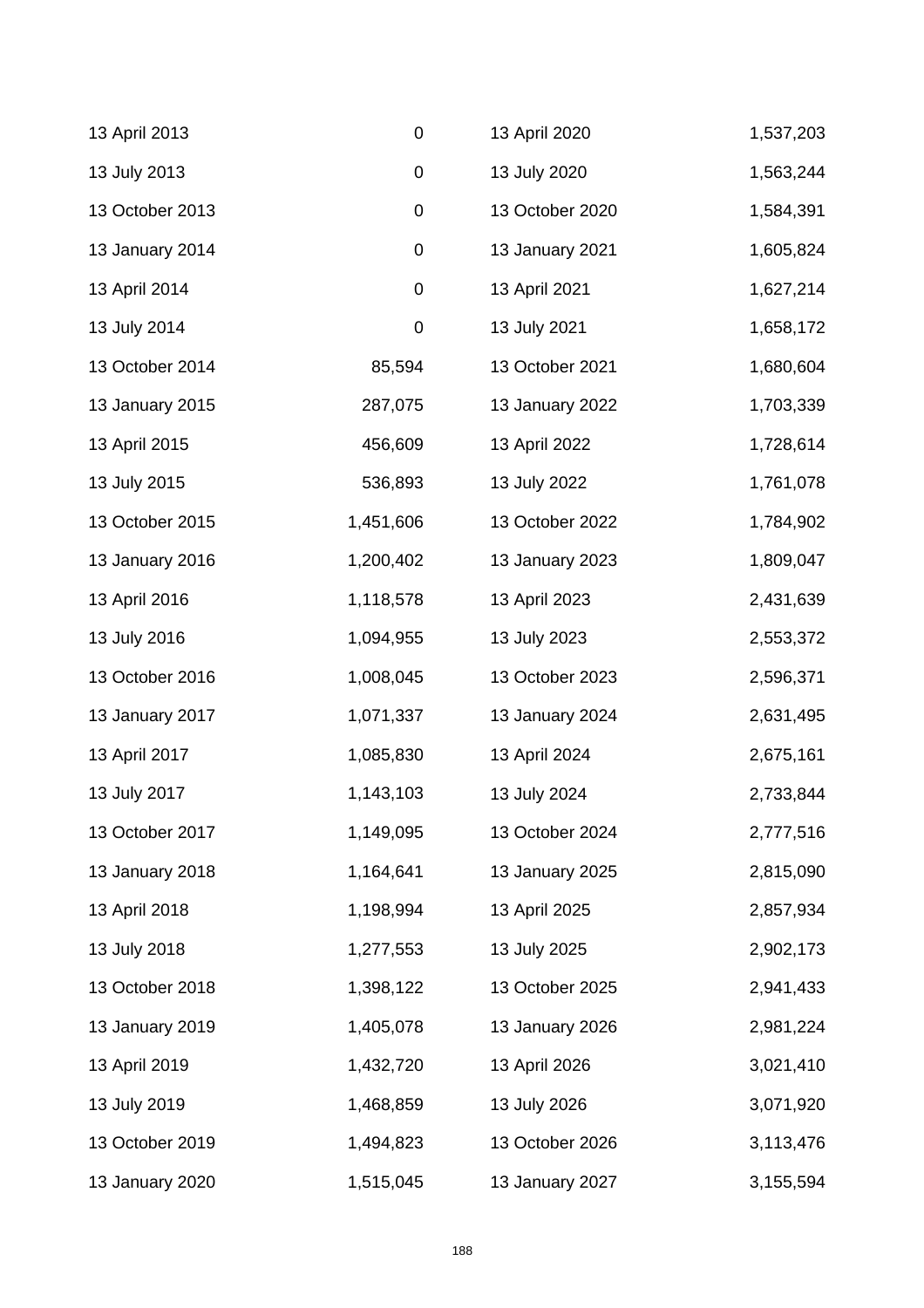| | | | |
|---|---|---|---|
| 13 April 2013 | 0 | 13 April 2020 | 1,537,203 |
| 13 July 2013 | 0 | 13 July 2020 | 1,563,244 |
| 13 October 2013 | 0 | 13 October 2020 | 1,584,391 |
| 13 January 2014 | 0 | 13 January 2021 | 1,605,824 |
| 13 April 2014 | 0 | 13 April 2021 | 1,627,214 |
| 13 July 2014 | 0 | 13 July 2021 | 1,658,172 |
| 13 October 2014 | 85,594 | 13 October 2021 | 1,680,604 |
| 13 January 2015 | 287,075 | 13 January 2022 | 1,703,339 |
| 13 April 2015 | 456,609 | 13 April 2022 | 1,728,614 |
| 13 July 2015 | 536,893 | 13 July 2022 | 1,761,078 |
| 13 October 2015 | 1,451,606 | 13 October 2022 | 1,784,902 |
| 13 January 2016 | 1,200,402 | 13 January 2023 | 1,809,047 |
| 13 April 2016 | 1,118,578 | 13 April 2023 | 2,431,639 |
| 13 July 2016 | 1,094,955 | 13 July 2023 | 2,553,372 |
| 13 October 2016 | 1,008,045 | 13 October 2023 | 2,596,371 |
| 13 January 2017 | 1,071,337 | 13 January 2024 | 2,631,495 |
| 13 April 2017 | 1,085,830 | 13 April 2024 | 2,675,161 |
| 13 July 2017 | 1,143,103 | 13 July 2024 | 2,733,844 |
| 13 October 2017 | 1,149,095 | 13 October 2024 | 2,777,516 |
| 13 January 2018 | 1,164,641 | 13 January 2025 | 2,815,090 |
| 13 April 2018 | 1,198,994 | 13 April 2025 | 2,857,934 |
| 13 July 2018 | 1,277,553 | 13 July 2025 | 2,902,173 |
| 13 October 2018 | 1,398,122 | 13 October 2025 | 2,941,433 |
| 13 January 2019 | 1,405,078 | 13 January 2026 | 2,981,224 |
| 13 April 2019 | 1,432,720 | 13 April 2026 | 3,021,410 |
| 13 July 2019 | 1,468,859 | 13 July 2026 | 3,071,920 |
| 13 October 2019 | 1,494,823 | 13 October 2026 | 3,113,476 |
| 13 January 2020 | 1,515,045 | 13 January 2027 | 3,155,594 |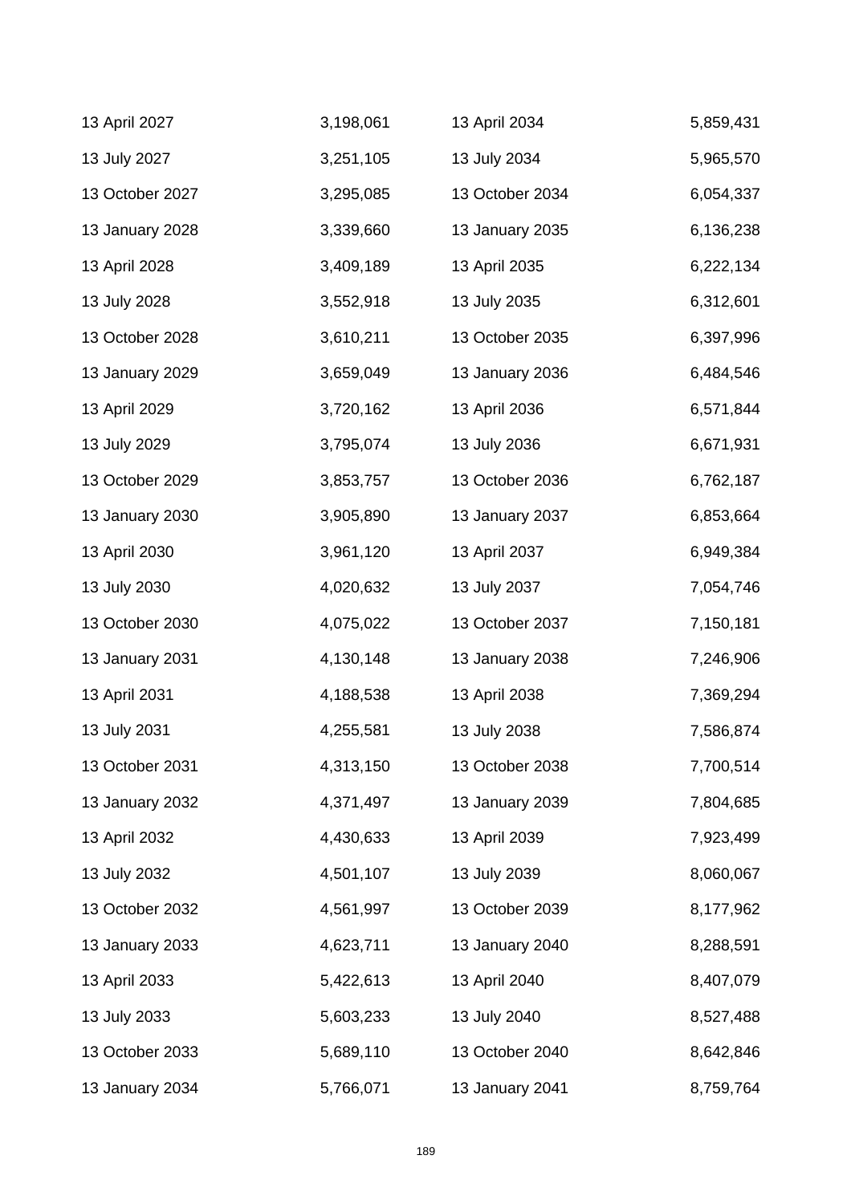| | | | |
|---|---|---|---|
| 13 April 2027 | 3,198,061 | 13 April 2034 | 5,859,431 |
| 13 July 2027 | 3,251,105 | 13 July 2034 | 5,965,570 |
| 13 October 2027 | 3,295,085 | 13 October 2034 | 6,054,337 |
| 13 January 2028 | 3,339,660 | 13 January 2035 | 6,136,238 |
| 13 April 2028 | 3,409,189 | 13 April 2035 | 6,222,134 |
| 13 July 2028 | 3,552,918 | 13 July 2035 | 6,312,601 |
| 13 October 2028 | 3,610,211 | 13 October 2035 | 6,397,996 |
| 13 January 2029 | 3,659,049 | 13 January 2036 | 6,484,546 |
| 13 April 2029 | 3,720,162 | 13 April 2036 | 6,571,844 |
| 13 July 2029 | 3,795,074 | 13 July 2036 | 6,671,931 |
| 13 October 2029 | 3,853,757 | 13 October 2036 | 6,762,187 |
| 13 January 2030 | 3,905,890 | 13 January 2037 | 6,853,664 |
| 13 April 2030 | 3,961,120 | 13 April 2037 | 6,949,384 |
| 13 July 2030 | 4,020,632 | 13 July 2037 | 7,054,746 |
| 13 October 2030 | 4,075,022 | 13 October 2037 | 7,150,181 |
| 13 January 2031 | 4,130,148 | 13 January 2038 | 7,246,906 |
| 13 April 2031 | 4,188,538 | 13 April 2038 | 7,369,294 |
| 13 July 2031 | 4,255,581 | 13 July 2038 | 7,586,874 |
| 13 October 2031 | 4,313,150 | 13 October 2038 | 7,700,514 |
| 13 January 2032 | 4,371,497 | 13 January 2039 | 7,804,685 |
| 13 April 2032 | 4,430,633 | 13 April 2039 | 7,923,499 |
| 13 July 2032 | 4,501,107 | 13 July 2039 | 8,060,067 |
| 13 October 2032 | 4,561,997 | 13 October 2039 | 8,177,962 |
| 13 January 2033 | 4,623,711 | 13 January 2040 | 8,288,591 |
| 13 April 2033 | 5,422,613 | 13 April 2040 | 8,407,079 |
| 13 July 2033 | 5,603,233 | 13 July 2040 | 8,527,488 |
| 13 October 2033 | 5,689,110 | 13 October 2040 | 8,642,846 |
| 13 January 2034 | 5,766,071 | 13 January 2041 | 8,759,764 |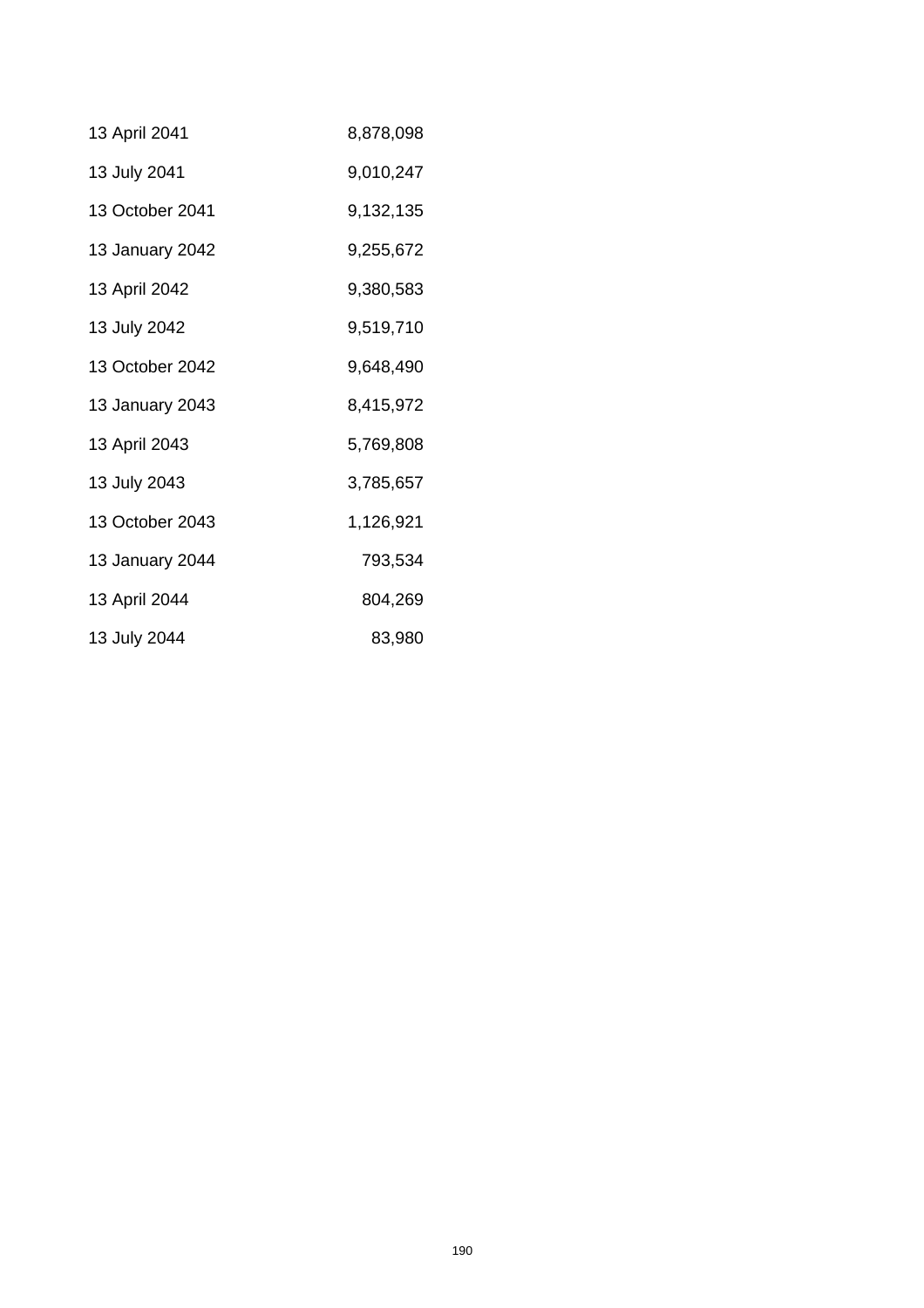| | |
|---|---|
| 13 April 2041 | 8,878,098 |
| 13 July 2041 | 9,010,247 |
| 13 October 2041 | 9,132,135 |
| 13 January 2042 | 9,255,672 |
| 13 April 2042 | 9,380,583 |
| 13 July 2042 | 9,519,710 |
| 13 October 2042 | 9,648,490 |
| 13 January 2043 | 8,415,972 |
| 13 April 2043 | 5,769,808 |
| 13 July 2043 | 3,785,657 |
| 13 October 2043 | 1,126,921 |
| 13 January 2044 | 793,534 |
| 13 April 2044 | 804,269 |
| 13 July 2044 | 83,980 |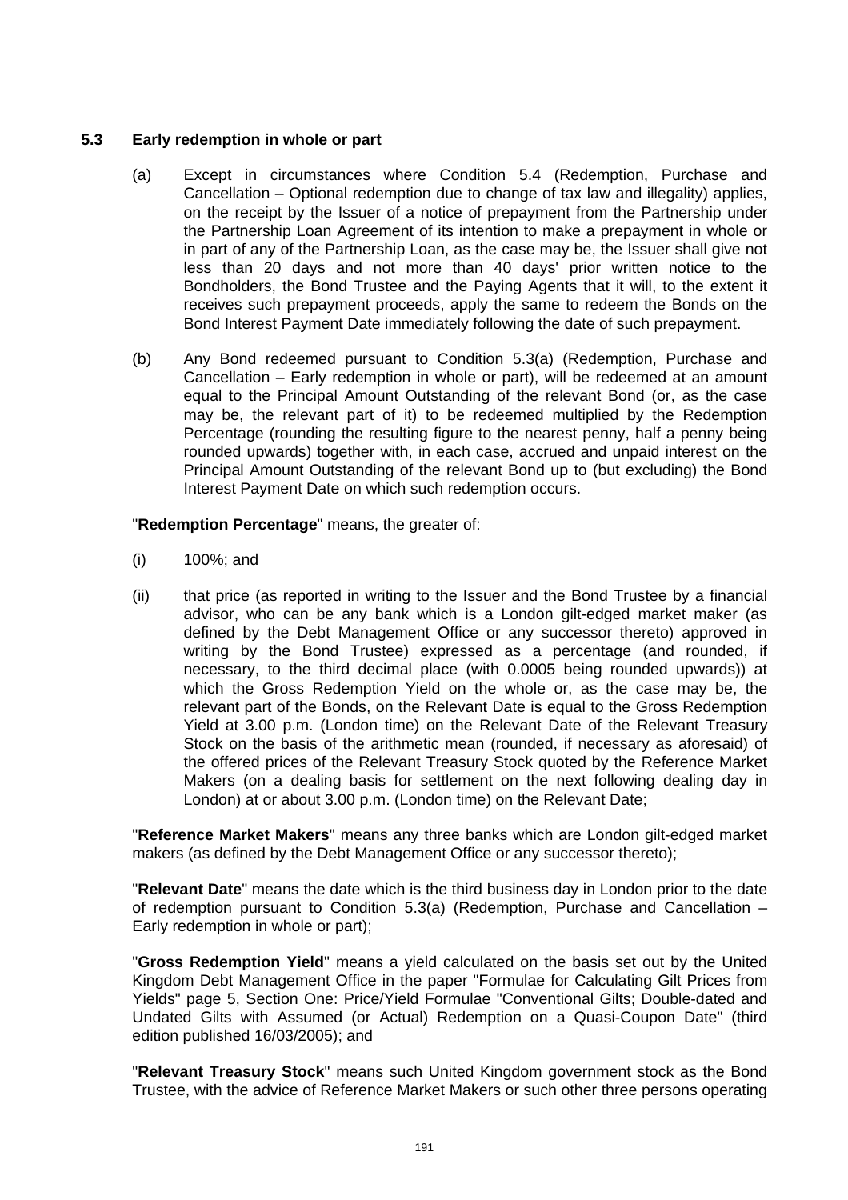### 5.3 Early redemption in whole or part

(a) Except in circumstances where Condition 5.4 (Redemption, Purchase and Cancellation – Optional redemption due to change of tax law and illegality) applies, on the receipt by the Issuer of a notice of prepayment from the Partnership under the Partnership Loan Agreement of its intention to make a prepayment in whole or in part of any of the Partnership Loan, as the case may be, the Issuer shall give not less than 20 days and not more than 40 days' prior written notice to the Bondholders, the Bond Trustee and the Paying Agents that it will, to the extent it receives such prepayment proceeds, apply the same to redeem the Bonds on the Bond Interest Payment Date immediately following the date of such prepayment.

(b) Any Bond redeemed pursuant to Condition 5.3(a) (Redemption, Purchase and Cancellation – Early redemption in whole or part), will be redeemed at an amount equal to the Principal Amount Outstanding of the relevant Bond (or, as the case may be, the relevant part of it) to be redeemed multiplied by the Redemption Percentage (rounding the resulting figure to the nearest penny, half a penny being rounded upwards) together with, in each case, accrued and unpaid interest on the Principal Amount Outstanding of the relevant Bond up to (but excluding) the Bond Interest Payment Date on which such redemption occurs.

"**Redemption Percentage**" means, the greater of:

(i) 100%; and

(ii) that price (as reported in writing to the Issuer and the Bond Trustee by a financial advisor, who can be any bank which is a London gilt-edged market maker (as defined by the Debt Management Office or any successor thereto) approved in writing by the Bond Trustee) expressed as a percentage (and rounded, if necessary, to the third decimal place (with 0.0005 being rounded upwards)) at which the Gross Redemption Yield on the whole or, as the case may be, the relevant part of the Bonds, on the Relevant Date is equal to the Gross Redemption Yield at 3.00 p.m. (London time) on the Relevant Date of the Relevant Treasury Stock on the basis of the arithmetic mean (rounded, if necessary as aforesaid) of the offered prices of the Relevant Treasury Stock quoted by the Reference Market Makers (on a dealing basis for settlement on the next following dealing day in London) at or about 3.00 p.m. (London time) on the Relevant Date;

"**Reference Market Makers**" means any three banks which are London gilt-edged market makers (as defined by the Debt Management Office or any successor thereto);

"**Relevant Date**" means the date which is the third business day in London prior to the date of redemption pursuant to Condition 5.3(a) (Redemption, Purchase and Cancellation – Early redemption in whole or part);

"**Gross Redemption Yield**" means a yield calculated on the basis set out by the United Kingdom Debt Management Office in the paper "Formulae for Calculating Gilt Prices from Yields" page 5, Section One: Price/Yield Formulae "Conventional Gilts; Double-dated and Undated Gilts with Assumed (or Actual) Redemption on a Quasi-Coupon Date" (third edition published 16/03/2005); and

"**Relevant Treasury Stock**" means such United Kingdom government stock as the Bond Trustee, with the advice of Reference Market Makers or such other three persons operating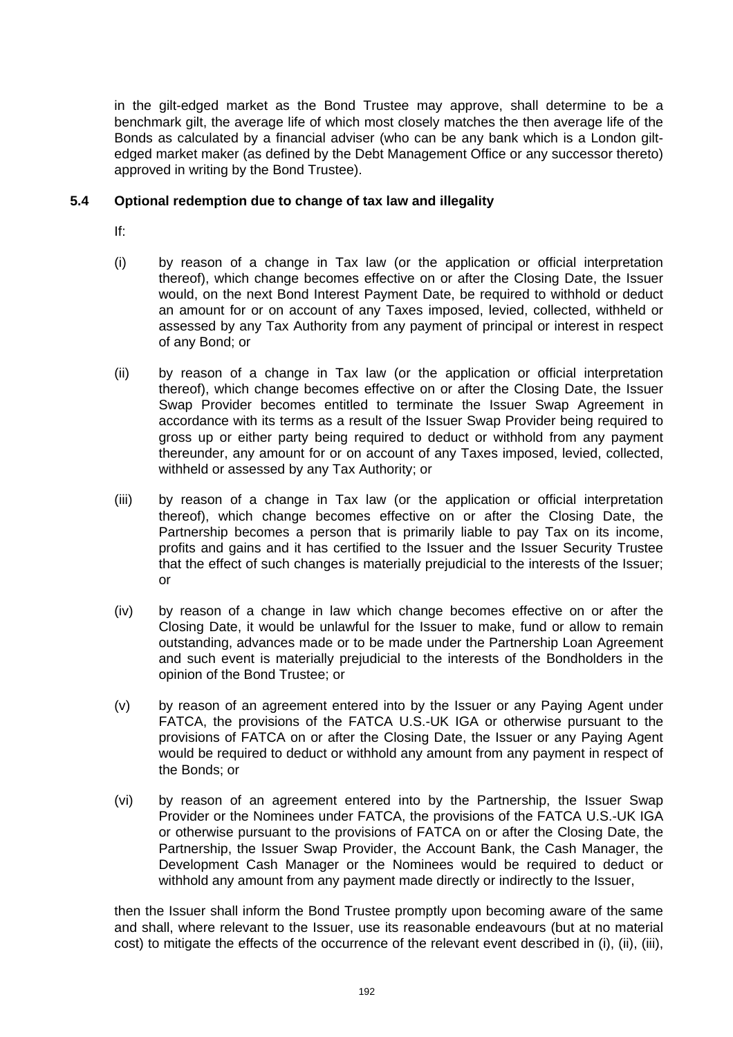in the gilt-edged market as the Bond Trustee may approve, shall determine to be a benchmark gilt, the average life of which most closely matches the then average life of the Bonds as calculated by a financial adviser (who can be any bank which is a London gilt-edged market maker (as defined by the Debt Management Office or any successor thereto) approved in writing by the Bond Trustee).

**5.4 Optional redemption due to change of tax law and illegality**

If:

(i) by reason of a change in Tax law (or the application or official interpretation thereof), which change becomes effective on or after the Closing Date, the Issuer would, on the next Bond Interest Payment Date, be required to withhold or deduct an amount for or on account of any Taxes imposed, levied, collected, withheld or assessed by any Tax Authority from any payment of principal or interest in respect of any Bond; or

(ii) by reason of a change in Tax law (or the application or official interpretation thereof), which change becomes effective on or after the Closing Date, the Issuer Swap Provider becomes entitled to terminate the Issuer Swap Agreement in accordance with its terms as a result of the Issuer Swap Provider being required to gross up or either party being required to deduct or withhold from any payment thereunder, any amount for or on account of any Taxes imposed, levied, collected, withheld or assessed by any Tax Authority; or

(iii) by reason of a change in Tax law (or the application or official interpretation thereof), which change becomes effective on or after the Closing Date, the Partnership becomes a person that is primarily liable to pay Tax on its income, profits and gains and it has certified to the Issuer and the Issuer Security Trustee that the effect of such changes is materially prejudicial to the interests of the Issuer; or

(iv) by reason of a change in law which change becomes effective on or after the Closing Date, it would be unlawful for the Issuer to make, fund or allow to remain outstanding, advances made or to be made under the Partnership Loan Agreement and such event is materially prejudicial to the interests of the Bondholders in the opinion of the Bond Trustee; or

(v) by reason of an agreement entered into by the Issuer or any Paying Agent under FATCA, the provisions of the FATCA U.S.-UK IGA or otherwise pursuant to the provisions of FATCA on or after the Closing Date, the Issuer or any Paying Agent would be required to deduct or withhold any amount from any payment in respect of the Bonds; or

(vi) by reason of an agreement entered into by the Partnership, the Issuer Swap Provider or the Nominees under FATCA, the provisions of the FATCA U.S.-UK IGA or otherwise pursuant to the provisions of FATCA on or after the Closing Date, the Partnership, the Issuer Swap Provider, the Account Bank, the Cash Manager, the Development Cash Manager or the Nominees would be required to deduct or withhold any amount from any payment made directly or indirectly to the Issuer,

then the Issuer shall inform the Bond Trustee promptly upon becoming aware of the same and shall, where relevant to the Issuer, use its reasonable endeavours (but at no material cost) to mitigate the effects of the occurrence of the relevant event described in (i), (ii), (iii),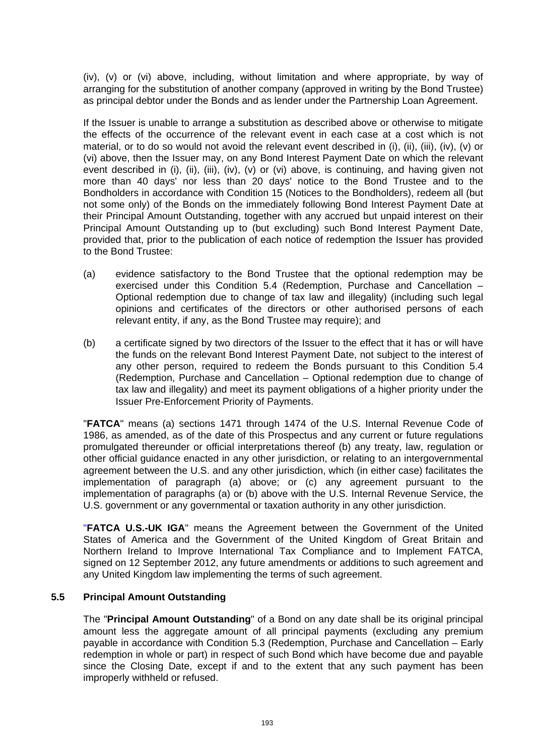(iv), (v) or (vi) above, including, without limitation and where appropriate, by way of arranging for the substitution of another company (approved in writing by the Bond Trustee) as principal debtor under the Bonds and as lender under the Partnership Loan Agreement.

If the Issuer is unable to arrange a substitution as described above or otherwise to mitigate the effects of the occurrence of the relevant event in each case at a cost which is not material, or to do so would not avoid the relevant event described in (i), (ii), (iii), (iv), (v) or (vi) above, then the Issuer may, on any Bond Interest Payment Date on which the relevant event described in (i), (ii), (iii), (iv), (v) or (vi) above, is continuing, and having given not more than 40 days' nor less than 20 days' notice to the Bond Trustee and to the Bondholders in accordance with Condition 15 (Notices to the Bondholders), redeem all (but not some only) of the Bonds on the immediately following Bond Interest Payment Date at their Principal Amount Outstanding, together with any accrued but unpaid interest on their Principal Amount Outstanding up to (but excluding) such Bond Interest Payment Date, provided that, prior to the publication of each notice of redemption the Issuer has provided to the Bond Trustee:

(a) evidence satisfactory to the Bond Trustee that the optional redemption may be exercised under this Condition 5.4 (Redemption, Purchase and Cancellation – Optional redemption due to change of tax law and illegality) (including such legal opinions and certificates of the directors or other authorised persons of each relevant entity, if any, as the Bond Trustee may require); and

(b) a certificate signed by two directors of the Issuer to the effect that it has or will have the funds on the relevant Bond Interest Payment Date, not subject to the interest of any other person, required to redeem the Bonds pursuant to this Condition 5.4 (Redemption, Purchase and Cancellation – Optional redemption due to change of tax law and illegality) and meet its payment obligations of a higher priority under the Issuer Pre-Enforcement Priority of Payments.

"**FATCA**" means (a) sections 1471 through 1474 of the U.S. Internal Revenue Code of 1986, as amended, as of the date of this Prospectus and any current or future regulations promulgated thereunder or official interpretations thereof (b) any treaty, law, regulation or other official guidance enacted in any other jurisdiction, or relating to an intergovernmental agreement between the U.S. and any other jurisdiction, which (in either case) facilitates the implementation of paragraph (a) above; or (c) any agreement pursuant to the implementation of paragraphs (a) or (b) above with the U.S. Internal Revenue Service, the U.S. government or any governmental or taxation authority in any other jurisdiction.

"**FATCA U.S.-UK IGA**" means the Agreement between the Government of the United States of America and the Government of the United Kingdom of Great Britain and Northern Ireland to Improve International Tax Compliance and to Implement FATCA, signed on 12 September 2012, any future amendments or additions to such agreement and any United Kingdom law implementing the terms of such agreement.

### 5.5 Principal Amount Outstanding

The "**Principal Amount Outstanding**" of a Bond on any date shall be its original principal amount less the aggregate amount of all principal payments (excluding any premium payable in accordance with Condition 5.3 (Redemption, Purchase and Cancellation – Early redemption in whole or part) in respect of such Bond which have become due and payable since the Closing Date, except if and to the extent that any such payment has been improperly withheld or refused.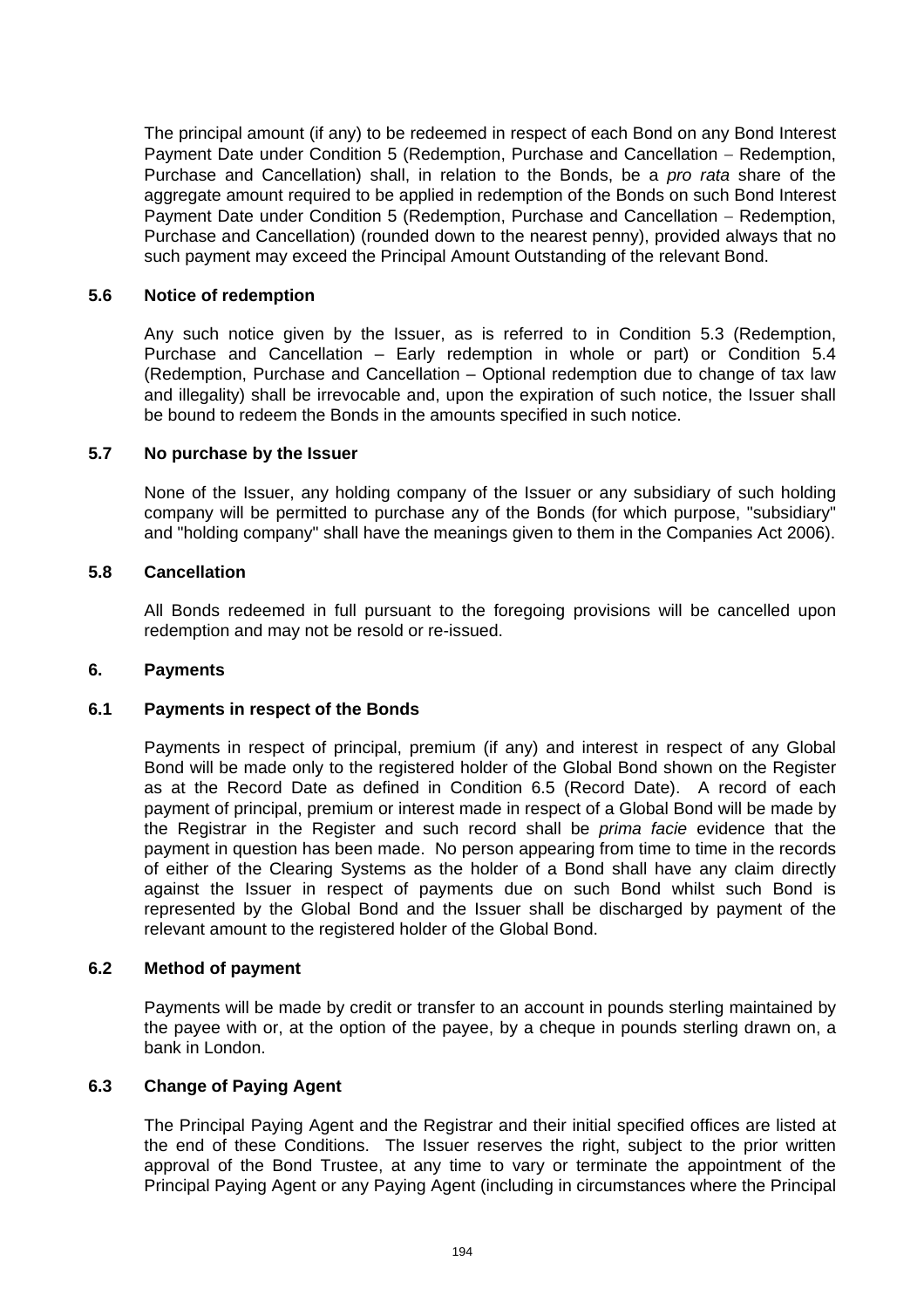The principal amount (if any) to be redeemed in respect of each Bond on any Bond Interest Payment Date under Condition 5 (Redemption, Purchase and Cancellation – Redemption, Purchase and Cancellation) shall, in relation to the Bonds, be a *pro rata* share of the aggregate amount required to be applied in redemption of the Bonds on such Bond Interest Payment Date under Condition 5 (Redemption, Purchase and Cancellation – Redemption, Purchase and Cancellation) (rounded down to the nearest penny), provided always that no such payment may exceed the Principal Amount Outstanding of the relevant Bond.

### 5.6 Notice of redemption

Any such notice given by the Issuer, as is referred to in Condition 5.3 (Redemption, Purchase and Cancellation – Early redemption in whole or part) or Condition 5.4 (Redemption, Purchase and Cancellation – Optional redemption due to change of tax law and illegality) shall be irrevocable and, upon the expiration of such notice, the Issuer shall be bound to redeem the Bonds in the amounts specified in such notice.

### 5.7 No purchase by the Issuer

None of the Issuer, any holding company of the Issuer or any subsidiary of such holding company will be permitted to purchase any of the Bonds (for which purpose, "subsidiary" and "holding company" shall have the meanings given to them in the Companies Act 2006).

### 5.8 Cancellation

All Bonds redeemed in full pursuant to the foregoing provisions will be cancelled upon redemption and may not be resold or re-issued.

## 6. Payments

### 6.1 Payments in respect of the Bonds

Payments in respect of principal, premium (if any) and interest in respect of any Global Bond will be made only to the registered holder of the Global Bond shown on the Register as at the Record Date as defined in Condition 6.5 (Record Date). A record of each payment of principal, premium or interest made in respect of a Global Bond will be made by the Registrar in the Register and such record shall be *prima facie* evidence that the payment in question has been made. No person appearing from time to time in the records of either of the Clearing Systems as the holder of a Bond shall have any claim directly against the Issuer in respect of payments due on such Bond whilst such Bond is represented by the Global Bond and the Issuer shall be discharged by payment of the relevant amount to the registered holder of the Global Bond.

### 6.2 Method of payment

Payments will be made by credit or transfer to an account in pounds sterling maintained by the payee with or, at the option of the payee, by a cheque in pounds sterling drawn on, a bank in London.

### 6.3 Change of Paying Agent

The Principal Paying Agent and the Registrar and their initial specified offices are listed at the end of these Conditions. The Issuer reserves the right, subject to the prior written approval of the Bond Trustee, at any time to vary or terminate the appointment of the Principal Paying Agent or any Paying Agent (including in circumstances where the Principal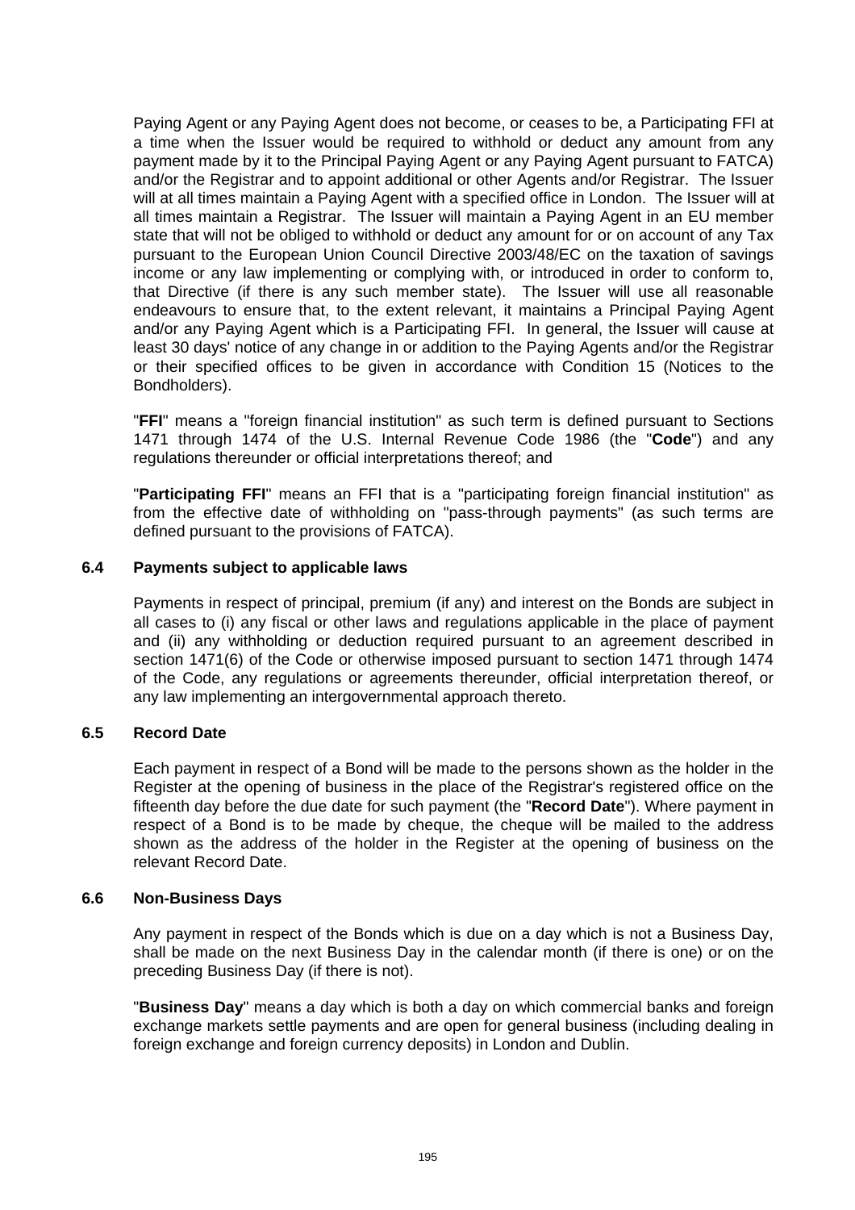Paying Agent or any Paying Agent does not become, or ceases to be, a Participating FFI at a time when the Issuer would be required to withhold or deduct any amount from any payment made by it to the Principal Paying Agent or any Paying Agent pursuant to FATCA) and/or the Registrar and to appoint additional or other Agents and/or Registrar. The Issuer will at all times maintain a Paying Agent with a specified office in London. The Issuer will at all times maintain a Registrar. The Issuer will maintain a Paying Agent in an EU member state that will not be obliged to withhold or deduct any amount for or on account of any Tax pursuant to the European Union Council Directive 2003/48/EC on the taxation of savings income or any law implementing or complying with, or introduced in order to conform to, that Directive (if there is any such member state). The Issuer will use all reasonable endeavours to ensure that, to the extent relevant, it maintains a Principal Paying Agent and/or any Paying Agent which is a Participating FFI. In general, the Issuer will cause at least 30 days' notice of any change in or addition to the Paying Agents and/or the Registrar or their specified offices to be given in accordance with Condition 15 (Notices to the Bondholders).

"**FFI**" means a "foreign financial institution" as such term is defined pursuant to Sections 1471 through 1474 of the U.S. Internal Revenue Code 1986 (the "**Code**") and any regulations thereunder or official interpretations thereof; and

"**Participating FFI**" means an FFI that is a "participating foreign financial institution" as from the effective date of withholding on "pass-through payments" (as such terms are defined pursuant to the provisions of FATCA).

### 6.4 Payments subject to applicable laws

Payments in respect of principal, premium (if any) and interest on the Bonds are subject in all cases to (i) any fiscal or other laws and regulations applicable in the place of payment and (ii) any withholding or deduction required pursuant to an agreement described in section 1471(6) of the Code or otherwise imposed pursuant to section 1471 through 1474 of the Code, any regulations or agreements thereunder, official interpretation thereof, or any law implementing an intergovernmental approach thereto.

### 6.5 Record Date

Each payment in respect of a Bond will be made to the persons shown as the holder in the Register at the opening of business in the place of the Registrar's registered office on the fifteenth day before the due date for such payment (the "**Record Date**"). Where payment in respect of a Bond is to be made by cheque, the cheque will be mailed to the address shown as the address of the holder in the Register at the opening of business on the relevant Record Date.

### 6.6 Non-Business Days

Any payment in respect of the Bonds which is due on a day which is not a Business Day, shall be made on the next Business Day in the calendar month (if there is one) or on the preceding Business Day (if there is not).

"**Business Day**" means a day which is both a day on which commercial banks and foreign exchange markets settle payments and are open for general business (including dealing in foreign exchange and foreign currency deposits) in London and Dublin.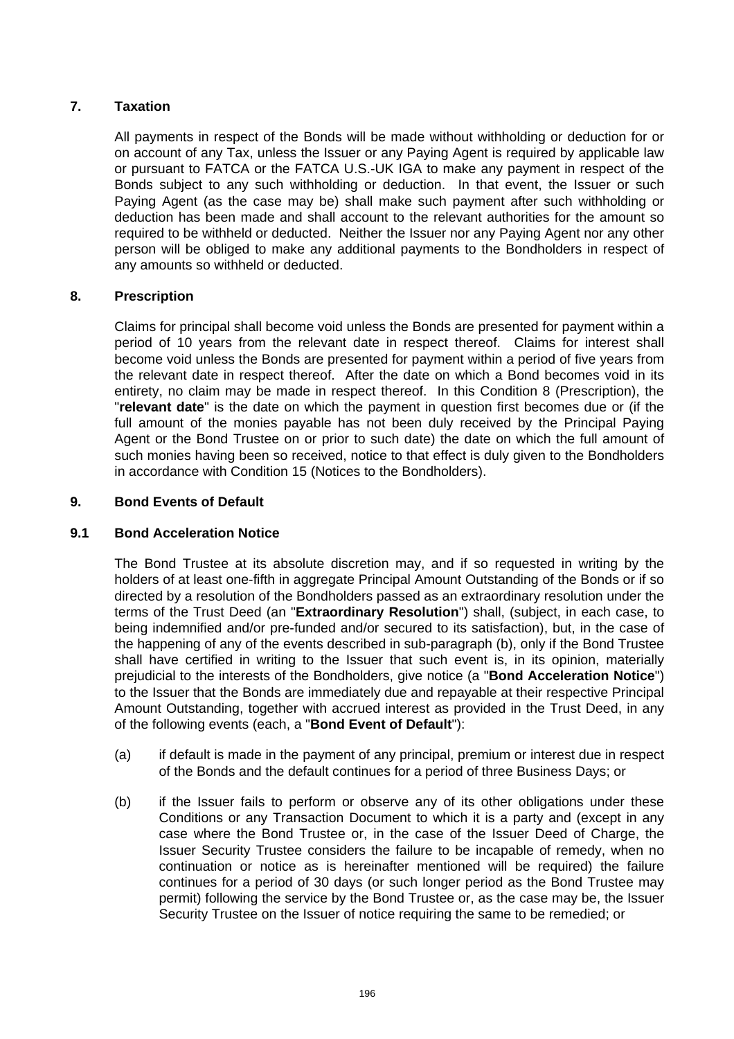## 7. Taxation

All payments in respect of the Bonds will be made without withholding or deduction for or on account of any Tax, unless the Issuer or any Paying Agent is required by applicable law or pursuant to FATCA or the FATCA U.S.-UK IGA to make any payment in respect of the Bonds subject to any such withholding or deduction. In that event, the Issuer or such Paying Agent (as the case may be) shall make such payment after such withholding or deduction has been made and shall account to the relevant authorities for the amount so required to be withheld or deducted. Neither the Issuer nor any Paying Agent nor any other person will be obliged to make any additional payments to the Bondholders in respect of any amounts so withheld or deducted.

## 8. Prescription

Claims for principal shall become void unless the Bonds are presented for payment within a period of 10 years from the relevant date in respect thereof. Claims for interest shall become void unless the Bonds are presented for payment within a period of five years from the relevant date in respect thereof. After the date on which a Bond becomes void in its entirety, no claim may be made in respect thereof. In this Condition 8 (Prescription), the "**relevant date**" is the date on which the payment in question first becomes due or (if the full amount of the monies payable has not been duly received by the Principal Paying Agent or the Bond Trustee on or prior to such date) the date on which the full amount of such monies having been so received, notice to that effect is duly given to the Bondholders in accordance with Condition 15 (Notices to the Bondholders).

## 9. Bond Events of Default

### 9.1 Bond Acceleration Notice

The Bond Trustee at its absolute discretion may, and if so requested in writing by the holders of at least one-fifth in aggregate Principal Amount Outstanding of the Bonds or if so directed by a resolution of the Bondholders passed as an extraordinary resolution under the terms of the Trust Deed (an "**Extraordinary Resolution**") shall, (subject, in each case, to being indemnified and/or pre-funded and/or secured to its satisfaction), but, in the case of the happening of any of the events described in sub-paragraph (b), only if the Bond Trustee shall have certified in writing to the Issuer that such event is, in its opinion, materially prejudicial to the interests of the Bondholders, give notice (a "**Bond Acceleration Notice**") to the Issuer that the Bonds are immediately due and repayable at their respective Principal Amount Outstanding, together with accrued interest as provided in the Trust Deed, in any of the following events (each, a "**Bond Event of Default**"):

(a) if default is made in the payment of any principal, premium or interest due in respect of the Bonds and the default continues for a period of three Business Days; or

(b) if the Issuer fails to perform or observe any of its other obligations under these Conditions or any Transaction Document to which it is a party and (except in any case where the Bond Trustee or, in the case of the Issuer Deed of Charge, the Issuer Security Trustee considers the failure to be incapable of remedy, when no continuation or notice as is hereinafter mentioned will be required) the failure continues for a period of 30 days (or such longer period as the Bond Trustee may permit) following the service by the Bond Trustee or, as the case may be, the Issuer Security Trustee on the Issuer of notice requiring the same to be remedied; or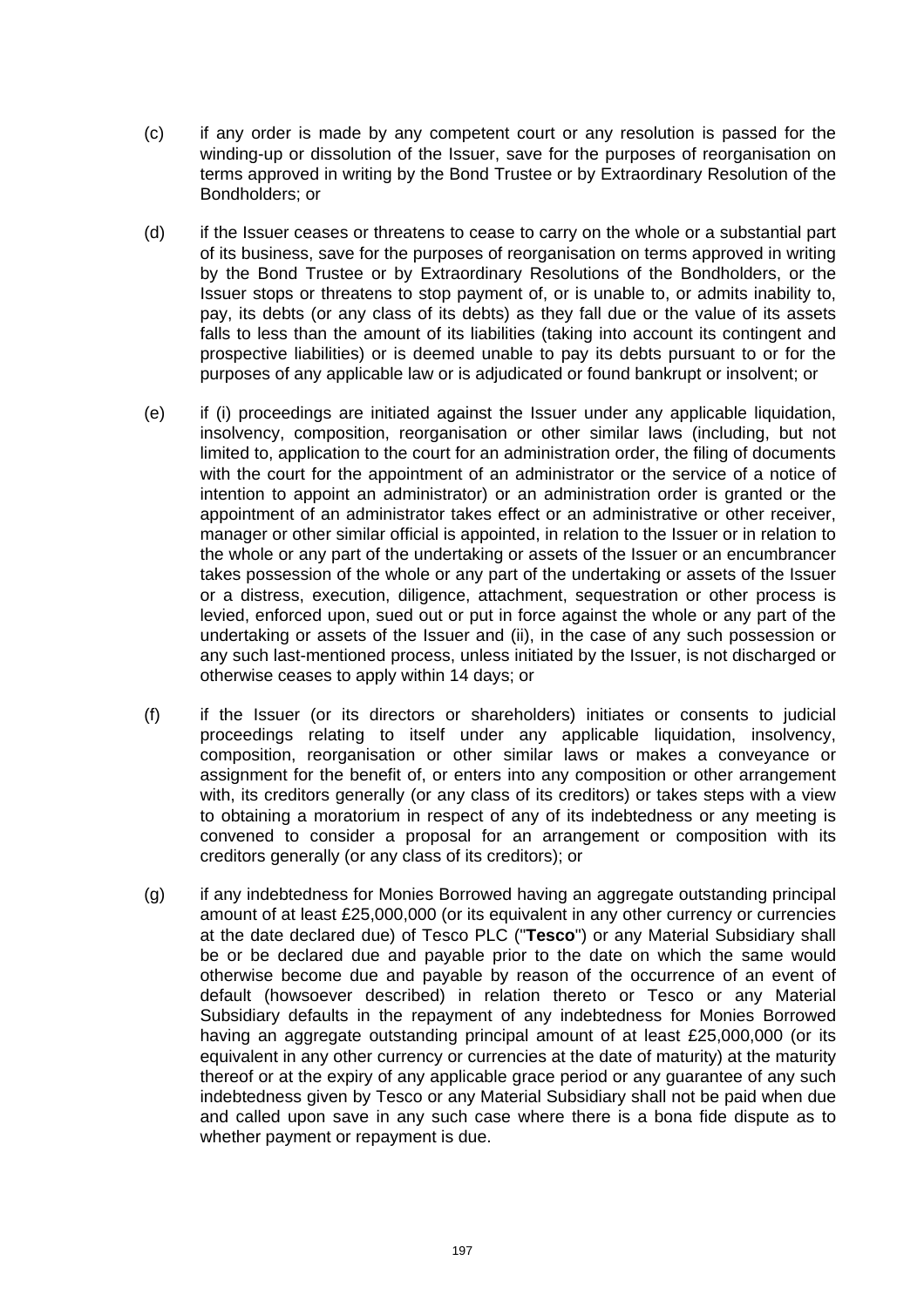(c) if any order is made by any competent court or any resolution is passed for the winding-up or dissolution of the Issuer, save for the purposes of reorganisation on terms approved in writing by the Bond Trustee or by Extraordinary Resolution of the Bondholders; or

(d) if the Issuer ceases or threatens to cease to carry on the whole or a substantial part of its business, save for the purposes of reorganisation on terms approved in writing by the Bond Trustee or by Extraordinary Resolutions of the Bondholders, or the Issuer stops or threatens to stop payment of, or is unable to, or admits inability to, pay, its debts (or any class of its debts) as they fall due or the value of its assets falls to less than the amount of its liabilities (taking into account its contingent and prospective liabilities) or is deemed unable to pay its debts pursuant to or for the purposes of any applicable law or is adjudicated or found bankrupt or insolvent; or

(e) if (i) proceedings are initiated against the Issuer under any applicable liquidation, insolvency, composition, reorganisation or other similar laws (including, but not limited to, application to the court for an administration order, the filing of documents with the court for the appointment of an administrator or the service of a notice of intention to appoint an administrator) or an administration order is granted or the appointment of an administrator takes effect or an administrative or other receiver, manager or other similar official is appointed, in relation to the Issuer or in relation to the whole or any part of the undertaking or assets of the Issuer or an encumbrancer takes possession of the whole or any part of the undertaking or assets of the Issuer or a distress, execution, diligence, attachment, sequestration or other process is levied, enforced upon, sued out or put in force against the whole or any part of the undertaking or assets of the Issuer and (ii), in the case of any such possession or any such last-mentioned process, unless initiated by the Issuer, is not discharged or otherwise ceases to apply within 14 days; or

(f) if the Issuer (or its directors or shareholders) initiates or consents to judicial proceedings relating to itself under any applicable liquidation, insolvency, composition, reorganisation or other similar laws or makes a conveyance or assignment for the benefit of, or enters into any composition or other arrangement with, its creditors generally (or any class of its creditors) or takes steps with a view to obtaining a moratorium in respect of any of its indebtedness or any meeting is convened to consider a proposal for an arrangement or composition with its creditors generally (or any class of its creditors); or

(g) if any indebtedness for Monies Borrowed having an aggregate outstanding principal amount of at least £25,000,000 (or its equivalent in any other currency or currencies at the date declared due) of Tesco PLC ("**Tesco**") or any Material Subsidiary shall be or be declared due and payable prior to the date on which the same would otherwise become due and payable by reason of the occurrence of an event of default (howsoever described) in relation thereto or Tesco or any Material Subsidiary defaults in the repayment of any indebtedness for Monies Borrowed having an aggregate outstanding principal amount of at least £25,000,000 (or its equivalent in any other currency or currencies at the date of maturity) at the maturity thereof or at the expiry of any applicable grace period or any guarantee of any such indebtedness given by Tesco or any Material Subsidiary shall not be paid when due and called upon save in any such case where there is a bona fide dispute as to whether payment or repayment is due.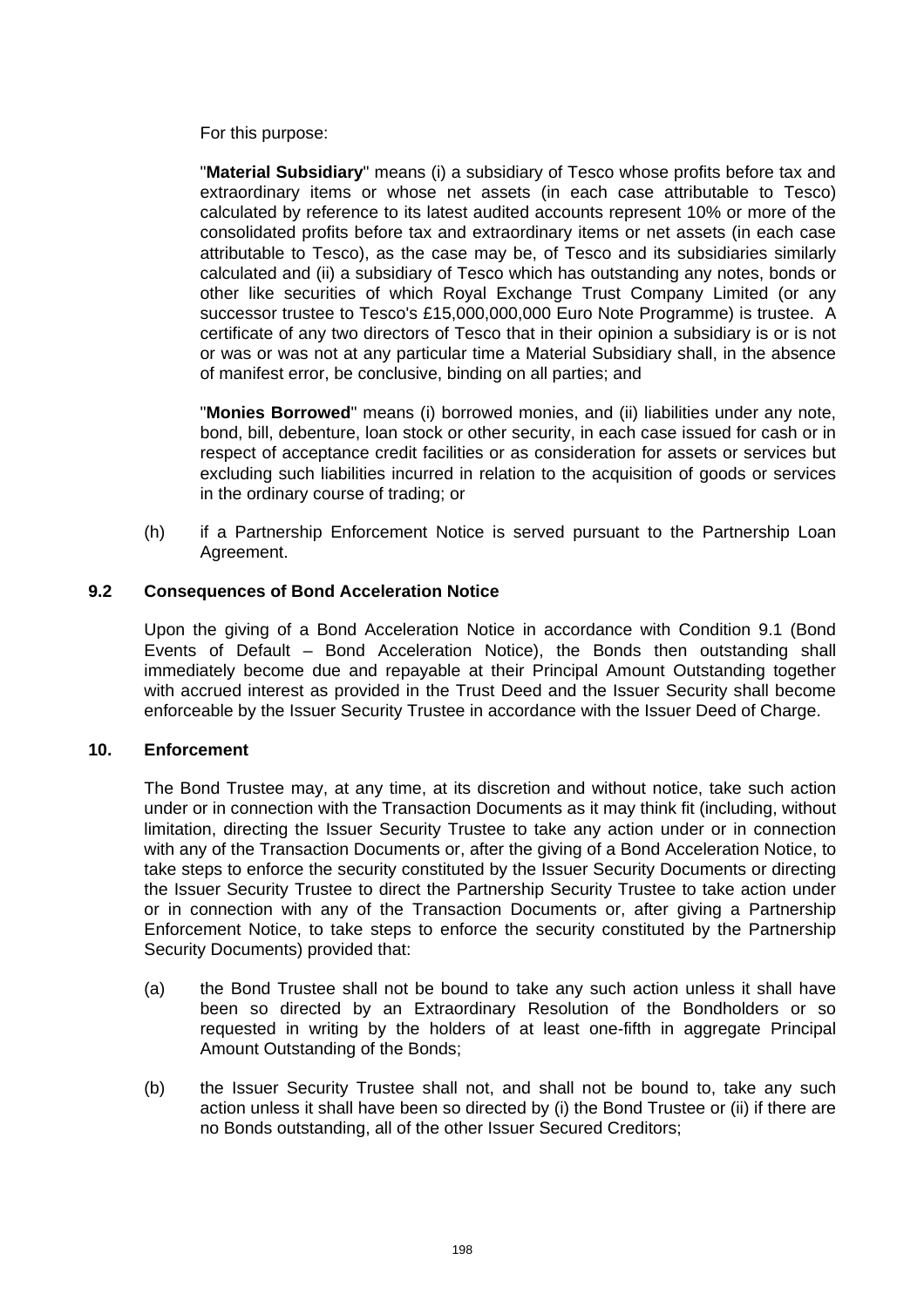For this purpose:

"**Material Subsidiary**" means (i) a subsidiary of Tesco whose profits before tax and extraordinary items or whose net assets (in each case attributable to Tesco) calculated by reference to its latest audited accounts represent 10% or more of the consolidated profits before tax and extraordinary items or net assets (in each case attributable to Tesco), as the case may be, of Tesco and its subsidiaries similarly calculated and (ii) a subsidiary of Tesco which has outstanding any notes, bonds or other like securities of which Royal Exchange Trust Company Limited (or any successor trustee to Tesco's £15,000,000,000 Euro Note Programme) is trustee. A certificate of any two directors of Tesco that in their opinion a subsidiary is or is not or was or was not at any particular time a Material Subsidiary shall, in the absence of manifest error, be conclusive, binding on all parties; and

"**Monies Borrowed**" means (i) borrowed monies, and (ii) liabilities under any note, bond, bill, debenture, loan stock or other security, in each case issued for cash or in respect of acceptance credit facilities or as consideration for assets or services but excluding such liabilities incurred in relation to the acquisition of goods or services in the ordinary course of trading; or

(h) if a Partnership Enforcement Notice is served pursuant to the Partnership Loan Agreement.

**9.2 Consequences of Bond Acceleration Notice**

Upon the giving of a Bond Acceleration Notice in accordance with Condition 9.1 (Bond Events of Default – Bond Acceleration Notice), the Bonds then outstanding shall immediately become due and repayable at their Principal Amount Outstanding together with accrued interest as provided in the Trust Deed and the Issuer Security shall become enforceable by the Issuer Security Trustee in accordance with the Issuer Deed of Charge.

**10. Enforcement**

The Bond Trustee may, at any time, at its discretion and without notice, take such action under or in connection with the Transaction Documents as it may think fit (including, without limitation, directing the Issuer Security Trustee to take any action under or in connection with any of the Transaction Documents or, after the giving of a Bond Acceleration Notice, to take steps to enforce the security constituted by the Issuer Security Documents or directing the Issuer Security Trustee to direct the Partnership Security Trustee to take action under or in connection with any of the Transaction Documents or, after giving a Partnership Enforcement Notice, to take steps to enforce the security constituted by the Partnership Security Documents) provided that:

(a) the Bond Trustee shall not be bound to take any such action unless it shall have been so directed by an Extraordinary Resolution of the Bondholders or so requested in writing by the holders of at least one-fifth in aggregate Principal Amount Outstanding of the Bonds;

(b) the Issuer Security Trustee shall not, and shall not be bound to, take any such action unless it shall have been so directed by (i) the Bond Trustee or (ii) if there are no Bonds outstanding, all of the other Issuer Secured Creditors;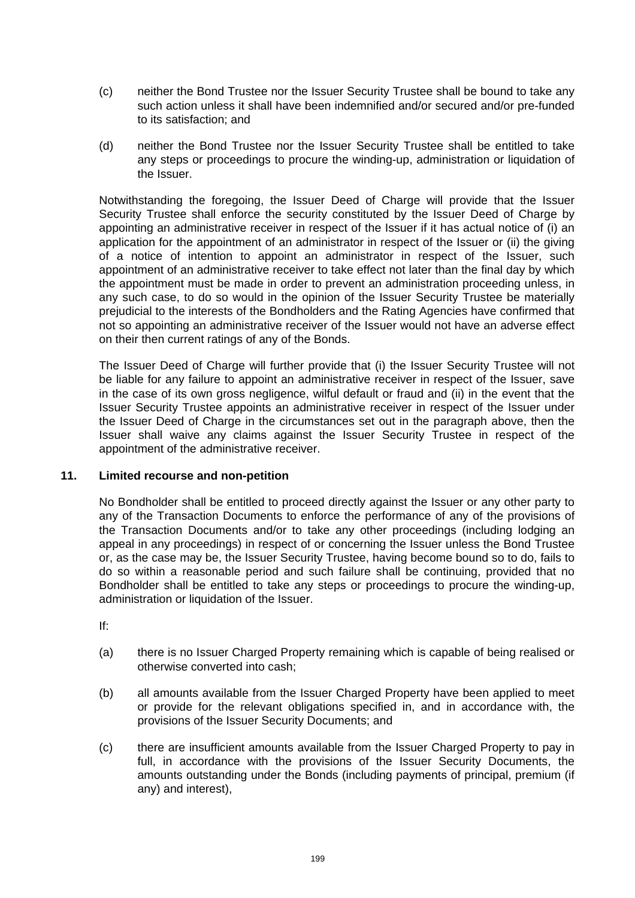(c) neither the Bond Trustee nor the Issuer Security Trustee shall be bound to take any such action unless it shall have been indemnified and/or secured and/or pre-funded to its satisfaction; and

(d) neither the Bond Trustee nor the Issuer Security Trustee shall be entitled to take any steps or proceedings to procure the winding-up, administration or liquidation of the Issuer.

Notwithstanding the foregoing, the Issuer Deed of Charge will provide that the Issuer Security Trustee shall enforce the security constituted by the Issuer Deed of Charge by appointing an administrative receiver in respect of the Issuer if it has actual notice of (i) an application for the appointment of an administrator in respect of the Issuer or (ii) the giving of a notice of intention to appoint an administrator in respect of the Issuer, such appointment of an administrative receiver to take effect not later than the final day by which the appointment must be made in order to prevent an administration proceeding unless, in any such case, to do so would in the opinion of the Issuer Security Trustee be materially prejudicial to the interests of the Bondholders and the Rating Agencies have confirmed that not so appointing an administrative receiver of the Issuer would not have an adverse effect on their then current ratings of any of the Bonds.

The Issuer Deed of Charge will further provide that (i) the Issuer Security Trustee will not be liable for any failure to appoint an administrative receiver in respect of the Issuer, save in the case of its own gross negligence, wilful default or fraud and (ii) in the event that the Issuer Security Trustee appoints an administrative receiver in respect of the Issuer under the Issuer Deed of Charge in the circumstances set out in the paragraph above, then the Issuer shall waive any claims against the Issuer Security Trustee in respect of the appointment of the administrative receiver.

## 11. Limited recourse and non-petition

No Bondholder shall be entitled to proceed directly against the Issuer or any other party to any of the Transaction Documents to enforce the performance of any of the provisions of the Transaction Documents and/or to take any other proceedings (including lodging an appeal in any proceedings) in respect of or concerning the Issuer unless the Bond Trustee or, as the case may be, the Issuer Security Trustee, having become bound so to do, fails to do so within a reasonable period and such failure shall be continuing, provided that no Bondholder shall be entitled to take any steps or proceedings to procure the winding-up, administration or liquidation of the Issuer.

If:

(a) there is no Issuer Charged Property remaining which is capable of being realised or otherwise converted into cash;

(b) all amounts available from the Issuer Charged Property have been applied to meet or provide for the relevant obligations specified in, and in accordance with, the provisions of the Issuer Security Documents; and

(c) there are insufficient amounts available from the Issuer Charged Property to pay in full, in accordance with the provisions of the Issuer Security Documents, the amounts outstanding under the Bonds (including payments of principal, premium (if any) and interest),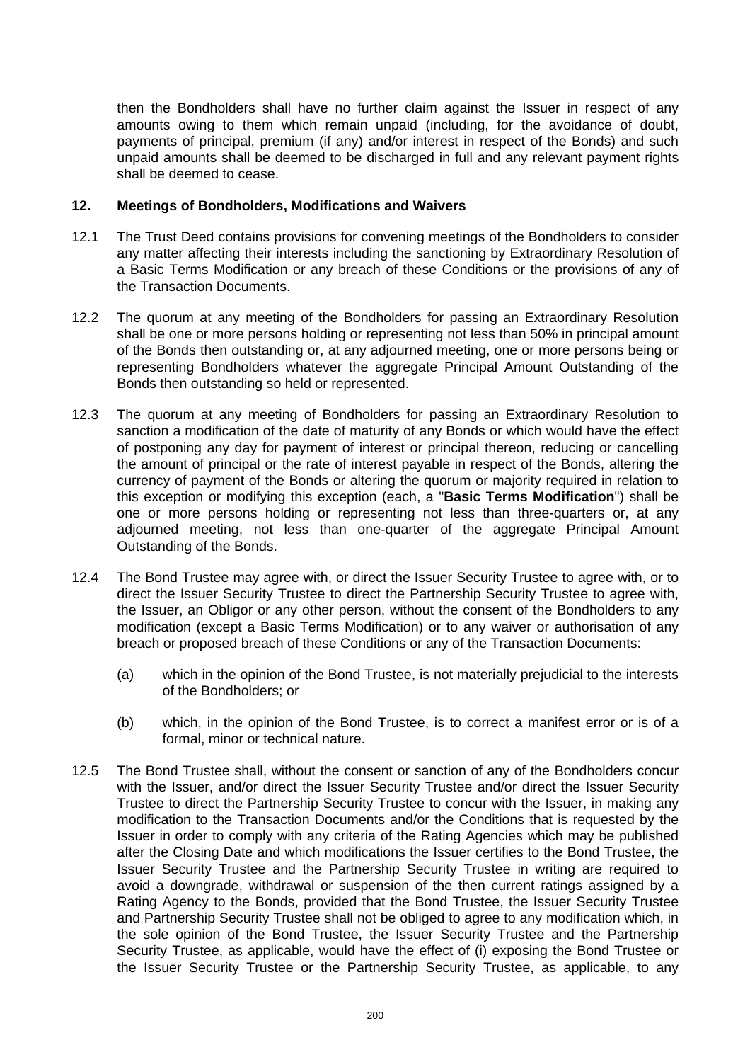then the Bondholders shall have no further claim against the Issuer in respect of any amounts owing to them which remain unpaid (including, for the avoidance of doubt, payments of principal, premium (if any) and/or interest in respect of the Bonds) and such unpaid amounts shall be deemed to be discharged in full and any relevant payment rights shall be deemed to cease.

## 12. Meetings of Bondholders, Modifications and Waivers

12.1 The Trust Deed contains provisions for convening meetings of the Bondholders to consider any matter affecting their interests including the sanctioning by Extraordinary Resolution of a Basic Terms Modification or any breach of these Conditions or the provisions of any of the Transaction Documents.

12.2 The quorum at any meeting of the Bondholders for passing an Extraordinary Resolution shall be one or more persons holding or representing not less than 50% in principal amount of the Bonds then outstanding or, at any adjourned meeting, one or more persons being or representing Bondholders whatever the aggregate Principal Amount Outstanding of the Bonds then outstanding so held or represented.

12.3 The quorum at any meeting of Bondholders for passing an Extraordinary Resolution to sanction a modification of the date of maturity of any Bonds or which would have the effect of postponing any day for payment of interest or principal thereon, reducing or cancelling the amount of principal or the rate of interest payable in respect of the Bonds, altering the currency of payment of the Bonds or altering the quorum or majority required in relation to this exception or modifying this exception (each, a "**Basic Terms Modification**") shall be one or more persons holding or representing not less than three-quarters or, at any adjourned meeting, not less than one-quarter of the aggregate Principal Amount Outstanding of the Bonds.

12.4 The Bond Trustee may agree with, or direct the Issuer Security Trustee to agree with, or to direct the Issuer Security Trustee to direct the Partnership Security Trustee to agree with, the Issuer, an Obligor or any other person, without the consent of the Bondholders to any modification (except a Basic Terms Modification) or to any waiver or authorisation of any breach or proposed breach of these Conditions or any of the Transaction Documents:

(a) which in the opinion of the Bond Trustee, is not materially prejudicial to the interests of the Bondholders; or

(b) which, in the opinion of the Bond Trustee, is to correct a manifest error or is of a formal, minor or technical nature.

12.5 The Bond Trustee shall, without the consent or sanction of any of the Bondholders concur with the Issuer, and/or direct the Issuer Security Trustee and/or direct the Issuer Security Trustee to direct the Partnership Security Trustee to concur with the Issuer, in making any modification to the Transaction Documents and/or the Conditions that is requested by the Issuer in order to comply with any criteria of the Rating Agencies which may be published after the Closing Date and which modifications the Issuer certifies to the Bond Trustee, the Issuer Security Trustee and the Partnership Security Trustee in writing are required to avoid a downgrade, withdrawal or suspension of the then current ratings assigned by a Rating Agency to the Bonds, provided that the Bond Trustee, the Issuer Security Trustee and Partnership Security Trustee shall not be obliged to agree to any modification which, in the sole opinion of the Bond Trustee, the Issuer Security Trustee and the Partnership Security Trustee, as applicable, would have the effect of (i) exposing the Bond Trustee or the Issuer Security Trustee or the Partnership Security Trustee, as applicable, to any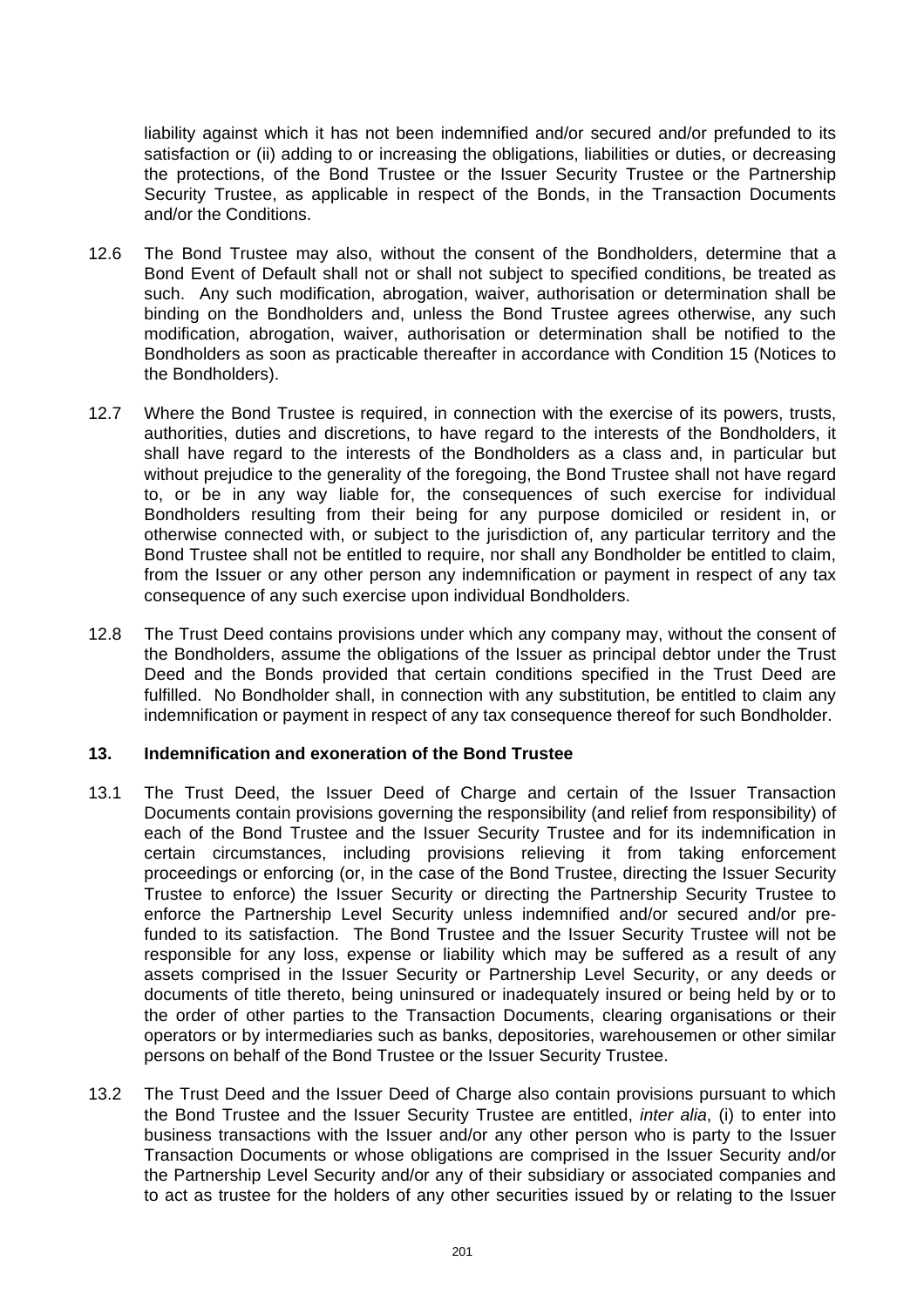liability against which it has not been indemnified and/or secured and/or prefunded to its satisfaction or (ii) adding to or increasing the obligations, liabilities or duties, or decreasing the protections, of the Bond Trustee or the Issuer Security Trustee or the Partnership Security Trustee, as applicable in respect of the Bonds, in the Transaction Documents and/or the Conditions.

12.6 The Bond Trustee may also, without the consent of the Bondholders, determine that a Bond Event of Default shall not or shall not subject to specified conditions, be treated as such. Any such modification, abrogation, waiver, authorisation or determination shall be binding on the Bondholders and, unless the Bond Trustee agrees otherwise, any such modification, abrogation, waiver, authorisation or determination shall be notified to the Bondholders as soon as practicable thereafter in accordance with Condition 15 (Notices to the Bondholders).

12.7 Where the Bond Trustee is required, in connection with the exercise of its powers, trusts, authorities, duties and discretions, to have regard to the interests of the Bondholders, it shall have regard to the interests of the Bondholders as a class and, in particular but without prejudice to the generality of the foregoing, the Bond Trustee shall not have regard to, or be in any way liable for, the consequences of such exercise for individual Bondholders resulting from their being for any purpose domiciled or resident in, or otherwise connected with, or subject to the jurisdiction of, any particular territory and the Bond Trustee shall not be entitled to require, nor shall any Bondholder be entitled to claim, from the Issuer or any other person any indemnification or payment in respect of any tax consequence of any such exercise upon individual Bondholders.

12.8 The Trust Deed contains provisions under which any company may, without the consent of the Bondholders, assume the obligations of the Issuer as principal debtor under the Trust Deed and the Bonds provided that certain conditions specified in the Trust Deed are fulfilled. No Bondholder shall, in connection with any substitution, be entitled to claim any indemnification or payment in respect of any tax consequence thereof for such Bondholder.

## 13. Indemnification and exoneration of the Bond Trustee

13.1 The Trust Deed, the Issuer Deed of Charge and certain of the Issuer Transaction Documents contain provisions governing the responsibility (and relief from responsibility) of each of the Bond Trustee and the Issuer Security Trustee and for its indemnification in certain circumstances, including provisions relieving it from taking enforcement proceedings or enforcing (or, in the case of the Bond Trustee, directing the Issuer Security Trustee to enforce) the Issuer Security or directing the Partnership Security Trustee to enforce the Partnership Level Security unless indemnified and/or secured and/or pre-funded to its satisfaction. The Bond Trustee and the Issuer Security Trustee will not be responsible for any loss, expense or liability which may be suffered as a result of any assets comprised in the Issuer Security or Partnership Level Security, or any deeds or documents of title thereto, being uninsured or inadequately insured or being held by or to the order of other parties to the Transaction Documents, clearing organisations or their operators or by intermediaries such as banks, depositories, warehousemen or other similar persons on behalf of the Bond Trustee or the Issuer Security Trustee.

13.2 The Trust Deed and the Issuer Deed of Charge also contain provisions pursuant to which the Bond Trustee and the Issuer Security Trustee are entitled, *inter alia*, (i) to enter into business transactions with the Issuer and/or any other person who is party to the Issuer Transaction Documents or whose obligations are comprised in the Issuer Security and/or the Partnership Level Security and/or any of their subsidiary or associated companies and to act as trustee for the holders of any other securities issued by or relating to the Issuer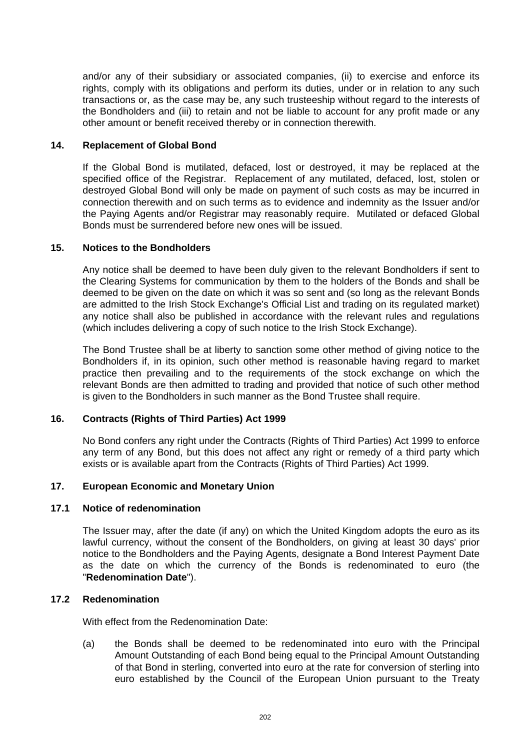and/or any of their subsidiary or associated companies, (ii) to exercise and enforce its rights, comply with its obligations and perform its duties, under or in relation to any such transactions or, as the case may be, any such trusteeship without regard to the interests of the Bondholders and (iii) to retain and not be liable to account for any profit made or any other amount or benefit received thereby or in connection therewith.

### 14. Replacement of Global Bond

If the Global Bond is mutilated, defaced, lost or destroyed, it may be replaced at the specified office of the Registrar. Replacement of any mutilated, defaced, lost, stolen or destroyed Global Bond will only be made on payment of such costs as may be incurred in connection therewith and on such terms as to evidence and indemnity as the Issuer and/or the Paying Agents and/or Registrar may reasonably require. Mutilated or defaced Global Bonds must be surrendered before new ones will be issued.

### 15. Notices to the Bondholders

Any notice shall be deemed to have been duly given to the relevant Bondholders if sent to the Clearing Systems for communication by them to the holders of the Bonds and shall be deemed to be given on the date on which it was so sent and (so long as the relevant Bonds are admitted to the Irish Stock Exchange's Official List and trading on its regulated market) any notice shall also be published in accordance with the relevant rules and regulations (which includes delivering a copy of such notice to the Irish Stock Exchange).

The Bond Trustee shall be at liberty to sanction some other method of giving notice to the Bondholders if, in its opinion, such other method is reasonable having regard to market practice then prevailing and to the requirements of the stock exchange on which the relevant Bonds are then admitted to trading and provided that notice of such other method is given to the Bondholders in such manner as the Bond Trustee shall require.

### 16. Contracts (Rights of Third Parties) Act 1999

No Bond confers any right under the Contracts (Rights of Third Parties) Act 1999 to enforce any term of any Bond, but this does not affect any right or remedy of a third party which exists or is available apart from the Contracts (Rights of Third Parties) Act 1999.

### 17. European Economic and Monetary Union

#### 17.1 Notice of redenomination

The Issuer may, after the date (if any) on which the United Kingdom adopts the euro as its lawful currency, without the consent of the Bondholders, on giving at least 30 days' prior notice to the Bondholders and the Paying Agents, designate a Bond Interest Payment Date as the date on which the currency of the Bonds is redenominated to euro (the "**Redenomination Date**").

#### 17.2 Redenomination

With effect from the Redenomination Date:

(a) the Bonds shall be deemed to be redenominated into euro with the Principal Amount Outstanding of each Bond being equal to the Principal Amount Outstanding of that Bond in sterling, converted into euro at the rate for conversion of sterling into euro established by the Council of the European Union pursuant to the Treaty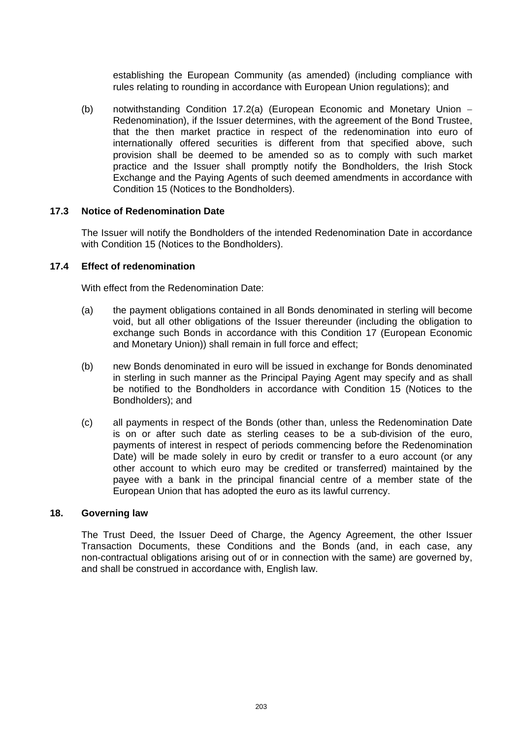establishing the European Community (as amended) (including compliance with rules relating to rounding in accordance with European Union regulations); and

(b) notwithstanding Condition 17.2(a) (European Economic and Monetary Union – Redenomination), if the Issuer determines, with the agreement of the Bond Trustee, that the then market practice in respect of the redenomination into euro of internationally offered securities is different from that specified above, such provision shall be deemed to be amended so as to comply with such market practice and the Issuer shall promptly notify the Bondholders, the Irish Stock Exchange and the Paying Agents of such deemed amendments in accordance with Condition 15 (Notices to the Bondholders).

### 17.3 Notice of Redenomination Date

The Issuer will notify the Bondholders of the intended Redenomination Date in accordance with Condition 15 (Notices to the Bondholders).

### 17.4 Effect of redenomination

With effect from the Redenomination Date:

(a) the payment obligations contained in all Bonds denominated in sterling will become void, but all other obligations of the Issuer thereunder (including the obligation to exchange such Bonds in accordance with this Condition 17 (European Economic and Monetary Union)) shall remain in full force and effect;

(b) new Bonds denominated in euro will be issued in exchange for Bonds denominated in sterling in such manner as the Principal Paying Agent may specify and as shall be notified to the Bondholders in accordance with Condition 15 (Notices to the Bondholders); and

(c) all payments in respect of the Bonds (other than, unless the Redenomination Date is on or after such date as sterling ceases to be a sub-division of the euro, payments of interest in respect of periods commencing before the Redenomination Date) will be made solely in euro by credit or transfer to a euro account (or any other account to which euro may be credited or transferred) maintained by the payee with a bank in the principal financial centre of a member state of the European Union that has adopted the euro as its lawful currency.

## 18. Governing law

The Trust Deed, the Issuer Deed of Charge, the Agency Agreement, the other Issuer Transaction Documents, these Conditions and the Bonds (and, in each case, any non-contractual obligations arising out of or in connection with the same) are governed by, and shall be construed in accordance with, English law.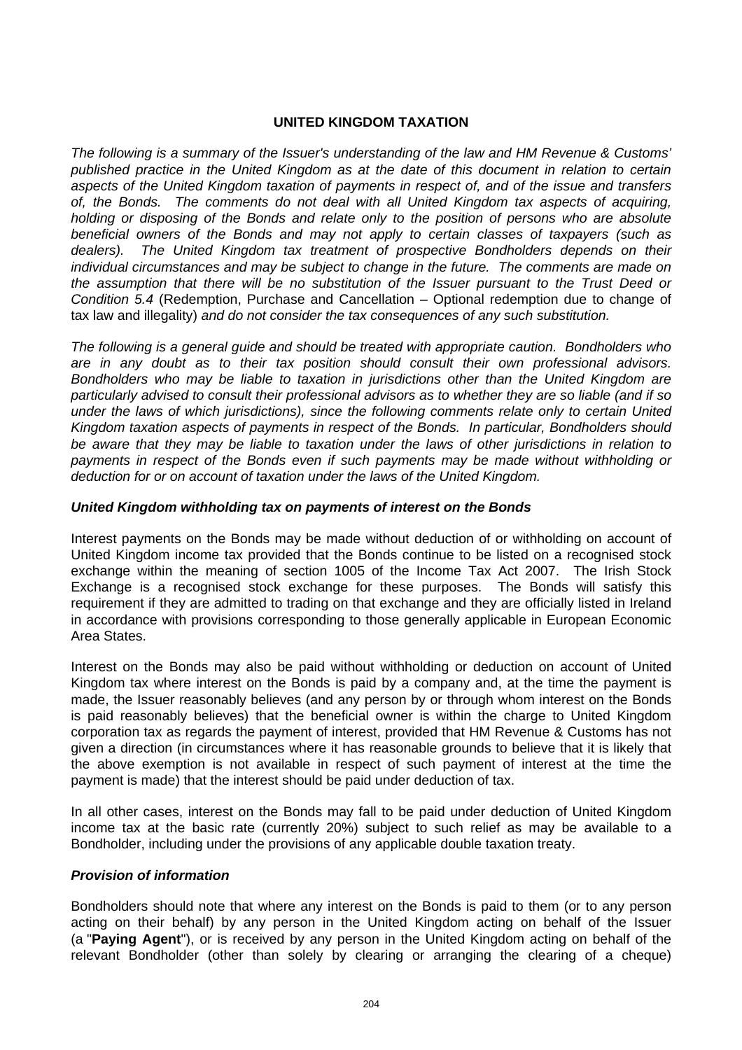## UNITED KINGDOM TAXATION

*The following is a summary of the Issuer's understanding of the law and HM Revenue & Customs' published practice in the United Kingdom as at the date of this document in relation to certain aspects of the United Kingdom taxation of payments in respect of, and of the issue and transfers of, the Bonds. The comments do not deal with all United Kingdom tax aspects of acquiring, holding or disposing of the Bonds and relate only to the position of persons who are absolute beneficial owners of the Bonds and may not apply to certain classes of taxpayers (such as dealers). The United Kingdom tax treatment of prospective Bondholders depends on their individual circumstances and may be subject to change in the future. The comments are made on the assumption that there will be no substitution of the Issuer pursuant to the Trust Deed or Condition 5.4* (Redemption, Purchase and Cancellation – Optional redemption due to change of tax law and illegality) *and do not consider the tax consequences of any such substitution.*

*The following is a general guide and should be treated with appropriate caution. Bondholders who are in any doubt as to their tax position should consult their own professional advisors. Bondholders who may be liable to taxation in jurisdictions other than the United Kingdom are particularly advised to consult their professional advisors as to whether they are so liable (and if so under the laws of which jurisdictions), since the following comments relate only to certain United Kingdom taxation aspects of payments in respect of the Bonds. In particular, Bondholders should be aware that they may be liable to taxation under the laws of other jurisdictions in relation to payments in respect of the Bonds even if such payments may be made without withholding or deduction for or on account of taxation under the laws of the United Kingdom.*

### *United Kingdom withholding tax on payments of interest on the Bonds*

Interest payments on the Bonds may be made without deduction of or withholding on account of United Kingdom income tax provided that the Bonds continue to be listed on a recognised stock exchange within the meaning of section 1005 of the Income Tax Act 2007. The Irish Stock Exchange is a recognised stock exchange for these purposes. The Bonds will satisfy this requirement if they are admitted to trading on that exchange and they are officially listed in Ireland in accordance with provisions corresponding to those generally applicable in European Economic Area States.

Interest on the Bonds may also be paid without withholding or deduction on account of United Kingdom tax where interest on the Bonds is paid by a company and, at the time the payment is made, the Issuer reasonably believes (and any person by or through whom interest on the Bonds is paid reasonably believes) that the beneficial owner is within the charge to United Kingdom corporation tax as regards the payment of interest, provided that HM Revenue & Customs has not given a direction (in circumstances where it has reasonable grounds to believe that it is likely that the above exemption is not available in respect of such payment of interest at the time the payment is made) that the interest should be paid under deduction of tax.

In all other cases, interest on the Bonds may fall to be paid under deduction of United Kingdom income tax at the basic rate (currently 20%) subject to such relief as may be available to a Bondholder, including under the provisions of any applicable double taxation treaty.

### *Provision of information*

Bondholders should note that where any interest on the Bonds is paid to them (or to any person acting on their behalf) by any person in the United Kingdom acting on behalf of the Issuer (a "**Paying Agent**"), or is received by any person in the United Kingdom acting on behalf of the relevant Bondholder (other than solely by clearing or arranging the clearing of a cheque)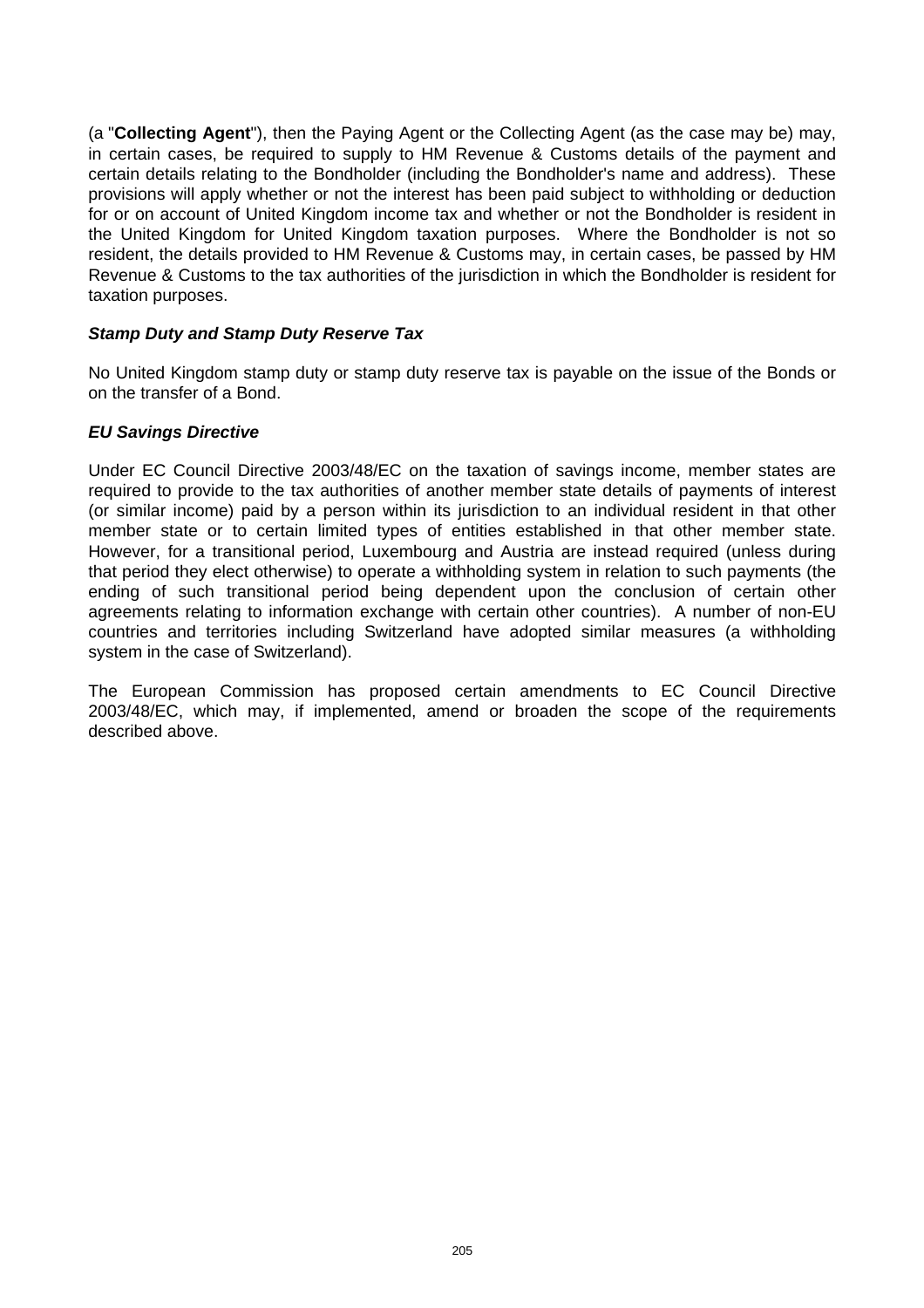(a "**Collecting Agent**"), then the Paying Agent or the Collecting Agent (as the case may be) may, in certain cases, be required to supply to HM Revenue & Customs details of the payment and certain details relating to the Bondholder (including the Bondholder's name and address). These provisions will apply whether or not the interest has been paid subject to withholding or deduction for or on account of United Kingdom income tax and whether or not the Bondholder is resident in the United Kingdom for United Kingdom taxation purposes. Where the Bondholder is not so resident, the details provided to HM Revenue & Customs may, in certain cases, be passed by HM Revenue & Customs to the tax authorities of the jurisdiction in which the Bondholder is resident for taxation purposes.

***Stamp Duty and Stamp Duty Reserve Tax***

No United Kingdom stamp duty or stamp duty reserve tax is payable on the issue of the Bonds or on the transfer of a Bond.

***EU Savings Directive***

Under EC Council Directive 2003/48/EC on the taxation of savings income, member states are required to provide to the tax authorities of another member state details of payments of interest (or similar income) paid by a person within its jurisdiction to an individual resident in that other member state or to certain limited types of entities established in that other member state. However, for a transitional period, Luxembourg and Austria are instead required (unless during that period they elect otherwise) to operate a withholding system in relation to such payments (the ending of such transitional period being dependent upon the conclusion of certain other agreements relating to information exchange with certain other countries). A number of non-EU countries and territories including Switzerland have adopted similar measures (a withholding system in the case of Switzerland).

The European Commission has proposed certain amendments to EC Council Directive 2003/48/EC, which may, if implemented, amend or broaden the scope of the requirements described above.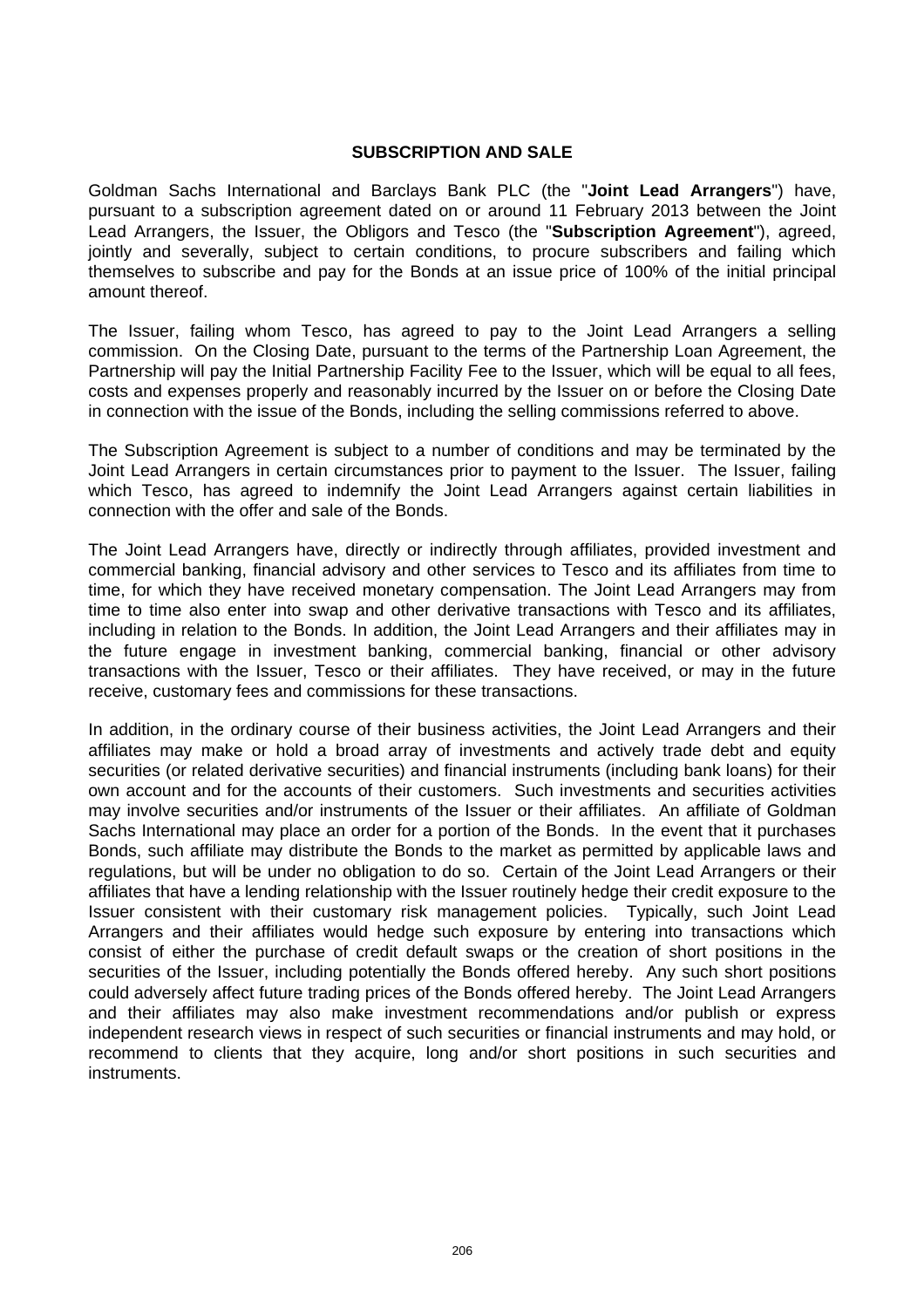## SUBSCRIPTION AND SALE

Goldman Sachs International and Barclays Bank PLC (the "**Joint Lead Arrangers**") have, pursuant to a subscription agreement dated on or around 11 February 2013 between the Joint Lead Arrangers, the Issuer, the Obligors and Tesco (the "**Subscription Agreement**"), agreed, jointly and severally, subject to certain conditions, to procure subscribers and failing which themselves to subscribe and pay for the Bonds at an issue price of 100% of the initial principal amount thereof.

The Issuer, failing whom Tesco, has agreed to pay to the Joint Lead Arrangers a selling commission. On the Closing Date, pursuant to the terms of the Partnership Loan Agreement, the Partnership will pay the Initial Partnership Facility Fee to the Issuer, which will be equal to all fees, costs and expenses properly and reasonably incurred by the Issuer on or before the Closing Date in connection with the issue of the Bonds, including the selling commissions referred to above.

The Subscription Agreement is subject to a number of conditions and may be terminated by the Joint Lead Arrangers in certain circumstances prior to payment to the Issuer. The Issuer, failing which Tesco, has agreed to indemnify the Joint Lead Arrangers against certain liabilities in connection with the offer and sale of the Bonds.

The Joint Lead Arrangers have, directly or indirectly through affiliates, provided investment and commercial banking, financial advisory and other services to Tesco and its affiliates from time to time, for which they have received monetary compensation. The Joint Lead Arrangers may from time to time also enter into swap and other derivative transactions with Tesco and its affiliates, including in relation to the Bonds. In addition, the Joint Lead Arrangers and their affiliates may in the future engage in investment banking, commercial banking, financial or other advisory transactions with the Issuer, Tesco or their affiliates. They have received, or may in the future receive, customary fees and commissions for these transactions.

In addition, in the ordinary course of their business activities, the Joint Lead Arrangers and their affiliates may make or hold a broad array of investments and actively trade debt and equity securities (or related derivative securities) and financial instruments (including bank loans) for their own account and for the accounts of their customers. Such investments and securities activities may involve securities and/or instruments of the Issuer or their affiliates. An affiliate of Goldman Sachs International may place an order for a portion of the Bonds. In the event that it purchases Bonds, such affiliate may distribute the Bonds to the market as permitted by applicable laws and regulations, but will be under no obligation to do so. Certain of the Joint Lead Arrangers or their affiliates that have a lending relationship with the Issuer routinely hedge their credit exposure to the Issuer consistent with their customary risk management policies. Typically, such Joint Lead Arrangers and their affiliates would hedge such exposure by entering into transactions which consist of either the purchase of credit default swaps or the creation of short positions in the securities of the Issuer, including potentially the Bonds offered hereby. Any such short positions could adversely affect future trading prices of the Bonds offered hereby. The Joint Lead Arrangers and their affiliates may also make investment recommendations and/or publish or express independent research views in respect of such securities or financial instruments and may hold, or recommend to clients that they acquire, long and/or short positions in such securities and instruments.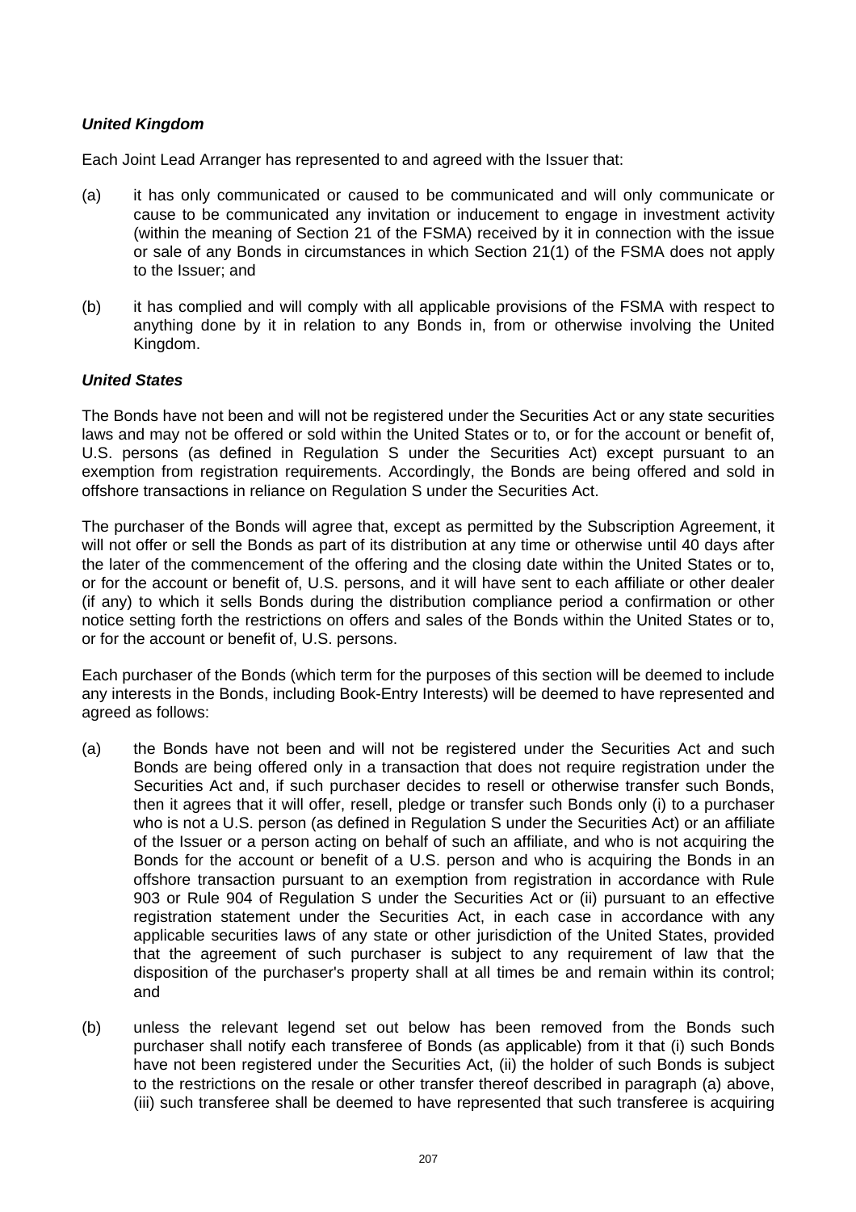***United Kingdom***

Each Joint Lead Arranger has represented to and agreed with the Issuer that:

(a) it has only communicated or caused to be communicated and will only communicate or cause to be communicated any invitation or inducement to engage in investment activity (within the meaning of Section 21 of the FSMA) received by it in connection with the issue or sale of any Bonds in circumstances in which Section 21(1) of the FSMA does not apply to the Issuer; and

(b) it has complied and will comply with all applicable provisions of the FSMA with respect to anything done by it in relation to any Bonds in, from or otherwise involving the United Kingdom.

***United States***

The Bonds have not been and will not be registered under the Securities Act or any state securities laws and may not be offered or sold within the United States or to, or for the account or benefit of, U.S. persons (as defined in Regulation S under the Securities Act) except pursuant to an exemption from registration requirements. Accordingly, the Bonds are being offered and sold in offshore transactions in reliance on Regulation S under the Securities Act.

The purchaser of the Bonds will agree that, except as permitted by the Subscription Agreement, it will not offer or sell the Bonds as part of its distribution at any time or otherwise until 40 days after the later of the commencement of the offering and the closing date within the United States or to, or for the account or benefit of, U.S. persons, and it will have sent to each affiliate or other dealer (if any) to which it sells Bonds during the distribution compliance period a confirmation or other notice setting forth the restrictions on offers and sales of the Bonds within the United States or to, or for the account or benefit of, U.S. persons.

Each purchaser of the Bonds (which term for the purposes of this section will be deemed to include any interests in the Bonds, including Book-Entry Interests) will be deemed to have represented and agreed as follows:

(a) the Bonds have not been and will not be registered under the Securities Act and such Bonds are being offered only in a transaction that does not require registration under the Securities Act and, if such purchaser decides to resell or otherwise transfer such Bonds, then it agrees that it will offer, resell, pledge or transfer such Bonds only (i) to a purchaser who is not a U.S. person (as defined in Regulation S under the Securities Act) or an affiliate of the Issuer or a person acting on behalf of such an affiliate, and who is not acquiring the Bonds for the account or benefit of a U.S. person and who is acquiring the Bonds in an offshore transaction pursuant to an exemption from registration in accordance with Rule 903 or Rule 904 of Regulation S under the Securities Act or (ii) pursuant to an effective registration statement under the Securities Act, in each case in accordance with any applicable securities laws of any state or other jurisdiction of the United States, provided that the agreement of such purchaser is subject to any requirement of law that the disposition of the purchaser's property shall at all times be and remain within its control; and

(b) unless the relevant legend set out below has been removed from the Bonds such purchaser shall notify each transferee of Bonds (as applicable) from it that (i) such Bonds have not been registered under the Securities Act, (ii) the holder of such Bonds is subject to the restrictions on the resale or other transfer thereof described in paragraph (a) above, (iii) such transferee shall be deemed to have represented that such transferee is acquiring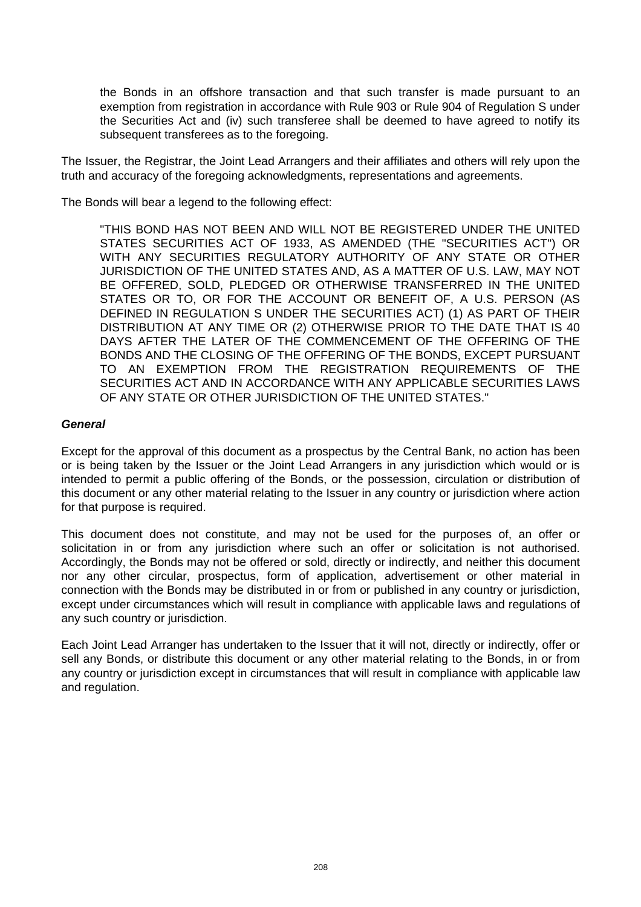the Bonds in an offshore transaction and that such transfer is made pursuant to an exemption from registration in accordance with Rule 903 or Rule 904 of Regulation S under the Securities Act and (iv) such transferee shall be deemed to have agreed to notify its subsequent transferees as to the foregoing.

The Issuer, the Registrar, the Joint Lead Arrangers and their affiliates and others will rely upon the truth and accuracy of the foregoing acknowledgments, representations and agreements.

The Bonds will bear a legend to the following effect:

"THIS BOND HAS NOT BEEN AND WILL NOT BE REGISTERED UNDER THE UNITED STATES SECURITIES ACT OF 1933, AS AMENDED (THE "SECURITIES ACT") OR WITH ANY SECURITIES REGULATORY AUTHORITY OF ANY STATE OR OTHER JURISDICTION OF THE UNITED STATES AND, AS A MATTER OF U.S. LAW, MAY NOT BE OFFERED, SOLD, PLEDGED OR OTHERWISE TRANSFERRED IN THE UNITED STATES OR TO, OR FOR THE ACCOUNT OR BENEFIT OF, A U.S. PERSON (AS DEFINED IN REGULATION S UNDER THE SECURITIES ACT) (1) AS PART OF THEIR DISTRIBUTION AT ANY TIME OR (2) OTHERWISE PRIOR TO THE DATE THAT IS 40 DAYS AFTER THE LATER OF THE COMMENCEMENT OF THE OFFERING OF THE BONDS AND THE CLOSING OF THE OFFERING OF THE BONDS, EXCEPT PURSUANT TO AN EXEMPTION FROM THE REGISTRATION REQUIREMENTS OF THE SECURITIES ACT AND IN ACCORDANCE WITH ANY APPLICABLE SECURITIES LAWS OF ANY STATE OR OTHER JURISDICTION OF THE UNITED STATES."

***General***

Except for the approval of this document as a prospectus by the Central Bank, no action has been or is being taken by the Issuer or the Joint Lead Arrangers in any jurisdiction which would or is intended to permit a public offering of the Bonds, or the possession, circulation or distribution of this document or any other material relating to the Issuer in any country or jurisdiction where action for that purpose is required.

This document does not constitute, and may not be used for the purposes of, an offer or solicitation in or from any jurisdiction where such an offer or solicitation is not authorised. Accordingly, the Bonds may not be offered or sold, directly or indirectly, and neither this document nor any other circular, prospectus, form of application, advertisement or other material in connection with the Bonds may be distributed in or from or published in any country or jurisdiction, except under circumstances which will result in compliance with applicable laws and regulations of any such country or jurisdiction.

Each Joint Lead Arranger has undertaken to the Issuer that it will not, directly or indirectly, offer or sell any Bonds, or distribute this document or any other material relating to the Bonds, in or from any country or jurisdiction except in circumstances that will result in compliance with applicable law and regulation.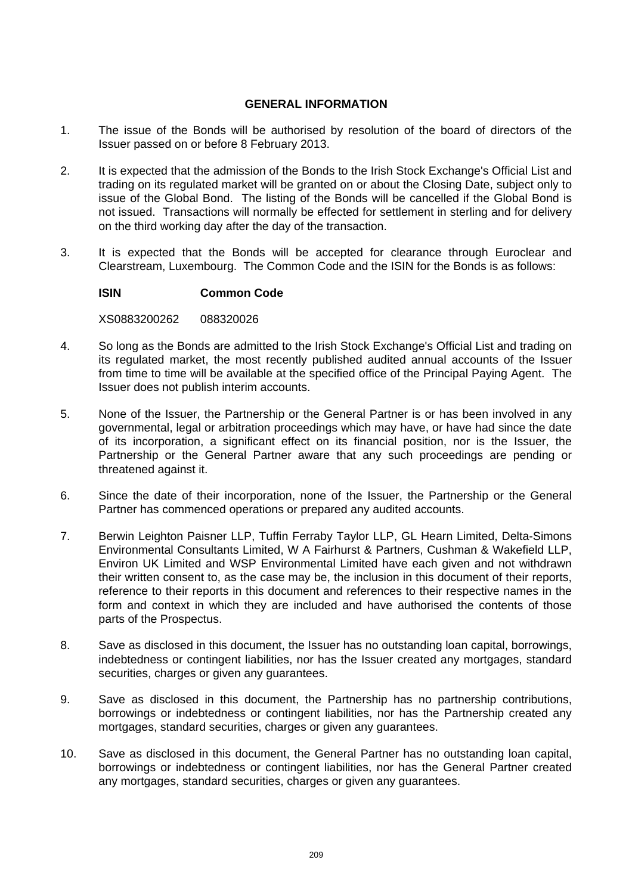## GENERAL INFORMATION

1. The issue of the Bonds will be authorised by resolution of the board of directors of the Issuer passed on or before 8 February 2013.

2. It is expected that the admission of the Bonds to the Irish Stock Exchange's Official List and trading on its regulated market will be granted on or about the Closing Date, subject only to issue of the Global Bond. The listing of the Bonds will be cancelled if the Global Bond is not issued. Transactions will normally be effected for settlement in sterling and for delivery on the third working day after the day of the transaction.

3. It is expected that the Bonds will be accepted for clearance through Euroclear and Clearstream, Luxembourg. The Common Code and the ISIN for the Bonds is as follows:

| **ISIN** | **Common Code** |
|---|---|
| XS0883200262 | 088320026 |

4. So long as the Bonds are admitted to the Irish Stock Exchange's Official List and trading on its regulated market, the most recently published audited annual accounts of the Issuer from time to time will be available at the specified office of the Principal Paying Agent. The Issuer does not publish interim accounts.

5. None of the Issuer, the Partnership or the General Partner is or has been involved in any governmental, legal or arbitration proceedings which may have, or have had since the date of its incorporation, a significant effect on its financial position, nor is the Issuer, the Partnership or the General Partner aware that any such proceedings are pending or threatened against it.

6. Since the date of their incorporation, none of the Issuer, the Partnership or the General Partner has commenced operations or prepared any audited accounts.

7. Berwin Leighton Paisner LLP, Tuffin Ferraby Taylor LLP, GL Hearn Limited, Delta-Simons Environmental Consultants Limited, W A Fairhurst & Partners, Cushman & Wakefield LLP, Environ UK Limited and WSP Environmental Limited have each given and not withdrawn their written consent to, as the case may be, the inclusion in this document of their reports, reference to their reports in this document and references to their respective names in the form and context in which they are included and have authorised the contents of those parts of the Prospectus.

8. Save as disclosed in this document, the Issuer has no outstanding loan capital, borrowings, indebtedness or contingent liabilities, nor has the Issuer created any mortgages, standard securities, charges or given any guarantees.

9. Save as disclosed in this document, the Partnership has no partnership contributions, borrowings or indebtedness or contingent liabilities, nor has the Partnership created any mortgages, standard securities, charges or given any guarantees.

10. Save as disclosed in this document, the General Partner has no outstanding loan capital, borrowings or indebtedness or contingent liabilities, nor has the General Partner created any mortgages, standard securities, charges or given any guarantees.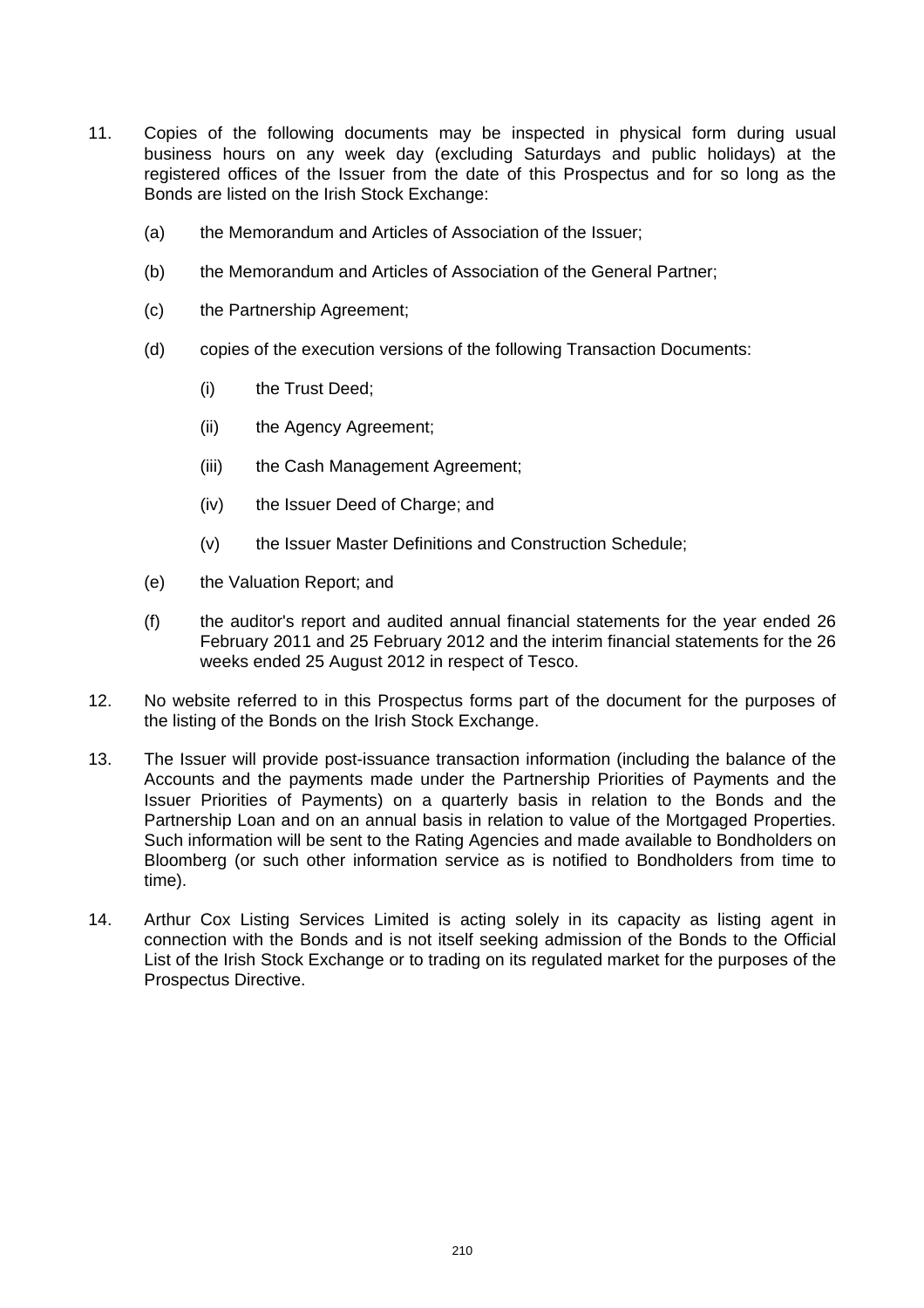11. Copies of the following documents may be inspected in physical form during usual business hours on any week day (excluding Saturdays and public holidays) at the registered offices of the Issuer from the date of this Prospectus and for so long as the Bonds are listed on the Irish Stock Exchange:

    (a) the Memorandum and Articles of Association of the Issuer;

    (b) the Memorandum and Articles of Association of the General Partner;

    (c) the Partnership Agreement;

    (d) copies of the execution versions of the following Transaction Documents:

        (i) the Trust Deed;

        (ii) the Agency Agreement;

        (iii) the Cash Management Agreement;

        (iv) the Issuer Deed of Charge; and

        (v) the Issuer Master Definitions and Construction Schedule;

    (e) the Valuation Report; and

    (f) the auditor's report and audited annual financial statements for the year ended 26 February 2011 and 25 February 2012 and the interim financial statements for the 26 weeks ended 25 August 2012 in respect of Tesco.

12. No website referred to in this Prospectus forms part of the document for the purposes of the listing of the Bonds on the Irish Stock Exchange.

13. The Issuer will provide post-issuance transaction information (including the balance of the Accounts and the payments made under the Partnership Priorities of Payments and the Issuer Priorities of Payments) on a quarterly basis in relation to the Bonds and the Partnership Loan and on an annual basis in relation to value of the Mortgaged Properties. Such information will be sent to the Rating Agencies and made available to Bondholders on Bloomberg (or such other information service as is notified to Bondholders from time to time).

14. Arthur Cox Listing Services Limited is acting solely in its capacity as listing agent in connection with the Bonds and is not itself seeking admission of the Bonds to the Official List of the Irish Stock Exchange or to trading on its regulated market for the purposes of the Prospectus Directive.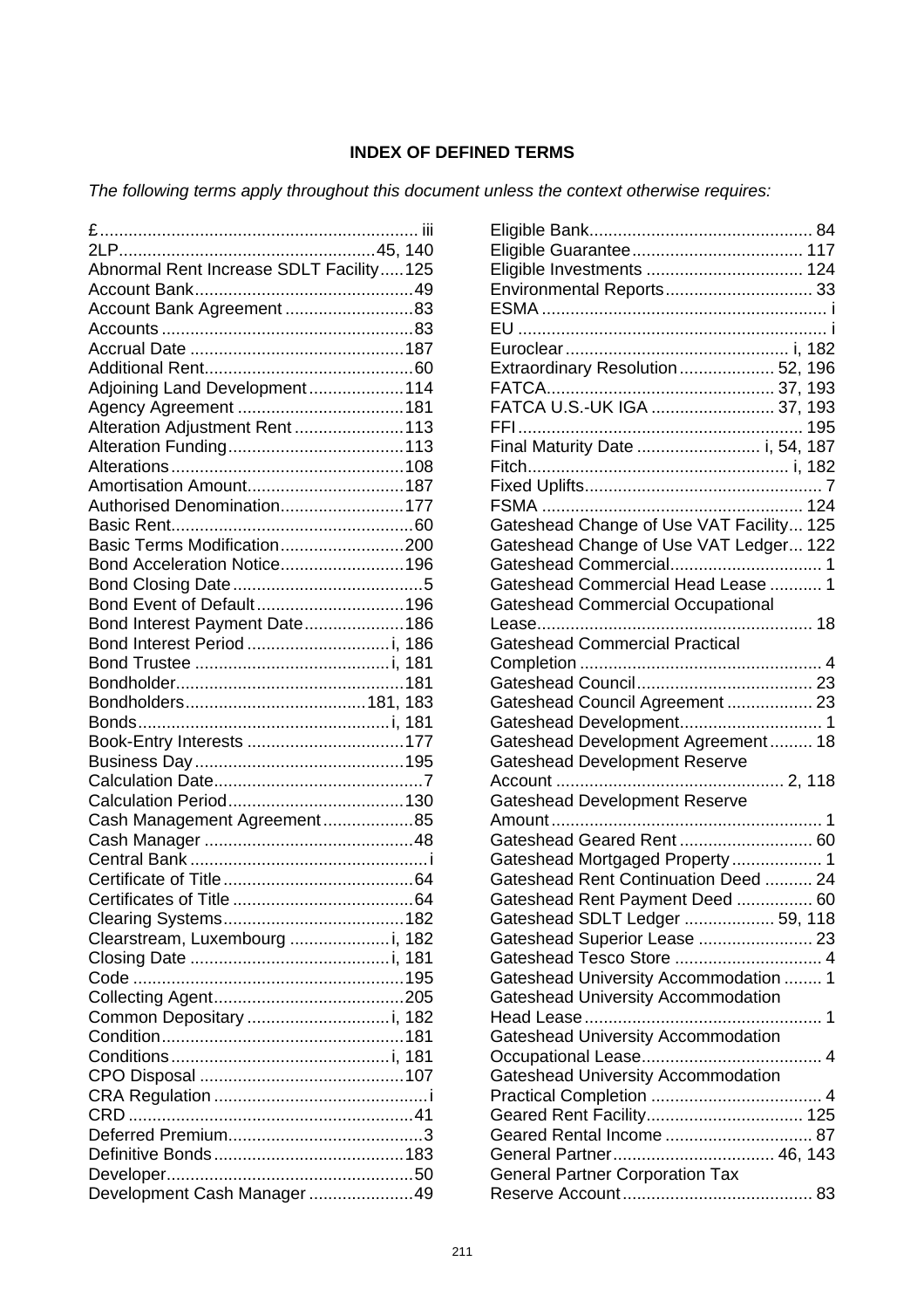**INDEX OF DEFINED TERMS**

*The following terms apply throughout this document unless the context otherwise requires:*

£ .................................................................... iii
2LP ..................................................... 45, 140
Abnormal Rent Increase SDLT Facility ..... 125
Account Bank ............................................. 49
Account Bank Agreement ........................... 83
Accounts .................................................... 83
Accrual Date ............................................. 187
Additional Rent ............................................ 60
Adjoining Land Development .................... 114
Agency Agreement ................................... 181
Alteration Adjustment Rent ....................... 113
Alteration Funding ..................................... 113
Alterations ................................................. 108
Amortisation Amount ................................. 187
Authorised Denomination .......................... 177
Basic Rent ................................................... 60
Basic Terms Modification .......................... 200
Bond Acceleration Notice .......................... 196
Bond Closing Date ........................................ 5
Bond Event of Default ............................... 196
Bond Interest Payment Date ..................... 186
Bond Interest Period .............................. i, 186
Bond Trustee ......................................... i, 181
Bondholder ................................................ 181
Bondholders ...................................... 181, 183
Bonds ..................................................... i, 181
Book-Entry Interests ................................. 177
Business Day ............................................ 195
Calculation Date ............................................ 7
Calculation Period ..................................... 130
Cash Management Agreement ................... 85
Cash Manager ............................................ 48
Central Bank .................................................. i
Certificate of Title ........................................ 64
Certificates of Title ...................................... 64
Clearing Systems ...................................... 182
Clearstream, Luxembourg ..................... i, 182
Closing Date .......................................... i, 181
Code ......................................................... 195
Collecting Agent ........................................ 205
Common Depositary .............................. i, 182
Condition ................................................... 181
Conditions ............................................... i, 181
CPO Disposal ........................................... 107
CRA Regulation ............................................ i
CRD ............................................................ 41
Deferred Premium ......................................... 3
Definitive Bonds ........................................ 183
Developer .................................................... 50
Development Cash Manager ...................... 49
Eligible Bank ............................................... 84
Eligible Guarantee .................................... 117
Eligible Investments ................................. 124
Environmental Reports ............................... 33
ESMA ............................................................ i
EU ................................................................. i
Euroclear ............................................... i, 182
Extraordinary Resolution .................... 52, 196
FATCA ................................................ 37, 193
FATCA U.S.-UK IGA .......................... 37, 193
FFI ............................................................ 195
Final Maturity Date ......................... i, 54, 187
Fitch ..................................................... i, 182
Fixed Uplifts .................................................. 7
FSMA ....................................................... 124
Gateshead Change of Use VAT Facility ... 125
Gateshead Change of Use VAT Ledger ... 122
Gateshead Commercial ................................ 1
Gateshead Commercial Head Lease ........... 1
Gateshead Commercial Occupational Lease .......................................................... 18
Gateshead Commercial Practical Completion ................................................... 4
Gateshead Council ..................................... 23
Gateshead Council Agreement .................. 23
Gateshead Development .............................. 1
Gateshead Development Agreement ......... 18
Gateshead Development Reserve Account ................................................ 2, 118
Gateshead Development Reserve Amount ......................................................... 1
Gateshead Geared Rent ............................ 60
Gateshead Mortgaged Property ................... 1
Gateshead Rent Continuation Deed .......... 24
Gateshead Rent Payment Deed ................ 60
Gateshead SDLT Ledger ................... 59, 118
Gateshead Superior Lease ........................ 23
Gateshead Tesco Store ............................... 4
Gateshead University Accommodation ........ 1
Gateshead University Accommodation Head Lease .................................................. 1
Gateshead University Accommodation Occupational Lease ...................................... 4
Gateshead University Accommodation Practical Completion .................................... 4
Geared Rent Facility ................................. 125
Geared Rental Income ............................... 87
General Partner .................................. 46, 143
General Partner Corporation Tax Reserve Account ........................................ 83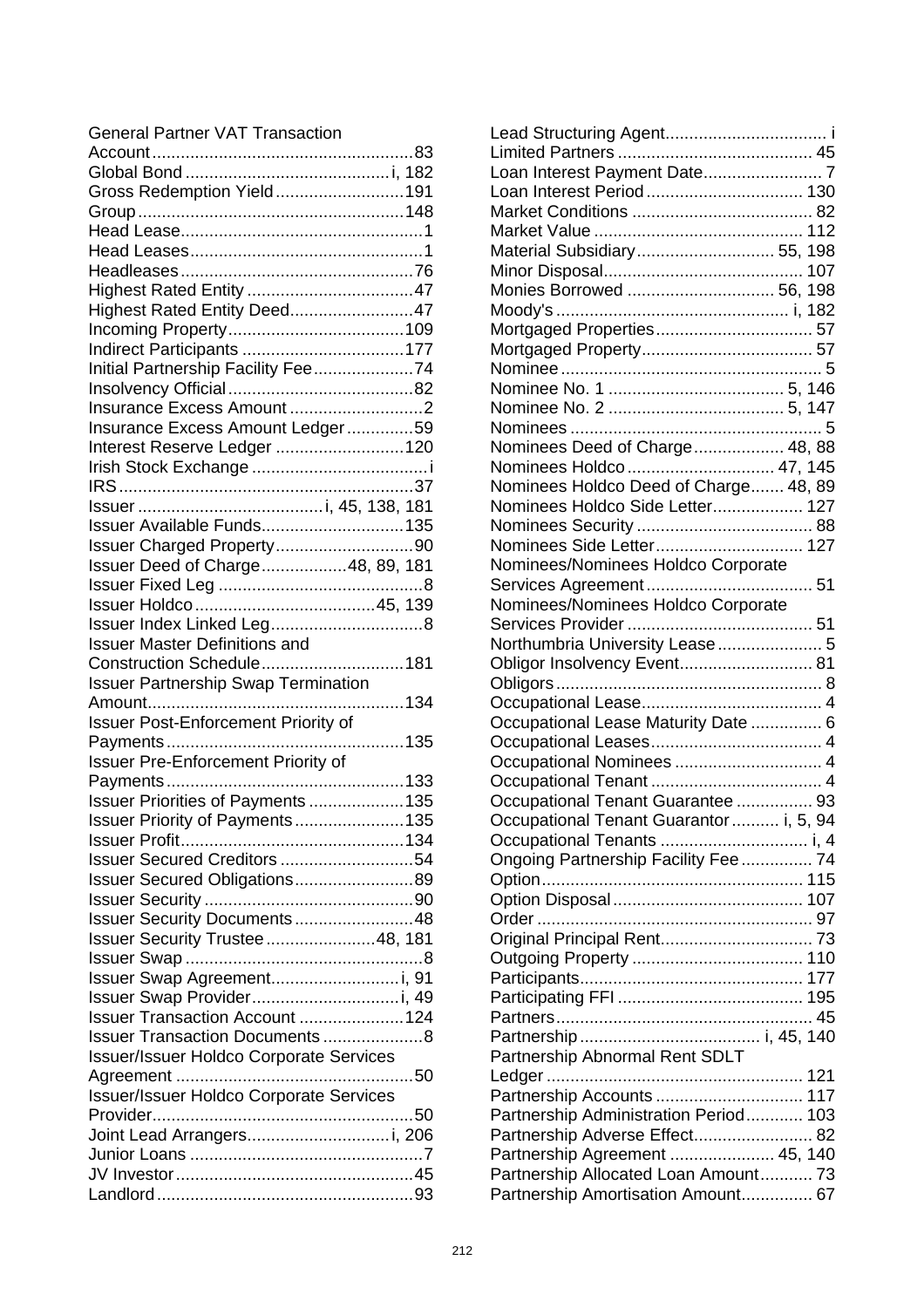General Partner VAT Transaction Account ........................................................83
Global Bond ...........................................i, 182
Gross Redemption Yield...........................191
Group........................................................148
Head Lease...................................................1
Head Leases.................................................1
Headleases.................................................76
Highest Rated Entity ...................................47
Highest Rated Entity Deed..........................47
Incoming Property.....................................109
Indirect Participants ..................................177
Initial Partnership Facility Fee.....................74
Insolvency Official......................................82
Insurance Excess Amount ............................2
Insurance Excess Amount Ledger..............59
Interest Reserve Ledger ...........................120
Irish Stock Exchange .....................................i
IRS.............................................................37
Issuer .......................................i, 45, 138, 181
Issuer Available Funds..............................135
Issuer Charged Property.............................90
Issuer Deed of Charge..................48, 89, 181
Issuer Fixed Leg ...........................................8
Issuer Holdco......................................45, 139
Issuer Index Linked Leg................................8
Issuer Master Definitions and Construction Schedule..............................181
Issuer Partnership Swap Termination Amount......................................................134
Issuer Post-Enforcement Priority of Payments..................................................135
Issuer Pre-Enforcement Priority of Payments..................................................133
Issuer Priorities of Payments ....................135
Issuer Priority of Payments.......................135
Issuer Profit...............................................134
Issuer Secured Creditors ............................54
Issuer Secured Obligations.........................89
Issuer Security ...........................................90
Issuer Security Documents.........................48
Issuer Security Trustee.......................48, 181
Issuer Swap ..................................................8
Issuer Swap Agreement...........................i, 91
Issuer Swap Provider...............................i, 49
Issuer Transaction Account ......................124
Issuer Transaction Documents .....................8
Issuer/Issuer Holdco Corporate Services Agreement ..................................................50
Issuer/Issuer Holdco Corporate Services Provider.......................................................50
Joint Lead Arrangers..............................i, 206
Junior Loans .................................................7
JV Investor..................................................45
Landlord.....................................................93
Lead Structuring Agent.................................. i
Limited Partners ......................................... 45
Loan Interest Payment Date......................... 7
Loan Interest Period ................................. 130
Market Conditions ...................................... 82
Market Value ............................................ 112
Material Subsidiary............................. 55, 198
Minor Disposal.......................................... 107
Monies Borrowed ............................... 56, 198
Moody's ................................................. i, 182
Mortgaged Properties................................. 57
Mortgaged Property.................................... 57
Nominee ....................................................... 5
Nominee No. 1 ..................................... 5, 146
Nominee No. 2 ..................................... 5, 147
Nominees ..................................................... 5
Nominees Deed of Charge................... 48, 88
Nominees Holdco............................... 47, 145
Nominees Holdco Deed of Charge....... 48, 89
Nominees Holdco Side Letter................... 127
Nominees Security ..................................... 88
Nominees Side Letter............................... 127
Nominees/Nominees Holdco Corporate Services Agreement................................... 51
Nominees/Nominees Holdco Corporate Services Provider ....................................... 51
Northumbria University Lease...................... 5
Obligor Insolvency Event............................ 81
Obligors ........................................................ 8
Occupational Lease...................................... 4
Occupational Lease Maturity Date ............... 6
Occupational Leases.................................... 4
Occupational Nominees ............................... 4
Occupational Tenant .................................... 4
Occupational Tenant Guarantee ................ 93
Occupational Tenant Guarantor .......... i, 5, 94
Occupational Tenants ............................... i, 4
Ongoing Partnership Facility Fee............... 74
Option....................................................... 115
Option Disposal ........................................ 107
Order .......................................................... 97
Original Principal Rent................................ 73
Outgoing Property .................................... 110
Participants............................................... 177
Participating FFI ....................................... 195
Partners...................................................... 45
Partnership...................................... i, 45, 140
Partnership Abnormal Rent SDLT Ledger...................................................... 121
Partnership Accounts ............................... 117
Partnership Administration Period............ 103
Partnership Adverse Effect......................... 82
Partnership Agreement ...................... 45, 140
Partnership Allocated Loan Amount........... 73
Partnership Amortisation Amount............... 67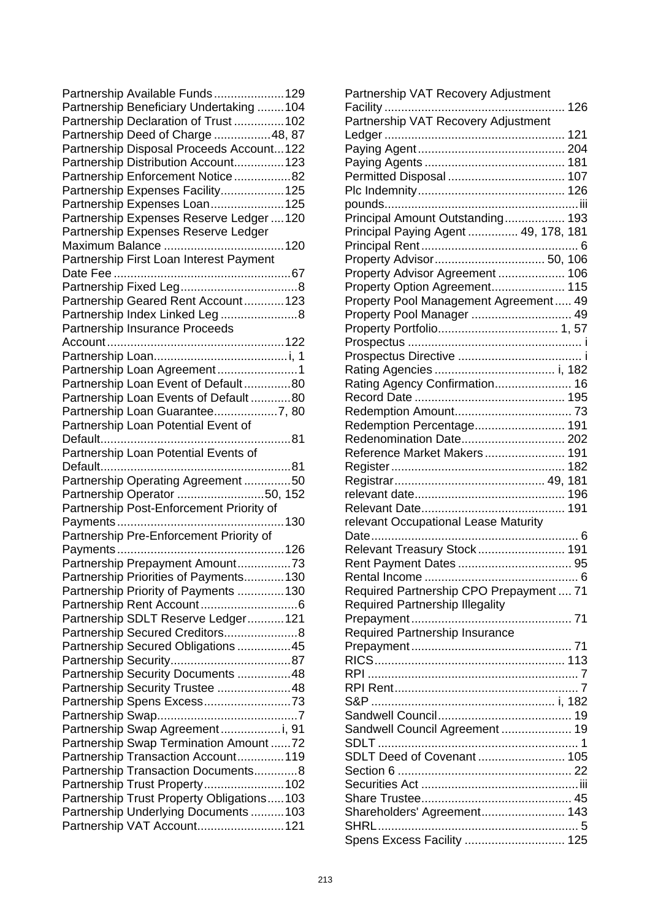Partnership Available Funds.....................129
Partnership Beneficiary Undertaking ........104
Partnership Declaration of Trust ...............102
Partnership Deed of Charge .................48, 87
Partnership Disposal Proceeds Account...122
Partnership Distribution Account...............123
Partnership Enforcement Notice .................82
Partnership Expenses Facility...................125
Partnership Expenses Loan......................125
Partnership Expenses Reserve Ledger ....120
Partnership Expenses Reserve Ledger Maximum Balance ....................................120
Partnership First Loan Interest Payment Date Fee .....................................................67
Partnership Fixed Leg...................................8
Partnership Geared Rent Account............123
Partnership Index Linked Leg .......................8
Partnership Insurance Proceeds Account.....................................................122
Partnership Loan........................................i, 1
Partnership Loan Agreement........................1
Partnership Loan Event of Default..............80
Partnership Loan Events of Default ............80
Partnership Loan Guarantee...................7, 80
Partnership Loan Potential Event of Default.........................................................81
Partnership Loan Potential Events of Default.........................................................81
Partnership Operating Agreement ..............50
Partnership Operator ..........................50, 152
Partnership Post-Enforcement Priority of Payments..................................................130
Partnership Pre-Enforcement Priority of Payments..................................................126
Partnership Prepayment Amount................73
Partnership Priorities of Payments............130
Partnership Priority of Payments ..............130
Partnership Rent Account.............................6
Partnership SDLT Reserve Ledger...........121
Partnership Secured Creditors......................8
Partnership Secured Obligations ................45
Partnership Security....................................87
Partnership Security Documents ................48
Partnership Security Trustee ......................48
Partnership Spens Excess..........................73
Partnership Swap..........................................7
Partnership Swap Agreement ..................i, 91
Partnership Swap Termination Amount ......72
Partnership Transaction Account..............119
Partnership Transaction Documents.............8
Partnership Trust Property........................102
Partnership Trust Property Obligations.....103
Partnership Underlying Documents ..........103
Partnership VAT Account..........................121
Partnership VAT Recovery Adjustment Facility ...................................................... 126
Partnership VAT Recovery Adjustment Ledger ...................................................... 121
Paying Agent............................................ 204
Paying Agents .......................................... 181
Permitted Disposal ................................... 107
Plc Indemnity............................................ 126
pounds..........................................................iii
Principal Amount Outstanding.................. 193
Principal Paying Agent ............... 49, 178, 181
Principal Rent ............................................... 6
Property Advisor................................. 50, 106
Property Advisor Agreement .................... 106
Property Option Agreement...................... 115
Property Pool Management Agreement..... 49
Property Pool Manager .............................. 49
Property Portfolio.................................... 1, 57
Prospectus .................................................... i
Prospectus Directive ..................................... i
Rating Agencies .................................... i, 182
Rating Agency Confirmation....................... 16
Record Date ............................................. 195
Redemption Amount................................... 73
Redemption Percentage........................... 191
Redenomination Date............................... 202
Reference Market Makers........................ 191
Register .................................................... 182
Registrar............................................. 49, 181
relevant date............................................. 196
Relevant Date........................................... 191
relevant Occupational Lease Maturity Date.............................................................. 6
Relevant Treasury Stock.......................... 191
Rent Payment Dates .................................. 95
Rental Income .............................................. 6
Required Partnership CPO Prepayment .... 71
Required Partnership Illegality Prepayment................................................ 71
Required Partnership Insurance Prepayment................................................ 71
RICS......................................................... 113
RPI ............................................................... 7
RPI Rent....................................................... 7
S&P ....................................................... i, 182
Sandwell Council........................................ 19
Sandwell Council Agreement ..................... 19
SDLT ............................................................ 1
SDLT Deed of Covenant .......................... 105
Section 6 .................................................... 22
Securities Act ...............................................iii
Share Trustee............................................. 45
Shareholders' Agreement......................... 143
SHRL............................................................ 5
Spens Excess Facility ............................. 125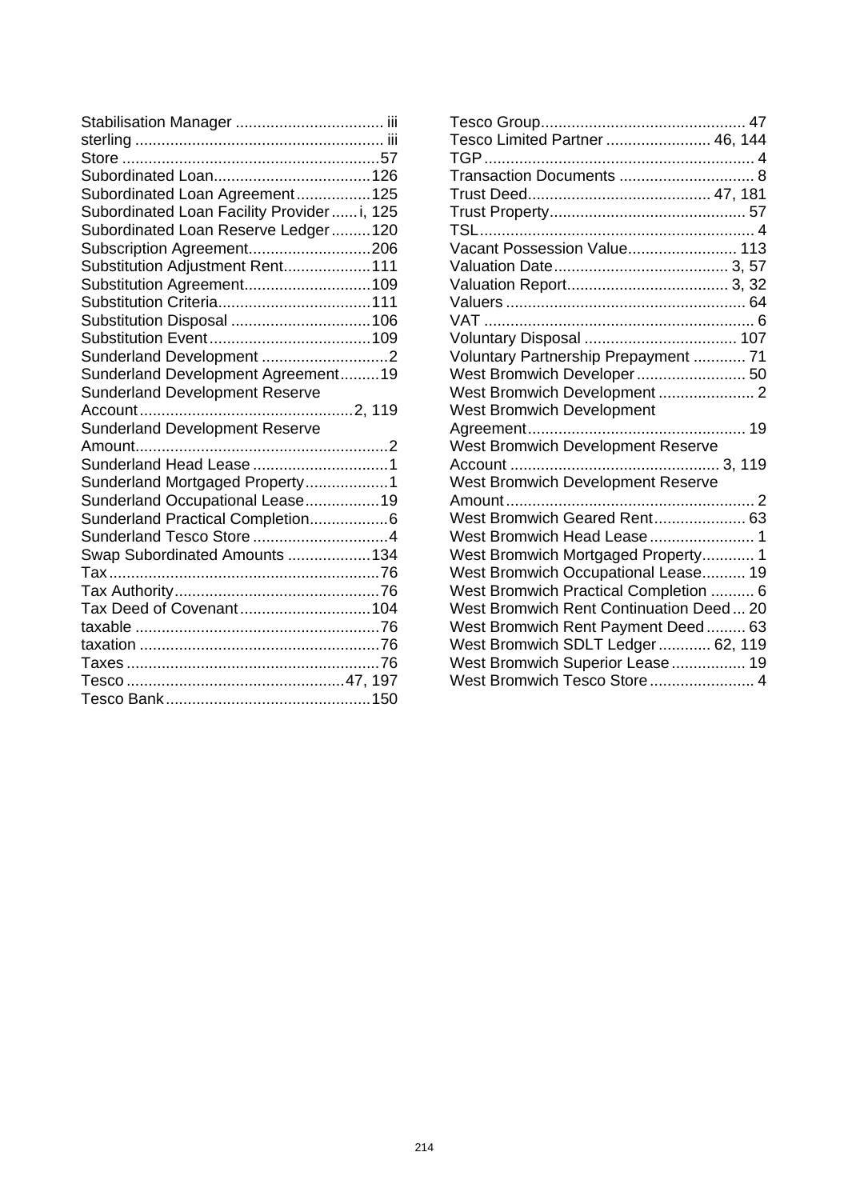Stabilisation Manager .................................. iii
sterling ......................................................... iii
Store ...........................................................57
Subordinated Loan....................................126
Subordinated Loan Agreement.................125
Subordinated Loan Facility Provider......i, 125
Subordinated Loan Reserve Ledger.........120
Subscription Agreement............................206
Substitution Adjustment Rent....................111
Substitution Agreement.............................109
Substitution Criteria...................................111
Substitution Disposal ................................106
Substitution Event.....................................109
Sunderland Development .............................2
Sunderland Development Agreement.........19
Sunderland Development Reserve Account.................................................2, 119
Sunderland Development Reserve Amount.........................................................2
Sunderland Head Lease ...............................1
Sunderland Mortgaged Property...................1
Sunderland Occupational Lease.................19
Sunderland Practical Completion..................6
Sunderland Tesco Store ...............................4
Swap Subordinated Amounts ...................134
Tax.............................................................76
Tax Authority..............................................76
Tax Deed of Covenant..............................104
taxable ........................................................76
taxation .......................................................76
Taxes..........................................................76
Tesco .................................................47, 197
Tesco Bank...............................................150
Tesco Group............................................... 47
Tesco Limited Partner ........................ 46, 144
TGP............................................................. 4
Transaction Documents ............................... 8
Trust Deed.......................................... 47, 181
Trust Property............................................. 57
TSL............................................................... 4
Vacant Possession Value......................... 113
Valuation Date........................................ 3, 57
Valuation Report..................................... 3, 32
Valuers ....................................................... 64
VAT .............................................................. 6
Voluntary Disposal ................................... 107
Voluntary Partnership Prepayment ............ 71
West Bromwich Developer ......................... 50
West Bromwich Development ...................... 2
West Bromwich Development Agreement.................................................. 19
West Bromwich Development Reserve Account ................................................ 3, 119
West Bromwich Development Reserve Amount......................................................... 2
West Bromwich Geared Rent..................... 63
West Bromwich Head Lease ........................ 1
West Bromwich Mortgaged Property............ 1
West Bromwich Occupational Lease.......... 19
West Bromwich Practical Completion .......... 6
West Bromwich Rent Continuation Deed ... 20
West Bromwich Rent Payment Deed ......... 63
West Bromwich SDLT Ledger ............ 62, 119
West Bromwich Superior Lease ................. 19
West Bromwich Tesco Store ........................ 4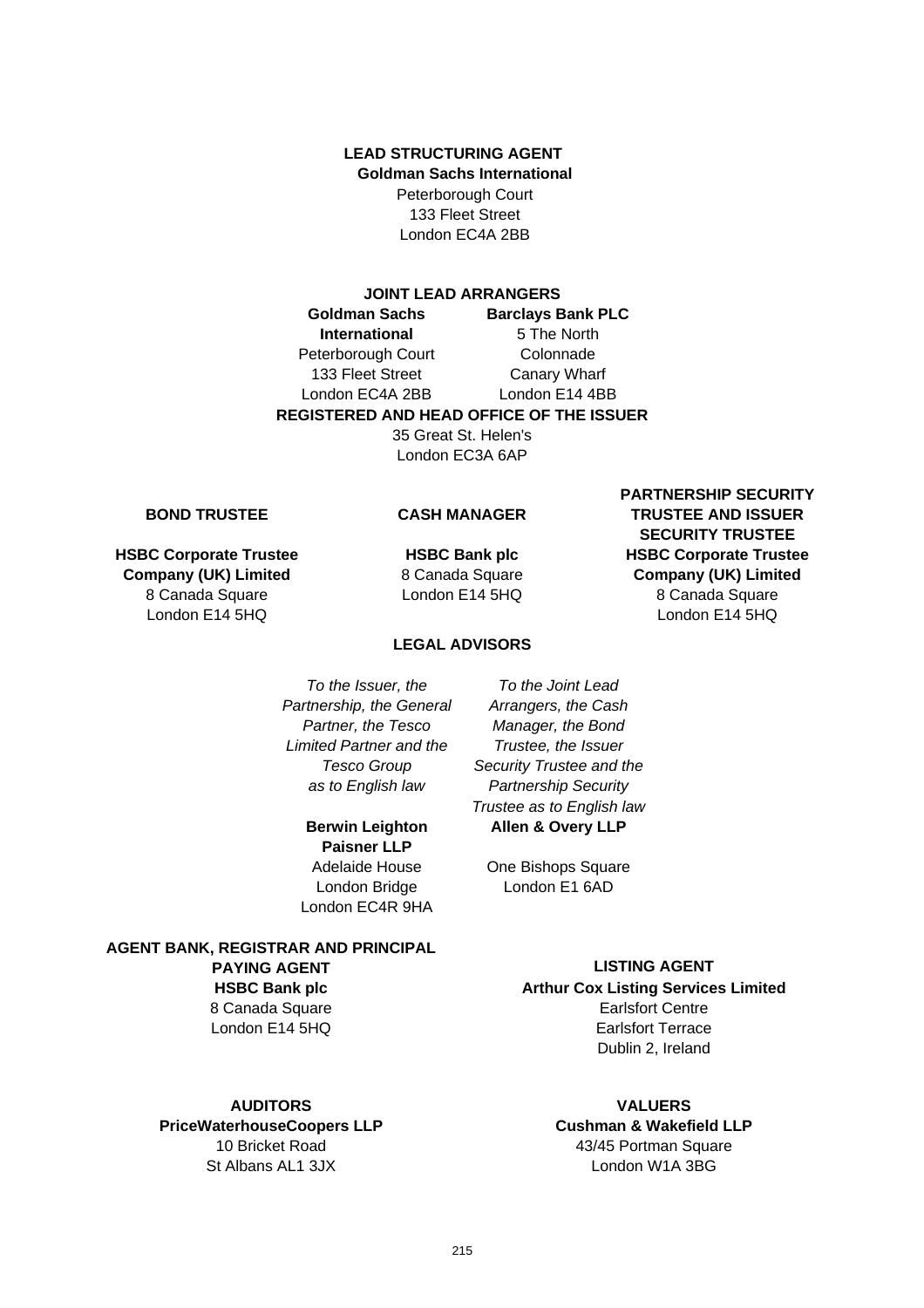**LEAD STRUCTURING AGENT**

**Goldman Sachs International**
Peterborough Court
133 Fleet Street
London EC4A 2BB

**JOINT LEAD ARRANGERS**

**Goldman Sachs International**
Peterborough Court
133 Fleet Street
London EC4A 2BB

**Barclays Bank PLC**
5 The North Colonnade
Canary Wharf
London E14 4BB

**REGISTERED AND HEAD OFFICE OF THE ISSUER**

35 Great St. Helen's
London EC3A 6AP

**BOND TRUSTEE**

**HSBC Corporate Trustee Company (UK) Limited**
8 Canada Square
London E14 5HQ

**CASH MANAGER**

**HSBC Bank plc**
8 Canada Square
London E14 5HQ

**PARTNERSHIP SECURITY TRUSTEE AND ISSUER SECURITY TRUSTEE**

**HSBC Corporate Trustee Company (UK) Limited**
8 Canada Square
London E14 5HQ

**LEGAL ADVISORS**

*To the Issuer, the Partnership, the General Partner, the Tesco Limited Partner and the Tesco Group as to English law*

**Berwin Leighton Paisner LLP**
Adelaide House
London Bridge
London EC4R 9HA

*To the Joint Lead Arrangers, the Cash Manager, the Bond Trustee, the Issuer Security Trustee and the Partnership Security Trustee as to English law*

**Allen & Overy LLP**
One Bishops Square
London E1 6AD

**AGENT BANK, REGISTRAR AND PRINCIPAL PAYING AGENT**

**HSBC Bank plc**
8 Canada Square
London E14 5HQ

**LISTING AGENT**

**Arthur Cox Listing Services Limited**
Earlsfort Centre
Earlsfort Terrace
Dublin 2, Ireland

**AUDITORS**

**PriceWaterhouseCoopers LLP**
10 Bricket Road
St Albans AL1 3JX

**VALUERS**

**Cushman & Wakefield LLP**
43/45 Portman Square
London W1A 3BG